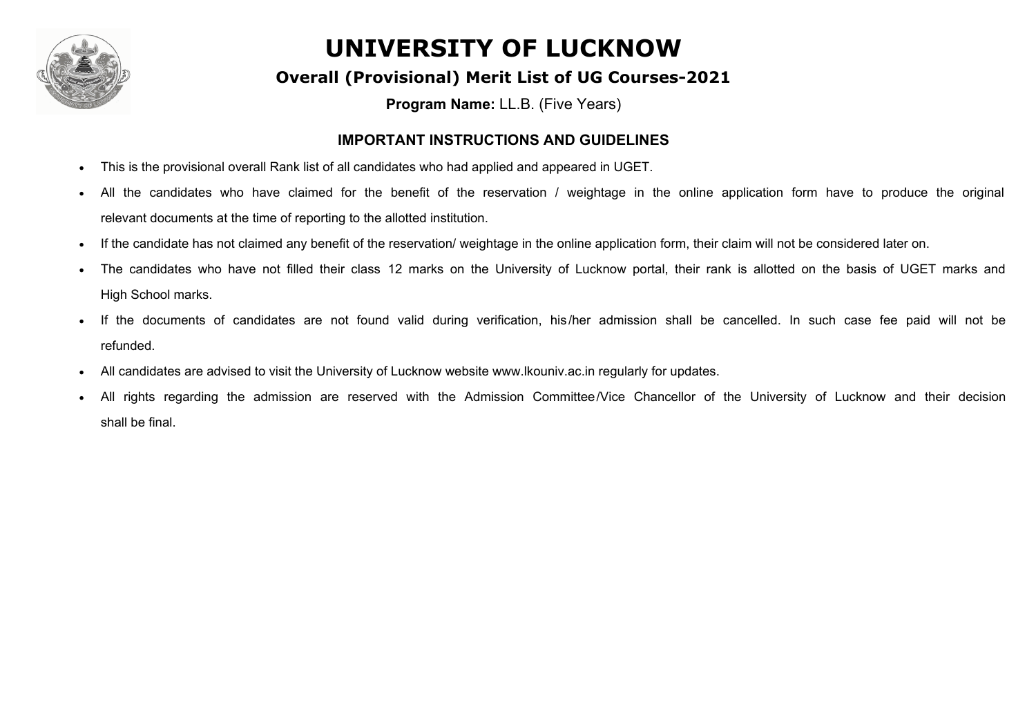# UNIVERSITY OF LUCKNOW

## Overall (Provisional) Merit List of UG Courses-2021

**Program Name:** LL.B. (Five Years)

### IMPORTANT INSTRUCTIONS AND GUIDELINES

- This is the provisional overall Rank list of all candidates who had applied and appeared in UGET.
- All the candidates who have claimed for the benefit of the reservation / weightage in the online application form have to produce the original relevant documents at the time of reporting to the allotted institution.
- If the candidate has not claimed any benefit of the reservation/ weightage in the online application form, their claim will not be considered later on.
- The candidates who have not filled their class 12 marks on the University of Lucknow portal, their rank is allotted on the basis of UGET marks and High School marks.
- If the documents of candidates are not found valid during verification, his/her admission shall be cancelled. In such case fee paid will not be refunded.
- All candidates are advised to visit the University of Lucknow website www.lkouniv.ac.in regularly for updates.
- All rights regarding the admission are reserved with the Admission Committee/Vice Chancellor of the University of Lucknow and their decision shall be final.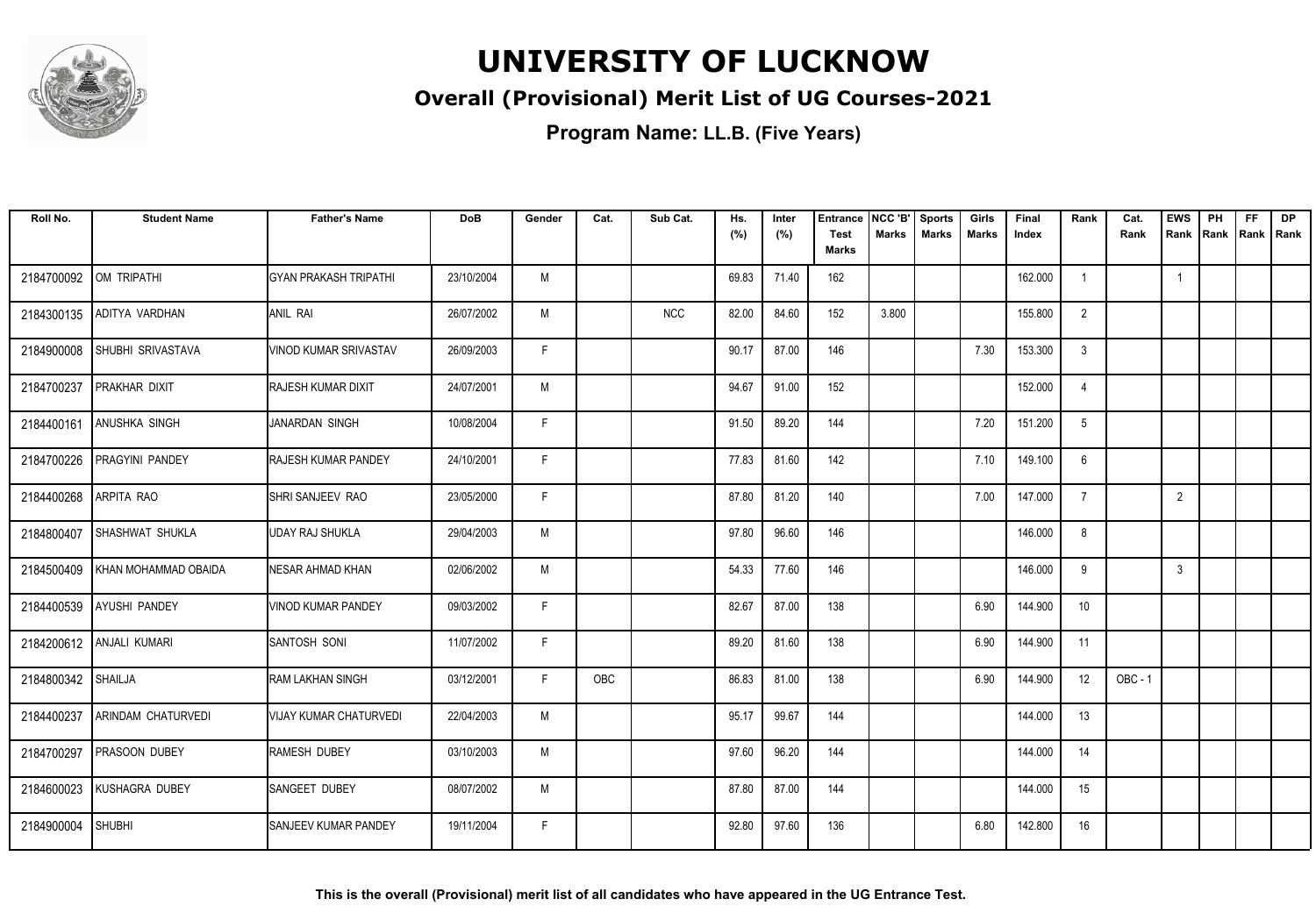# UNIVERSITY OF LUCKNOW

## Overall (Provisional) Merit List of UG Courses-2021

### Program Name: LL.B. (Five Years)

| Roll No. | Student Name | Father's Name | DoB | Gender | Cat. | Sub Cat. | Hs. (%) | Inter (%) | Entrance Test Marks | NCC 'B' Marks | Sports Marks | Girls Marks | Final Index | Rank | Cat. Rank | EWS Rank | PH Rank | FF Rank | DP Rank |
|---|---|---|---|---|---|---|---|---|---|---|---|---|---|---|---|---|---|---|---|
| 2184700092 | OM TRIPATHI | GYAN PRAKASH TRIPATHI | 23/10/2004 | M | | | 69.83 | 71.40 | 162 | | | | 162.000 | 1 | | 1 | | | |
| 2184300135 | ADITYA VARDHAN | ANIL RAI | 26/07/2002 | M | | NCC | 82.00 | 84.60 | 152 | 3.800 | | | 155.800 | 2 | | | | | |
| 2184900008 | SHUBHI SRIVASTAVA | VINOD KUMAR SRIVASTAV | 26/09/2003 | F | | | 90.17 | 87.00 | 146 | | | 7.30 | 153.300 | 3 | | | | | |
| 2184700237 | PRAKHAR DIXIT | RAJESH KUMAR DIXIT | 24/07/2001 | M | | | 94.67 | 91.00 | 152 | | | | 152.000 | 4 | | | | | |
| 2184400161 | ANUSHKA SINGH | JANARDAN SINGH | 10/08/2004 | F | | | 91.50 | 89.20 | 144 | | | 7.20 | 151.200 | 5 | | | | | |
| 2184700226 | PRAGYINI PANDEY | RAJESH KUMAR PANDEY | 24/10/2001 | F | | | 77.83 | 81.60 | 142 | | | 7.10 | 149.100 | 6 | | | | | |
| 2184400268 | ARPITA RAO | SHRI SANJEEV RAO | 23/05/2000 | F | | | 87.80 | 81.20 | 140 | | | 7.00 | 147.000 | 7 | | 2 | | | |
| 2184800407 | SHASHWAT SHUKLA | UDAY RAJ SHUKLA | 29/04/2003 | M | | | 97.80 | 96.60 | 146 | | | | 146.000 | 8 | | | | | |
| 2184500409 | KHAN MOHAMMAD OBAIDA | NESAR AHMAD KHAN | 02/06/2002 | M | | | 54.33 | 77.60 | 146 | | | | 146.000 | 9 | | 3 | | | |
| 2184400539 | AYUSHI PANDEY | VINOD KUMAR PANDEY | 09/03/2002 | F | | | 82.67 | 87.00 | 138 | | | 6.90 | 144.900 | 10 | | | | | |
| 2184200612 | ANJALI KUMARI | SANTOSH SONI | 11/07/2002 | F | | | 89.20 | 81.60 | 138 | | | 6.90 | 144.900 | 11 | | | | | |
| 2184800342 | SHAILJA | RAM LAKHAN SINGH | 03/12/2001 | F | OBC | | 86.83 | 81.00 | 138 | | | 6.90 | 144.900 | 12 | OBC - 1 | | | | |
| 2184400237 | ARINDAM CHATURVEDI | VIJAY KUMAR CHATURVEDI | 22/04/2003 | M | | | 95.17 | 99.67 | 144 | | | | 144.000 | 13 | | | | | |
| 2184700297 | PRASOON DUBEY | RAMESH DUBEY | 03/10/2003 | M | | | 97.60 | 96.20 | 144 | | | | 144.000 | 14 | | | | | |
| 2184600023 | KUSHAGRA DUBEY | SANGEET DUBEY | 08/07/2002 | M | | | 87.80 | 87.00 | 144 | | | | 144.000 | 15 | | | | | |
| 2184900004 | SHUBHI | SANJEEV KUMAR PANDEY | 19/11/2004 | F | | | 92.80 | 97.60 | 136 | | | 6.80 | 142.800 | 16 | | | | | |

**This is the overall (Provisional) merit list of all candidates who have appeared in the UG Entrance Test.**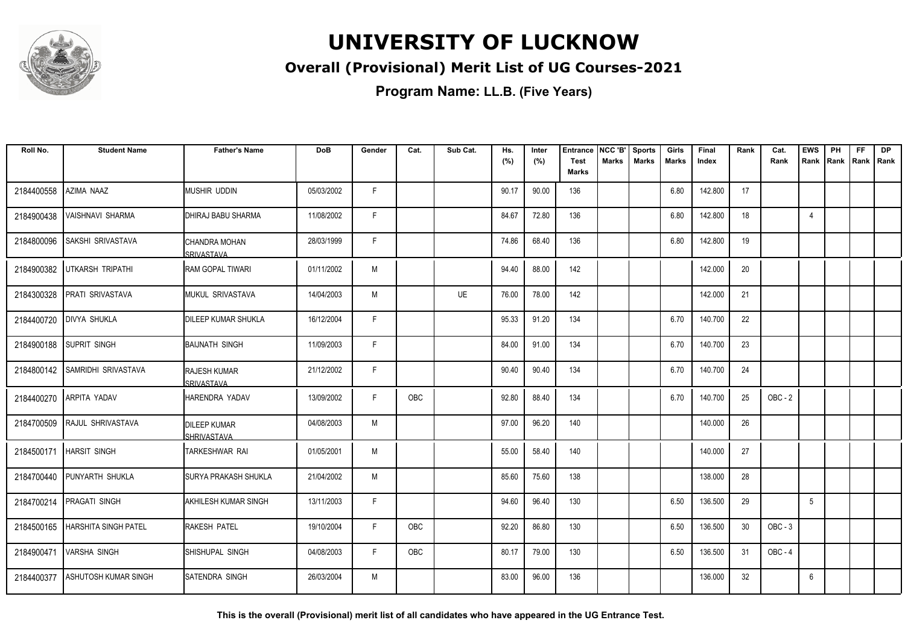# UNIVERSITY OF LUCKNOW

## Overall (Provisional) Merit List of UG Courses-2021

**Program Name: LL.B. (Five Years)**

| Roll No. | Student Name | Father's Name | DoB | Gender | Cat. | Sub Cat. | Hs. (%) | Inter (%) | Entrance Test Marks | NCC 'B' Marks | Sports Marks | Girls Marks | Final Index | Rank | Cat. Rank | EWS Rank | PH Rank | FF Rank | DP Rank |
|---|---|---|---|---|---|---|---|---|---|---|---|---|---|---|---|---|---|---|---|
| 2184400558 | AZIMA NAAZ | MUSHIR UDDIN | 05/03/2002 | F | | | 90.17 | 90.00 | 136 | | | 6.80 | 142.800 | 17 | | | | | |
| 2184900438 | VAISHNAVI SHARMA | DHIRAJ BABU SHARMA | 11/08/2002 | F | | | 84.67 | 72.80 | 136 | | | 6.80 | 142.800 | 18 | | 4 | | | |
| 2184800096 | SAKSHI SRIVASTAVA | CHANDRA MOHAN SRIVASTAVA | 28/03/1999 | F | | | 74.86 | 68.40 | 136 | | | 6.80 | 142.800 | 19 | | | | | |
| 2184900382 | UTKARSH TRIPATHI | RAM GOPAL TIWARI | 01/11/2002 | M | | | 94.40 | 88.00 | 142 | | | | 142.000 | 20 | | | | | |
| 2184300328 | PRATI SRIVASTAVA | MUKUL SRIVASTAVA | 14/04/2003 | M | | UE | 76.00 | 78.00 | 142 | | | | 142.000 | 21 | | | | | |
| 2184400720 | DIVYA SHUKLA | DILEEP KUMAR SHUKLA | 16/12/2004 | F | | | 95.33 | 91.20 | 134 | | | 6.70 | 140.700 | 22 | | | | | |
| 2184900188 | SUPRIT SINGH | BAIJNATH SINGH | 11/09/2003 | F | | | 84.00 | 91.00 | 134 | | | 6.70 | 140.700 | 23 | | | | | |
| 2184800142 | SAMRIDHI SRIVASTAVA | RAJESH KUMAR SRIVASTAVA | 21/12/2002 | F | | | 90.40 | 90.40 | 134 | | | 6.70 | 140.700 | 24 | | | | | |
| 2184400270 | ARPITA YADAV | HARENDRA YADAV | 13/09/2002 | F | OBC | | 92.80 | 88.40 | 134 | | | 6.70 | 140.700 | 25 | OBC - 2 | | | | |
| 2184700509 | RAJUL SHRIVASTAVA | DILEEP KUMAR SHRIVASTAVA | 04/08/2003 | M | | | 97.00 | 96.20 | 140 | | | | 140.000 | 26 | | | | | |
| 2184500171 | HARSIT SINGH | TARKESHWAR RAI | 01/05/2001 | M | | | 55.00 | 58.40 | 140 | | | | 140.000 | 27 | | | | | |
| 2184700440 | PUNYARTH SHUKLA | SURYA PRAKASH SHUKLA | 21/04/2002 | M | | | 85.60 | 75.60 | 138 | | | | 138.000 | 28 | | | | | |
| 2184700214 | PRAGATI SINGH | AKHILESH KUMAR SINGH | 13/11/2003 | F | | | 94.60 | 96.40 | 130 | | | 6.50 | 136.500 | 29 | | 5 | | | |
| 2184500165 | HARSHITA SINGH PATEL | RAKESH PATEL | 19/10/2004 | F | OBC | | 92.20 | 86.80 | 130 | | | 6.50 | 136.500 | 30 | OBC - 3 | | | | |
| 2184900471 | VARSHA SINGH | SHISHUPAL SINGH | 04/08/2003 | F | OBC | | 80.17 | 79.00 | 130 | | | 6.50 | 136.500 | 31 | OBC - 4 | | | | |
| 2184400377 | ASHUTOSH KUMAR SINGH | SATENDRA SINGH | 26/03/2004 | M | | | 83.00 | 96.00 | 136 | | | | 136.000 | 32 | | 6 | | | |

**This is the overall (Provisional) merit list of all candidates who have appeared in the UG Entrance Test.**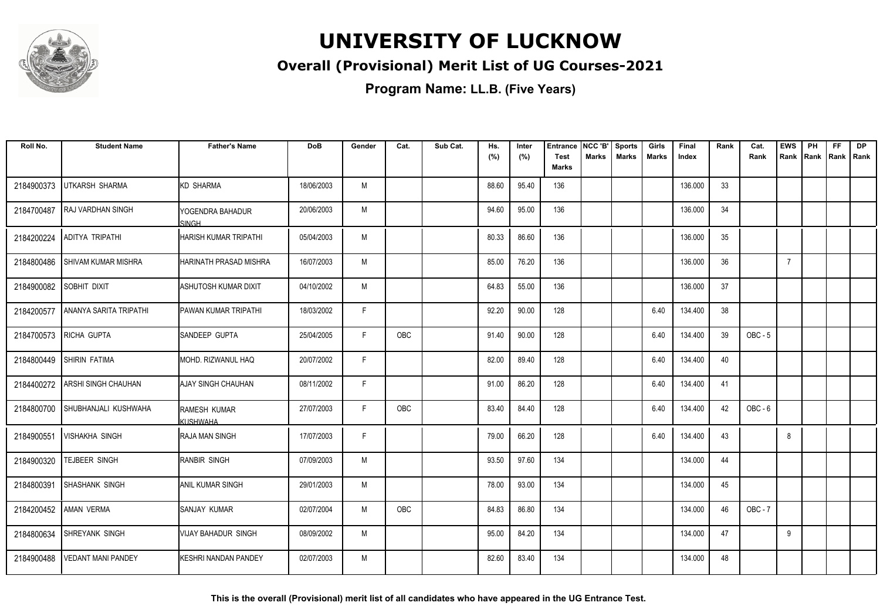# UNIVERSITY OF LUCKNOW

## Overall (Provisional) Merit List of UG Courses-2021

**Program Name: LL.B. (Five Years)**

| Roll No. | Student Name | Father's Name | DoB | Gender | Cat. | Sub Cat. | Hs. (%) | Inter (%) | Entrance Test Marks | NCC 'B' Marks | Sports Marks | Girls Marks | Final Index | Rank | Cat. Rank | EWS Rank | PH Rank | FF Rank | DP Rank |
|---|---|---|---|---|---|---|---|---|---|---|---|---|---|---|---|---|---|---|---|
| 2184900373 | UTKARSH SHARMA | KD SHARMA | 18/06/2003 | M | | | 88.60 | 95.40 | 136 | | | | 136.000 | 33 | | | | | |
| 2184700487 | RAJ VARDHAN SINGH | YOGENDRA BAHADUR SINGH | 20/06/2003 | M | | | 94.60 | 95.00 | 136 | | | | 136.000 | 34 | | | | | |
| 2184200224 | ADITYA TRIPATHI | HARISH KUMAR TRIPATHI | 05/04/2003 | M | | | 80.33 | 86.60 | 136 | | | | 136.000 | 35 | | | | | |
| 2184800486 | SHIVAM KUMAR MISHRA | HARINATH PRASAD MISHRA | 16/07/2003 | M | | | 85.00 | 76.20 | 136 | | | | 136.000 | 36 | | 7 | | | |
| 2184900082 | SOBHIT DIXIT | ASHUTOSH KUMAR DIXIT | 04/10/2002 | M | | | 64.83 | 55.00 | 136 | | | | 136.000 | 37 | | | | | |
| 2184200577 | ANANYA SARITA TRIPATHI | PAWAN KUMAR TRIPATHI | 18/03/2002 | F | | | 92.20 | 90.00 | 128 | | | 6.40 | 134.400 | 38 | | | | | |
| 2184700573 | RICHA GUPTA | SANDEEP GUPTA | 25/04/2005 | F | OBC | | 91.40 | 90.00 | 128 | | | 6.40 | 134.400 | 39 | OBC - 5 | | | | |
| 2184800449 | SHIRIN FATIMA | MOHD. RIZWANUL HAQ | 20/07/2002 | F | | | 82.00 | 89.40 | 128 | | | 6.40 | 134.400 | 40 | | | | | |
| 2184400272 | ARSHI SINGH CHAUHAN | AJAY SINGH CHAUHAN | 08/11/2002 | F | | | 91.00 | 86.20 | 128 | | | 6.40 | 134.400 | 41 | | | | | |
| 2184800700 | SHUBHANJALI KUSHWAHA | RAMESH KUMAR KUSHWAHA | 27/07/2003 | F | OBC | | 83.40 | 84.40 | 128 | | | 6.40 | 134.400 | 42 | OBC - 6 | | | | |
| 2184900551 | VISHAKHA SINGH | RAJA MAN SINGH | 17/07/2003 | F | | | 79.00 | 66.20 | 128 | | | 6.40 | 134.400 | 43 | | 8 | | | |
| 2184900320 | TEJBEER SINGH | RANBIR SINGH | 07/09/2003 | M | | | 93.50 | 97.60 | 134 | | | | 134.000 | 44 | | | | | |
| 2184800391 | SHASHANK SINGH | ANIL KUMAR SINGH | 29/01/2003 | M | | | 78.00 | 93.00 | 134 | | | | 134.000 | 45 | | | | | |
| 2184200452 | AMAN VERMA | SANJAY KUMAR | 02/07/2004 | M | OBC | | 84.83 | 86.80 | 134 | | | | 134.000 | 46 | OBC - 7 | | | | |
| 2184800634 | SHREYANK SINGH | VIJAY BAHADUR SINGH | 08/09/2002 | M | | | 95.00 | 84.20 | 134 | | | | 134.000 | 47 | | 9 | | | |
| 2184900488 | VEDANT MANI PANDEY | KESHRI NANDAN PANDEY | 02/07/2003 | M | | | 82.60 | 83.40 | 134 | | | | 134.000 | 48 | | | | | |

**This is the overall (Provisional) merit list of all candidates who have appeared in the UG Entrance Test.**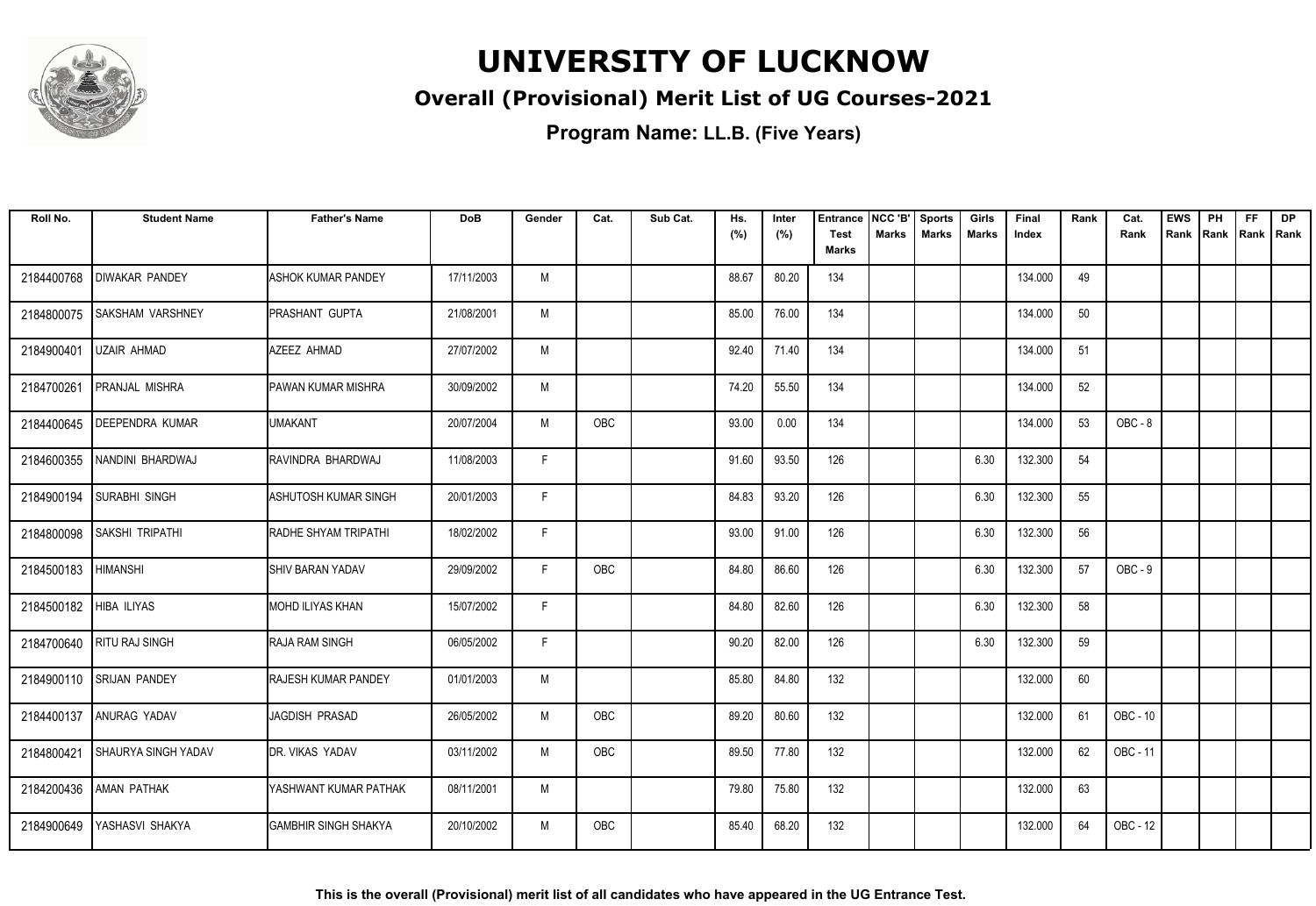# UNIVERSITY OF LUCKNOW

## Overall (Provisional) Merit List of UG Courses-2021

### Program Name: LL.B. (Five Years)

| Roll No. | Student Name | Father's Name | DoB | Gender | Cat. | Sub Cat. | Hs. (%) | Inter (%) | Entrance Test Marks | NCC 'B' Marks | Sports Marks | Girls Marks | Final Index | Rank | Cat. Rank | EWS Rank | PH Rank | FF Rank | DP Rank |
|---|---|---|---|---|---|---|---|---|---|---|---|---|---|---|---|---|---|---|---|
| 2184400768 | DIWAKAR PANDEY | ASHOK KUMAR PANDEY | 17/11/2003 | M | | | 88.67 | 80.20 | 134 | | | | 134.000 | 49 | | | | | |
| 2184800075 | SAKSHAM VARSHNEY | PRASHANT GUPTA | 21/08/2001 | M | | | 85.00 | 76.00 | 134 | | | | 134.000 | 50 | | | | | |
| 2184900401 | UZAIR AHMAD | AZEEZ AHMAD | 27/07/2002 | M | | | 92.40 | 71.40 | 134 | | | | 134.000 | 51 | | | | | |
| 2184700261 | PRANJAL MISHRA | PAWAN KUMAR MISHRA | 30/09/2002 | M | | | 74.20 | 55.50 | 134 | | | | 134.000 | 52 | | | | | |
| 2184400645 | DEEPENDRA KUMAR | UMAKANT | 20/07/2004 | M | OBC | | 93.00 | 0.00 | 134 | | | | 134.000 | 53 | OBC - 8 | | | | |
| 2184600355 | NANDINI BHARDWAJ | RAVINDRA BHARDWAJ | 11/08/2003 | F | | | 91.60 | 93.50 | 126 | | | 6.30 | 132.300 | 54 | | | | | |
| 2184900194 | SURABHI SINGH | ASHUTOSH KUMAR SINGH | 20/01/2003 | F | | | 84.83 | 93.20 | 126 | | | 6.30 | 132.300 | 55 | | | | | |
| 2184800098 | SAKSHI TRIPATHI | RADHE SHYAM TRIPATHI | 18/02/2002 | F | | | 93.00 | 91.00 | 126 | | | 6.30 | 132.300 | 56 | | | | | |
| 2184500183 | HIMANSHI | SHIV BARAN YADAV | 29/09/2002 | F | OBC | | 84.80 | 86.60 | 126 | | | 6.30 | 132.300 | 57 | OBC - 9 | | | | |
| 2184500182 | HIBA ILIYAS | MOHD ILIYAS KHAN | 15/07/2002 | F | | | 84.80 | 82.60 | 126 | | | 6.30 | 132.300 | 58 | | | | | |
| 2184700640 | RITU RAJ SINGH | RAJA RAM SINGH | 06/05/2002 | F | | | 90.20 | 82.00 | 126 | | | 6.30 | 132.300 | 59 | | | | | |
| 2184900110 | SRIJAN PANDEY | RAJESH KUMAR PANDEY | 01/01/2003 | M | | | 85.80 | 84.80 | 132 | | | | 132.000 | 60 | | | | | |
| 2184400137 | ANURAG YADAV | JAGDISH PRASAD | 26/05/2002 | M | OBC | | 89.20 | 80.60 | 132 | | | | 132.000 | 61 | OBC - 10 | | | | |
| 2184800421 | SHAURYA SINGH YADAV | DR. VIKAS YADAV | 03/11/2002 | M | OBC | | 89.50 | 77.80 | 132 | | | | 132.000 | 62 | OBC - 11 | | | | |
| 2184200436 | AMAN PATHAK | YASHWANT KUMAR PATHAK | 08/11/2001 | M | | | 79.80 | 75.80 | 132 | | | | 132.000 | 63 | | | | | |
| 2184900649 | YASHASVI SHAKYA | GAMBHIR SINGH SHAKYA | 20/10/2002 | M | OBC | | 85.40 | 68.20 | 132 | | | | 132.000 | 64 | OBC - 12 | | | | |

**This is the overall (Provisional) merit list of all candidates who have appeared in the UG Entrance Test.**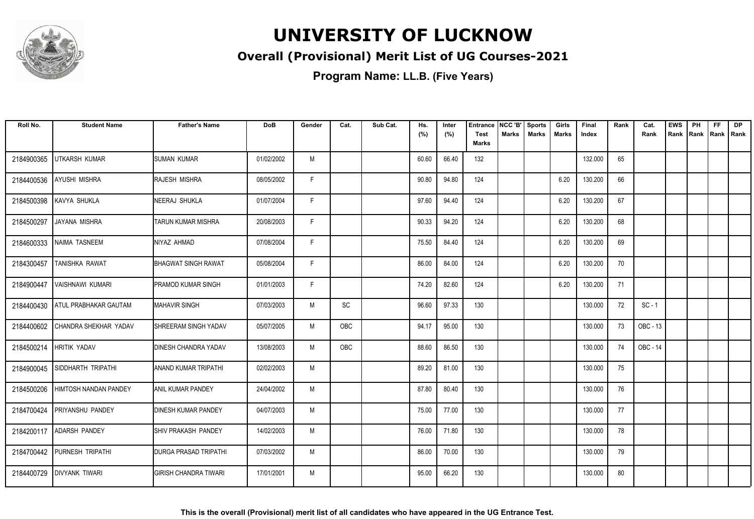# UNIVERSITY OF LUCKNOW

## Overall (Provisional) Merit List of UG Courses-2021

### Program Name: LL.B. (Five Years)

| Roll No. | Student Name | Father's Name | DoB | Gender | Cat. | Sub Cat. | Hs. (%) | Inter (%) | Entrance Test Marks | NCC 'B' Marks | Sports Marks | Girls Marks | Final Index | Rank | Cat. Rank | EWS Rank | PH Rank | FF Rank | DP Rank |
|---|---|---|---|---|---|---|---|---|---|---|---|---|---|---|---|---|---|---|---|
| 2184900365 | UTKARSH KUMAR | SUMAN KUMAR | 01/02/2002 | M | | | 60.60 | 66.40 | 132 | | | | 132.000 | 65 | | | | | |
| 2184400536 | AYUSHI MISHRA | RAJESH MISHRA | 08/05/2002 | F | | | 90.80 | 94.80 | 124 | | | 6.20 | 130.200 | 66 | | | | | |
| 2184500398 | KAVYA SHUKLA | NEERAJ SHUKLA | 01/07/2004 | F | | | 97.60 | 94.40 | 124 | | | 6.20 | 130.200 | 67 | | | | | |
| 2184500297 | JAYANA MISHRA | TARUN KUMAR MISHRA | 20/08/2003 | F | | | 90.33 | 94.20 | 124 | | | 6.20 | 130.200 | 68 | | | | | |
| 2184600333 | NAIMA TASNEEM | NIYAZ AHMAD | 07/08/2004 | F | | | 75.50 | 84.40 | 124 | | | 6.20 | 130.200 | 69 | | | | | |
| 2184300457 | TANISHKA RAWAT | BHAGWAT SINGH RAWAT | 05/08/2004 | F | | | 86.00 | 84.00 | 124 | | | 6.20 | 130.200 | 70 | | | | | |
| 2184900447 | VAISHNAWI KUMARI | PRAMOD KUMAR SINGH | 01/01/2003 | F | | | 74.20 | 82.60 | 124 | | | 6.20 | 130.200 | 71 | | | | | |
| 2184400430 | ATUL PRABHAKAR GAUTAM | MAHAVIR SINGH | 07/03/2003 | M | SC | | 96.60 | 97.33 | 130 | | | | 130.000 | 72 | SC - 1 | | | | |
| 2184400602 | CHANDRA SHEKHAR YADAV | SHREERAM SINGH YADAV | 05/07/2005 | M | OBC | | 94.17 | 95.00 | 130 | | | | 130.000 | 73 | OBC - 13 | | | | |
| 2184500214 | HRITIK YADAV | DINESH CHANDRA YADAV | 13/08/2003 | M | OBC | | 88.60 | 86.50 | 130 | | | | 130.000 | 74 | OBC - 14 | | | | |
| 2184900045 | SIDDHARTH TRIPATHI | ANAND KUMAR TRIPATHI | 02/02/2003 | M | | | 89.20 | 81.00 | 130 | | | | 130.000 | 75 | | | | | |
| 2184500206 | HIMTOSH NANDAN PANDEY | ANIL KUMAR PANDEY | 24/04/2002 | M | | | 87.80 | 80.40 | 130 | | | | 130.000 | 76 | | | | | |
| 2184700424 | PRIYANSHU PANDEY | DINESH KUMAR PANDEY | 04/07/2003 | M | | | 75.00 | 77.00 | 130 | | | | 130.000 | 77 | | | | | |
| 2184200117 | ADARSH PANDEY | SHIV PRAKASH PANDEY | 14/02/2003 | M | | | 76.00 | 71.80 | 130 | | | | 130.000 | 78 | | | | | |
| 2184700442 | PURNESH TRIPATHI | DURGA PRASAD TRIPATHI | 07/03/2002 | M | | | 86.00 | 70.00 | 130 | | | | 130.000 | 79 | | | | | |
| 2184400729 | DIVYANK TIWARI | GIRISH CHANDRA TIWARI | 17/01/2001 | M | | | 95.00 | 66.20 | 130 | | | | 130.000 | 80 | | | | | |

**This is the overall (Provisional) merit list of all candidates who have appeared in the UG Entrance Test.**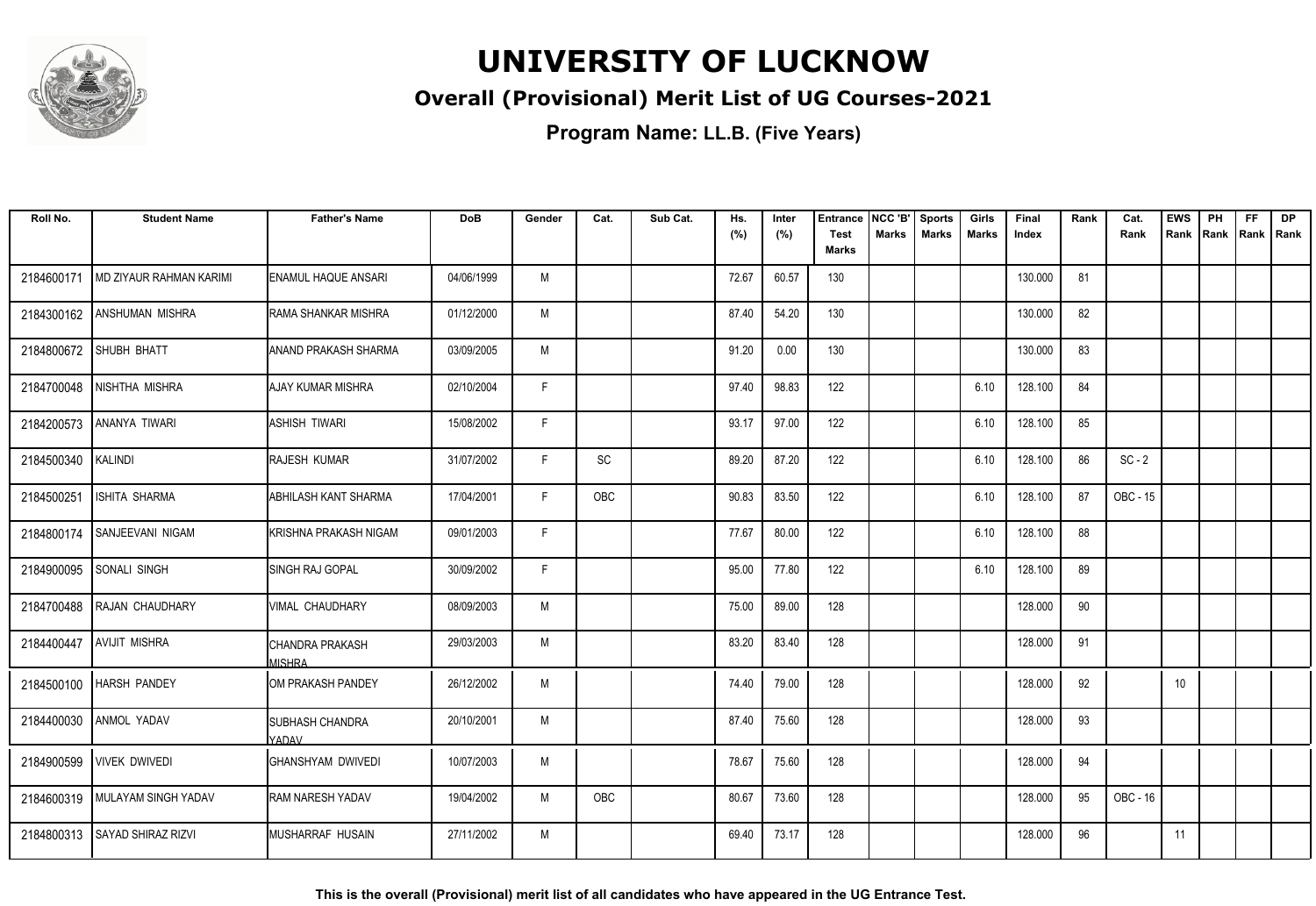# UNIVERSITY OF LUCKNOW

## Overall (Provisional) Merit List of UG Courses-2021

### Program Name: LL.B. (Five Years)

| Roll No. | Student Name | Father's Name | DoB | Gender | Cat. | Sub Cat. | Hs. (%) | Inter (%) | Entrance Test Marks | NCC 'B' Marks | Sports Marks | Girls Marks | Final Index | Rank | Cat. Rank | EWS Rank | PH Rank | FF Rank | DP Rank |
|---|---|---|---|---|---|---|---|---|---|---|---|---|---|---|---|---|---|---|---|
| 2184600171 | MD ZIYAUR RAHMAN KARIMI | ENAMUL HAQUE ANSARI | 04/06/1999 | M | | | 72.67 | 60.57 | 130 | | | | 130.000 | 81 | | | | | |
| 2184300162 | ANSHUMAN MISHRA | RAMA SHANKAR MISHRA | 01/12/2000 | M | | | 87.40 | 54.20 | 130 | | | | 130.000 | 82 | | | | | |
| 2184800672 | SHUBH BHATT | ANAND PRAKASH SHARMA | 03/09/2005 | M | | | 91.20 | 0.00 | 130 | | | | 130.000 | 83 | | | | | |
| 2184700048 | NISHTHA MISHRA | AJAY KUMAR MISHRA | 02/10/2004 | F | | | 97.40 | 98.83 | 122 | | | 6.10 | 128.100 | 84 | | | | | |
| 2184200573 | ANANYA TIWARI | ASHISH TIWARI | 15/08/2002 | F | | | 93.17 | 97.00 | 122 | | | 6.10 | 128.100 | 85 | | | | | |
| 2184500340 | KALINDI | RAJESH KUMAR | 31/07/2002 | F | SC | | 89.20 | 87.20 | 122 | | | 6.10 | 128.100 | 86 | SC - 2 | | | | |
| 2184500251 | ISHITA SHARMA | ABHILASH KANT SHARMA | 17/04/2001 | F | OBC | | 90.83 | 83.50 | 122 | | | 6.10 | 128.100 | 87 | OBC - 15 | | | | |
| 2184800174 | SANJEEVANI NIGAM | KRISHNA PRAKASH NIGAM | 09/01/2003 | F | | | 77.67 | 80.00 | 122 | | | 6.10 | 128.100 | 88 | | | | | |
| 2184900095 | SONALI SINGH | SINGH RAJ GOPAL | 30/09/2002 | F | | | 95.00 | 77.80 | 122 | | | 6.10 | 128.100 | 89 | | | | | |
| 2184700488 | RAJAN CHAUDHARY | VIMAL CHAUDHARY | 08/09/2003 | M | | | 75.00 | 89.00 | 128 | | | | 128.000 | 90 | | | | | |
| 2184400447 | AVIJIT MISHRA | CHANDRA PRAKASH MISHRA | 29/03/2003 | M | | | 83.20 | 83.40 | 128 | | | | 128.000 | 91 | | | | | |
| 2184500100 | HARSH PANDEY | OM PRAKASH PANDEY | 26/12/2002 | M | | | 74.40 | 79.00 | 128 | | | | 128.000 | 92 | | 10 | | | |
| 2184400030 | ANMOL YADAV | SUBHASH CHANDRA YADAV | 20/10/2001 | M | | | 87.40 | 75.60 | 128 | | | | 128.000 | 93 | | | | | |
| 2184900599 | VIVEK DWIVEDI | GHANSHYAM DWIVEDI | 10/07/2003 | M | | | 78.67 | 75.60 | 128 | | | | 128.000 | 94 | | | | | |
| 2184600319 | MULAYAM SINGH YADAV | RAM NARESH YADAV | 19/04/2002 | M | OBC | | 80.67 | 73.60 | 128 | | | | 128.000 | 95 | OBC - 16 | | | | |
| 2184800313 | SAYAD SHIRAZ RIZVI | MUSHARRAF HUSAIN | 27/11/2002 | M | | | 69.40 | 73.17 | 128 | | | | 128.000 | 96 | | 11 | | | |

**This is the overall (Provisional) merit list of all candidates who have appeared in the UG Entrance Test.**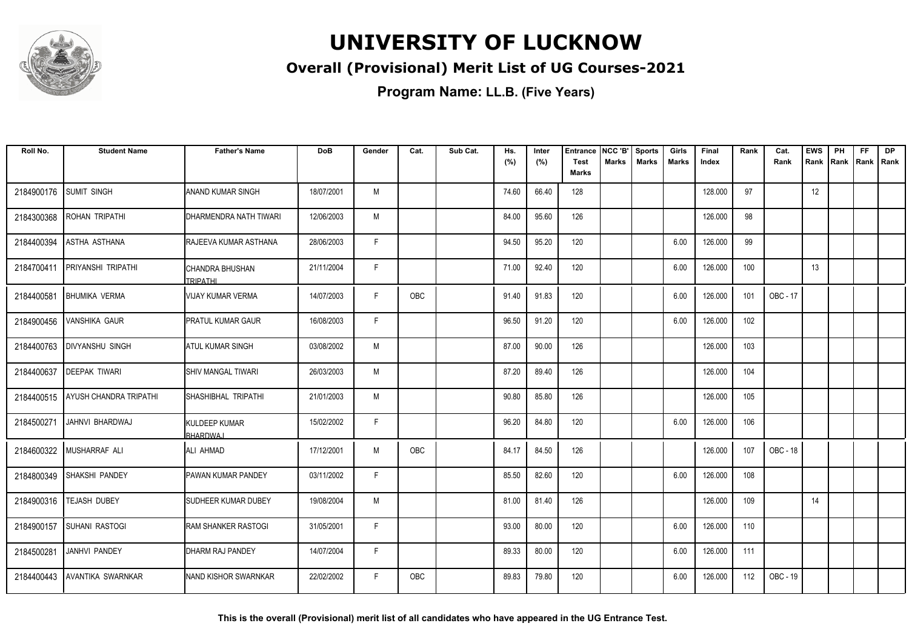# UNIVERSITY OF LUCKNOW

## Overall (Provisional) Merit List of UG Courses-2021

**Program Name: LL.B. (Five Years)**

| Roll No. | Student Name | Father's Name | DoB | Gender | Cat. | Sub Cat. | Hs. (%) | Inter (%) | Entrance Test Marks | NCC 'B' Marks | Sports Marks | Girls Marks | Final Index | Rank | Cat. Rank | EWS Rank | PH Rank | FF Rank | DP Rank |
|---|---|---|---|---|---|---|---|---|---|---|---|---|---|---|---|---|---|---|---|
| 2184900176 | SUMIT SINGH | ANAND KUMAR SINGH | 18/07/2001 | M | | | 74.60 | 66.40 | 128 | | | | 128.000 | 97 | | 12 | | | |
| 2184300368 | ROHAN TRIPATHI | DHARMENDRA NATH TIWARI | 12/06/2003 | M | | | 84.00 | 95.60 | 126 | | | | 126.000 | 98 | | | | | |
| 2184400394 | ASTHA ASTHANA | RAJEEVA KUMAR ASTHANA | 28/06/2003 | F | | | 94.50 | 95.20 | 120 | | | 6.00 | 126.000 | 99 | | | | | |
| 2184700411 | PRIYANSHI TRIPATHI | CHANDRA BHUSHAN TRIPATHI | 21/11/2004 | F | | | 71.00 | 92.40 | 120 | | | 6.00 | 126.000 | 100 | | 13 | | | |
| 2184400581 | BHUMIKA VERMA | VIJAY KUMAR VERMA | 14/07/2003 | F | OBC | | 91.40 | 91.83 | 120 | | | 6.00 | 126.000 | 101 | OBC - 17 | | | | |
| 2184900456 | VANSHIKA GAUR | PRATUL KUMAR GAUR | 16/08/2003 | F | | | 96.50 | 91.20 | 120 | | | 6.00 | 126.000 | 102 | | | | | |
| 2184400763 | DIVYANSHU SINGH | ATUL KUMAR SINGH | 03/08/2002 | M | | | 87.00 | 90.00 | 126 | | | | 126.000 | 103 | | | | | |
| 2184400637 | DEEPAK TIWARI | SHIV MANGAL TIWARI | 26/03/2003 | M | | | 87.20 | 89.40 | 126 | | | | 126.000 | 104 | | | | | |
| 2184400515 | AYUSH CHANDRA TRIPATHI | SHASHIBHAL TRIPATHI | 21/01/2003 | M | | | 90.80 | 85.80 | 126 | | | | 126.000 | 105 | | | | | |
| 2184500271 | JAHNVI BHARDWAJ | KULDEEP KUMAR BHARDWAJ | 15/02/2002 | F | | | 96.20 | 84.80 | 120 | | | 6.00 | 126.000 | 106 | | | | | |
| 2184600322 | MUSHARRAF ALI | ALI AHMAD | 17/12/2001 | M | OBC | | 84.17 | 84.50 | 126 | | | | 126.000 | 107 | OBC - 18 | | | | |
| 2184800349 | SHAKSHI PANDEY | PAWAN KUMAR PANDEY | 03/11/2002 | F | | | 85.50 | 82.60 | 120 | | | 6.00 | 126.000 | 108 | | | | | |
| 2184900316 | TEJASH DUBEY | SUDHEER KUMAR DUBEY | 19/08/2004 | M | | | 81.00 | 81.40 | 126 | | | | 126.000 | 109 | | 14 | | | |
| 2184900157 | SUHANI RASTOGI | RAM SHANKER RASTOGI | 31/05/2001 | F | | | 93.00 | 80.00 | 120 | | | 6.00 | 126.000 | 110 | | | | | |
| 2184500281 | JANHVI PANDEY | DHARM RAJ PANDEY | 14/07/2004 | F | | | 89.33 | 80.00 | 120 | | | 6.00 | 126.000 | 111 | | | | | |
| 2184400443 | AVANTIKA SWARNKAR | NAND KISHOR SWARNKAR | 22/02/2002 | F | OBC | | 89.83 | 79.80 | 120 | | | 6.00 | 126.000 | 112 | OBC - 19 | | | | |

**This is the overall (Provisional) merit list of all candidates who have appeared in the UG Entrance Test.**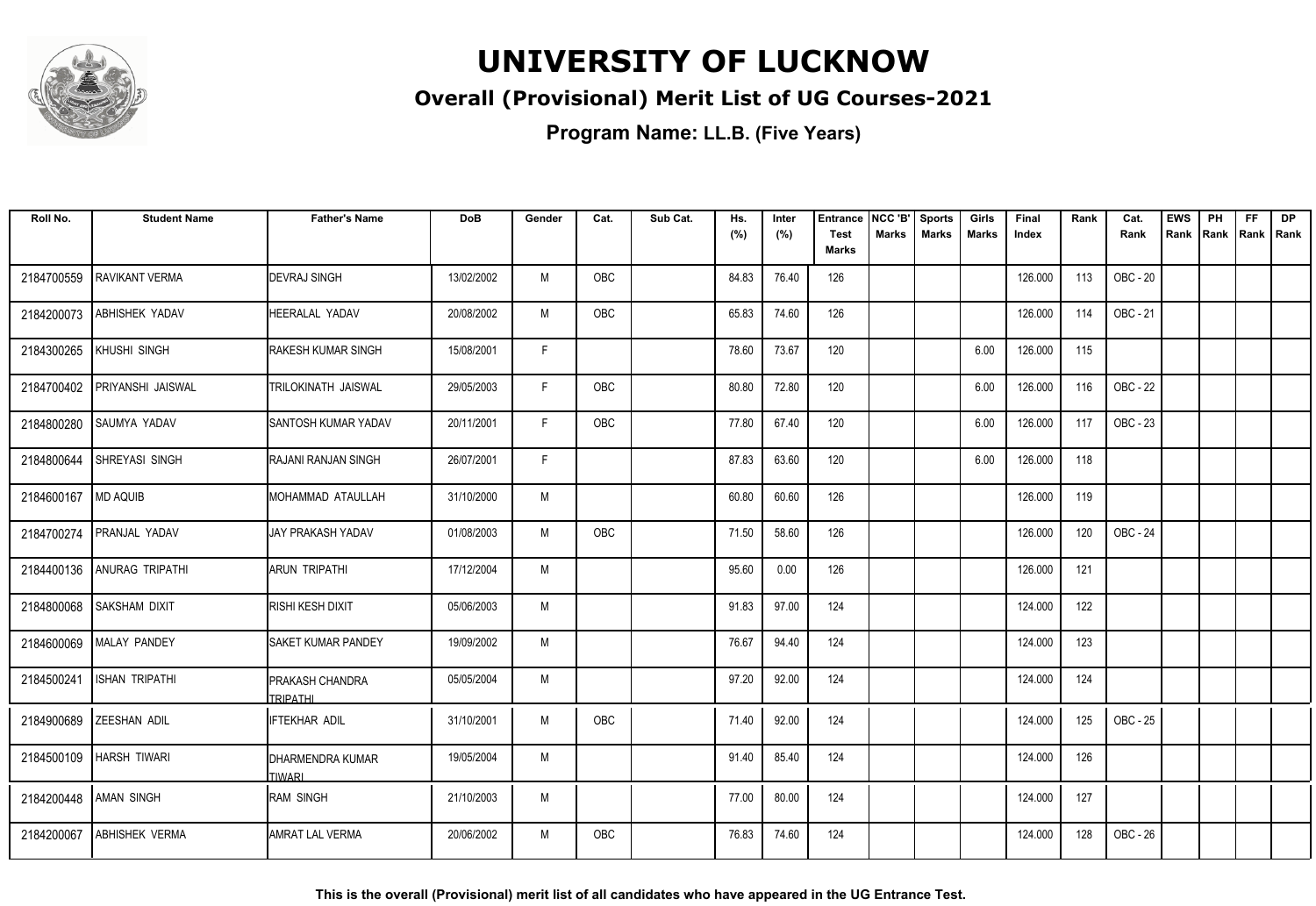# UNIVERSITY OF LUCKNOW

## Overall (Provisional) Merit List of UG Courses-2021

### Program Name: LL.B. (Five Years)

| Roll No. | Student Name | Father's Name | DoB | Gender | Cat. | Sub Cat. | Hs. (%) | Inter (%) | Entrance Test Marks | NCC 'B' Marks | Sports Marks | Girls Marks | Final Index | Rank | Cat. Rank | EWS Rank | PH Rank | FF Rank | DP Rank |
|---|---|---|---|---|---|---|---|---|---|---|---|---|---|---|---|---|---|---|---|
| 2184700559 | RAVIKANT VERMA | DEVRAJ SINGH | 13/02/2002 | M | OBC | | 84.83 | 76.40 | 126 | | | | 126.000 | 113 | OBC - 20 | | | | |
| 2184200073 | ABHISHEK YADAV | HEERALAL YADAV | 20/08/2002 | M | OBC | | 65.83 | 74.60 | 126 | | | | 126.000 | 114 | OBC - 21 | | | | |
| 2184300265 | KHUSHI SINGH | RAKESH KUMAR SINGH | 15/08/2001 | F | | | 78.60 | 73.67 | 120 | | | 6.00 | 126.000 | 115 | | | | | |
| 2184700402 | PRIYANSHI JAISWAL | TRILOKINATH JAISWAL | 29/05/2003 | F | OBC | | 80.80 | 72.80 | 120 | | | 6.00 | 126.000 | 116 | OBC - 22 | | | | |
| 2184800280 | SAUMYA YADAV | SANTOSH KUMAR YADAV | 20/11/2001 | F | OBC | | 77.80 | 67.40 | 120 | | | 6.00 | 126.000 | 117 | OBC - 23 | | | | |
| 2184800644 | SHREYASI SINGH | RAJANI RANJAN SINGH | 26/07/2001 | F | | | 87.83 | 63.60 | 120 | | | 6.00 | 126.000 | 118 | | | | | |
| 2184600167 | MD AQUIB | MOHAMMAD ATAULLAH | 31/10/2000 | M | | | 60.80 | 60.60 | 126 | | | | 126.000 | 119 | | | | | |
| 2184700274 | PRANJAL YADAV | JAY PRAKASH YADAV | 01/08/2003 | M | OBC | | 71.50 | 58.60 | 126 | | | | 126.000 | 120 | OBC - 24 | | | | |
| 2184400136 | ANURAG TRIPATHI | ARUN TRIPATHI | 17/12/2004 | M | | | 95.60 | 0.00 | 126 | | | | 126.000 | 121 | | | | | |
| 2184800068 | SAKSHAM DIXIT | RISHI KESH DIXIT | 05/06/2003 | M | | | 91.83 | 97.00 | 124 | | | | 124.000 | 122 | | | | | |
| 2184600069 | MALAY PANDEY | SAKET KUMAR PANDEY | 19/09/2002 | M | | | 76.67 | 94.40 | 124 | | | | 124.000 | 123 | | | | | |
| 2184500241 | ISHAN TRIPATHI | PRAKASH CHANDRA TRIPATHI | 05/05/2004 | M | | | 97.20 | 92.00 | 124 | | | | 124.000 | 124 | | | | | |
| 2184900689 | ZEESHAN ADIL | IFTEKHAR ADIL | 31/10/2001 | M | OBC | | 71.40 | 92.00 | 124 | | | | 124.000 | 125 | OBC - 25 | | | | |
| 2184500109 | HARSH TIWARI | DHARMENDRA KUMAR TIWARI | 19/05/2004 | M | | | 91.40 | 85.40 | 124 | | | | 124.000 | 126 | | | | | |
| 2184200448 | AMAN SINGH | RAM SINGH | 21/10/2003 | M | | | 77.00 | 80.00 | 124 | | | | 124.000 | 127 | | | | | |
| 2184200067 | ABHISHEK VERMA | AMRAT LAL VERMA | 20/06/2002 | M | OBC | | 76.83 | 74.60 | 124 | | | | 124.000 | 128 | OBC - 26 | | | | |

**This is the overall (Provisional) merit list of all candidates who have appeared in the UG Entrance Test.**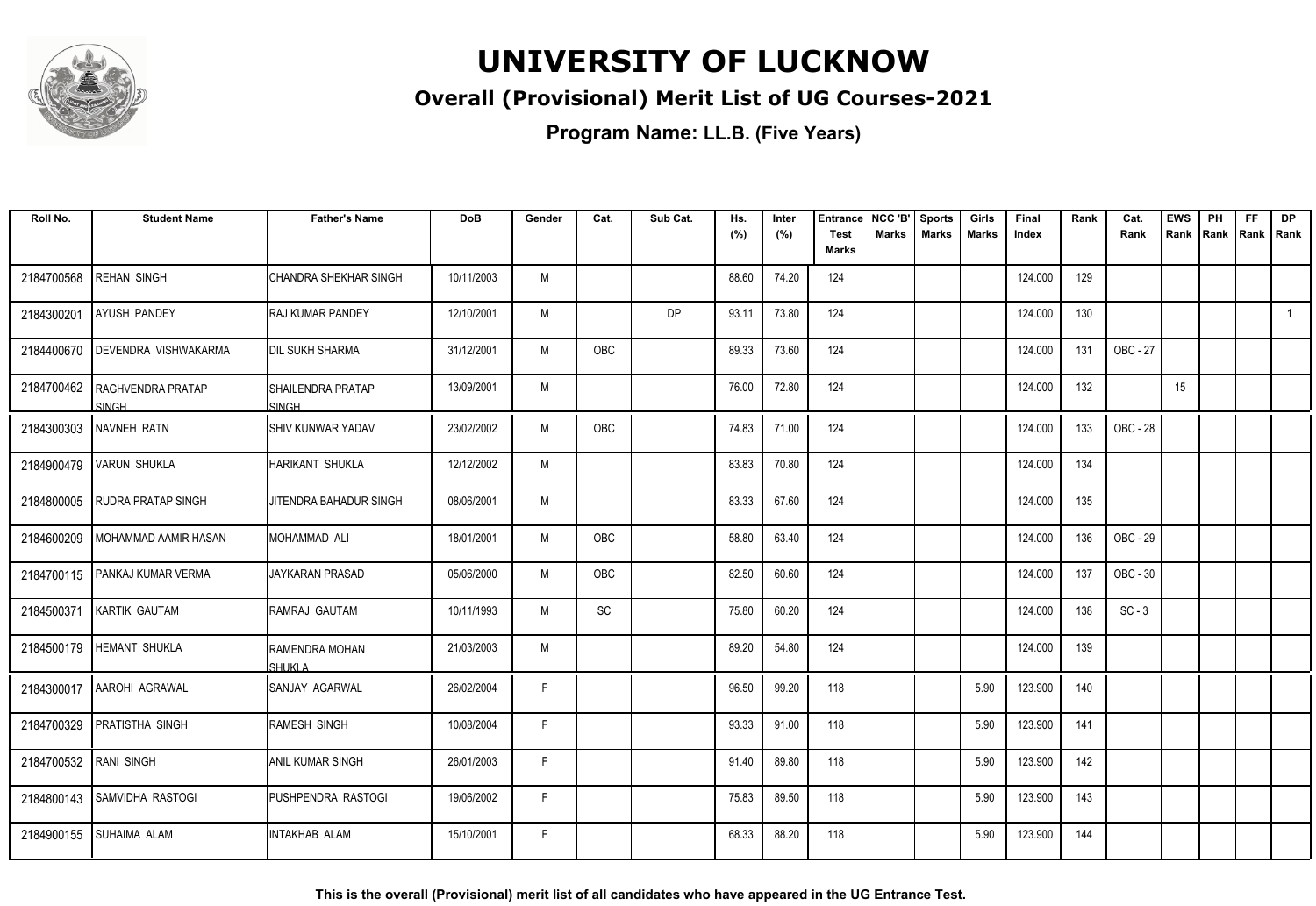# UNIVERSITY OF LUCKNOW

## Overall (Provisional) Merit List of UG Courses-2021

### Program Name: LL.B. (Five Years)

| Roll No. | Student Name | Father's Name | DoB | Gender | Cat. | Sub Cat. | Hs. (%) | Inter (%) | Entrance Test Marks | NCC 'B' Marks | Sports Marks | Girls Marks | Final Index | Rank | Cat. Rank | EWS Rank | PH Rank | FF Rank | DP Rank |
|---|---|---|---|---|---|---|---|---|---|---|---|---|---|---|---|---|---|---|---|
| 2184700568 | REHAN SINGH | CHANDRA SHEKHAR SINGH | 10/11/2003 | M | | | 88.60 | 74.20 | 124 | | | | 124.000 | 129 | | | | | |
| 2184300201 | AYUSH PANDEY | RAJ KUMAR PANDEY | 12/10/2001 | M | | DP | 93.11 | 73.80 | 124 | | | | 124.000 | 130 | | | | | 1 |
| 2184400670 | DEVENDRA VISHWAKARMA | DIL SUKH SHARMA | 31/12/2001 | M | OBC | | 89.33 | 73.60 | 124 | | | | 124.000 | 131 | OBC - 27 | | | | |
| 2184700462 | RAGHVENDRA PRATAP SINGH | SHAILENDRA PRATAP SINGH | 13/09/2001 | M | | | 76.00 | 72.80 | 124 | | | | 124.000 | 132 | | 15 | | | |
| 2184300303 | NAVNEH RATN | SHIV KUNWAR YADAV | 23/02/2002 | M | OBC | | 74.83 | 71.00 | 124 | | | | 124.000 | 133 | OBC - 28 | | | | |
| 2184900479 | VARUN SHUKLA | HARIKANT SHUKLA | 12/12/2002 | M | | | 83.83 | 70.80 | 124 | | | | 124.000 | 134 | | | | | |
| 2184800005 | RUDRA PRATAP SINGH | JITENDRA BAHADUR SINGH | 08/06/2001 | M | | | 83.33 | 67.60 | 124 | | | | 124.000 | 135 | | | | | |
| 2184600209 | MOHAMMAD AAMIR HASAN | MOHAMMAD ALI | 18/01/2001 | M | OBC | | 58.80 | 63.40 | 124 | | | | 124.000 | 136 | OBC - 29 | | | | |
| 2184700115 | PANKAJ KUMAR VERMA | JAYKARAN PRASAD | 05/06/2000 | M | OBC | | 82.50 | 60.60 | 124 | | | | 124.000 | 137 | OBC - 30 | | | | |
| 2184500371 | KARTIK GAUTAM | RAMRAJ GAUTAM | 10/11/1993 | M | SC | | 75.80 | 60.20 | 124 | | | | 124.000 | 138 | SC - 3 | | | | |
| 2184500179 | HEMANT SHUKLA | RAMENDRA MOHAN SHUKLA | 21/03/2003 | M | | | 89.20 | 54.80 | 124 | | | | 124.000 | 139 | | | | | |
| 2184300017 | AAROHI AGRAWAL | SANJAY AGARWAL | 26/02/2004 | F | | | 96.50 | 99.20 | 118 | | | 5.90 | 123.900 | 140 | | | | | |
| 2184700329 | PRATISTHA SINGH | RAMESH SINGH | 10/08/2004 | F | | | 93.33 | 91.00 | 118 | | | 5.90 | 123.900 | 141 | | | | | |
| 2184700532 | RANI SINGH | ANIL KUMAR SINGH | 26/01/2003 | F | | | 91.40 | 89.80 | 118 | | | 5.90 | 123.900 | 142 | | | | | |
| 2184800143 | SAMVIDHA RASTOGI | PUSHPENDRA RASTOGI | 19/06/2002 | F | | | 75.83 | 89.50 | 118 | | | 5.90 | 123.900 | 143 | | | | | |
| 2184900155 | SUHAIMA ALAM | INTAKHAB ALAM | 15/10/2001 | F | | | 68.33 | 88.20 | 118 | | | 5.90 | 123.900 | 144 | | | | | |

**This is the overall (Provisional) merit list of all candidates who have appeared in the UG Entrance Test.**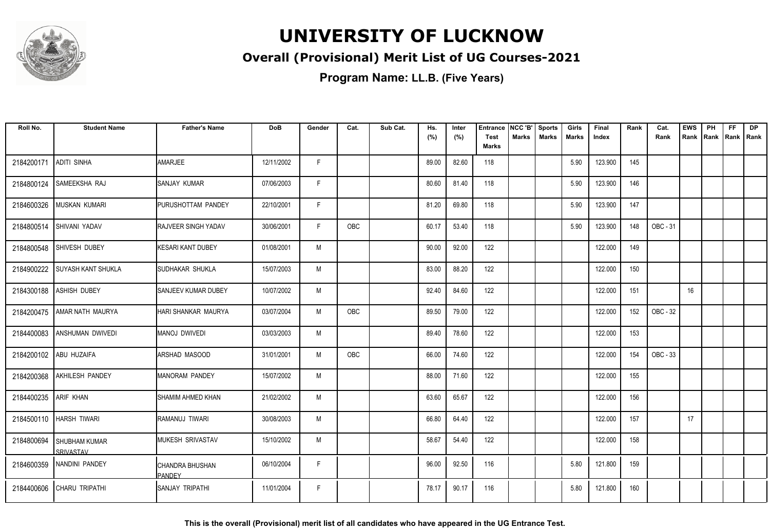# UNIVERSITY OF LUCKNOW

## Overall (Provisional) Merit List of UG Courses-2021

### Program Name: LL.B. (Five Years)

| Roll No. | Student Name | Father's Name | DoB | Gender | Cat. | Sub Cat. | Hs. (%) | Inter (%) | Entrance Test Marks | NCC 'B' Marks | Sports Marks | Girls Marks | Final Index | Rank | Cat. Rank | EWS Rank | PH Rank | FF Rank | DP Rank |
|---|---|---|---|---|---|---|---|---|---|---|---|---|---|---|---|---|---|---|---|
| 2184200171 | ADITI SINHA | AMARJEE | 12/11/2002 | F | | | 89.00 | 82.60 | 118 | | | 5.90 | 123.900 | 145 | | | | | |
| 2184800124 | SAMEEKSHA RAJ | SANJAY KUMAR | 07/06/2003 | F | | | 80.60 | 81.40 | 118 | | | 5.90 | 123.900 | 146 | | | | | |
| 2184600326 | MUSKAN KUMARI | PURUSHOTTAM PANDEY | 22/10/2001 | F | | | 81.20 | 69.80 | 118 | | | 5.90 | 123.900 | 147 | | | | | |
| 2184800514 | SHIVANI YADAV | RAJVEER SINGH YADAV | 30/06/2001 | F | OBC | | 60.17 | 53.40 | 118 | | | 5.90 | 123.900 | 148 | OBC - 31 | | | | |
| 2184800548 | SHIVESH DUBEY | KESARI KANT DUBEY | 01/08/2001 | M | | | 90.00 | 92.00 | 122 | | | | 122.000 | 149 | | | | | |
| 2184900222 | SUYASH KANT SHUKLA | SUDHAKAR SHUKLA | 15/07/2003 | M | | | 83.00 | 88.20 | 122 | | | | 122.000 | 150 | | | | | |
| 2184300188 | ASHISH DUBEY | SANJEEV KUMAR DUBEY | 10/07/2002 | M | | | 92.40 | 84.60 | 122 | | | | 122.000 | 151 | | 16 | | | |
| 2184200475 | AMAR NATH MAURYA | HARI SHANKAR MAURYA | 03/07/2004 | M | OBC | | 89.50 | 79.00 | 122 | | | | 122.000 | 152 | OBC - 32 | | | | |
| 2184400083 | ANSHUMAN DWIVEDI | MANOJ DWIVEDI | 03/03/2003 | M | | | 89.40 | 78.60 | 122 | | | | 122.000 | 153 | | | | | |
| 2184200102 | ABU HUZAIFA | ARSHAD MASOOD | 31/01/2001 | M | OBC | | 66.00 | 74.60 | 122 | | | | 122.000 | 154 | OBC - 33 | | | | |
| 2184200368 | AKHILESH PANDEY | MANORAM PANDEY | 15/07/2002 | M | | | 88.00 | 71.60 | 122 | | | | 122.000 | 155 | | | | | |
| 2184400235 | ARIF KHAN | SHAMIM AHMED KHAN | 21/02/2002 | M | | | 63.60 | 65.67 | 122 | | | | 122.000 | 156 | | | | | |
| 2184500110 | HARSH TIWARI | RAMANUJ TIWARI | 30/08/2003 | M | | | 66.80 | 64.40 | 122 | | | | 122.000 | 157 | | 17 | | | |
| 2184800694 | SHUBHAM KUMAR SRIVASTAV | MUKESH SRIVASTAV | 15/10/2002 | M | | | 58.67 | 54.40 | 122 | | | | 122.000 | 158 | | | | | |
| 2184600359 | NANDINI PANDEY | CHANDRA BHUSHAN PANDEY | 06/10/2004 | F | | | 96.00 | 92.50 | 116 | | | 5.80 | 121.800 | 159 | | | | | |
| 2184400606 | CHARU TRIPATHI | SANJAY TRIPATHI | 11/01/2004 | F | | | 78.17 | 90.17 | 116 | | | 5.80 | 121.800 | 160 | | | | | |

**This is the overall (Provisional) merit list of all candidates who have appeared in the UG Entrance Test.**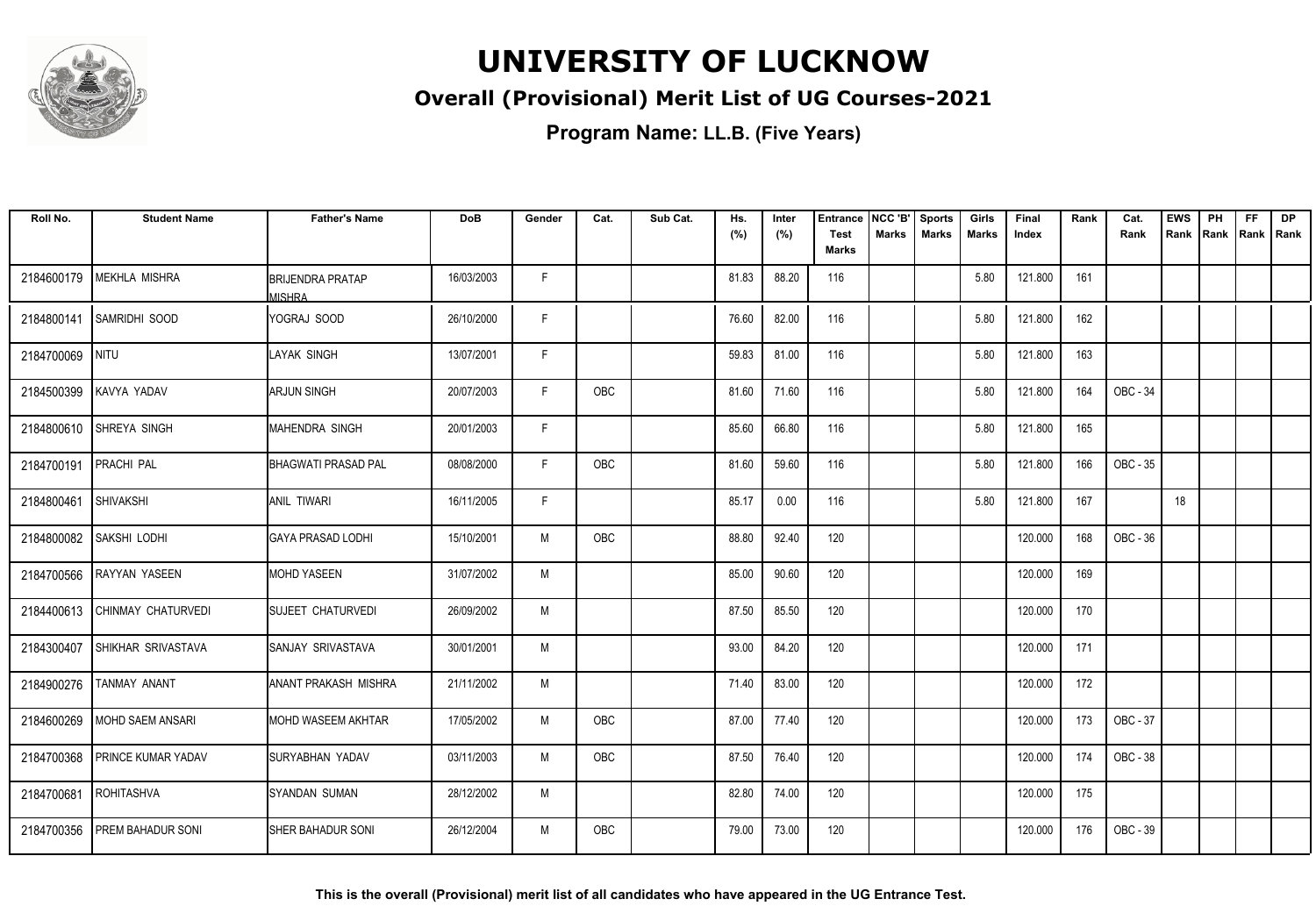# UNIVERSITY OF LUCKNOW

## Overall (Provisional) Merit List of UG Courses-2021

**Program Name: LL.B. (Five Years)**

| Roll No. | Student Name | Father's Name | DoB | Gender | Cat. | Sub Cat. | Hs. (%) | Inter (%) | Entrance Test Marks | NCC 'B' Marks | Sports Marks | Girls Marks | Final Index | Rank | Cat. Rank | EWS Rank | PH Rank | FF Rank | DP Rank |
|---|---|---|---|---|---|---|---|---|---|---|---|---|---|---|---|---|---|---|---|
| 2184600179 | MEKHLA MISHRA | BRIJENDRA PRATAP MISHRA | 16/03/2003 | F | | | 81.83 | 88.20 | 116 | | | 5.80 | 121.800 | 161 | | | | | |
| 2184800141 | SAMRIDHI SOOD | YOGRAJ SOOD | 26/10/2000 | F | | | 76.60 | 82.00 | 116 | | | 5.80 | 121.800 | 162 | | | | | |
| 2184700069 | NITU | LAYAK SINGH | 13/07/2001 | F | | | 59.83 | 81.00 | 116 | | | 5.80 | 121.800 | 163 | | | | | |
| 2184500399 | KAVYA YADAV | ARJUN SINGH | 20/07/2003 | F | OBC | | 81.60 | 71.60 | 116 | | | 5.80 | 121.800 | 164 | OBC - 34 | | | | |
| 2184800610 | SHREYA SINGH | MAHENDRA SINGH | 20/01/2003 | F | | | 85.60 | 66.80 | 116 | | | 5.80 | 121.800 | 165 | | | | | |
| 2184700191 | PRACHI PAL | BHAGWATI PRASAD PAL | 08/08/2000 | F | OBC | | 81.60 | 59.60 | 116 | | | 5.80 | 121.800 | 166 | OBC - 35 | | | | |
| 2184800461 | SHIVAKSHI | ANIL TIWARI | 16/11/2005 | F | | | 85.17 | 0.00 | 116 | | | 5.80 | 121.800 | 167 | | 18 | | | |
| 2184800082 | SAKSHI LODHI | GAYA PRASAD LODHI | 15/10/2001 | M | OBC | | 88.80 | 92.40 | 120 | | | | 120.000 | 168 | OBC - 36 | | | | |
| 2184700566 | RAYYAN YASEEN | MOHD YASEEN | 31/07/2002 | M | | | 85.00 | 90.60 | 120 | | | | 120.000 | 169 | | | | | |
| 2184400613 | CHINMAY CHATURVEDI | SUJEET CHATURVEDI | 26/09/2002 | M | | | 87.50 | 85.50 | 120 | | | | 120.000 | 170 | | | | | |
| 2184300407 | SHIKHAR SRIVASTAVA | SANJAY SRIVASTAVA | 30/01/2001 | M | | | 93.00 | 84.20 | 120 | | | | 120.000 | 171 | | | | | |
| 2184900276 | TANMAY ANANT | ANANT PRAKASH MISHRA | 21/11/2002 | M | | | 71.40 | 83.00 | 120 | | | | 120.000 | 172 | | | | | |
| 2184600269 | MOHD SAEM ANSARI | MOHD WASEEM AKHTAR | 17/05/2002 | M | OBC | | 87.00 | 77.40 | 120 | | | | 120.000 | 173 | OBC - 37 | | | | |
| 2184700368 | PRINCE KUMAR YADAV | SURYABHAN YADAV | 03/11/2003 | M | OBC | | 87.50 | 76.40 | 120 | | | | 120.000 | 174 | OBC - 38 | | | | |
| 2184700681 | ROHITASHVA | SYANDAN SUMAN | 28/12/2002 | M | | | 82.80 | 74.00 | 120 | | | | 120.000 | 175 | | | | | |
| 2184700356 | PREM BAHADUR SONI | SHER BAHADUR SONI | 26/12/2004 | M | OBC | | 79.00 | 73.00 | 120 | | | | 120.000 | 176 | OBC - 39 | | | | |

**This is the overall (Provisional) merit list of all candidates who have appeared in the UG Entrance Test.**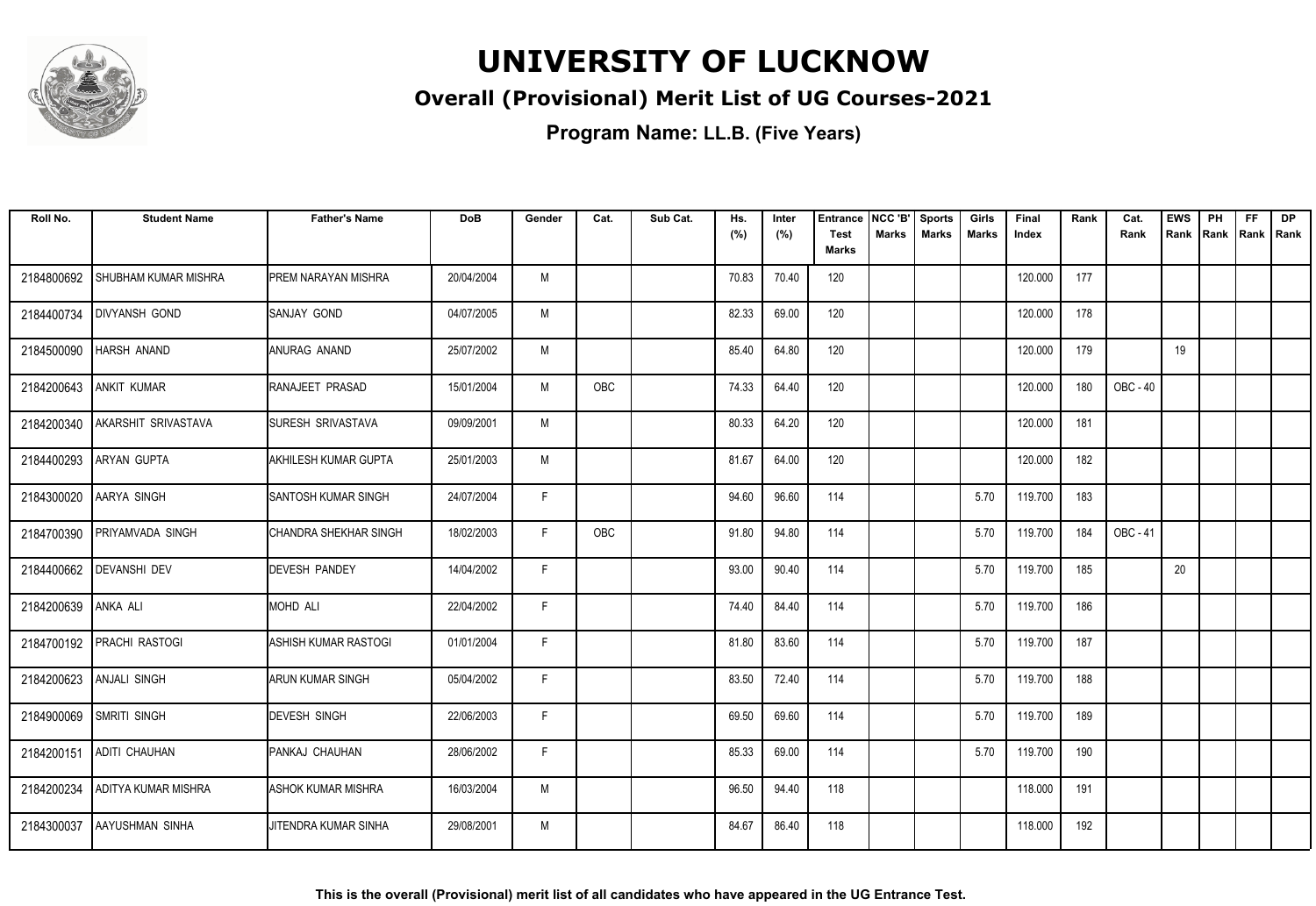# UNIVERSITY OF LUCKNOW

## Overall (Provisional) Merit List of UG Courses-2021

### Program Name: LL.B. (Five Years)

| Roll No. | Student Name | Father's Name | DoB | Gender | Cat. | Sub Cat. | Hs. (%) | Inter (%) | Entrance Test Marks | NCC 'B' Marks | Sports Marks | Girls Marks | Final Index | Rank | Cat. Rank | EWS Rank | PH Rank | FF Rank | DP Rank |
|---|---|---|---|---|---|---|---|---|---|---|---|---|---|---|---|---|---|---|---|
| 2184800692 | SHUBHAM KUMAR MISHRA | PREM NARAYAN MISHRA | 20/04/2004 | M | | | 70.83 | 70.40 | 120 | | | | 120.000 | 177 | | | | | |
| 2184400734 | DIVYANSH GOND | SANJAY GOND | 04/07/2005 | M | | | 82.33 | 69.00 | 120 | | | | 120.000 | 178 | | | | | |
| 2184500090 | HARSH ANAND | ANURAG ANAND | 25/07/2002 | M | | | 85.40 | 64.80 | 120 | | | | 120.000 | 179 | | 19 | | | |
| 2184200643 | ANKIT KUMAR | RANAJEET PRASAD | 15/01/2004 | M | OBC | | 74.33 | 64.40 | 120 | | | | 120.000 | 180 | OBC - 40 | | | | |
| 2184200340 | AKARSHIT SRIVASTAVA | SURESH SRIVASTAVA | 09/09/2001 | M | | | 80.33 | 64.20 | 120 | | | | 120.000 | 181 | | | | | |
| 2184400293 | ARYAN GUPTA | AKHILESH KUMAR GUPTA | 25/01/2003 | M | | | 81.67 | 64.00 | 120 | | | | 120.000 | 182 | | | | | |
| 2184300020 | AARYA SINGH | SANTOSH KUMAR SINGH | 24/07/2004 | F | | | 94.60 | 96.60 | 114 | | | 5.70 | 119.700 | 183 | | | | | |
| 2184700390 | PRIYAMVADA SINGH | CHANDRA SHEKHAR SINGH | 18/02/2003 | F | OBC | | 91.80 | 94.80 | 114 | | | 5.70 | 119.700 | 184 | OBC - 41 | | | | |
| 2184400662 | DEVANSHI DEV | DEVESH PANDEY | 14/04/2002 | F | | | 93.00 | 90.40 | 114 | | | 5.70 | 119.700 | 185 | | 20 | | | |
| 2184200639 | ANKA ALI | MOHD ALI | 22/04/2002 | F | | | 74.40 | 84.40 | 114 | | | 5.70 | 119.700 | 186 | | | | | |
| 2184700192 | PRACHI RASTOGI | ASHISH KUMAR RASTOGI | 01/01/2004 | F | | | 81.80 | 83.60 | 114 | | | 5.70 | 119.700 | 187 | | | | | |
| 2184200623 | ANJALI SINGH | ARUN KUMAR SINGH | 05/04/2002 | F | | | 83.50 | 72.40 | 114 | | | 5.70 | 119.700 | 188 | | | | | |
| 2184900069 | SMRITI SINGH | DEVESH SINGH | 22/06/2003 | F | | | 69.50 | 69.60 | 114 | | | 5.70 | 119.700 | 189 | | | | | |
| 2184200151 | ADITI CHAUHAN | PANKAJ CHAUHAN | 28/06/2002 | F | | | 85.33 | 69.00 | 114 | | | 5.70 | 119.700 | 190 | | | | | |
| 2184200234 | ADITYA KUMAR MISHRA | ASHOK KUMAR MISHRA | 16/03/2004 | M | | | 96.50 | 94.40 | 118 | | | | 118.000 | 191 | | | | | |
| 2184300037 | AAYUSHMAN SINHA | JITENDRA KUMAR SINHA | 29/08/2001 | M | | | 84.67 | 86.40 | 118 | | | | 118.000 | 192 | | | | | |

**This is the overall (Provisional) merit list of all candidates who have appeared in the UG Entrance Test.**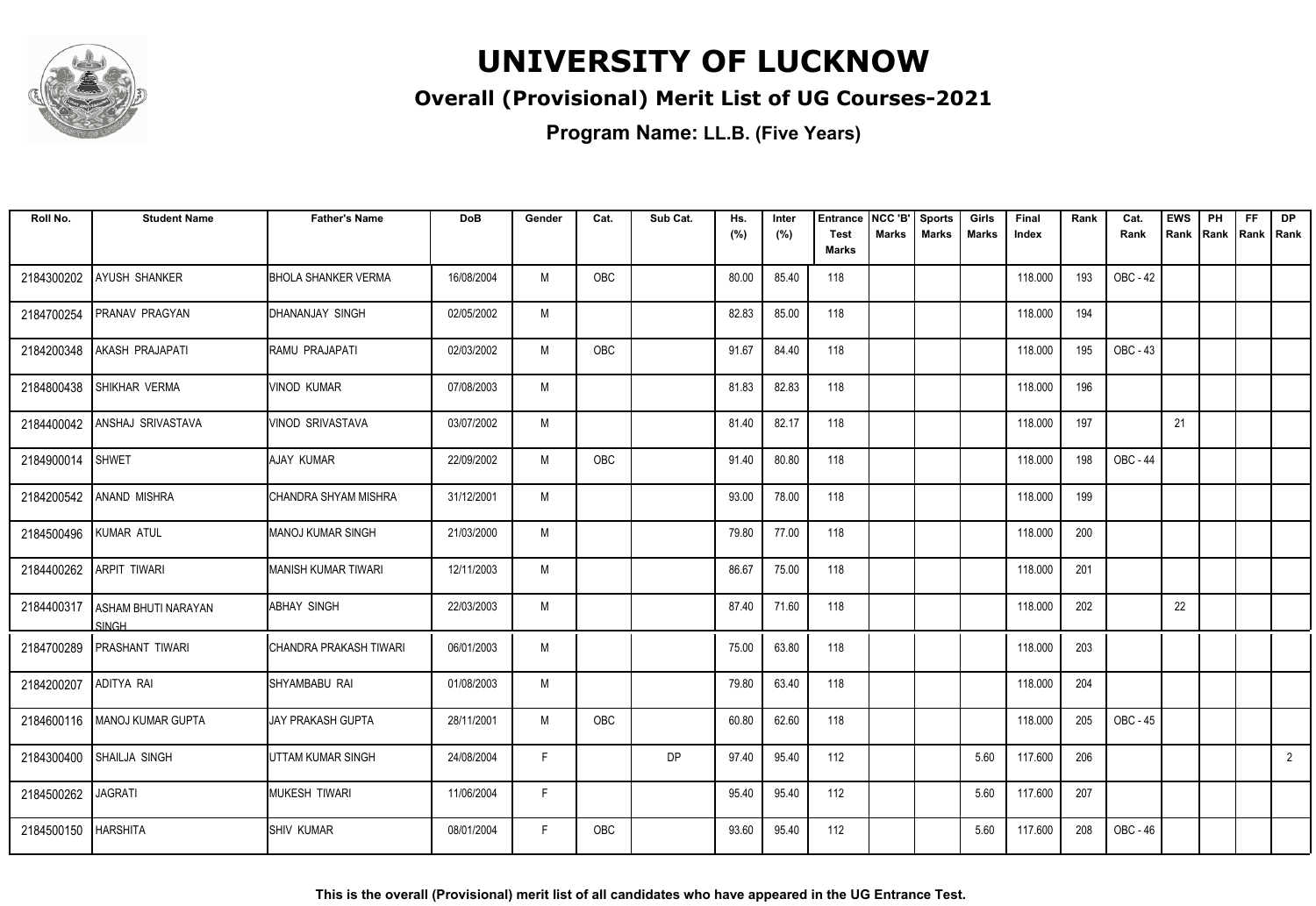# UNIVERSITY OF LUCKNOW

## Overall (Provisional) Merit List of UG Courses-2021

### Program Name: LL.B. (Five Years)

| Roll No. | Student Name | Father's Name | DoB | Gender | Cat. | Sub Cat. | Hs. (%) | Inter (%) | Entrance Test Marks | NCC 'B' Marks | Sports Marks | Girls Marks | Final Index | Rank | Cat. Rank | EWS Rank | PH Rank | FF Rank | DP Rank |
|---|---|---|---|---|---|---|---|---|---|---|---|---|---|---|---|---|---|---|---|
| 2184300202 | AYUSH SHANKER | BHOLA SHANKER VERMA | 16/08/2004 | M | OBC | | 80.00 | 85.40 | 118 | | | | 118.000 | 193 | OBC - 42 | | | | |
| 2184700254 | PRANAV PRAGYAN | DHANANJAY SINGH | 02/05/2002 | M | | | 82.83 | 85.00 | 118 | | | | 118.000 | 194 | | | | | |
| 2184200348 | AKASH PRAJAPATI | RAMU PRAJAPATI | 02/03/2002 | M | OBC | | 91.67 | 84.40 | 118 | | | | 118.000 | 195 | OBC - 43 | | | | |
| 2184800438 | SHIKHAR VERMA | VINOD KUMAR | 07/08/2003 | M | | | 81.83 | 82.83 | 118 | | | | 118.000 | 196 | | | | | |
| 2184400042 | ANSHAJ SRIVASTAVA | VINOD SRIVASTAVA | 03/07/2002 | M | | | 81.40 | 82.17 | 118 | | | | 118.000 | 197 | | 21 | | | |
| 2184900014 | SHWET | AJAY KUMAR | 22/09/2002 | M | OBC | | 91.40 | 80.80 | 118 | | | | 118.000 | 198 | OBC - 44 | | | | |
| 2184200542 | ANAND MISHRA | CHANDRA SHYAM MISHRA | 31/12/2001 | M | | | 93.00 | 78.00 | 118 | | | | 118.000 | 199 | | | | | |
| 2184500496 | KUMAR ATUL | MANOJ KUMAR SINGH | 21/03/2000 | M | | | 79.80 | 77.00 | 118 | | | | 118.000 | 200 | | | | | |
| 2184400262 | ARPIT TIWARI | MANISH KUMAR TIWARI | 12/11/2003 | M | | | 86.67 | 75.00 | 118 | | | | 118.000 | 201 | | | | | |
| 2184400317 | ASHAM BHUTI NARAYAN SINGH | ABHAY SINGH | 22/03/2003 | M | | | 87.40 | 71.60 | 118 | | | | 118.000 | 202 | | 22 | | | |
| 2184700289 | PRASHANT TIWARI | CHANDRA PRAKASH TIWARI | 06/01/2003 | M | | | 75.00 | 63.80 | 118 | | | | 118.000 | 203 | | | | | |
| 2184200207 | ADITYA RAI | SHYAMBABU RAI | 01/08/2003 | M | | | 79.80 | 63.40 | 118 | | | | 118.000 | 204 | | | | | |
| 2184600116 | MANOJ KUMAR GUPTA | JAY PRAKASH GUPTA | 28/11/2001 | M | OBC | | 60.80 | 62.60 | 118 | | | | 118.000 | 205 | OBC - 45 | | | | |
| 2184300400 | SHAILJA SINGH | UTTAM KUMAR SINGH | 24/08/2004 | F | | DP | 97.40 | 95.40 | 112 | | | 5.60 | 117.600 | 206 | | | | | 2 |
| 2184500262 | JAGRATI | MUKESH TIWARI | 11/06/2004 | F | | | 95.40 | 95.40 | 112 | | | 5.60 | 117.600 | 207 | | | | | |
| 2184500150 | HARSHITA | SHIV KUMAR | 08/01/2004 | F | OBC | | 93.60 | 95.40 | 112 | | | 5.60 | 117.600 | 208 | OBC - 46 | | | | |

**This is the overall (Provisional) merit list of all candidates who have appeared in the UG Entrance Test.**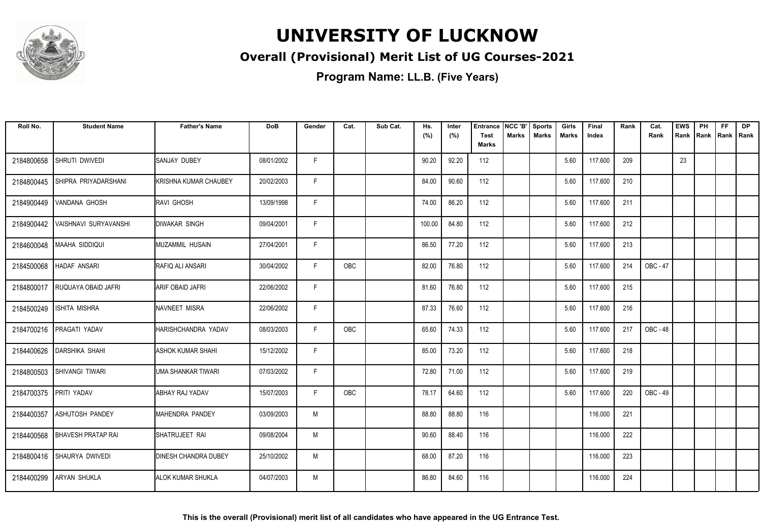# UNIVERSITY OF LUCKNOW

## Overall (Provisional) Merit List of UG Courses-2021

### Program Name: LL.B. (Five Years)

| Roll No. | Student Name | Father's Name | DoB | Gender | Cat. | Sub Cat. | Hs. (%) | Inter (%) | Entrance Test Marks | NCC 'B' Marks | Sports Marks | Girls Marks | Final Index | Rank | Cat. Rank | EWS Rank | PH Rank | FF Rank | DP Rank |
|---|---|---|---|---|---|---|---|---|---|---|---|---|---|---|---|---|---|---|---|
| 2184800658 | SHRUTI DWIVEDI | SANJAY DUBEY | 08/01/2002 | F | | | 90.20 | 92.20 | 112 | | | 5.60 | 117.600 | 209 | | 23 | | | |
| 2184800445 | SHIPRA PRIYADARSHANI | KRISHNA KUMAR CHAUBEY | 20/02/2003 | F | | | 84.00 | 90.60 | 112 | | | 5.60 | 117.600 | 210 | | | | | |
| 2184900449 | VANDANA GHOSH | RAVI GHOSH | 13/09/1998 | F | | | 74.00 | 86.20 | 112 | | | 5.60 | 117.600 | 211 | | | | | |
| 2184900442 | VAISHNAVI SURYAVANSHI | DIWAKAR SINGH | 09/04/2001 | F | | | 100.00 | 84.80 | 112 | | | 5.60 | 117.600 | 212 | | | | | |
| 2184600048 | MAAHA SIDDIQUI | MUZAMMIL HUSAIN | 27/04/2001 | F | | | 86.50 | 77.20 | 112 | | | 5.60 | 117.600 | 213 | | | | | |
| 2184500068 | HADAF ANSARI | RAFIQ ALI ANSARI | 30/04/2002 | F | OBC | | 82.00 | 76.80 | 112 | | | 5.60 | 117.600 | 214 | OBC - 47 | | | | |
| 2184800017 | RUQUAYA OBAID JAFRI | ARIF OBAID JAFRI | 22/06/2002 | F | | | 81.60 | 76.80 | 112 | | | 5.60 | 117.600 | 215 | | | | | |
| 2184500249 | ISHITA MISHRA | NAVNEET MISRA | 22/06/2002 | F | | | 87.33 | 76.60 | 112 | | | 5.60 | 117.600 | 216 | | | | | |
| 2184700216 | PRAGATI YADAV | HARISHCHANDRA YADAV | 08/03/2003 | F | OBC | | 65.60 | 74.33 | 112 | | | 5.60 | 117.600 | 217 | OBC - 48 | | | | |
| 2184400626 | DARSHIKA SHAHI | ASHOK KUMAR SHAHI | 15/12/2002 | F | | | 85.00 | 73.20 | 112 | | | 5.60 | 117.600 | 218 | | | | | |
| 2184800503 | SHIVANGI TIWARI | UMA SHANKAR TIWARI | 07/03/2002 | F | | | 72.80 | 71.00 | 112 | | | 5.60 | 117.600 | 219 | | | | | |
| 2184700375 | PRITI YADAV | ABHAY RAJ YADAV | 15/07/2003 | F | OBC | | 78.17 | 64.60 | 112 | | | 5.60 | 117.600 | 220 | OBC - 49 | | | | |
| 2184400357 | ASHUTOSH PANDEY | MAHENDRA PANDEY | 03/09/2003 | M | | | 88.80 | 88.80 | 116 | | | | 116.000 | 221 | | | | | |
| 2184400568 | BHAVESH PRATAP RAI | SHATRUJEET RAI | 09/08/2004 | M | | | 90.60 | 88.40 | 116 | | | | 116.000 | 222 | | | | | |
| 2184800416 | SHAURYA DWIVEDI | DINESH CHANDRA DUBEY | 25/10/2002 | M | | | 68.00 | 87.20 | 116 | | | | 116.000 | 223 | | | | | |
| 2184400299 | ARYAN SHUKLA | ALOK KUMAR SHUKLA | 04/07/2003 | M | | | 86.80 | 84.60 | 116 | | | | 116.000 | 224 | | | | | |

**This is the overall (Provisional) merit list of all candidates who have appeared in the UG Entrance Test.**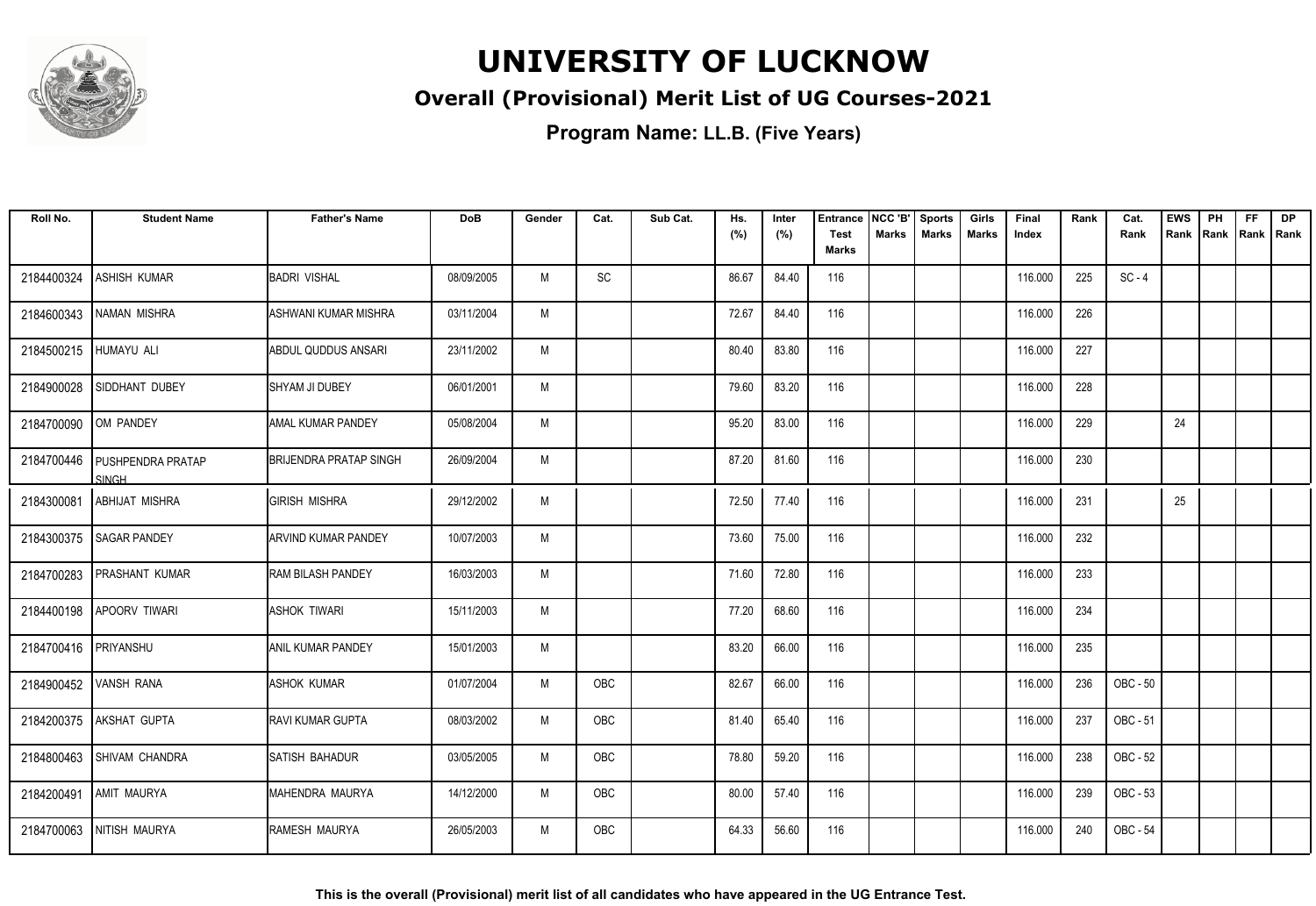# UNIVERSITY OF LUCKNOW

## Overall (Provisional) Merit List of UG Courses-2021

**Program Name: LL.B. (Five Years)**

| Roll No. | Student Name | Father's Name | DoB | Gender | Cat. | Sub Cat. | Hs. (%) | Inter (%) | Entrance Test Marks | NCC 'B' Marks | Sports Marks | Girls Marks | Final Index | Rank | Cat. Rank | EWS Rank | PH Rank | FF Rank | DP Rank |
|---|---|---|---|---|---|---|---|---|---|---|---|---|---|---|---|---|---|---|---|
| 2184400324 | ASHISH KUMAR | BADRI VISHAL | 08/09/2005 | M | SC | | 86.67 | 84.40 | 116 | | | | 116.000 | 225 | SC - 4 | | | | |
| 2184600343 | NAMAN MISHRA | ASHWANI KUMAR MISHRA | 03/11/2004 | M | | | 72.67 | 84.40 | 116 | | | | 116.000 | 226 | | | | | |
| 2184500215 | HUMAYU ALI | ABDUL QUDDUS ANSARI | 23/11/2002 | M | | | 80.40 | 83.80 | 116 | | | | 116.000 | 227 | | | | | |
| 2184900028 | SIDDHANT DUBEY | SHYAM JI DUBEY | 06/01/2001 | M | | | 79.60 | 83.20 | 116 | | | | 116.000 | 228 | | | | | |
| 2184700090 | OM PANDEY | AMAL KUMAR PANDEY | 05/08/2004 | M | | | 95.20 | 83.00 | 116 | | | | 116.000 | 229 | | 24 | | | |
| 2184700446 | PUSHPENDRA PRATAP SINGH | BRIJENDRA PRATAP SINGH | 26/09/2004 | M | | | 87.20 | 81.60 | 116 | | | | 116.000 | 230 | | | | | |
| 2184300081 | ABHIJAT MISHRA | GIRISH MISHRA | 29/12/2002 | M | | | 72.50 | 77.40 | 116 | | | | 116.000 | 231 | | 25 | | | |
| 2184300375 | SAGAR PANDEY | ARVIND KUMAR PANDEY | 10/07/2003 | M | | | 73.60 | 75.00 | 116 | | | | 116.000 | 232 | | | | | |
| 2184700283 | PRASHANT KUMAR | RAM BILASH PANDEY | 16/03/2003 | M | | | 71.60 | 72.80 | 116 | | | | 116.000 | 233 | | | | | |
| 2184400198 | APOORV TIWARI | ASHOK TIWARI | 15/11/2003 | M | | | 77.20 | 68.60 | 116 | | | | 116.000 | 234 | | | | | |
| 2184700416 | PRIYANSHU | ANIL KUMAR PANDEY | 15/01/2003 | M | | | 83.20 | 66.00 | 116 | | | | 116.000 | 235 | | | | | |
| 2184900452 | VANSH RANA | ASHOK KUMAR | 01/07/2004 | M | OBC | | 82.67 | 66.00 | 116 | | | | 116.000 | 236 | OBC - 50 | | | | |
| 2184200375 | AKSHAT GUPTA | RAVI KUMAR GUPTA | 08/03/2002 | M | OBC | | 81.40 | 65.40 | 116 | | | | 116.000 | 237 | OBC - 51 | | | | |
| 2184800463 | SHIVAM CHANDRA | SATISH BAHADUR | 03/05/2005 | M | OBC | | 78.80 | 59.20 | 116 | | | | 116.000 | 238 | OBC - 52 | | | | |
| 2184200491 | AMIT MAURYA | MAHENDRA MAURYA | 14/12/2000 | M | OBC | | 80.00 | 57.40 | 116 | | | | 116.000 | 239 | OBC - 53 | | | | |
| 2184700063 | NITISH MAURYA | RAMESH MAURYA | 26/05/2003 | M | OBC | | 64.33 | 56.60 | 116 | | | | 116.000 | 240 | OBC - 54 | | | | |

**This is the overall (Provisional) merit list of all candidates who have appeared in the UG Entrance Test.**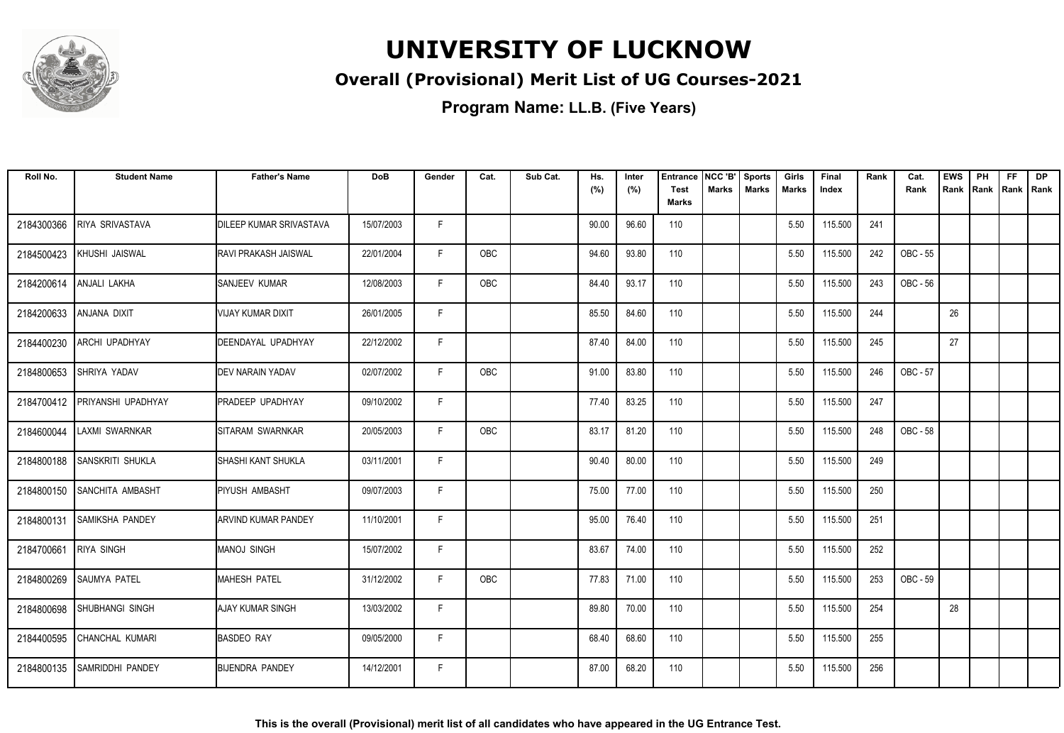# UNIVERSITY OF LUCKNOW

## Overall (Provisional) Merit List of UG Courses-2021

**Program Name: LL.B. (Five Years)**

| Roll No. | Student Name | Father's Name | DoB | Gender | Cat. | Sub Cat. | Hs. (%) | Inter (%) | Entrance Test Marks | NCC 'B' Marks | Sports Marks | Girls Marks | Final Index | Rank | Cat. Rank | EWS Rank | PH Rank | FF Rank | DP Rank |
|---|---|---|---|---|---|---|---|---|---|---|---|---|---|---|---|---|---|---|---|
| 2184300366 | RIYA SRIVASTAVA | DILEEP KUMAR SRIVASTAVA | 15/07/2003 | F | | | 90.00 | 96.60 | 110 | | | 5.50 | 115.500 | 241 | | | | | |
| 2184500423 | KHUSHI JAISWAL | RAVI PRAKASH JAISWAL | 22/01/2004 | F | OBC | | 94.60 | 93.80 | 110 | | | 5.50 | 115.500 | 242 | OBC - 55 | | | | |
| 2184200614 | ANJALI LAKHA | SANJEEV KUMAR | 12/08/2003 | F | OBC | | 84.40 | 93.17 | 110 | | | 5.50 | 115.500 | 243 | OBC - 56 | | | | |
| 2184200633 | ANJANA DIXIT | VIJAY KUMAR DIXIT | 26/01/2005 | F | | | 85.50 | 84.60 | 110 | | | 5.50 | 115.500 | 244 | | 26 | | | |
| 2184400230 | ARCHI UPADHYAY | DEENDAYAL UPADHYAY | 22/12/2002 | F | | | 87.40 | 84.00 | 110 | | | 5.50 | 115.500 | 245 | | 27 | | | |
| 2184800653 | SHRIYA YADAV | DEV NARAIN YADAV | 02/07/2002 | F | OBC | | 91.00 | 83.80 | 110 | | | 5.50 | 115.500 | 246 | OBC - 57 | | | | |
| 2184700412 | PRIYANSHI UPADHYAY | PRADEEP UPADHYAY | 09/10/2002 | F | | | 77.40 | 83.25 | 110 | | | 5.50 | 115.500 | 247 | | | | | |
| 2184600044 | LAXMI SWARNKAR | SITARAM SWARNKAR | 20/05/2003 | F | OBC | | 83.17 | 81.20 | 110 | | | 5.50 | 115.500 | 248 | OBC - 58 | | | | |
| 2184800188 | SANSKRITI SHUKLA | SHASHI KANT SHUKLA | 03/11/2001 | F | | | 90.40 | 80.00 | 110 | | | 5.50 | 115.500 | 249 | | | | | |
| 2184800150 | SANCHITA AMBASHT | PIYUSH AMBASHT | 09/07/2003 | F | | | 75.00 | 77.00 | 110 | | | 5.50 | 115.500 | 250 | | | | | |
| 2184800131 | SAMIKSHA PANDEY | ARVIND KUMAR PANDEY | 11/10/2001 | F | | | 95.00 | 76.40 | 110 | | | 5.50 | 115.500 | 251 | | | | | |
| 2184700661 | RIYA SINGH | MANOJ SINGH | 15/07/2002 | F | | | 83.67 | 74.00 | 110 | | | 5.50 | 115.500 | 252 | | | | | |
| 2184800269 | SAUMYA PATEL | MAHESH PATEL | 31/12/2002 | F | OBC | | 77.83 | 71.00 | 110 | | | 5.50 | 115.500 | 253 | OBC - 59 | | | | |
| 2184800698 | SHUBHANGI SINGH | AJAY KUMAR SINGH | 13/03/2002 | F | | | 89.80 | 70.00 | 110 | | | 5.50 | 115.500 | 254 | | 28 | | | |
| 2184400595 | CHANCHAL KUMARI | BASDEO RAY | 09/05/2000 | F | | | 68.40 | 68.60 | 110 | | | 5.50 | 115.500 | 255 | | | | | |
| 2184800135 | SAMRIDDHI PANDEY | BIJENDRA PANDEY | 14/12/2001 | F | | | 87.00 | 68.20 | 110 | | | 5.50 | 115.500 | 256 | | | | | |

**This is the overall (Provisional) merit list of all candidates who have appeared in the UG Entrance Test.**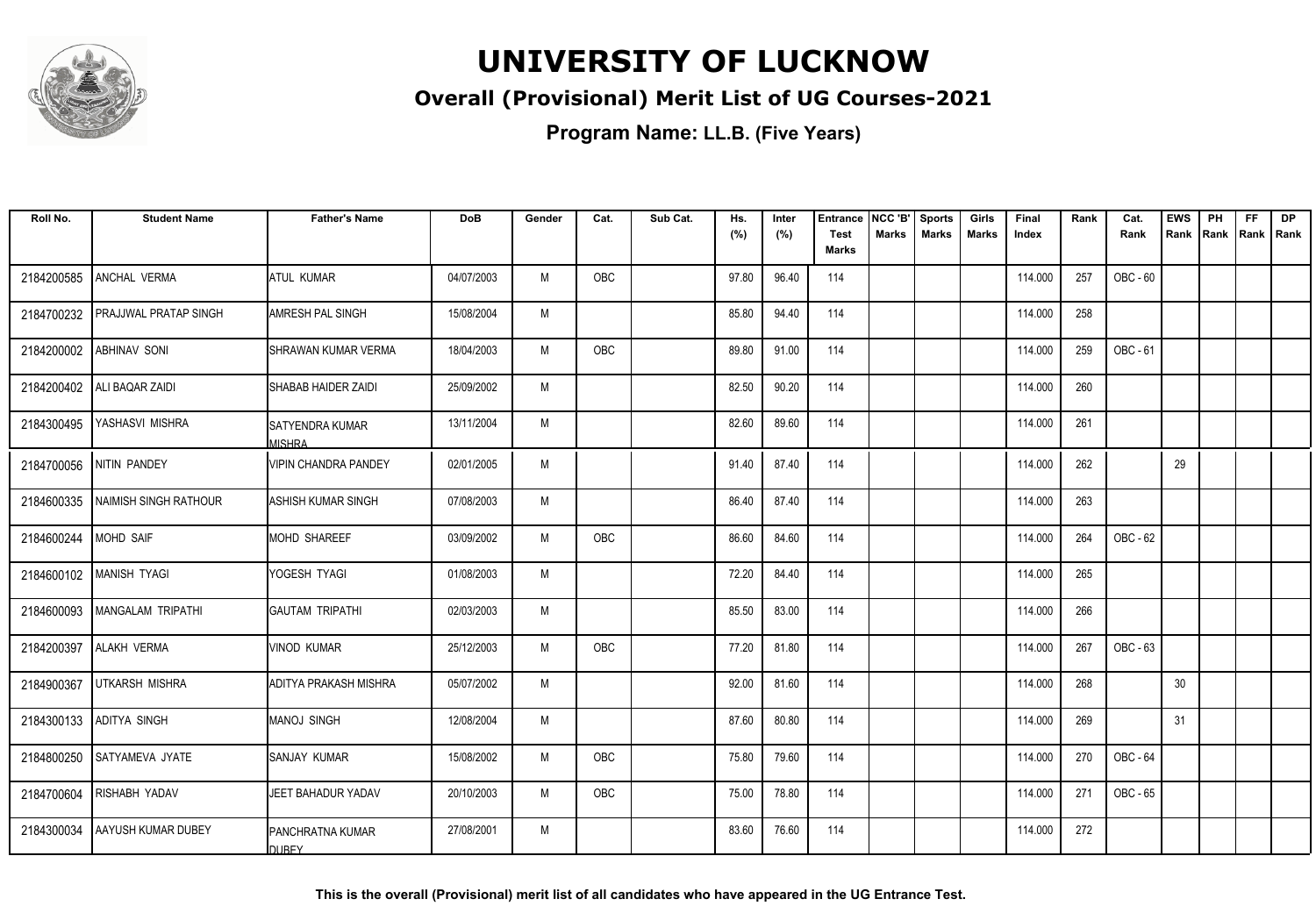# UNIVERSITY OF LUCKNOW

## Overall (Provisional) Merit List of UG Courses-2021

**Program Name: LL.B. (Five Years)**

| Roll No. | Student Name | Father's Name | DoB | Gender | Cat. | Sub Cat. | Hs. (%) | Inter (%) | Entrance Test Marks | NCC 'B' Marks | Sports Marks | Girls Marks | Final Index | Rank | Cat. Rank | EWS Rank | PH Rank | FF Rank | DP Rank |
|---|---|---|---|---|---|---|---|---|---|---|---|---|---|---|---|---|---|---|---|
| 2184200585 | ANCHAL VERMA | ATUL KUMAR | 04/07/2003 | M | OBC | | 97.80 | 96.40 | 114 | | | | 114.000 | 257 | OBC - 60 | | | | |
| 2184700232 | PRAJJWAL PRATAP SINGH | AMRESH PAL SINGH | 15/08/2004 | M | | | 85.80 | 94.40 | 114 | | | | 114.000 | 258 | | | | | |
| 2184200002 | ABHINAV SONI | SHRAWAN KUMAR VERMA | 18/04/2003 | M | OBC | | 89.80 | 91.00 | 114 | | | | 114.000 | 259 | OBC - 61 | | | | |
| 2184200402 | ALI BAQAR ZAIDI | SHABAB HAIDER ZAIDI | 25/09/2002 | M | | | 82.50 | 90.20 | 114 | | | | 114.000 | 260 | | | | | |
| 2184300495 | YASHASVI MISHRA | SATYENDRA KUMAR MISHRA | 13/11/2004 | M | | | 82.60 | 89.60 | 114 | | | | 114.000 | 261 | | | | | |
| 2184700056 | NITIN PANDEY | VIPIN CHANDRA PANDEY | 02/01/2005 | M | | | 91.40 | 87.40 | 114 | | | | 114.000 | 262 | | 29 | | | |
| 2184600335 | NAIMISH SINGH RATHOUR | ASHISH KUMAR SINGH | 07/08/2003 | M | | | 86.40 | 87.40 | 114 | | | | 114.000 | 263 | | | | | |
| 2184600244 | MOHD SAIF | MOHD SHAREEF | 03/09/2002 | M | OBC | | 86.60 | 84.60 | 114 | | | | 114.000 | 264 | OBC - 62 | | | | |
| 2184600102 | MANISH TYAGI | YOGESH TYAGI | 01/08/2003 | M | | | 72.20 | 84.40 | 114 | | | | 114.000 | 265 | | | | | |
| 2184600093 | MANGALAM TRIPATHI | GAUTAM TRIPATHI | 02/03/2003 | M | | | 85.50 | 83.00 | 114 | | | | 114.000 | 266 | | | | | |
| 2184200397 | ALAKH VERMA | VINOD KUMAR | 25/12/2003 | M | OBC | | 77.20 | 81.80 | 114 | | | | 114.000 | 267 | OBC - 63 | | | | |
| 2184900367 | UTKARSH MISHRA | ADITYA PRAKASH MISHRA | 05/07/2002 | M | | | 92.00 | 81.60 | 114 | | | | 114.000 | 268 | | 30 | | | |
| 2184300133 | ADITYA SINGH | MANOJ SINGH | 12/08/2004 | M | | | 87.60 | 80.80 | 114 | | | | 114.000 | 269 | | 31 | | | |
| 2184800250 | SATYAMEVA JYATE | SANJAY KUMAR | 15/08/2002 | M | OBC | | 75.80 | 79.60 | 114 | | | | 114.000 | 270 | OBC - 64 | | | | |
| 2184700604 | RISHABH YADAV | JEET BAHADUR YADAV | 20/10/2003 | M | OBC | | 75.00 | 78.80 | 114 | | | | 114.000 | 271 | OBC - 65 | | | | |
| 2184300034 | AAYUSH KUMAR DUBEY | PANCHRATNA KUMAR DUBEY | 27/08/2001 | M | | | 83.60 | 76.60 | 114 | | | | 114.000 | 272 | | | | | |

**This is the overall (Provisional) merit list of all candidates who have appeared in the UG Entrance Test.**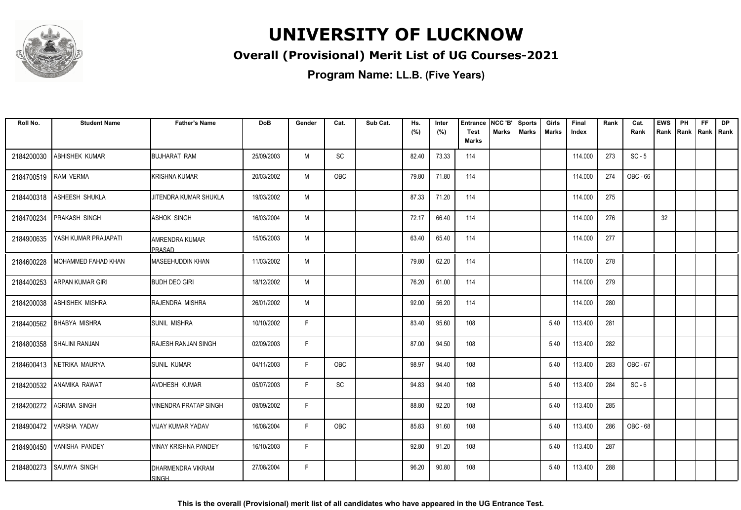# UNIVERSITY OF LUCKNOW

## Overall (Provisional) Merit List of UG Courses-2021

### Program Name: LL.B. (Five Years)

| Roll No. | Student Name | Father's Name | DoB | Gender | Cat. | Sub Cat. | Hs. (%) | Inter (%) | Entrance Test Marks | NCC 'B' Marks | Sports Marks | Girls Marks | Final Index | Rank | Cat. Rank | EWS Rank | PH Rank | FF Rank | DP Rank |
|---|---|---|---|---|---|---|---|---|---|---|---|---|---|---|---|---|---|---|---|
| 2184200030 | ABHISHEK KUMAR | BUJHARAT RAM | 25/09/2003 | M | SC | | 82.40 | 73.33 | 114 | | | | 114.000 | 273 | SC - 5 | | | | |
| 2184700519 | RAM VERMA | KRISHNA KUMAR | 20/03/2002 | M | OBC | | 79.80 | 71.80 | 114 | | | | 114.000 | 274 | OBC - 66 | | | | |
| 2184400318 | ASHEESH SHUKLA | JITENDRA KUMAR SHUKLA | 19/03/2002 | M | | | 87.33 | 71.20 | 114 | | | | 114.000 | 275 | | | | | |
| 2184700234 | PRAKASH SINGH | ASHOK SINGH | 16/03/2004 | M | | | 72.17 | 66.40 | 114 | | | | 114.000 | 276 | | 32 | | | |
| 2184900635 | YASH KUMAR PRAJAPATI | AMRENDRA KUMAR PRASAD | 15/05/2003 | M | | | 63.40 | 65.40 | 114 | | | | 114.000 | 277 | | | | | |
| 2184600228 | MOHAMMED FAHAD KHAN | MASEEHUDDIN KHAN | 11/03/2002 | M | | | 79.80 | 62.20 | 114 | | | | 114.000 | 278 | | | | | |
| 2184400253 | ARPAN KUMAR GIRI | BUDH DEO GIRI | 18/12/2002 | M | | | 76.20 | 61.00 | 114 | | | | 114.000 | 279 | | | | | |
| 2184200038 | ABHISHEK MISHRA | RAJENDRA MISHRA | 26/01/2002 | M | | | 92.00 | 56.20 | 114 | | | | 114.000 | 280 | | | | | |
| 2184400562 | BHABYA MISHRA | SUNIL MISHRA | 10/10/2002 | F | | | 83.40 | 95.60 | 108 | | | 5.40 | 113.400 | 281 | | | | | |
| 2184800358 | SHALINI RANJAN | RAJESH RANJAN SINGH | 02/09/2003 | F | | | 87.00 | 94.50 | 108 | | | 5.40 | 113.400 | 282 | | | | | |
| 2184600413 | NETRIKA MAURYA | SUNIL KUMAR | 04/11/2003 | F | OBC | | 98.97 | 94.40 | 108 | | | 5.40 | 113.400 | 283 | OBC - 67 | | | | |
| 2184200532 | ANAMIKA RAWAT | AVDHESH KUMAR | 05/07/2003 | F | SC | | 94.83 | 94.40 | 108 | | | 5.40 | 113.400 | 284 | SC - 6 | | | | |
| 2184200272 | AGRIMA SINGH | VINENDRA PRATAP SINGH | 09/09/2002 | F | | | 88.80 | 92.20 | 108 | | | 5.40 | 113.400 | 285 | | | | | |
| 2184900472 | VARSHA YADAV | VIJAY KUMAR YADAV | 16/08/2004 | F | OBC | | 85.83 | 91.60 | 108 | | | 5.40 | 113.400 | 286 | OBC - 68 | | | | |
| 2184900450 | VANISHA PANDEY | VINAY KRISHNA PANDEY | 16/10/2003 | F | | | 92.80 | 91.20 | 108 | | | 5.40 | 113.400 | 287 | | | | | |
| 2184800273 | SAUMYA SINGH | DHARMENDRA VIKRAM SINGH | 27/08/2004 | F | | | 96.20 | 90.80 | 108 | | | 5.40 | 113.400 | 288 | | | | | |

**This is the overall (Provisional) merit list of all candidates who have appeared in the UG Entrance Test.**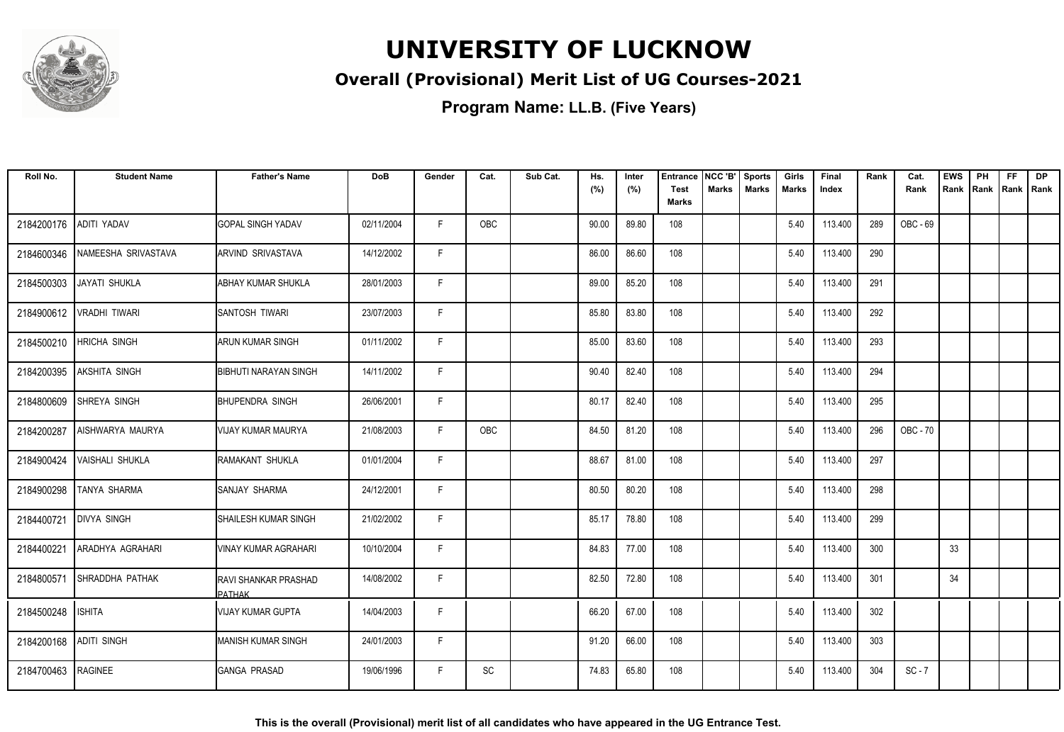# UNIVERSITY OF LUCKNOW

## Overall (Provisional) Merit List of UG Courses-2021

**Program Name: LL.B. (Five Years)**

| Roll No. | Student Name | Father's Name | DoB | Gender | Cat. | Sub Cat. | Hs. (%) | Inter (%) | Entrance Test Marks | NCC 'B' Marks | Sports Marks | Girls Marks | Final Index | Rank | Cat. Rank | EWS Rank | PH Rank | FF Rank | DP Rank |
|---|---|---|---|---|---|---|---|---|---|---|---|---|---|---|---|---|---|---|---|
| 2184200176 | ADITI YADAV | GOPAL SINGH YADAV | 02/11/2004 | F | OBC | | 90.00 | 89.80 | 108 | | | 5.40 | 113.400 | 289 | OBC - 69 | | | | |
| 2184600346 | NAMEESHA SRIVASTAVA | ARVIND SRIVASTAVA | 14/12/2002 | F | | | 86.00 | 86.60 | 108 | | | 5.40 | 113.400 | 290 | | | | | |
| 2184500303 | JAYATI SHUKLA | ABHAY KUMAR SHUKLA | 28/01/2003 | F | | | 89.00 | 85.20 | 108 | | | 5.40 | 113.400 | 291 | | | | | |
| 2184900612 | VRADHI TIWARI | SANTOSH TIWARI | 23/07/2003 | F | | | 85.80 | 83.80 | 108 | | | 5.40 | 113.400 | 292 | | | | | |
| 2184500210 | HRICHA SINGH | ARUN KUMAR SINGH | 01/11/2002 | F | | | 85.00 | 83.60 | 108 | | | 5.40 | 113.400 | 293 | | | | | |
| 2184200395 | AKSHITA SINGH | BIBHUTI NARAYAN SINGH | 14/11/2002 | F | | | 90.40 | 82.40 | 108 | | | 5.40 | 113.400 | 294 | | | | | |
| 2184800609 | SHREYA SINGH | BHUPENDRA SINGH | 26/06/2001 | F | | | 80.17 | 82.40 | 108 | | | 5.40 | 113.400 | 295 | | | | | |
| 2184200287 | AISHWARYA MAURYA | VIJAY KUMAR MAURYA | 21/08/2003 | F | OBC | | 84.50 | 81.20 | 108 | | | 5.40 | 113.400 | 296 | OBC - 70 | | | | |
| 2184900424 | VAISHALI SHUKLA | RAMAKANT SHUKLA | 01/01/2004 | F | | | 88.67 | 81.00 | 108 | | | 5.40 | 113.400 | 297 | | | | | |
| 2184900298 | TANYA SHARMA | SANJAY SHARMA | 24/12/2001 | F | | | 80.50 | 80.20 | 108 | | | 5.40 | 113.400 | 298 | | | | | |
| 2184400721 | DIVYA SINGH | SHAILESH KUMAR SINGH | 21/02/2002 | F | | | 85.17 | 78.80 | 108 | | | 5.40 | 113.400 | 299 | | | | | |
| 2184400221 | ARADHYA AGRAHARI | VINAY KUMAR AGRAHARI | 10/10/2004 | F | | | 84.83 | 77.00 | 108 | | | 5.40 | 113.400 | 300 | | 33 | | | |
| 2184800571 | SHRADDHA PATHAK | RAVI SHANKAR PRASHAD PATHAK | 14/08/2002 | F | | | 82.50 | 72.80 | 108 | | | 5.40 | 113.400 | 301 | | 34 | | | |
| 2184500248 | ISHITA | VIJAY KUMAR GUPTA | 14/04/2003 | F | | | 66.20 | 67.00 | 108 | | | 5.40 | 113.400 | 302 | | | | | |
| 2184200168 | ADITI SINGH | MANISH KUMAR SINGH | 24/01/2003 | F | | | 91.20 | 66.00 | 108 | | | 5.40 | 113.400 | 303 | | | | | |
| 2184700463 | RAGINEE | GANGA PRASAD | 19/06/1996 | F | SC | | 74.83 | 65.80 | 108 | | | 5.40 | 113.400 | 304 | SC - 7 | | | | |

**This is the overall (Provisional) merit list of all candidates who have appeared in the UG Entrance Test.**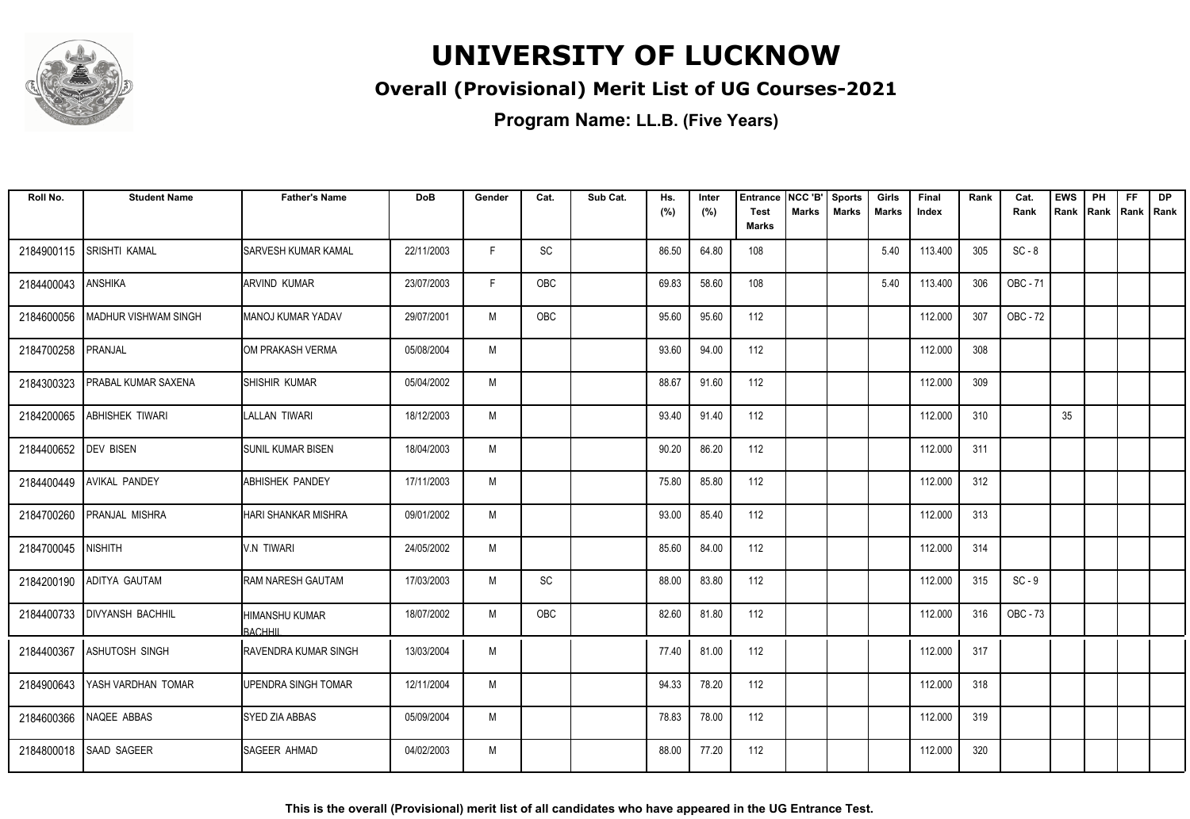# UNIVERSITY OF LUCKNOW

## Overall (Provisional) Merit List of UG Courses-2021

### Program Name: LL.B. (Five Years)

| Roll No. | Student Name | Father's Name | DoB | Gender | Cat. | Sub Cat. | Hs. (%) | Inter (%) | Entrance Test Marks | NCC 'B' Marks | Sports Marks | Girls Marks | Final Index | Rank | Cat. Rank | EWS Rank | PH Rank | FF Rank | DP Rank |
|---|---|---|---|---|---|---|---|---|---|---|---|---|---|---|---|---|---|---|---|
| 2184900115 | SRISHTI KAMAL | SARVESH KUMAR KAMAL | 22/11/2003 | F | SC | | 86.50 | 64.80 | 108 | | | 5.40 | 113.400 | 305 | SC - 8 | | | | |
| 2184400043 | ANSHIKA | ARVIND KUMAR | 23/07/2003 | F | OBC | | 69.83 | 58.60 | 108 | | | 5.40 | 113.400 | 306 | OBC - 71 | | | | |
| 2184600056 | MADHUR VISHWAM SINGH | MANOJ KUMAR YADAV | 29/07/2001 | M | OBC | | 95.60 | 95.60 | 112 | | | | 112.000 | 307 | OBC - 72 | | | | |
| 2184700258 | PRANJAL | OM PRAKASH VERMA | 05/08/2004 | M | | | 93.60 | 94.00 | 112 | | | | 112.000 | 308 | | | | | |
| 2184300323 | PRABAL KUMAR SAXENA | SHISHIR KUMAR | 05/04/2002 | M | | | 88.67 | 91.60 | 112 | | | | 112.000 | 309 | | | | | |
| 2184200065 | ABHISHEK TIWARI | LALLAN TIWARI | 18/12/2003 | M | | | 93.40 | 91.40 | 112 | | | | 112.000 | 310 | | 35 | | | |
| 2184400652 | DEV BISEN | SUNIL KUMAR BISEN | 18/04/2003 | M | | | 90.20 | 86.20 | 112 | | | | 112.000 | 311 | | | | | |
| 2184400449 | AVIKAL PANDEY | ABHISHEK PANDEY | 17/11/2003 | M | | | 75.80 | 85.80 | 112 | | | | 112.000 | 312 | | | | | |
| 2184700260 | PRANJAL MISHRA | HARI SHANKAR MISHRA | 09/01/2002 | M | | | 93.00 | 85.40 | 112 | | | | 112.000 | 313 | | | | | |
| 2184700045 | NISHITH | V.N TIWARI | 24/05/2002 | M | | | 85.60 | 84.00 | 112 | | | | 112.000 | 314 | | | | | |
| 2184200190 | ADITYA GAUTAM | RAM NARESH GAUTAM | 17/03/2003 | M | SC | | 88.00 | 83.80 | 112 | | | | 112.000 | 315 | SC - 9 | | | | |
| 2184400733 | DIVYANSH BACHHIL | HIMANSHU KUMAR BACHHIL | 18/07/2002 | M | OBC | | 82.60 | 81.80 | 112 | | | | 112.000 | 316 | OBC - 73 | | | | |
| 2184400367 | ASHUTOSH SINGH | RAVENDRA KUMAR SINGH | 13/03/2004 | M | | | 77.40 | 81.00 | 112 | | | | 112.000 | 317 | | | | | |
| 2184900643 | YASH VARDHAN TOMAR | UPENDRA SINGH TOMAR | 12/11/2004 | M | | | 94.33 | 78.20 | 112 | | | | 112.000 | 318 | | | | | |
| 2184600366 | NAQEE ABBAS | SYED ZIA ABBAS | 05/09/2004 | M | | | 78.83 | 78.00 | 112 | | | | 112.000 | 319 | | | | | |
| 2184800018 | SAAD SAGEER | SAGEER AHMAD | 04/02/2003 | M | | | 88.00 | 77.20 | 112 | | | | 112.000 | 320 | | | | | |

**This is the overall (Provisional) merit list of all candidates who have appeared in the UG Entrance Test.**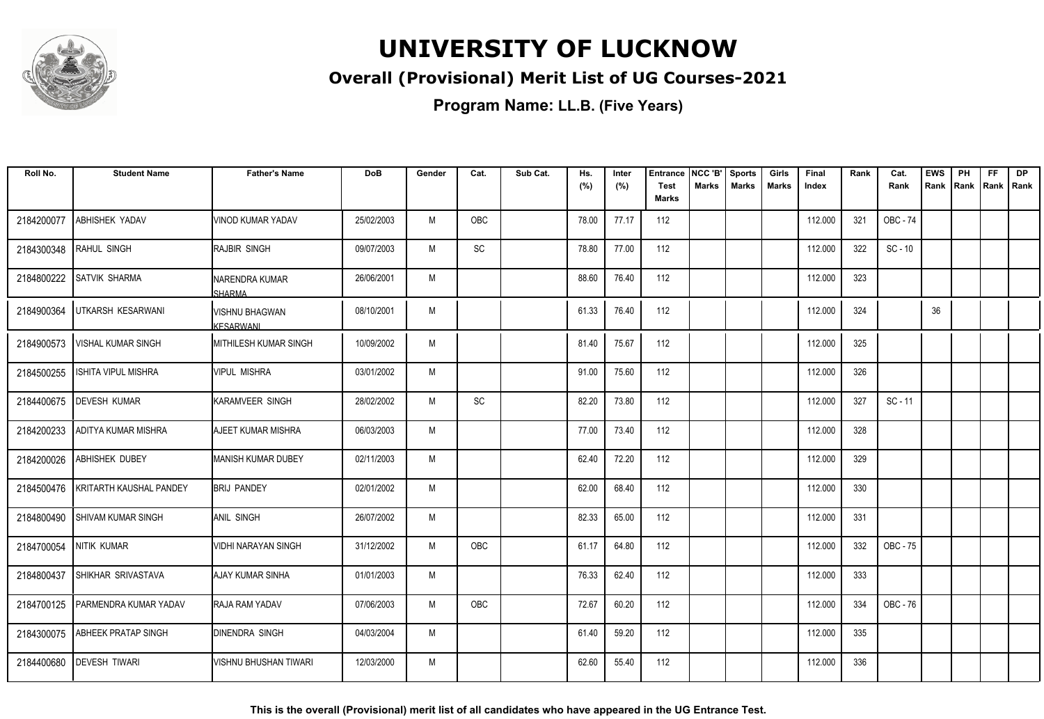# UNIVERSITY OF LUCKNOW

## Overall (Provisional) Merit List of UG Courses-2021

### Program Name: LL.B. (Five Years)

| Roll No. | Student Name | Father's Name | DoB | Gender | Cat. | Sub Cat. | Hs. (%) | Inter (%) | Entrance Test Marks | NCC 'B' Marks | Sports Marks | Girls Marks | Final Index | Rank | Cat. Rank | EWS Rank | PH Rank | FF Rank | DP Rank |
|---|---|---|---|---|---|---|---|---|---|---|---|---|---|---|---|---|---|---|---|
| 2184200077 | ABHISHEK YADAV | VINOD KUMAR YADAV | 25/02/2003 | M | OBC | | 78.00 | 77.17 | 112 | | | | 112.000 | 321 | OBC - 74 | | | | |
| 2184300348 | RAHUL SINGH | RAJBIR SINGH | 09/07/2003 | M | SC | | 78.80 | 77.00 | 112 | | | | 112.000 | 322 | SC - 10 | | | | |
| 2184800222 | SATVIK SHARMA | NARENDRA KUMAR SHARMA | 26/06/2001 | M | | | 88.60 | 76.40 | 112 | | | | 112.000 | 323 | | | | | |
| 2184900364 | UTKARSH KESARWANI | VISHNU BHAGWAN KESARWANI | 08/10/2001 | M | | | 61.33 | 76.40 | 112 | | | | 112.000 | 324 | | 36 | | | |
| 2184900573 | VISHAL KUMAR SINGH | MITHILESH KUMAR SINGH | 10/09/2002 | M | | | 81.40 | 75.67 | 112 | | | | 112.000 | 325 | | | | | |
| 2184500255 | ISHITA VIPUL MISHRA | VIPUL MISHRA | 03/01/2002 | M | | | 91.00 | 75.60 | 112 | | | | 112.000 | 326 | | | | | |
| 2184400675 | DEVESH KUMAR | KARAMVEER SINGH | 28/02/2002 | M | SC | | 82.20 | 73.80 | 112 | | | | 112.000 | 327 | SC - 11 | | | | |
| 2184200233 | ADITYA KUMAR MISHRA | AJEET KUMAR MISHRA | 06/03/2003 | M | | | 77.00 | 73.40 | 112 | | | | 112.000 | 328 | | | | | |
| 2184200026 | ABHISHEK DUBEY | MANISH KUMAR DUBEY | 02/11/2003 | M | | | 62.40 | 72.20 | 112 | | | | 112.000 | 329 | | | | | |
| 2184500476 | KRITARTH KAUSHAL PANDEY | BRIJ PANDEY | 02/01/2002 | M | | | 62.00 | 68.40 | 112 | | | | 112.000 | 330 | | | | | |
| 2184800490 | SHIVAM KUMAR SINGH | ANIL SINGH | 26/07/2002 | M | | | 82.33 | 65.00 | 112 | | | | 112.000 | 331 | | | | | |
| 2184700054 | NITIK KUMAR | VIDHI NARAYAN SINGH | 31/12/2002 | M | OBC | | 61.17 | 64.80 | 112 | | | | 112.000 | 332 | OBC - 75 | | | | |
| 2184800437 | SHIKHAR SRIVASTAVA | AJAY KUMAR SINHA | 01/01/2003 | M | | | 76.33 | 62.40 | 112 | | | | 112.000 | 333 | | | | | |
| 2184700125 | PARMENDRA KUMAR YADAV | RAJA RAM YADAV | 07/06/2003 | M | OBC | | 72.67 | 60.20 | 112 | | | | 112.000 | 334 | OBC - 76 | | | | |
| 2184300075 | ABHEEK PRATAP SINGH | DINENDRA SINGH | 04/03/2004 | M | | | 61.40 | 59.20 | 112 | | | | 112.000 | 335 | | | | | |
| 2184400680 | DEVESH TIWARI | VISHNU BHUSHAN TIWARI | 12/03/2000 | M | | | 62.60 | 55.40 | 112 | | | | 112.000 | 336 | | | | | |

**This is the overall (Provisional) merit list of all candidates who have appeared in the UG Entrance Test.**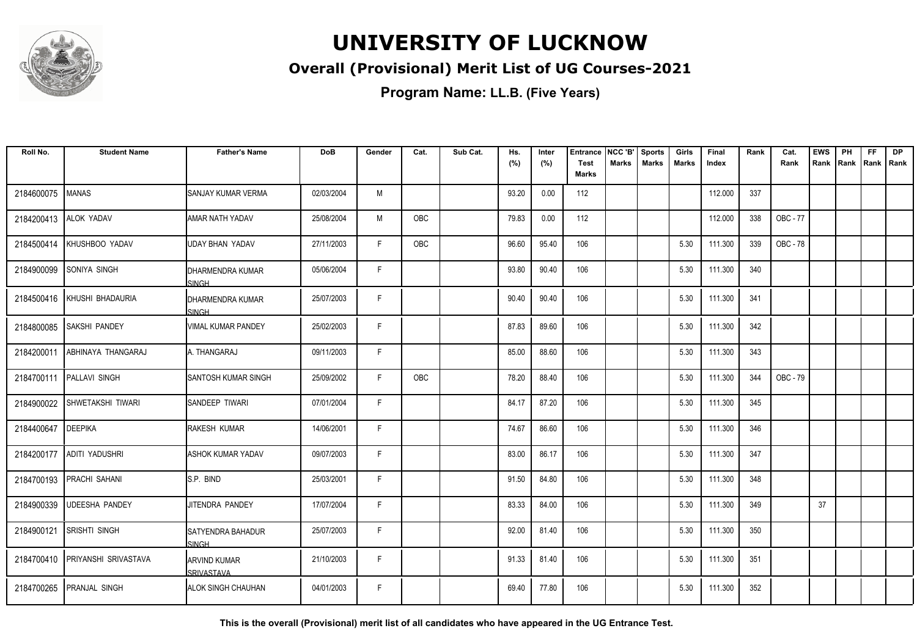# UNIVERSITY OF LUCKNOW

## Overall (Provisional) Merit List of UG Courses-2021

**Program Name: LL.B. (Five Years)**

| Roll No. | Student Name | Father's Name | DoB | Gender | Cat. | Sub Cat. | Hs. (%) | Inter (%) | Entrance Test Marks | NCC 'B' Marks | Sports Marks | Girls Marks | Final Index | Rank | Cat. Rank | EWS Rank | PH Rank | FF Rank | DP Rank |
|---|---|---|---|---|---|---|---|---|---|---|---|---|---|---|---|---|---|---|---|
| 2184600075 | MANAS | SANJAY KUMAR VERMA | 02/03/2004 | M | | | 93.20 | 0.00 | 112 | | | | 112.000 | 337 | | | | | |
| 2184200413 | ALOK YADAV | AMAR NATH YADAV | 25/08/2004 | M | OBC | | 79.83 | 0.00 | 112 | | | | 112.000 | 338 | OBC - 77 | | | | |
| 2184500414 | KHUSHBOO YADAV | UDAY BHAN YADAV | 27/11/2003 | F | OBC | | 96.60 | 95.40 | 106 | | | 5.30 | 111.300 | 339 | OBC - 78 | | | | |
| 2184900099 | SONIYA SINGH | DHARMENDRA KUMAR SINGH | 05/06/2004 | F | | | 93.80 | 90.40 | 106 | | | 5.30 | 111.300 | 340 | | | | | |
| 2184500416 | KHUSHI BHADAURIA | DHARMENDRA KUMAR SINGH | 25/07/2003 | F | | | 90.40 | 90.40 | 106 | | | 5.30 | 111.300 | 341 | | | | | |
| 2184800085 | SAKSHI PANDEY | VIMAL KUMAR PANDEY | 25/02/2003 | F | | | 87.83 | 89.60 | 106 | | | 5.30 | 111.300 | 342 | | | | | |
| 2184200011 | ABHINAYA THANGARAJ | A. THANGARAJ | 09/11/2003 | F | | | 85.00 | 88.60 | 106 | | | 5.30 | 111.300 | 343 | | | | | |
| 2184700111 | PALLAVI SINGH | SANTOSH KUMAR SINGH | 25/09/2002 | F | OBC | | 78.20 | 88.40 | 106 | | | 5.30 | 111.300 | 344 | OBC - 79 | | | | |
| 2184900022 | SHWETAKSHI TIWARI | SANDEEP TIWARI | 07/01/2004 | F | | | 84.17 | 87.20 | 106 | | | 5.30 | 111.300 | 345 | | | | | |
| 2184400647 | DEEPIKA | RAKESH KUMAR | 14/06/2001 | F | | | 74.67 | 86.60 | 106 | | | 5.30 | 111.300 | 346 | | | | | |
| 2184200177 | ADITI YADUSHRI | ASHOK KUMAR YADAV | 09/07/2003 | F | | | 83.00 | 86.17 | 106 | | | 5.30 | 111.300 | 347 | | | | | |
| 2184700193 | PRACHI SAHANI | S.P. BIND | 25/03/2001 | F | | | 91.50 | 84.80 | 106 | | | 5.30 | 111.300 | 348 | | | | | |
| 2184900339 | UDEESHA PANDEY | JITENDRA PANDEY | 17/07/2004 | F | | | 83.33 | 84.00 | 106 | | | 5.30 | 111.300 | 349 | | 37 | | | |
| 2184900121 | SRISHTI SINGH | SATYENDRA BAHADUR SINGH | 25/07/2003 | F | | | 92.00 | 81.40 | 106 | | | 5.30 | 111.300 | 350 | | | | | |
| 2184700410 | PRIYANSHI SRIVASTAVA | ARVIND KUMAR SRIVASTAVA | 21/10/2003 | F | | | 91.33 | 81.40 | 106 | | | 5.30 | 111.300 | 351 | | | | | |
| 2184700265 | PRANJAL SINGH | ALOK SINGH CHAUHAN | 04/01/2003 | F | | | 69.40 | 77.80 | 106 | | | 5.30 | 111.300 | 352 | | | | | |

**This is the overall (Provisional) merit list of all candidates who have appeared in the UG Entrance Test.**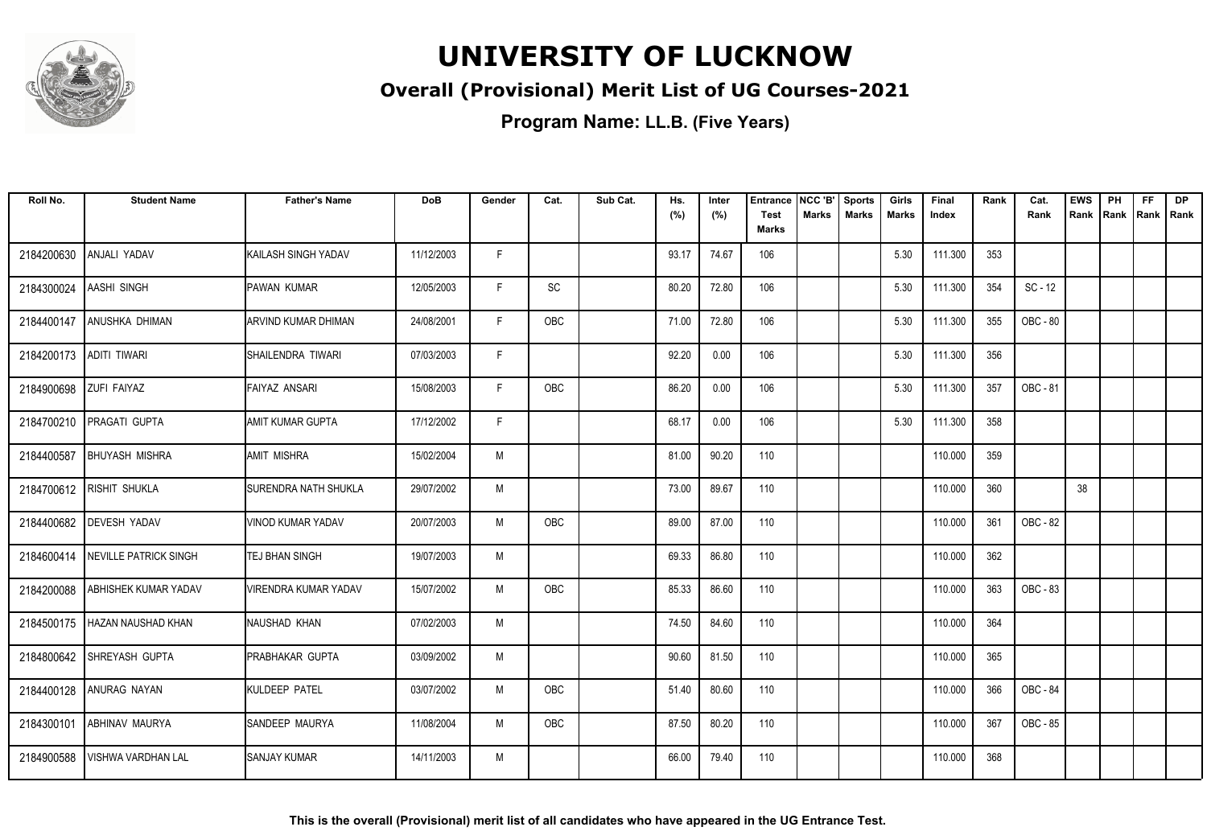# UNIVERSITY OF LUCKNOW

## Overall (Provisional) Merit List of UG Courses-2021

### Program Name: LL.B. (Five Years)

| Roll No. | Student Name | Father's Name | DoB | Gender | Cat. | Sub Cat. | Hs. (%) | Inter (%) | Entrance Test Marks | NCC 'B' Marks | Sports Marks | Girls Marks | Final Index | Rank | Cat. Rank | EWS Rank | PH Rank | FF Rank | DP Rank |
|---|---|---|---|---|---|---|---|---|---|---|---|---|---|---|---|---|---|---|---|
| 2184200630 | ANJALI YADAV | KAILASH SINGH YADAV | 11/12/2003 | F | | | 93.17 | 74.67 | 106 | | | 5.30 | 111.300 | 353 | | | | | |
| 2184300024 | AASHI SINGH | PAWAN KUMAR | 12/05/2003 | F | SC | | 80.20 | 72.80 | 106 | | | 5.30 | 111.300 | 354 | SC - 12 | | | | |
| 2184400147 | ANUSHKA DHIMAN | ARVIND KUMAR DHIMAN | 24/08/2001 | F | OBC | | 71.00 | 72.80 | 106 | | | 5.30 | 111.300 | 355 | OBC - 80 | | | | |
| 2184200173 | ADITI TIWARI | SHAILENDRA TIWARI | 07/03/2003 | F | | | 92.20 | 0.00 | 106 | | | 5.30 | 111.300 | 356 | | | | | |
| 2184900698 | ZUFI FAIYAZ | FAIYAZ ANSARI | 15/08/2003 | F | OBC | | 86.20 | 0.00 | 106 | | | 5.30 | 111.300 | 357 | OBC - 81 | | | | |
| 2184700210 | PRAGATI GUPTA | AMIT KUMAR GUPTA | 17/12/2002 | F | | | 68.17 | 0.00 | 106 | | | 5.30 | 111.300 | 358 | | | | | |
| 2184400587 | BHUYASH MISHRA | AMIT MISHRA | 15/02/2004 | M | | | 81.00 | 90.20 | 110 | | | | 110.000 | 359 | | | | | |
| 2184700612 | RISHIT SHUKLA | SURENDRA NATH SHUKLA | 29/07/2002 | M | | | 73.00 | 89.67 | 110 | | | | 110.000 | 360 | | 38 | | | |
| 2184400682 | DEVESH YADAV | VINOD KUMAR YADAV | 20/07/2003 | M | OBC | | 89.00 | 87.00 | 110 | | | | 110.000 | 361 | OBC - 82 | | | | |
| 2184600414 | NEVILLE PATRICK SINGH | TEJ BHAN SINGH | 19/07/2003 | M | | | 69.33 | 86.80 | 110 | | | | 110.000 | 362 | | | | | |
| 2184200088 | ABHISHEK KUMAR YADAV | VIRENDRA KUMAR YADAV | 15/07/2002 | M | OBC | | 85.33 | 86.60 | 110 | | | | 110.000 | 363 | OBC - 83 | | | | |
| 2184500175 | HAZAN NAUSHAD KHAN | NAUSHAD KHAN | 07/02/2003 | M | | | 74.50 | 84.60 | 110 | | | | 110.000 | 364 | | | | | |
| 2184800642 | SHREYASH GUPTA | PRABHAKAR GUPTA | 03/09/2002 | M | | | 90.60 | 81.50 | 110 | | | | 110.000 | 365 | | | | | |
| 2184400128 | ANURAG NAYAN | KULDEEP PATEL | 03/07/2002 | M | OBC | | 51.40 | 80.60 | 110 | | | | 110.000 | 366 | OBC - 84 | | | | |
| 2184300101 | ABHINAV MAURYA | SANDEEP MAURYA | 11/08/2004 | M | OBC | | 87.50 | 80.20 | 110 | | | | 110.000 | 367 | OBC - 85 | | | | |
| 2184900588 | VISHWA VARDHAN LAL | SANJAY KUMAR | 14/11/2003 | M | | | 66.00 | 79.40 | 110 | | | | 110.000 | 368 | | | | | |

**This is the overall (Provisional) merit list of all candidates who have appeared in the UG Entrance Test.**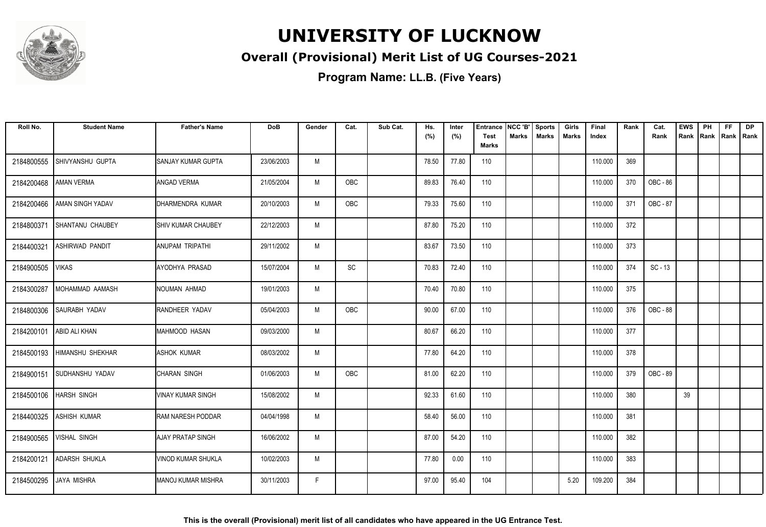# UNIVERSITY OF LUCKNOW

## Overall (Provisional) Merit List of UG Courses-2021

### Program Name: LL.B. (Five Years)

| Roll No. | Student Name | Father's Name | DoB | Gender | Cat. | Sub Cat. | Hs. (%) | Inter (%) | Entrance Test Marks | NCC 'B' Marks | Sports Marks | Girls Marks | Final Index | Rank | Cat. Rank | EWS Rank | PH Rank | FF Rank | DP Rank |
|---|---|---|---|---|---|---|---|---|---|---|---|---|---|---|---|---|---|---|---|
| 2184800555 | SHIVYANSHU GUPTA | SANJAY KUMAR GUPTA | 23/06/2003 | M | | | 78.50 | 77.80 | 110 | | | | 110.000 | 369 | | | | | |
| 2184200468 | AMAN VERMA | ANGAD VERMA | 21/05/2004 | M | OBC | | 89.83 | 76.40 | 110 | | | | 110.000 | 370 | OBC - 86 | | | | |
| 2184200466 | AMAN SINGH YADAV | DHARMENDRA KUMAR | 20/10/2003 | M | OBC | | 79.33 | 75.60 | 110 | | | | 110.000 | 371 | OBC - 87 | | | | |
| 2184800371 | SHANTANU CHAUBEY | SHIV KUMAR CHAUBEY | 22/12/2003 | M | | | 87.80 | 75.20 | 110 | | | | 110.000 | 372 | | | | | |
| 2184400321 | ASHIRWAD PANDIT | ANUPAM TRIPATHI | 29/11/2002 | M | | | 83.67 | 73.50 | 110 | | | | 110.000 | 373 | | | | | |
| 2184900505 | VIKAS | AYODHYA PRASAD | 15/07/2004 | M | SC | | 70.83 | 72.40 | 110 | | | | 110.000 | 374 | SC - 13 | | | | |
| 2184300287 | MOHAMMAD AAMASH | NOUMAN AHMAD | 19/01/2003 | M | | | 70.40 | 70.80 | 110 | | | | 110.000 | 375 | | | | | |
| 2184800306 | SAURABH YADAV | RANDHEER YADAV | 05/04/2003 | M | OBC | | 90.00 | 67.00 | 110 | | | | 110.000 | 376 | OBC - 88 | | | | |
| 2184200101 | ABID ALI KHAN | MAHMOOD HASAN | 09/03/2000 | M | | | 80.67 | 66.20 | 110 | | | | 110.000 | 377 | | | | | |
| 2184500193 | HIMANSHU SHEKHAR | ASHOK KUMAR | 08/03/2002 | M | | | 77.80 | 64.20 | 110 | | | | 110.000 | 378 | | | | | |
| 2184900151 | SUDHANSHU YADAV | CHARAN SINGH | 01/06/2003 | M | OBC | | 81.00 | 62.20 | 110 | | | | 110.000 | 379 | OBC - 89 | | | | |
| 2184500106 | HARSH SINGH | VINAY KUMAR SINGH | 15/08/2002 | M | | | 92.33 | 61.60 | 110 | | | | 110.000 | 380 | | 39 | | | |
| 2184400325 | ASHISH KUMAR | RAM NARESH PODDAR | 04/04/1998 | M | | | 58.40 | 56.00 | 110 | | | | 110.000 | 381 | | | | | |
| 2184900565 | VISHAL SINGH | AJAY PRATAP SINGH | 16/06/2002 | M | | | 87.00 | 54.20 | 110 | | | | 110.000 | 382 | | | | | |
| 2184200121 | ADARSH SHUKLA | VINOD KUMAR SHUKLA | 10/02/2003 | M | | | 77.80 | 0.00 | 110 | | | | 110.000 | 383 | | | | | |
| 2184500295 | JAYA MISHRA | MANOJ KUMAR MISHRA | 30/11/2003 | F | | | 97.00 | 95.40 | 104 | | | 5.20 | 109.200 | 384 | | | | | |

**This is the overall (Provisional) merit list of all candidates who have appeared in the UG Entrance Test.**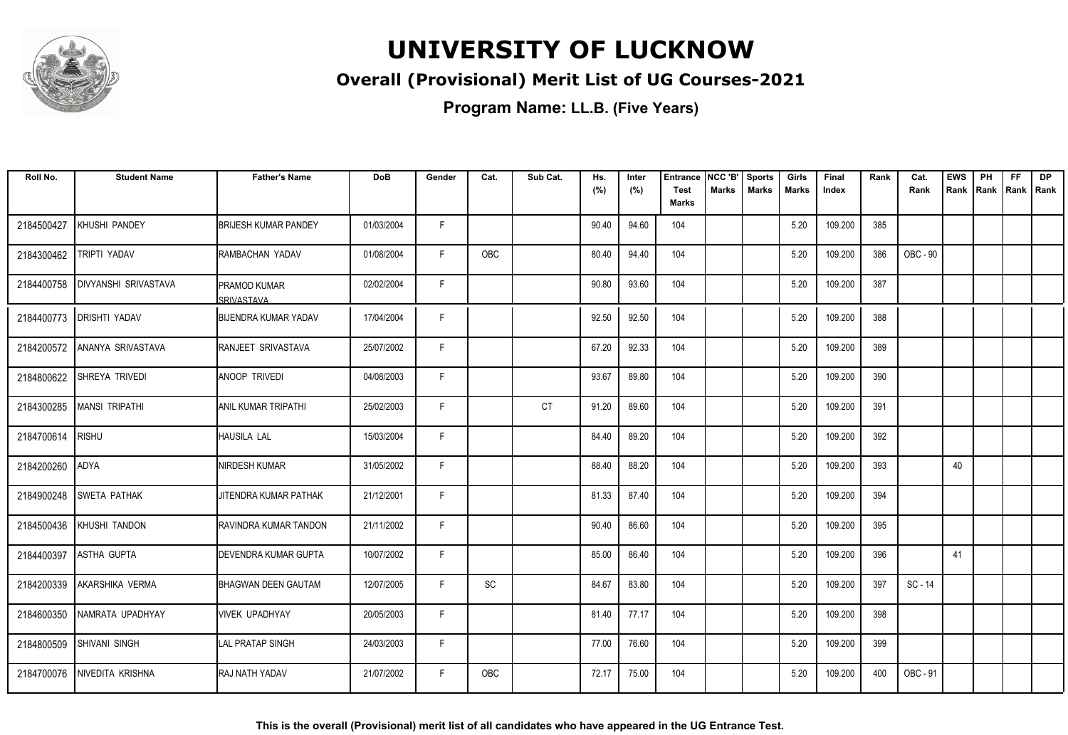# UNIVERSITY OF LUCKNOW

## Overall (Provisional) Merit List of UG Courses-2021

### Program Name: LL.B. (Five Years)

| Roll No. | Student Name | Father's Name | DoB | Gender | Cat. | Sub Cat. | Hs. (%) | Inter (%) | Entrance Test Marks | NCC 'B' Marks | Sports Marks | Girls Marks | Final Index | Rank | Cat. Rank | EWS Rank | PH Rank | FF Rank | DP Rank |
|---|---|---|---|---|---|---|---|---|---|---|---|---|---|---|---|---|---|---|---|
| 2184500427 | KHUSHI PANDEY | BRIJESH KUMAR PANDEY | 01/03/2004 | F | | | 90.40 | 94.60 | 104 | | | 5.20 | 109.200 | 385 | | | | | |
| 2184300462 | TRIPTI YADAV | RAMBACHAN YADAV | 01/08/2004 | F | OBC | | 80.40 | 94.40 | 104 | | | 5.20 | 109.200 | 386 | OBC - 90 | | | | |
| 2184400758 | DIVYANSHI SRIVASTAVA | PRAMOD KUMAR SRIVASTAVA | 02/02/2004 | F | | | 90.80 | 93.60 | 104 | | | 5.20 | 109.200 | 387 | | | | | |
| 2184400773 | DRISHTI YADAV | BIJENDRA KUMAR YADAV | 17/04/2004 | F | | | 92.50 | 92.50 | 104 | | | 5.20 | 109.200 | 388 | | | | | |
| 2184200572 | ANANYA SRIVASTAVA | RANJEET SRIVASTAVA | 25/07/2002 | F | | | 67.20 | 92.33 | 104 | | | 5.20 | 109.200 | 389 | | | | | |
| 2184800622 | SHREYA TRIVEDI | ANOOP TRIVEDI | 04/08/2003 | F | | | 93.67 | 89.80 | 104 | | | 5.20 | 109.200 | 390 | | | | | |
| 2184300285 | MANSI TRIPATHI | ANIL KUMAR TRIPATHI | 25/02/2003 | F | | CT | 91.20 | 89.60 | 104 | | | 5.20 | 109.200 | 391 | | | | | |
| 2184700614 | RISHU | HAUSILA LAL | 15/03/2004 | F | | | 84.40 | 89.20 | 104 | | | 5.20 | 109.200 | 392 | | | | | |
| 2184200260 | ADYA | NIRDESH KUMAR | 31/05/2002 | F | | | 88.40 | 88.20 | 104 | | | 5.20 | 109.200 | 393 | | 40 | | | |
| 2184900248 | SWETA PATHAK | JITENDRA KUMAR PATHAK | 21/12/2001 | F | | | 81.33 | 87.40 | 104 | | | 5.20 | 109.200 | 394 | | | | | |
| 2184500436 | KHUSHI TANDON | RAVINDRA KUMAR TANDON | 21/11/2002 | F | | | 90.40 | 86.60 | 104 | | | 5.20 | 109.200 | 395 | | | | | |
| 2184400397 | ASTHA GUPTA | DEVENDRA KUMAR GUPTA | 10/07/2002 | F | | | 85.00 | 86.40 | 104 | | | 5.20 | 109.200 | 396 | | 41 | | | |
| 2184200339 | AKARSHIKA VERMA | BHAGWAN DEEN GAUTAM | 12/07/2005 | F | SC | | 84.67 | 83.80 | 104 | | | 5.20 | 109.200 | 397 | SC - 14 | | | | |
| 2184600350 | NAMRATA UPADHYAY | VIVEK UPADHYAY | 20/05/2003 | F | | | 81.40 | 77.17 | 104 | | | 5.20 | 109.200 | 398 | | | | | |
| 2184800509 | SHIVANI SINGH | LAL PRATAP SINGH | 24/03/2003 | F | | | 77.00 | 76.60 | 104 | | | 5.20 | 109.200 | 399 | | | | | |
| 2184700076 | NIVEDITA KRISHNA | RAJ NATH YADAV | 21/07/2002 | F | OBC | | 72.17 | 75.00 | 104 | | | 5.20 | 109.200 | 400 | OBC - 91 | | | | |

**This is the overall (Provisional) merit list of all candidates who have appeared in the UG Entrance Test.**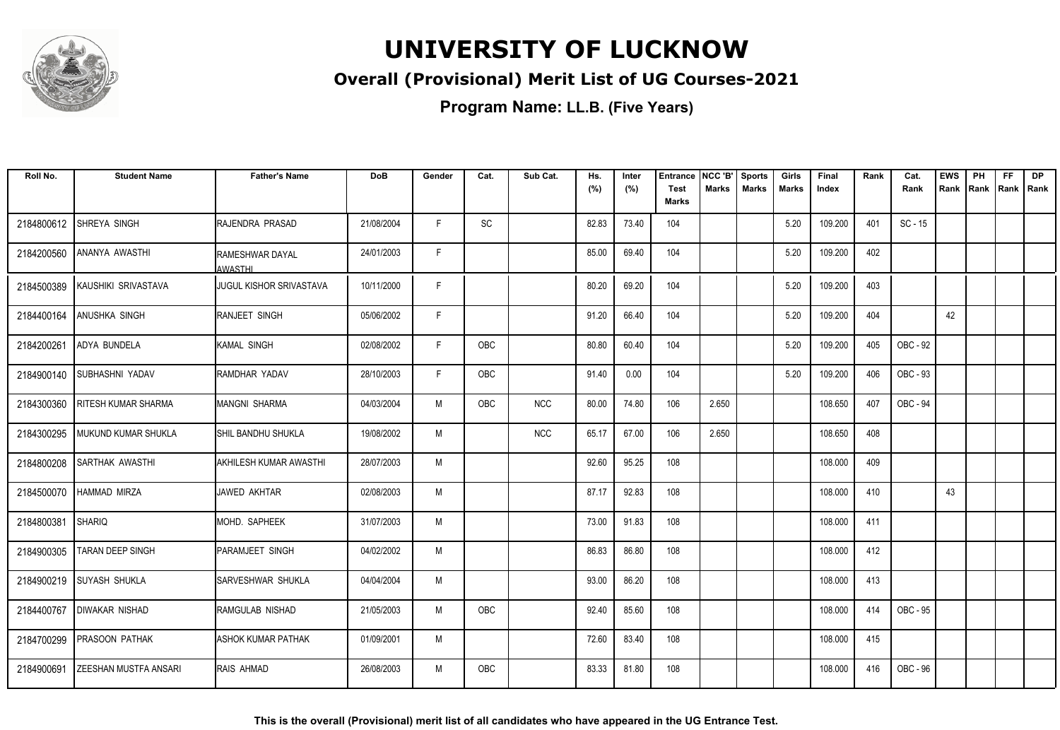# UNIVERSITY OF LUCKNOW

## Overall (Provisional) Merit List of UG Courses-2021

### Program Name: LL.B. (Five Years)

| Roll No. | Student Name | Father's Name | DoB | Gender | Cat. | Sub Cat. | Hs. (%) | Inter (%) | Entrance Test Marks | NCC 'B' Marks | Sports Marks | Girls Marks | Final Index | Rank | Cat. Rank | EWS Rank | PH Rank | FF Rank | DP Rank |
|---|---|---|---|---|---|---|---|---|---|---|---|---|---|---|---|---|---|---|---|
| 2184800612 | SHREYA SINGH | RAJENDRA PRASAD | 21/08/2004 | F | SC | | 82.83 | 73.40 | 104 | | | 5.20 | 109.200 | 401 | SC - 15 | | | | |
| 2184200560 | ANANYA AWASTHI | RAMESHWAR DAYAL AWASTHI | 24/01/2003 | F | | | 85.00 | 69.40 | 104 | | | 5.20 | 109.200 | 402 | | | | | |
| 2184500389 | KAUSHIKI SRIVASTAVA | JUGUL KISHOR SRIVASTAVA | 10/11/2000 | F | | | 80.20 | 69.20 | 104 | | | 5.20 | 109.200 | 403 | | | | | |
| 2184400164 | ANUSHKA SINGH | RANJEET SINGH | 05/06/2002 | F | | | 91.20 | 66.40 | 104 | | | 5.20 | 109.200 | 404 | | 42 | | | |
| 2184200261 | ADYA BUNDELA | KAMAL SINGH | 02/08/2002 | F | OBC | | 80.80 | 60.40 | 104 | | | 5.20 | 109.200 | 405 | OBC - 92 | | | | |
| 2184900140 | SUBHASHNI YADAV | RAMDHAR YADAV | 28/10/2003 | F | OBC | | 91.40 | 0.00 | 104 | | | 5.20 | 109.200 | 406 | OBC - 93 | | | | |
| 2184300360 | RITESH KUMAR SHARMA | MANGNI SHARMA | 04/03/2004 | M | OBC | NCC | 80.00 | 74.80 | 106 | 2.650 | | | 108.650 | 407 | OBC - 94 | | | | |
| 2184300295 | MUKUND KUMAR SHUKLA | SHIL BANDHU SHUKLA | 19/08/2002 | M | | NCC | 65.17 | 67.00 | 106 | 2.650 | | | 108.650 | 408 | | | | | |
| 2184800208 | SARTHAK AWASTHI | AKHILESH KUMAR AWASTHI | 28/07/2003 | M | | | 92.60 | 95.25 | 108 | | | | 108.000 | 409 | | | | | |
| 2184500070 | HAMMAD MIRZA | JAWED AKHTAR | 02/08/2003 | M | | | 87.17 | 92.83 | 108 | | | | 108.000 | 410 | | 43 | | | |
| 2184800381 | SHARIQ | MOHD. SAPHEEK | 31/07/2003 | M | | | 73.00 | 91.83 | 108 | | | | 108.000 | 411 | | | | | |
| 2184900305 | TARAN DEEP SINGH | PARAMJEET SINGH | 04/02/2002 | M | | | 86.83 | 86.80 | 108 | | | | 108.000 | 412 | | | | | |
| 2184900219 | SUYASH SHUKLA | SARVESHWAR SHUKLA | 04/04/2004 | M | | | 93.00 | 86.20 | 108 | | | | 108.000 | 413 | | | | | |
| 2184400767 | DIWAKAR NISHAD | RAMGULAB NISHAD | 21/05/2003 | M | OBC | | 92.40 | 85.60 | 108 | | | | 108.000 | 414 | OBC - 95 | | | | |
| 2184700299 | PRASOON PATHAK | ASHOK KUMAR PATHAK | 01/09/2001 | M | | | 72.60 | 83.40 | 108 | | | | 108.000 | 415 | | | | | |
| 2184900691 | ZEESHAN MUSTFA ANSARI | RAIS AHMAD | 26/08/2003 | M | OBC | | 83.33 | 81.80 | 108 | | | | 108.000 | 416 | OBC - 96 | | | | |

**This is the overall (Provisional) merit list of all candidates who have appeared in the UG Entrance Test.**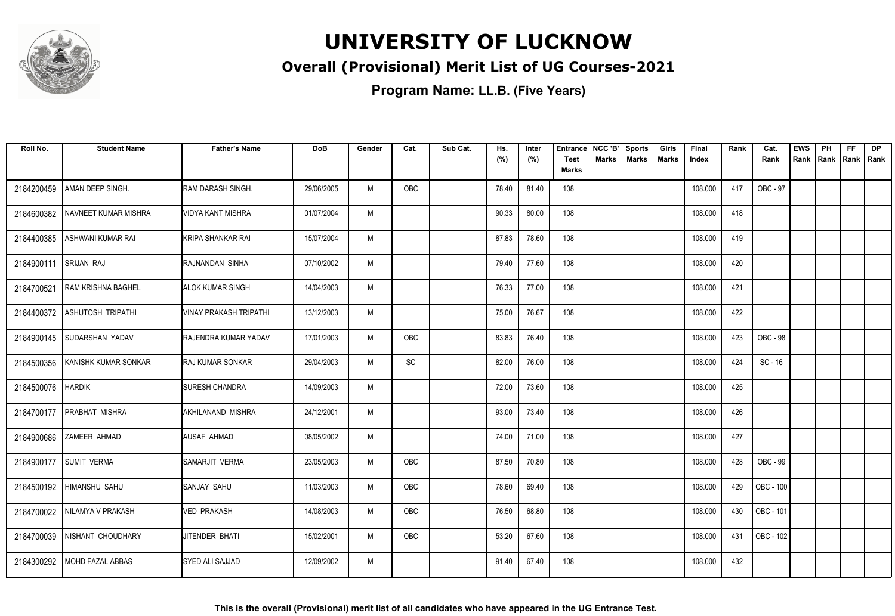# UNIVERSITY OF LUCKNOW

## Overall (Provisional) Merit List of UG Courses-2021

**Program Name: LL.B. (Five Years)**

| Roll No. | Student Name | Father's Name | DoB | Gender | Cat. | Sub Cat. | Hs. (%) | Inter (%) | Entrance Test Marks | NCC 'B' Marks | Sports Marks | Girls Marks | Final Index | Rank | Cat. Rank | EWS Rank | PH Rank | FF Rank | DP Rank |
|---|---|---|---|---|---|---|---|---|---|---|---|---|---|---|---|---|---|---|---|
| 2184200459 | AMAN DEEP SINGH. | RAM DARASH SINGH. | 29/06/2005 | M | OBC | | 78.40 | 81.40 | 108 | | | | 108.000 | 417 | OBC - 97 | | | | |
| 2184600382 | NAVNEET KUMAR MISHRA | VIDYA KANT MISHRA | 01/07/2004 | M | | | 90.33 | 80.00 | 108 | | | | 108.000 | 418 | | | | | |
| 2184400385 | ASHWANI KUMAR RAI | KRIPA SHANKAR RAI | 15/07/2004 | M | | | 87.83 | 78.60 | 108 | | | | 108.000 | 419 | | | | | |
| 2184900111 | SRIJAN RAJ | RAJNANDAN SINHA | 07/10/2002 | M | | | 79.40 | 77.60 | 108 | | | | 108.000 | 420 | | | | | |
| 2184700521 | RAM KRISHNA BAGHEL | ALOK KUMAR SINGH | 14/04/2003 | M | | | 76.33 | 77.00 | 108 | | | | 108.000 | 421 | | | | | |
| 2184400372 | ASHUTOSH TRIPATHI | VINAY PRAKASH TRIPATHI | 13/12/2003 | M | | | 75.00 | 76.67 | 108 | | | | 108.000 | 422 | | | | | |
| 2184900145 | SUDARSHAN YADAV | RAJENDRA KUMAR YADAV | 17/01/2003 | M | OBC | | 83.83 | 76.40 | 108 | | | | 108.000 | 423 | OBC - 98 | | | | |
| 2184500356 | KANISHK KUMAR SONKAR | RAJ KUMAR SONKAR | 29/04/2003 | M | SC | | 82.00 | 76.00 | 108 | | | | 108.000 | 424 | SC - 16 | | | | |
| 2184500076 | HARDIK | SURESH CHANDRA | 14/09/2003 | M | | | 72.00 | 73.60 | 108 | | | | 108.000 | 425 | | | | | |
| 2184700177 | PRABHAT MISHRA | AKHILANAND MISHRA | 24/12/2001 | M | | | 93.00 | 73.40 | 108 | | | | 108.000 | 426 | | | | | |
| 2184900686 | ZAMEER AHMAD | AUSAF AHMAD | 08/05/2002 | M | | | 74.00 | 71.00 | 108 | | | | 108.000 | 427 | | | | | |
| 2184900177 | SUMIT VERMA | SAMARJIT VERMA | 23/05/2003 | M | OBC | | 87.50 | 70.80 | 108 | | | | 108.000 | 428 | OBC - 99 | | | | |
| 2184500192 | HIMANSHU SAHU | SANJAY SAHU | 11/03/2003 | M | OBC | | 78.60 | 69.40 | 108 | | | | 108.000 | 429 | OBC - 100 | | | | |
| 2184700022 | NILAMYA V PRAKASH | VED PRAKASH | 14/08/2003 | M | OBC | | 76.50 | 68.80 | 108 | | | | 108.000 | 430 | OBC - 101 | | | | |
| 2184700039 | NISHANT CHOUDHARY | JITENDER BHATI | 15/02/2001 | M | OBC | | 53.20 | 67.60 | 108 | | | | 108.000 | 431 | OBC - 102 | | | | |
| 2184300292 | MOHD FAZAL ABBAS | SYED ALI SAJJAD | 12/09/2002 | M | | | 91.40 | 67.40 | 108 | | | | 108.000 | 432 | | | | | |

**This is the overall (Provisional) merit list of all candidates who have appeared in the UG Entrance Test.**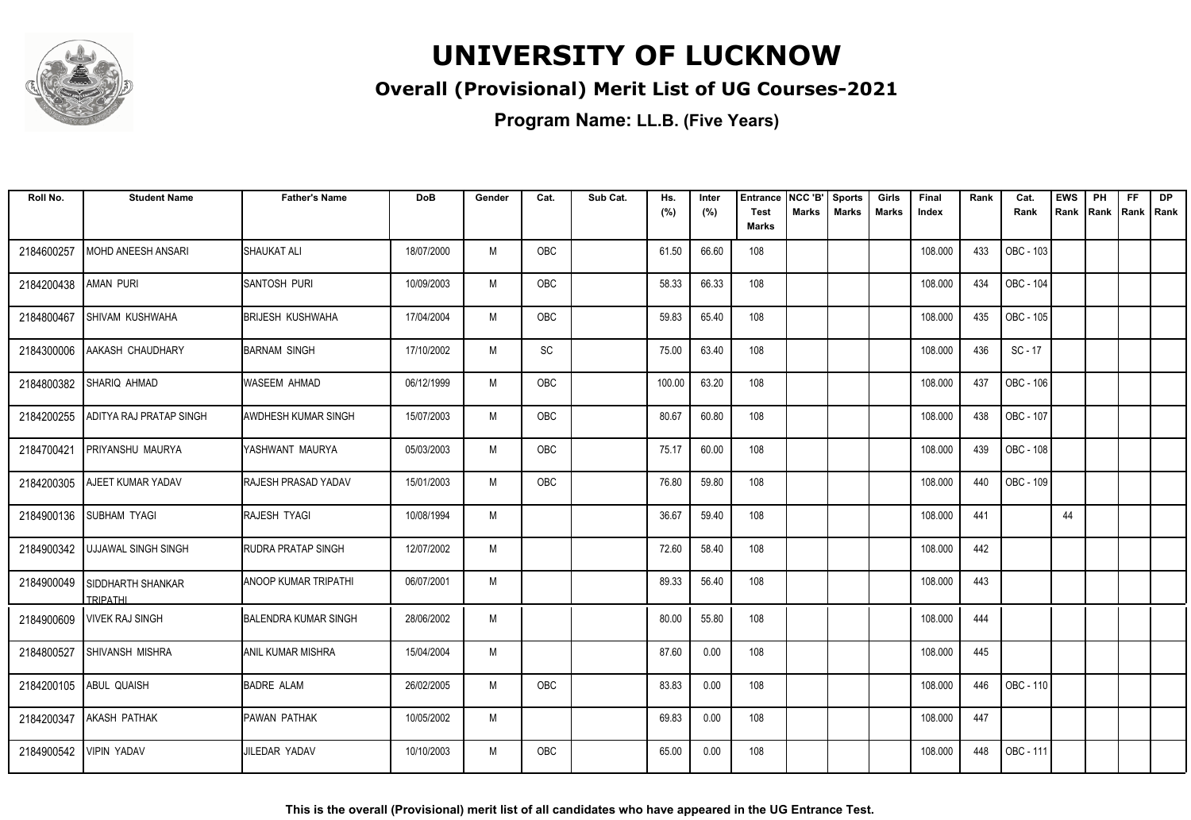# UNIVERSITY OF LUCKNOW

## Overall (Provisional) Merit List of UG Courses-2021

### Program Name: LL.B. (Five Years)

| Roll No. | Student Name | Father's Name | DoB | Gender | Cat. | Sub Cat. | Hs. (%) | Inter (%) | Entrance Test Marks | NCC 'B' Marks | Sports Marks | Girls Marks | Final Index | Rank | Cat. Rank | EWS Rank | PH Rank | FF Rank | DP Rank |
|---|---|---|---|---|---|---|---|---|---|---|---|---|---|---|---|---|---|---|---|
| 2184600257 | MOHD ANEESH ANSARI | SHAUKAT ALI | 18/07/2000 | M | OBC | | 61.50 | 66.60 | 108 | | | | 108.000 | 433 | OBC - 103 | | | | |
| 2184200438 | AMAN PURI | SANTOSH PURI | 10/09/2003 | M | OBC | | 58.33 | 66.33 | 108 | | | | 108.000 | 434 | OBC - 104 | | | | |
| 2184800467 | SHIVAM KUSHWAHA | BRIJESH KUSHWAHA | 17/04/2004 | M | OBC | | 59.83 | 65.40 | 108 | | | | 108.000 | 435 | OBC - 105 | | | | |
| 2184300006 | AAKASH CHAUDHARY | BARNAM SINGH | 17/10/2002 | M | SC | | 75.00 | 63.40 | 108 | | | | 108.000 | 436 | SC - 17 | | | | |
| 2184800382 | SHARIQ AHMAD | WASEEM AHMAD | 06/12/1999 | M | OBC | | 100.00 | 63.20 | 108 | | | | 108.000 | 437 | OBC - 106 | | | | |
| 2184200255 | ADITYA RAJ PRATAP SINGH | AWDHESH KUMAR SINGH | 15/07/2003 | M | OBC | | 80.67 | 60.80 | 108 | | | | 108.000 | 438 | OBC - 107 | | | | |
| 2184700421 | PRIYANSHU MAURYA | YASHWANT MAURYA | 05/03/2003 | M | OBC | | 75.17 | 60.00 | 108 | | | | 108.000 | 439 | OBC - 108 | | | | |
| 2184200305 | AJEET KUMAR YADAV | RAJESH PRASAD YADAV | 15/01/2003 | M | OBC | | 76.80 | 59.80 | 108 | | | | 108.000 | 440 | OBC - 109 | | | | |
| 2184900136 | SUBHAM TYAGI | RAJESH TYAGI | 10/08/1994 | M | | | 36.67 | 59.40 | 108 | | | | 108.000 | 441 | | 44 | | | |
| 2184900342 | UJJAWAL SINGH SINGH | RUDRA PRATAP SINGH | 12/07/2002 | M | | | 72.60 | 58.40 | 108 | | | | 108.000 | 442 | | | | | |
| 2184900049 | SIDDHARTH SHANKAR TRIPATHI | ANOOP KUMAR TRIPATHI | 06/07/2001 | M | | | 89.33 | 56.40 | 108 | | | | 108.000 | 443 | | | | | |
| 2184900609 | VIVEK RAJ SINGH | BALENDRA KUMAR SINGH | 28/06/2002 | M | | | 80.00 | 55.80 | 108 | | | | 108.000 | 444 | | | | | |
| 2184800527 | SHIVANSH MISHRA | ANIL KUMAR MISHRA | 15/04/2004 | M | | | 87.60 | 0.00 | 108 | | | | 108.000 | 445 | | | | | |
| 2184200105 | ABUL QUAISH | BADRE ALAM | 26/02/2005 | M | OBC | | 83.83 | 0.00 | 108 | | | | 108.000 | 446 | OBC - 110 | | | | |
| 2184200347 | AKASH PATHAK | PAWAN PATHAK | 10/05/2002 | M | | | 69.83 | 0.00 | 108 | | | | 108.000 | 447 | | | | | |
| 2184900542 | VIPIN YADAV | JILEDAR YADAV | 10/10/2003 | M | OBC | | 65.00 | 0.00 | 108 | | | | 108.000 | 448 | OBC - 111 | | | | |

**This is the overall (Provisional) merit list of all candidates who have appeared in the UG Entrance Test.**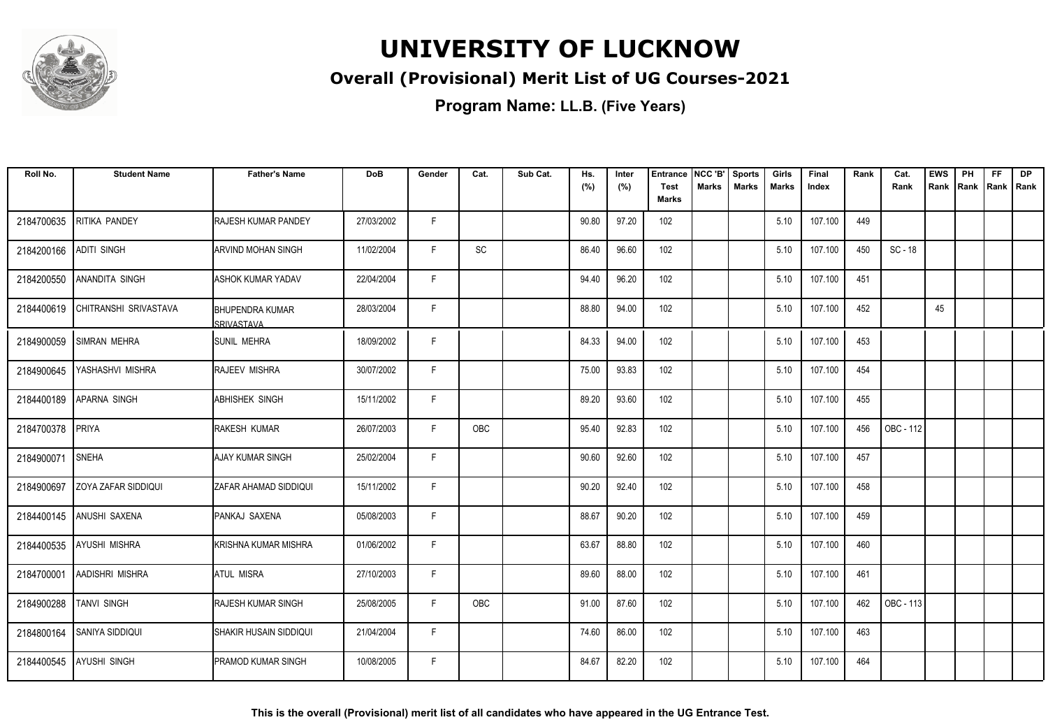# UNIVERSITY OF LUCKNOW

## Overall (Provisional) Merit List of UG Courses-2021

### Program Name: LL.B. (Five Years)

| Roll No. | Student Name | Father's Name | DoB | Gender | Cat. | Sub Cat. | Hs. (%) | Inter (%) | Entrance Test Marks | NCC 'B' Marks | Sports Marks | Girls Marks | Final Index | Rank | Cat. Rank | EWS Rank | PH Rank | FF Rank | DP Rank |
|---|---|---|---|---|---|---|---|---|---|---|---|---|---|---|---|---|---|---|---|
| 2184700635 | RITIKA PANDEY | RAJESH KUMAR PANDEY | 27/03/2002 | F | | | 90.80 | 97.20 | 102 | | | 5.10 | 107.100 | 449 | | | | | |
| 2184200166 | ADITI SINGH | ARVIND MOHAN SINGH | 11/02/2004 | F | SC | | 86.40 | 96.60 | 102 | | | 5.10 | 107.100 | 450 | SC - 18 | | | | |
| 2184200550 | ANANDITA SINGH | ASHOK KUMAR YADAV | 22/04/2004 | F | | | 94.40 | 96.20 | 102 | | | 5.10 | 107.100 | 451 | | | | | |
| 2184400619 | CHITRANSHI SRIVASTAVA | BHUPENDRA KUMAR SRIVASTAVA | 28/03/2004 | F | | | 88.80 | 94.00 | 102 | | | 5.10 | 107.100 | 452 | | 45 | | | |
| 2184900059 | SIMRAN MEHRA | SUNIL MEHRA | 18/09/2002 | F | | | 84.33 | 94.00 | 102 | | | 5.10 | 107.100 | 453 | | | | | |
| 2184900645 | YASHASHVI MISHRA | RAJEEV MISHRA | 30/07/2002 | F | | | 75.00 | 93.83 | 102 | | | 5.10 | 107.100 | 454 | | | | | |
| 2184400189 | APARNA SINGH | ABHISHEK SINGH | 15/11/2002 | F | | | 89.20 | 93.60 | 102 | | | 5.10 | 107.100 | 455 | | | | | |
| 2184700378 | PRIYA | RAKESH KUMAR | 26/07/2003 | F | OBC | | 95.40 | 92.83 | 102 | | | 5.10 | 107.100 | 456 | OBC - 112 | | | | |
| 2184900071 | SNEHA | AJAY KUMAR SINGH | 25/02/2004 | F | | | 90.60 | 92.60 | 102 | | | 5.10 | 107.100 | 457 | | | | | |
| 2184900697 | ZOYA ZAFAR SIDDIQUI | ZAFAR AHAMAD SIDDIQUI | 15/11/2002 | F | | | 90.20 | 92.40 | 102 | | | 5.10 | 107.100 | 458 | | | | | |
| 2184400145 | ANUSHI SAXENA | PANKAJ SAXENA | 05/08/2003 | F | | | 88.67 | 90.20 | 102 | | | 5.10 | 107.100 | 459 | | | | | |
| 2184400535 | AYUSHI MISHRA | KRISHNA KUMAR MISHRA | 01/06/2002 | F | | | 63.67 | 88.80 | 102 | | | 5.10 | 107.100 | 460 | | | | | |
| 2184700001 | AADISHRI MISHRA | ATUL MISRA | 27/10/2003 | F | | | 89.60 | 88.00 | 102 | | | 5.10 | 107.100 | 461 | | | | | |
| 2184900288 | TANVI SINGH | RAJESH KUMAR SINGH | 25/08/2005 | F | OBC | | 91.00 | 87.60 | 102 | | | 5.10 | 107.100 | 462 | OBC - 113 | | | | |
| 2184800164 | SANIYA SIDDIQUI | SHAKIR HUSAIN SIDDIQUI | 21/04/2004 | F | | | 74.60 | 86.00 | 102 | | | 5.10 | 107.100 | 463 | | | | | |
| 2184400545 | AYUSHI SINGH | PRAMOD KUMAR SINGH | 10/08/2005 | F | | | 84.67 | 82.20 | 102 | | | 5.10 | 107.100 | 464 | | | | | |

**This is the overall (Provisional) merit list of all candidates who have appeared in the UG Entrance Test.**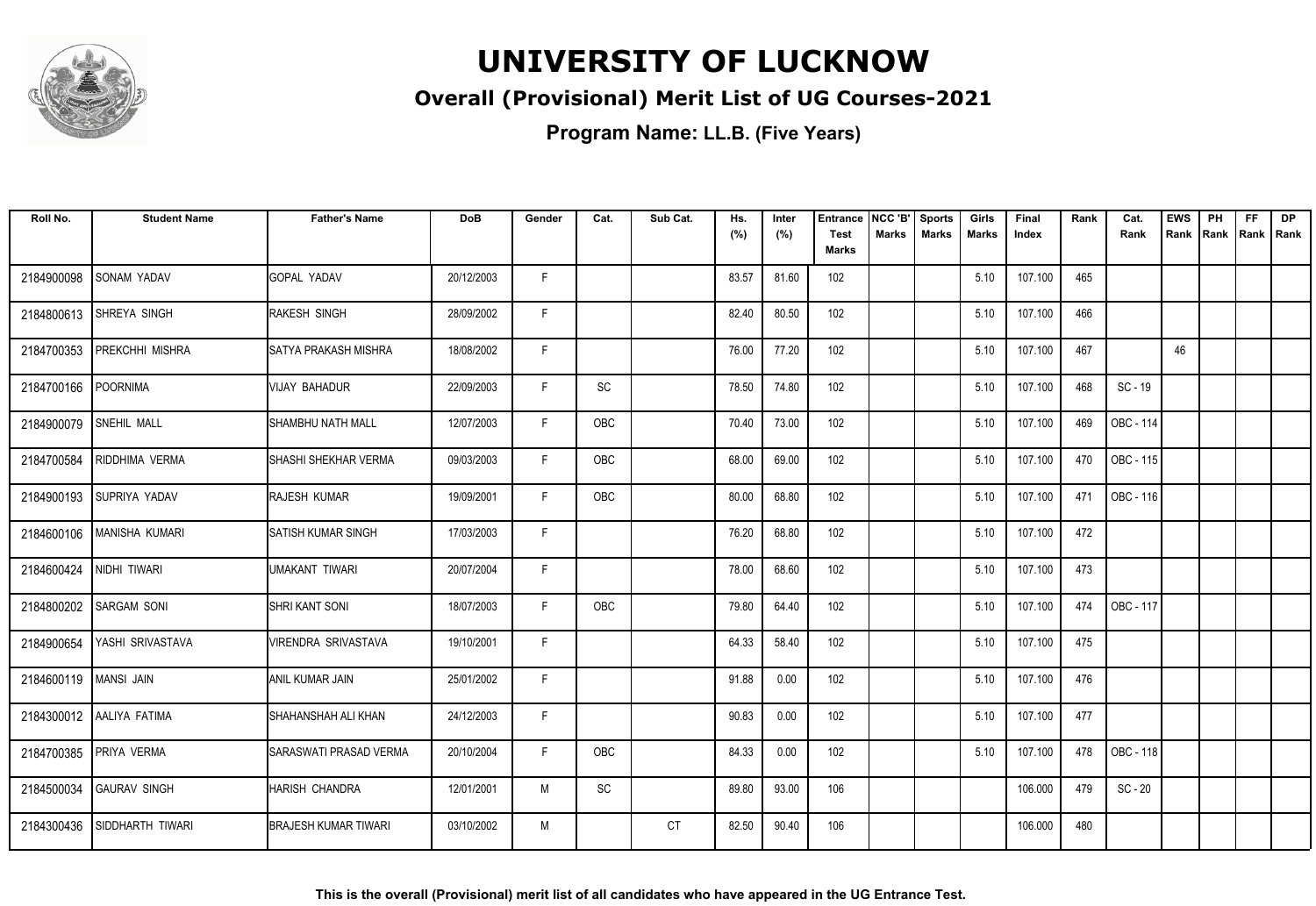# UNIVERSITY OF LUCKNOW

## Overall (Provisional) Merit List of UG Courses-2021

### Program Name: LL.B. (Five Years)

| Roll No. | Student Name | Father's Name | DoB | Gender | Cat. | Sub Cat. | Hs. (%) | Inter (%) | Entrance Test Marks | NCC 'B' Marks | Sports Marks | Girls Marks | Final Index | Rank | Cat. Rank | EWS Rank | PH Rank | FF Rank | DP Rank |
|---|---|---|---|---|---|---|---|---|---|---|---|---|---|---|---|---|---|---|---|
| 2184900098 | SONAM YADAV | GOPAL YADAV | 20/12/2003 | F | | | 83.57 | 81.60 | 102 | | | 5.10 | 107.100 | 465 | | | | | |
| 2184800613 | SHREYA SINGH | RAKESH SINGH | 28/09/2002 | F | | | 82.40 | 80.50 | 102 | | | 5.10 | 107.100 | 466 | | | | | |
| 2184700353 | PREKCHHI MISHRA | SATYA PRAKASH MISHRA | 18/08/2002 | F | | | 76.00 | 77.20 | 102 | | | 5.10 | 107.100 | 467 | | 46 | | | |
| 2184700166 | POORNIMA | VIJAY BAHADUR | 22/09/2003 | F | SC | | 78.50 | 74.80 | 102 | | | 5.10 | 107.100 | 468 | SC - 19 | | | | |
| 2184900079 | SNEHIL MALL | SHAMBHU NATH MALL | 12/07/2003 | F | OBC | | 70.40 | 73.00 | 102 | | | 5.10 | 107.100 | 469 | OBC - 114 | | | | |
| 2184700584 | RIDDHIMA VERMA | SHASHI SHEKHAR VERMA | 09/03/2003 | F | OBC | | 68.00 | 69.00 | 102 | | | 5.10 | 107.100 | 470 | OBC - 115 | | | | |
| 2184900193 | SUPRIYA YADAV | RAJESH KUMAR | 19/09/2001 | F | OBC | | 80.00 | 68.80 | 102 | | | 5.10 | 107.100 | 471 | OBC - 116 | | | | |
| 2184600106 | MANISHA KUMARI | SATISH KUMAR SINGH | 17/03/2003 | F | | | 76.20 | 68.80 | 102 | | | 5.10 | 107.100 | 472 | | | | | |
| 2184600424 | NIDHI TIWARI | UMAKANT TIWARI | 20/07/2004 | F | | | 78.00 | 68.60 | 102 | | | 5.10 | 107.100 | 473 | | | | | |
| 2184800202 | SARGAM SONI | SHRI KANT SONI | 18/07/2003 | F | OBC | | 79.80 | 64.40 | 102 | | | 5.10 | 107.100 | 474 | OBC - 117 | | | | |
| 2184900654 | YASHI SRIVASTAVA | VIRENDRA SRIVASTAVA | 19/10/2001 | F | | | 64.33 | 58.40 | 102 | | | 5.10 | 107.100 | 475 | | | | | |
| 2184600119 | MANSI JAIN | ANIL KUMAR JAIN | 25/01/2002 | F | | | 91.88 | 0.00 | 102 | | | 5.10 | 107.100 | 476 | | | | | |
| 2184300012 | AALIYA FATIMA | SHAHANSHAH ALI KHAN | 24/12/2003 | F | | | 90.83 | 0.00 | 102 | | | 5.10 | 107.100 | 477 | | | | | |
| 2184700385 | PRIYA VERMA | SARASWATI PRASAD VERMA | 20/10/2004 | F | OBC | | 84.33 | 0.00 | 102 | | | 5.10 | 107.100 | 478 | OBC - 118 | | | | |
| 2184500034 | GAURAV SINGH | HARISH CHANDRA | 12/01/2001 | M | SC | | 89.80 | 93.00 | 106 | | | | 106.000 | 479 | SC - 20 | | | | |
| 2184300436 | SIDDHARTH TIWARI | BRAJESH KUMAR TIWARI | 03/10/2002 | M | | CT | 82.50 | 90.40 | 106 | | | | 106.000 | 480 | | | | | |

**This is the overall (Provisional) merit list of all candidates who have appeared in the UG Entrance Test.**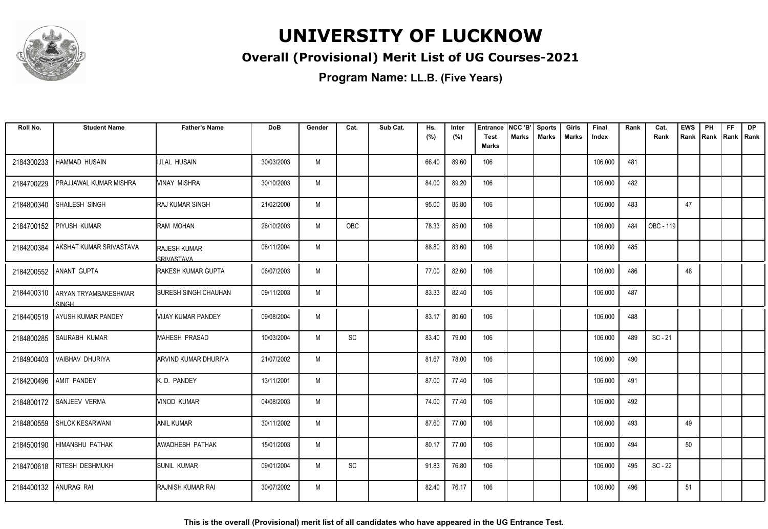# UNIVERSITY OF LUCKNOW

## Overall (Provisional) Merit List of UG Courses-2021

**Program Name: LL.B. (Five Years)**

| Roll No. | Student Name | Father's Name | DoB | Gender | Cat. | Sub Cat. | Hs. (%) | Inter (%) | Entrance Test Marks | NCC 'B' Marks | Sports Marks | Girls Marks | Final Index | Rank | Cat. Rank | EWS Rank | PH Rank | FF Rank | DP Rank |
|---|---|---|---|---|---|---|---|---|---|---|---|---|---|---|---|---|---|---|---|
| 2184300233 | HAMMAD HUSAIN | IJLAL HUSAIN | 30/03/2003 | M | | | 66.40 | 89.60 | 106 | | | | 106.000 | 481 | | | | | |
| 2184700229 | PRAJJAWAL KUMAR MISHRA | VINAY MISHRA | 30/10/2003 | M | | | 84.00 | 89.20 | 106 | | | | 106.000 | 482 | | | | | |
| 2184800340 | SHAILESH SINGH | RAJ KUMAR SINGH | 21/02/2000 | M | | | 95.00 | 85.80 | 106 | | | | 106.000 | 483 | | 47 | | | |
| 2184700152 | PIYUSH KUMAR | RAM MOHAN | 26/10/2003 | M | OBC | | 78.33 | 85.00 | 106 | | | | 106.000 | 484 | OBC - 119 | | | | |
| 2184200384 | AKSHAT KUMAR SRIVASTAVA | RAJESH KUMAR SRIVASTAVA | 08/11/2004 | M | | | 88.80 | 83.60 | 106 | | | | 106.000 | 485 | | | | | |
| 2184200552 | ANANT GUPTA | RAKESH KUMAR GUPTA | 06/07/2003 | M | | | 77.00 | 82.60 | 106 | | | | 106.000 | 486 | | 48 | | | |
| 2184400310 | ARYAN TRYAMBAKESHWAR SINGH | SURESH SINGH CHAUHAN | 09/11/2003 | M | | | 83.33 | 82.40 | 106 | | | | 106.000 | 487 | | | | | |
| 2184400519 | AYUSH KUMAR PANDEY | VIJAY KUMAR PANDEY | 09/08/2004 | M | | | 83.17 | 80.60 | 106 | | | | 106.000 | 488 | | | | | |
| 2184800285 | SAURABH KUMAR | MAHESH PRASAD | 10/03/2004 | M | SC | | 83.40 | 79.00 | 106 | | | | 106.000 | 489 | SC - 21 | | | | |
| 2184900403 | VAIBHAV DHURIYA | ARVIND KUMAR DHURIYA | 21/07/2002 | M | | | 81.67 | 78.00 | 106 | | | | 106.000 | 490 | | | | | |
| 2184200496 | AMIT PANDEY | K. D. PANDEY | 13/11/2001 | M | | | 87.00 | 77.40 | 106 | | | | 106.000 | 491 | | | | | |
| 2184800172 | SANJEEV VERMA | VINOD KUMAR | 04/08/2003 | M | | | 74.00 | 77.40 | 106 | | | | 106.000 | 492 | | | | | |
| 2184800559 | SHLOK KESARWANI | ANIL KUMAR | 30/11/2002 | M | | | 87.60 | 77.00 | 106 | | | | 106.000 | 493 | | 49 | | | |
| 2184500190 | HIMANSHU PATHAK | AWADHESH PATHAK | 15/01/2003 | M | | | 80.17 | 77.00 | 106 | | | | 106.000 | 494 | | 50 | | | |
| 2184700618 | RITESH DESHMUKH | SUNIL KUMAR | 09/01/2004 | M | SC | | 91.83 | 76.80 | 106 | | | | 106.000 | 495 | SC - 22 | | | | |
| 2184400132 | ANURAG RAI | RAJNISH KUMAR RAI | 30/07/2002 | M | | | 82.40 | 76.17 | 106 | | | | 106.000 | 496 | | 51 | | | |

**This is the overall (Provisional) merit list of all candidates who have appeared in the UG Entrance Test.**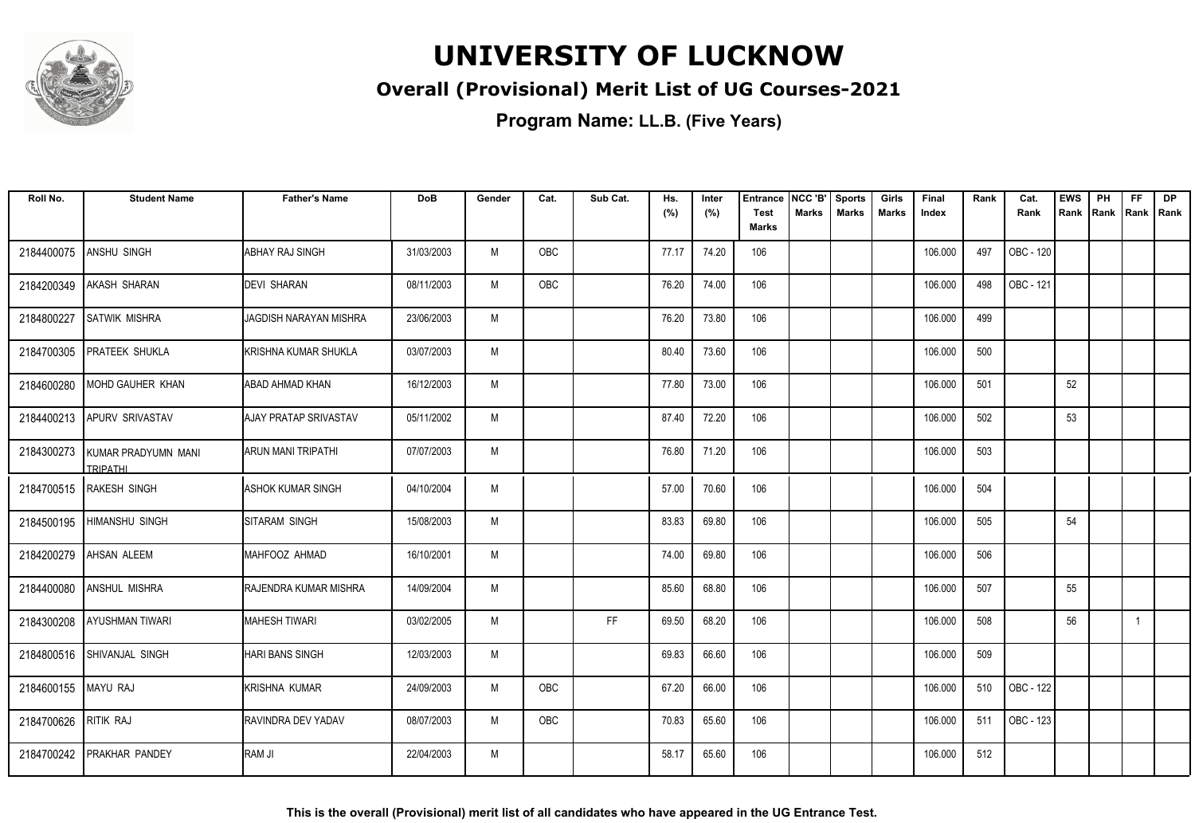# UNIVERSITY OF LUCKNOW

## Overall (Provisional) Merit List of UG Courses-2021

### Program Name: LL.B. (Five Years)

| Roll No. | Student Name | Father's Name | DoB | Gender | Cat. | Sub Cat. | Hs. (%) | Inter (%) | Entrance Test Marks | NCC 'B' Marks | Sports Marks | Girls Marks | Final Index | Rank | Cat. Rank | EWS Rank | PH Rank | FF Rank | DP Rank |
|---|---|---|---|---|---|---|---|---|---|---|---|---|---|---|---|---|---|---|---|
| 2184400075 | ANSHU SINGH | ABHAY RAJ SINGH | 31/03/2003 | M | OBC | | 77.17 | 74.20 | 106 | | | | 106.000 | 497 | OBC - 120 | | | | |
| 2184200349 | AKASH SHARAN | DEVI SHARAN | 08/11/2003 | M | OBC | | 76.20 | 74.00 | 106 | | | | 106.000 | 498 | OBC - 121 | | | | |
| 2184800227 | SATWIK MISHRA | JAGDISH NARAYAN MISHRA | 23/06/2003 | M | | | 76.20 | 73.80 | 106 | | | | 106.000 | 499 | | | | | |
| 2184700305 | PRATEEK SHUKLA | KRISHNA KUMAR SHUKLA | 03/07/2003 | M | | | 80.40 | 73.60 | 106 | | | | 106.000 | 500 | | | | | |
| 2184600280 | MOHD GAUHER KHAN | ABAD AHMAD KHAN | 16/12/2003 | M | | | 77.80 | 73.00 | 106 | | | | 106.000 | 501 | | 52 | | | |
| 2184400213 | APURV SRIVASTAV | AJAY PRATAP SRIVASTAV | 05/11/2002 | M | | | 87.40 | 72.20 | 106 | | | | 106.000 | 502 | | 53 | | | |
| 2184300273 | KUMAR PRADYUMN MANI TRIPATHI | ARUN MANI TRIPATHI | 07/07/2003 | M | | | 76.80 | 71.20 | 106 | | | | 106.000 | 503 | | | | | |
| 2184700515 | RAKESH SINGH | ASHOK KUMAR SINGH | 04/10/2004 | M | | | 57.00 | 70.60 | 106 | | | | 106.000 | 504 | | | | | |
| 2184500195 | HIMANSHU SINGH | SITARAM SINGH | 15/08/2003 | M | | | 83.83 | 69.80 | 106 | | | | 106.000 | 505 | | 54 | | | |
| 2184200279 | AHSAN ALEEM | MAHFOOZ AHMAD | 16/10/2001 | M | | | 74.00 | 69.80 | 106 | | | | 106.000 | 506 | | | | | |
| 2184400080 | ANSHUL MISHRA | RAJENDRA KUMAR MISHRA | 14/09/2004 | M | | | 85.60 | 68.80 | 106 | | | | 106.000 | 507 | | 55 | | | |
| 2184300208 | AYUSHMAN TIWARI | MAHESH TIWARI | 03/02/2005 | M | | FF | 69.50 | 68.20 | 106 | | | | 106.000 | 508 | | 56 | | 1 | |
| 2184800516 | SHIVANJAL SINGH | HARI BANS SINGH | 12/03/2003 | M | | | 69.83 | 66.60 | 106 | | | | 106.000 | 509 | | | | | |
| 2184600155 | MAYU RAJ | KRISHNA KUMAR | 24/09/2003 | M | OBC | | 67.20 | 66.00 | 106 | | | | 106.000 | 510 | OBC - 122 | | | | |
| 2184700626 | RITIK RAJ | RAVINDRA DEV YADAV | 08/07/2003 | M | OBC | | 70.83 | 65.60 | 106 | | | | 106.000 | 511 | OBC - 123 | | | | |
| 2184700242 | PRAKHAR PANDEY | RAM JI | 22/04/2003 | M | | | 58.17 | 65.60 | 106 | | | | 106.000 | 512 | | | | | |

**This is the overall (Provisional) merit list of all candidates who have appeared in the UG Entrance Test.**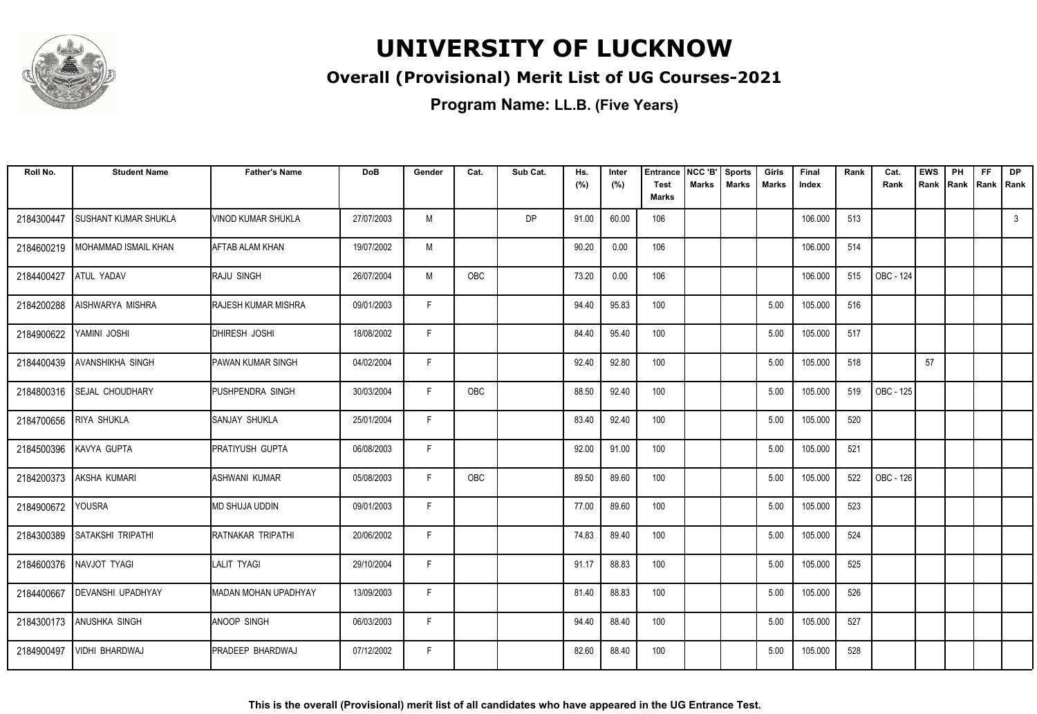# UNIVERSITY OF LUCKNOW

## Overall (Provisional) Merit List of UG Courses-2021

### Program Name: LL.B. (Five Years)

| Roll No. | Student Name | Father's Name | DoB | Gender | Cat. | Sub Cat. | Hs. (%) | Inter (%) | Entrance Test Marks | NCC 'B' Marks | Sports Marks | Girls Marks | Final Index | Rank | Cat. Rank | EWS Rank | PH Rank | FF Rank | DP Rank |
|---|---|---|---|---|---|---|---|---|---|---|---|---|---|---|---|---|---|---|---|
| 2184300447 | SUSHANT KUMAR SHUKLA | VINOD KUMAR SHUKLA | 27/07/2003 | M | | DP | 91.00 | 60.00 | 106 | | | | 106.000 | 513 | | | | | 3 |
| 2184600219 | MOHAMMAD ISMAIL KHAN | AFTAB ALAM KHAN | 19/07/2002 | M | | | 90.20 | 0.00 | 106 | | | | 106.000 | 514 | | | | | |
| 2184400427 | ATUL YADAV | RAJU SINGH | 26/07/2004 | M | OBC | | 73.20 | 0.00 | 106 | | | | 106.000 | 515 | OBC - 124 | | | | |
| 2184200288 | AISHWARYA MISHRA | RAJESH KUMAR MISHRA | 09/01/2003 | F | | | 94.40 | 95.83 | 100 | | | 5.00 | 105.000 | 516 | | | | | |
| 2184900622 | YAMINI JOSHI | DHIRESH JOSHI | 18/08/2002 | F | | | 84.40 | 95.40 | 100 | | | 5.00 | 105.000 | 517 | | | | | |
| 2184400439 | AVANSHIKHA SINGH | PAWAN KUMAR SINGH | 04/02/2004 | F | | | 92.40 | 92.80 | 100 | | | 5.00 | 105.000 | 518 | | 57 | | | |
| 2184800316 | SEJAL CHOUDHARY | PUSHPENDRA SINGH | 30/03/2004 | F | OBC | | 88.50 | 92.40 | 100 | | | 5.00 | 105.000 | 519 | OBC - 125 | | | | |
| 2184700656 | RIYA SHUKLA | SANJAY SHUKLA | 25/01/2004 | F | | | 83.40 | 92.40 | 100 | | | 5.00 | 105.000 | 520 | | | | | |
| 2184500396 | KAVYA GUPTA | PRATIYUSH GUPTA | 06/08/2003 | F | | | 92.00 | 91.00 | 100 | | | 5.00 | 105.000 | 521 | | | | | |
| 2184200373 | AKSHA KUMARI | ASHWANI KUMAR | 05/08/2003 | F | OBC | | 89.50 | 89.60 | 100 | | | 5.00 | 105.000 | 522 | OBC - 126 | | | | |
| 2184900672 | YOUSRA | MD SHUJA UDDIN | 09/01/2003 | F | | | 77.00 | 89.60 | 100 | | | 5.00 | 105.000 | 523 | | | | | |
| 2184300389 | SATAKSHI TRIPATHI | RATNAKAR TRIPATHI | 20/06/2002 | F | | | 74.83 | 89.40 | 100 | | | 5.00 | 105.000 | 524 | | | | | |
| 2184600376 | NAVJOT TYAGI | LALIT TYAGI | 29/10/2004 | F | | | 91.17 | 88.83 | 100 | | | 5.00 | 105.000 | 525 | | | | | |
| 2184400667 | DEVANSHI UPADHYAY | MADAN MOHAN UPADHYAY | 13/09/2003 | F | | | 81.40 | 88.83 | 100 | | | 5.00 | 105.000 | 526 | | | | | |
| 2184300173 | ANUSHKA SINGH | ANOOP SINGH | 06/03/2003 | F | | | 94.40 | 88.40 | 100 | | | 5.00 | 105.000 | 527 | | | | | |
| 2184900497 | VIDHI BHARDWAJ | PRADEEP BHARDWAJ | 07/12/2002 | F | | | 82.60 | 88.40 | 100 | | | 5.00 | 105.000 | 528 | | | | | |

**This is the overall (Provisional) merit list of all candidates who have appeared in the UG Entrance Test.**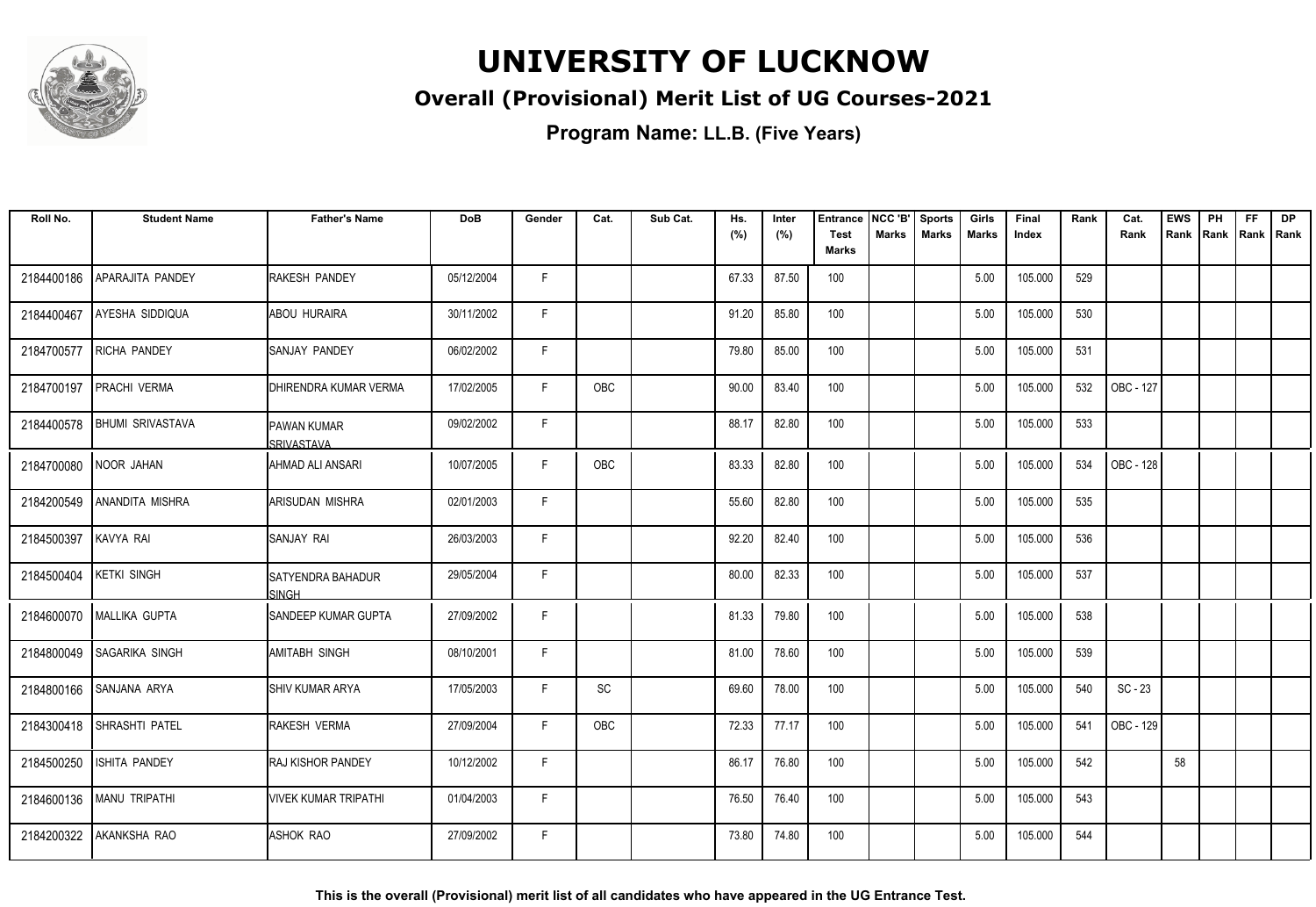# UNIVERSITY OF LUCKNOW

## Overall (Provisional) Merit List of UG Courses-2021

### Program Name: LL.B. (Five Years)

| Roll No. | Student Name | Father's Name | DoB | Gender | Cat. | Sub Cat. | Hs. (%) | Inter (%) | Entrance Test Marks | NCC 'B' Marks | Sports Marks | Girls Marks | Final Index | Rank | Cat. Rank | EWS Rank | PH Rank | FF Rank | DP Rank |
|---|---|---|---|---|---|---|---|---|---|---|---|---|---|---|---|---|---|---|---|
| 2184400186 | APARAJITA PANDEY | RAKESH PANDEY | 05/12/2004 | F | | | 67.33 | 87.50 | 100 | | | 5.00 | 105.000 | 529 | | | | | |
| 2184400467 | AYESHA SIDDIQUA | ABOU HURAIRA | 30/11/2002 | F | | | 91.20 | 85.80 | 100 | | | 5.00 | 105.000 | 530 | | | | | |
| 2184700577 | RICHA PANDEY | SANJAY PANDEY | 06/02/2002 | F | | | 79.80 | 85.00 | 100 | | | 5.00 | 105.000 | 531 | | | | | |
| 2184700197 | PRACHI VERMA | DHIRENDRA KUMAR VERMA | 17/02/2005 | F | OBC | | 90.00 | 83.40 | 100 | | | 5.00 | 105.000 | 532 | OBC - 127 | | | | |
| 2184400578 | BHUMI SRIVASTAVA | PAWAN KUMAR SRIVASTAVA | 09/02/2002 | F | | | 88.17 | 82.80 | 100 | | | 5.00 | 105.000 | 533 | | | | | |
| 2184700080 | NOOR JAHAN | AHMAD ALI ANSARI | 10/07/2005 | F | OBC | | 83.33 | 82.80 | 100 | | | 5.00 | 105.000 | 534 | OBC - 128 | | | | |
| 2184200549 | ANANDITA MISHRA | ARISUDAN MISHRA | 02/01/2003 | F | | | 55.60 | 82.80 | 100 | | | 5.00 | 105.000 | 535 | | | | | |
| 2184500397 | KAVYA RAI | SANJAY RAI | 26/03/2003 | F | | | 92.20 | 82.40 | 100 | | | 5.00 | 105.000 | 536 | | | | | |
| 2184500404 | KETKI SINGH | SATYENDRA BAHADUR SINGH | 29/05/2004 | F | | | 80.00 | 82.33 | 100 | | | 5.00 | 105.000 | 537 | | | | | |
| 2184600070 | MALLIKA GUPTA | SANDEEP KUMAR GUPTA | 27/09/2002 | F | | | 81.33 | 79.80 | 100 | | | 5.00 | 105.000 | 538 | | | | | |
| 2184800049 | SAGARIKA SINGH | AMITABH SINGH | 08/10/2001 | F | | | 81.00 | 78.60 | 100 | | | 5.00 | 105.000 | 539 | | | | | |
| 2184800166 | SANJANA ARYA | SHIV KUMAR ARYA | 17/05/2003 | F | SC | | 69.60 | 78.00 | 100 | | | 5.00 | 105.000 | 540 | SC - 23 | | | | |
| 2184300418 | SHRASHTI PATEL | RAKESH VERMA | 27/09/2004 | F | OBC | | 72.33 | 77.17 | 100 | | | 5.00 | 105.000 | 541 | OBC - 129 | | | | |
| 2184500250 | ISHITA PANDEY | RAJ KISHOR PANDEY | 10/12/2002 | F | | | 86.17 | 76.80 | 100 | | | 5.00 | 105.000 | 542 | | 58 | | | |
| 2184600136 | MANU TRIPATHI | VIVEK KUMAR TRIPATHI | 01/04/2003 | F | | | 76.50 | 76.40 | 100 | | | 5.00 | 105.000 | 543 | | | | | |
| 2184200322 | AKANKSHA RAO | ASHOK RAO | 27/09/2002 | F | | | 73.80 | 74.80 | 100 | | | 5.00 | 105.000 | 544 | | | | | |

**This is the overall (Provisional) merit list of all candidates who have appeared in the UG Entrance Test.**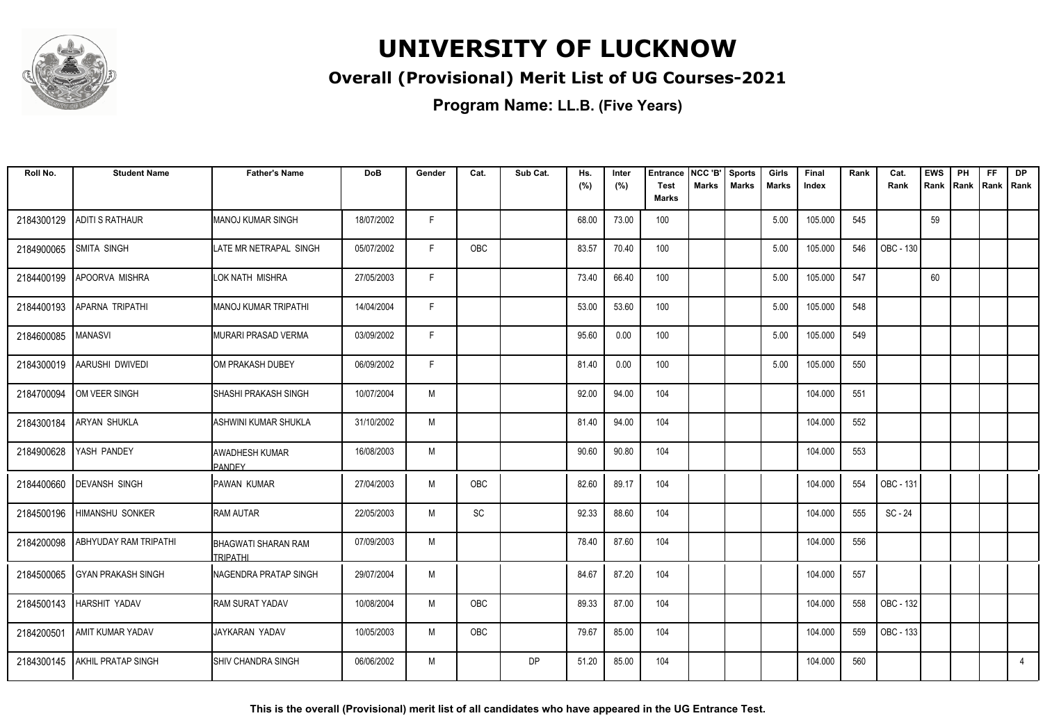# UNIVERSITY OF LUCKNOW

## Overall (Provisional) Merit List of UG Courses-2021

### Program Name: LL.B. (Five Years)

| Roll No. | Student Name | Father's Name | DoB | Gender | Cat. | Sub Cat. | Hs. (%) | Inter (%) | Entrance Test Marks | NCC 'B' Marks | Sports Marks | Girls Marks | Final Index | Rank | Cat. Rank | EWS Rank | PH Rank | FF Rank | DP Rank |
|---|---|---|---|---|---|---|---|---|---|---|---|---|---|---|---|---|---|---|---|
| 2184300129 | ADITI S RATHAUR | MANOJ KUMAR SINGH | 18/07/2002 | F | | | 68.00 | 73.00 | 100 | | | 5.00 | 105.000 | 545 | | 59 | | | |
| 2184900065 | SMITA SINGH | LATE MR NETRAPAL SINGH | 05/07/2002 | F | OBC | | 83.57 | 70.40 | 100 | | | 5.00 | 105.000 | 546 | OBC - 130 | | | | |
| 2184400199 | APOORVA MISHRA | LOK NATH MISHRA | 27/05/2003 | F | | | 73.40 | 66.40 | 100 | | | 5.00 | 105.000 | 547 | | 60 | | | |
| 2184400193 | APARNA TRIPATHI | MANOJ KUMAR TRIPATHI | 14/04/2004 | F | | | 53.00 | 53.60 | 100 | | | 5.00 | 105.000 | 548 | | | | | |
| 2184600085 | MANASVI | MURARI PRASAD VERMA | 03/09/2002 | F | | | 95.60 | 0.00 | 100 | | | 5.00 | 105.000 | 549 | | | | | |
| 2184300019 | AARUSHI DWIVEDI | OM PRAKASH DUBEY | 06/09/2002 | F | | | 81.40 | 0.00 | 100 | | | 5.00 | 105.000 | 550 | | | | | |
| 2184700094 | OM VEER SINGH | SHASHI PRAKASH SINGH | 10/07/2004 | M | | | 92.00 | 94.00 | 104 | | | | 104.000 | 551 | | | | | |
| 2184300184 | ARYAN SHUKLA | ASHWINI KUMAR SHUKLA | 31/10/2002 | M | | | 81.40 | 94.00 | 104 | | | | 104.000 | 552 | | | | | |
| 2184900628 | YASH PANDEY | AWADHESH KUMAR PANDEY | 16/08/2003 | M | | | 90.60 | 90.80 | 104 | | | | 104.000 | 553 | | | | | |
| 2184400660 | DEVANSH SINGH | PAWAN KUMAR | 27/04/2003 | M | OBC | | 82.60 | 89.17 | 104 | | | | 104.000 | 554 | OBC - 131 | | | | |
| 2184500196 | HIMANSHU SONKER | RAM AUTAR | 22/05/2003 | M | SC | | 92.33 | 88.60 | 104 | | | | 104.000 | 555 | SC - 24 | | | | |
| 2184200098 | ABHYUDAY RAM TRIPATHI | BHAGWATI SHARAN RAM TRIPATHI | 07/09/2003 | M | | | 78.40 | 87.60 | 104 | | | | 104.000 | 556 | | | | | |
| 2184500065 | GYAN PRAKASH SINGH | NAGENDRA PRATAP SINGH | 29/07/2004 | M | | | 84.67 | 87.20 | 104 | | | | 104.000 | 557 | | | | | |
| 2184500143 | HARSHIT YADAV | RAM SURAT YADAV | 10/08/2004 | M | OBC | | 89.33 | 87.00 | 104 | | | | 104.000 | 558 | OBC - 132 | | | | |
| 2184200501 | AMIT KUMAR YADAV | JAYKARAN YADAV | 10/05/2003 | M | OBC | | 79.67 | 85.00 | 104 | | | | 104.000 | 559 | OBC - 133 | | | | |
| 2184300145 | AKHIL PRATAP SINGH | SHIV CHANDRA SINGH | 06/06/2002 | M | | DP | 51.20 | 85.00 | 104 | | | | 104.000 | 560 | | | | | 4 |

**This is the overall (Provisional) merit list of all candidates who have appeared in the UG Entrance Test.**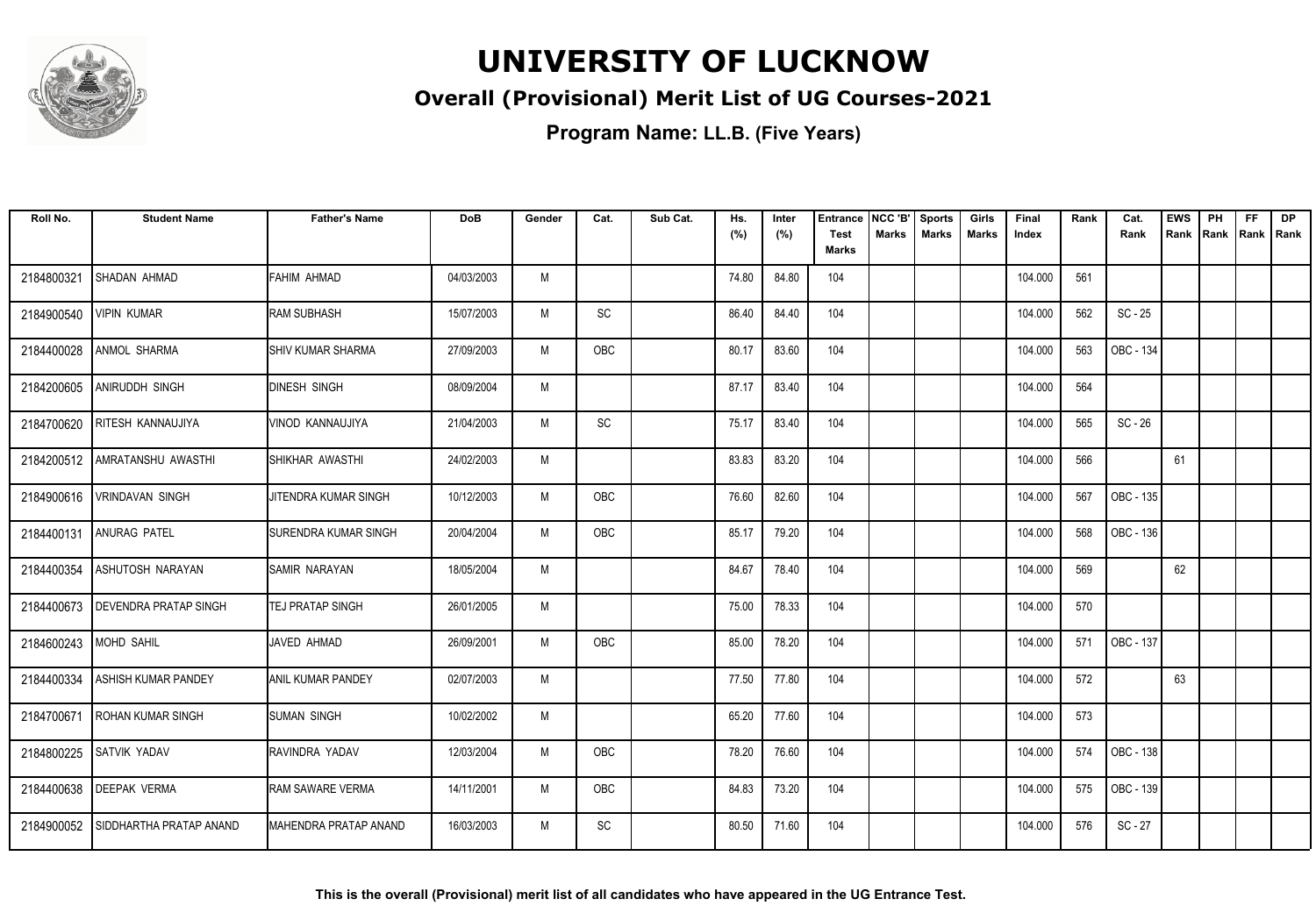# UNIVERSITY OF LUCKNOW

## Overall (Provisional) Merit List of UG Courses-2021

### Program Name: LL.B. (Five Years)

| Roll No. | Student Name | Father's Name | DoB | Gender | Cat. | Sub Cat. | Hs. (%) | Inter (%) | Entrance Test Marks | NCC 'B' Marks | Sports Marks | Girls Marks | Final Index | Rank | Cat. Rank | EWS Rank | PH Rank | FF Rank | DP Rank |
|---|---|---|---|---|---|---|---|---|---|---|---|---|---|---|---|---|---|---|---|
| 2184800321 | SHADAN AHMAD | FAHIM AHMAD | 04/03/2003 | M | | | 74.80 | 84.80 | 104 | | | | 104.000 | 561 | | | | | |
| 2184900540 | VIPIN KUMAR | RAM SUBHASH | 15/07/2003 | M | SC | | 86.40 | 84.40 | 104 | | | | 104.000 | 562 | SC - 25 | | | | |
| 2184400028 | ANMOL SHARMA | SHIV KUMAR SHARMA | 27/09/2003 | M | OBC | | 80.17 | 83.60 | 104 | | | | 104.000 | 563 | OBC - 134 | | | | |
| 2184200605 | ANIRUDDH SINGH | DINESH SINGH | 08/09/2004 | M | | | 87.17 | 83.40 | 104 | | | | 104.000 | 564 | | | | | |
| 2184700620 | RITESH KANNAUJIYA | VINOD KANNAUJIYA | 21/04/2003 | M | SC | | 75.17 | 83.40 | 104 | | | | 104.000 | 565 | SC - 26 | | | | |
| 2184200512 | AMRATANSHU AWASTHI | SHIKHAR AWASTHI | 24/02/2003 | M | | | 83.83 | 83.20 | 104 | | | | 104.000 | 566 | | 61 | | | |
| 2184900616 | VRINDAVAN SINGH | JITENDRA KUMAR SINGH | 10/12/2003 | M | OBC | | 76.60 | 82.60 | 104 | | | | 104.000 | 567 | OBC - 135 | | | | |
| 2184400131 | ANURAG PATEL | SURENDRA KUMAR SINGH | 20/04/2004 | M | OBC | | 85.17 | 79.20 | 104 | | | | 104.000 | 568 | OBC - 136 | | | | |
| 2184400354 | ASHUTOSH NARAYAN | SAMIR NARAYAN | 18/05/2004 | M | | | 84.67 | 78.40 | 104 | | | | 104.000 | 569 | | 62 | | | |
| 2184400673 | DEVENDRA PRATAP SINGH | TEJ PRATAP SINGH | 26/01/2005 | M | | | 75.00 | 78.33 | 104 | | | | 104.000 | 570 | | | | | |
| 2184600243 | MOHD SAHIL | JAVED AHMAD | 26/09/2001 | M | OBC | | 85.00 | 78.20 | 104 | | | | 104.000 | 571 | OBC - 137 | | | | |
| 2184400334 | ASHISH KUMAR PANDEY | ANIL KUMAR PANDEY | 02/07/2003 | M | | | 77.50 | 77.80 | 104 | | | | 104.000 | 572 | | 63 | | | |
| 2184700671 | ROHAN KUMAR SINGH | SUMAN SINGH | 10/02/2002 | M | | | 65.20 | 77.60 | 104 | | | | 104.000 | 573 | | | | | |
| 2184800225 | SATVIK YADAV | RAVINDRA YADAV | 12/03/2004 | M | OBC | | 78.20 | 76.60 | 104 | | | | 104.000 | 574 | OBC - 138 | | | | |
| 2184400638 | DEEPAK VERMA | RAM SAWARE VERMA | 14/11/2001 | M | OBC | | 84.83 | 73.20 | 104 | | | | 104.000 | 575 | OBC - 139 | | | | |
| 2184900052 | SIDDHARTHA PRATAP ANAND | MAHENDRA PRATAP ANAND | 16/03/2003 | M | SC | | 80.50 | 71.60 | 104 | | | | 104.000 | 576 | SC - 27 | | | | |

**This is the overall (Provisional) merit list of all candidates who have appeared in the UG Entrance Test.**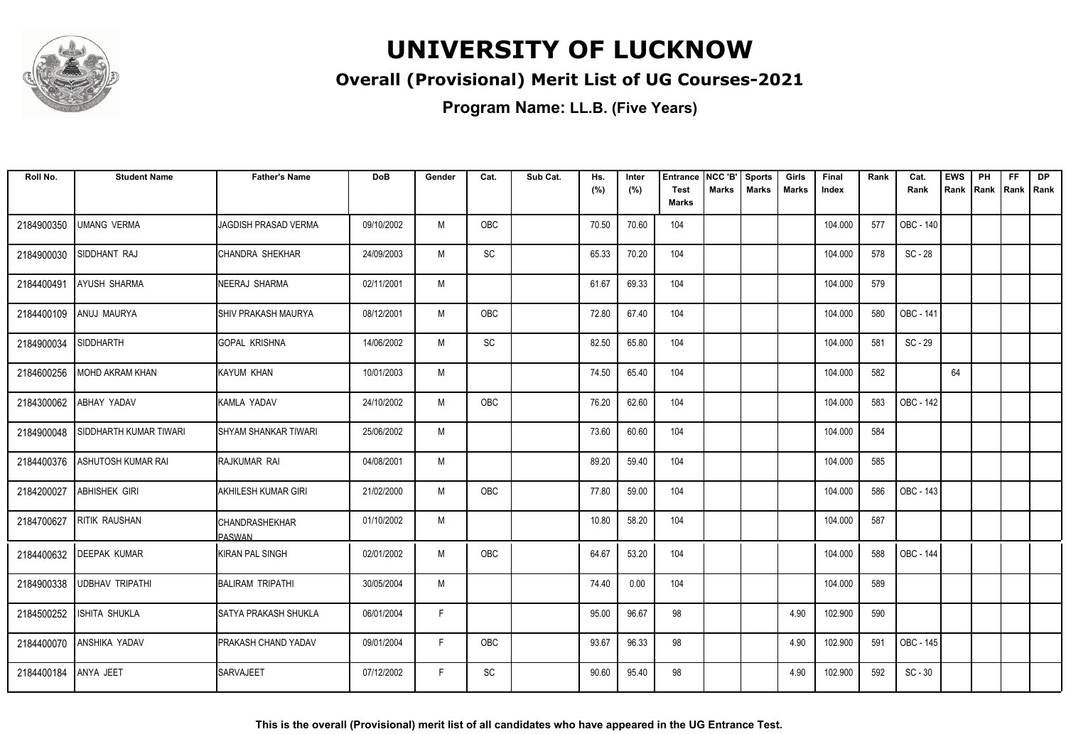# UNIVERSITY OF LUCKNOW

## Overall (Provisional) Merit List of UG Courses-2021

### Program Name: LL.B. (Five Years)

| Roll No. | Student Name | Father's Name | DoB | Gender | Cat. | Sub Cat. | Hs. (%) | Inter (%) | Entrance Test Marks | NCC 'B' Marks | Sports Marks | Girls Marks | Final Index | Rank | Cat. Rank | EWS Rank | PH Rank | FF Rank | DP Rank |
|---|---|---|---|---|---|---|---|---|---|---|---|---|---|---|---|---|---|---|---|
| 2184900350 | UMANG VERMA | JAGDISH PRASAD VERMA | 09/10/2002 | M | OBC | | 70.50 | 70.60 | 104 | | | | 104.000 | 577 | OBC - 140 | | | | |
| 2184900030 | SIDDHANT RAJ | CHANDRA SHEKHAR | 24/09/2003 | M | SC | | 65.33 | 70.20 | 104 | | | | 104.000 | 578 | SC - 28 | | | | |
| 2184400491 | AYUSH SHARMA | NEERAJ SHARMA | 02/11/2001 | M | | | 61.67 | 69.33 | 104 | | | | 104.000 | 579 | | | | | |
| 2184400109 | ANUJ MAURYA | SHIV PRAKASH MAURYA | 08/12/2001 | M | OBC | | 72.80 | 67.40 | 104 | | | | 104.000 | 580 | OBC - 141 | | | | |
| 2184900034 | SIDDHARTH | GOPAL KRISHNA | 14/06/2002 | M | SC | | 82.50 | 65.80 | 104 | | | | 104.000 | 581 | SC - 29 | | | | |
| 2184600256 | MOHD AKRAM KHAN | KAYUM KHAN | 10/01/2003 | M | | | 74.50 | 65.40 | 104 | | | | 104.000 | 582 | | 64 | | | |
| 2184300062 | ABHAY YADAV | KAMLA YADAV | 24/10/2002 | M | OBC | | 76.20 | 62.60 | 104 | | | | 104.000 | 583 | OBC - 142 | | | | |
| 2184900048 | SIDDHARTH KUMAR TIWARI | SHYAM SHANKAR TIWARI | 25/06/2002 | M | | | 73.60 | 60.60 | 104 | | | | 104.000 | 584 | | | | | |
| 2184400376 | ASHUTOSH KUMAR RAI | RAJKUMAR RAI | 04/08/2001 | M | | | 89.20 | 59.40 | 104 | | | | 104.000 | 585 | | | | | |
| 2184200027 | ABHISHEK GIRI | AKHILESH KUMAR GIRI | 21/02/2000 | M | OBC | | 77.80 | 59.00 | 104 | | | | 104.000 | 586 | OBC - 143 | | | | |
| 2184700627 | RITIK RAUSHAN | CHANDRASHEKHAR PASWAN | 01/10/2002 | M | | | 10.80 | 58.20 | 104 | | | | 104.000 | 587 | | | | | |
| 2184400632 | DEEPAK KUMAR | KIRAN PAL SINGH | 02/01/2002 | M | OBC | | 64.67 | 53.20 | 104 | | | | 104.000 | 588 | OBC - 144 | | | | |
| 2184900338 | UDBHAV TRIPATHI | BALIRAM TRIPATHI | 30/05/2004 | M | | | 74.40 | 0.00 | 104 | | | | 104.000 | 589 | | | | | |
| 2184500252 | ISHITA SHUKLA | SATYA PRAKASH SHUKLA | 06/01/2004 | F | | | 95.00 | 96.67 | 98 | | | 4.90 | 102.900 | 590 | | | | | |
| 2184400070 | ANSHIKA YADAV | PRAKASH CHAND YADAV | 09/01/2004 | F | OBC | | 93.67 | 96.33 | 98 | | | 4.90 | 102.900 | 591 | OBC - 145 | | | | |
| 2184400184 | ANYA JEET | SARVAJEET | 07/12/2002 | F | SC | | 90.60 | 95.40 | 98 | | | 4.90 | 102.900 | 592 | SC - 30 | | | | |

**This is the overall (Provisional) merit list of all candidates who have appeared in the UG Entrance Test.**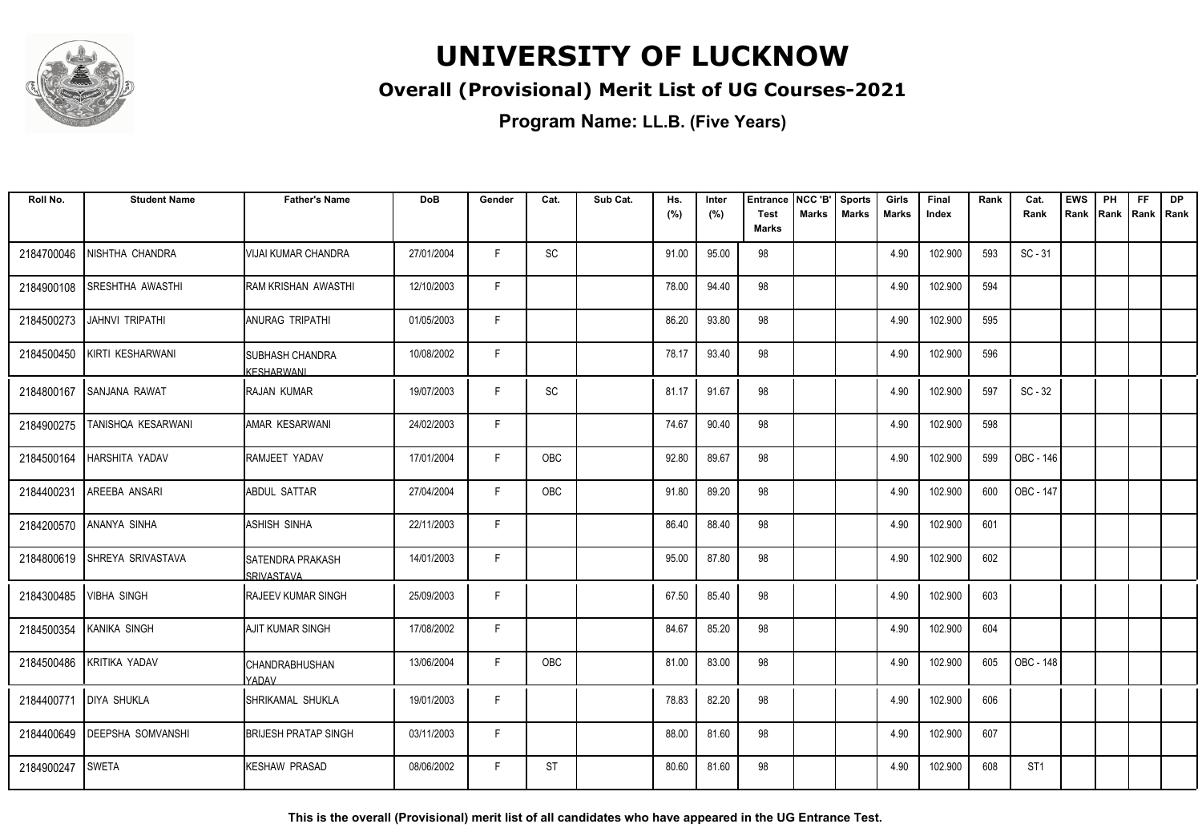# UNIVERSITY OF LUCKNOW

## Overall (Provisional) Merit List of UG Courses-2021

### Program Name: LL.B. (Five Years)

| Roll No. | Student Name | Father's Name | DoB | Gender | Cat. | Sub Cat. | Hs. (%) | Inter (%) | Entrance Test Marks | NCC 'B' Marks | Sports Marks | Girls Marks | Final Index | Rank | Cat. Rank | EWS Rank | PH Rank | FF Rank | DP Rank |
|---|---|---|---|---|---|---|---|---|---|---|---|---|---|---|---|---|---|---|---|
| 2184700046 | NISHTHA CHANDRA | VIJAI KUMAR CHANDRA | 27/01/2004 | F | SC | | 91.00 | 95.00 | 98 | | | 4.90 | 102.900 | 593 | SC - 31 | | | | |
| 2184900108 | SRESHTHA AWASTHI | RAM KRISHAN AWASTHI | 12/10/2003 | F | | | 78.00 | 94.40 | 98 | | | 4.90 | 102.900 | 594 | | | | | |
| 2184500273 | JAHNVI TRIPATHI | ANURAG TRIPATHI | 01/05/2003 | F | | | 86.20 | 93.80 | 98 | | | 4.90 | 102.900 | 595 | | | | | |
| 2184500450 | KIRTI KESHARWANI | SUBHASH CHANDRA KESHARWANI | 10/08/2002 | F | | | 78.17 | 93.40 | 98 | | | 4.90 | 102.900 | 596 | | | | | |
| 2184800167 | SANJANA RAWAT | RAJAN KUMAR | 19/07/2003 | F | SC | | 81.17 | 91.67 | 98 | | | 4.90 | 102.900 | 597 | SC - 32 | | | | |
| 2184900275 | TANISHQA KESARWANI | AMAR KESARWANI | 24/02/2003 | F | | | 74.67 | 90.40 | 98 | | | 4.90 | 102.900 | 598 | | | | | |
| 2184500164 | HARSHITA YADAV | RAMJEET YADAV | 17/01/2004 | F | OBC | | 92.80 | 89.67 | 98 | | | 4.90 | 102.900 | 599 | OBC - 146 | | | | |
| 2184400231 | AREEBA ANSARI | ABDUL SATTAR | 27/04/2004 | F | OBC | | 91.80 | 89.20 | 98 | | | 4.90 | 102.900 | 600 | OBC - 147 | | | | |
| 2184200570 | ANANYA SINHA | ASHISH SINHA | 22/11/2003 | F | | | 86.40 | 88.40 | 98 | | | 4.90 | 102.900 | 601 | | | | | |
| 2184800619 | SHREYA SRIVASTAVA | SATENDRA PRAKASH SRIVASTAVA | 14/01/2003 | F | | | 95.00 | 87.80 | 98 | | | 4.90 | 102.900 | 602 | | | | | |
| 2184300485 | VIBHA SINGH | RAJEEV KUMAR SINGH | 25/09/2003 | F | | | 67.50 | 85.40 | 98 | | | 4.90 | 102.900 | 603 | | | | | |
| 2184500354 | KANIKA SINGH | AJIT KUMAR SINGH | 17/08/2002 | F | | | 84.67 | 85.20 | 98 | | | 4.90 | 102.900 | 604 | | | | | |
| 2184500486 | KRITIKA YADAV | CHANDRABHUSHAN YADAV | 13/06/2004 | F | OBC | | 81.00 | 83.00 | 98 | | | 4.90 | 102.900 | 605 | OBC - 148 | | | | |
| 2184400771 | DIYA SHUKLA | SHRIKAMAL SHUKLA | 19/01/2003 | F | | | 78.83 | 82.20 | 98 | | | 4.90 | 102.900 | 606 | | | | | |
| 2184400649 | DEEPSHA SOMVANSHI | BRIJESH PRATAP SINGH | 03/11/2003 | F | | | 88.00 | 81.60 | 98 | | | 4.90 | 102.900 | 607 | | | | | |
| 2184900247 | SWETA | KESHAW PRASAD | 08/06/2002 | F | ST | | 80.60 | 81.60 | 98 | | | 4.90 | 102.900 | 608 | ST1 | | | | |

**This is the overall (Provisional) merit list of all candidates who have appeared in the UG Entrance Test.**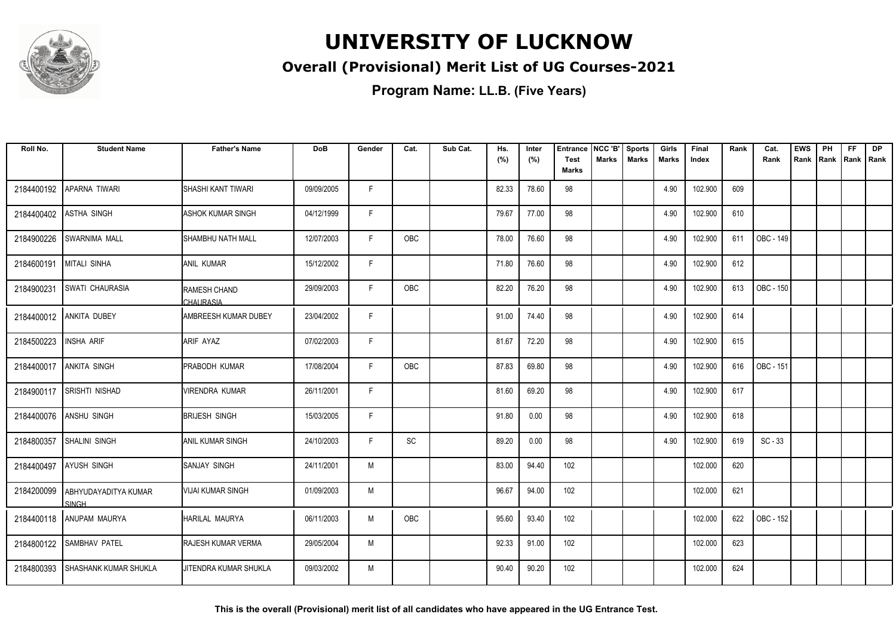# UNIVERSITY OF LUCKNOW

## Overall (Provisional) Merit List of UG Courses-2021

### Program Name: LL.B. (Five Years)

| Roll No. | Student Name | Father's Name | DoB | Gender | Cat. | Sub Cat. | Hs. (%) | Inter (%) | Entrance Test Marks | NCC 'B' Marks | Sports Marks | Girls Marks | Final Index | Rank | Cat. Rank | EWS Rank | PH Rank | FF Rank | DP Rank |
|---|---|---|---|---|---|---|---|---|---|---|---|---|---|---|---|---|---|---|---|
| 2184400192 | APARNA TIWARI | SHASHI KANT TIWARI | 09/09/2005 | F | | | 82.33 | 78.60 | 98 | | | 4.90 | 102.900 | 609 | | | | | |
| 2184400402 | ASTHA SINGH | ASHOK KUMAR SINGH | 04/12/1999 | F | | | 79.67 | 77.00 | 98 | | | 4.90 | 102.900 | 610 | | | | | |
| 2184900226 | SWARNIMA MALL | SHAMBHU NATH MALL | 12/07/2003 | F | OBC | | 78.00 | 76.60 | 98 | | | 4.90 | 102.900 | 611 | OBC - 149 | | | | |
| 2184600191 | MITALI SINHA | ANIL KUMAR | 15/12/2002 | F | | | 71.80 | 76.60 | 98 | | | 4.90 | 102.900 | 612 | | | | | |
| 2184900231 | SWATI CHAURASIA | RAMESH CHAND CHAURASIA | 29/09/2003 | F | OBC | | 82.20 | 76.20 | 98 | | | 4.90 | 102.900 | 613 | OBC - 150 | | | | |
| 2184400012 | ANKITA DUBEY | AMBREESH KUMAR DUBEY | 23/04/2002 | F | | | 91.00 | 74.40 | 98 | | | 4.90 | 102.900 | 614 | | | | | |
| 2184500223 | INSHA ARIF | ARIF AYAZ | 07/02/2003 | F | | | 81.67 | 72.20 | 98 | | | 4.90 | 102.900 | 615 | | | | | |
| 2184400017 | ANKITA SINGH | PRABODH KUMAR | 17/08/2004 | F | OBC | | 87.83 | 69.80 | 98 | | | 4.90 | 102.900 | 616 | OBC - 151 | | | | |
| 2184900117 | SRISHTI NISHAD | VIRENDRA KUMAR | 26/11/2001 | F | | | 81.60 | 69.20 | 98 | | | 4.90 | 102.900 | 617 | | | | | |
| 2184400076 | ANSHU SINGH | BRIJESH SINGH | 15/03/2005 | F | | | 91.80 | 0.00 | 98 | | | 4.90 | 102.900 | 618 | | | | | |
| 2184800357 | SHALINI SINGH | ANIL KUMAR SINGH | 24/10/2003 | F | SC | | 89.20 | 0.00 | 98 | | | 4.90 | 102.900 | 619 | SC - 33 | | | | |
| 2184400497 | AYUSH SINGH | SANJAY SINGH | 24/11/2001 | M | | | 83.00 | 94.40 | 102 | | | | 102.000 | 620 | | | | | |
| 2184200099 | ABHYUDAYADITYA KUMAR SINGH | VIJAI KUMAR SINGH | 01/09/2003 | M | | | 96.67 | 94.00 | 102 | | | | 102.000 | 621 | | | | | |
| 2184400118 | ANUPAM MAURYA | HARILAL MAURYA | 06/11/2003 | M | OBC | | 95.60 | 93.40 | 102 | | | | 102.000 | 622 | OBC - 152 | | | | |
| 2184800122 | SAMBHAV PATEL | RAJESH KUMAR VERMA | 29/05/2004 | M | | | 92.33 | 91.00 | 102 | | | | 102.000 | 623 | | | | | |
| 2184800393 | SHASHANK KUMAR SHUKLA | JITENDRA KUMAR SHUKLA | 09/03/2002 | M | | | 90.40 | 90.20 | 102 | | | | 102.000 | 624 | | | | | |

**This is the overall (Provisional) merit list of all candidates who have appeared in the UG Entrance Test.**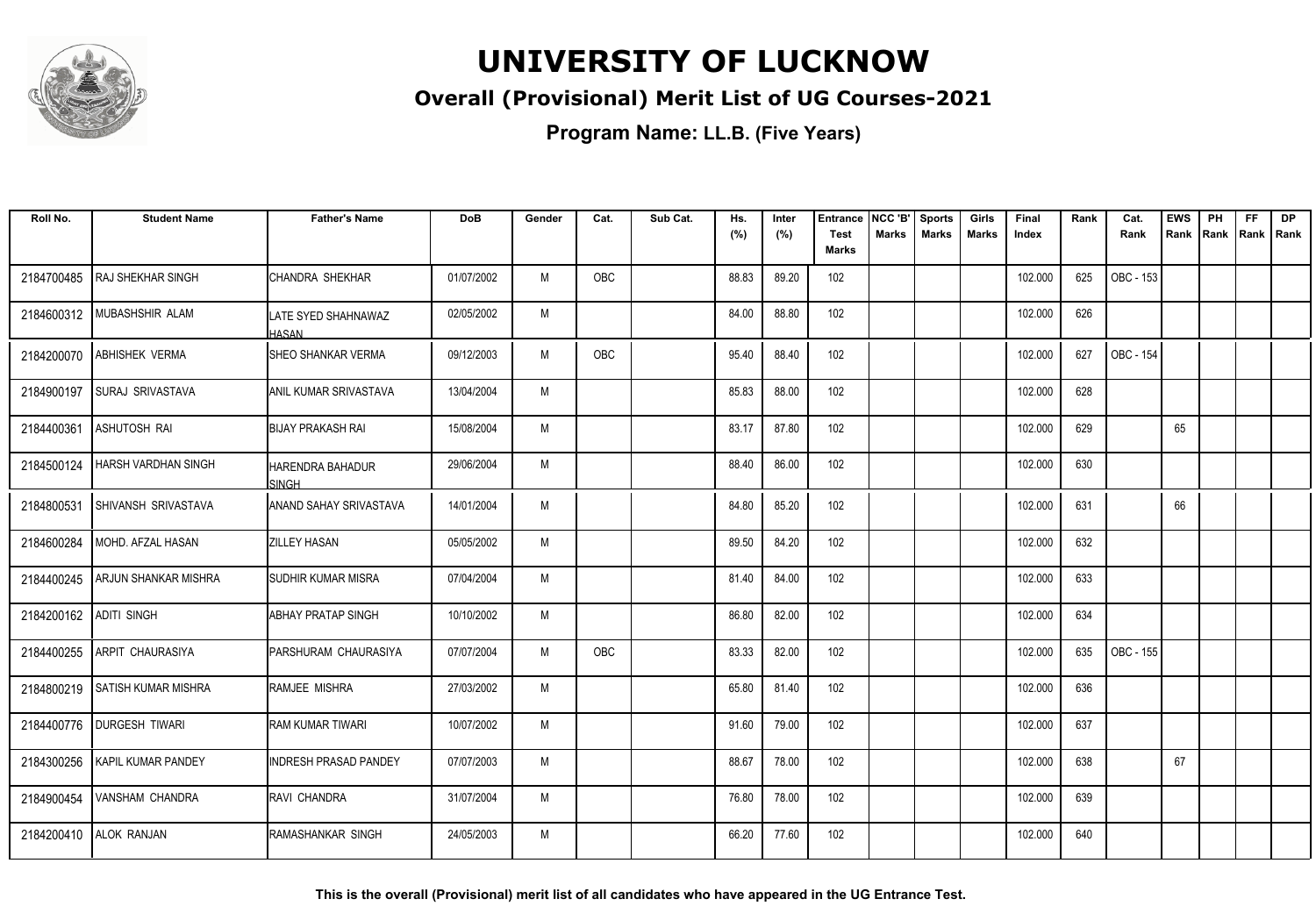# UNIVERSITY OF LUCKNOW

## Overall (Provisional) Merit List of UG Courses-2021

### Program Name: LL.B. (Five Years)

| Roll No. | Student Name | Father's Name | DoB | Gender | Cat. | Sub Cat. | Hs. (%) | Inter (%) | Entrance Test Marks | NCC 'B' Marks | Sports Marks | Girls Marks | Final Index | Rank | Cat. Rank | EWS Rank | PH Rank | FF Rank | DP Rank |
|---|---|---|---|---|---|---|---|---|---|---|---|---|---|---|---|---|---|---|---|
| 2184700485 | RAJ SHEKHAR SINGH | CHANDRA SHEKHAR | 01/07/2002 | M | OBC | | 88.83 | 89.20 | 102 | | | | 102.000 | 625 | OBC - 153 | | | | |
| 2184600312 | MUBASHSHIR ALAM | LATE SYED SHAHNAWAZ HASAN | 02/05/2002 | M | | | 84.00 | 88.80 | 102 | | | | 102.000 | 626 | | | | | |
| 2184200070 | ABHISHEK VERMA | SHEO SHANKAR VERMA | 09/12/2003 | M | OBC | | 95.40 | 88.40 | 102 | | | | 102.000 | 627 | OBC - 154 | | | | |
| 2184900197 | SURAJ SRIVASTAVA | ANIL KUMAR SRIVASTAVA | 13/04/2004 | M | | | 85.83 | 88.00 | 102 | | | | 102.000 | 628 | | | | | |
| 2184400361 | ASHUTOSH RAI | BIJAY PRAKASH RAI | 15/08/2004 | M | | | 83.17 | 87.80 | 102 | | | | 102.000 | 629 | | 65 | | | |
| 2184500124 | HARSH VARDHAN SINGH | HARENDRA BAHADUR SINGH | 29/06/2004 | M | | | 88.40 | 86.00 | 102 | | | | 102.000 | 630 | | | | | |
| 2184800531 | SHIVANSH SRIVASTAVA | ANAND SAHAY SRIVASTAVA | 14/01/2004 | M | | | 84.80 | 85.20 | 102 | | | | 102.000 | 631 | | 66 | | | |
| 2184600284 | MOHD. AFZAL HASAN | ZILLEY HASAN | 05/05/2002 | M | | | 89.50 | 84.20 | 102 | | | | 102.000 | 632 | | | | | |
| 2184400245 | ARJUN SHANKAR MISHRA | SUDHIR KUMAR MISRA | 07/04/2004 | M | | | 81.40 | 84.00 | 102 | | | | 102.000 | 633 | | | | | |
| 2184200162 | ADITI SINGH | ABHAY PRATAP SINGH | 10/10/2002 | M | | | 86.80 | 82.00 | 102 | | | | 102.000 | 634 | | | | | |
| 2184400255 | ARPIT CHAURASIYA | PARSHURAM CHAURASIYA | 07/07/2004 | M | OBC | | 83.33 | 82.00 | 102 | | | | 102.000 | 635 | OBC - 155 | | | | |
| 2184800219 | SATISH KUMAR MISHRA | RAMJEE MISHRA | 27/03/2002 | M | | | 65.80 | 81.40 | 102 | | | | 102.000 | 636 | | | | | |
| 2184400776 | DURGESH TIWARI | RAM KUMAR TIWARI | 10/07/2002 | M | | | 91.60 | 79.00 | 102 | | | | 102.000 | 637 | | | | | |
| 2184300256 | KAPIL KUMAR PANDEY | INDRESH PRASAD PANDEY | 07/07/2003 | M | | | 88.67 | 78.00 | 102 | | | | 102.000 | 638 | | 67 | | | |
| 2184900454 | VANSHAM CHANDRA | RAVI CHANDRA | 31/07/2004 | M | | | 76.80 | 78.00 | 102 | | | | 102.000 | 639 | | | | | |
| 2184200410 | ALOK RANJAN | RAMASHANKAR SINGH | 24/05/2003 | M | | | 66.20 | 77.60 | 102 | | | | 102.000 | 640 | | | | | |

**This is the overall (Provisional) merit list of all candidates who have appeared in the UG Entrance Test.**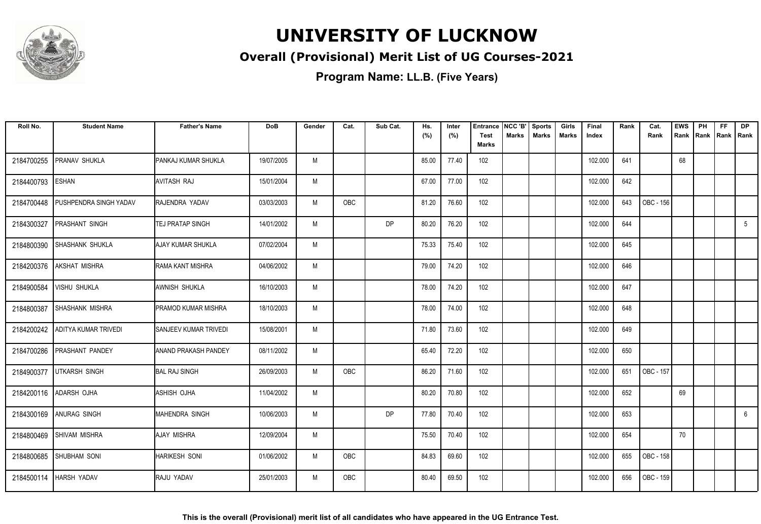# UNIVERSITY OF LUCKNOW

## Overall (Provisional) Merit List of UG Courses-2021

### Program Name: LL.B. (Five Years)

| Roll No. | Student Name | Father's Name | DoB | Gender | Cat. | Sub Cat. | Hs. (%) | Inter (%) | Entrance Test Marks | NCC 'B' Marks | Sports Marks | Girls Marks | Final Index | Rank | Cat. Rank | EWS Rank | PH Rank | FF Rank | DP Rank |
|---|---|---|---|---|---|---|---|---|---|---|---|---|---|---|---|---|---|---|---|
| 2184700255 | PRANAV SHUKLA | PANKAJ KUMAR SHUKLA | 19/07/2005 | M | | | 85.00 | 77.40 | 102 | | | | 102.000 | 641 | | 68 | | | |
| 2184400793 | ESHAN | AVITASH RAJ | 15/01/2004 | M | | | 67.00 | 77.00 | 102 | | | | 102.000 | 642 | | | | | |
| 2184700448 | PUSHPENDRA SINGH YADAV | RAJENDRA YADAV | 03/03/2003 | M | OBC | | 81.20 | 76.60 | 102 | | | | 102.000 | 643 | OBC - 156 | | | | |
| 2184300327 | PRASHANT SINGH | TEJ PRATAP SINGH | 14/01/2002 | M | | DP | 80.20 | 76.20 | 102 | | | | 102.000 | 644 | | | | | 5 |
| 2184800390 | SHASHANK SHUKLA | AJAY KUMAR SHUKLA | 07/02/2004 | M | | | 75.33 | 75.40 | 102 | | | | 102.000 | 645 | | | | | |
| 2184200376 | AKSHAT MISHRA | RAMA KANT MISHRA | 04/06/2002 | M | | | 79.00 | 74.20 | 102 | | | | 102.000 | 646 | | | | | |
| 2184900584 | VISHU SHUKLA | AWNISH SHUKLA | 16/10/2003 | M | | | 78.00 | 74.20 | 102 | | | | 102.000 | 647 | | | | | |
| 2184800387 | SHASHANK MISHRA | PRAMOD KUMAR MISHRA | 18/10/2003 | M | | | 78.00 | 74.00 | 102 | | | | 102.000 | 648 | | | | | |
| 2184200242 | ADITYA KUMAR TRIVEDI | SANJEEV KUMAR TRIVEDI | 15/08/2001 | M | | | 71.80 | 73.60 | 102 | | | | 102.000 | 649 | | | | | |
| 2184700286 | PRASHANT PANDEY | ANAND PRAKASH PANDEY | 08/11/2002 | M | | | 65.40 | 72.20 | 102 | | | | 102.000 | 650 | | | | | |
| 2184900377 | UTKARSH SINGH | BAL RAJ SINGH | 26/09/2003 | M | OBC | | 86.20 | 71.60 | 102 | | | | 102.000 | 651 | OBC - 157 | | | | |
| 2184200116 | ADARSH OJHA | ASHISH OJHA | 11/04/2002 | M | | | 80.20 | 70.80 | 102 | | | | 102.000 | 652 | | 69 | | | |
| 2184300169 | ANURAG SINGH | MAHENDRA SINGH | 10/06/2003 | M | | DP | 77.80 | 70.40 | 102 | | | | 102.000 | 653 | | | | | 6 |
| 2184800469 | SHIVAM MISHRA | AJAY MISHRA | 12/09/2004 | M | | | 75.50 | 70.40 | 102 | | | | 102.000 | 654 | | 70 | | | |
| 2184800685 | SHUBHAM SONI | HARIKESH SONI | 01/06/2002 | M | OBC | | 84.83 | 69.60 | 102 | | | | 102.000 | 655 | OBC - 158 | | | | |
| 2184500114 | HARSH YADAV | RAJU YADAV | 25/01/2003 | M | OBC | | 80.40 | 69.50 | 102 | | | | 102.000 | 656 | OBC - 159 | | | | |

**This is the overall (Provisional) merit list of all candidates who have appeared in the UG Entrance Test.**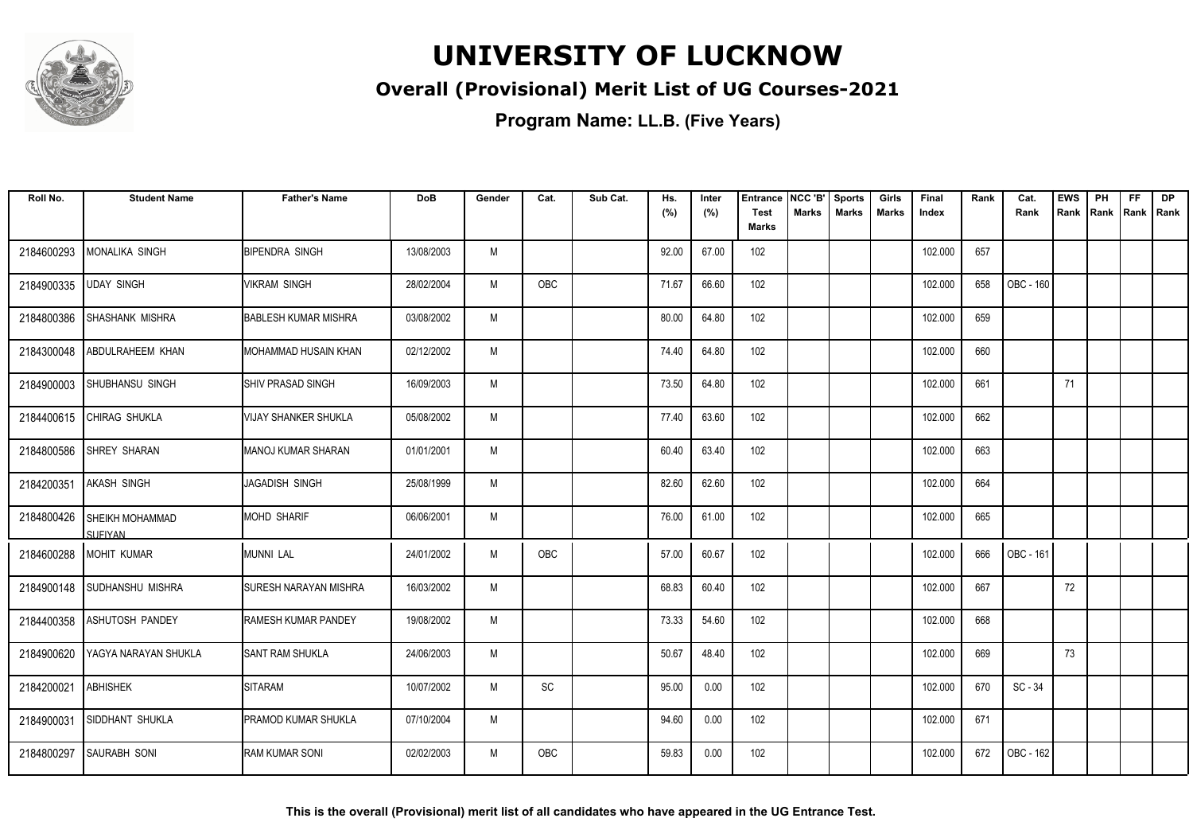# UNIVERSITY OF LUCKNOW

## Overall (Provisional) Merit List of UG Courses-2021

**Program Name: LL.B. (Five Years)**

| Roll No. | Student Name | Father's Name | DoB | Gender | Cat. | Sub Cat. | Hs. (%) | Inter (%) | Entrance Test Marks | NCC 'B' Marks | Sports Marks | Girls Marks | Final Index | Rank | Cat. Rank | EWS Rank | PH Rank | FF Rank | DP Rank |
|---|---|---|---|---|---|---|---|---|---|---|---|---|---|---|---|---|---|---|---|
| 2184600293 | MONALIKA SINGH | BIPENDRA SINGH | 13/08/2003 | M | | | 92.00 | 67.00 | 102 | | | | 102.000 | 657 | | | | | |
| 2184900335 | UDAY SINGH | VIKRAM SINGH | 28/02/2004 | M | OBC | | 71.67 | 66.60 | 102 | | | | 102.000 | 658 | OBC - 160 | | | | |
| 2184800386 | SHASHANK MISHRA | BABLESH KUMAR MISHRA | 03/08/2002 | M | | | 80.00 | 64.80 | 102 | | | | 102.000 | 659 | | | | | |
| 2184300048 | ABDULRAHEEM KHAN | MOHAMMAD HUSAIN KHAN | 02/12/2002 | M | | | 74.40 | 64.80 | 102 | | | | 102.000 | 660 | | | | | |
| 2184900003 | SHUBHANSU SINGH | SHIV PRASAD SINGH | 16/09/2003 | M | | | 73.50 | 64.80 | 102 | | | | 102.000 | 661 | | 71 | | | |
| 2184400615 | CHIRAG SHUKLA | VIJAY SHANKER SHUKLA | 05/08/2002 | M | | | 77.40 | 63.60 | 102 | | | | 102.000 | 662 | | | | | |
| 2184800586 | SHREY SHARAN | MANOJ KUMAR SHARAN | 01/01/2001 | M | | | 60.40 | 63.40 | 102 | | | | 102.000 | 663 | | | | | |
| 2184200351 | AKASH SINGH | JAGADISH SINGH | 25/08/1999 | M | | | 82.60 | 62.60 | 102 | | | | 102.000 | 664 | | | | | |
| 2184800426 | SHEIKH MOHAMMAD SUFIYAN | MOHD SHARIF | 06/06/2001 | M | | | 76.00 | 61.00 | 102 | | | | 102.000 | 665 | | | | | |
| 2184600288 | MOHIT KUMAR | MUNNI LAL | 24/01/2002 | M | OBC | | 57.00 | 60.67 | 102 | | | | 102.000 | 666 | OBC - 161 | | | | |
| 2184900148 | SUDHANSHU MISHRA | SURESH NARAYAN MISHRA | 16/03/2002 | M | | | 68.83 | 60.40 | 102 | | | | 102.000 | 667 | | 72 | | | |
| 2184400358 | ASHUTOSH PANDEY | RAMESH KUMAR PANDEY | 19/08/2002 | M | | | 73.33 | 54.60 | 102 | | | | 102.000 | 668 | | | | | |
| 2184900620 | YAGYA NARAYAN SHUKLA | SANT RAM SHUKLA | 24/06/2003 | M | | | 50.67 | 48.40 | 102 | | | | 102.000 | 669 | | 73 | | | |
| 2184200021 | ABHISHEK | SITARAM | 10/07/2002 | M | SC | | 95.00 | 0.00 | 102 | | | | 102.000 | 670 | SC - 34 | | | | |
| 2184900031 | SIDDHANT SHUKLA | PRAMOD KUMAR SHUKLA | 07/10/2004 | M | | | 94.60 | 0.00 | 102 | | | | 102.000 | 671 | | | | | |
| 2184800297 | SAURABH SONI | RAM KUMAR SONI | 02/02/2003 | M | OBC | | 59.83 | 0.00 | 102 | | | | 102.000 | 672 | OBC - 162 | | | | |

**This is the overall (Provisional) merit list of all candidates who have appeared in the UG Entrance Test.**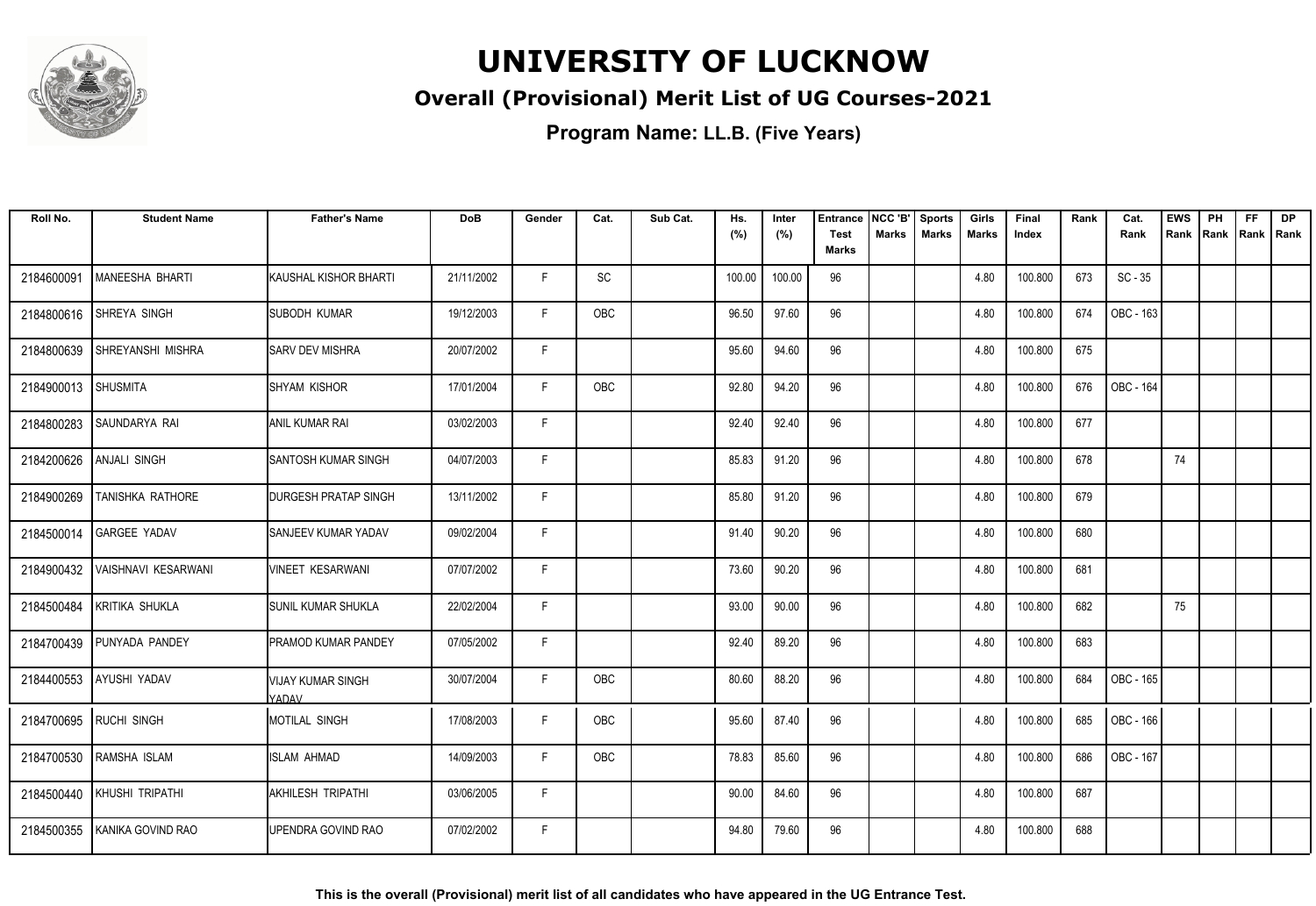# UNIVERSITY OF LUCKNOW

## Overall (Provisional) Merit List of UG Courses-2021

**Program Name: LL.B. (Five Years)**

| Roll No. | Student Name | Father's Name | DoB | Gender | Cat. | Sub Cat. | Hs. (%) | Inter (%) | Entrance Test Marks | NCC 'B' Marks | Sports Marks | Girls Marks | Final Index | Rank | Cat. Rank | EWS Rank | PH Rank | FF Rank | DP Rank |
|---|---|---|---|---|---|---|---|---|---|---|---|---|---|---|---|---|---|---|---|
| 2184600091 | MANEESHA BHARTI | KAUSHAL KISHOR BHARTI | 21/11/2002 | F | SC | | 100.00 | 100.00 | 96 | | | 4.80 | 100.800 | 673 | SC - 35 | | | | |
| 2184800616 | SHREYA SINGH | SUBODH KUMAR | 19/12/2003 | F | OBC | | 96.50 | 97.60 | 96 | | | 4.80 | 100.800 | 674 | OBC - 163 | | | | |
| 2184800639 | SHREYANSHI MISHRA | SARV DEV MISHRA | 20/07/2002 | F | | | 95.60 | 94.60 | 96 | | | 4.80 | 100.800 | 675 | | | | | |
| 2184900013 | SHUSMITA | SHYAM KISHOR | 17/01/2004 | F | OBC | | 92.80 | 94.20 | 96 | | | 4.80 | 100.800 | 676 | OBC - 164 | | | | |
| 2184800283 | SAUNDARYA RAI | ANIL KUMAR RAI | 03/02/2003 | F | | | 92.40 | 92.40 | 96 | | | 4.80 | 100.800 | 677 | | | | | |
| 2184200626 | ANJALI SINGH | SANTOSH KUMAR SINGH | 04/07/2003 | F | | | 85.83 | 91.20 | 96 | | | 4.80 | 100.800 | 678 | | 74 | | | |
| 2184900269 | TANISHKA RATHORE | DURGESH PRATAP SINGH | 13/11/2002 | F | | | 85.80 | 91.20 | 96 | | | 4.80 | 100.800 | 679 | | | | | |
| 2184500014 | GARGEE YADAV | SANJEEV KUMAR YADAV | 09/02/2004 | F | | | 91.40 | 90.20 | 96 | | | 4.80 | 100.800 | 680 | | | | | |
| 2184900432 | VAISHNAVI KESARWANI | VINEET KESARWANI | 07/07/2002 | F | | | 73.60 | 90.20 | 96 | | | 4.80 | 100.800 | 681 | | | | | |
| 2184500484 | KRITIKA SHUKLA | SUNIL KUMAR SHUKLA | 22/02/2004 | F | | | 93.00 | 90.00 | 96 | | | 4.80 | 100.800 | 682 | | 75 | | | |
| 2184700439 | PUNYADA PANDEY | PRAMOD KUMAR PANDEY | 07/05/2002 | F | | | 92.40 | 89.20 | 96 | | | 4.80 | 100.800 | 683 | | | | | |
| 2184400553 | AYUSHI YADAV | VIJAY KUMAR SINGH YADAV | 30/07/2004 | F | OBC | | 80.60 | 88.20 | 96 | | | 4.80 | 100.800 | 684 | OBC - 165 | | | | |
| 2184700695 | RUCHI SINGH | MOTILAL SINGH | 17/08/2003 | F | OBC | | 95.60 | 87.40 | 96 | | | 4.80 | 100.800 | 685 | OBC - 166 | | | | |
| 2184700530 | RAMSHA ISLAM | ISLAM AHMAD | 14/09/2003 | F | OBC | | 78.83 | 85.60 | 96 | | | 4.80 | 100.800 | 686 | OBC - 167 | | | | |
| 2184500440 | KHUSHI TRIPATHI | AKHILESH TRIPATHI | 03/06/2005 | F | | | 90.00 | 84.60 | 96 | | | 4.80 | 100.800 | 687 | | | | | |
| 2184500355 | KANIKA GOVIND RAO | UPENDRA GOVIND RAO | 07/02/2002 | F | | | 94.80 | 79.60 | 96 | | | 4.80 | 100.800 | 688 | | | | | |

**This is the overall (Provisional) merit list of all candidates who have appeared in the UG Entrance Test.**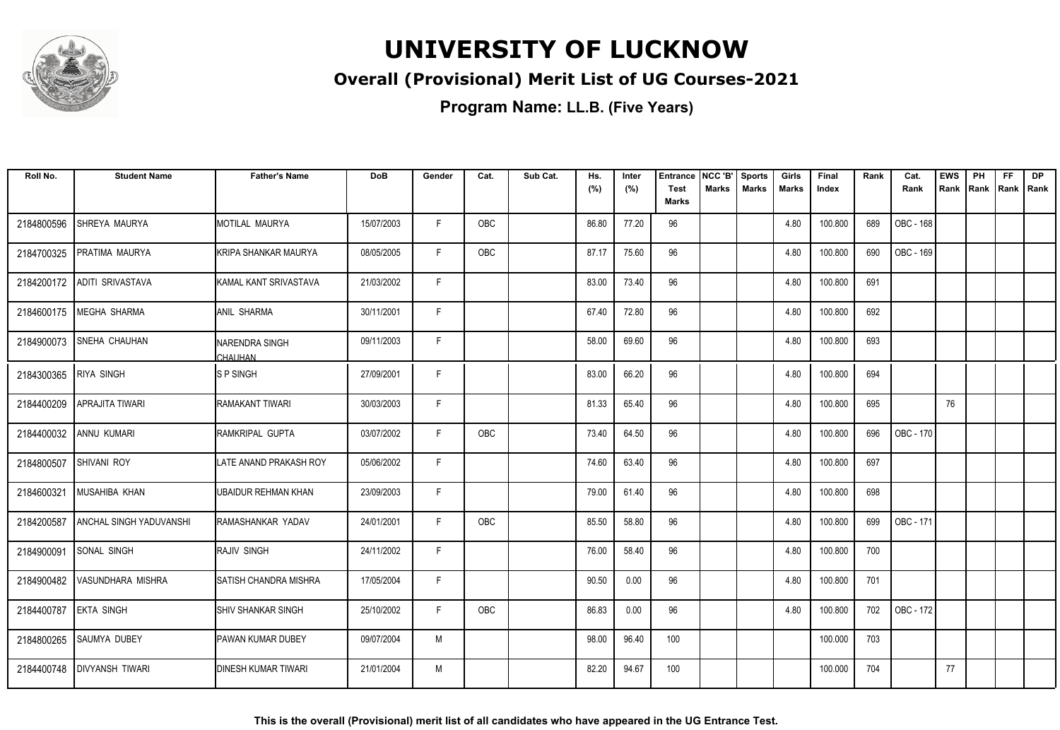# UNIVERSITY OF LUCKNOW

## Overall (Provisional) Merit List of UG Courses-2021

**Program Name: LL.B. (Five Years)**

| Roll No. | Student Name | Father's Name | DoB | Gender | Cat. | Sub Cat. | Hs. (%) | Inter (%) | Entrance Test Marks | NCC 'B' Marks | Sports Marks | Girls Marks | Final Index | Rank | Cat. Rank | EWS Rank | PH Rank | FF Rank | DP Rank |
|---|---|---|---|---|---|---|---|---|---|---|---|---|---|---|---|---|---|---|---|
| 2184800596 | SHREYA MAURYA | MOTILAL MAURYA | 15/07/2003 | F | OBC | | 86.80 | 77.20 | 96 | | | 4.80 | 100.800 | 689 | OBC - 168 | | | | |
| 2184700325 | PRATIMA MAURYA | KRIPA SHANKAR MAURYA | 08/05/2005 | F | OBC | | 87.17 | 75.60 | 96 | | | 4.80 | 100.800 | 690 | OBC - 169 | | | | |
| 2184200172 | ADITI SRIVASTAVA | KAMAL KANT SRIVASTAVA | 21/03/2002 | F | | | 83.00 | 73.40 | 96 | | | 4.80 | 100.800 | 691 | | | | | |
| 2184600175 | MEGHA SHARMA | ANIL SHARMA | 30/11/2001 | F | | | 67.40 | 72.80 | 96 | | | 4.80 | 100.800 | 692 | | | | | |
| 2184900073 | SNEHA CHAUHAN | NARENDRA SINGH CHAUHAN | 09/11/2003 | F | | | 58.00 | 69.60 | 96 | | | 4.80 | 100.800 | 693 | | | | | |
| 2184300365 | RIYA SINGH | S P SINGH | 27/09/2001 | F | | | 83.00 | 66.20 | 96 | | | 4.80 | 100.800 | 694 | | | | | |
| 2184400209 | APRAJITA TIWARI | RAMAKANT TIWARI | 30/03/2003 | F | | | 81.33 | 65.40 | 96 | | | 4.80 | 100.800 | 695 | | 76 | | | |
| 2184400032 | ANNU KUMARI | RAMKRIPAL GUPTA | 03/07/2002 | F | OBC | | 73.40 | 64.50 | 96 | | | 4.80 | 100.800 | 696 | OBC - 170 | | | | |
| 2184800507 | SHIVANI ROY | LATE ANAND PRAKASH ROY | 05/06/2002 | F | | | 74.60 | 63.40 | 96 | | | 4.80 | 100.800 | 697 | | | | | |
| 2184600321 | MUSAHIBA KHAN | UBAIDUR REHMAN KHAN | 23/09/2003 | F | | | 79.00 | 61.40 | 96 | | | 4.80 | 100.800 | 698 | | | | | |
| 2184200587 | ANCHAL SINGH YADUVANSHI | RAMASHANKAR YADAV | 24/01/2001 | F | OBC | | 85.50 | 58.80 | 96 | | | 4.80 | 100.800 | 699 | OBC - 171 | | | | |
| 2184900091 | SONAL SINGH | RAJIV SINGH | 24/11/2002 | F | | | 76.00 | 58.40 | 96 | | | 4.80 | 100.800 | 700 | | | | | |
| 2184900482 | VASUNDHARA MISHRA | SATISH CHANDRA MISHRA | 17/05/2004 | F | | | 90.50 | 0.00 | 96 | | | 4.80 | 100.800 | 701 | | | | | |
| 2184400787 | EKTA SINGH | SHIV SHANKAR SINGH | 25/10/2002 | F | OBC | | 86.83 | 0.00 | 96 | | | 4.80 | 100.800 | 702 | OBC - 172 | | | | |
| 2184800265 | SAUMYA DUBEY | PAWAN KUMAR DUBEY | 09/07/2004 | M | | | 98.00 | 96.40 | 100 | | | | 100.000 | 703 | | | | | |
| 2184400748 | DIVYANSH TIWARI | DINESH KUMAR TIWARI | 21/01/2004 | M | | | 82.20 | 94.67 | 100 | | | | 100.000 | 704 | | 77 | | | |

**This is the overall (Provisional) merit list of all candidates who have appeared in the UG Entrance Test.**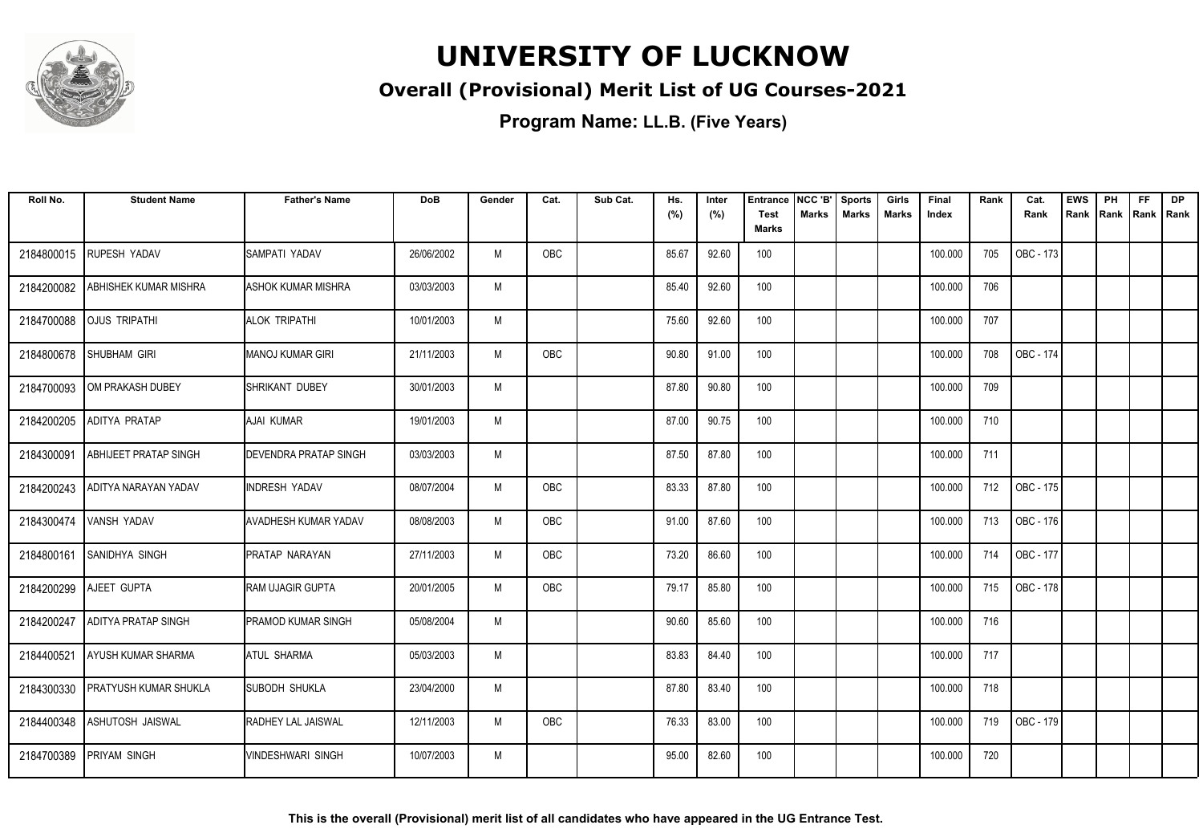# UNIVERSITY OF LUCKNOW

## Overall (Provisional) Merit List of UG Courses-2021

### Program Name: LL.B. (Five Years)

| Roll No. | Student Name | Father's Name | DoB | Gender | Cat. | Sub Cat. | Hs. (%) | Inter (%) | Entrance Test Marks | NCC 'B' Marks | Sports Marks | Girls Marks | Final Index | Rank | Cat. Rank | EWS Rank | PH Rank | FF Rank | DP Rank |
|---|---|---|---|---|---|---|---|---|---|---|---|---|---|---|---|---|---|---|---|
| 2184800015 | RUPESH YADAV | SAMPATI YADAV | 26/06/2002 | M | OBC | | 85.67 | 92.60 | 100 | | | | 100.000 | 705 | OBC - 173 | | | | |
| 2184200082 | ABHISHEK KUMAR MISHRA | ASHOK KUMAR MISHRA | 03/03/2003 | M | | | 85.40 | 92.60 | 100 | | | | 100.000 | 706 | | | | | |
| 2184700088 | OJUS TRIPATHI | ALOK TRIPATHI | 10/01/2003 | M | | | 75.60 | 92.60 | 100 | | | | 100.000 | 707 | | | | | |
| 2184800678 | SHUBHAM GIRI | MANOJ KUMAR GIRI | 21/11/2003 | M | OBC | | 90.80 | 91.00 | 100 | | | | 100.000 | 708 | OBC - 174 | | | | |
| 2184700093 | OM PRAKASH DUBEY | SHRIKANT DUBEY | 30/01/2003 | M | | | 87.80 | 90.80 | 100 | | | | 100.000 | 709 | | | | | |
| 2184200205 | ADITYA PRATAP | AJAI KUMAR | 19/01/2003 | M | | | 87.00 | 90.75 | 100 | | | | 100.000 | 710 | | | | | |
| 2184300091 | ABHIJEET PRATAP SINGH | DEVENDRA PRATAP SINGH | 03/03/2003 | M | | | 87.50 | 87.80 | 100 | | | | 100.000 | 711 | | | | | |
| 2184200243 | ADITYA NARAYAN YADAV | INDRESH YADAV | 08/07/2004 | M | OBC | | 83.33 | 87.80 | 100 | | | | 100.000 | 712 | OBC - 175 | | | | |
| 2184300474 | VANSH YADAV | AVADHESH KUMAR YADAV | 08/08/2003 | M | OBC | | 91.00 | 87.60 | 100 | | | | 100.000 | 713 | OBC - 176 | | | | |
| 2184800161 | SANIDHYA SINGH | PRATAP NARAYAN | 27/11/2003 | M | OBC | | 73.20 | 86.60 | 100 | | | | 100.000 | 714 | OBC - 177 | | | | |
| 2184200299 | AJEET GUPTA | RAM UJAGIR GUPTA | 20/01/2005 | M | OBC | | 79.17 | 85.80 | 100 | | | | 100.000 | 715 | OBC - 178 | | | | |
| 2184200247 | ADITYA PRATAP SINGH | PRAMOD KUMAR SINGH | 05/08/2004 | M | | | 90.60 | 85.60 | 100 | | | | 100.000 | 716 | | | | | |
| 2184400521 | AYUSH KUMAR SHARMA | ATUL SHARMA | 05/03/2003 | M | | | 83.83 | 84.40 | 100 | | | | 100.000 | 717 | | | | | |
| 2184300330 | PRATYUSH KUMAR SHUKLA | SUBODH SHUKLA | 23/04/2000 | M | | | 87.80 | 83.40 | 100 | | | | 100.000 | 718 | | | | | |
| 2184400348 | ASHUTOSH JAISWAL | RADHEY LAL JAISWAL | 12/11/2003 | M | OBC | | 76.33 | 83.00 | 100 | | | | 100.000 | 719 | OBC - 179 | | | | |
| 2184700389 | PRIYAM SINGH | VINDESHWARI SINGH | 10/07/2003 | M | | | 95.00 | 82.60 | 100 | | | | 100.000 | 720 | | | | | |

**This is the overall (Provisional) merit list of all candidates who have appeared in the UG Entrance Test.**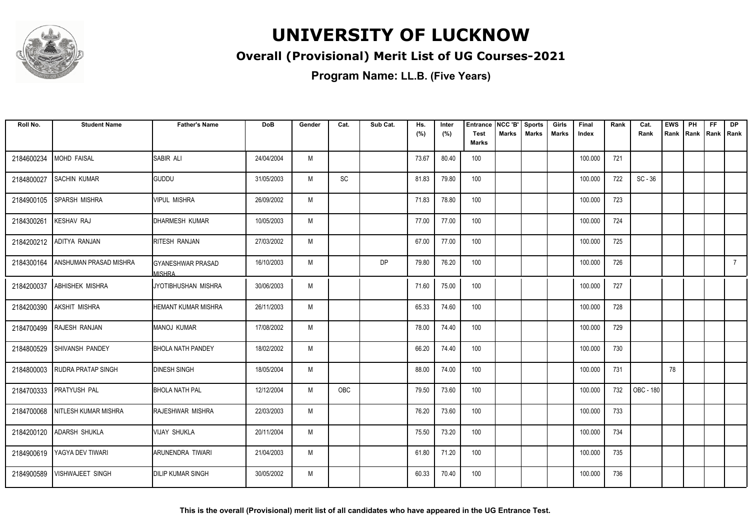# UNIVERSITY OF LUCKNOW

## Overall (Provisional) Merit List of UG Courses-2021

### Program Name: LL.B. (Five Years)

| Roll No. | Student Name | Father's Name | DoB | Gender | Cat. | Sub Cat. | Hs. (%) | Inter (%) | Entrance Test Marks | NCC 'B' Marks | Sports Marks | Girls Marks | Final Index | Rank | Cat. Rank | EWS Rank | PH Rank | FF Rank | DP Rank |
|---|---|---|---|---|---|---|---|---|---|---|---|---|---|---|---|---|---|---|---|
| 2184600234 | MOHD FAISAL | SABIR ALI | 24/04/2004 | M | | | 73.67 | 80.40 | 100 | | | | 100.000 | 721 | | | | | |
| 2184800027 | SACHIN KUMAR | GUDDU | 31/05/2003 | M | SC | | 81.83 | 79.80 | 100 | | | | 100.000 | 722 | SC - 36 | | | | |
| 2184900105 | SPARSH MISHRA | VIPUL MISHRA | 26/09/2002 | M | | | 71.83 | 78.80 | 100 | | | | 100.000 | 723 | | | | | |
| 2184300261 | KESHAV RAJ | DHARMESH KUMAR | 10/05/2003 | M | | | 77.00 | 77.00 | 100 | | | | 100.000 | 724 | | | | | |
| 2184200212 | ADITYA RANJAN | RITESH RANJAN | 27/03/2002 | M | | | 67.00 | 77.00 | 100 | | | | 100.000 | 725 | | | | | |
| 2184300164 | ANSHUMAN PRASAD MISHRA | GYANESHWAR PRASAD MISHRA | 16/10/2003 | M | | DP | 79.80 | 76.20 | 100 | | | | 100.000 | 726 | | | | | 7 |
| 2184200037 | ABHISHEK MISHRA | JYOTIBHUSHAN MISHRA | 30/06/2003 | M | | | 71.60 | 75.00 | 100 | | | | 100.000 | 727 | | | | | |
| 2184200390 | AKSHIT MISHRA | HEMANT KUMAR MISHRA | 26/11/2003 | M | | | 65.33 | 74.60 | 100 | | | | 100.000 | 728 | | | | | |
| 2184700499 | RAJESH RANJAN | MANOJ KUMAR | 17/08/2002 | M | | | 78.00 | 74.40 | 100 | | | | 100.000 | 729 | | | | | |
| 2184800529 | SHIVANSH PANDEY | BHOLA NATH PANDEY | 18/02/2002 | M | | | 66.20 | 74.40 | 100 | | | | 100.000 | 730 | | | | | |
| 2184800003 | RUDRA PRATAP SINGH | DINESH SINGH | 18/05/2004 | M | | | 88.00 | 74.00 | 100 | | | | 100.000 | 731 | | 78 | | | |
| 2184700333 | PRATYUSH PAL | BHOLA NATH PAL | 12/12/2004 | M | OBC | | 79.50 | 73.60 | 100 | | | | 100.000 | 732 | OBC - 180 | | | | |
| 2184700068 | NITLESH KUMAR MISHRA | RAJESHWAR MISHRA | 22/03/2003 | M | | | 76.20 | 73.60 | 100 | | | | 100.000 | 733 | | | | | |
| 2184200120 | ADARSH SHUKLA | VIJAY SHUKLA | 20/11/2004 | M | | | 75.50 | 73.20 | 100 | | | | 100.000 | 734 | | | | | |
| 2184900619 | YAGYA DEV TIWARI | ARUNENDRA TIWARI | 21/04/2003 | M | | | 61.80 | 71.20 | 100 | | | | 100.000 | 735 | | | | | |
| 2184900589 | VISHWAJEET SINGH | DILIP KUMAR SINGH | 30/05/2002 | M | | | 60.33 | 70.40 | 100 | | | | 100.000 | 736 | | | | | |

**This is the overall (Provisional) merit list of all candidates who have appeared in the UG Entrance Test.**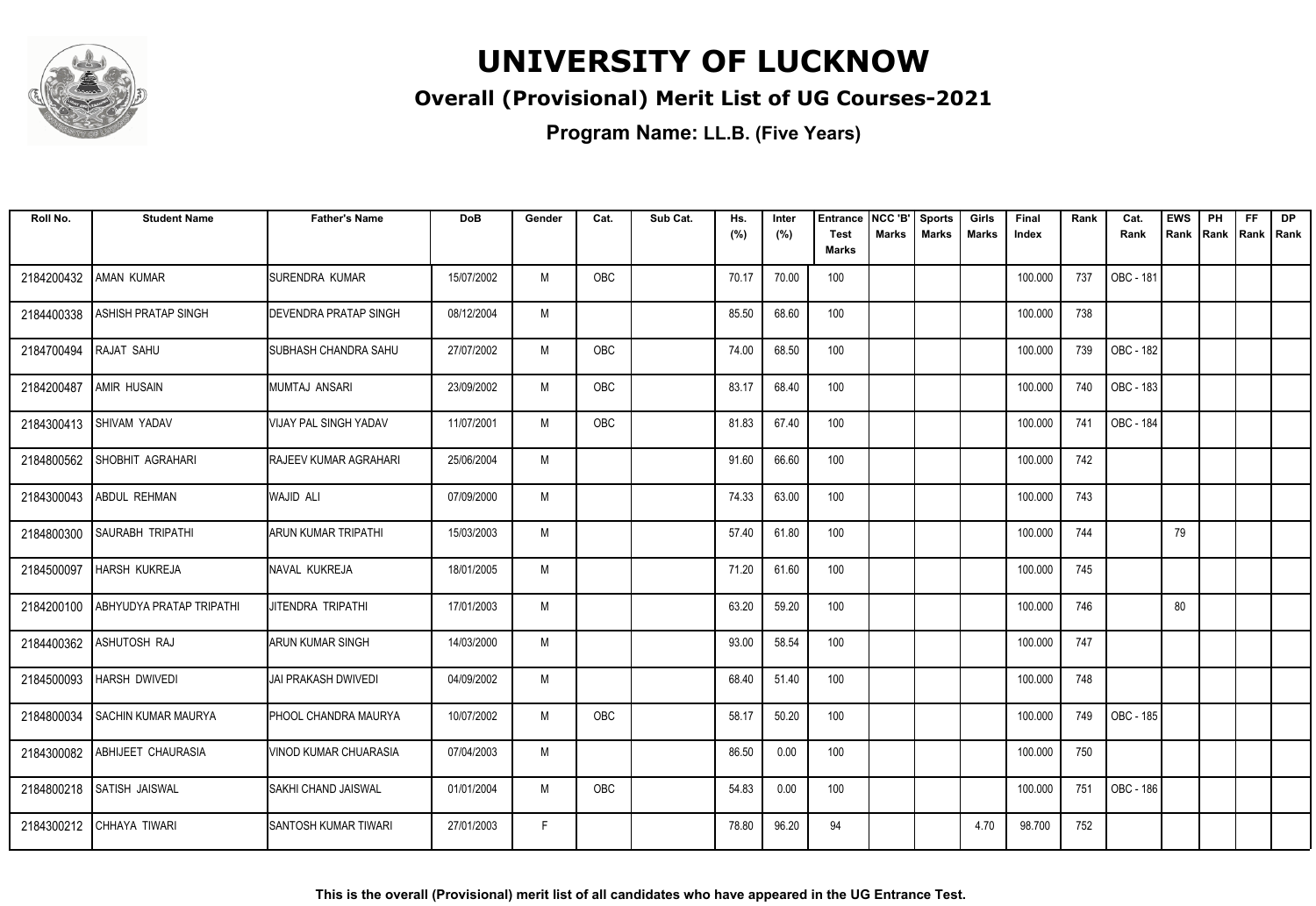# UNIVERSITY OF LUCKNOW

## Overall (Provisional) Merit List of UG Courses-2021

**Program Name: LL.B. (Five Years)**

| Roll No. | Student Name | Father's Name | DoB | Gender | Cat. | Sub Cat. | Hs. (%) | Inter (%) | Entrance Test Marks | NCC 'B' Marks | Sports Marks | Girls Marks | Final Index | Rank | Cat. Rank | EWS Rank | PH Rank | FF Rank | DP Rank |
|---|---|---|---|---|---|---|---|---|---|---|---|---|---|---|---|---|---|---|---|
| 2184200432 | AMAN KUMAR | SURENDRA KUMAR | 15/07/2002 | M | OBC | | 70.17 | 70.00 | 100 | | | | 100.000 | 737 | OBC - 181 | | | | |
| 2184400338 | ASHISH PRATAP SINGH | DEVENDRA PRATAP SINGH | 08/12/2004 | M | | | 85.50 | 68.60 | 100 | | | | 100.000 | 738 | | | | | |
| 2184700494 | RAJAT SAHU | SUBHASH CHANDRA SAHU | 27/07/2002 | M | OBC | | 74.00 | 68.50 | 100 | | | | 100.000 | 739 | OBC - 182 | | | | |
| 2184200487 | AMIR HUSAIN | MUMTAJ ANSARI | 23/09/2002 | M | OBC | | 83.17 | 68.40 | 100 | | | | 100.000 | 740 | OBC - 183 | | | | |
| 2184300413 | SHIVAM YADAV | VIJAY PAL SINGH YADAV | 11/07/2001 | M | OBC | | 81.83 | 67.40 | 100 | | | | 100.000 | 741 | OBC - 184 | | | | |
| 2184800562 | SHOBHIT AGRAHARI | RAJEEV KUMAR AGRAHARI | 25/06/2004 | M | | | 91.60 | 66.60 | 100 | | | | 100.000 | 742 | | | | | |
| 2184300043 | ABDUL REHMAN | WAJID ALI | 07/09/2000 | M | | | 74.33 | 63.00 | 100 | | | | 100.000 | 743 | | | | | |
| 2184800300 | SAURABH TRIPATHI | ARUN KUMAR TRIPATHI | 15/03/2003 | M | | | 57.40 | 61.80 | 100 | | | | 100.000 | 744 | | 79 | | | |
| 2184500097 | HARSH KUKREJA | NAVAL KUKREJA | 18/01/2005 | M | | | 71.20 | 61.60 | 100 | | | | 100.000 | 745 | | | | | |
| 2184200100 | ABHYUDYA PRATAP TRIPATHI | JITENDRA TRIPATHI | 17/01/2003 | M | | | 63.20 | 59.20 | 100 | | | | 100.000 | 746 | | 80 | | | |
| 2184400362 | ASHUTOSH RAJ | ARUN KUMAR SINGH | 14/03/2000 | M | | | 93.00 | 58.54 | 100 | | | | 100.000 | 747 | | | | | |
| 2184500093 | HARSH DWIVEDI | JAI PRAKASH DWIVEDI | 04/09/2002 | M | | | 68.40 | 51.40 | 100 | | | | 100.000 | 748 | | | | | |
| 2184800034 | SACHIN KUMAR MAURYA | PHOOL CHANDRA MAURYA | 10/07/2002 | M | OBC | | 58.17 | 50.20 | 100 | | | | 100.000 | 749 | OBC - 185 | | | | |
| 2184300082 | ABHIJEET CHAURASIA | VINOD KUMAR CHUARASIA | 07/04/2003 | M | | | 86.50 | 0.00 | 100 | | | | 100.000 | 750 | | | | | |
| 2184800218 | SATISH JAISWAL | SAKHI CHAND JAISWAL | 01/01/2004 | M | OBC | | 54.83 | 0.00 | 100 | | | | 100.000 | 751 | OBC - 186 | | | | |
| 2184300212 | CHHAYA TIWARI | SANTOSH KUMAR TIWARI | 27/01/2003 | F | | | 78.80 | 96.20 | 94 | | | 4.70 | 98.700 | 752 | | | | | |

**This is the overall (Provisional) merit list of all candidates who have appeared in the UG Entrance Test.**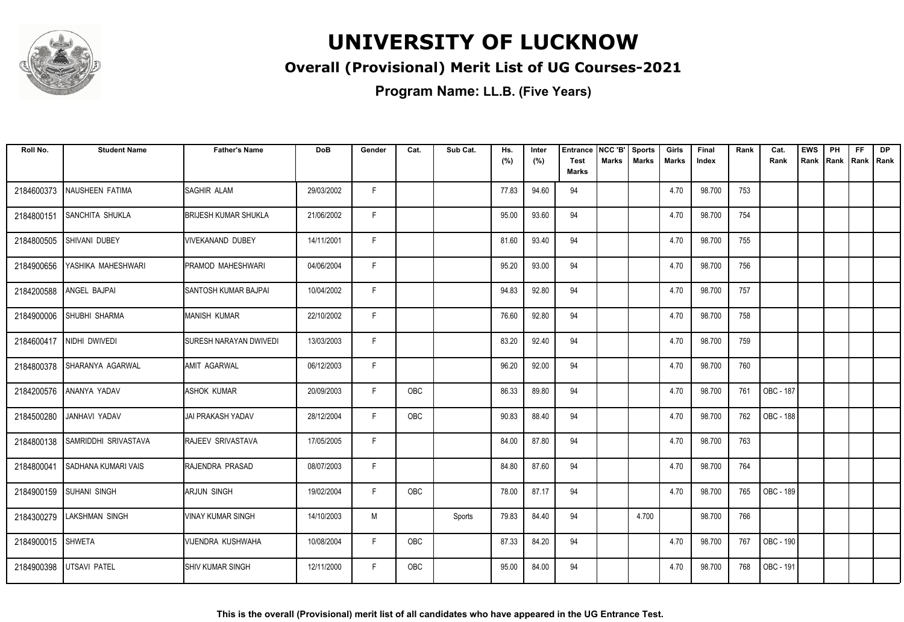# UNIVERSITY OF LUCKNOW

## Overall (Provisional) Merit List of UG Courses-2021

### Program Name: LL.B. (Five Years)

| Roll No. | Student Name | Father's Name | DoB | Gender | Cat. | Sub Cat. | Hs. (%) | Inter (%) | Entrance Test Marks | NCC 'B' Marks | Sports Marks | Girls Marks | Final Index | Rank | Cat. Rank | EWS Rank | PH Rank | FF Rank | DP Rank |
|---|---|---|---|---|---|---|---|---|---|---|---|---|---|---|---|---|---|---|---|
| 2184600373 | NAUSHEEN FATIMA | SAGHIR ALAM | 29/03/2002 | F | | | 77.83 | 94.60 | 94 | | | 4.70 | 98.700 | 753 | | | | | |
| 2184800151 | SANCHITA SHUKLA | BRIJESH KUMAR SHUKLA | 21/06/2002 | F | | | 95.00 | 93.60 | 94 | | | 4.70 | 98.700 | 754 | | | | | |
| 2184800505 | SHIVANI DUBEY | VIVEKANAND DUBEY | 14/11/2001 | F | | | 81.60 | 93.40 | 94 | | | 4.70 | 98.700 | 755 | | | | | |
| 2184900656 | YASHIKA MAHESHWARI | PRAMOD MAHESHWARI | 04/06/2004 | F | | | 95.20 | 93.00 | 94 | | | 4.70 | 98.700 | 756 | | | | | |
| 2184200588 | ANGEL BAJPAI | SANTOSH KUMAR BAJPAI | 10/04/2002 | F | | | 94.83 | 92.80 | 94 | | | 4.70 | 98.700 | 757 | | | | | |
| 2184900006 | SHUBHI SHARMA | MANISH KUMAR | 22/10/2002 | F | | | 76.60 | 92.80 | 94 | | | 4.70 | 98.700 | 758 | | | | | |
| 2184600417 | NIDHI DWIVEDI | SURESH NARAYAN DWIVEDI | 13/03/2003 | F | | | 83.20 | 92.40 | 94 | | | 4.70 | 98.700 | 759 | | | | | |
| 2184800378 | SHARANYA AGARWAL | AMIT AGARWAL | 06/12/2003 | F | | | 96.20 | 92.00 | 94 | | | 4.70 | 98.700 | 760 | | | | | |
| 2184200576 | ANANYA YADAV | ASHOK KUMAR | 20/09/2003 | F | OBC | | 86.33 | 89.80 | 94 | | | 4.70 | 98.700 | 761 | OBC - 187 | | | | |
| 2184500280 | JANHAVI YADAV | JAI PRAKASH YADAV | 28/12/2004 | F | OBC | | 90.83 | 88.40 | 94 | | | 4.70 | 98.700 | 762 | OBC - 188 | | | | |
| 2184800138 | SAMRIDDHI SRIVASTAVA | RAJEEV SRIVASTAVA | 17/05/2005 | F | | | 84.00 | 87.80 | 94 | | | 4.70 | 98.700 | 763 | | | | | |
| 2184800041 | SADHANA KUMARI VAIS | RAJENDRA PRASAD | 08/07/2003 | F | | | 84.80 | 87.60 | 94 | | | 4.70 | 98.700 | 764 | | | | | |
| 2184900159 | SUHANI SINGH | ARJUN SINGH | 19/02/2004 | F | OBC | | 78.00 | 87.17 | 94 | | | 4.70 | 98.700 | 765 | OBC - 189 | | | | |
| 2184300279 | LAKSHMAN SINGH | VINAY KUMAR SINGH | 14/10/2003 | M | | Sports | 79.83 | 84.40 | 94 | | 4.700 | | 98.700 | 766 | | | | | |
| 2184900015 | SHWETA | VIJENDRA KUSHWAHA | 10/08/2004 | F | OBC | | 87.33 | 84.20 | 94 | | | 4.70 | 98.700 | 767 | OBC - 190 | | | | |
| 2184900398 | UTSAVI PATEL | SHIV KUMAR SINGH | 12/11/2000 | F | OBC | | 95.00 | 84.00 | 94 | | | 4.70 | 98.700 | 768 | OBC - 191 | | | | |

**This is the overall (Provisional) merit list of all candidates who have appeared in the UG Entrance Test.**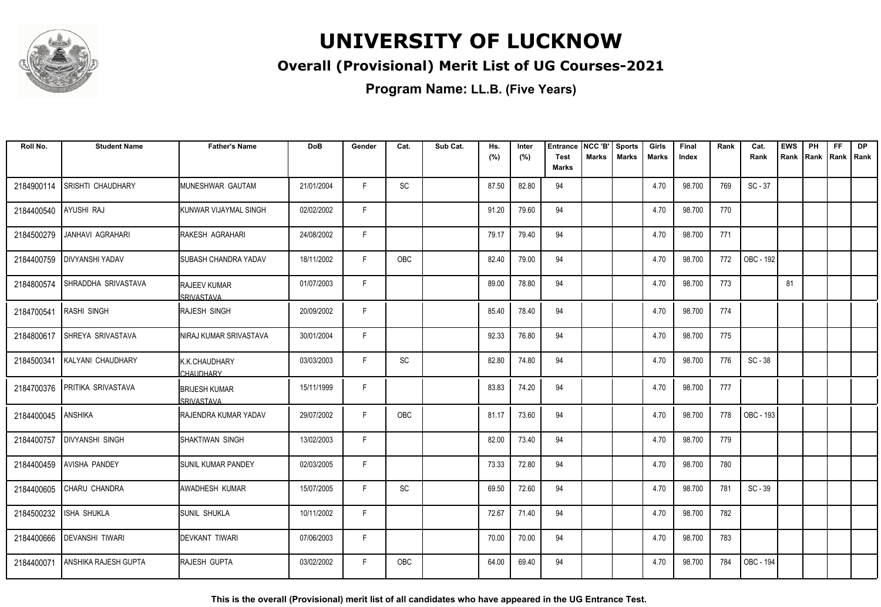# UNIVERSITY OF LUCKNOW

## Overall (Provisional) Merit List of UG Courses-2021

### Program Name: LL.B. (Five Years)

| Roll No. | Student Name | Father's Name | DoB | Gender | Cat. | Sub Cat. | Hs. (%) | Inter (%) | Entrance Test Marks | NCC 'B' Marks | Sports Marks | Girls Marks | Final Index | Rank | Cat. Rank | EWS Rank | PH Rank | FF Rank | DP Rank |
|---|---|---|---|---|---|---|---|---|---|---|---|---|---|---|---|---|---|---|---|
| 2184900114 | SRISHTI CHAUDHARY | MUNESHWAR GAUTAM | 21/01/2004 | F | SC | | 87.50 | 82.80 | 94 | | | 4.70 | 98.700 | 769 | SC - 37 | | | | |
| 2184400540 | AYUSHI RAJ | KUNWAR VIJAYMAL SINGH | 02/02/2002 | F | | | 91.20 | 79.60 | 94 | | | 4.70 | 98.700 | 770 | | | | | |
| 2184500279 | JANHAVI AGRAHARI | RAKESH AGRAHARI | 24/08/2002 | F | | | 79.17 | 79.40 | 94 | | | 4.70 | 98.700 | 771 | | | | | |
| 2184400759 | DIVYANSHI YADAV | SUBASH CHANDRA YADAV | 18/11/2002 | F | OBC | | 82.40 | 79.00 | 94 | | | 4.70 | 98.700 | 772 | OBC - 192 | | | | |
| 2184800574 | SHRADDHA SRIVASTAVA | RAJEEV KUMAR SRIVASTAVA | 01/07/2003 | F | | | 89.00 | 78.80 | 94 | | | 4.70 | 98.700 | 773 | | 81 | | | |
| 2184700541 | RASHI SINGH | RAJESH SINGH | 20/09/2002 | F | | | 85.40 | 78.40 | 94 | | | 4.70 | 98.700 | 774 | | | | | |
| 2184800617 | SHREYA SRIVASTAVA | NIRAJ KUMAR SRIVASTAVA | 30/01/2004 | F | | | 92.33 | 76.80 | 94 | | | 4.70 | 98.700 | 775 | | | | | |
| 2184500341 | KALYANI CHAUDHARY | K.K.CHAUDHARY CHAUDHARY | 03/03/2003 | F | SC | | 82.80 | 74.80 | 94 | | | 4.70 | 98.700 | 776 | SC - 38 | | | | |
| 2184700376 | PRITIKA SRIVASTAVA | BRIJESH KUMAR SRIVASTAVA | 15/11/1999 | F | | | 83.83 | 74.20 | 94 | | | 4.70 | 98.700 | 777 | | | | | |
| 2184400045 | ANSHIKA | RAJENDRA KUMAR YADAV | 29/07/2002 | F | OBC | | 81.17 | 73.60 | 94 | | | 4.70 | 98.700 | 778 | OBC - 193 | | | | |
| 2184400757 | DIVYANSHI SINGH | SHAKTIWAN SINGH | 13/02/2003 | F | | | 82.00 | 73.40 | 94 | | | 4.70 | 98.700 | 779 | | | | | |
| 2184400459 | AVISHA PANDEY | SUNIL KUMAR PANDEY | 02/03/2005 | F | | | 73.33 | 72.80 | 94 | | | 4.70 | 98.700 | 780 | | | | | |
| 2184400605 | CHARU CHANDRA | AWADHESH KUMAR | 15/07/2005 | F | SC | | 69.50 | 72.60 | 94 | | | 4.70 | 98.700 | 781 | SC - 39 | | | | |
| 2184500232 | ISHA SHUKLA | SUNIL SHUKLA | 10/11/2002 | F | | | 72.67 | 71.40 | 94 | | | 4.70 | 98.700 | 782 | | | | | |
| 2184400666 | DEVANSHI TIWARI | DEVKANT TIWARI | 07/06/2003 | F | | | 70.00 | 70.00 | 94 | | | 4.70 | 98.700 | 783 | | | | | |
| 2184400071 | ANSHIKA RAJESH GUPTA | RAJESH GUPTA | 03/02/2002 | F | OBC | | 64.00 | 69.40 | 94 | | | 4.70 | 98.700 | 784 | OBC - 194 | | | | |

**This is the overall (Provisional) merit list of all candidates who have appeared in the UG Entrance Test.**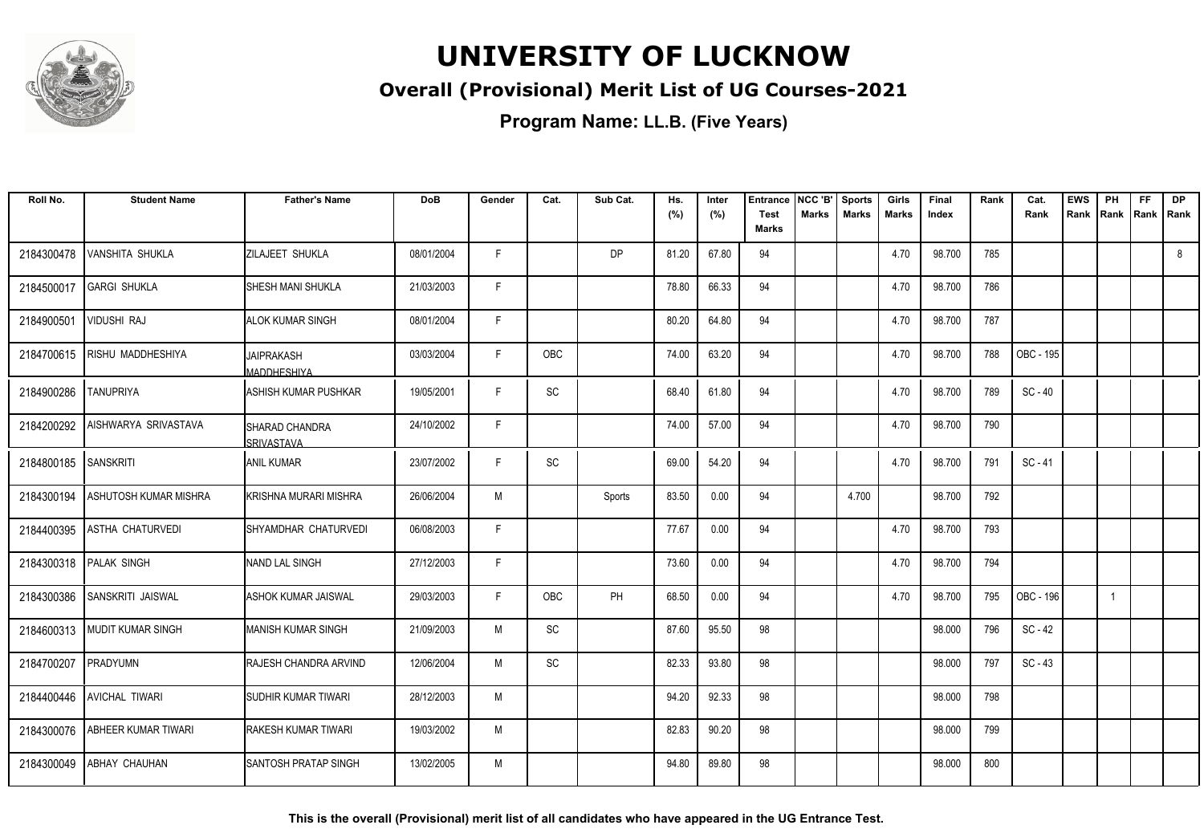# UNIVERSITY OF LUCKNOW

## Overall (Provisional) Merit List of UG Courses-2021

### Program Name: LL.B. (Five Years)

| Roll No. | Student Name | Father's Name | DoB | Gender | Cat. | Sub Cat. | Hs. (%) | Inter (%) | Entrance Test Marks | NCC 'B' Marks | Sports Marks | Girls Marks | Final Index | Rank | Cat. Rank | EWS Rank | PH Rank | FF Rank | DP Rank |
|---|---|---|---|---|---|---|---|---|---|---|---|---|---|---|---|---|---|---|---|
| 2184300478 | VANSHITA SHUKLA | ZILAJEET SHUKLA | 08/01/2004 | F | | DP | 81.20 | 67.80 | 94 | | | 4.70 | 98.700 | 785 | | | | | 8 |
| 2184500017 | GARGI SHUKLA | SHESH MANI SHUKLA | 21/03/2003 | F | | | 78.80 | 66.33 | 94 | | | 4.70 | 98.700 | 786 | | | | | |
| 2184900501 | VIDUSHI RAJ | ALOK KUMAR SINGH | 08/01/2004 | F | | | 80.20 | 64.80 | 94 | | | 4.70 | 98.700 | 787 | | | | | |
| 2184700615 | RISHU MADDHESHIYA | JAIPRAKASH MADDHESHIYA | 03/03/2004 | F | OBC | | 74.00 | 63.20 | 94 | | | 4.70 | 98.700 | 788 | OBC - 195 | | | | |
| 2184900286 | TANUPRIYA | ASHISH KUMAR PUSHKAR | 19/05/2001 | F | SC | | 68.40 | 61.80 | 94 | | | 4.70 | 98.700 | 789 | SC - 40 | | | | |
| 2184200292 | AISHWARYA SRIVASTAVA | SHARAD CHANDRA SRIVASTAVA | 24/10/2002 | F | | | 74.00 | 57.00 | 94 | | | 4.70 | 98.700 | 790 | | | | | |
| 2184800185 | SANSKRITI | ANIL KUMAR | 23/07/2002 | F | SC | | 69.00 | 54.20 | 94 | | | 4.70 | 98.700 | 791 | SC - 41 | | | | |
| 2184300194 | ASHUTOSH KUMAR MISHRA | KRISHNA MURARI MISHRA | 26/06/2004 | M | | Sports | 83.50 | 0.00 | 94 | | 4.700 | | 98.700 | 792 | | | | | |
| 2184400395 | ASTHA CHATURVEDI | SHYAMDHAR CHATURVEDI | 06/08/2003 | F | | | 77.67 | 0.00 | 94 | | | 4.70 | 98.700 | 793 | | | | | |
| 2184300318 | PALAK SINGH | NAND LAL SINGH | 27/12/2003 | F | | | 73.60 | 0.00 | 94 | | | 4.70 | 98.700 | 794 | | | | | |
| 2184300386 | SANSKRITI JAISWAL | ASHOK KUMAR JAISWAL | 29/03/2003 | F | OBC | PH | 68.50 | 0.00 | 94 | | | 4.70 | 98.700 | 795 | OBC - 196 | | 1 | | |
| 2184600313 | MUDIT KUMAR SINGH | MANISH KUMAR SINGH | 21/09/2003 | M | SC | | 87.60 | 95.50 | 98 | | | | 98.000 | 796 | SC - 42 | | | | |
| 2184700207 | PRADYUMN | RAJESH CHANDRA ARVIND | 12/06/2004 | M | SC | | 82.33 | 93.80 | 98 | | | | 98.000 | 797 | SC - 43 | | | | |
| 2184400446 | AVICHAL TIWARI | SUDHIR KUMAR TIWARI | 28/12/2003 | M | | | 94.20 | 92.33 | 98 | | | | 98.000 | 798 | | | | | |
| 2184300076 | ABHEER KUMAR TIWARI | RAKESH KUMAR TIWARI | 19/03/2002 | M | | | 82.83 | 90.20 | 98 | | | | 98.000 | 799 | | | | | |
| 2184300049 | ABHAY CHAUHAN | SANTOSH PRATAP SINGH | 13/02/2005 | M | | | 94.80 | 89.80 | 98 | | | | 98.000 | 800 | | | | | |

**This is the overall (Provisional) merit list of all candidates who have appeared in the UG Entrance Test.**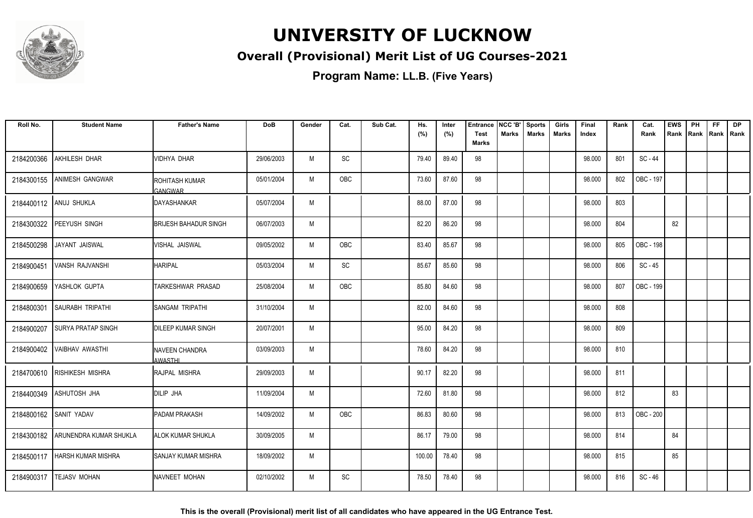# UNIVERSITY OF LUCKNOW

## Overall (Provisional) Merit List of UG Courses-2021

**Program Name: LL.B. (Five Years)**

| Roll No. | Student Name | Father's Name | DoB | Gender | Cat. | Sub Cat. | Hs. (%) | Inter (%) | Entrance Test Marks | NCC 'B' Marks | Sports Marks | Girls Marks | Final Index | Rank | Cat. Rank | EWS Rank | PH Rank | FF Rank | DP Rank |
|---|---|---|---|---|---|---|---|---|---|---|---|---|---|---|---|---|---|---|---|
| 2184200366 | AKHILESH DHAR | VIDHYA DHAR | 29/06/2003 | M | SC | | 79.40 | 89.40 | 98 | | | | 98.000 | 801 | SC - 44 | | | | |
| 2184300155 | ANIMESH GANGWAR | ROHITASH KUMAR GANGWAR | 05/01/2004 | M | OBC | | 73.60 | 87.60 | 98 | | | | 98.000 | 802 | OBC - 197 | | | | |
| 2184400112 | ANUJ SHUKLA | DAYASHANKAR | 05/07/2004 | M | | | 88.00 | 87.00 | 98 | | | | 98.000 | 803 | | | | | |
| 2184300322 | PEEYUSH SINGH | BRIJESH BAHADUR SINGH | 06/07/2003 | M | | | 82.20 | 86.20 | 98 | | | | 98.000 | 804 | | 82 | | | |
| 2184500298 | JAYANT JAISWAL | VISHAL JAISWAL | 09/05/2002 | M | OBC | | 83.40 | 85.67 | 98 | | | | 98.000 | 805 | OBC - 198 | | | | |
| 2184900451 | VANSH RAJVANSHI | HARIPAL | 05/03/2004 | M | SC | | 85.67 | 85.60 | 98 | | | | 98.000 | 806 | SC - 45 | | | | |
| 2184900659 | YASHLOK GUPTA | TARKESHWAR PRASAD | 25/08/2004 | M | OBC | | 85.80 | 84.60 | 98 | | | | 98.000 | 807 | OBC - 199 | | | | |
| 2184800301 | SAURABH TRIPATHI | SANGAM TRIPATHI | 31/10/2004 | M | | | 82.00 | 84.60 | 98 | | | | 98.000 | 808 | | | | | |
| 2184900207 | SURYA PRATAP SINGH | DILEEP KUMAR SINGH | 20/07/2001 | M | | | 95.00 | 84.20 | 98 | | | | 98.000 | 809 | | | | | |
| 2184900402 | VAIBHAV AWASTHI | NAVEEN CHANDRA AWASTHI | 03/09/2003 | M | | | 78.60 | 84.20 | 98 | | | | 98.000 | 810 | | | | | |
| 2184700610 | RISHIKESH MISHRA | RAJPAL MISHRA | 29/09/2003 | M | | | 90.17 | 82.20 | 98 | | | | 98.000 | 811 | | | | | |
| 2184400349 | ASHUTOSH JHA | DILIP JHA | 11/09/2004 | M | | | 72.60 | 81.80 | 98 | | | | 98.000 | 812 | | 83 | | | |
| 2184800162 | SANIT YADAV | PADAM PRAKASH | 14/09/2002 | M | OBC | | 86.83 | 80.60 | 98 | | | | 98.000 | 813 | OBC - 200 | | | | |
| 2184300182 | ARUNENDRA KUMAR SHUKLA | ALOK KUMAR SHUKLA | 30/09/2005 | M | | | 86.17 | 79.00 | 98 | | | | 98.000 | 814 | | 84 | | | |
| 2184500117 | HARSH KUMAR MISHRA | SANJAY KUMAR MISHRA | 18/09/2002 | M | | | 100.00 | 78.40 | 98 | | | | 98.000 | 815 | | 85 | | | |
| 2184900317 | TEJASV MOHAN | NAVNEET MOHAN | 02/10/2002 | M | SC | | 78.50 | 78.40 | 98 | | | | 98.000 | 816 | SC - 46 | | | | |

**This is the overall (Provisional) merit list of all candidates who have appeared in the UG Entrance Test.**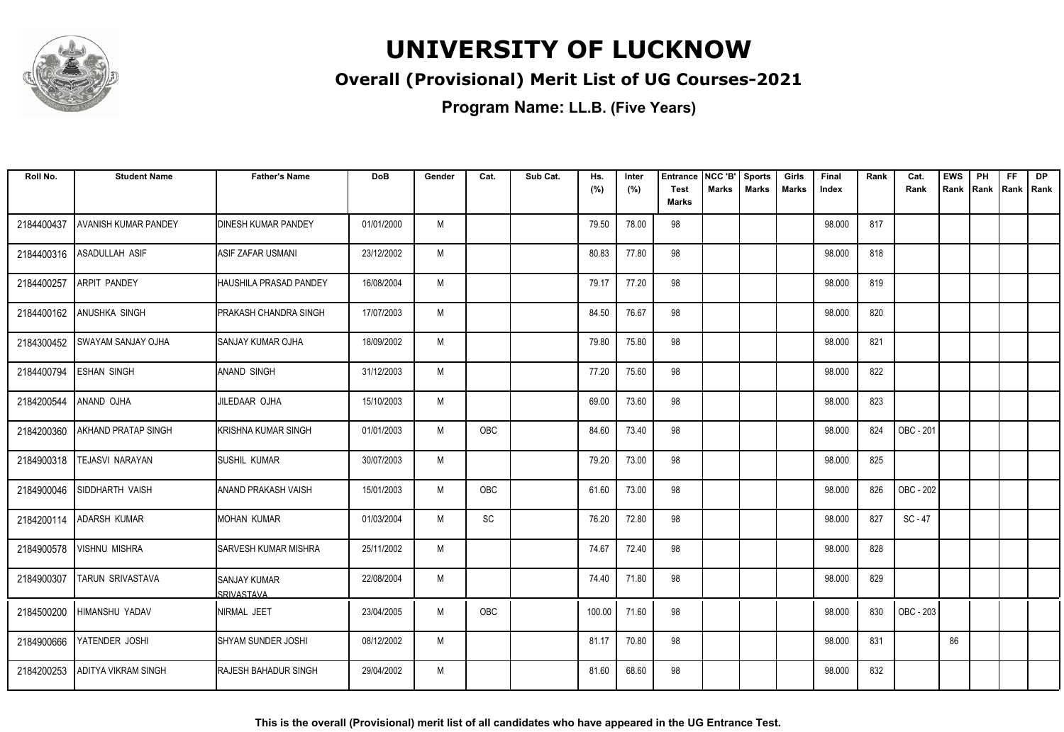# UNIVERSITY OF LUCKNOW

## Overall (Provisional) Merit List of UG Courses-2021

### Program Name: LL.B. (Five Years)

| Roll No. | Student Name | Father's Name | DoB | Gender | Cat. | Sub Cat. | Hs. (%) | Inter (%) | Entrance Test Marks | NCC 'B' Marks | Sports Marks | Girls Marks | Final Index | Rank | Cat. Rank | EWS Rank | PH Rank | FF Rank | DP Rank |
|---|---|---|---|---|---|---|---|---|---|---|---|---|---|---|---|---|---|---|---|
| 2184400437 | AVANISH KUMAR PANDEY | DINESH KUMAR PANDEY | 01/01/2000 | M | | | 79.50 | 78.00 | 98 | | | | 98.000 | 817 | | | | | |
| 2184400316 | ASADULLAH ASIF | ASIF ZAFAR USMANI | 23/12/2002 | M | | | 80.83 | 77.80 | 98 | | | | 98.000 | 818 | | | | | |
| 2184400257 | ARPIT PANDEY | HAUSHILA PRASAD PANDEY | 16/08/2004 | M | | | 79.17 | 77.20 | 98 | | | | 98.000 | 819 | | | | | |
| 2184400162 | ANUSHKA SINGH | PRAKASH CHANDRA SINGH | 17/07/2003 | M | | | 84.50 | 76.67 | 98 | | | | 98.000 | 820 | | | | | |
| 2184300452 | SWAYAM SANJAY OJHA | SANJAY KUMAR OJHA | 18/09/2002 | M | | | 79.80 | 75.80 | 98 | | | | 98.000 | 821 | | | | | |
| 2184400794 | ESHAN SINGH | ANAND SINGH | 31/12/2003 | M | | | 77.20 | 75.60 | 98 | | | | 98.000 | 822 | | | | | |
| 2184200544 | ANAND OJHA | JILEDAAR OJHA | 15/10/2003 | M | | | 69.00 | 73.60 | 98 | | | | 98.000 | 823 | | | | | |
| 2184200360 | AKHAND PRATAP SINGH | KRISHNA KUMAR SINGH | 01/01/2003 | M | OBC | | 84.60 | 73.40 | 98 | | | | 98.000 | 824 | OBC - 201 | | | | |
| 2184900318 | TEJASVI NARAYAN | SUSHIL KUMAR | 30/07/2003 | M | | | 79.20 | 73.00 | 98 | | | | 98.000 | 825 | | | | | |
| 2184900046 | SIDDHARTH VAISH | ANAND PRAKASH VAISH | 15/01/2003 | M | OBC | | 61.60 | 73.00 | 98 | | | | 98.000 | 826 | OBC - 202 | | | | |
| 2184200114 | ADARSH KUMAR | MOHAN KUMAR | 01/03/2004 | M | SC | | 76.20 | 72.80 | 98 | | | | 98.000 | 827 | SC - 47 | | | | |
| 2184900578 | VISHNU MISHRA | SARVESH KUMAR MISHRA | 25/11/2002 | M | | | 74.67 | 72.40 | 98 | | | | 98.000 | 828 | | | | | |
| 2184900307 | TARUN SRIVASTAVA | SANJAY KUMAR SRIVASTAVA | 22/08/2004 | M | | | 74.40 | 71.80 | 98 | | | | 98.000 | 829 | | | | | |
| 2184500200 | HIMANSHU YADAV | NIRMAL JEET | 23/04/2005 | M | OBC | | 100.00 | 71.60 | 98 | | | | 98.000 | 830 | OBC - 203 | | | | |
| 2184900666 | YATENDER JOSHI | SHYAM SUNDER JOSHI | 08/12/2002 | M | | | 81.17 | 70.80 | 98 | | | | 98.000 | 831 | | 86 | | | |
| 2184200253 | ADITYA VIKRAM SINGH | RAJESH BAHADUR SINGH | 29/04/2002 | M | | | 81.60 | 68.60 | 98 | | | | 98.000 | 832 | | | | | |

**This is the overall (Provisional) merit list of all candidates who have appeared in the UG Entrance Test.**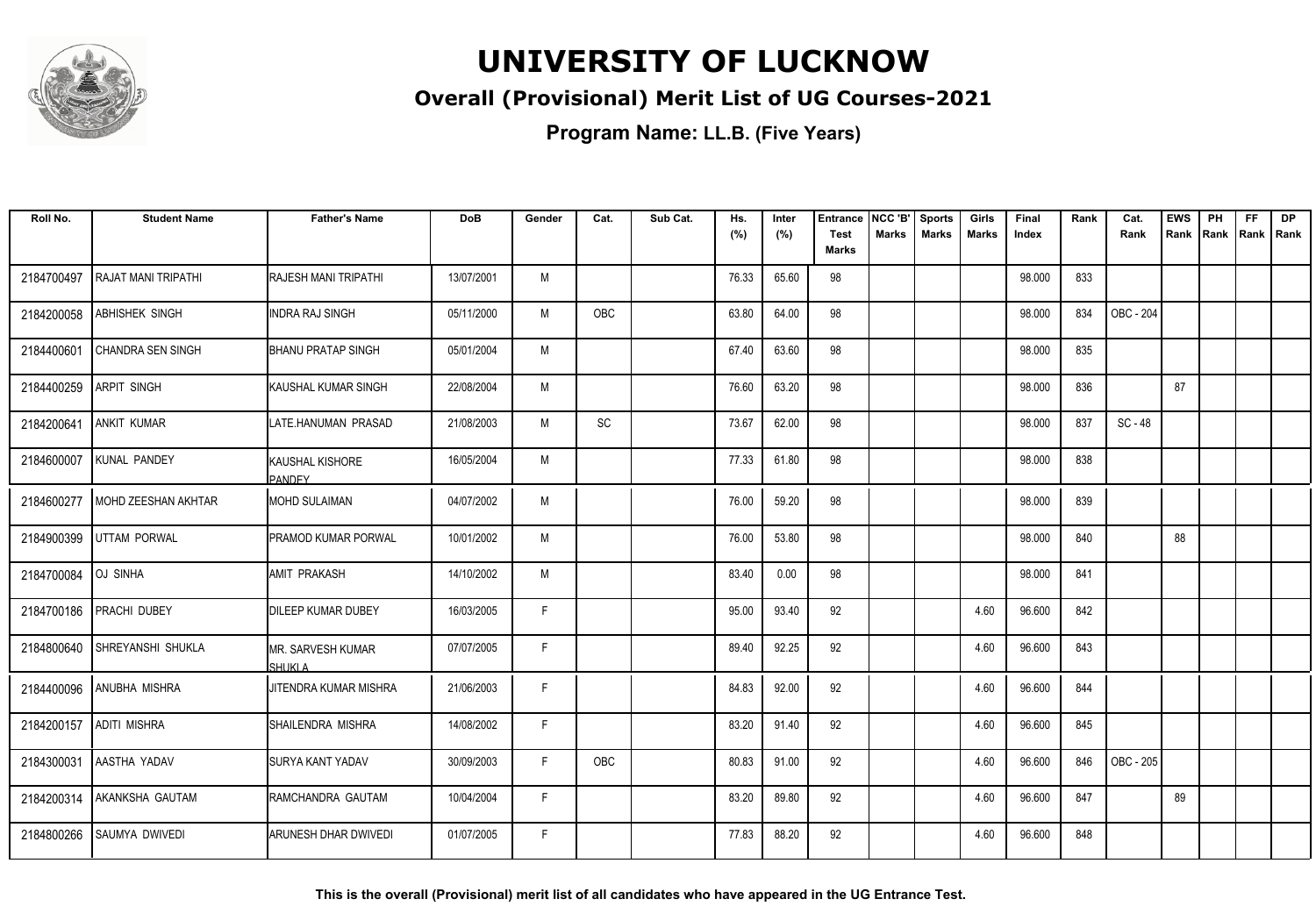# UNIVERSITY OF LUCKNOW

## Overall (Provisional) Merit List of UG Courses-2021

### Program Name: LL.B. (Five Years)

| Roll No. | Student Name | Father's Name | DoB | Gender | Cat. | Sub Cat. | Hs. (%) | Inter (%) | Entrance Test Marks | NCC 'B' Marks | Sports Marks | Girls Marks | Final Index | Rank | Cat. Rank | EWS Rank | PH Rank | FF Rank | DP Rank |
|---|---|---|---|---|---|---|---|---|---|---|---|---|---|---|---|---|---|---|---|
| 2184700497 | RAJAT MANI TRIPATHI | RAJESH MANI TRIPATHI | 13/07/2001 | M | | | 76.33 | 65.60 | 98 | | | | 98.000 | 833 | | | | | |
| 2184200058 | ABHISHEK SINGH | INDRA RAJ SINGH | 05/11/2000 | M | OBC | | 63.80 | 64.00 | 98 | | | | 98.000 | 834 | OBC - 204 | | | | |
| 2184400601 | CHANDRA SEN SINGH | BHANU PRATAP SINGH | 05/01/2004 | M | | | 67.40 | 63.60 | 98 | | | | 98.000 | 835 | | | | | |
| 2184400259 | ARPIT SINGH | KAUSHAL KUMAR SINGH | 22/08/2004 | M | | | 76.60 | 63.20 | 98 | | | | 98.000 | 836 | | 87 | | | |
| 2184200641 | ANKIT KUMAR | LATE.HANUMAN PRASAD | 21/08/2003 | M | SC | | 73.67 | 62.00 | 98 | | | | 98.000 | 837 | SC - 48 | | | | |
| 2184600007 | KUNAL PANDEY | KAUSHAL KISHORE PANDEY | 16/05/2004 | M | | | 77.33 | 61.80 | 98 | | | | 98.000 | 838 | | | | | |
| 2184600277 | MOHD ZEESHAN AKHTAR | MOHD SULAIMAN | 04/07/2002 | M | | | 76.00 | 59.20 | 98 | | | | 98.000 | 839 | | | | | |
| 2184900399 | UTTAM PORWAL | PRAMOD KUMAR PORWAL | 10/01/2002 | M | | | 76.00 | 53.80 | 98 | | | | 98.000 | 840 | | 88 | | | |
| 2184700084 | OJ SINHA | AMIT PRAKASH | 14/10/2002 | M | | | 83.40 | 0.00 | 98 | | | | 98.000 | 841 | | | | | |
| 2184700186 | PRACHI DUBEY | DILEEP KUMAR DUBEY | 16/03/2005 | F | | | 95.00 | 93.40 | 92 | | | 4.60 | 96.600 | 842 | | | | | |
| 2184800640 | SHREYANSHI SHUKLA | MR. SARVESH KUMAR SHUKLA | 07/07/2005 | F | | | 89.40 | 92.25 | 92 | | | 4.60 | 96.600 | 843 | | | | | |
| 2184400096 | ANUBHA MISHRA | JITENDRA KUMAR MISHRA | 21/06/2003 | F | | | 84.83 | 92.00 | 92 | | | 4.60 | 96.600 | 844 | | | | | |
| 2184200157 | ADITI MISHRA | SHAILENDRA MISHRA | 14/08/2002 | F | | | 83.20 | 91.40 | 92 | | | 4.60 | 96.600 | 845 | | | | | |
| 2184300031 | AASTHA YADAV | SURYA KANT YADAV | 30/09/2003 | F | OBC | | 80.83 | 91.00 | 92 | | | 4.60 | 96.600 | 846 | OBC - 205 | | | | |
| 2184200314 | AKANKSHA GAUTAM | RAMCHANDRA GAUTAM | 10/04/2004 | F | | | 83.20 | 89.80 | 92 | | | 4.60 | 96.600 | 847 | | 89 | | | |
| 2184800266 | SAUMYA DWIVEDI | ARUNESH DHAR DWIVEDI | 01/07/2005 | F | | | 77.83 | 88.20 | 92 | | | 4.60 | 96.600 | 848 | | | | | |

**This is the overall (Provisional) merit list of all candidates who have appeared in the UG Entrance Test.**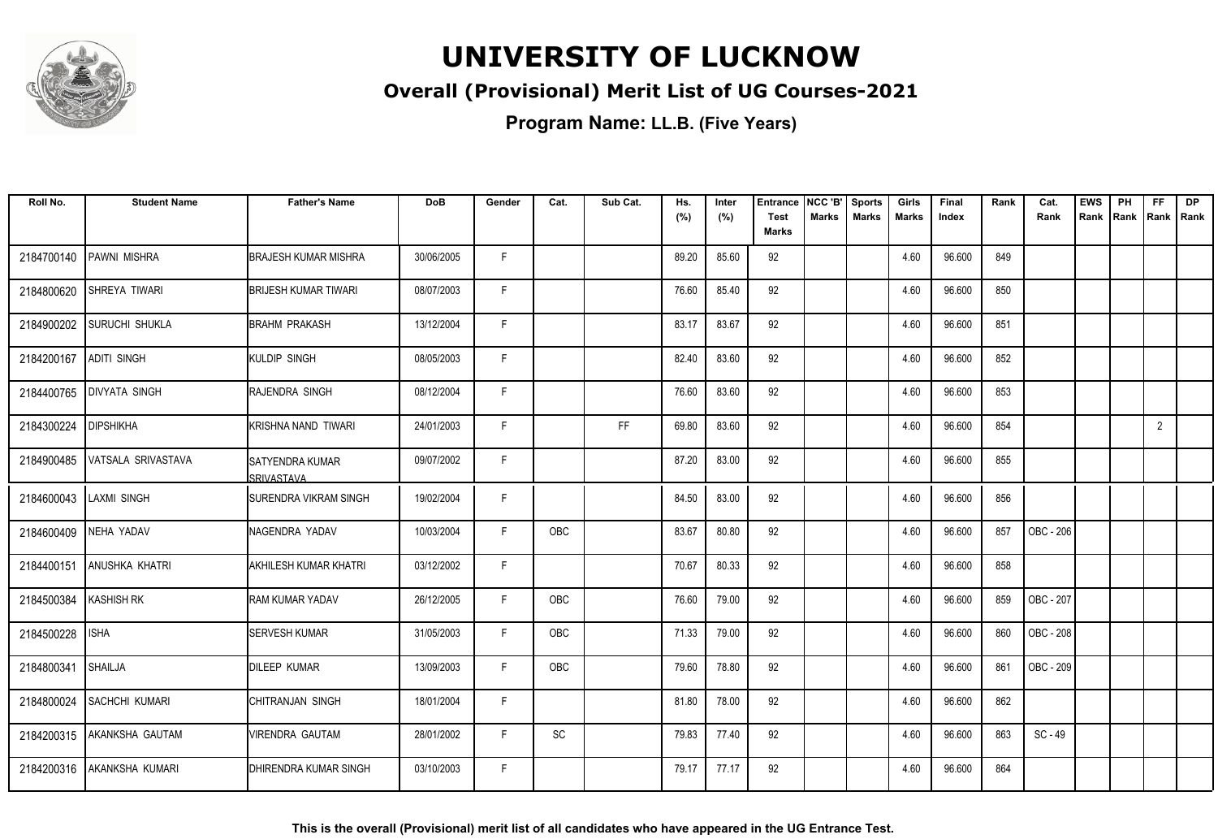# UNIVERSITY OF LUCKNOW

## Overall (Provisional) Merit List of UG Courses-2021

**Program Name: LL.B. (Five Years)**

| Roll No. | Student Name | Father's Name | DoB | Gender | Cat. | Sub Cat. | Hs. (%) | Inter (%) | Entrance Test Marks | NCC 'B' Marks | Sports Marks | Girls Marks | Final Index | Rank | Cat. Rank | EWS Rank | PH Rank | FF Rank | DP Rank |
|---|---|---|---|---|---|---|---|---|---|---|---|---|---|---|---|---|---|---|---|
| 2184700140 | PAWNI MISHRA | BRAJESH KUMAR MISHRA | 30/06/2005 | F | | | 89.20 | 85.60 | 92 | | | 4.60 | 96.600 | 849 | | | | | |
| 2184800620 | SHREYA TIWARI | BRIJESH KUMAR TIWARI | 08/07/2003 | F | | | 76.60 | 85.40 | 92 | | | 4.60 | 96.600 | 850 | | | | | |
| 2184900202 | SURUCHI SHUKLA | BRAHM PRAKASH | 13/12/2004 | F | | | 83.17 | 83.67 | 92 | | | 4.60 | 96.600 | 851 | | | | | |
| 2184200167 | ADITI SINGH | KULDIP SINGH | 08/05/2003 | F | | | 82.40 | 83.60 | 92 | | | 4.60 | 96.600 | 852 | | | | | |
| 2184400765 | DIVYATA SINGH | RAJENDRA SINGH | 08/12/2004 | F | | | 76.60 | 83.60 | 92 | | | 4.60 | 96.600 | 853 | | | | | |
| 2184300224 | DIPSHIKHA | KRISHNA NAND TIWARI | 24/01/2003 | F | | FF | 69.80 | 83.60 | 92 | | | 4.60 | 96.600 | 854 | | | | 2 | |
| 2184900485 | VATSALA SRIVASTAVA | SATYENDRA KUMAR SRIVASTAVA | 09/07/2002 | F | | | 87.20 | 83.00 | 92 | | | 4.60 | 96.600 | 855 | | | | | |
| 2184600043 | LAXMI SINGH | SURENDRA VIKRAM SINGH | 19/02/2004 | F | | | 84.50 | 83.00 | 92 | | | 4.60 | 96.600 | 856 | | | | | |
| 2184600409 | NEHA YADAV | NAGENDRA YADAV | 10/03/2004 | F | OBC | | 83.67 | 80.80 | 92 | | | 4.60 | 96.600 | 857 | OBC - 206 | | | | |
| 2184400151 | ANUSHKA KHATRI | AKHILESH KUMAR KHATRI | 03/12/2002 | F | | | 70.67 | 80.33 | 92 | | | 4.60 | 96.600 | 858 | | | | | |
| 2184500384 | KASHISH RK | RAM KUMAR YADAV | 26/12/2005 | F | OBC | | 76.60 | 79.00 | 92 | | | 4.60 | 96.600 | 859 | OBC - 207 | | | | |
| 2184500228 | ISHA | SERVESH KUMAR | 31/05/2003 | F | OBC | | 71.33 | 79.00 | 92 | | | 4.60 | 96.600 | 860 | OBC - 208 | | | | |
| 2184800341 | SHAILJA | DILEEP KUMAR | 13/09/2003 | F | OBC | | 79.60 | 78.80 | 92 | | | 4.60 | 96.600 | 861 | OBC - 209 | | | | |
| 2184800024 | SACHCHI KUMARI | CHITRANJAN SINGH | 18/01/2004 | F | | | 81.80 | 78.00 | 92 | | | 4.60 | 96.600 | 862 | | | | | |
| 2184200315 | AKANKSHA GAUTAM | VIRENDRA GAUTAM | 28/01/2002 | F | SC | | 79.83 | 77.40 | 92 | | | 4.60 | 96.600 | 863 | SC - 49 | | | | |
| 2184200316 | AKANKSHA KUMARI | DHIRENDRA KUMAR SINGH | 03/10/2003 | F | | | 79.17 | 77.17 | 92 | | | 4.60 | 96.600 | 864 | | | | | |

**This is the overall (Provisional) merit list of all candidates who have appeared in the UG Entrance Test.**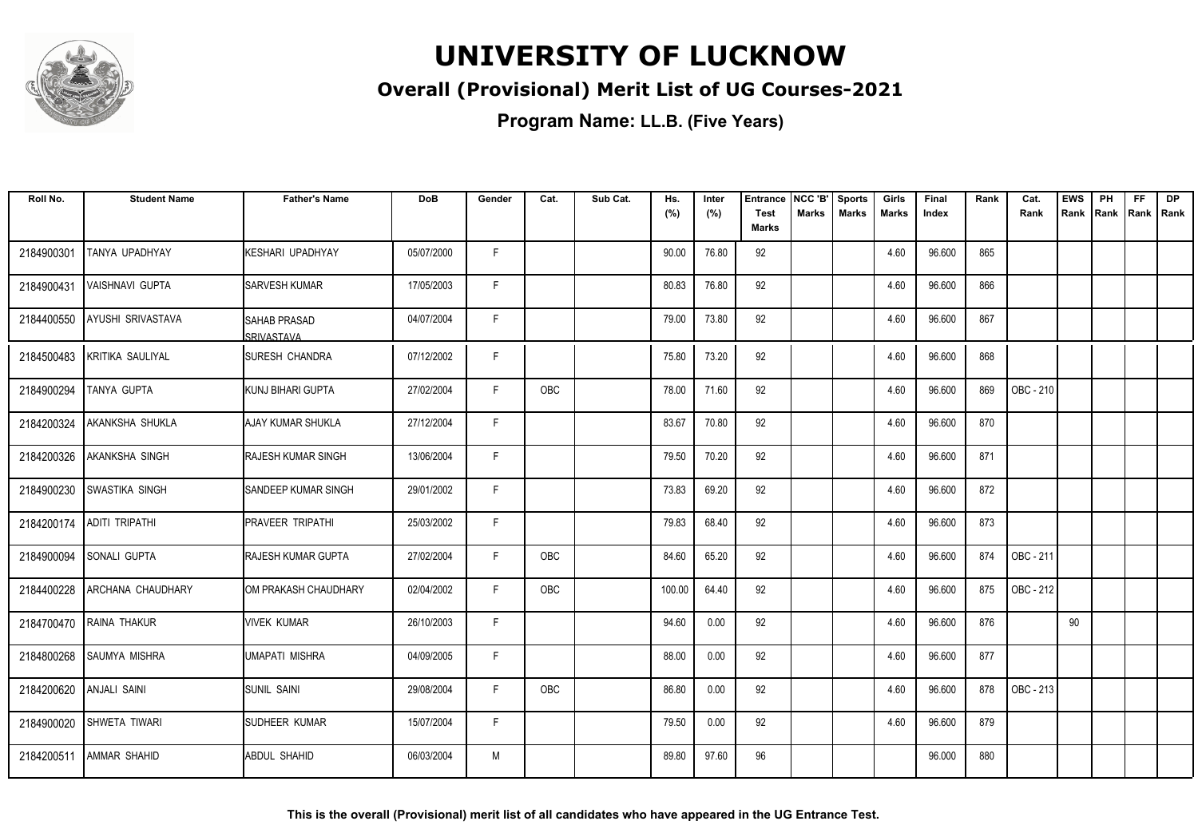# UNIVERSITY OF LUCKNOW

## Overall (Provisional) Merit List of UG Courses-2021

### Program Name: LL.B. (Five Years)

| Roll No. | Student Name | Father's Name | DoB | Gender | Cat. | Sub Cat. | Hs. (%) | Inter (%) | Entrance Test Marks | NCC 'B' Marks | Sports Marks | Girls Marks | Final Index | Rank | Cat. Rank | EWS Rank | PH Rank | FF Rank | DP Rank |
|---|---|---|---|---|---|---|---|---|---|---|---|---|---|---|---|---|---|---|---|
| 2184900301 | TANYA UPADHYAY | KESHARI UPADHYAY | 05/07/2000 | F | | | 90.00 | 76.80 | 92 | | | 4.60 | 96.600 | 865 | | | | | |
| 2184900431 | VAISHNAVI GUPTA | SARVESH KUMAR | 17/05/2003 | F | | | 80.83 | 76.80 | 92 | | | 4.60 | 96.600 | 866 | | | | | |
| 2184400550 | AYUSHI SRIVASTAVA | SAHAB PRASAD SRIVASTAVA | 04/07/2004 | F | | | 79.00 | 73.80 | 92 | | | 4.60 | 96.600 | 867 | | | | | |
| 2184500483 | KRITIKA SAULIYAL | SURESH CHANDRA | 07/12/2002 | F | | | 75.80 | 73.20 | 92 | | | 4.60 | 96.600 | 868 | | | | | |
| 2184900294 | TANYA GUPTA | KUNJ BIHARI GUPTA | 27/02/2004 | F | OBC | | 78.00 | 71.60 | 92 | | | 4.60 | 96.600 | 869 | OBC - 210 | | | | |
| 2184200324 | AKANKSHA SHUKLA | AJAY KUMAR SHUKLA | 27/12/2004 | F | | | 83.67 | 70.80 | 92 | | | 4.60 | 96.600 | 870 | | | | | |
| 2184200326 | AKANKSHA SINGH | RAJESH KUMAR SINGH | 13/06/2004 | F | | | 79.50 | 70.20 | 92 | | | 4.60 | 96.600 | 871 | | | | | |
| 2184900230 | SWASTIKA SINGH | SANDEEP KUMAR SINGH | 29/01/2002 | F | | | 73.83 | 69.20 | 92 | | | 4.60 | 96.600 | 872 | | | | | |
| 2184200174 | ADITI TRIPATHI | PRAVEER TRIPATHI | 25/03/2002 | F | | | 79.83 | 68.40 | 92 | | | 4.60 | 96.600 | 873 | | | | | |
| 2184900094 | SONALI GUPTA | RAJESH KUMAR GUPTA | 27/02/2004 | F | OBC | | 84.60 | 65.20 | 92 | | | 4.60 | 96.600 | 874 | OBC - 211 | | | | |
| 2184400228 | ARCHANA CHAUDHARY | OM PRAKASH CHAUDHARY | 02/04/2002 | F | OBC | | 100.00 | 64.40 | 92 | | | 4.60 | 96.600 | 875 | OBC - 212 | | | | |
| 2184700470 | RAINA THAKUR | VIVEK KUMAR | 26/10/2003 | F | | | 94.60 | 0.00 | 92 | | | 4.60 | 96.600 | 876 | | 90 | | | |
| 2184800268 | SAUMYA MISHRA | UMAPATI MISHRA | 04/09/2005 | F | | | 88.00 | 0.00 | 92 | | | 4.60 | 96.600 | 877 | | | | | |
| 2184200620 | ANJALI SAINI | SUNIL SAINI | 29/08/2004 | F | OBC | | 86.80 | 0.00 | 92 | | | 4.60 | 96.600 | 878 | OBC - 213 | | | | |
| 2184900020 | SHWETA TIWARI | SUDHEER KUMAR | 15/07/2004 | F | | | 79.50 | 0.00 | 92 | | | 4.60 | 96.600 | 879 | | | | | |
| 2184200511 | AMMAR SHAHID | ABDUL SHAHID | 06/03/2004 | M | | | 89.80 | 97.60 | 96 | | | | 96.000 | 880 | | | | | |

**This is the overall (Provisional) merit list of all candidates who have appeared in the UG Entrance Test.**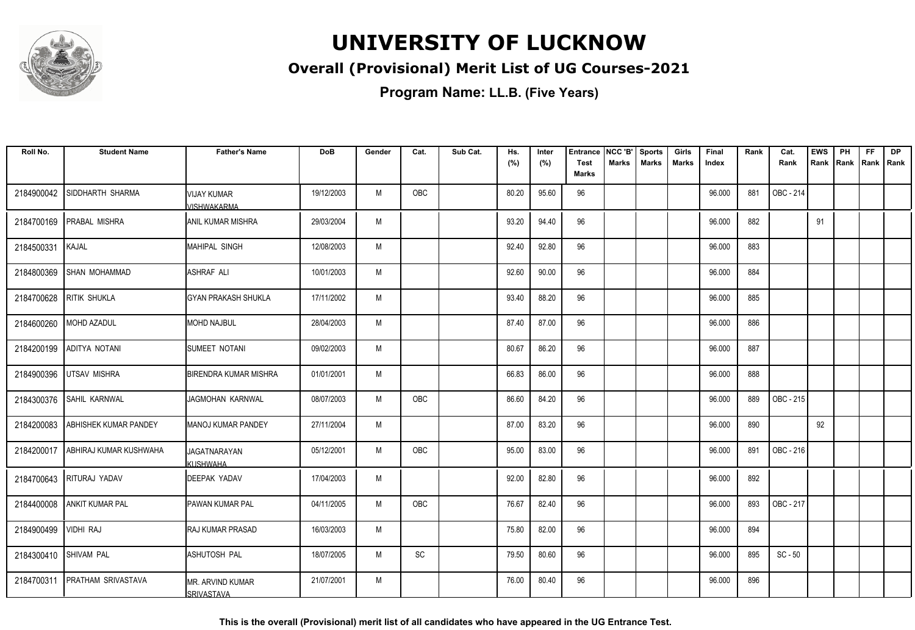# UNIVERSITY OF LUCKNOW

## Overall (Provisional) Merit List of UG Courses-2021

**Program Name: LL.B. (Five Years)**

| Roll No. | Student Name | Father's Name | DoB | Gender | Cat. | Sub Cat. | Hs. (%) | Inter (%) | Entrance Test Marks | NCC 'B' Marks | Sports Marks | Girls Marks | Final Index | Rank | Cat. Rank | EWS Rank | PH Rank | FF Rank | DP Rank |
|---|---|---|---|---|---|---|---|---|---|---|---|---|---|---|---|---|---|---|---|
| 2184900042 | SIDDHARTH SHARMA | VIJAY KUMAR VISHWAKARMA | 19/12/2003 | M | OBC | | 80.20 | 95.60 | 96 | | | | 96.000 | 881 | OBC - 214 | | | | |
| 2184700169 | PRABAL MISHRA | ANIL KUMAR MISHRA | 29/03/2004 | M | | | 93.20 | 94.40 | 96 | | | | 96.000 | 882 | | 91 | | | |
| 2184500331 | KAJAL | MAHIPAL SINGH | 12/08/2003 | M | | | 92.40 | 92.80 | 96 | | | | 96.000 | 883 | | | | | |
| 2184800369 | SHAN MOHAMMAD | ASHRAF ALI | 10/01/2003 | M | | | 92.60 | 90.00 | 96 | | | | 96.000 | 884 | | | | | |
| 2184700628 | RITIK SHUKLA | GYAN PRAKASH SHUKLA | 17/11/2002 | M | | | 93.40 | 88.20 | 96 | | | | 96.000 | 885 | | | | | |
| 2184600260 | MOHD AZADUL | MOHD NAJBUL | 28/04/2003 | M | | | 87.40 | 87.00 | 96 | | | | 96.000 | 886 | | | | | |
| 2184200199 | ADITYA NOTANI | SUMEET NOTANI | 09/02/2003 | M | | | 80.67 | 86.20 | 96 | | | | 96.000 | 887 | | | | | |
| 2184900396 | UTSAV MISHRA | BIRENDRA KUMAR MISHRA | 01/01/2001 | M | | | 66.83 | 86.00 | 96 | | | | 96.000 | 888 | | | | | |
| 2184300376 | SAHIL KARNWAL | JAGMOHAN KARNWAL | 08/07/2003 | M | OBC | | 86.60 | 84.20 | 96 | | | | 96.000 | 889 | OBC - 215 | | | | |
| 2184200083 | ABHISHEK KUMAR PANDEY | MANOJ KUMAR PANDEY | 27/11/2004 | M | | | 87.00 | 83.20 | 96 | | | | 96.000 | 890 | | 92 | | | |
| 2184200017 | ABHIRAJ KUMAR KUSHWAHA | JAGATNARAYAN KUSHWAHA | 05/12/2001 | M | OBC | | 95.00 | 83.00 | 96 | | | | 96.000 | 891 | OBC - 216 | | | | |
| 2184700643 | RITURAJ YADAV | DEEPAK YADAV | 17/04/2003 | M | | | 92.00 | 82.80 | 96 | | | | 96.000 | 892 | | | | | |
| 2184400008 | ANKIT KUMAR PAL | PAWAN KUMAR PAL | 04/11/2005 | M | OBC | | 76.67 | 82.40 | 96 | | | | 96.000 | 893 | OBC - 217 | | | | |
| 2184900499 | VIDHI RAJ | RAJ KUMAR PRASAD | 16/03/2003 | M | | | 75.80 | 82.00 | 96 | | | | 96.000 | 894 | | | | | |
| 2184300410 | SHIVAM PAL | ASHUTOSH PAL | 18/07/2005 | M | SC | | 79.50 | 80.60 | 96 | | | | 96.000 | 895 | SC - 50 | | | | |
| 2184700311 | PRATHAM SRIVASTAVA | MR. ARVIND KUMAR SRIVASTAVA | 21/07/2001 | M | | | 76.00 | 80.40 | 96 | | | | 96.000 | 896 | | | | | |

**This is the overall (Provisional) merit list of all candidates who have appeared in the UG Entrance Test.**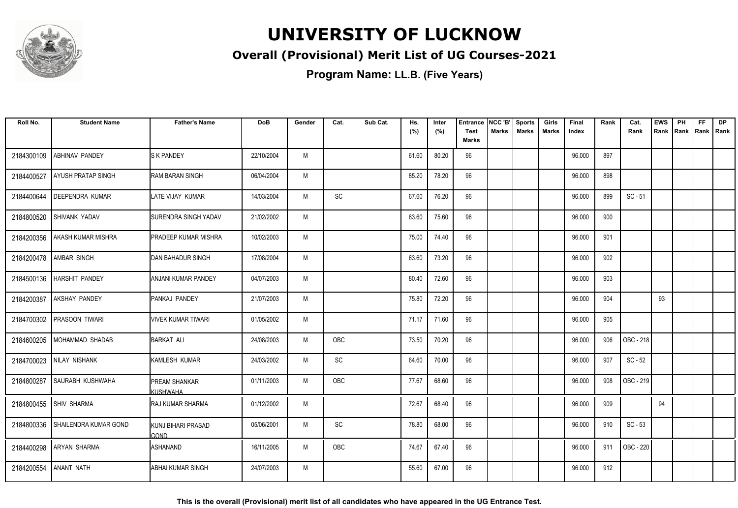# UNIVERSITY OF LUCKNOW

## Overall (Provisional) Merit List of UG Courses-2021

### Program Name: LL.B. (Five Years)

| Roll No. | Student Name | Father's Name | DoB | Gender | Cat. | Sub Cat. | Hs. (%) | Inter (%) | Entrance Test Marks | NCC 'B' Marks | Sports Marks | Girls Marks | Final Index | Rank | Cat. Rank | EWS Rank | PH Rank | FF Rank | DP Rank |
|---|---|---|---|---|---|---|---|---|---|---|---|---|---|---|---|---|---|---|---|
| 2184300109 | ABHINAV PANDEY | S K PANDEY | 22/10/2004 | M | | | 61.60 | 80.20 | 96 | | | | 96.000 | 897 | | | | | |
| 2184400527 | AYUSH PRATAP SINGH | RAM BARAN SINGH | 06/04/2004 | M | | | 85.20 | 78.20 | 96 | | | | 96.000 | 898 | | | | | |
| 2184400644 | DEEPENDRA KUMAR | LATE VIJAY KUMAR | 14/03/2004 | M | SC | | 67.60 | 76.20 | 96 | | | | 96.000 | 899 | SC - 51 | | | | |
| 2184800520 | SHIVANK YADAV | SURENDRA SINGH YADAV | 21/02/2002 | M | | | 63.60 | 75.60 | 96 | | | | 96.000 | 900 | | | | | |
| 2184200356 | AKASH KUMAR MISHRA | PRADEEP KUMAR MISHRA | 10/02/2003 | M | | | 75.00 | 74.40 | 96 | | | | 96.000 | 901 | | | | | |
| 2184200478 | AMBAR SINGH | DAN BAHADUR SINGH | 17/08/2004 | M | | | 63.60 | 73.20 | 96 | | | | 96.000 | 902 | | | | | |
| 2184500136 | HARSHIT PANDEY | ANJANI KUMAR PANDEY | 04/07/2003 | M | | | 80.40 | 72.60 | 96 | | | | 96.000 | 903 | | | | | |
| 2184200387 | AKSHAY PANDEY | PANKAJ PANDEY | 21/07/2003 | M | | | 75.80 | 72.20 | 96 | | | | 96.000 | 904 | | 93 | | | |
| 2184700302 | PRASOON TIWARI | VIVEK KUMAR TIWARI | 01/05/2002 | M | | | 71.17 | 71.60 | 96 | | | | 96.000 | 905 | | | | | |
| 2184600205 | MOHAMMAD SHADAB | BARKAT ALI | 24/08/2003 | M | OBC | | 73.50 | 70.20 | 96 | | | | 96.000 | 906 | OBC - 218 | | | | |
| 2184700023 | NILAY NISHANK | KAMLESH KUMAR | 24/03/2002 | M | SC | | 64.60 | 70.00 | 96 | | | | 96.000 | 907 | SC - 52 | | | | |
| 2184800287 | SAURABH KUSHWAHA | PREAM SHANKAR KUSHWAHA | 01/11/2003 | M | OBC | | 77.67 | 68.60 | 96 | | | | 96.000 | 908 | OBC - 219 | | | | |
| 2184800455 | SHIV SHARMA | RAJ KUMAR SHARMA | 01/12/2002 | M | | | 72.67 | 68.40 | 96 | | | | 96.000 | 909 | | 94 | | | |
| 2184800336 | SHAILENDRA KUMAR GOND | KUNJ BIHARI PRASAD GOND | 05/06/2001 | M | SC | | 78.80 | 68.00 | 96 | | | | 96.000 | 910 | SC - 53 | | | | |
| 2184400298 | ARYAN SHARMA | ASHANAND | 16/11/2005 | M | OBC | | 74.67 | 67.40 | 96 | | | | 96.000 | 911 | OBC - 220 | | | | |
| 2184200554 | ANANT NATH | ABHAI KUMAR SINGH | 24/07/2003 | M | | | 55.60 | 67.00 | 96 | | | | 96.000 | 912 | | | | | |

**This is the overall (Provisional) merit list of all candidates who have appeared in the UG Entrance Test.**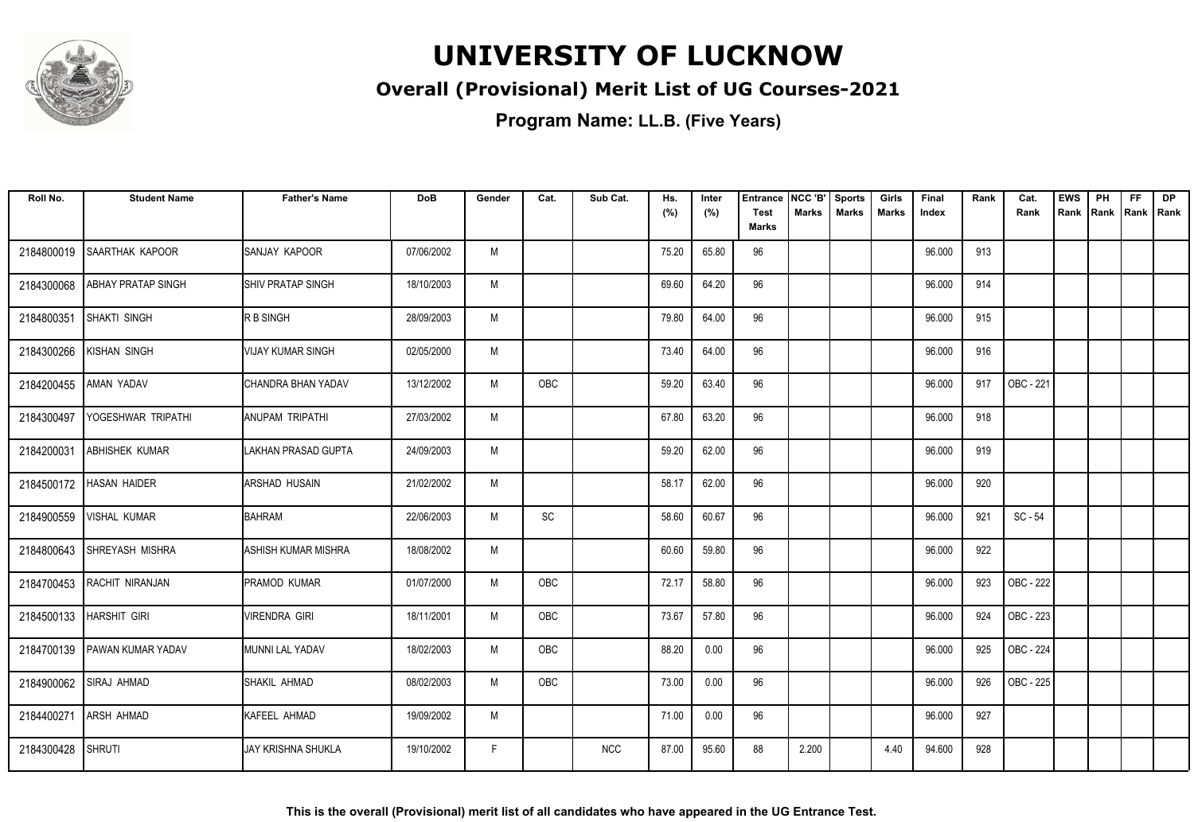# UNIVERSITY OF LUCKNOW

## Overall (Provisional) Merit List of UG Courses-2021

### Program Name: LL.B. (Five Years)

| Roll No. | Student Name | Father's Name | DoB | Gender | Cat. | Sub Cat. | Hs. (%) | Inter (%) | Entrance Test Marks | NCC 'B' Marks | Sports Marks | Girls Marks | Final Index | Rank | Cat. Rank | EWS Rank | PH Rank | FF Rank | DP Rank |
|---|---|---|---|---|---|---|---|---|---|---|---|---|---|---|---|---|---|---|---|
| 2184800019 | SAARTHAK KAPOOR | SANJAY KAPOOR | 07/06/2002 | M | | | 75.20 | 65.80 | 96 | | | | 96.000 | 913 | | | | | |
| 2184300068 | ABHAY PRATAP SINGH | SHIV PRATAP SINGH | 18/10/2003 | M | | | 69.60 | 64.20 | 96 | | | | 96.000 | 914 | | | | | |
| 2184800351 | SHAKTI SINGH | R B SINGH | 28/09/2003 | M | | | 79.80 | 64.00 | 96 | | | | 96.000 | 915 | | | | | |
| 2184300266 | KISHAN SINGH | VIJAY KUMAR SINGH | 02/05/2000 | M | | | 73.40 | 64.00 | 96 | | | | 96.000 | 916 | | | | | |
| 2184200455 | AMAN YADAV | CHANDRA BHAN YADAV | 13/12/2002 | M | OBC | | 59.20 | 63.40 | 96 | | | | 96.000 | 917 | OBC - 221 | | | | |
| 2184300497 | YOGESHWAR TRIPATHI | ANUPAM TRIPATHI | 27/03/2002 | M | | | 67.80 | 63.20 | 96 | | | | 96.000 | 918 | | | | | |
| 2184200031 | ABHISHEK KUMAR | LAKHAN PRASAD GUPTA | 24/09/2003 | M | | | 59.20 | 62.00 | 96 | | | | 96.000 | 919 | | | | | |
| 2184500172 | HASAN HAIDER | ARSHAD HUSAIN | 21/02/2002 | M | | | 58.17 | 62.00 | 96 | | | | 96.000 | 920 | | | | | |
| 2184900559 | VISHAL KUMAR | BAHRAM | 22/06/2003 | M | SC | | 58.60 | 60.67 | 96 | | | | 96.000 | 921 | SC - 54 | | | | |
| 2184800643 | SHREYASH MISHRA | ASHISH KUMAR MISHRA | 18/08/2002 | M | | | 60.60 | 59.80 | 96 | | | | 96.000 | 922 | | | | | |
| 2184700453 | RACHIT NIRANJAN | PRAMOD KUMAR | 01/07/2000 | M | OBC | | 72.17 | 58.80 | 96 | | | | 96.000 | 923 | OBC - 222 | | | | |
| 2184500133 | HARSHIT GIRI | VIRENDRA GIRI | 18/11/2001 | M | OBC | | 73.67 | 57.80 | 96 | | | | 96.000 | 924 | OBC - 223 | | | | |
| 2184700139 | PAWAN KUMAR YADAV | MUNNI LAL YADAV | 18/02/2003 | M | OBC | | 88.20 | 0.00 | 96 | | | | 96.000 | 925 | OBC - 224 | | | | |
| 2184900062 | SIRAJ AHMAD | SHAKIL AHMAD | 08/02/2003 | M | OBC | | 73.00 | 0.00 | 96 | | | | 96.000 | 926 | OBC - 225 | | | | |
| 2184400271 | ARSH AHMAD | KAFEEL AHMAD | 19/09/2002 | M | | | 71.00 | 0.00 | 96 | | | | 96.000 | 927 | | | | | |
| 2184300428 | SHRUTI | JAY KRISHNA SHUKLA | 19/10/2002 | F | | NCC | 87.00 | 95.60 | 88 | 2.200 | | 4.40 | 94.600 | 928 | | | | | |

This is the overall (Provisional) merit list of all candidates who have appeared in the UG Entrance Test.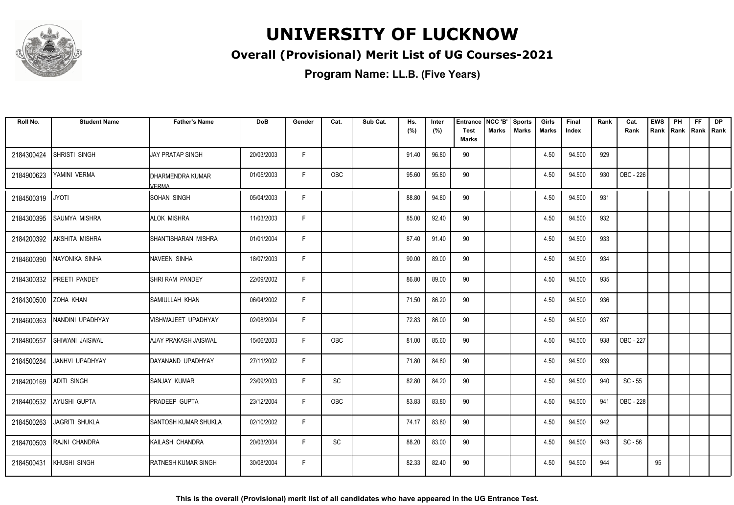# UNIVERSITY OF LUCKNOW

## Overall (Provisional) Merit List of UG Courses-2021

### Program Name: LL.B. (Five Years)

| Roll No. | Student Name | Father's Name | DoB | Gender | Cat. | Sub Cat. | Hs. (%) | Inter (%) | Entrance Test Marks | NCC 'B' Marks | Sports Marks | Girls Marks | Final Index | Rank | Cat. Rank | EWS Rank | PH Rank | FF Rank | DP Rank |
|---|---|---|---|---|---|---|---|---|---|---|---|---|---|---|---|---|---|---|---|
| 2184300424 | SHRISTI SINGH | JAY PRATAP SINGH | 20/03/2003 | F | | | 91.40 | 96.80 | 90 | | | 4.50 | 94.500 | 929 | | | | | |
| 2184900623 | YAMINI VERMA | DHARMENDRA KUMAR VERMA | 01/05/2003 | F | OBC | | 95.60 | 95.80 | 90 | | | 4.50 | 94.500 | 930 | OBC - 226 | | | | |
| 2184500319 | JYOTI | SOHAN SINGH | 05/04/2003 | F | | | 88.80 | 94.80 | 90 | | | 4.50 | 94.500 | 931 | | | | | |
| 2184300395 | SAUMYA MISHRA | ALOK MISHRA | 11/03/2003 | F | | | 85.00 | 92.40 | 90 | | | 4.50 | 94.500 | 932 | | | | | |
| 2184200392 | AKSHITA MISHRA | SHANTISHARAN MISHRA | 01/01/2004 | F | | | 87.40 | 91.40 | 90 | | | 4.50 | 94.500 | 933 | | | | | |
| 2184600390 | NAYONIKA SINHA | NAVEEN SINHA | 18/07/2003 | F | | | 90.00 | 89.00 | 90 | | | 4.50 | 94.500 | 934 | | | | | |
| 2184300332 | PREETI PANDEY | SHRI RAM PANDEY | 22/09/2002 | F | | | 86.80 | 89.00 | 90 | | | 4.50 | 94.500 | 935 | | | | | |
| 2184300500 | ZOHA KHAN | SAMIULLAH KHAN | 06/04/2002 | F | | | 71.50 | 86.20 | 90 | | | 4.50 | 94.500 | 936 | | | | | |
| 2184600363 | NANDINI UPADHYAY | VISHWAJEET UPADHYAY | 02/08/2004 | F | | | 72.83 | 86.00 | 90 | | | 4.50 | 94.500 | 937 | | | | | |
| 2184800557 | SHIWANI JAISWAL | AJAY PRAKASH JAISWAL | 15/06/2003 | F | OBC | | 81.00 | 85.60 | 90 | | | 4.50 | 94.500 | 938 | OBC - 227 | | | | |
| 2184500284 | JANHVI UPADHYAY | DAYANAND UPADHYAY | 27/11/2002 | F | | | 71.80 | 84.80 | 90 | | | 4.50 | 94.500 | 939 | | | | | |
| 2184200169 | ADITI SINGH | SANJAY KUMAR | 23/09/2003 | F | SC | | 82.80 | 84.20 | 90 | | | 4.50 | 94.500 | 940 | SC - 55 | | | | |
| 2184400532 | AYUSHI GUPTA | PRADEEP GUPTA | 23/12/2004 | F | OBC | | 83.83 | 83.80 | 90 | | | 4.50 | 94.500 | 941 | OBC - 228 | | | | |
| 2184500263 | JAGRITI SHUKLA | SANTOSH KUMAR SHUKLA | 02/10/2002 | F | | | 74.17 | 83.80 | 90 | | | 4.50 | 94.500 | 942 | | | | | |
| 2184700503 | RAJNI CHANDRA | KAILASH CHANDRA | 20/03/2004 | F | SC | | 88.20 | 83.00 | 90 | | | 4.50 | 94.500 | 943 | SC - 56 | | | | |
| 2184500431 | KHUSHI SINGH | RATNESH KUMAR SINGH | 30/08/2004 | F | | | 82.33 | 82.40 | 90 | | | 4.50 | 94.500 | 944 | | 95 | | | |

**This is the overall (Provisional) merit list of all candidates who have appeared in the UG Entrance Test.**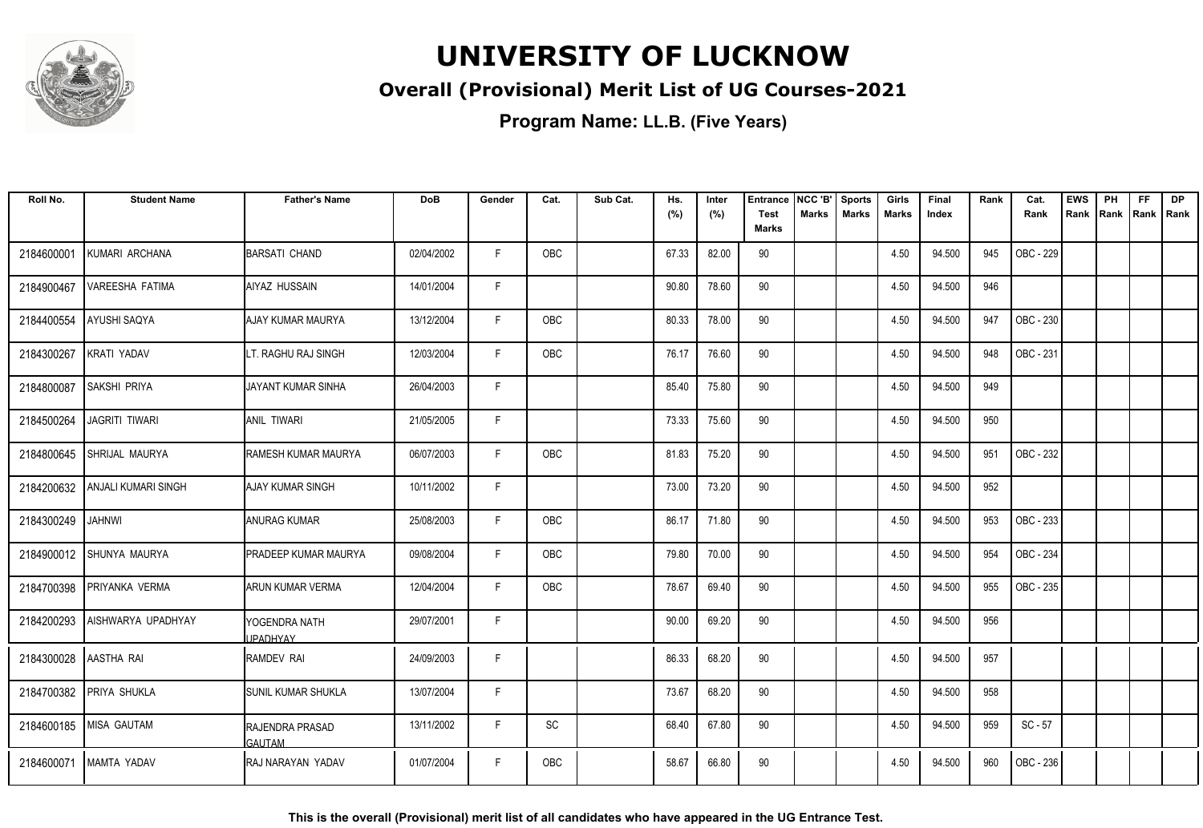# UNIVERSITY OF LUCKNOW

## Overall (Provisional) Merit List of UG Courses-2021

**Program Name: LL.B. (Five Years)**

| Roll No. | Student Name | Father's Name | DoB | Gender | Cat. | Sub Cat. | Hs. (%) | Inter (%) | Entrance Test Marks | NCC 'B' Marks | Sports Marks | Girls Marks | Final Index | Rank | Cat. Rank | EWS Rank | PH Rank | FF Rank | DP Rank |
|---|---|---|---|---|---|---|---|---|---|---|---|---|---|---|---|---|---|---|---|
| 2184600001 | KUMARI ARCHANA | BARSATI CHAND | 02/04/2002 | F | OBC | | 67.33 | 82.00 | 90 | | | 4.50 | 94.500 | 945 | OBC - 229 | | | | |
| 2184900467 | VAREESHA FATIMA | AIYAZ HUSSAIN | 14/01/2004 | F | | | 90.80 | 78.60 | 90 | | | 4.50 | 94.500 | 946 | | | | | |
| 2184400554 | AYUSHI SAQYA | AJAY KUMAR MAURYA | 13/12/2004 | F | OBC | | 80.33 | 78.00 | 90 | | | 4.50 | 94.500 | 947 | OBC - 230 | | | | |
| 2184300267 | KRATI YADAV | LT. RAGHU RAJ SINGH | 12/03/2004 | F | OBC | | 76.17 | 76.60 | 90 | | | 4.50 | 94.500 | 948 | OBC - 231 | | | | |
| 2184800087 | SAKSHI PRIYA | JAYANT KUMAR SINHA | 26/04/2003 | F | | | 85.40 | 75.80 | 90 | | | 4.50 | 94.500 | 949 | | | | | |
| 2184500264 | JAGRITI TIWARI | ANIL TIWARI | 21/05/2005 | F | | | 73.33 | 75.60 | 90 | | | 4.50 | 94.500 | 950 | | | | | |
| 2184800645 | SHRIJAL MAURYA | RAMESH KUMAR MAURYA | 06/07/2003 | F | OBC | | 81.83 | 75.20 | 90 | | | 4.50 | 94.500 | 951 | OBC - 232 | | | | |
| 2184200632 | ANJALI KUMARI SINGH | AJAY KUMAR SINGH | 10/11/2002 | F | | | 73.00 | 73.20 | 90 | | | 4.50 | 94.500 | 952 | | | | | |
| 2184300249 | JAHNWI | ANURAG KUMAR | 25/08/2003 | F | OBC | | 86.17 | 71.80 | 90 | | | 4.50 | 94.500 | 953 | OBC - 233 | | | | |
| 2184900012 | SHUNYA MAURYA | PRADEEP KUMAR MAURYA | 09/08/2004 | F | OBC | | 79.80 | 70.00 | 90 | | | 4.50 | 94.500 | 954 | OBC - 234 | | | | |
| 2184700398 | PRIYANKA VERMA | ARUN KUMAR VERMA | 12/04/2004 | F | OBC | | 78.67 | 69.40 | 90 | | | 4.50 | 94.500 | 955 | OBC - 235 | | | | |
| 2184200293 | AISHWARYA UPADHYAY | YOGENDRA NATH UPADHYAY | 29/07/2001 | F | | | 90.00 | 69.20 | 90 | | | 4.50 | 94.500 | 956 | | | | | |
| 2184300028 | AASTHA RAI | RAMDEV RAI | 24/09/2003 | F | | | 86.33 | 68.20 | 90 | | | 4.50 | 94.500 | 957 | | | | | |
| 2184700382 | PRIYA SHUKLA | SUNIL KUMAR SHUKLA | 13/07/2004 | F | | | 73.67 | 68.20 | 90 | | | 4.50 | 94.500 | 958 | | | | | |
| 2184600185 | MISA GAUTAM | RAJENDRA PRASAD GAUTAM | 13/11/2002 | F | SC | | 68.40 | 67.80 | 90 | | | 4.50 | 94.500 | 959 | SC - 57 | | | | |
| 2184600071 | MAMTA YADAV | RAJ NARAYAN YADAV | 01/07/2004 | F | OBC | | 58.67 | 66.80 | 90 | | | 4.50 | 94.500 | 960 | OBC - 236 | | | | |

**This is the overall (Provisional) merit list of all candidates who have appeared in the UG Entrance Test.**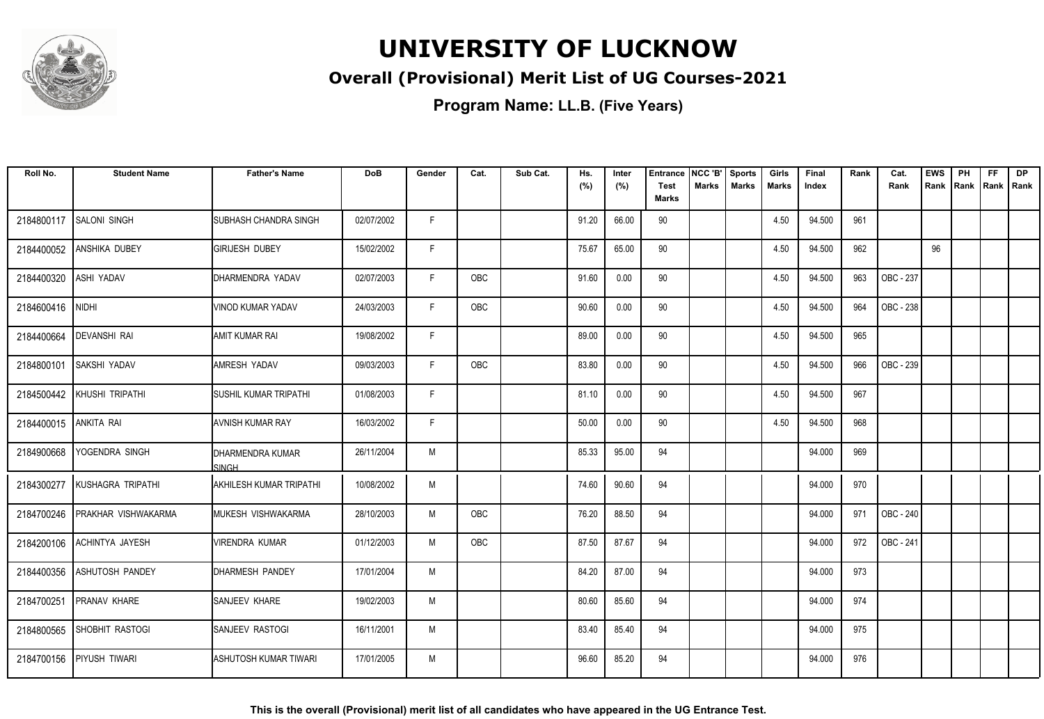# UNIVERSITY OF LUCKNOW

## Overall (Provisional) Merit List of UG Courses-2021

**Program Name: LL.B. (Five Years)**

| Roll No. | Student Name | Father's Name | DoB | Gender | Cat. | Sub Cat. | Hs. (%) | Inter (%) | Entrance Test Marks | NCC 'B' Marks | Sports Marks | Girls Marks | Final Index | Rank | Cat. Rank | EWS Rank | PH Rank | FF Rank | DP Rank |
|---|---|---|---|---|---|---|---|---|---|---|---|---|---|---|---|---|---|---|---|
| 2184800117 | SALONI SINGH | SUBHASH CHANDRA SINGH | 02/07/2002 | F | | | 91.20 | 66.00 | 90 | | | 4.50 | 94.500 | 961 | | | | | |
| 2184400052 | ANSHIKA DUBEY | GIRIJESH DUBEY | 15/02/2002 | F | | | 75.67 | 65.00 | 90 | | | 4.50 | 94.500 | 962 | | 96 | | | |
| 2184400320 | ASHI YADAV | DHARMENDRA YADAV | 02/07/2003 | F | OBC | | 91.60 | 0.00 | 90 | | | 4.50 | 94.500 | 963 | OBC - 237 | | | | |
| 2184600416 | NIDHI | VINOD KUMAR YADAV | 24/03/2003 | F | OBC | | 90.60 | 0.00 | 90 | | | 4.50 | 94.500 | 964 | OBC - 238 | | | | |
| 2184400664 | DEVANSHI RAI | AMIT KUMAR RAI | 19/08/2002 | F | | | 89.00 | 0.00 | 90 | | | 4.50 | 94.500 | 965 | | | | | |
| 2184800101 | SAKSHI YADAV | AMRESH YADAV | 09/03/2003 | F | OBC | | 83.80 | 0.00 | 90 | | | 4.50 | 94.500 | 966 | OBC - 239 | | | | |
| 2184500442 | KHUSHI TRIPATHI | SUSHIL KUMAR TRIPATHI | 01/08/2003 | F | | | 81.10 | 0.00 | 90 | | | 4.50 | 94.500 | 967 | | | | | |
| 2184400015 | ANKITA RAI | AVNISH KUMAR RAY | 16/03/2002 | F | | | 50.00 | 0.00 | 90 | | | 4.50 | 94.500 | 968 | | | | | |
| 2184900668 | YOGENDRA SINGH | DHARMENDRA KUMAR SINGH | 26/11/2004 | M | | | 85.33 | 95.00 | 94 | | | | 94.000 | 969 | | | | | |
| 2184300277 | KUSHAGRA TRIPATHI | AKHILESH KUMAR TRIPATHI | 10/08/2002 | M | | | 74.60 | 90.60 | 94 | | | | 94.000 | 970 | | | | | |
| 2184700246 | PRAKHAR VISHWAKARMA | MUKESH VISHWAKARMA | 28/10/2003 | M | OBC | | 76.20 | 88.50 | 94 | | | | 94.000 | 971 | OBC - 240 | | | | |
| 2184200106 | ACHINTYA JAYESH | VIRENDRA KUMAR | 01/12/2003 | M | OBC | | 87.50 | 87.67 | 94 | | | | 94.000 | 972 | OBC - 241 | | | | |
| 2184400356 | ASHUTOSH PANDEY | DHARMESH PANDEY | 17/01/2004 | M | | | 84.20 | 87.00 | 94 | | | | 94.000 | 973 | | | | | |
| 2184700251 | PRANAV KHARE | SANJEEV KHARE | 19/02/2003 | M | | | 80.60 | 85.60 | 94 | | | | 94.000 | 974 | | | | | |
| 2184800565 | SHOBHIT RASTOGI | SANJEEV RASTOGI | 16/11/2001 | M | | | 83.40 | 85.40 | 94 | | | | 94.000 | 975 | | | | | |
| 2184700156 | PIYUSH TIWARI | ASHUTOSH KUMAR TIWARI | 17/01/2005 | M | | | 96.60 | 85.20 | 94 | | | | 94.000 | 976 | | | | | |

**This is the overall (Provisional) merit list of all candidates who have appeared in the UG Entrance Test.**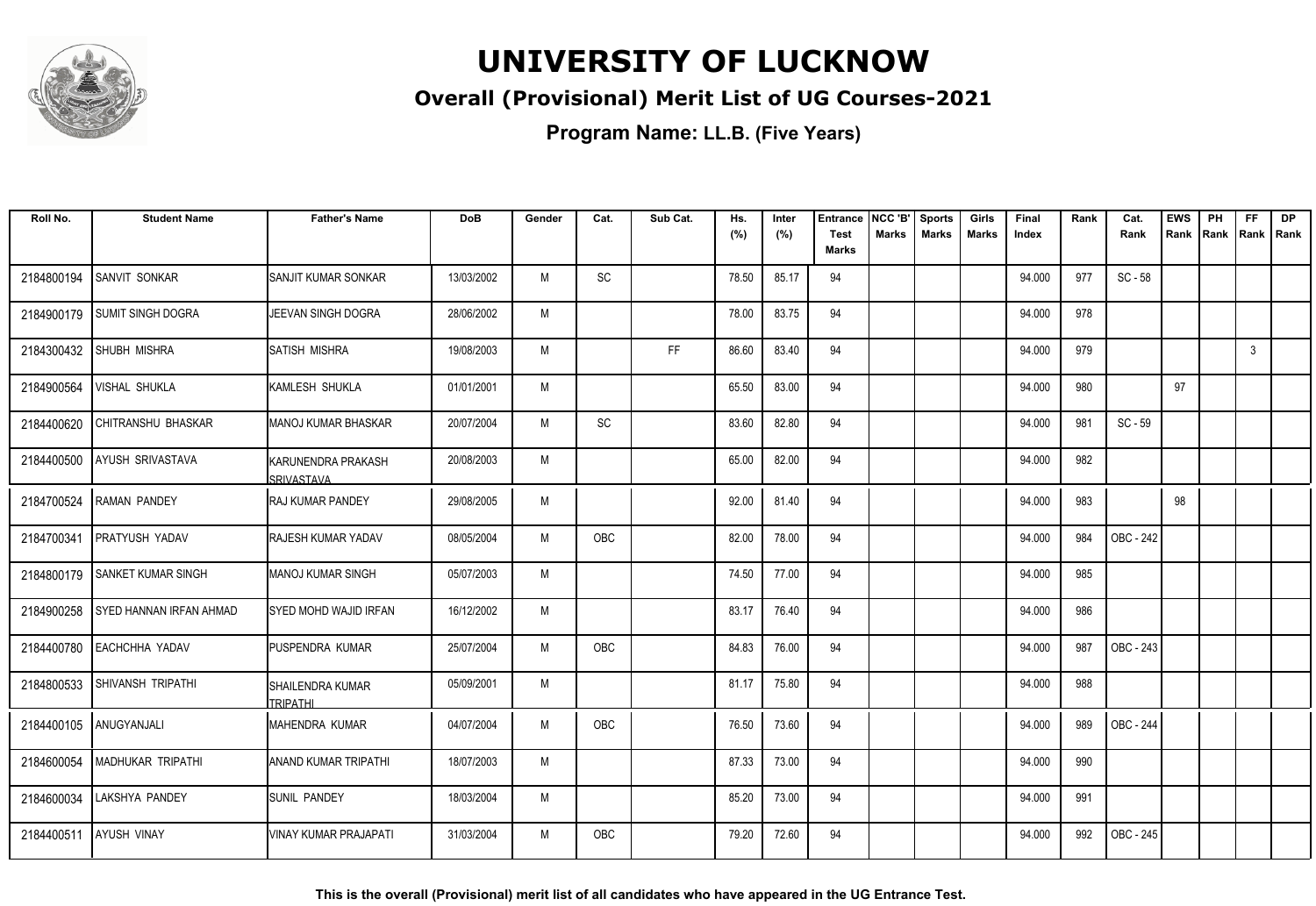# UNIVERSITY OF LUCKNOW

## Overall (Provisional) Merit List of UG Courses-2021

### Program Name: LL.B. (Five Years)

| Roll No. | Student Name | Father's Name | DoB | Gender | Cat. | Sub Cat. | Hs. (%) | Inter (%) | Entrance Test Marks | NCC 'B' Marks | Sports Marks | Girls Marks | Final Index | Rank | Cat. Rank | EWS Rank | PH Rank | FF Rank | DP Rank |
|---|---|---|---|---|---|---|---|---|---|---|---|---|---|---|---|---|---|---|---|
| 2184800194 | SANVIT SONKAR | SANJIT KUMAR SONKAR | 13/03/2002 | M | SC | | 78.50 | 85.17 | 94 | | | | 94.000 | 977 | SC - 58 | | | | |
| 2184900179 | SUMIT SINGH DOGRA | JEEVAN SINGH DOGRA | 28/06/2002 | M | | | 78.00 | 83.75 | 94 | | | | 94.000 | 978 | | | | | |
| 2184300432 | SHUBH MISHRA | SATISH MISHRA | 19/08/2003 | M | | FF | 86.60 | 83.40 | 94 | | | | 94.000 | 979 | | | | 3 | |
| 2184900564 | VISHAL SHUKLA | KAMLESH SHUKLA | 01/01/2001 | M | | | 65.50 | 83.00 | 94 | | | | 94.000 | 980 | | 97 | | | |
| 2184400620 | CHITRANSHU BHASKAR | MANOJ KUMAR BHASKAR | 20/07/2004 | M | SC | | 83.60 | 82.80 | 94 | | | | 94.000 | 981 | SC - 59 | | | | |
| 2184400500 | AYUSH SRIVASTAVA | KARUNENDRA PRAKASH SRIVASTAVA | 20/08/2003 | M | | | 65.00 | 82.00 | 94 | | | | 94.000 | 982 | | | | | |
| 2184700524 | RAMAN PANDEY | RAJ KUMAR PANDEY | 29/08/2005 | M | | | 92.00 | 81.40 | 94 | | | | 94.000 | 983 | | 98 | | | |
| 2184700341 | PRATYUSH YADAV | RAJESH KUMAR YADAV | 08/05/2004 | M | OBC | | 82.00 | 78.00 | 94 | | | | 94.000 | 984 | OBC - 242 | | | | |
| 2184800179 | SANKET KUMAR SINGH | MANOJ KUMAR SINGH | 05/07/2003 | M | | | 74.50 | 77.00 | 94 | | | | 94.000 | 985 | | | | | |
| 2184900258 | SYED HANNAN IRFAN AHMAD | SYED MOHD WAJID IRFAN | 16/12/2002 | M | | | 83.17 | 76.40 | 94 | | | | 94.000 | 986 | | | | | |
| 2184400780 | EACHCHHA YADAV | PUSPENDRA KUMAR | 25/07/2004 | M | OBC | | 84.83 | 76.00 | 94 | | | | 94.000 | 987 | OBC - 243 | | | | |
| 2184800533 | SHIVANSH TRIPATHI | SHAILENDRA KUMAR TRIPATHI | 05/09/2001 | M | | | 81.17 | 75.80 | 94 | | | | 94.000 | 988 | | | | | |
| 2184400105 | ANUGYANJALI | MAHENDRA KUMAR | 04/07/2004 | M | OBC | | 76.50 | 73.60 | 94 | | | | 94.000 | 989 | OBC - 244 | | | | |
| 2184600054 | MADHUKAR TRIPATHI | ANAND KUMAR TRIPATHI | 18/07/2003 | M | | | 87.33 | 73.00 | 94 | | | | 94.000 | 990 | | | | | |
| 2184600034 | LAKSHYA PANDEY | SUNIL PANDEY | 18/03/2004 | M | | | 85.20 | 73.00 | 94 | | | | 94.000 | 991 | | | | | |
| 2184400511 | AYUSH VINAY | VINAY KUMAR PRAJAPATI | 31/03/2004 | M | OBC | | 79.20 | 72.60 | 94 | | | | 94.000 | 992 | OBC - 245 | | | | |

**This is the overall (Provisional) merit list of all candidates who have appeared in the UG Entrance Test.**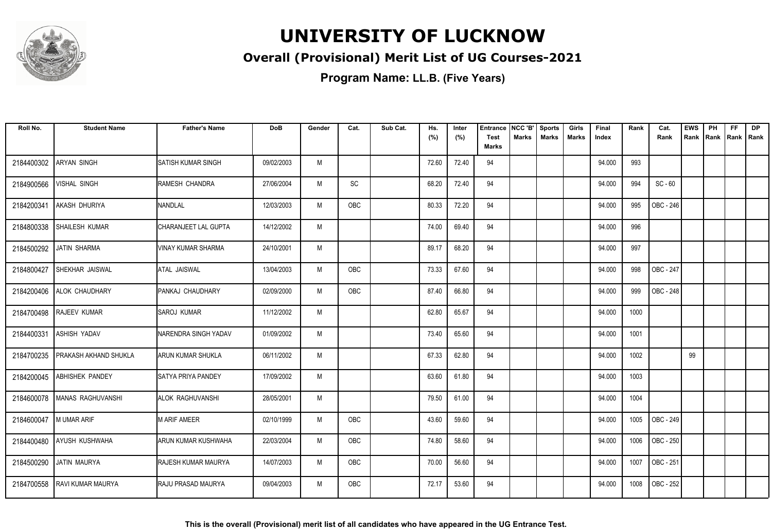# UNIVERSITY OF LUCKNOW

## Overall (Provisional) Merit List of UG Courses-2021

**Program Name: LL.B. (Five Years)**

| Roll No. | Student Name | Father's Name | DoB | Gender | Cat. | Sub Cat. | Hs. (%) | Inter (%) | Entrance Test Marks | NCC 'B' Marks | Sports Marks | Girls Marks | Final Index | Rank | Cat. Rank | EWS Rank | PH Rank | FF Rank | DP Rank |
|---|---|---|---|---|---|---|---|---|---|---|---|---|---|---|---|---|---|---|---|
| 2184400302 | ARYAN SINGH | SATISH KUMAR SINGH | 09/02/2003 | M | | | 72.60 | 72.40 | 94 | | | | 94.000 | 993 | | | | | |
| 2184900566 | VISHAL SINGH | RAMESH CHANDRA | 27/06/2004 | M | SC | | 68.20 | 72.40 | 94 | | | | 94.000 | 994 | SC - 60 | | | | |
| 2184200341 | AKASH DHURIYA | NANDLAL | 12/03/2003 | M | OBC | | 80.33 | 72.20 | 94 | | | | 94.000 | 995 | OBC - 246 | | | | |
| 2184800338 | SHAILESH KUMAR | CHARANJEET LAL GUPTA | 14/12/2002 | M | | | 74.00 | 69.40 | 94 | | | | 94.000 | 996 | | | | | |
| 2184500292 | JATIN SHARMA | VINAY KUMAR SHARMA | 24/10/2001 | M | | | 89.17 | 68.20 | 94 | | | | 94.000 | 997 | | | | | |
| 2184800427 | SHEKHAR JAISWAL | ATAL JAISWAL | 13/04/2003 | M | OBC | | 73.33 | 67.60 | 94 | | | | 94.000 | 998 | OBC - 247 | | | | |
| 2184200406 | ALOK CHAUDHARY | PANKAJ CHAUDHARY | 02/09/2000 | M | OBC | | 87.40 | 66.80 | 94 | | | | 94.000 | 999 | OBC - 248 | | | | |
| 2184700498 | RAJEEV KUMAR | SAROJ KUMAR | 11/12/2002 | M | | | 62.80 | 65.67 | 94 | | | | 94.000 | 1000 | | | | | |
| 2184400331 | ASHISH YADAV | NARENDRA SINGH YADAV | 01/09/2002 | M | | | 73.40 | 65.60 | 94 | | | | 94.000 | 1001 | | | | | |
| 2184700235 | PRAKASH AKHAND SHUKLA | ARUN KUMAR SHUKLA | 06/11/2002 | M | | | 67.33 | 62.80 | 94 | | | | 94.000 | 1002 | | 99 | | | |
| 2184200045 | ABHISHEK PANDEY | SATYA PRIYA PANDEY | 17/09/2002 | M | | | 63.60 | 61.80 | 94 | | | | 94.000 | 1003 | | | | | |
| 2184600078 | MANAS RAGHUVANSHI | ALOK RAGHUVANSHI | 28/05/2001 | M | | | 79.50 | 61.00 | 94 | | | | 94.000 | 1004 | | | | | |
| 2184600047 | M UMAR ARIF | M ARIF AMEER | 02/10/1999 | M | OBC | | 43.60 | 59.60 | 94 | | | | 94.000 | 1005 | OBC - 249 | | | | |
| 2184400480 | AYUSH KUSHWAHA | ARUN KUMAR KUSHWAHA | 22/03/2004 | M | OBC | | 74.80 | 58.60 | 94 | | | | 94.000 | 1006 | OBC - 250 | | | | |
| 2184500290 | JATIN MAURYA | RAJESH KUMAR MAURYA | 14/07/2003 | M | OBC | | 70.00 | 56.60 | 94 | | | | 94.000 | 1007 | OBC - 251 | | | | |
| 2184700558 | RAVI KUMAR MAURYA | RAJU PRASAD MAURYA | 09/04/2003 | M | OBC | | 72.17 | 53.60 | 94 | | | | 94.000 | 1008 | OBC - 252 | | | | |

**This is the overall (Provisional) merit list of all candidates who have appeared in the UG Entrance Test.**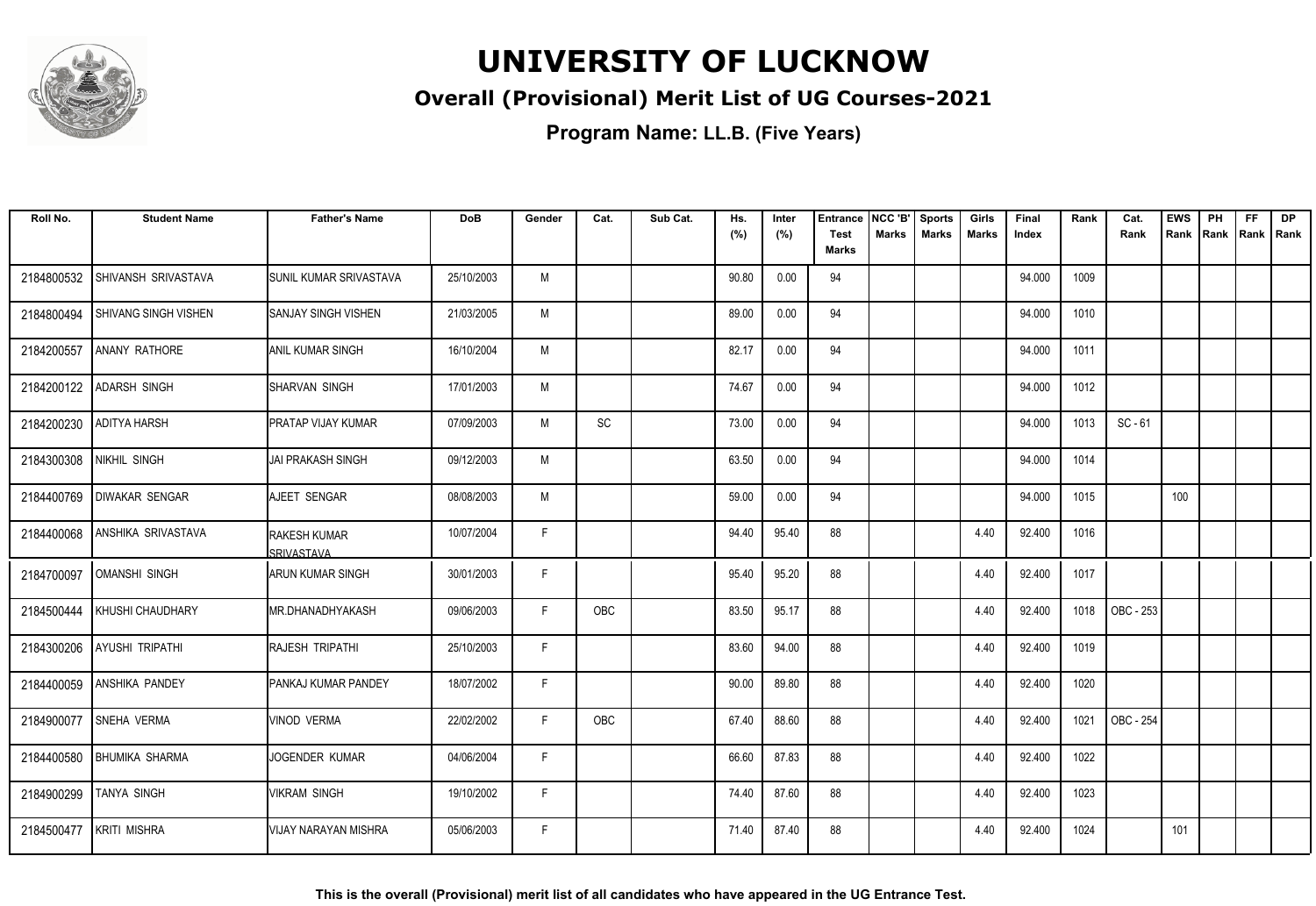# UNIVERSITY OF LUCKNOW

## Overall (Provisional) Merit List of UG Courses-2021

### Program Name: LL.B. (Five Years)

| Roll No. | Student Name | Father's Name | DoB | Gender | Cat. | Sub Cat. | Hs. (%) | Inter (%) | Entrance Test Marks | NCC 'B' Marks | Sports Marks | Girls Marks | Final Index | Rank | Cat. Rank | EWS Rank | PH Rank | FF Rank | DP Rank |
|---|---|---|---|---|---|---|---|---|---|---|---|---|---|---|---|---|---|---|---|
| 2184800532 | SHIVANSH SRIVASTAVA | SUNIL KUMAR SRIVASTAVA | 25/10/2003 | M | | | 90.80 | 0.00 | 94 | | | | 94.000 | 1009 | | | | | |
| 2184800494 | SHIVANG SINGH VISHEN | SANJAY SINGH VISHEN | 21/03/2005 | M | | | 89.00 | 0.00 | 94 | | | | 94.000 | 1010 | | | | | |
| 2184200557 | ANANY RATHORE | ANIL KUMAR SINGH | 16/10/2004 | M | | | 82.17 | 0.00 | 94 | | | | 94.000 | 1011 | | | | | |
| 2184200122 | ADARSH SINGH | SHARVAN SINGH | 17/01/2003 | M | | | 74.67 | 0.00 | 94 | | | | 94.000 | 1012 | | | | | |
| 2184200230 | ADITYA HARSH | PRATAP VIJAY KUMAR | 07/09/2003 | M | SC | | 73.00 | 0.00 | 94 | | | | 94.000 | 1013 | SC - 61 | | | | |
| 2184300308 | NIKHIL SINGH | JAI PRAKASH SINGH | 09/12/2003 | M | | | 63.50 | 0.00 | 94 | | | | 94.000 | 1014 | | | | | |
| 2184400769 | DIWAKAR SENGAR | AJEET SENGAR | 08/08/2003 | M | | | 59.00 | 0.00 | 94 | | | | 94.000 | 1015 | | 100 | | | |
| 2184400068 | ANSHIKA SRIVASTAVA | RAKESH KUMAR SRIVASTAVA | 10/07/2004 | F | | | 94.40 | 95.40 | 88 | | | 4.40 | 92.400 | 1016 | | | | | |
| 2184700097 | OMANSHI SINGH | ARUN KUMAR SINGH | 30/01/2003 | F | | | 95.40 | 95.20 | 88 | | | 4.40 | 92.400 | 1017 | | | | | |
| 2184500444 | KHUSHI CHAUDHARY | MR.DHANADHYAKASH | 09/06/2003 | F | OBC | | 83.50 | 95.17 | 88 | | | 4.40 | 92.400 | 1018 | OBC - 253 | | | | |
| 2184300206 | AYUSHI TRIPATHI | RAJESH TRIPATHI | 25/10/2003 | F | | | 83.60 | 94.00 | 88 | | | 4.40 | 92.400 | 1019 | | | | | |
| 2184400059 | ANSHIKA PANDEY | PANKAJ KUMAR PANDEY | 18/07/2002 | F | | | 90.00 | 89.80 | 88 | | | 4.40 | 92.400 | 1020 | | | | | |
| 2184900077 | SNEHA VERMA | VINOD VERMA | 22/02/2002 | F | OBC | | 67.40 | 88.60 | 88 | | | 4.40 | 92.400 | 1021 | OBC - 254 | | | | |
| 2184400580 | BHUMIKA SHARMA | JOGENDER KUMAR | 04/06/2004 | F | | | 66.60 | 87.83 | 88 | | | 4.40 | 92.400 | 1022 | | | | | |
| 2184900299 | TANYA SINGH | VIKRAM SINGH | 19/10/2002 | F | | | 74.40 | 87.60 | 88 | | | 4.40 | 92.400 | 1023 | | | | | |
| 2184500477 | KRITI MISHRA | VIJAY NARAYAN MISHRA | 05/06/2003 | F | | | 71.40 | 87.40 | 88 | | | 4.40 | 92.400 | 1024 | | 101 | | | |

**This is the overall (Provisional) merit list of all candidates who have appeared in the UG Entrance Test.**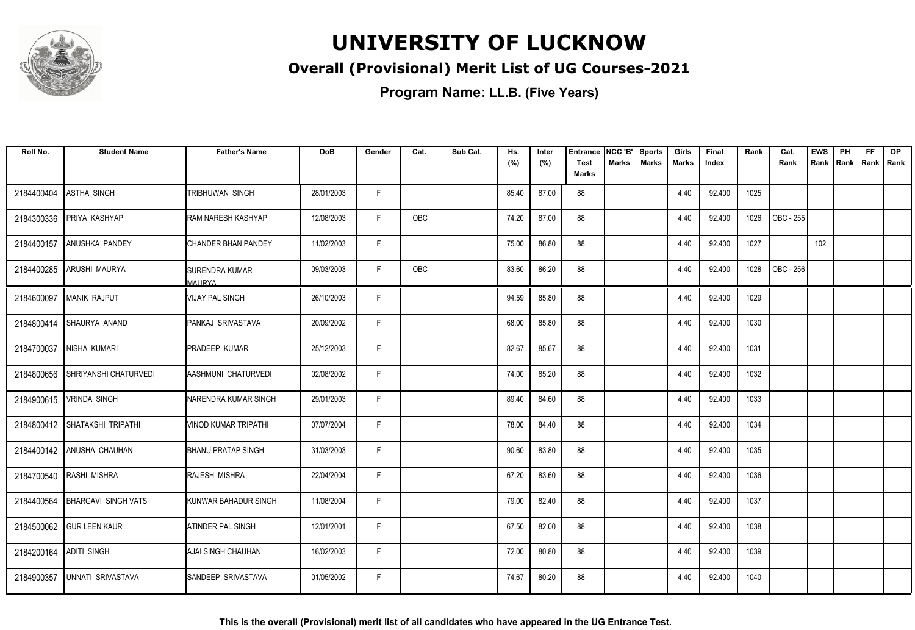# UNIVERSITY OF LUCKNOW

## Overall (Provisional) Merit List of UG Courses-2021

### Program Name: LL.B. (Five Years)

| Roll No. | Student Name | Father's Name | DoB | Gender | Cat. | Sub Cat. | Hs. (%) | Inter (%) | Entrance Test Marks | NCC 'B' Marks | Sports Marks | Girls Marks | Final Index | Rank | Cat. Rank | EWS Rank | PH Rank | FF Rank | DP Rank |
|---|---|---|---|---|---|---|---|---|---|---|---|---|---|---|---|---|---|---|---|
| 2184400404 | ASTHA SINGH | TRIBHUWAN SINGH | 28/01/2003 | F | | | 85.40 | 87.00 | 88 | | | 4.40 | 92.400 | 1025 | | | | | |
| 2184300336 | PRIYA KASHYAP | RAM NARESH KASHYAP | 12/08/2003 | F | OBC | | 74.20 | 87.00 | 88 | | | 4.40 | 92.400 | 1026 | OBC - 255 | | | | |
| 2184400157 | ANUSHKA PANDEY | CHANDER BHAN PANDEY | 11/02/2003 | F | | | 75.00 | 86.80 | 88 | | | 4.40 | 92.400 | 1027 | | 102 | | | |
| 2184400285 | ARUSHI MAURYA | SURENDRA KUMAR MAURYA | 09/03/2003 | F | OBC | | 83.60 | 86.20 | 88 | | | 4.40 | 92.400 | 1028 | OBC - 256 | | | | |
| 2184600097 | MANIK RAJPUT | VIJAY PAL SINGH | 26/10/2003 | F | | | 94.59 | 85.80 | 88 | | | 4.40 | 92.400 | 1029 | | | | | |
| 2184800414 | SHAURYA ANAND | PANKAJ SRIVASTAVA | 20/09/2002 | F | | | 68.00 | 85.80 | 88 | | | 4.40 | 92.400 | 1030 | | | | | |
| 2184700037 | NISHA KUMARI | PRADEEP KUMAR | 25/12/2003 | F | | | 82.67 | 85.67 | 88 | | | 4.40 | 92.400 | 1031 | | | | | |
| 2184800656 | SHRIYANSHI CHATURVEDI | AASHMUNI CHATURVEDI | 02/08/2002 | F | | | 74.00 | 85.20 | 88 | | | 4.40 | 92.400 | 1032 | | | | | |
| 2184900615 | VRINDA SINGH | NARENDRA KUMAR SINGH | 29/01/2003 | F | | | 89.40 | 84.60 | 88 | | | 4.40 | 92.400 | 1033 | | | | | |
| 2184800412 | SHATAKSHI TRIPATHI | VINOD KUMAR TRIPATHI | 07/07/2004 | F | | | 78.00 | 84.40 | 88 | | | 4.40 | 92.400 | 1034 | | | | | |
| 2184400142 | ANUSHA CHAUHAN | BHANU PRATAP SINGH | 31/03/2003 | F | | | 90.60 | 83.80 | 88 | | | 4.40 | 92.400 | 1035 | | | | | |
| 2184700540 | RASHI MISHRA | RAJESH MISHRA | 22/04/2004 | F | | | 67.20 | 83.60 | 88 | | | 4.40 | 92.400 | 1036 | | | | | |
| 2184400564 | BHARGAVI SINGH VATS | KUNWAR BAHADUR SINGH | 11/08/2004 | F | | | 79.00 | 82.40 | 88 | | | 4.40 | 92.400 | 1037 | | | | | |
| 2184500062 | GUR LEEN KAUR | ATINDER PAL SINGH | 12/01/2001 | F | | | 67.50 | 82.00 | 88 | | | 4.40 | 92.400 | 1038 | | | | | |
| 2184200164 | ADITI SINGH | AJAI SINGH CHAUHAN | 16/02/2003 | F | | | 72.00 | 80.80 | 88 | | | 4.40 | 92.400 | 1039 | | | | | |
| 2184900357 | UNNATI SRIVASTAVA | SANDEEP SRIVASTAVA | 01/05/2002 | F | | | 74.67 | 80.20 | 88 | | | 4.40 | 92.400 | 1040 | | | | | |

**This is the overall (Provisional) merit list of all candidates who have appeared in the UG Entrance Test.**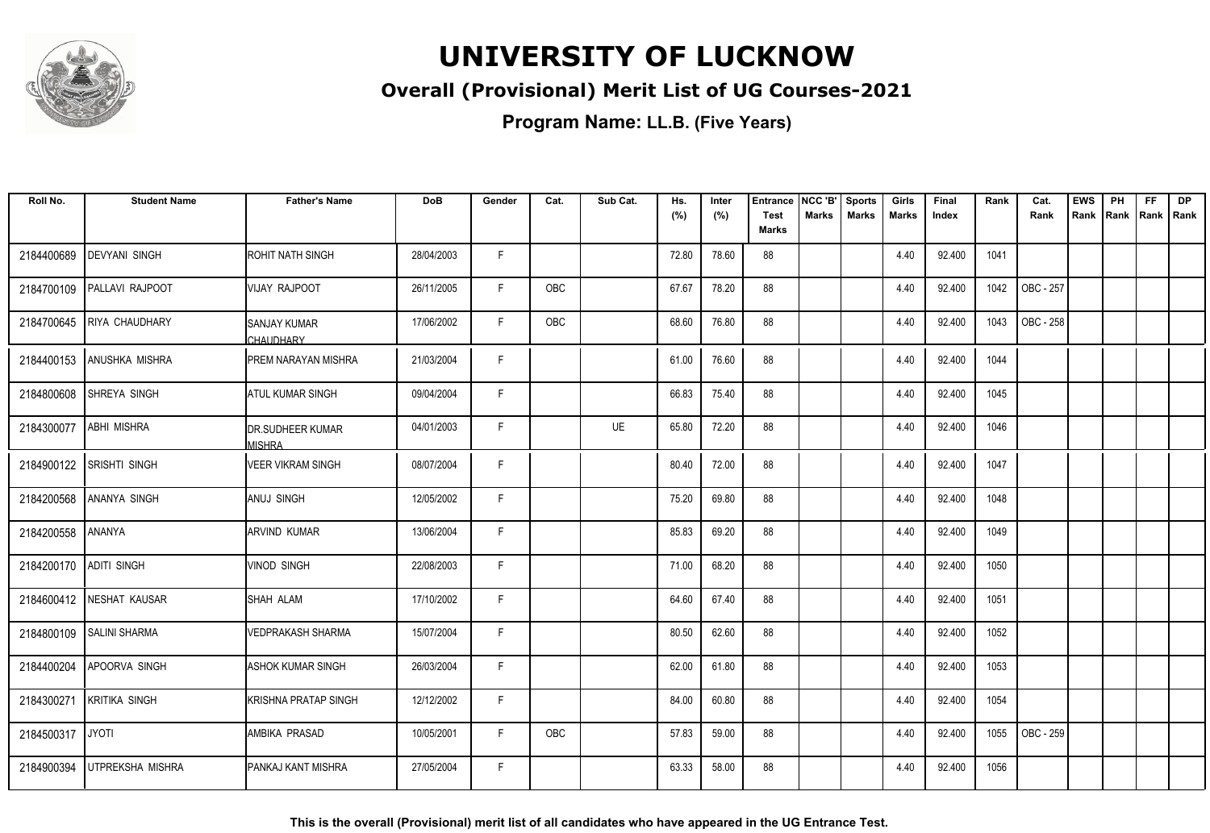# UNIVERSITY OF LUCKNOW

## Overall (Provisional) Merit List of UG Courses-2021

**Program Name: LL.B. (Five Years)**

| Roll No. | Student Name | Father's Name | DoB | Gender | Cat. | Sub Cat. | Hs. (%) | Inter (%) | Entrance Test Marks | NCC 'B' Marks | Sports Marks | Girls Marks | Final Index | Rank | Cat. Rank | EWS Rank | PH Rank | FF Rank | DP Rank |
|---|---|---|---|---|---|---|---|---|---|---|---|---|---|---|---|---|---|---|---|
| 2184400689 | DEVYANI SINGH | ROHIT NATH SINGH | 28/04/2003 | F | | | 72.80 | 78.60 | 88 | | | 4.40 | 92.400 | 1041 | | | | | |
| 2184700109 | PALLAVI RAJPOOT | VIJAY RAJPOOT | 26/11/2005 | F | OBC | | 67.67 | 78.20 | 88 | | | 4.40 | 92.400 | 1042 | OBC - 257 | | | | |
| 2184700645 | RIYA CHAUDHARY | SANJAY KUMAR CHAUDHARY | 17/06/2002 | F | OBC | | 68.60 | 76.80 | 88 | | | 4.40 | 92.400 | 1043 | OBC - 258 | | | | |
| 2184400153 | ANUSHKA MISHRA | PREM NARAYAN MISHRA | 21/03/2004 | F | | | 61.00 | 76.60 | 88 | | | 4.40 | 92.400 | 1044 | | | | | |
| 2184800608 | SHREYA SINGH | ATUL KUMAR SINGH | 09/04/2004 | F | | | 66.83 | 75.40 | 88 | | | 4.40 | 92.400 | 1045 | | | | | |
| 2184300077 | ABHI MISHRA | DR.SUDHEER KUMAR MISHRA | 04/01/2003 | F | | UE | 65.80 | 72.20 | 88 | | | 4.40 | 92.400 | 1046 | | | | | |
| 2184900122 | SRISHTI SINGH | VEER VIKRAM SINGH | 08/07/2004 | F | | | 80.40 | 72.00 | 88 | | | 4.40 | 92.400 | 1047 | | | | | |
| 2184200568 | ANANYA SINGH | ANUJ SINGH | 12/05/2002 | F | | | 75.20 | 69.80 | 88 | | | 4.40 | 92.400 | 1048 | | | | | |
| 2184200558 | ANANYA | ARVIND KUMAR | 13/06/2004 | F | | | 85.83 | 69.20 | 88 | | | 4.40 | 92.400 | 1049 | | | | | |
| 2184200170 | ADITI SINGH | VINOD SINGH | 22/08/2003 | F | | | 71.00 | 68.20 | 88 | | | 4.40 | 92.400 | 1050 | | | | | |
| 2184600412 | NESHAT KAUSAR | SHAH ALAM | 17/10/2002 | F | | | 64.60 | 67.40 | 88 | | | 4.40 | 92.400 | 1051 | | | | | |
| 2184800109 | SALINI SHARMA | VEDPRAKASH SHARMA | 15/07/2004 | F | | | 80.50 | 62.60 | 88 | | | 4.40 | 92.400 | 1052 | | | | | |
| 2184400204 | APOORVA SINGH | ASHOK KUMAR SINGH | 26/03/2004 | F | | | 62.00 | 61.80 | 88 | | | 4.40 | 92.400 | 1053 | | | | | |
| 2184300271 | KRITIKA SINGH | KRISHNA PRATAP SINGH | 12/12/2002 | F | | | 84.00 | 60.80 | 88 | | | 4.40 | 92.400 | 1054 | | | | | |
| 2184500317 | JYOTI | AMBIKA PRASAD | 10/05/2001 | F | OBC | | 57.83 | 59.00 | 88 | | | 4.40 | 92.400 | 1055 | OBC - 259 | | | | |
| 2184900394 | UTPREKSHA MISHRA | PANKAJ KANT MISHRA | 27/05/2004 | F | | | 63.33 | 58.00 | 88 | | | 4.40 | 92.400 | 1056 | | | | | |

**This is the overall (Provisional) merit list of all candidates who have appeared in the UG Entrance Test.**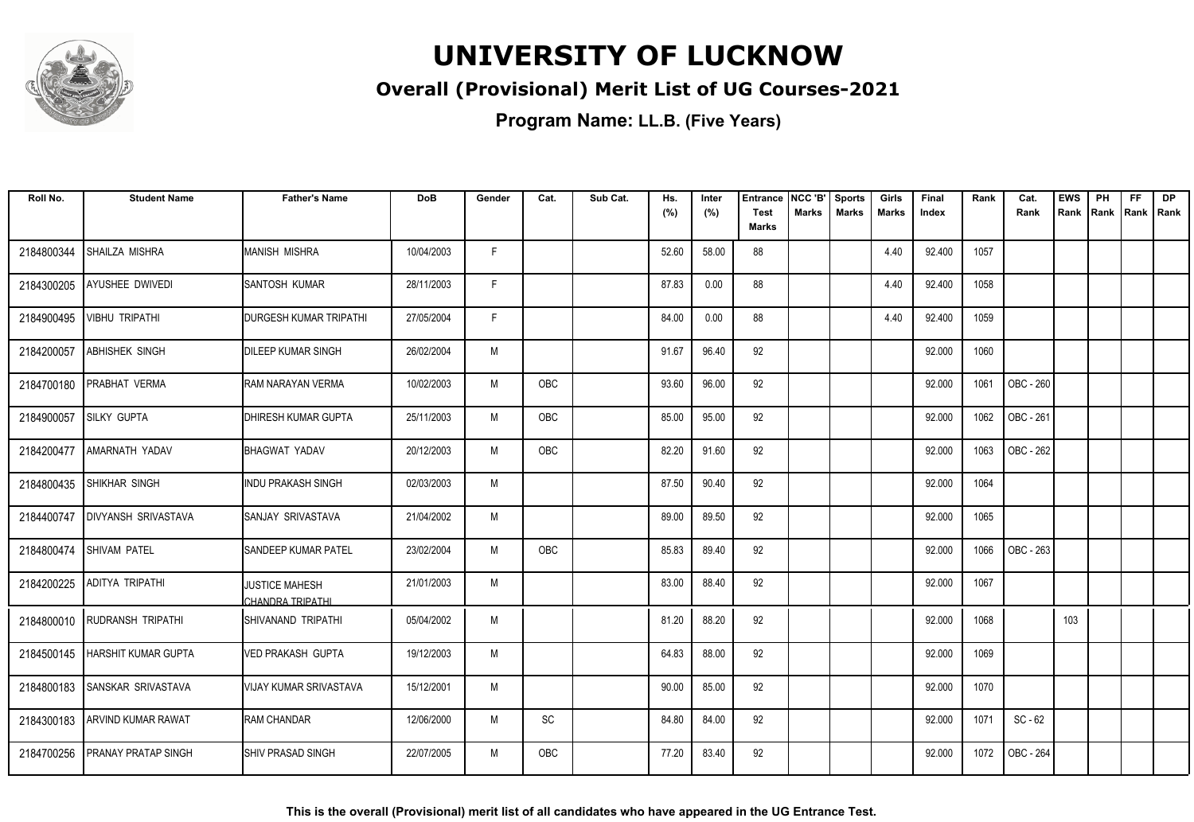# UNIVERSITY OF LUCKNOW

## Overall (Provisional) Merit List of UG Courses-2021

### Program Name: LL.B. (Five Years)

| Roll No. | Student Name | Father's Name | DoB | Gender | Cat. | Sub Cat. | Hs. (%) | Inter (%) | Entrance Test Marks | NCC 'B' Marks | Sports Marks | Girls Marks | Final Index | Rank | Cat. Rank | EWS Rank | PH Rank | FF Rank | DP Rank |
|---|---|---|---|---|---|---|---|---|---|---|---|---|---|---|---|---|---|---|---|
| 2184800344 | SHAILZA MISHRA | MANISH MISHRA | 10/04/2003 | F | | | 52.60 | 58.00 | 88 | | | 4.40 | 92.400 | 1057 | | | | | |
| 2184300205 | AYUSHEE DWIVEDI | SANTOSH KUMAR | 28/11/2003 | F | | | 87.83 | 0.00 | 88 | | | 4.40 | 92.400 | 1058 | | | | | |
| 2184900495 | VIBHU TRIPATHI | DURGESH KUMAR TRIPATHI | 27/05/2004 | F | | | 84.00 | 0.00 | 88 | | | 4.40 | 92.400 | 1059 | | | | | |
| 2184200057 | ABHISHEK SINGH | DILEEP KUMAR SINGH | 26/02/2004 | M | | | 91.67 | 96.40 | 92 | | | | 92.000 | 1060 | | | | | |
| 2184700180 | PRABHAT VERMA | RAM NARAYAN VERMA | 10/02/2003 | M | OBC | | 93.60 | 96.00 | 92 | | | | 92.000 | 1061 | OBC - 260 | | | | |
| 2184900057 | SILKY GUPTA | DHIRESH KUMAR GUPTA | 25/11/2003 | M | OBC | | 85.00 | 95.00 | 92 | | | | 92.000 | 1062 | OBC - 261 | | | | |
| 2184200477 | AMARNATH YADAV | BHAGWAT YADAV | 20/12/2003 | M | OBC | | 82.20 | 91.60 | 92 | | | | 92.000 | 1063 | OBC - 262 | | | | |
| 2184800435 | SHIKHAR SINGH | INDU PRAKASH SINGH | 02/03/2003 | M | | | 87.50 | 90.40 | 92 | | | | 92.000 | 1064 | | | | | |
| 2184400747 | DIVYANSH SRIVASTAVA | SANJAY SRIVASTAVA | 21/04/2002 | M | | | 89.00 | 89.50 | 92 | | | | 92.000 | 1065 | | | | | |
| 2184800474 | SHIVAM PATEL | SANDEEP KUMAR PATEL | 23/02/2004 | M | OBC | | 85.83 | 89.40 | 92 | | | | 92.000 | 1066 | OBC - 263 | | | | |
| 2184200225 | ADITYA TRIPATHI | JUSTICE MAHESH CHANDRA TRIPATHI | 21/01/2003 | M | | | 83.00 | 88.40 | 92 | | | | 92.000 | 1067 | | | | | |
| 2184800010 | RUDRANSH TRIPATHI | SHIVANAND TRIPATHI | 05/04/2002 | M | | | 81.20 | 88.20 | 92 | | | | 92.000 | 1068 | | 103 | | | |
| 2184500145 | HARSHIT KUMAR GUPTA | VED PRAKASH GUPTA | 19/12/2003 | M | | | 64.83 | 88.00 | 92 | | | | 92.000 | 1069 | | | | | |
| 2184800183 | SANSKAR SRIVASTAVA | VIJAY KUMAR SRIVASTAVA | 15/12/2001 | M | | | 90.00 | 85.00 | 92 | | | | 92.000 | 1070 | | | | | |
| 2184300183 | ARVIND KUMAR RAWAT | RAM CHANDAR | 12/06/2000 | M | SC | | 84.80 | 84.00 | 92 | | | | 92.000 | 1071 | SC - 62 | | | | |
| 2184700256 | PRANAY PRATAP SINGH | SHIV PRASAD SINGH | 22/07/2005 | M | OBC | | 77.20 | 83.40 | 92 | | | | 92.000 | 1072 | OBC - 264 | | | | |

**This is the overall (Provisional) merit list of all candidates who have appeared in the UG Entrance Test.**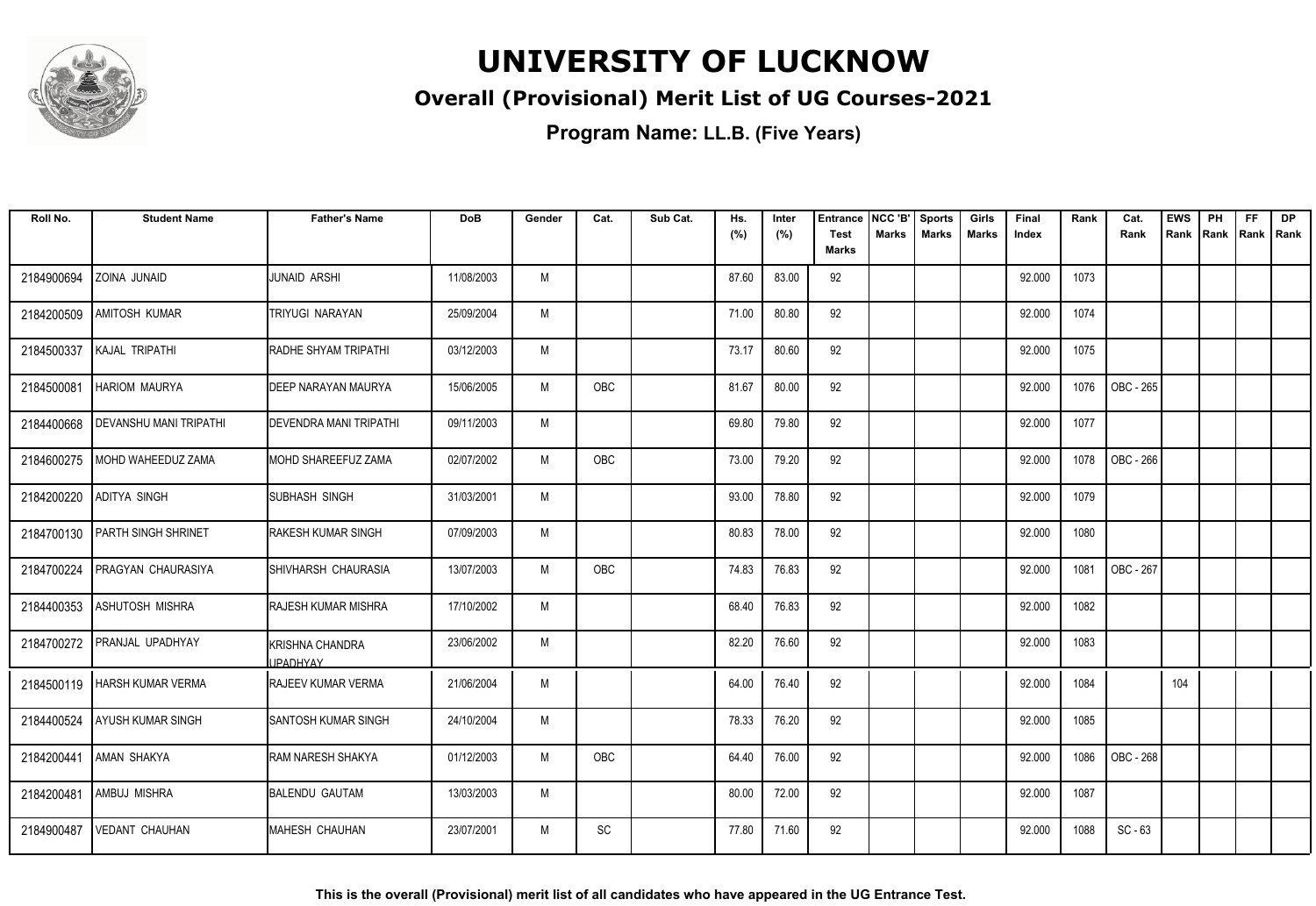# UNIVERSITY OF LUCKNOW

## Overall (Provisional) Merit List of UG Courses-2021

**Program Name: LL.B. (Five Years)**

| Roll No. | Student Name | Father's Name | DoB | Gender | Cat. | Sub Cat. | Hs. (%) | Inter (%) | Entrance Test Marks | NCC 'B' Marks | Sports Marks | Girls Marks | Final Index | Rank | Cat. Rank | EWS Rank | PH Rank | FF Rank | DP Rank |
|---|---|---|---|---|---|---|---|---|---|---|---|---|---|---|---|---|---|---|---|
| 2184900694 | ZOINA JUNAID | JUNAID ARSHI | 11/08/2003 | M | | | 87.60 | 83.00 | 92 | | | | 92.000 | 1073 | | | | | |
| 2184200509 | AMITOSH KUMAR | TRIYUGI NARAYAN | 25/09/2004 | M | | | 71.00 | 80.80 | 92 | | | | 92.000 | 1074 | | | | | |
| 2184500337 | KAJAL TRIPATHI | RADHE SHYAM TRIPATHI | 03/12/2003 | M | | | 73.17 | 80.60 | 92 | | | | 92.000 | 1075 | | | | | |
| 2184500081 | HARIOM MAURYA | DEEP NARAYAN MAURYA | 15/06/2005 | M | OBC | | 81.67 | 80.00 | 92 | | | | 92.000 | 1076 | OBC - 265 | | | | |
| 2184400668 | DEVANSHU MANI TRIPATHI | DEVENDRA MANI TRIPATHI | 09/11/2003 | M | | | 69.80 | 79.80 | 92 | | | | 92.000 | 1077 | | | | | |
| 2184600275 | MOHD WAHEEDUZ ZAMA | MOHD SHAREEFUZ ZAMA | 02/07/2002 | M | OBC | | 73.00 | 79.20 | 92 | | | | 92.000 | 1078 | OBC - 266 | | | | |
| 2184200220 | ADITYA SINGH | SUBHASH SINGH | 31/03/2001 | M | | | 93.00 | 78.80 | 92 | | | | 92.000 | 1079 | | | | | |
| 2184700130 | PARTH SINGH SHRINET | RAKESH KUMAR SINGH | 07/09/2003 | M | | | 80.83 | 78.00 | 92 | | | | 92.000 | 1080 | | | | | |
| 2184700224 | PRAGYAN CHAURASIYA | SHIVHARSH CHAURASIA | 13/07/2003 | M | OBC | | 74.83 | 76.83 | 92 | | | | 92.000 | 1081 | OBC - 267 | | | | |
| 2184400353 | ASHUTOSH MISHRA | RAJESH KUMAR MISHRA | 17/10/2002 | M | | | 68.40 | 76.83 | 92 | | | | 92.000 | 1082 | | | | | |
| 2184700272 | PRANJAL UPADHYAY | KRISHNA CHANDRA UPADHYAY | 23/06/2002 | M | | | 82.20 | 76.60 | 92 | | | | 92.000 | 1083 | | | | | |
| 2184500119 | HARSH KUMAR VERMA | RAJEEV KUMAR VERMA | 21/06/2004 | M | | | 64.00 | 76.40 | 92 | | | | 92.000 | 1084 | | 104 | | | |
| 2184400524 | AYUSH KUMAR SINGH | SANTOSH KUMAR SINGH | 24/10/2004 | M | | | 78.33 | 76.20 | 92 | | | | 92.000 | 1085 | | | | | |
| 2184200441 | AMAN SHAKYA | RAM NARESH SHAKYA | 01/12/2003 | M | OBC | | 64.40 | 76.00 | 92 | | | | 92.000 | 1086 | OBC - 268 | | | | |
| 2184200481 | AMBUJ MISHRA | BALENDU GAUTAM | 13/03/2003 | M | | | 80.00 | 72.00 | 92 | | | | 92.000 | 1087 | | | | | |
| 2184900487 | VEDANT CHAUHAN | MAHESH CHAUHAN | 23/07/2001 | M | SC | | 77.80 | 71.60 | 92 | | | | 92.000 | 1088 | SC - 63 | | | | |

**This is the overall (Provisional) merit list of all candidates who have appeared in the UG Entrance Test.**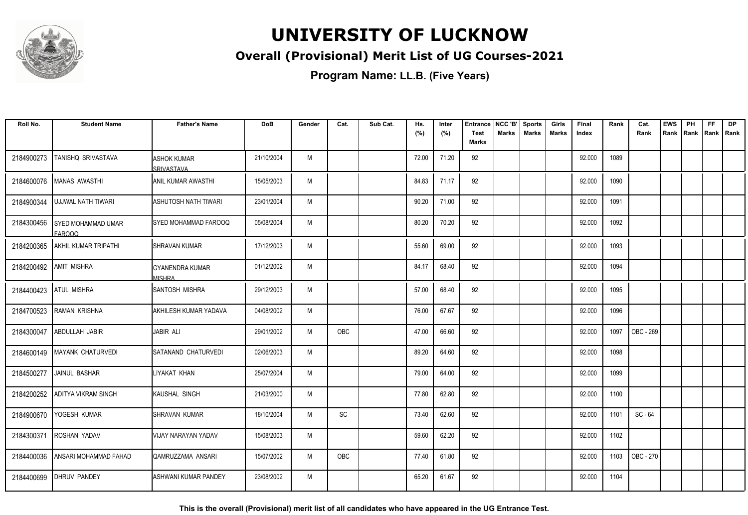# UNIVERSITY OF LUCKNOW

## Overall (Provisional) Merit List of UG Courses-2021

### Program Name: LL.B. (Five Years)

| Roll No. | Student Name | Father's Name | DoB | Gender | Cat. | Sub Cat. | Hs. (%) | Inter (%) | Entrance Test Marks | NCC 'B' Marks | Sports Marks | Girls Marks | Final Index | Rank | Cat. Rank | EWS Rank | PH Rank | FF Rank | DP Rank |
|---|---|---|---|---|---|---|---|---|---|---|---|---|---|---|---|---|---|---|---|
| 2184900273 | TANISHQ SRIVASTAVA | ASHOK KUMAR SRIVASTAVA | 21/10/2004 | M | | | 72.00 | 71.20 | 92 | | | | 92.000 | 1089 | | | | | |
| 2184600076 | MANAS AWASTHI | ANIL KUMAR AWASTHI | 15/05/2003 | M | | | 84.83 | 71.17 | 92 | | | | 92.000 | 1090 | | | | | |
| 2184900344 | UJJWAL NATH TIWARI | ASHUTOSH NATH TIWARI | 23/01/2004 | M | | | 90.20 | 71.00 | 92 | | | | 92.000 | 1091 | | | | | |
| 2184300456 | SYED MOHAMMAD UMAR FAROOQ | SYED MOHAMMAD FAROOQ | 05/08/2004 | M | | | 80.20 | 70.20 | 92 | | | | 92.000 | 1092 | | | | | |
| 2184200365 | AKHIL KUMAR TRIPATHI | SHRAVAN KUMAR | 17/12/2003 | M | | | 55.60 | 69.00 | 92 | | | | 92.000 | 1093 | | | | | |
| 2184200492 | AMIT MISHRA | GYANENDRA KUMAR MISHRA | 01/12/2002 | M | | | 84.17 | 68.40 | 92 | | | | 92.000 | 1094 | | | | | |
| 2184400423 | ATUL MISHRA | SANTOSH MISHRA | 29/12/2003 | M | | | 57.00 | 68.40 | 92 | | | | 92.000 | 1095 | | | | | |
| 2184700523 | RAMAN KRISHNA | AKHILESH KUMAR YADAVA | 04/08/2002 | M | | | 76.00 | 67.67 | 92 | | | | 92.000 | 1096 | | | | | |
| 2184300047 | ABDULLAH JABIR | JABIR ALI | 29/01/2002 | M | OBC | | 47.00 | 66.60 | 92 | | | | 92.000 | 1097 | OBC - 269 | | | | |
| 2184600149 | MAYANK CHATURVEDI | SATANAND CHATURVEDI | 02/06/2003 | M | | | 89.20 | 64.60 | 92 | | | | 92.000 | 1098 | | | | | |
| 2184500277 | JAINUL BASHAR | LIYAKAT KHAN | 25/07/2004 | M | | | 79.00 | 64.00 | 92 | | | | 92.000 | 1099 | | | | | |
| 2184200252 | ADITYA VIKRAM SINGH | KAUSHAL SINGH | 21/03/2000 | M | | | 77.80 | 62.80 | 92 | | | | 92.000 | 1100 | | | | | |
| 2184900670 | YOGESH KUMAR | SHRAVAN KUMAR | 18/10/2004 | M | SC | | 73.40 | 62.60 | 92 | | | | 92.000 | 1101 | SC - 64 | | | | |
| 2184300371 | ROSHAN YADAV | VIJAY NARAYAN YADAV | 15/08/2003 | M | | | 59.60 | 62.20 | 92 | | | | 92.000 | 1102 | | | | | |
| 2184400036 | ANSARI MOHAMMAD FAHAD | QAMRUZZAMA ANSARI | 15/07/2002 | M | OBC | | 77.40 | 61.80 | 92 | | | | 92.000 | 1103 | OBC - 270 | | | | |
| 2184400699 | DHRUV PANDEY | ASHWANI KUMAR PANDEY | 23/08/2002 | M | | | 65.20 | 61.67 | 92 | | | | 92.000 | 1104 | | | | | |

**This is the overall (Provisional) merit list of all candidates who have appeared in the UG Entrance Test.**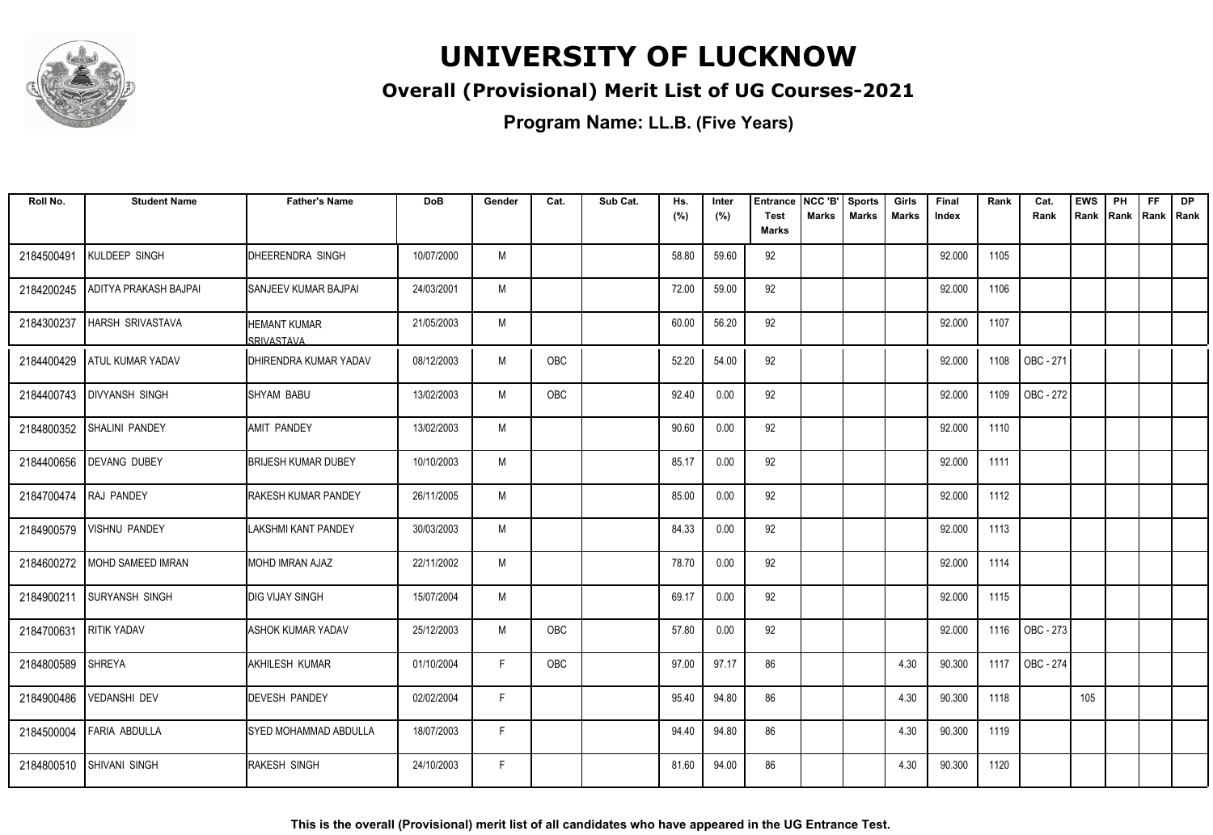# UNIVERSITY OF LUCKNOW

## Overall (Provisional) Merit List of UG Courses-2021

### Program Name: LL.B. (Five Years)

| Roll No. | Student Name | Father's Name | DoB | Gender | Cat. | Sub Cat. | Hs. (%) | Inter (%) | Entrance Test Marks | NCC 'B' Marks | Sports Marks | Girls Marks | Final Index | Rank | Cat. Rank | EWS Rank | PH Rank | FF Rank | DP Rank |
|---|---|---|---|---|---|---|---|---|---|---|---|---|---|---|---|---|---|---|---|
| 2184500491 | KULDEEP SINGH | DHEERENDRA SINGH | 10/07/2000 | M | | | 58.80 | 59.60 | 92 | | | | 92.000 | 1105 | | | | | |
| 2184200245 | ADITYA PRAKASH BAJPAI | SANJEEV KUMAR BAJPAI | 24/03/2001 | M | | | 72.00 | 59.00 | 92 | | | | 92.000 | 1106 | | | | | |
| 2184300237 | HARSH SRIVASTAVA | HEMANT KUMAR SRIVASTAVA | 21/05/2003 | M | | | 60.00 | 56.20 | 92 | | | | 92.000 | 1107 | | | | | |
| 2184400429 | ATUL KUMAR YADAV | DHIRENDRA KUMAR YADAV | 08/12/2003 | M | OBC | | 52.20 | 54.00 | 92 | | | | 92.000 | 1108 | OBC - 271 | | | | |
| 2184400743 | DIVYANSH SINGH | SHYAM BABU | 13/02/2003 | M | OBC | | 92.40 | 0.00 | 92 | | | | 92.000 | 1109 | OBC - 272 | | | | |
| 2184800352 | SHALINI PANDEY | AMIT PANDEY | 13/02/2003 | M | | | 90.60 | 0.00 | 92 | | | | 92.000 | 1110 | | | | | |
| 2184400656 | DEVANG DUBEY | BRIJESH KUMAR DUBEY | 10/10/2003 | M | | | 85.17 | 0.00 | 92 | | | | 92.000 | 1111 | | | | | |
| 2184700474 | RAJ PANDEY | RAKESH KUMAR PANDEY | 26/11/2005 | M | | | 85.00 | 0.00 | 92 | | | | 92.000 | 1112 | | | | | |
| 2184900579 | VISHNU PANDEY | LAKSHMI KANT PANDEY | 30/03/2003 | M | | | 84.33 | 0.00 | 92 | | | | 92.000 | 1113 | | | | | |
| 2184600272 | MOHD SAMEED IMRAN | MOHD IMRAN AJAZ | 22/11/2002 | M | | | 78.70 | 0.00 | 92 | | | | 92.000 | 1114 | | | | | |
| 2184900211 | SURYANSH SINGH | DIG VIJAY SINGH | 15/07/2004 | M | | | 69.17 | 0.00 | 92 | | | | 92.000 | 1115 | | | | | |
| 2184700631 | RITIK YADAV | ASHOK KUMAR YADAV | 25/12/2003 | M | OBC | | 57.80 | 0.00 | 92 | | | | 92.000 | 1116 | OBC - 273 | | | | |
| 2184800589 | SHREYA | AKHILESH KUMAR | 01/10/2004 | F | OBC | | 97.00 | 97.17 | 86 | | | 4.30 | 90.300 | 1117 | OBC - 274 | | | | |
| 2184900486 | VEDANSHI DEV | DEVESH PANDEY | 02/02/2004 | F | | | 95.40 | 94.80 | 86 | | | 4.30 | 90.300 | 1118 | | 105 | | | |
| 2184500004 | FARIA ABDULLA | SYED MOHAMMAD ABDULLA | 18/07/2003 | F | | | 94.40 | 94.80 | 86 | | | 4.30 | 90.300 | 1119 | | | | | |
| 2184800510 | SHIVANI SINGH | RAKESH SINGH | 24/10/2003 | F | | | 81.60 | 94.00 | 86 | | | 4.30 | 90.300 | 1120 | | | | | |

**This is the overall (Provisional) merit list of all candidates who have appeared in the UG Entrance Test.**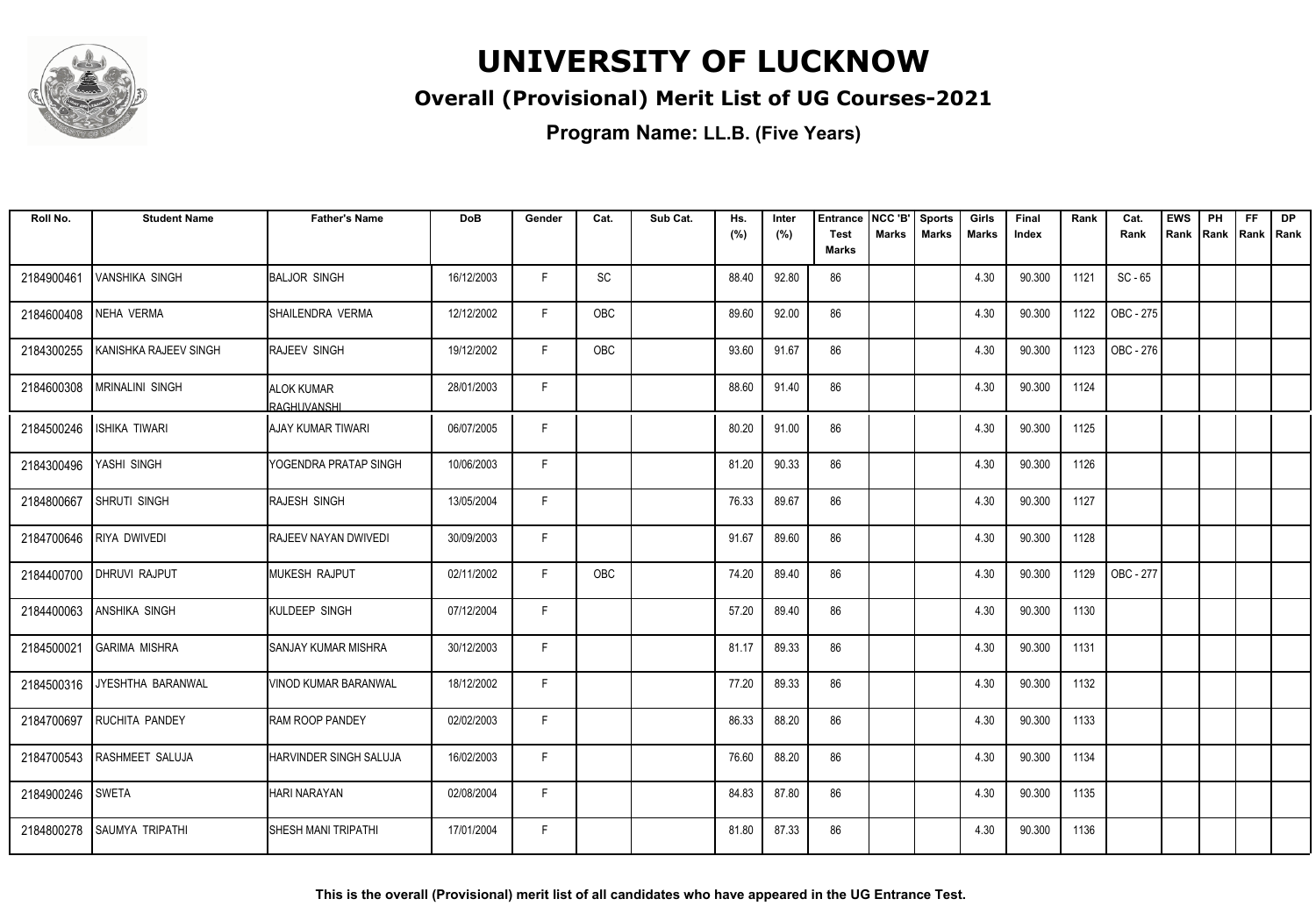# UNIVERSITY OF LUCKNOW

## Overall (Provisional) Merit List of UG Courses-2021

### Program Name: LL.B. (Five Years)

| Roll No. | Student Name | Father's Name | DoB | Gender | Cat. | Sub Cat. | Hs. (%) | Inter (%) | Entrance Test Marks | NCC 'B' Marks | Sports Marks | Girls Marks | Final Index | Rank | Cat. Rank | EWS Rank | PH Rank | FF Rank | DP Rank |
|---|---|---|---|---|---|---|---|---|---|---|---|---|---|---|---|---|---|---|---|
| 2184900461 | VANSHIKA SINGH | BALJOR SINGH | 16/12/2003 | F | SC | | 88.40 | 92.80 | 86 | | | 4.30 | 90.300 | 1121 | SC - 65 | | | | |
| 2184600408 | NEHA VERMA | SHAILENDRA VERMA | 12/12/2002 | F | OBC | | 89.60 | 92.00 | 86 | | | 4.30 | 90.300 | 1122 | OBC - 275 | | | | |
| 2184300255 | KANISHKA RAJEEV SINGH | RAJEEV SINGH | 19/12/2002 | F | OBC | | 93.60 | 91.67 | 86 | | | 4.30 | 90.300 | 1123 | OBC - 276 | | | | |
| 2184600308 | MRINALINI SINGH | ALOK KUMAR RAGHUVANSHI | 28/01/2003 | F | | | 88.60 | 91.40 | 86 | | | 4.30 | 90.300 | 1124 | | | | | |
| 2184500246 | ISHIKA TIWARI | AJAY KUMAR TIWARI | 06/07/2005 | F | | | 80.20 | 91.00 | 86 | | | 4.30 | 90.300 | 1125 | | | | | |
| 2184300496 | YASHI SINGH | YOGENDRA PRATAP SINGH | 10/06/2003 | F | | | 81.20 | 90.33 | 86 | | | 4.30 | 90.300 | 1126 | | | | | |
| 2184800667 | SHRUTI SINGH | RAJESH SINGH | 13/05/2004 | F | | | 76.33 | 89.67 | 86 | | | 4.30 | 90.300 | 1127 | | | | | |
| 2184700646 | RIYA DWIVEDI | RAJEEV NAYAN DWIVEDI | 30/09/2003 | F | | | 91.67 | 89.60 | 86 | | | 4.30 | 90.300 | 1128 | | | | | |
| 2184400700 | DHRUVI RAJPUT | MUKESH RAJPUT | 02/11/2002 | F | OBC | | 74.20 | 89.40 | 86 | | | 4.30 | 90.300 | 1129 | OBC - 277 | | | | |
| 2184400063 | ANSHIKA SINGH | KULDEEP SINGH | 07/12/2004 | F | | | 57.20 | 89.40 | 86 | | | 4.30 | 90.300 | 1130 | | | | | |
| 2184500021 | GARIMA MISHRA | SANJAY KUMAR MISHRA | 30/12/2003 | F | | | 81.17 | 89.33 | 86 | | | 4.30 | 90.300 | 1131 | | | | | |
| 2184500316 | JYESHTHA BARANWAL | VINOD KUMAR BARANWAL | 18/12/2002 | F | | | 77.20 | 89.33 | 86 | | | 4.30 | 90.300 | 1132 | | | | | |
| 2184700697 | RUCHITA PANDEY | RAM ROOP PANDEY | 02/02/2003 | F | | | 86.33 | 88.20 | 86 | | | 4.30 | 90.300 | 1133 | | | | | |
| 2184700543 | RASHMEET SALUJA | HARVINDER SINGH SALUJA | 16/02/2003 | F | | | 76.60 | 88.20 | 86 | | | 4.30 | 90.300 | 1134 | | | | | |
| 2184900246 | SWETA | HARI NARAYAN | 02/08/2004 | F | | | 84.83 | 87.80 | 86 | | | 4.30 | 90.300 | 1135 | | | | | |
| 2184800278 | SAUMYA TRIPATHI | SHESH MANI TRIPATHI | 17/01/2004 | F | | | 81.80 | 87.33 | 86 | | | 4.30 | 90.300 | 1136 | | | | | |

**This is the overall (Provisional) merit list of all candidates who have appeared in the UG Entrance Test.**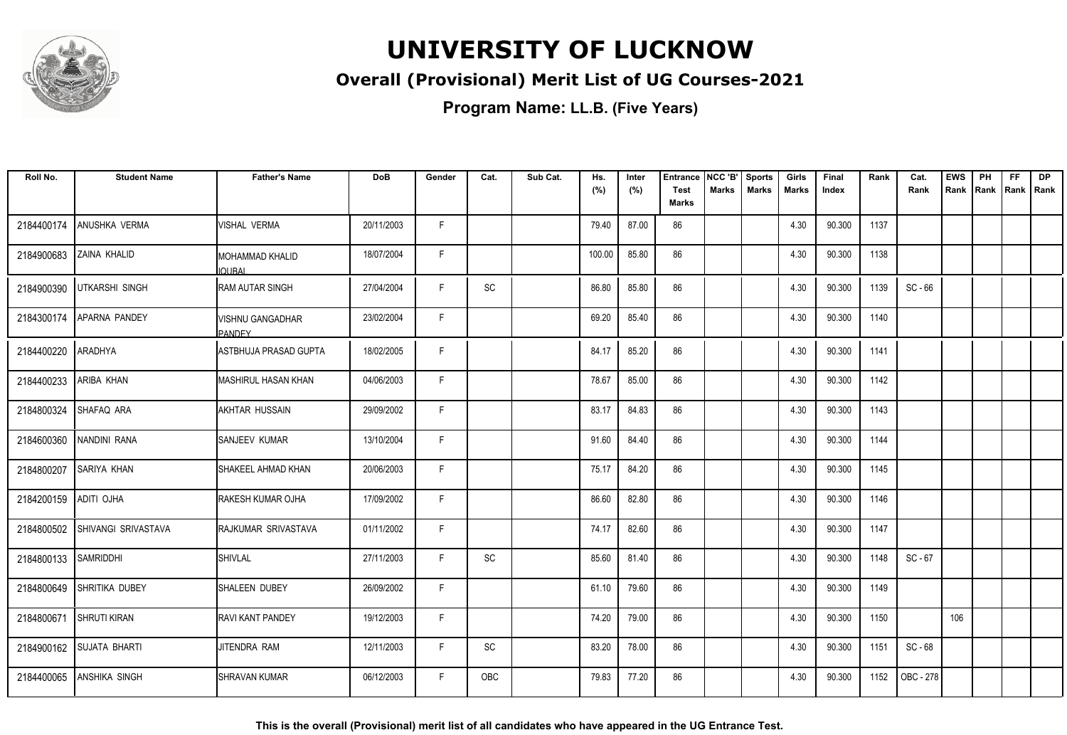# UNIVERSITY OF LUCKNOW

## Overall (Provisional) Merit List of UG Courses-2021

**Program Name: LL.B. (Five Years)**

| Roll No. | Student Name | Father's Name | DoB | Gender | Cat. | Sub Cat. | Hs. (%) | Inter (%) | Entrance Test Marks | NCC 'B' Marks | Sports Marks | Girls Marks | Final Index | Rank | Cat. Rank | EWS Rank | PH Rank | FF Rank | DP Rank |
|---|---|---|---|---|---|---|---|---|---|---|---|---|---|---|---|---|---|---|---|
| 2184400174 | ANUSHKA VERMA | VISHAL VERMA | 20/11/2003 | F | | | 79.40 | 87.00 | 86 | | | 4.30 | 90.300 | 1137 | | | | | |
| 2184900683 | ZAINA KHALID | MOHAMMAD KHALID IQUBAL | 18/07/2004 | F | | | 100.00 | 85.80 | 86 | | | 4.30 | 90.300 | 1138 | | | | | |
| 2184900390 | UTKARSHI SINGH | RAM AUTAR SINGH | 27/04/2004 | F | SC | | 86.80 | 85.80 | 86 | | | 4.30 | 90.300 | 1139 | SC - 66 | | | | |
| 2184300174 | APARNA PANDEY | VISHNU GANGADHAR PANDEY | 23/02/2004 | F | | | 69.20 | 85.40 | 86 | | | 4.30 | 90.300 | 1140 | | | | | |
| 2184400220 | ARADHYA | ASTBHUJA PRASAD GUPTA | 18/02/2005 | F | | | 84.17 | 85.20 | 86 | | | 4.30 | 90.300 | 1141 | | | | | |
| 2184400233 | ARIBA KHAN | MASHIRUL HASAN KHAN | 04/06/2003 | F | | | 78.67 | 85.00 | 86 | | | 4.30 | 90.300 | 1142 | | | | | |
| 2184800324 | SHAFAQ ARA | AKHTAR HUSSAIN | 29/09/2002 | F | | | 83.17 | 84.83 | 86 | | | 4.30 | 90.300 | 1143 | | | | | |
| 2184600360 | NANDINI RANA | SANJEEV KUMAR | 13/10/2004 | F | | | 91.60 | 84.40 | 86 | | | 4.30 | 90.300 | 1144 | | | | | |
| 2184800207 | SARIYA KHAN | SHAKEEL AHMAD KHAN | 20/06/2003 | F | | | 75.17 | 84.20 | 86 | | | 4.30 | 90.300 | 1145 | | | | | |
| 2184200159 | ADITI OJHA | RAKESH KUMAR OJHA | 17/09/2002 | F | | | 86.60 | 82.80 | 86 | | | 4.30 | 90.300 | 1146 | | | | | |
| 2184800502 | SHIVANGI SRIVASTAVA | RAJKUMAR SRIVASTAVA | 01/11/2002 | F | | | 74.17 | 82.60 | 86 | | | 4.30 | 90.300 | 1147 | | | | | |
| 2184800133 | SAMRIDDHI | SHIVLAL | 27/11/2003 | F | SC | | 85.60 | 81.40 | 86 | | | 4.30 | 90.300 | 1148 | SC - 67 | | | | |
| 2184800649 | SHRITIKA DUBEY | SHALEEN DUBEY | 26/09/2002 | F | | | 61.10 | 79.60 | 86 | | | 4.30 | 90.300 | 1149 | | | | | |
| 2184800671 | SHRUTI KIRAN | RAVI KANT PANDEY | 19/12/2003 | F | | | 74.20 | 79.00 | 86 | | | 4.30 | 90.300 | 1150 | | 106 | | | |
| 2184900162 | SUJATA BHARTI | JITENDRA RAM | 12/11/2003 | F | SC | | 83.20 | 78.00 | 86 | | | 4.30 | 90.300 | 1151 | SC - 68 | | | | |
| 2184400065 | ANSHIKA SINGH | SHRAVAN KUMAR | 06/12/2003 | F | OBC | | 79.83 | 77.20 | 86 | | | 4.30 | 90.300 | 1152 | OBC - 278 | | | | |

**This is the overall (Provisional) merit list of all candidates who have appeared in the UG Entrance Test.**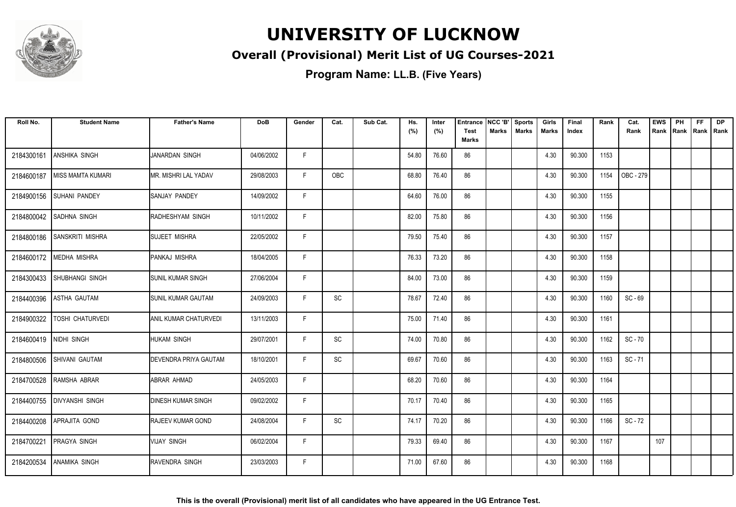# UNIVERSITY OF LUCKNOW

## Overall (Provisional) Merit List of UG Courses-2021

### Program Name: LL.B. (Five Years)

| Roll No. | Student Name | Father's Name | DoB | Gender | Cat. | Sub Cat. | Hs. (%) | Inter (%) | Entrance Test Marks | NCC 'B' Marks | Sports Marks | Girls Marks | Final Index | Rank | Cat. Rank | EWS Rank | PH Rank | FF Rank | DP Rank |
|---|---|---|---|---|---|---|---|---|---|---|---|---|---|---|---|---|---|---|---|
| 2184300161 | ANSHIKA SINGH | JANARDAN SINGH | 04/06/2002 | F | | | 54.80 | 76.60 | 86 | | | 4.30 | 90.300 | 1153 | | | | | |
| 2184600187 | MISS MAMTA KUMARI | MR. MISHRI LAL YADAV | 29/08/2003 | F | OBC | | 68.80 | 76.40 | 86 | | | 4.30 | 90.300 | 1154 | OBC - 279 | | | | |
| 2184900156 | SUHANI PANDEY | SANJAY PANDEY | 14/09/2002 | F | | | 64.60 | 76.00 | 86 | | | 4.30 | 90.300 | 1155 | | | | | |
| 2184800042 | SADHNA SINGH | RADHESHYAM SINGH | 10/11/2002 | F | | | 82.00 | 75.80 | 86 | | | 4.30 | 90.300 | 1156 | | | | | |
| 2184800186 | SANSKRITI MISHRA | SUJEET MISHRA | 22/05/2002 | F | | | 79.50 | 75.40 | 86 | | | 4.30 | 90.300 | 1157 | | | | | |
| 2184600172 | MEDHA MISHRA | PANKAJ MISHRA | 18/04/2005 | F | | | 76.33 | 73.20 | 86 | | | 4.30 | 90.300 | 1158 | | | | | |
| 2184300433 | SHUBHANGI SINGH | SUNIL KUMAR SINGH | 27/06/2004 | F | | | 84.00 | 73.00 | 86 | | | 4.30 | 90.300 | 1159 | | | | | |
| 2184400396 | ASTHA GAUTAM | SUNIL KUMAR GAUTAM | 24/09/2003 | F | SC | | 78.67 | 72.40 | 86 | | | 4.30 | 90.300 | 1160 | SC - 69 | | | | |
| 2184900322 | TOSHI CHATURVEDI | ANIL KUMAR CHATURVEDI | 13/11/2003 | F | | | 75.00 | 71.40 | 86 | | | 4.30 | 90.300 | 1161 | | | | | |
| 2184600419 | NIDHI SINGH | HUKAM SINGH | 29/07/2001 | F | SC | | 74.00 | 70.80 | 86 | | | 4.30 | 90.300 | 1162 | SC - 70 | | | | |
| 2184800506 | SHIVANI GAUTAM | DEVENDRA PRIYA GAUTAM | 18/10/2001 | F | SC | | 69.67 | 70.60 | 86 | | | 4.30 | 90.300 | 1163 | SC - 71 | | | | |
| 2184700528 | RAMSHA ABRAR | ABRAR AHMAD | 24/05/2003 | F | | | 68.20 | 70.60 | 86 | | | 4.30 | 90.300 | 1164 | | | | | |
| 2184400755 | DIVYANSHI SINGH | DINESH KUMAR SINGH | 09/02/2002 | F | | | 70.17 | 70.40 | 86 | | | 4.30 | 90.300 | 1165 | | | | | |
| 2184400208 | APRAJITA GOND | RAJEEV KUMAR GOND | 24/08/2004 | F | SC | | 74.17 | 70.20 | 86 | | | 4.30 | 90.300 | 1166 | SC - 72 | | | | |
| 2184700221 | PRAGYA SINGH | VIJAY SINGH | 06/02/2004 | F | | | 79.33 | 69.40 | 86 | | | 4.30 | 90.300 | 1167 | | 107 | | | |
| 2184200534 | ANAMIKA SINGH | RAVENDRA SINGH | 23/03/2003 | F | | | 71.00 | 67.60 | 86 | | | 4.30 | 90.300 | 1168 | | | | | |

**This is the overall (Provisional) merit list of all candidates who have appeared in the UG Entrance Test.**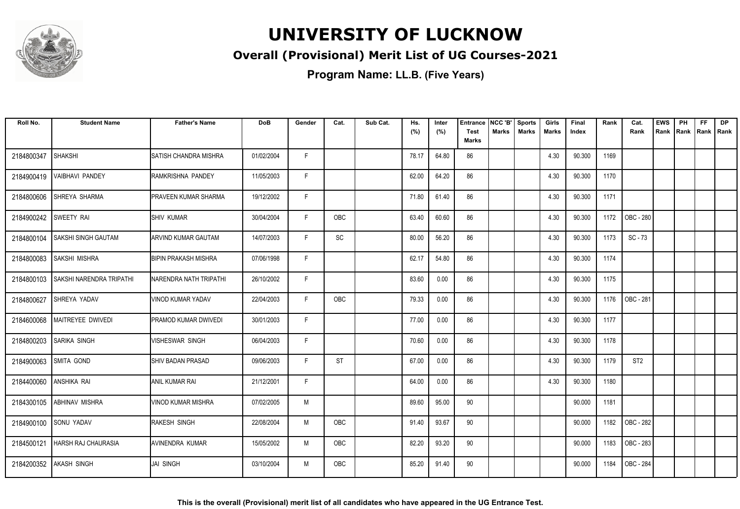# UNIVERSITY OF LUCKNOW

## Overall (Provisional) Merit List of UG Courses-2021

### Program Name: LL.B. (Five Years)

| Roll No. | Student Name | Father's Name | DoB | Gender | Cat. | Sub Cat. | Hs. (%) | Inter (%) | Entrance Test Marks | NCC 'B' Marks | Sports Marks | Girls Marks | Final Index | Rank | Cat. Rank | EWS Rank | PH Rank | FF Rank | DP Rank |
|---|---|---|---|---|---|---|---|---|---|---|---|---|---|---|---|---|---|---|---|
| 2184800347 | SHAKSHI | SATISH CHANDRA MISHRA | 01/02/2004 | F | | | 78.17 | 64.80 | 86 | | | 4.30 | 90.300 | 1169 | | | | | |
| 2184900419 | VAIBHAVI PANDEY | RAMKRISHNA PANDEY | 11/05/2003 | F | | | 62.00 | 64.20 | 86 | | | 4.30 | 90.300 | 1170 | | | | | |
| 2184800606 | SHREYA SHARMA | PRAVEEN KUMAR SHARMA | 19/12/2002 | F | | | 71.80 | 61.40 | 86 | | | 4.30 | 90.300 | 1171 | | | | | |
| 2184900242 | SWEETY RAI | SHIV KUMAR | 30/04/2004 | F | OBC | | 63.40 | 60.60 | 86 | | | 4.30 | 90.300 | 1172 | OBC - 280 | | | | |
| 2184800104 | SAKSHI SINGH GAUTAM | ARVIND KUMAR GAUTAM | 14/07/2003 | F | SC | | 80.00 | 56.20 | 86 | | | 4.30 | 90.300 | 1173 | SC - 73 | | | | |
| 2184800083 | SAKSHI MISHRA | BIPIN PRAKASH MISHRA | 07/06/1998 | F | | | 62.17 | 54.80 | 86 | | | 4.30 | 90.300 | 1174 | | | | | |
| 2184800103 | SAKSHI NARENDRA TRIPATHI | NARENDRA NATH TRIPATHI | 26/10/2002 | F | | | 83.60 | 0.00 | 86 | | | 4.30 | 90.300 | 1175 | | | | | |
| 2184800627 | SHREYA YADAV | VINOD KUMAR YADAV | 22/04/2003 | F | OBC | | 79.33 | 0.00 | 86 | | | 4.30 | 90.300 | 1176 | OBC - 281 | | | | |
| 2184600068 | MAITREYEE DWIVEDI | PRAMOD KUMAR DWIVEDI | 30/01/2003 | F | | | 77.00 | 0.00 | 86 | | | 4.30 | 90.300 | 1177 | | | | | |
| 2184800203 | SARIKA SINGH | VISHESWAR SINGH | 06/04/2003 | F | | | 70.60 | 0.00 | 86 | | | 4.30 | 90.300 | 1178 | | | | | |
| 2184900063 | SMITA GOND | SHIV BADAN PRASAD | 09/06/2003 | F | ST | | 67.00 | 0.00 | 86 | | | 4.30 | 90.300 | 1179 | ST2 | | | | |
| 2184400060 | ANSHIKA RAI | ANIL KUMAR RAI | 21/12/2001 | F | | | 64.00 | 0.00 | 86 | | | 4.30 | 90.300 | 1180 | | | | | |
| 2184300105 | ABHINAV MISHRA | VINOD KUMAR MISHRA | 07/02/2005 | M | | | 89.60 | 95.00 | 90 | | | | 90.000 | 1181 | | | | | |
| 2184900100 | SONU YADAV | RAKESH SINGH | 22/08/2004 | M | OBC | | 91.40 | 93.67 | 90 | | | | 90.000 | 1182 | OBC - 282 | | | | |
| 2184500121 | HARSH RAJ CHAURASIA | AVINENDRA KUMAR | 15/05/2002 | M | OBC | | 82.20 | 93.20 | 90 | | | | 90.000 | 1183 | OBC - 283 | | | | |
| 2184200352 | AKASH SINGH | JAI SINGH | 03/10/2004 | M | OBC | | 85.20 | 91.40 | 90 | | | | 90.000 | 1184 | OBC - 284 | | | | |

**This is the overall (Provisional) merit list of all candidates who have appeared in the UG Entrance Test.**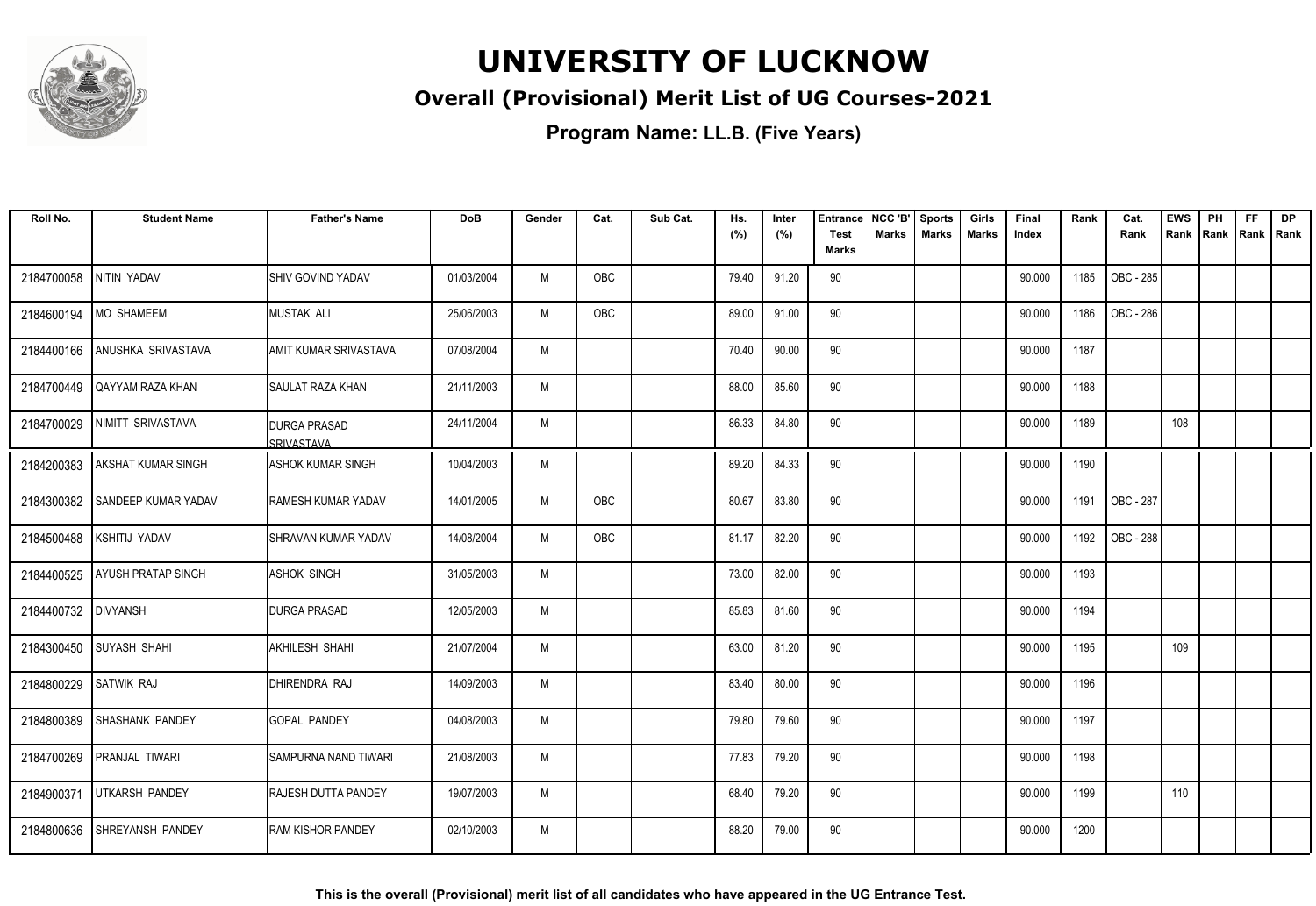# UNIVERSITY OF LUCKNOW

## Overall (Provisional) Merit List of UG Courses-2021

### Program Name: LL.B. (Five Years)

| Roll No. | Student Name | Father's Name | DoB | Gender | Cat. | Sub Cat. | Hs. (%) | Inter (%) | Entrance Test Marks | NCC 'B' Marks | Sports Marks | Girls Marks | Final Index | Rank | Cat. Rank | EWS Rank | PH Rank | FF Rank | DP Rank |
|---|---|---|---|---|---|---|---|---|---|---|---|---|---|---|---|---|---|---|---|
| 2184700058 | NITIN YADAV | SHIV GOVIND YADAV | 01/03/2004 | M | OBC | | 79.40 | 91.20 | 90 | | | | 90.000 | 1185 | OBC - 285 | | | | |
| 2184600194 | MO SHAMEEM | MUSTAK ALI | 25/06/2003 | M | OBC | | 89.00 | 91.00 | 90 | | | | 90.000 | 1186 | OBC - 286 | | | | |
| 2184400166 | ANUSHKA SRIVASTAVA | AMIT KUMAR SRIVASTAVA | 07/08/2004 | M | | | 70.40 | 90.00 | 90 | | | | 90.000 | 1187 | | | | | |
| 2184700449 | QAYYAM RAZA KHAN | SAULAT RAZA KHAN | 21/11/2003 | M | | | 88.00 | 85.60 | 90 | | | | 90.000 | 1188 | | | | | |
| 2184700029 | NIMITT SRIVASTAVA | DURGA PRASAD SRIVASTAVA | 24/11/2004 | M | | | 86.33 | 84.80 | 90 | | | | 90.000 | 1189 | | 108 | | | |
| 2184200383 | AKSHAT KUMAR SINGH | ASHOK KUMAR SINGH | 10/04/2003 | M | | | 89.20 | 84.33 | 90 | | | | 90.000 | 1190 | | | | | |
| 2184300382 | SANDEEP KUMAR YADAV | RAMESH KUMAR YADAV | 14/01/2005 | M | OBC | | 80.67 | 83.80 | 90 | | | | 90.000 | 1191 | OBC - 287 | | | | |
| 2184500488 | KSHITIJ YADAV | SHRAVAN KUMAR YADAV | 14/08/2004 | M | OBC | | 81.17 | 82.20 | 90 | | | | 90.000 | 1192 | OBC - 288 | | | | |
| 2184400525 | AYUSH PRATAP SINGH | ASHOK SINGH | 31/05/2003 | M | | | 73.00 | 82.00 | 90 | | | | 90.000 | 1193 | | | | | |
| 2184400732 | DIVYANSH | DURGA PRASAD | 12/05/2003 | M | | | 85.83 | 81.60 | 90 | | | | 90.000 | 1194 | | | | | |
| 2184300450 | SUYASH SHAHI | AKHILESH SHAHI | 21/07/2004 | M | | | 63.00 | 81.20 | 90 | | | | 90.000 | 1195 | | 109 | | | |
| 2184800229 | SATWIK RAJ | DHIRENDRA RAJ | 14/09/2003 | M | | | 83.40 | 80.00 | 90 | | | | 90.000 | 1196 | | | | | |
| 2184800389 | SHASHANK PANDEY | GOPAL PANDEY | 04/08/2003 | M | | | 79.80 | 79.60 | 90 | | | | 90.000 | 1197 | | | | | |
| 2184700269 | PRANJAL TIWARI | SAMPURNA NAND TIWARI | 21/08/2003 | M | | | 77.83 | 79.20 | 90 | | | | 90.000 | 1198 | | | | | |
| 2184900371 | UTKARSH PANDEY | RAJESH DUTTA PANDEY | 19/07/2003 | M | | | 68.40 | 79.20 | 90 | | | | 90.000 | 1199 | | 110 | | | |
| 2184800636 | SHREYANSH PANDEY | RAM KISHOR PANDEY | 02/10/2003 | M | | | 88.20 | 79.00 | 90 | | | | 90.000 | 1200 | | | | | |

**This is the overall (Provisional) merit list of all candidates who have appeared in the UG Entrance Test.**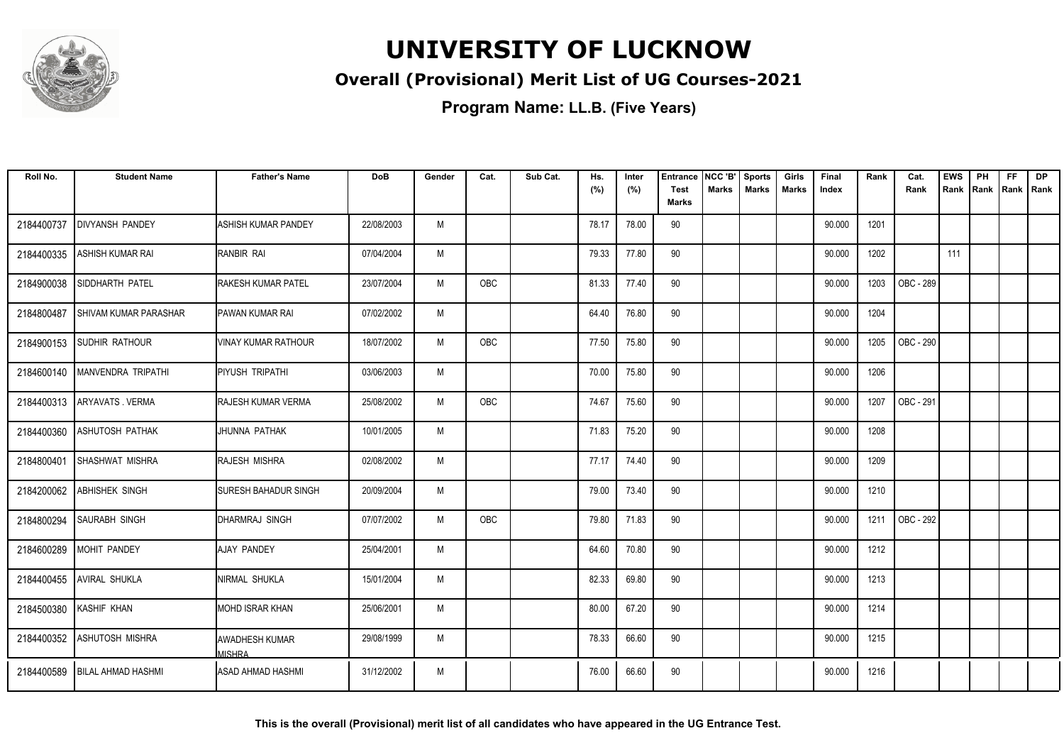# UNIVERSITY OF LUCKNOW

## Overall (Provisional) Merit List of UG Courses-2021

### Program Name: LL.B. (Five Years)

| Roll No. | Student Name | Father's Name | DoB | Gender | Cat. | Sub Cat. | Hs. (%) | Inter (%) | Entrance Test Marks | NCC 'B' Marks | Sports Marks | Girls Marks | Final Index | Rank | Cat. Rank | EWS Rank | PH Rank | FF Rank | DP Rank |
|---|---|---|---|---|---|---|---|---|---|---|---|---|---|---|---|---|---|---|---|
| 2184400737 | DIVYANSH PANDEY | ASHISH KUMAR PANDEY | 22/08/2003 | M | | | 78.17 | 78.00 | 90 | | | | 90.000 | 1201 | | | | | |
| 2184400335 | ASHISH KUMAR RAI | RANBIR RAI | 07/04/2004 | M | | | 79.33 | 77.80 | 90 | | | | 90.000 | 1202 | | 111 | | | |
| 2184900038 | SIDDHARTH PATEL | RAKESH KUMAR PATEL | 23/07/2004 | M | OBC | | 81.33 | 77.40 | 90 | | | | 90.000 | 1203 | OBC - 289 | | | | |
| 2184800487 | SHIVAM KUMAR PARASHAR | PAWAN KUMAR RAI | 07/02/2002 | M | | | 64.40 | 76.80 | 90 | | | | 90.000 | 1204 | | | | | |
| 2184900153 | SUDHIR RATHOUR | VINAY KUMAR RATHOUR | 18/07/2002 | M | OBC | | 77.50 | 75.80 | 90 | | | | 90.000 | 1205 | OBC - 290 | | | | |
| 2184600140 | MANVENDRA TRIPATHI | PIYUSH TRIPATHI | 03/06/2003 | M | | | 70.00 | 75.80 | 90 | | | | 90.000 | 1206 | | | | | |
| 2184400313 | ARYAVATS . VERMA | RAJESH KUMAR VERMA | 25/08/2002 | M | OBC | | 74.67 | 75.60 | 90 | | | | 90.000 | 1207 | OBC - 291 | | | | |
| 2184400360 | ASHUTOSH PATHAK | JHUNNA PATHAK | 10/01/2005 | M | | | 71.83 | 75.20 | 90 | | | | 90.000 | 1208 | | | | | |
| 2184800401 | SHASHWAT MISHRA | RAJESH MISHRA | 02/08/2002 | M | | | 77.17 | 74.40 | 90 | | | | 90.000 | 1209 | | | | | |
| 2184200062 | ABHISHEK SINGH | SURESH BAHADUR SINGH | 20/09/2004 | M | | | 79.00 | 73.40 | 90 | | | | 90.000 | 1210 | | | | | |
| 2184800294 | SAURABH SINGH | DHARMRAJ SINGH | 07/07/2002 | M | OBC | | 79.80 | 71.83 | 90 | | | | 90.000 | 1211 | OBC - 292 | | | | |
| 2184600289 | MOHIT PANDEY | AJAY PANDEY | 25/04/2001 | M | | | 64.60 | 70.80 | 90 | | | | 90.000 | 1212 | | | | | |
| 2184400455 | AVIRAL SHUKLA | NIRMAL SHUKLA | 15/01/2004 | M | | | 82.33 | 69.80 | 90 | | | | 90.000 | 1213 | | | | | |
| 2184500380 | KASHIF KHAN | MOHD ISRAR KHAN | 25/06/2001 | M | | | 80.00 | 67.20 | 90 | | | | 90.000 | 1214 | | | | | |
| 2184400352 | ASHUTOSH MISHRA | AWADHESH KUMAR MISHRA | 29/08/1999 | M | | | 78.33 | 66.60 | 90 | | | | 90.000 | 1215 | | | | | |
| 2184400589 | BILAL AHMAD HASHMI | ASAD AHMAD HASHMI | 31/12/2002 | M | | | 76.00 | 66.60 | 90 | | | | 90.000 | 1216 | | | | | |

**This is the overall (Provisional) merit list of all candidates who have appeared in the UG Entrance Test.**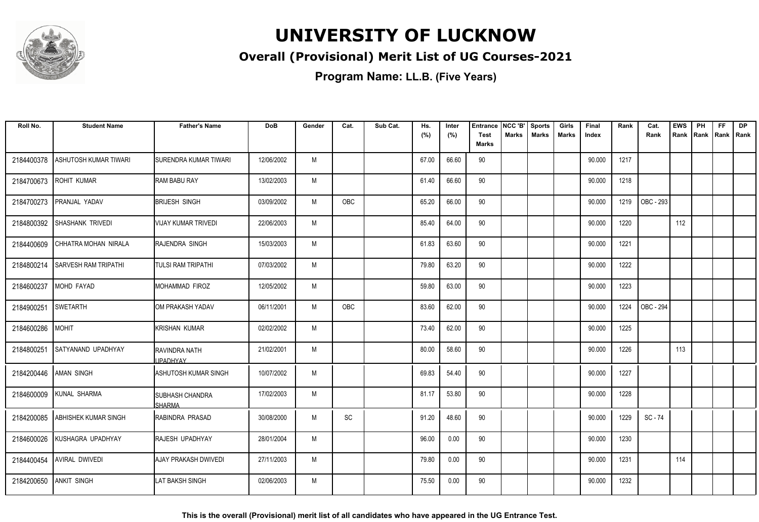# UNIVERSITY OF LUCKNOW

## Overall (Provisional) Merit List of UG Courses-2021

### Program Name: LL.B. (Five Years)

| Roll No. | Student Name | Father's Name | DoB | Gender | Cat. | Sub Cat. | Hs. (%) | Inter (%) | Entrance Test Marks | NCC 'B' Marks | Sports Marks | Girls Marks | Final Index | Rank | Cat. Rank | EWS Rank | PH Rank | FF Rank | DP Rank |
|---|---|---|---|---|---|---|---|---|---|---|---|---|---|---|---|---|---|---|---|
| 2184400378 | ASHUTOSH KUMAR TIWARI | SURENDRA KUMAR TIWARI | 12/06/2002 | M | | | 67.00 | 66.60 | 90 | | | | 90.000 | 1217 | | | | | |
| 2184700673 | ROHIT KUMAR | RAM BABU RAY | 13/02/2003 | M | | | 61.40 | 66.60 | 90 | | | | 90.000 | 1218 | | | | | |
| 2184700273 | PRANJAL YADAV | BRIJESH SINGH | 03/09/2002 | M | OBC | | 65.20 | 66.00 | 90 | | | | 90.000 | 1219 | OBC - 293 | | | | |
| 2184800392 | SHASHANK TRIVEDI | VIJAY KUMAR TRIVEDI | 22/06/2003 | M | | | 85.40 | 64.00 | 90 | | | | 90.000 | 1220 | | 112 | | | |
| 2184400609 | CHHATRA MOHAN NIRALA | RAJENDRA SINGH | 15/03/2003 | M | | | 61.83 | 63.60 | 90 | | | | 90.000 | 1221 | | | | | |
| 2184800214 | SARVESH RAM TRIPATHI | TULSI RAM TRIPATHI | 07/03/2002 | M | | | 79.80 | 63.20 | 90 | | | | 90.000 | 1222 | | | | | |
| 2184600237 | MOHD FAYAD | MOHAMMAD FIROZ | 12/05/2002 | M | | | 59.80 | 63.00 | 90 | | | | 90.000 | 1223 | | | | | |
| 2184900251 | SWETARTH | OM PRAKASH YADAV | 06/11/2001 | M | OBC | | 83.60 | 62.00 | 90 | | | | 90.000 | 1224 | OBC - 294 | | | | |
| 2184600286 | MOHIT | KRISHAN KUMAR | 02/02/2002 | M | | | 73.40 | 62.00 | 90 | | | | 90.000 | 1225 | | | | | |
| 2184800251 | SATYANAND UPADHYAY | RAVINDRA NATH UPADHYAY | 21/02/2001 | M | | | 80.00 | 58.60 | 90 | | | | 90.000 | 1226 | | 113 | | | |
| 2184200446 | AMAN SINGH | ASHUTOSH KUMAR SINGH | 10/07/2002 | M | | | 69.83 | 54.40 | 90 | | | | 90.000 | 1227 | | | | | |
| 2184600009 | KUNAL SHARMA | SUBHASH CHANDRA SHARMA | 17/02/2003 | M | | | 81.17 | 53.80 | 90 | | | | 90.000 | 1228 | | | | | |
| 2184200085 | ABHISHEK KUMAR SINGH | RABINDRA PRASAD | 30/08/2000 | M | SC | | 91.20 | 48.60 | 90 | | | | 90.000 | 1229 | SC - 74 | | | | |
| 2184600026 | KUSHAGRA UPADHYAY | RAJESH UPADHYAY | 28/01/2004 | M | | | 96.00 | 0.00 | 90 | | | | 90.000 | 1230 | | | | | |
| 2184400454 | AVIRAL DWIVEDI | AJAY PRAKASH DWIVEDI | 27/11/2003 | M | | | 79.80 | 0.00 | 90 | | | | 90.000 | 1231 | | 114 | | | |
| 2184200650 | ANKIT SINGH | LAT BAKSH SINGH | 02/06/2003 | M | | | 75.50 | 0.00 | 90 | | | | 90.000 | 1232 | | | | | |

**This is the overall (Provisional) merit list of all candidates who have appeared in the UG Entrance Test.**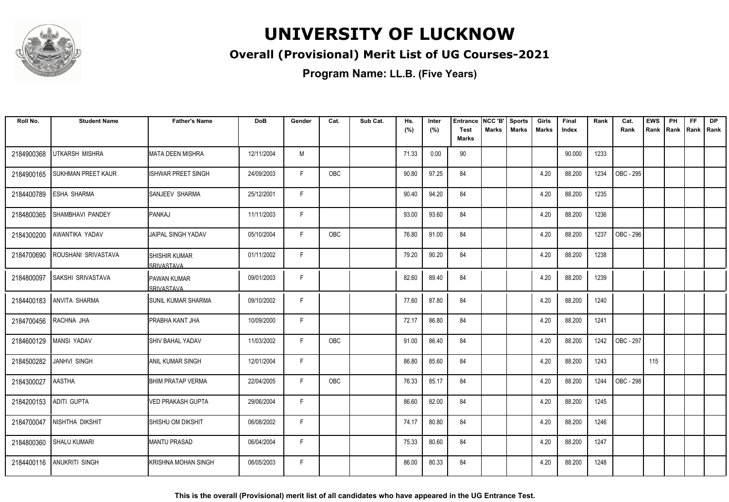# UNIVERSITY OF LUCKNOW

## Overall (Provisional) Merit List of UG Courses-2021

**Program Name: LL.B. (Five Years)**

| Roll No. | Student Name | Father's Name | DoB | Gender | Cat. | Sub Cat. | Hs. (%) | Inter (%) | Entrance Test Marks | NCC 'B' Marks | Sports Marks | Girls Marks | Final Index | Rank | Cat. Rank | EWS Rank | PH Rank | FF Rank | DP Rank |
|---|---|---|---|---|---|---|---|---|---|---|---|---|---|---|---|---|---|---|---|
| 2184900368 | UTKARSH MISHRA | MATA DEEN MISHRA | 12/11/2004 | M | | | 71.33 | 0.00 | 90 | | | | 90.000 | 1233 | | | | | |
| 2184900165 | SUKHMAN PREET KAUR | ISHWAR PREET SINGH | 24/09/2003 | F | OBC | | 90.80 | 97.25 | 84 | | | 4.20 | 88.200 | 1234 | OBC - 295 | | | | |
| 2184400789 | ESHA SHARMA | SANJEEV SHARMA | 25/12/2001 | F | | | 90.40 | 94.20 | 84 | | | 4.20 | 88.200 | 1235 | | | | | |
| 2184800365 | SHAMBHAVI PANDEY | PANKAJ | 11/11/2003 | F | | | 93.00 | 93.60 | 84 | | | 4.20 | 88.200 | 1236 | | | | | |
| 2184300200 | AWANTIKA YADAV | JAIPAL SINGH YADAV | 05/10/2004 | F | OBC | | 76.80 | 91.00 | 84 | | | 4.20 | 88.200 | 1237 | OBC - 296 | | | | |
| 2184700690 | ROUSHANI SRIVASTAVA | SHISHIR KUMAR SRIVASTAVA | 01/11/2002 | F | | | 79.20 | 90.20 | 84 | | | 4.20 | 88.200 | 1238 | | | | | |
| 2184800097 | SAKSHI SRIVASTAVA | PAWAN KUMAR SRIVASTAVA | 09/01/2003 | F | | | 82.60 | 89.40 | 84 | | | 4.20 | 88.200 | 1239 | | | | | |
| 2184400183 | ANVITA SHARMA | SUNIL KUMAR SHARMA | 09/10/2002 | F | | | 77.60 | 87.80 | 84 | | | 4.20 | 88.200 | 1240 | | | | | |
| 2184700456 | RACHNA JHA | PRABHA KANT JHA | 10/09/2000 | F | | | 72.17 | 86.80 | 84 | | | 4.20 | 88.200 | 1241 | | | | | |
| 2184600129 | MANSI YADAV | SHIV BAHAL YADAV | 11/03/2002 | F | OBC | | 91.00 | 86.40 | 84 | | | 4.20 | 88.200 | 1242 | OBC - 297 | | | | |
| 2184500282 | JANHVI SINGH | ANIL KUMAR SINGH | 12/01/2004 | F | | | 86.80 | 85.60 | 84 | | | 4.20 | 88.200 | 1243 | | 115 | | | |
| 2184300027 | AASTHA | BHIM PRATAP VERMA | 22/04/2005 | F | OBC | | 76.33 | 85.17 | 84 | | | 4.20 | 88.200 | 1244 | OBC - 298 | | | | |
| 2184200153 | ADITI GUPTA | VED PRAKASH GUPTA | 29/06/2004 | F | | | 86.60 | 82.00 | 84 | | | 4.20 | 88.200 | 1245 | | | | | |
| 2184700047 | NISHTHA DIKSHIT | SHISHU OM DIKSHIT | 06/08/2002 | F | | | 74.17 | 80.80 | 84 | | | 4.20 | 88.200 | 1246 | | | | | |
| 2184800360 | SHALU KUMARI | MANTU PRASAD | 06/04/2004 | F | | | 75.33 | 80.60 | 84 | | | 4.20 | 88.200 | 1247 | | | | | |
| 2184400116 | ANUKRITI SINGH | KRISHNA MOHAN SINGH | 06/05/2003 | F | | | 86.00 | 80.33 | 84 | | | 4.20 | 88.200 | 1248 | | | | | |

**This is the overall (Provisional) merit list of all candidates who have appeared in the UG Entrance Test.**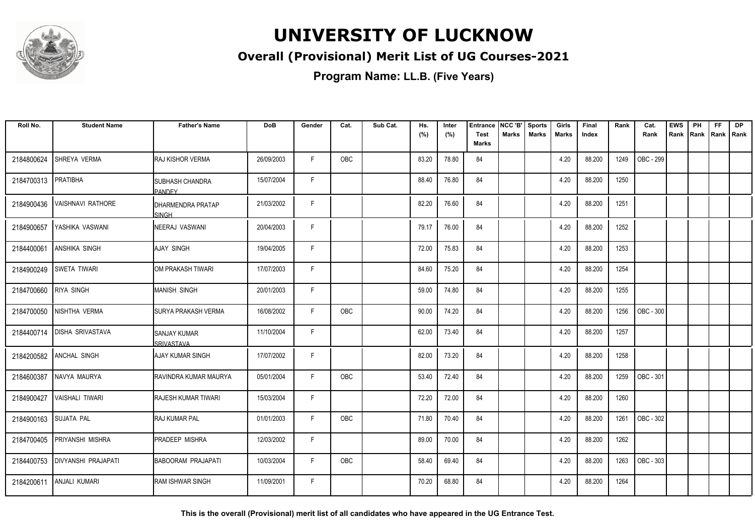# UNIVERSITY OF LUCKNOW

## Overall (Provisional) Merit List of UG Courses-2021

**Program Name: LL.B. (Five Years)**

| Roll No. | Student Name | Father's Name | DoB | Gender | Cat. | Sub Cat. | Hs. (%) | Inter (%) | Entrance Test Marks | NCC 'B' Marks | Sports Marks | Girls Marks | Final Index | Rank | Cat. Rank | EWS Rank | PH Rank | FF Rank | DP Rank |
|---|---|---|---|---|---|---|---|---|---|---|---|---|---|---|---|---|---|---|---|
| 2184800624 | SHREYA VERMA | RAJ KISHOR VERMA | 26/09/2003 | F | OBC | | 83.20 | 78.80 | 84 | | | 4.20 | 88.200 | 1249 | OBC - 299 | | | | |
| 2184700313 | PRATIBHA | SUBHASH CHANDRA PANDEY | 15/07/2004 | F | | | 88.40 | 76.80 | 84 | | | 4.20 | 88.200 | 1250 | | | | | |
| 2184900436 | VAISHNAVI RATHORE | DHARMENDRA PRATAP SINGH | 21/03/2002 | F | | | 82.20 | 76.60 | 84 | | | 4.20 | 88.200 | 1251 | | | | | |
| 2184900657 | YASHIKA VASWANI | NEERAJ VASWANI | 20/04/2003 | F | | | 79.17 | 76.00 | 84 | | | 4.20 | 88.200 | 1252 | | | | | |
| 2184400061 | ANSHIKA SINGH | AJAY SINGH | 19/04/2005 | F | | | 72.00 | 75.83 | 84 | | | 4.20 | 88.200 | 1253 | | | | | |
| 2184900249 | SWETA TIWARI | OM PRAKASH TIWARI | 17/07/2003 | F | | | 84.60 | 75.20 | 84 | | | 4.20 | 88.200 | 1254 | | | | | |
| 2184700660 | RIYA SINGH | MANISH SINGH | 20/01/2003 | F | | | 59.00 | 74.80 | 84 | | | 4.20 | 88.200 | 1255 | | | | | |
| 2184700050 | NISHTHA VERMA | SURYA PRAKASH VERMA | 16/08/2002 | F | OBC | | 90.00 | 74.20 | 84 | | | 4.20 | 88.200 | 1256 | OBC - 300 | | | | |
| 2184400714 | DISHA SRIVASTAVA | SANJAY KUMAR SRIVASTAVA | 11/10/2004 | F | | | 62.00 | 73.40 | 84 | | | 4.20 | 88.200 | 1257 | | | | | |
| 2184200582 | ANCHAL SINGH | AJAY KUMAR SINGH | 17/07/2002 | F | | | 82.00 | 73.20 | 84 | | | 4.20 | 88.200 | 1258 | | | | | |
| 2184600387 | NAVYA MAURYA | RAVINDRA KUMAR MAURYA | 05/01/2004 | F | OBC | | 53.40 | 72.40 | 84 | | | 4.20 | 88.200 | 1259 | OBC - 301 | | | | |
| 2184900427 | VAISHALI TIWARI | RAJESH KUMAR TIWARI | 15/03/2004 | F | | | 72.20 | 72.00 | 84 | | | 4.20 | 88.200 | 1260 | | | | | |
| 2184900163 | SUJATA PAL | RAJ KUMAR PAL | 01/01/2003 | F | OBC | | 71.80 | 70.40 | 84 | | | 4.20 | 88.200 | 1261 | OBC - 302 | | | | |
| 2184700405 | PRIYANSHI MISHRA | PRADEEP MISHRA | 12/03/2002 | F | | | 89.00 | 70.00 | 84 | | | 4.20 | 88.200 | 1262 | | | | | |
| 2184400753 | DIVYANSHI PRAJAPATI | BABOORAM PRAJAPATI | 10/03/2004 | F | OBC | | 58.40 | 69.40 | 84 | | | 4.20 | 88.200 | 1263 | OBC - 303 | | | | |
| 2184200611 | ANJALI KUMARI | RAM ISHWAR SINGH | 11/09/2001 | F | | | 70.20 | 68.80 | 84 | | | 4.20 | 88.200 | 1264 | | | | | |

**This is the overall (Provisional) merit list of all candidates who have appeared in the UG Entrance Test.**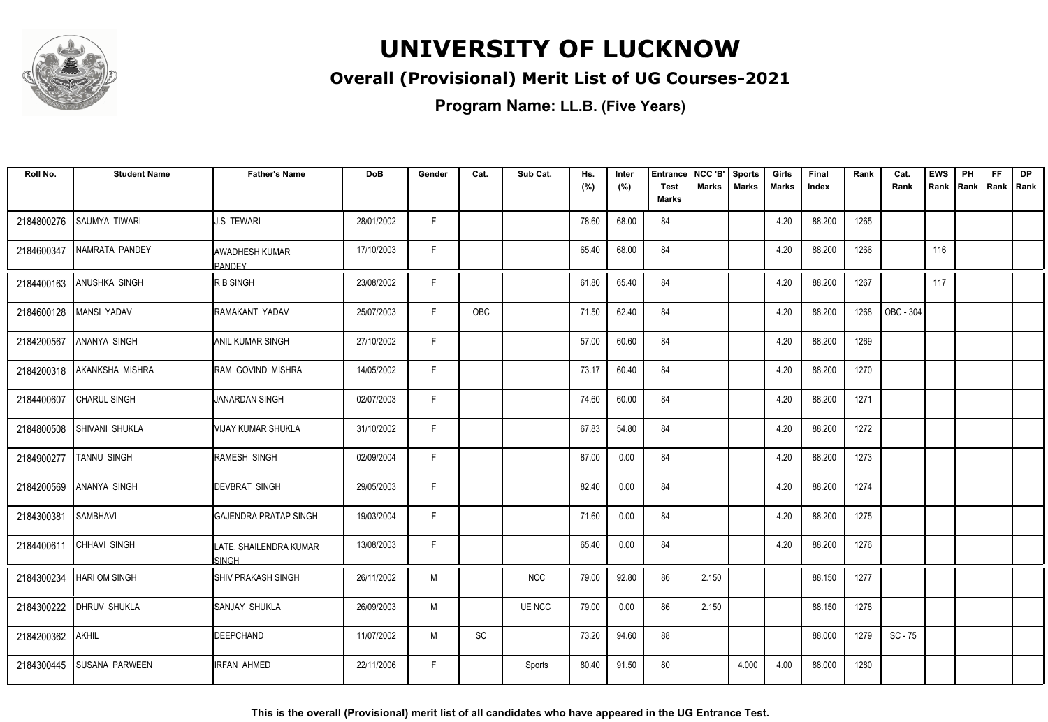# UNIVERSITY OF LUCKNOW

## Overall (Provisional) Merit List of UG Courses-2021

### Program Name: LL.B. (Five Years)

| Roll No. | Student Name | Father's Name | DoB | Gender | Cat. | Sub Cat. | Hs. (%) | Inter (%) | Entrance Test Marks | NCC 'B' Marks | Sports Marks | Girls Marks | Final Index | Rank | Cat. Rank | EWS Rank | PH Rank | FF Rank | DP Rank |
|---|---|---|---|---|---|---|---|---|---|---|---|---|---|---|---|---|---|---|---|
| 2184800276 | SAUMYA TIWARI | J.S TEWARI | 28/01/2002 | F | | | 78.60 | 68.00 | 84 | | | 4.20 | 88.200 | 1265 | | | | | |
| 2184600347 | NAMRATA PANDEY | AWADHESH KUMAR PANDEY | 17/10/2003 | F | | | 65.40 | 68.00 | 84 | | | 4.20 | 88.200 | 1266 | | 116 | | | |
| 2184400163 | ANUSHKA SINGH | R B SINGH | 23/08/2002 | F | | | 61.80 | 65.40 | 84 | | | 4.20 | 88.200 | 1267 | | 117 | | | |
| 2184600128 | MANSI YADAV | RAMAKANT YADAV | 25/07/2003 | F | OBC | | 71.50 | 62.40 | 84 | | | 4.20 | 88.200 | 1268 | OBC - 304 | | | | |
| 2184200567 | ANANYA SINGH | ANIL KUMAR SINGH | 27/10/2002 | F | | | 57.00 | 60.60 | 84 | | | 4.20 | 88.200 | 1269 | | | | | |
| 2184200318 | AKANKSHA MISHRA | RAM GOVIND MISHRA | 14/05/2002 | F | | | 73.17 | 60.40 | 84 | | | 4.20 | 88.200 | 1270 | | | | | |
| 2184400607 | CHARUL SINGH | JANARDAN SINGH | 02/07/2003 | F | | | 74.60 | 60.00 | 84 | | | 4.20 | 88.200 | 1271 | | | | | |
| 2184800508 | SHIVANI SHUKLA | VIJAY KUMAR SHUKLA | 31/10/2002 | F | | | 67.83 | 54.80 | 84 | | | 4.20 | 88.200 | 1272 | | | | | |
| 2184900277 | TANNU SINGH | RAMESH SINGH | 02/09/2004 | F | | | 87.00 | 0.00 | 84 | | | 4.20 | 88.200 | 1273 | | | | | |
| 2184200569 | ANANYA SINGH | DEVBRAT SINGH | 29/05/2003 | F | | | 82.40 | 0.00 | 84 | | | 4.20 | 88.200 | 1274 | | | | | |
| 2184300381 | SAMBHAVI | GAJENDRA PRATAP SINGH | 19/03/2004 | F | | | 71.60 | 0.00 | 84 | | | 4.20 | 88.200 | 1275 | | | | | |
| 2184400611 | CHHAVI SINGH | LATE. SHAILENDRA KUMAR SINGH | 13/08/2003 | F | | | 65.40 | 0.00 | 84 | | | 4.20 | 88.200 | 1276 | | | | | |
| 2184300234 | HARI OM SINGH | SHIV PRAKASH SINGH | 26/11/2002 | M | | NCC | 79.00 | 92.80 | 86 | 2.150 | | | 88.150 | 1277 | | | | | |
| 2184300222 | DHRUV SHUKLA | SANJAY SHUKLA | 26/09/2003 | M | | UE NCC | 79.00 | 0.00 | 86 | 2.150 | | | 88.150 | 1278 | | | | | |
| 2184200362 | AKHIL | DEEPCHAND | 11/07/2002 | M | SC | | 73.20 | 94.60 | 88 | | | | 88.000 | 1279 | SC - 75 | | | | |
| 2184300445 | SUSANA PARWEEN | IRFAN AHMED | 22/11/2006 | F | | Sports | 80.40 | 91.50 | 80 | | 4.000 | 4.00 | 88.000 | 1280 | | | | | |

**This is the overall (Provisional) merit list of all candidates who have appeared in the UG Entrance Test.**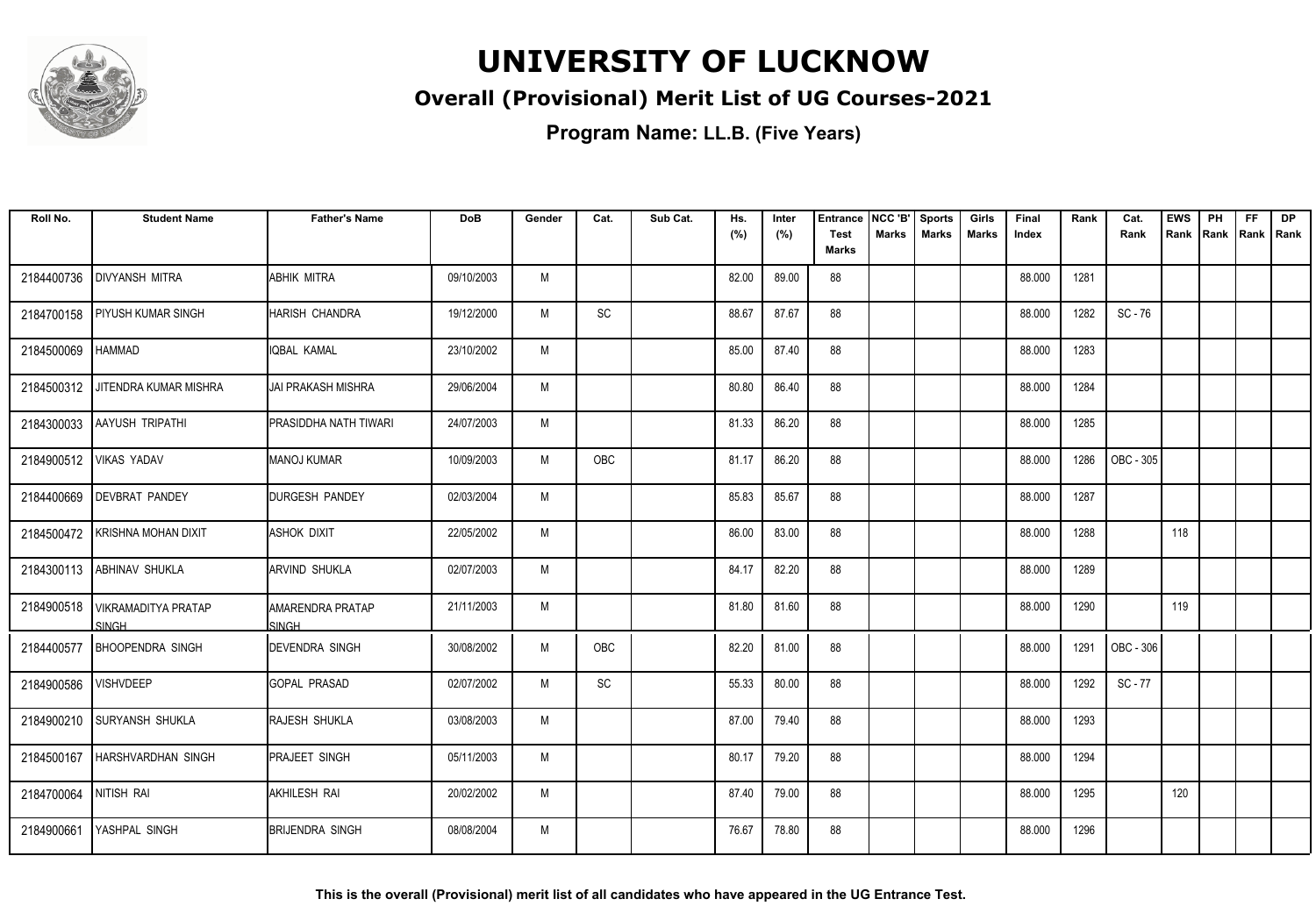# UNIVERSITY OF LUCKNOW

## Overall (Provisional) Merit List of UG Courses-2021

### Program Name: LL.B. (Five Years)

| Roll No. | Student Name | Father's Name | DoB | Gender | Cat. | Sub Cat. | Hs. (%) | Inter (%) | Entrance Test Marks | NCC 'B' Marks | Sports Marks | Girls Marks | Final Index | Rank | Cat. Rank | EWS Rank | PH Rank | FF Rank | DP Rank |
|---|---|---|---|---|---|---|---|---|---|---|---|---|---|---|---|---|---|---|---|
| 2184400736 | DIVYANSH MITRA | ABHIK MITRA | 09/10/2003 | M | | | 82.00 | 89.00 | 88 | | | | 88.000 | 1281 | | | | | |
| 2184700158 | PIYUSH KUMAR SINGH | HARISH CHANDRA | 19/12/2000 | M | SC | | 88.67 | 87.67 | 88 | | | | 88.000 | 1282 | SC - 76 | | | | |
| 2184500069 | HAMMAD | IQBAL KAMAL | 23/10/2002 | M | | | 85.00 | 87.40 | 88 | | | | 88.000 | 1283 | | | | | |
| 2184500312 | JITENDRA KUMAR MISHRA | JAI PRAKASH MISHRA | 29/06/2004 | M | | | 80.80 | 86.40 | 88 | | | | 88.000 | 1284 | | | | | |
| 2184300033 | AAYUSH TRIPATHI | PRASIDDHA NATH TIWARI | 24/07/2003 | M | | | 81.33 | 86.20 | 88 | | | | 88.000 | 1285 | | | | | |
| 2184900512 | VIKAS YADAV | MANOJ KUMAR | 10/09/2003 | M | OBC | | 81.17 | 86.20 | 88 | | | | 88.000 | 1286 | OBC - 305 | | | | |
| 2184400669 | DEVBRAT PANDEY | DURGESH PANDEY | 02/03/2004 | M | | | 85.83 | 85.67 | 88 | | | | 88.000 | 1287 | | | | | |
| 2184500472 | KRISHNA MOHAN DIXIT | ASHOK DIXIT | 22/05/2002 | M | | | 86.00 | 83.00 | 88 | | | | 88.000 | 1288 | | 118 | | | |
| 2184300113 | ABHINAV SHUKLA | ARVIND SHUKLA | 02/07/2003 | M | | | 84.17 | 82.20 | 88 | | | | 88.000 | 1289 | | | | | |
| 2184900518 | VIKRAMADITYA PRATAP SINGH | AMARENDRA PRATAP SINGH | 21/11/2003 | M | | | 81.80 | 81.60 | 88 | | | | 88.000 | 1290 | | 119 | | | |
| 2184400577 | BHOOPENDRA SINGH | DEVENDRA SINGH | 30/08/2002 | M | OBC | | 82.20 | 81.00 | 88 | | | | 88.000 | 1291 | OBC - 306 | | | | |
| 2184900586 | VISHVDEEP | GOPAL PRASAD | 02/07/2002 | M | SC | | 55.33 | 80.00 | 88 | | | | 88.000 | 1292 | SC - 77 | | | | |
| 2184900210 | SURYANSH SHUKLA | RAJESH SHUKLA | 03/08/2003 | M | | | 87.00 | 79.40 | 88 | | | | 88.000 | 1293 | | | | | |
| 2184500167 | HARSHVARDHAN SINGH | PRAJEET SINGH | 05/11/2003 | M | | | 80.17 | 79.20 | 88 | | | | 88.000 | 1294 | | | | | |
| 2184700064 | NITISH RAI | AKHILESH RAI | 20/02/2002 | M | | | 87.40 | 79.00 | 88 | | | | 88.000 | 1295 | | 120 | | | |
| 2184900661 | YASHPAL SINGH | BRIJENDRA SINGH | 08/08/2004 | M | | | 76.67 | 78.80 | 88 | | | | 88.000 | 1296 | | | | | |

**This is the overall (Provisional) merit list of all candidates who have appeared in the UG Entrance Test.**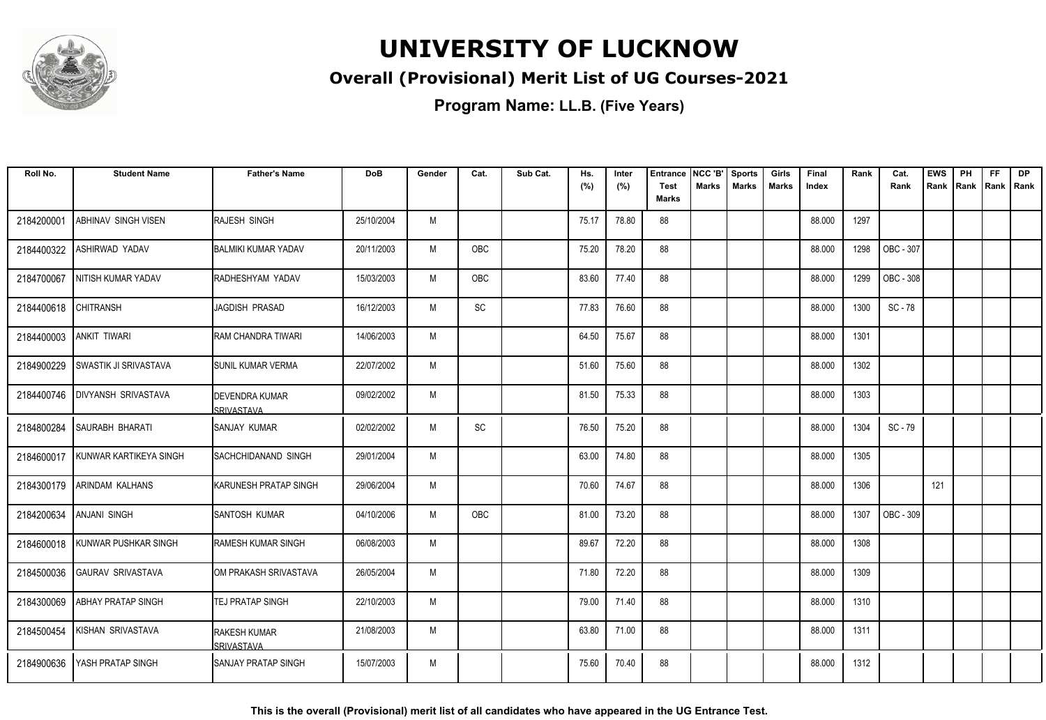# UNIVERSITY OF LUCKNOW

## Overall (Provisional) Merit List of UG Courses-2021

### Program Name: LL.B. (Five Years)

| Roll No. | Student Name | Father's Name | DoB | Gender | Cat. | Sub Cat. | Hs. (%) | Inter (%) | Entrance Test Marks | NCC 'B' Marks | Sports Marks | Girls Marks | Final Index | Rank | Cat. Rank | EWS Rank | PH Rank | FF Rank | DP Rank |
|---|---|---|---|---|---|---|---|---|---|---|---|---|---|---|---|---|---|---|---|
| 2184200001 | ABHINAV SINGH VISEN | RAJESH SINGH | 25/10/2004 | M | | | 75.17 | 78.80 | 88 | | | | 88.000 | 1297 | | | | | |
| 2184400322 | ASHIRWAD YADAV | BALMIKI KUMAR YADAV | 20/11/2003 | M | OBC | | 75.20 | 78.20 | 88 | | | | 88.000 | 1298 | OBC - 307 | | | | |
| 2184700067 | NITISH KUMAR YADAV | RADHESHYAM YADAV | 15/03/2003 | M | OBC | | 83.60 | 77.40 | 88 | | | | 88.000 | 1299 | OBC - 308 | | | | |
| 2184400618 | CHITRANSH | JAGDISH PRASAD | 16/12/2003 | M | SC | | 77.83 | 76.60 | 88 | | | | 88.000 | 1300 | SC - 78 | | | | |
| 2184400003 | ANKIT TIWARI | RAM CHANDRA TIWARI | 14/06/2003 | M | | | 64.50 | 75.67 | 88 | | | | 88.000 | 1301 | | | | | |
| 2184900229 | SWASTIK JI SRIVASTAVA | SUNIL KUMAR VERMA | 22/07/2002 | M | | | 51.60 | 75.60 | 88 | | | | 88.000 | 1302 | | | | | |
| 2184400746 | DIVYANSH SRIVASTAVA | DEVENDRA KUMAR SRIVASTAVA | 09/02/2002 | M | | | 81.50 | 75.33 | 88 | | | | 88.000 | 1303 | | | | | |
| 2184800284 | SAURABH BHARATI | SANJAY KUMAR | 02/02/2002 | M | SC | | 76.50 | 75.20 | 88 | | | | 88.000 | 1304 | SC - 79 | | | | |
| 2184600017 | KUNWAR KARTIKEYA SINGH | SACHCHIDANAND SINGH | 29/01/2004 | M | | | 63.00 | 74.80 | 88 | | | | 88.000 | 1305 | | | | | |
| 2184300179 | ARINDAM KALHANS | KARUNESH PRATAP SINGH | 29/06/2004 | M | | | 70.60 | 74.67 | 88 | | | | 88.000 | 1306 | | 121 | | | |
| 2184200634 | ANJANI SINGH | SANTOSH KUMAR | 04/10/2006 | M | OBC | | 81.00 | 73.20 | 88 | | | | 88.000 | 1307 | OBC - 309 | | | | |
| 2184600018 | KUNWAR PUSHKAR SINGH | RAMESH KUMAR SINGH | 06/08/2003 | M | | | 89.67 | 72.20 | 88 | | | | 88.000 | 1308 | | | | | |
| 2184500036 | GAURAV SRIVASTAVA | OM PRAKASH SRIVASTAVA | 26/05/2004 | M | | | 71.80 | 72.20 | 88 | | | | 88.000 | 1309 | | | | | |
| 2184300069 | ABHAY PRATAP SINGH | TEJ PRATAP SINGH | 22/10/2003 | M | | | 79.00 | 71.40 | 88 | | | | 88.000 | 1310 | | | | | |
| 2184500454 | KISHAN SRIVASTAVA | RAKESH KUMAR SRIVASTAVA | 21/08/2003 | M | | | 63.80 | 71.00 | 88 | | | | 88.000 | 1311 | | | | | |
| 2184900636 | YASH PRATAP SINGH | SANJAY PRATAP SINGH | 15/07/2003 | M | | | 75.60 | 70.40 | 88 | | | | 88.000 | 1312 | | | | | |

**This is the overall (Provisional) merit list of all candidates who have appeared in the UG Entrance Test.**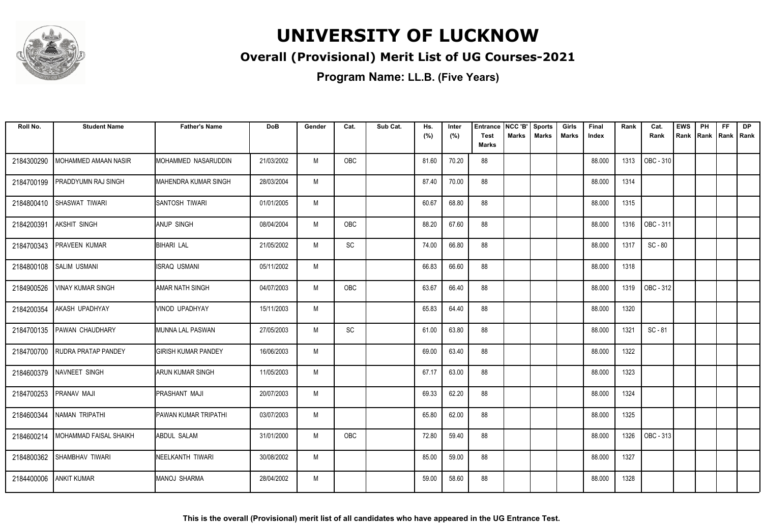# UNIVERSITY OF LUCKNOW

## Overall (Provisional) Merit List of UG Courses-2021

### Program Name: LL.B. (Five Years)

| Roll No. | Student Name | Father's Name | DoB | Gender | Cat. | Sub Cat. | Hs. (%) | Inter (%) | Entrance Test Marks | NCC 'B' Marks | Sports Marks | Girls Marks | Final Index | Rank | Cat. Rank | EWS Rank | PH Rank | FF Rank | DP Rank |
|---|---|---|---|---|---|---|---|---|---|---|---|---|---|---|---|---|---|---|---|
| 2184300290 | MOHAMMED AMAAN NASIR | MOHAMMED NASARUDDIN | 21/03/2002 | M | OBC | | 81.60 | 70.20 | 88 | | | | 88.000 | 1313 | OBC - 310 | | | | |
| 2184700199 | PRADDYUMN RAJ SINGH | MAHENDRA KUMAR SINGH | 28/03/2004 | M | | | 87.40 | 70.00 | 88 | | | | 88.000 | 1314 | | | | | |
| 2184800410 | SHASWAT TIWARI | SANTOSH TIWARI | 01/01/2005 | M | | | 60.67 | 68.80 | 88 | | | | 88.000 | 1315 | | | | | |
| 2184200391 | AKSHIT SINGH | ANUP SINGH | 08/04/2004 | M | OBC | | 88.20 | 67.60 | 88 | | | | 88.000 | 1316 | OBC - 311 | | | | |
| 2184700343 | PRAVEEN KUMAR | BIHARI LAL | 21/05/2002 | M | SC | | 74.00 | 66.80 | 88 | | | | 88.000 | 1317 | SC - 80 | | | | |
| 2184800108 | SALIM USMANI | ISRAQ USMANI | 05/11/2002 | M | | | 66.83 | 66.60 | 88 | | | | 88.000 | 1318 | | | | | |
| 2184900526 | VINAY KUMAR SINGH | AMAR NATH SINGH | 04/07/2003 | M | OBC | | 63.67 | 66.40 | 88 | | | | 88.000 | 1319 | OBC - 312 | | | | |
| 2184200354 | AKASH UPADHYAY | VINOD UPADHYAY | 15/11/2003 | M | | | 65.83 | 64.40 | 88 | | | | 88.000 | 1320 | | | | | |
| 2184700135 | PAWAN CHAUDHARY | MUNNA LAL PASWAN | 27/05/2003 | M | SC | | 61.00 | 63.80 | 88 | | | | 88.000 | 1321 | SC - 81 | | | | |
| 2184700700 | RUDRA PRATAP PANDEY | GIRISH KUMAR PANDEY | 16/06/2003 | M | | | 69.00 | 63.40 | 88 | | | | 88.000 | 1322 | | | | | |
| 2184600379 | NAVNEET SINGH | ARUN KUMAR SINGH | 11/05/2003 | M | | | 67.17 | 63.00 | 88 | | | | 88.000 | 1323 | | | | | |
| 2184700253 | PRANAV MAJI | PRASHANT MAJI | 20/07/2003 | M | | | 69.33 | 62.20 | 88 | | | | 88.000 | 1324 | | | | | |
| 2184600344 | NAMAN TRIPATHI | PAWAN KUMAR TRIPATHI | 03/07/2003 | M | | | 65.80 | 62.00 | 88 | | | | 88.000 | 1325 | | | | | |
| 2184600214 | MOHAMMAD FAISAL SHAIKH | ABDUL SALAM | 31/01/2000 | M | OBC | | 72.80 | 59.40 | 88 | | | | 88.000 | 1326 | OBC - 313 | | | | |
| 2184800362 | SHAMBHAV TIWARI | NEELKANTH TIWARI | 30/08/2002 | M | | | 85.00 | 59.00 | 88 | | | | 88.000 | 1327 | | | | | |
| 2184400006 | ANKIT KUMAR | MANOJ SHARMA | 28/04/2002 | M | | | 59.00 | 58.60 | 88 | | | | 88.000 | 1328 | | | | | |

**This is the overall (Provisional) merit list of all candidates who have appeared in the UG Entrance Test.**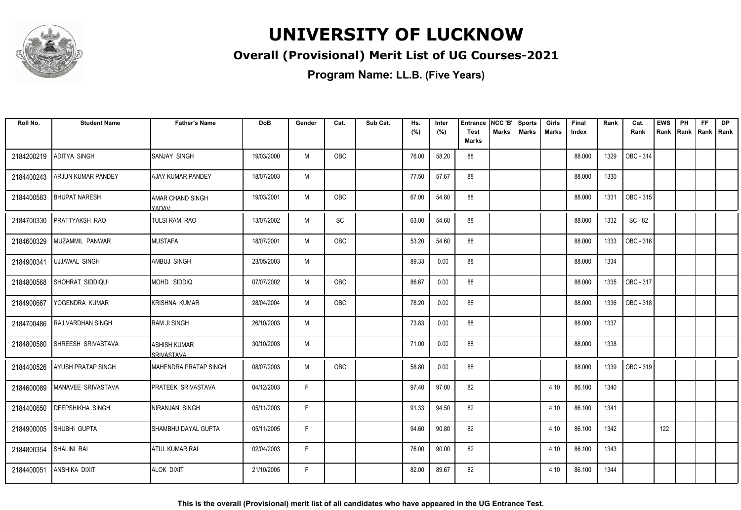# UNIVERSITY OF LUCKNOW

## Overall (Provisional) Merit List of UG Courses-2021

**Program Name: LL.B. (Five Years)**

| Roll No. | Student Name | Father's Name | DoB | Gender | Cat. | Sub Cat. | Hs. (%) | Inter (%) | Entrance Test Marks | NCC 'B' Marks | Sports Marks | Girls Marks | Final Index | Rank | Cat. Rank | EWS Rank | PH Rank | FF Rank | DP Rank |
|---|---|---|---|---|---|---|---|---|---|---|---|---|---|---|---|---|---|---|---|
| 2184200219 | ADITYA SINGH | SANJAY SINGH | 19/03/2000 | M | OBC | | 76.00 | 58.20 | 88 | | | | 88.000 | 1329 | OBC - 314 | | | | |
| 2184400243 | ARJUN KUMAR PANDEY | AJAY KUMAR PANDEY | 18/07/2003 | M | | | 77.50 | 57.67 | 88 | | | | 88.000 | 1330 | | | | | |
| 2184400583 | BHUPAT NARESH | AMAR CHAND SINGH YADAV | 19/03/2001 | M | OBC | | 67.00 | 54.80 | 88 | | | | 88.000 | 1331 | OBC - 315 | | | | |
| 2184700330 | PRATTYAKSH RAO | TULSI RAM RAO | 13/07/2002 | M | SC | | 63.00 | 54.60 | 88 | | | | 88.000 | 1332 | SC - 82 | | | | |
| 2184600329 | MUZAMMIL PANWAR | MUSTAFA | 18/07/2001 | M | OBC | | 53.20 | 54.60 | 88 | | | | 88.000 | 1333 | OBC - 316 | | | | |
| 2184900341 | UJJAWAL SINGH | AMBUJ SINGH | 23/05/2003 | M | | | 89.33 | 0.00 | 88 | | | | 88.000 | 1334 | | | | | |
| 2184800568 | SHOHRAT SIDDIQUI | MOHD. SIDDIQ | 07/07/2002 | M | OBC | | 86.67 | 0.00 | 88 | | | | 88.000 | 1335 | OBC - 317 | | | | |
| 2184900667 | YOGENDRA KUMAR | KRISHNA KUMAR | 28/04/2004 | M | OBC | | 78.20 | 0.00 | 88 | | | | 88.000 | 1336 | OBC - 318 | | | | |
| 2184700486 | RAJ VARDHAN SINGH | RAM JI SINGH | 26/10/2003 | M | | | 73.83 | 0.00 | 88 | | | | 88.000 | 1337 | | | | | |
| 2184800580 | SHREESH SRIVASTAVA | ASHISH KUMAR SRIVASTAVA | 30/10/2003 | M | | | 71.00 | 0.00 | 88 | | | | 88.000 | 1338 | | | | | |
| 2184400526 | AYUSH PRATAP SINGH | MAHENDRA PRATAP SINGH | 08/07/2003 | M | OBC | | 58.80 | 0.00 | 88 | | | | 88.000 | 1339 | OBC - 319 | | | | |
| 2184600089 | MANAVEE SRIVASTAVA | PRATEEK SRIVASTAVA | 04/12/2003 | F | | | 97.40 | 97.00 | 82 | | | 4.10 | 86.100 | 1340 | | | | | |
| 2184400650 | DEEPSHIKHA SINGH | NIRANJAN SINGH | 05/11/2003 | F | | | 91.33 | 94.50 | 82 | | | 4.10 | 86.100 | 1341 | | | | | |
| 2184900005 | SHUBHI GUPTA | SHAMBHU DAYAL GUPTA | 05/11/2005 | F | | | 94.60 | 90.80 | 82 | | | 4.10 | 86.100 | 1342 | | 122 | | | |
| 2184800354 | SHALINI RAI | ATUL KUMAR RAI | 02/04/2003 | F | | | 76.00 | 90.00 | 82 | | | 4.10 | 86.100 | 1343 | | | | | |
| 2184400051 | ANSHIKA DIXIT | ALOK DIXIT | 21/10/2005 | F | | | 82.00 | 89.67 | 82 | | | 4.10 | 86.100 | 1344 | | | | | |

**This is the overall (Provisional) merit list of all candidates who have appeared in the UG Entrance Test.**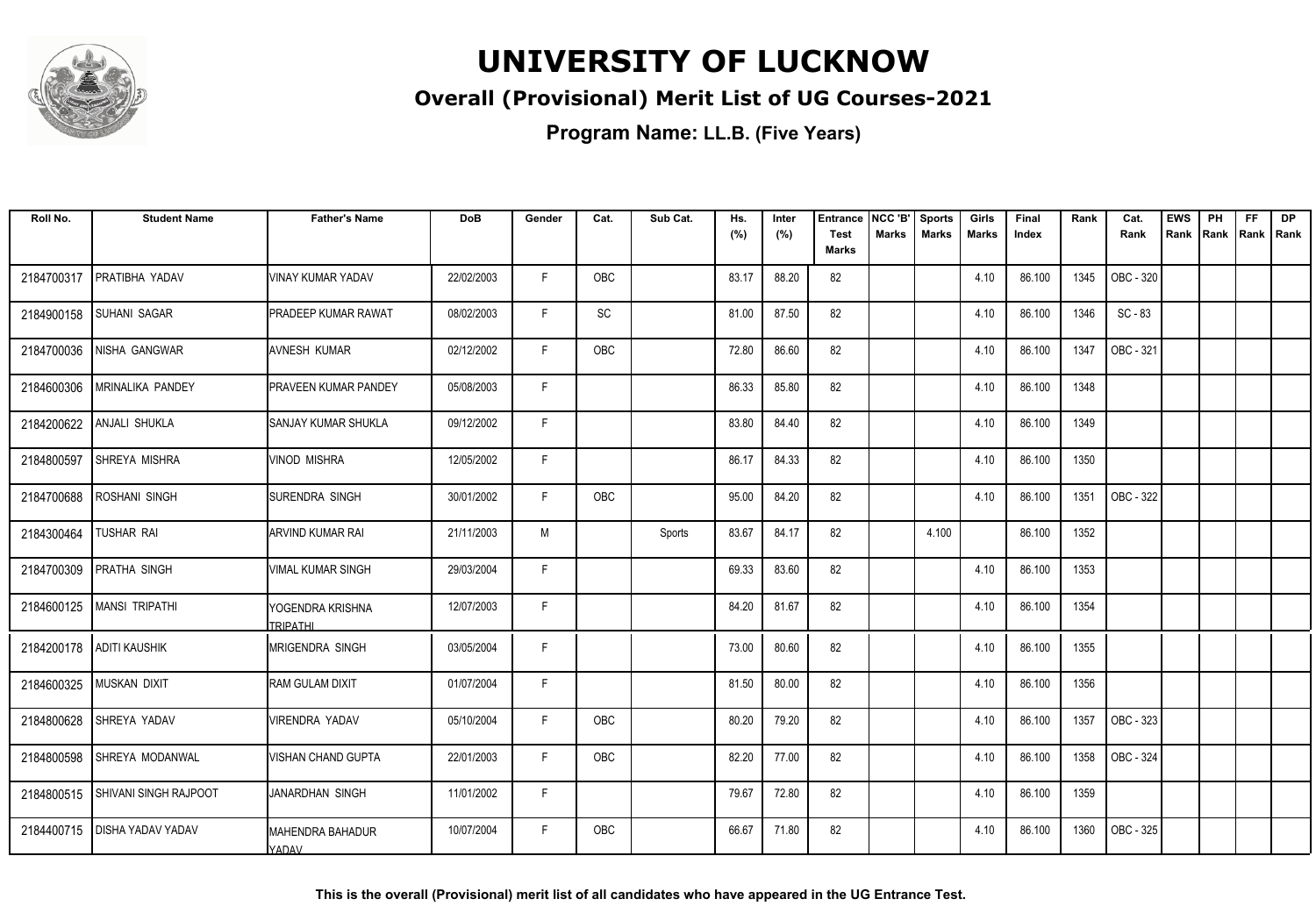# UNIVERSITY OF LUCKNOW

## Overall (Provisional) Merit List of UG Courses-2021

### Program Name: LL.B. (Five Years)

| Roll No. | Student Name | Father's Name | DoB | Gender | Cat. | Sub Cat. | Hs. (%) | Inter (%) | Entrance Test Marks | NCC 'B' Marks | Sports Marks | Girls Marks | Final Index | Rank | Cat. Rank | EWS Rank | PH Rank | FF Rank | DP Rank |
|---|---|---|---|---|---|---|---|---|---|---|---|---|---|---|---|---|---|---|---|
| 2184700317 | PRATIBHA YADAV | VINAY KUMAR YADAV | 22/02/2003 | F | OBC | | 83.17 | 88.20 | 82 | | | 4.10 | 86.100 | 1345 | OBC - 320 | | | | |
| 2184900158 | SUHANI SAGAR | PRADEEP KUMAR RAWAT | 08/02/2003 | F | SC | | 81.00 | 87.50 | 82 | | | 4.10 | 86.100 | 1346 | SC - 83 | | | | |
| 2184700036 | NISHA GANGWAR | AVNESH KUMAR | 02/12/2002 | F | OBC | | 72.80 | 86.60 | 82 | | | 4.10 | 86.100 | 1347 | OBC - 321 | | | | |
| 2184600306 | MRINALIKA PANDEY | PRAVEEN KUMAR PANDEY | 05/08/2003 | F | | | 86.33 | 85.80 | 82 | | | 4.10 | 86.100 | 1348 | | | | | |
| 2184200622 | ANJALI SHUKLA | SANJAY KUMAR SHUKLA | 09/12/2002 | F | | | 83.80 | 84.40 | 82 | | | 4.10 | 86.100 | 1349 | | | | | |
| 2184800597 | SHREYA MISHRA | VINOD MISHRA | 12/05/2002 | F | | | 86.17 | 84.33 | 82 | | | 4.10 | 86.100 | 1350 | | | | | |
| 2184700688 | ROSHANI SINGH | SURENDRA SINGH | 30/01/2002 | F | OBC | | 95.00 | 84.20 | 82 | | | 4.10 | 86.100 | 1351 | OBC - 322 | | | | |
| 2184300464 | TUSHAR RAI | ARVIND KUMAR RAI | 21/11/2003 | M | | Sports | 83.67 | 84.17 | 82 | | 4.100 | | 86.100 | 1352 | | | | | |
| 2184700309 | PRATHA SINGH | VIMAL KUMAR SINGH | 29/03/2004 | F | | | 69.33 | 83.60 | 82 | | | 4.10 | 86.100 | 1353 | | | | | |
| 2184600125 | MANSI TRIPATHI | YOGENDRA KRISHNA TRIPATHI | 12/07/2003 | F | | | 84.20 | 81.67 | 82 | | | 4.10 | 86.100 | 1354 | | | | | |
| 2184200178 | ADITI KAUSHIK | MRIGENDRA SINGH | 03/05/2004 | F | | | 73.00 | 80.60 | 82 | | | 4.10 | 86.100 | 1355 | | | | | |
| 2184600325 | MUSKAN DIXIT | RAM GULAM DIXIT | 01/07/2004 | F | | | 81.50 | 80.00 | 82 | | | 4.10 | 86.100 | 1356 | | | | | |
| 2184800628 | SHREYA YADAV | VIRENDRA YADAV | 05/10/2004 | F | OBC | | 80.20 | 79.20 | 82 | | | 4.10 | 86.100 | 1357 | OBC - 323 | | | | |
| 2184800598 | SHREYA MODANWAL | VISHAN CHAND GUPTA | 22/01/2003 | F | OBC | | 82.20 | 77.00 | 82 | | | 4.10 | 86.100 | 1358 | OBC - 324 | | | | |
| 2184800515 | SHIVANI SINGH RAJPOOT | JANARDHAN SINGH | 11/01/2002 | F | | | 79.67 | 72.80 | 82 | | | 4.10 | 86.100 | 1359 | | | | | |
| 2184400715 | DISHA YADAV YADAV | MAHENDRA BAHADUR YADAV | 10/07/2004 | F | OBC | | 66.67 | 71.80 | 82 | | | 4.10 | 86.100 | 1360 | OBC - 325 | | | | |

**This is the overall (Provisional) merit list of all candidates who have appeared in the UG Entrance Test.**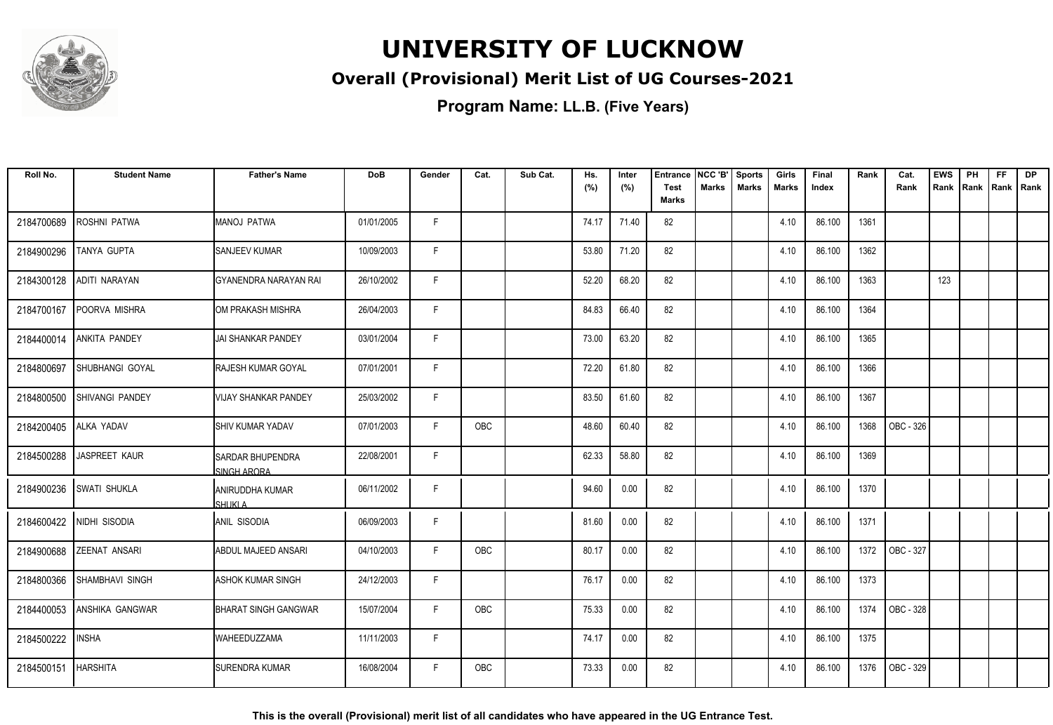# UNIVERSITY OF LUCKNOW

## Overall (Provisional) Merit List of UG Courses-2021

**Program Name: LL.B. (Five Years)**

| Roll No. | Student Name | Father's Name | DoB | Gender | Cat. | Sub Cat. | Hs. (%) | Inter (%) | Entrance Test Marks | NCC 'B' Marks | Sports Marks | Girls Marks | Final Index | Rank | Cat. Rank | EWS Rank | PH Rank | FF Rank | DP Rank |
|---|---|---|---|---|---|---|---|---|---|---|---|---|---|---|---|---|---|---|---|
| 2184700689 | ROSHNI PATWA | MANOJ PATWA | 01/01/2005 | F | | | 74.17 | 71.40 | 82 | | | 4.10 | 86.100 | 1361 | | | | | |
| 2184900296 | TANYA GUPTA | SANJEEV KUMAR | 10/09/2003 | F | | | 53.80 | 71.20 | 82 | | | 4.10 | 86.100 | 1362 | | | | | |
| 2184300128 | ADITI NARAYAN | GYANENDRA NARAYAN RAI | 26/10/2002 | F | | | 52.20 | 68.20 | 82 | | | 4.10 | 86.100 | 1363 | | 123 | | | |
| 2184700167 | POORVA MISHRA | OM PRAKASH MISHRA | 26/04/2003 | F | | | 84.83 | 66.40 | 82 | | | 4.10 | 86.100 | 1364 | | | | | |
| 2184400014 | ANKITA PANDEY | JAI SHANKAR PANDEY | 03/01/2004 | F | | | 73.00 | 63.20 | 82 | | | 4.10 | 86.100 | 1365 | | | | | |
| 2184800697 | SHUBHANGI GOYAL | RAJESH KUMAR GOYAL | 07/01/2001 | F | | | 72.20 | 61.80 | 82 | | | 4.10 | 86.100 | 1366 | | | | | |
| 2184800500 | SHIVANGI PANDEY | VIJAY SHANKAR PANDEY | 25/03/2002 | F | | | 83.50 | 61.60 | 82 | | | 4.10 | 86.100 | 1367 | | | | | |
| 2184200405 | ALKA YADAV | SHIV KUMAR YADAV | 07/01/2003 | F | OBC | | 48.60 | 60.40 | 82 | | | 4.10 | 86.100 | 1368 | OBC - 326 | | | | |
| 2184500288 | JASPREET KAUR | SARDAR BHUPENDRA SINGH ARORA | 22/08/2001 | F | | | 62.33 | 58.80 | 82 | | | 4.10 | 86.100 | 1369 | | | | | |
| 2184900236 | SWATI SHUKLA | ANIRUDDHA KUMAR SHUKLA | 06/11/2002 | F | | | 94.60 | 0.00 | 82 | | | 4.10 | 86.100 | 1370 | | | | | |
| 2184600422 | NIDHI SISODIA | ANIL SISODIA | 06/09/2003 | F | | | 81.60 | 0.00 | 82 | | | 4.10 | 86.100 | 1371 | | | | | |
| 2184900688 | ZEENAT ANSARI | ABDUL MAJEED ANSARI | 04/10/2003 | F | OBC | | 80.17 | 0.00 | 82 | | | 4.10 | 86.100 | 1372 | OBC - 327 | | | | |
| 2184800366 | SHAMBHAVI SINGH | ASHOK KUMAR SINGH | 24/12/2003 | F | | | 76.17 | 0.00 | 82 | | | 4.10 | 86.100 | 1373 | | | | | |
| 2184400053 | ANSHIKA GANGWAR | BHARAT SINGH GANGWAR | 15/07/2004 | F | OBC | | 75.33 | 0.00 | 82 | | | 4.10 | 86.100 | 1374 | OBC - 328 | | | | |
| 2184500222 | INSHA | WAHEEDUZZAMA | 11/11/2003 | F | | | 74.17 | 0.00 | 82 | | | 4.10 | 86.100 | 1375 | | | | | |
| 2184500151 | HARSHITA | SURENDRA KUMAR | 16/08/2004 | F | OBC | | 73.33 | 0.00 | 82 | | | 4.10 | 86.100 | 1376 | OBC - 329 | | | | |

**This is the overall (Provisional) merit list of all candidates who have appeared in the UG Entrance Test.**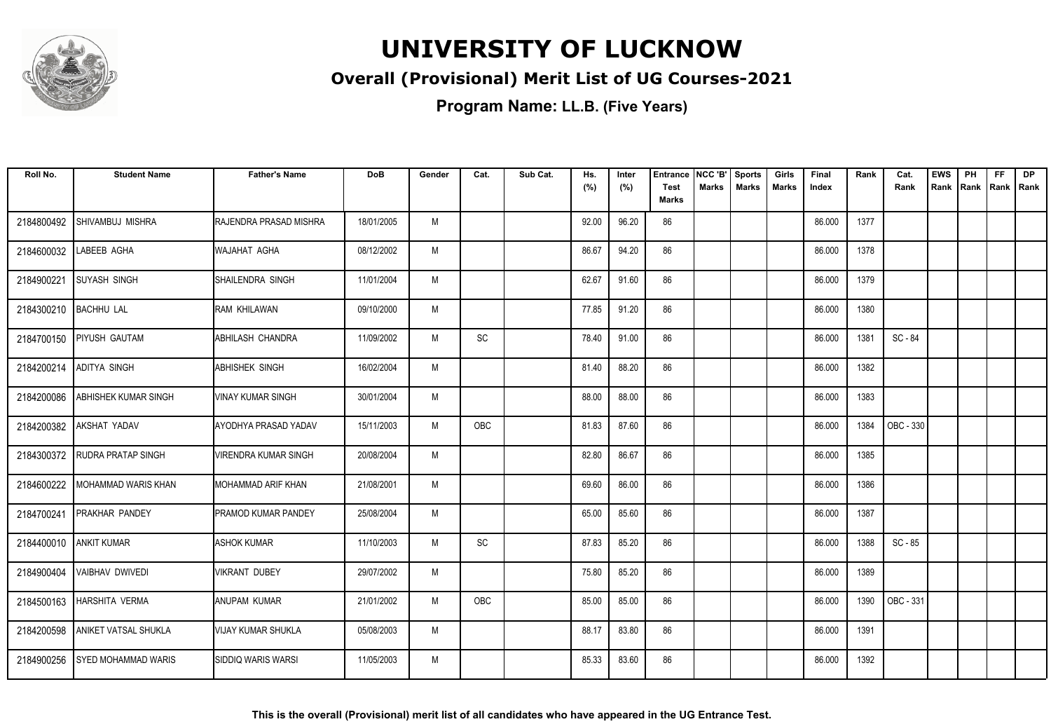# UNIVERSITY OF LUCKNOW

## Overall (Provisional) Merit List of UG Courses-2021

### Program Name: LL.B. (Five Years)

| Roll No. | Student Name | Father's Name | DoB | Gender | Cat. | Sub Cat. | Hs. (%) | Inter (%) | Entrance Test Marks | NCC 'B' Marks | Sports Marks | Girls Marks | Final Index | Rank | Cat. Rank | EWS Rank | PH Rank | FF Rank | DP Rank |
|---|---|---|---|---|---|---|---|---|---|---|---|---|---|---|---|---|---|---|---|
| 2184800492 | SHIVAMBUJ MISHRA | RAJENDRA PRASAD MISHRA | 18/01/2005 | M | | | 92.00 | 96.20 | 86 | | | | 86.000 | 1377 | | | | | |
| 2184600032 | LABEEB AGHA | WAJAHAT AGHA | 08/12/2002 | M | | | 86.67 | 94.20 | 86 | | | | 86.000 | 1378 | | | | | |
| 2184900221 | SUYASH SINGH | SHAILENDRA SINGH | 11/01/2004 | M | | | 62.67 | 91.60 | 86 | | | | 86.000 | 1379 | | | | | |
| 2184300210 | BACHHU LAL | RAM KHILAWAN | 09/10/2000 | M | | | 77.85 | 91.20 | 86 | | | | 86.000 | 1380 | | | | | |
| 2184700150 | PIYUSH GAUTAM | ABHILASH CHANDRA | 11/09/2002 | M | SC | | 78.40 | 91.00 | 86 | | | | 86.000 | 1381 | SC - 84 | | | | |
| 2184200214 | ADITYA SINGH | ABHISHEK SINGH | 16/02/2004 | M | | | 81.40 | 88.20 | 86 | | | | 86.000 | 1382 | | | | | |
| 2184200086 | ABHISHEK KUMAR SINGH | VINAY KUMAR SINGH | 30/01/2004 | M | | | 88.00 | 88.00 | 86 | | | | 86.000 | 1383 | | | | | |
| 2184200382 | AKSHAT YADAV | AYODHYA PRASAD YADAV | 15/11/2003 | M | OBC | | 81.83 | 87.60 | 86 | | | | 86.000 | 1384 | OBC - 330 | | | | |
| 2184300372 | RUDRA PRATAP SINGH | VIRENDRA KUMAR SINGH | 20/08/2004 | M | | | 82.80 | 86.67 | 86 | | | | 86.000 | 1385 | | | | | |
| 2184600222 | MOHAMMAD WARIS KHAN | MOHAMMAD ARIF KHAN | 21/08/2001 | M | | | 69.60 | 86.00 | 86 | | | | 86.000 | 1386 | | | | | |
| 2184700241 | PRAKHAR PANDEY | PRAMOD KUMAR PANDEY | 25/08/2004 | M | | | 65.00 | 85.60 | 86 | | | | 86.000 | 1387 | | | | | |
| 2184400010 | ANKIT KUMAR | ASHOK KUMAR | 11/10/2003 | M | SC | | 87.83 | 85.20 | 86 | | | | 86.000 | 1388 | SC - 85 | | | | |
| 2184900404 | VAIBHAV DWIVEDI | VIKRANT DUBEY | 29/07/2002 | M | | | 75.80 | 85.20 | 86 | | | | 86.000 | 1389 | | | | | |
| 2184500163 | HARSHITA VERMA | ANUPAM KUMAR | 21/01/2002 | M | OBC | | 85.00 | 85.00 | 86 | | | | 86.000 | 1390 | OBC - 331 | | | | |
| 2184200598 | ANIKET VATSAL SHUKLA | VIJAY KUMAR SHUKLA | 05/08/2003 | M | | | 88.17 | 83.80 | 86 | | | | 86.000 | 1391 | | | | | |
| 2184900256 | SYED MOHAMMAD WARIS | SIDDIQ WARIS WARSI | 11/05/2003 | M | | | 85.33 | 83.60 | 86 | | | | 86.000 | 1392 | | | | | |

**This is the overall (Provisional) merit list of all candidates who have appeared in the UG Entrance Test.**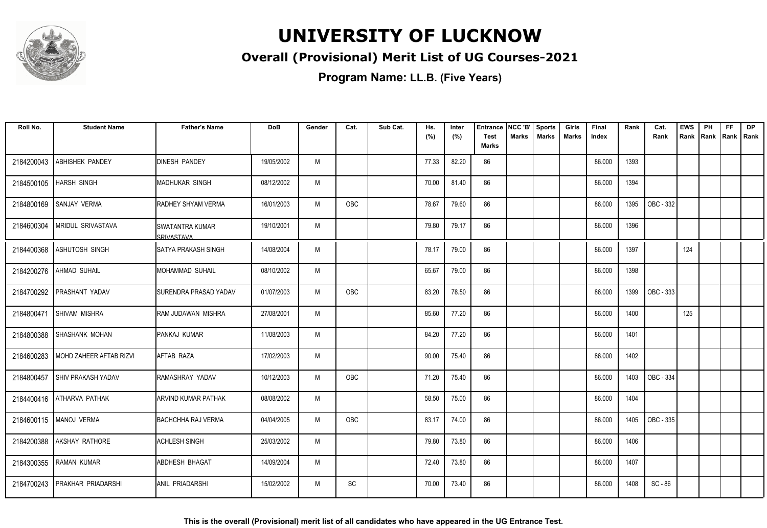# UNIVERSITY OF LUCKNOW

## Overall (Provisional) Merit List of UG Courses-2021

### Program Name: LL.B. (Five Years)

| Roll No. | Student Name | Father's Name | DoB | Gender | Cat. | Sub Cat. | Hs. (%) | Inter (%) | Entrance Test Marks | NCC 'B' Marks | Sports Marks | Girls Marks | Final Index | Rank | Cat. Rank | EWS Rank | PH Rank | FF Rank | DP Rank |
|---|---|---|---|---|---|---|---|---|---|---|---|---|---|---|---|---|---|---|---|
| 2184200043 | ABHISHEK PANDEY | DINESH PANDEY | 19/05/2002 | M | | | 77.33 | 82.20 | 86 | | | | 86.000 | 1393 | | | | | |
| 2184500105 | HARSH SINGH | MADHUKAR SINGH | 08/12/2002 | M | | | 70.00 | 81.40 | 86 | | | | 86.000 | 1394 | | | | | |
| 2184800169 | SANJAY VERMA | RADHEY SHYAM VERMA | 16/01/2003 | M | OBC | | 78.67 | 79.60 | 86 | | | | 86.000 | 1395 | OBC - 332 | | | | |
| 2184600304 | MRIDUL SRIVASTAVA | SWATANTRA KUMAR SRIVASTAVA | 19/10/2001 | M | | | 79.80 | 79.17 | 86 | | | | 86.000 | 1396 | | | | | |
| 2184400368 | ASHUTOSH SINGH | SATYA PRAKASH SINGH | 14/08/2004 | M | | | 78.17 | 79.00 | 86 | | | | 86.000 | 1397 | | 124 | | | |
| 2184200276 | AHMAD SUHAIL | MOHAMMAD SUHAIL | 08/10/2002 | M | | | 65.67 | 79.00 | 86 | | | | 86.000 | 1398 | | | | | |
| 2184700292 | PRASHANT YADAV | SURENDRA PRASAD YADAV | 01/07/2003 | M | OBC | | 83.20 | 78.50 | 86 | | | | 86.000 | 1399 | OBC - 333 | | | | |
| 2184800471 | SHIVAM MISHRA | RAM JUDAWAN MISHRA | 27/08/2001 | M | | | 85.60 | 77.20 | 86 | | | | 86.000 | 1400 | | 125 | | | |
| 2184800388 | SHASHANK MOHAN | PANKAJ KUMAR | 11/08/2003 | M | | | 84.20 | 77.20 | 86 | | | | 86.000 | 1401 | | | | | |
| 2184600283 | MOHD ZAHEER AFTAB RIZVI | AFTAB RAZA | 17/02/2003 | M | | | 90.00 | 75.40 | 86 | | | | 86.000 | 1402 | | | | | |
| 2184800457 | SHIV PRAKASH YADAV | RAMASHRAY YADAV | 10/12/2003 | M | OBC | | 71.20 | 75.40 | 86 | | | | 86.000 | 1403 | OBC - 334 | | | | |
| 2184400416 | ATHARVA PATHAK | ARVIND KUMAR PATHAK | 08/08/2002 | M | | | 58.50 | 75.00 | 86 | | | | 86.000 | 1404 | | | | | |
| 2184600115 | MANOJ VERMA | BACHCHHA RAJ VERMA | 04/04/2005 | M | OBC | | 83.17 | 74.00 | 86 | | | | 86.000 | 1405 | OBC - 335 | | | | |
| 2184200388 | AKSHAY RATHORE | ACHLESH SINGH | 25/03/2002 | M | | | 79.80 | 73.80 | 86 | | | | 86.000 | 1406 | | | | | |
| 2184300355 | RAMAN KUMAR | ABDHESH BHAGAT | 14/09/2004 | M | | | 72.40 | 73.80 | 86 | | | | 86.000 | 1407 | | | | | |
| 2184700243 | PRAKHAR PRIADARSHI | ANIL PRIADARSHI | 15/02/2002 | M | SC | | 70.00 | 73.40 | 86 | | | | 86.000 | 1408 | SC - 86 | | | | |

**This is the overall (Provisional) merit list of all candidates who have appeared in the UG Entrance Test.**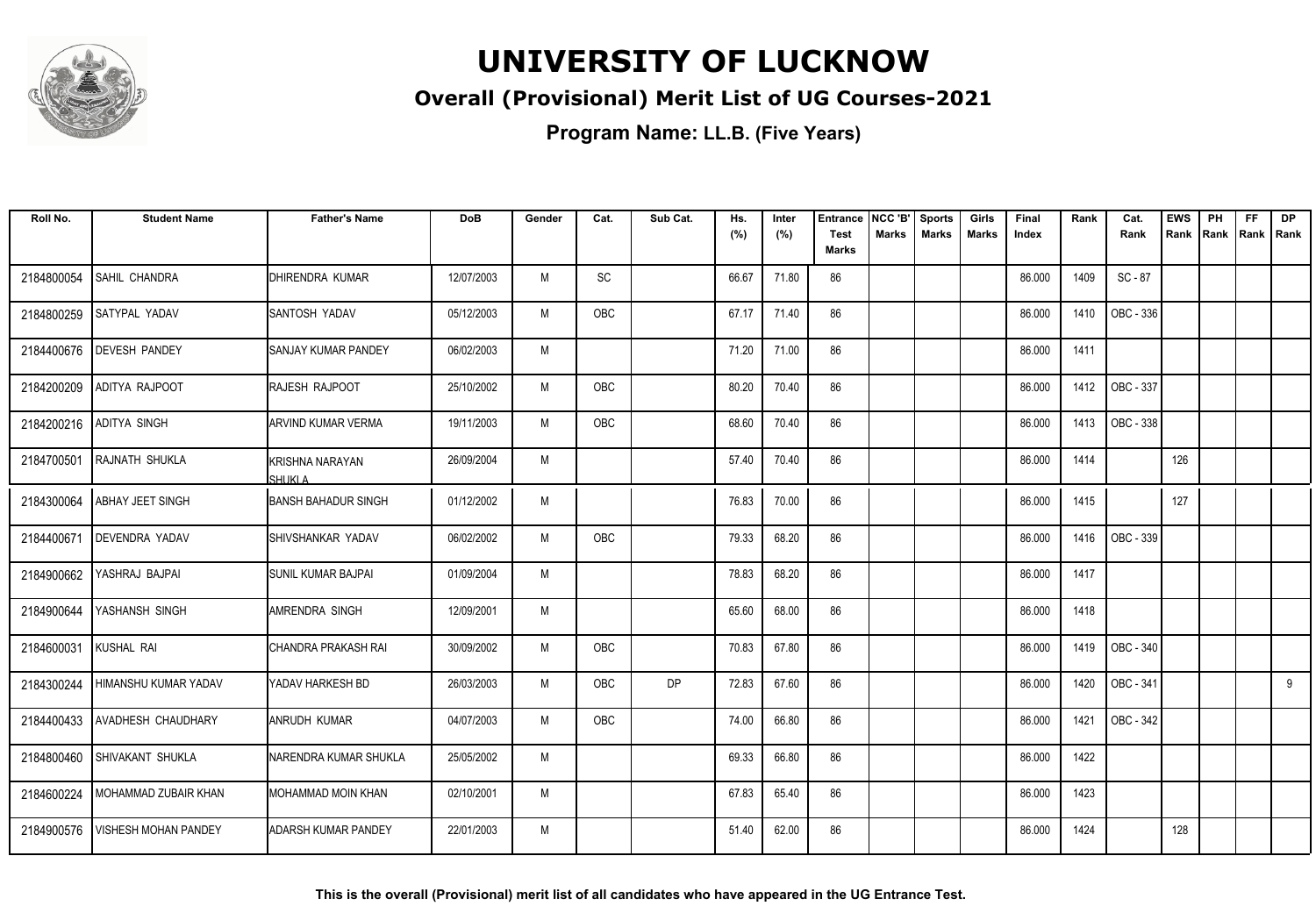# UNIVERSITY OF LUCKNOW

## Overall (Provisional) Merit List of UG Courses-2021

**Program Name: LL.B. (Five Years)**

| Roll No. | Student Name | Father's Name | DoB | Gender | Cat. | Sub Cat. | Hs. (%) | Inter (%) | Entrance Test Marks | NCC 'B' Marks | Sports Marks | Girls Marks | Final Index | Rank | Cat. Rank | EWS Rank | PH Rank | FF Rank | DP Rank |
|---|---|---|---|---|---|---|---|---|---|---|---|---|---|---|---|---|---|---|---|
| 2184800054 | SAHIL CHANDRA | DHIRENDRA KUMAR | 12/07/2003 | M | SC | | 66.67 | 71.80 | 86 | | | | 86.000 | 1409 | SC - 87 | | | | |
| 2184800259 | SATYPAL YADAV | SANTOSH YADAV | 05/12/2003 | M | OBC | | 67.17 | 71.40 | 86 | | | | 86.000 | 1410 | OBC - 336 | | | | |
| 2184400676 | DEVESH PANDEY | SANJAY KUMAR PANDEY | 06/02/2003 | M | | | 71.20 | 71.00 | 86 | | | | 86.000 | 1411 | | | | | |
| 2184200209 | ADITYA RAJPOOT | RAJESH RAJPOOT | 25/10/2002 | M | OBC | | 80.20 | 70.40 | 86 | | | | 86.000 | 1412 | OBC - 337 | | | | |
| 2184200216 | ADITYA SINGH | ARVIND KUMAR VERMA | 19/11/2003 | M | OBC | | 68.60 | 70.40 | 86 | | | | 86.000 | 1413 | OBC - 338 | | | | |
| 2184700501 | RAJNATH SHUKLA | KRISHNA NARAYAN SHUKLA | 26/09/2004 | M | | | 57.40 | 70.40 | 86 | | | | 86.000 | 1414 | | 126 | | | |
| 2184300064 | ABHAY JEET SINGH | BANSH BAHADUR SINGH | 01/12/2002 | M | | | 76.83 | 70.00 | 86 | | | | 86.000 | 1415 | | 127 | | | |
| 2184400671 | DEVENDRA YADAV | SHIVSHANKAR YADAV | 06/02/2002 | M | OBC | | 79.33 | 68.20 | 86 | | | | 86.000 | 1416 | OBC - 339 | | | | |
| 2184900662 | YASHRAJ BAJPAI | SUNIL KUMAR BAJPAI | 01/09/2004 | M | | | 78.83 | 68.20 | 86 | | | | 86.000 | 1417 | | | | | |
| 2184900644 | YASHANSH SINGH | AMRENDRA SINGH | 12/09/2001 | M | | | 65.60 | 68.00 | 86 | | | | 86.000 | 1418 | | | | | |
| 2184600031 | KUSHAL RAI | CHANDRA PRAKASH RAI | 30/09/2002 | M | OBC | | 70.83 | 67.80 | 86 | | | | 86.000 | 1419 | OBC - 340 | | | | |
| 2184300244 | HIMANSHU KUMAR YADAV | YADAV HARKESH BD | 26/03/2003 | M | OBC | DP | 72.83 | 67.60 | 86 | | | | 86.000 | 1420 | OBC - 341 | | | | 9 |
| 2184400433 | AVADHESH CHAUDHARY | ANRUDH KUMAR | 04/07/2003 | M | OBC | | 74.00 | 66.80 | 86 | | | | 86.000 | 1421 | OBC - 342 | | | | |
| 2184800460 | SHIVAKANT SHUKLA | NARENDRA KUMAR SHUKLA | 25/05/2002 | M | | | 69.33 | 66.80 | 86 | | | | 86.000 | 1422 | | | | | |
| 2184600224 | MOHAMMAD ZUBAIR KHAN | MOHAMMAD MOIN KHAN | 02/10/2001 | M | | | 67.83 | 65.40 | 86 | | | | 86.000 | 1423 | | | | | |
| 2184900576 | VISHESH MOHAN PANDEY | ADARSH KUMAR PANDEY | 22/01/2003 | M | | | 51.40 | 62.00 | 86 | | | | 86.000 | 1424 | | 128 | | | |

**This is the overall (Provisional) merit list of all candidates who have appeared in the UG Entrance Test.**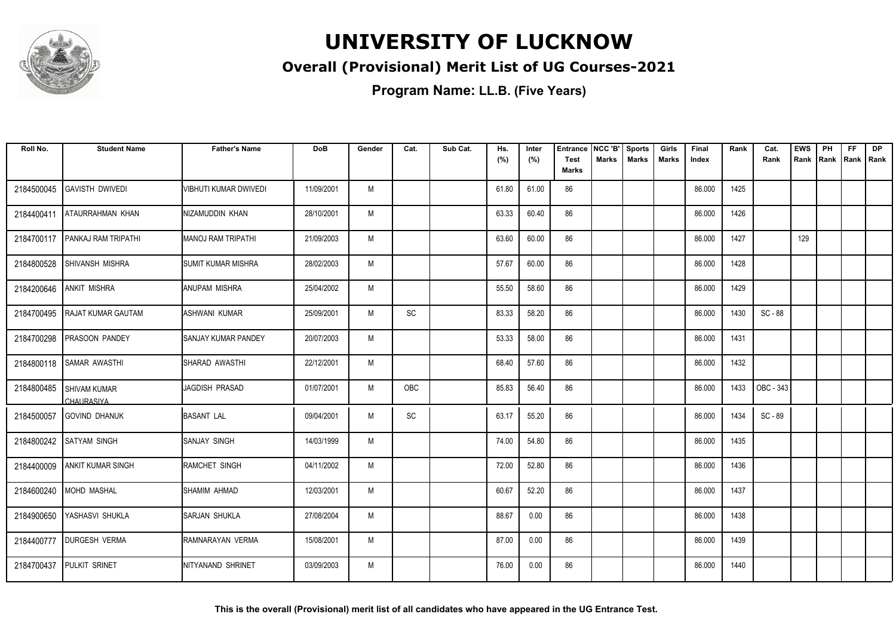# UNIVERSITY OF LUCKNOW

## Overall (Provisional) Merit List of UG Courses-2021

**Program Name: LL.B. (Five Years)**

| Roll No. | Student Name | Father's Name | DoB | Gender | Cat. | Sub Cat. | Hs. (%) | Inter (%) | Entrance Test Marks | NCC 'B' Marks | Sports Marks | Girls Marks | Final Index | Rank | Cat. Rank | EWS Rank | PH Rank | FF Rank | DP Rank |
|---|---|---|---|---|---|---|---|---|---|---|---|---|---|---|---|---|---|---|---|
| 2184500045 | GAVISTH DWIVEDI | VIBHUTI KUMAR DWIVEDI | 11/09/2001 | M | | | 61.80 | 61.00 | 86 | | | | 86.000 | 1425 | | | | | |
| 2184400411 | ATAURRAHMAN KHAN | NIZAMUDDIN KHAN | 28/10/2001 | M | | | 63.33 | 60.40 | 86 | | | | 86.000 | 1426 | | | | | |
| 2184700117 | PANKAJ RAM TRIPATHI | MANOJ RAM TRIPATHI | 21/09/2003 | M | | | 63.60 | 60.00 | 86 | | | | 86.000 | 1427 | | 129 | | | |
| 2184800528 | SHIVANSH MISHRA | SUMIT KUMAR MISHRA | 28/02/2003 | M | | | 57.67 | 60.00 | 86 | | | | 86.000 | 1428 | | | | | |
| 2184200646 | ANKIT MISHRA | ANUPAM MISHRA | 25/04/2002 | M | | | 55.50 | 58.60 | 86 | | | | 86.000 | 1429 | | | | | |
| 2184700495 | RAJAT KUMAR GAUTAM | ASHWANI KUMAR | 25/09/2001 | M | SC | | 83.33 | 58.20 | 86 | | | | 86.000 | 1430 | SC - 88 | | | | |
| 2184700298 | PRASOON PANDEY | SANJAY KUMAR PANDEY | 20/07/2003 | M | | | 53.33 | 58.00 | 86 | | | | 86.000 | 1431 | | | | | |
| 2184800118 | SAMAR AWASTHI | SHARAD AWASTHI | 22/12/2001 | M | | | 68.40 | 57.60 | 86 | | | | 86.000 | 1432 | | | | | |
| 2184800485 | SHIVAM KUMAR CHAURASIYA | JAGDISH PRASAD | 01/07/2001 | M | OBC | | 85.83 | 56.40 | 86 | | | | 86.000 | 1433 | OBC - 343 | | | | |
| 2184500057 | GOVIND DHANUK | BASANT LAL | 09/04/2001 | M | SC | | 63.17 | 55.20 | 86 | | | | 86.000 | 1434 | SC - 89 | | | | |
| 2184800242 | SATYAM SINGH | SANJAY SINGH | 14/03/1999 | M | | | 74.00 | 54.80 | 86 | | | | 86.000 | 1435 | | | | | |
| 2184400009 | ANKIT KUMAR SINGH | RAMCHET SINGH | 04/11/2002 | M | | | 72.00 | 52.80 | 86 | | | | 86.000 | 1436 | | | | | |
| 2184600240 | MOHD MASHAL | SHAMIM AHMAD | 12/03/2001 | M | | | 60.67 | 52.20 | 86 | | | | 86.000 | 1437 | | | | | |
| 2184900650 | YASHASVI SHUKLA | SARJAN SHUKLA | 27/08/2004 | M | | | 88.67 | 0.00 | 86 | | | | 86.000 | 1438 | | | | | |
| 2184400777 | DURGESH VERMA | RAMNARAYAN VERMA | 15/08/2001 | M | | | 87.00 | 0.00 | 86 | | | | 86.000 | 1439 | | | | | |
| 2184700437 | PULKIT SRINET | NITYANAND SHRINET | 03/09/2003 | M | | | 76.00 | 0.00 | 86 | | | | 86.000 | 1440 | | | | | |

**This is the overall (Provisional) merit list of all candidates who have appeared in the UG Entrance Test.**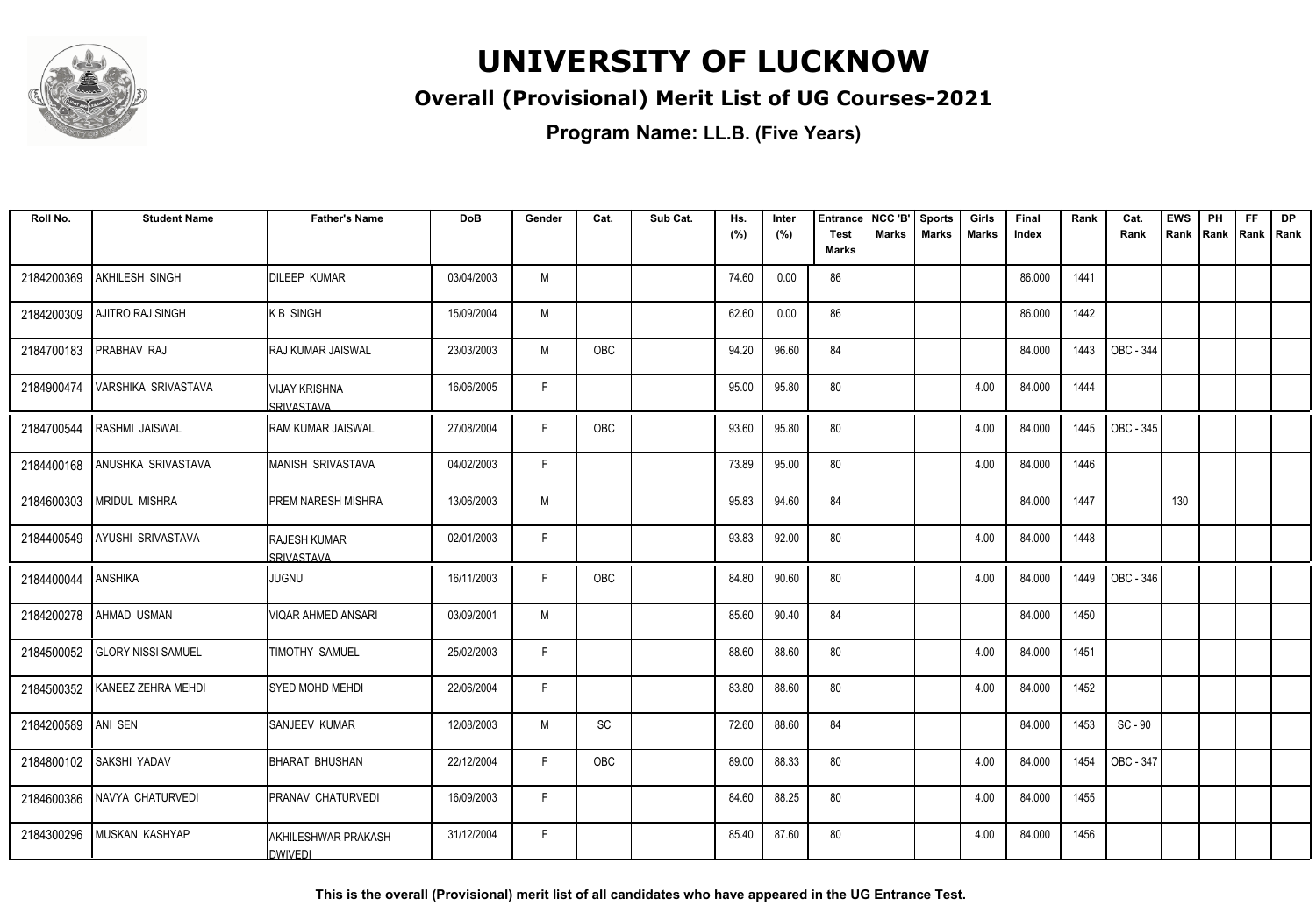# UNIVERSITY OF LUCKNOW

## Overall (Provisional) Merit List of UG Courses-2021

### Program Name: LL.B. (Five Years)

| Roll No. | Student Name | Father's Name | DoB | Gender | Cat. | Sub Cat. | Hs. (%) | Inter (%) | Entrance Test Marks | NCC 'B' Marks | Sports Marks | Girls Marks | Final Index | Rank | Cat. Rank | EWS Rank | PH Rank | FF Rank | DP Rank |
|---|---|---|---|---|---|---|---|---|---|---|---|---|---|---|---|---|---|---|---|
| 2184200369 | AKHILESH SINGH | DILEEP KUMAR | 03/04/2003 | M | | | 74.60 | 0.00 | 86 | | | | 86.000 | 1441 | | | | | |
| 2184200309 | AJITRO RAJ SINGH | K B SINGH | 15/09/2004 | M | | | 62.60 | 0.00 | 86 | | | | 86.000 | 1442 | | | | | |
| 2184700183 | PRABHAV RAJ | RAJ KUMAR JAISWAL | 23/03/2003 | M | OBC | | 94.20 | 96.60 | 84 | | | | 84.000 | 1443 | OBC - 344 | | | | |
| 2184900474 | VARSHIKA SRIVASTAVA | VIJAY KRISHNA SRIVASTAVA | 16/06/2005 | F | | | 95.00 | 95.80 | 80 | | | 4.00 | 84.000 | 1444 | | | | | |
| 2184700544 | RASHMI JAISWAL | RAM KUMAR JAISWAL | 27/08/2004 | F | OBC | | 93.60 | 95.80 | 80 | | | 4.00 | 84.000 | 1445 | OBC - 345 | | | | |
| 2184400168 | ANUSHKA SRIVASTAVA | MANISH SRIVASTAVA | 04/02/2003 | F | | | 73.89 | 95.00 | 80 | | | 4.00 | 84.000 | 1446 | | | | | |
| 2184600303 | MRIDUL MISHRA | PREM NARESH MISHRA | 13/06/2003 | M | | | 95.83 | 94.60 | 84 | | | | 84.000 | 1447 | | 130 | | | |
| 2184400549 | AYUSHI SRIVASTAVA | RAJESH KUMAR SRIVASTAVA | 02/01/2003 | F | | | 93.83 | 92.00 | 80 | | | 4.00 | 84.000 | 1448 | | | | | |
| 2184400044 | ANSHIKA | JUGNU | 16/11/2003 | F | OBC | | 84.80 | 90.60 | 80 | | | 4.00 | 84.000 | 1449 | OBC - 346 | | | | |
| 2184200278 | AHMAD USMAN | VIQAR AHMED ANSARI | 03/09/2001 | M | | | 85.60 | 90.40 | 84 | | | | 84.000 | 1450 | | | | | |
| 2184500052 | GLORY NISSI SAMUEL | TIMOTHY SAMUEL | 25/02/2003 | F | | | 88.60 | 88.60 | 80 | | | 4.00 | 84.000 | 1451 | | | | | |
| 2184500352 | KANEEZ ZEHRA MEHDI | SYED MOHD MEHDI | 22/06/2004 | F | | | 83.80 | 88.60 | 80 | | | 4.00 | 84.000 | 1452 | | | | | |
| 2184200589 | ANI SEN | SANJEEV KUMAR | 12/08/2003 | M | SC | | 72.60 | 88.60 | 84 | | | | 84.000 | 1453 | SC - 90 | | | | |
| 2184800102 | SAKSHI YADAV | BHARAT BHUSHAN | 22/12/2004 | F | OBC | | 89.00 | 88.33 | 80 | | | 4.00 | 84.000 | 1454 | OBC - 347 | | | | |
| 2184600386 | NAVYA CHATURVEDI | PRANAV CHATURVEDI | 16/09/2003 | F | | | 84.60 | 88.25 | 80 | | | 4.00 | 84.000 | 1455 | | | | | |
| 2184300296 | MUSKAN KASHYAP | AKHILESHWAR PRAKASH DWIVEDI | 31/12/2004 | F | | | 85.40 | 87.60 | 80 | | | 4.00 | 84.000 | 1456 | | | | | |

**This is the overall (Provisional) merit list of all candidates who have appeared in the UG Entrance Test.**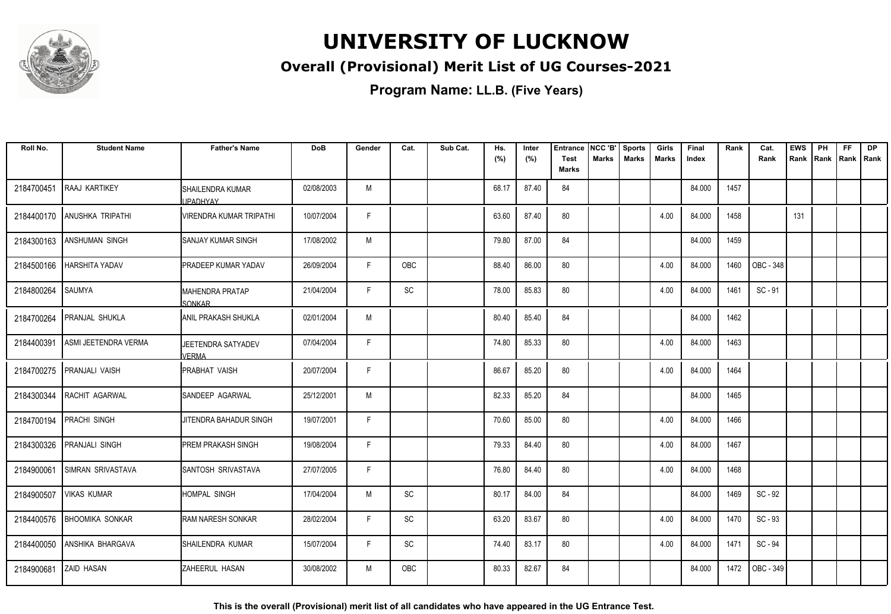# UNIVERSITY OF LUCKNOW

## Overall (Provisional) Merit List of UG Courses-2021

**Program Name: LL.B. (Five Years)**

| Roll No. | Student Name | Father's Name | DoB | Gender | Cat. | Sub Cat. | Hs. (%) | Inter (%) | Entrance Test Marks | NCC 'B' Marks | Sports Marks | Girls Marks | Final Index | Rank | Cat. Rank | EWS Rank | PH Rank | FF Rank | DP Rank |
|---|---|---|---|---|---|---|---|---|---|---|---|---|---|---|---|---|---|---|---|
| 2184700451 | RAAJ KARTIKEY | SHAILENDRA KUMAR UPADHYAY | 02/08/2003 | M | | | 68.17 | 87.40 | 84 | | | | 84.000 | 1457 | | | | | |
| 2184400170 | ANUSHKA TRIPATHI | VIRENDRA KUMAR TRIPATHI | 10/07/2004 | F | | | 63.60 | 87.40 | 80 | | | 4.00 | 84.000 | 1458 | | 131 | | | |
| 2184300163 | ANSHUMAN SINGH | SANJAY KUMAR SINGH | 17/08/2002 | M | | | 79.80 | 87.00 | 84 | | | | 84.000 | 1459 | | | | | |
| 2184500166 | HARSHITA YADAV | PRADEEP KUMAR YADAV | 26/09/2004 | F | OBC | | 88.40 | 86.00 | 80 | | | 4.00 | 84.000 | 1460 | OBC - 348 | | | | |
| 2184800264 | SAUMYA | MAHENDRA PRATAP SONKAR | 21/04/2004 | F | SC | | 78.00 | 85.83 | 80 | | | 4.00 | 84.000 | 1461 | SC - 91 | | | | |
| 2184700264 | PRANJAL SHUKLA | ANIL PRAKASH SHUKLA | 02/01/2004 | M | | | 80.40 | 85.40 | 84 | | | | 84.000 | 1462 | | | | | |
| 2184400391 | ASMI JEETENDRA VERMA | JEETENDRA SATYADEV VERMA | 07/04/2004 | F | | | 74.80 | 85.33 | 80 | | | 4.00 | 84.000 | 1463 | | | | | |
| 2184700275 | PRANJALI VAISH | PRABHAT VAISH | 20/07/2004 | F | | | 86.67 | 85.20 | 80 | | | 4.00 | 84.000 | 1464 | | | | | |
| 2184300344 | RACHIT AGARWAL | SANDEEP AGARWAL | 25/12/2001 | M | | | 82.33 | 85.20 | 84 | | | | 84.000 | 1465 | | | | | |
| 2184700194 | PRACHI SINGH | JITENDRA BAHADUR SINGH | 19/07/2001 | F | | | 70.60 | 85.00 | 80 | | | 4.00 | 84.000 | 1466 | | | | | |
| 2184300326 | PRANJALI SINGH | PREM PRAKASH SINGH | 19/08/2004 | F | | | 79.33 | 84.40 | 80 | | | 4.00 | 84.000 | 1467 | | | | | |
| 2184900061 | SIMRAN SRIVASTAVA | SANTOSH SRIVASTAVA | 27/07/2005 | F | | | 76.80 | 84.40 | 80 | | | 4.00 | 84.000 | 1468 | | | | | |
| 2184900507 | VIKAS KUMAR | HOMPAL SINGH | 17/04/2004 | M | SC | | 80.17 | 84.00 | 84 | | | | 84.000 | 1469 | SC - 92 | | | | |
| 2184400576 | BHOOMIKA SONKAR | RAM NARESH SONKAR | 28/02/2004 | F | SC | | 63.20 | 83.67 | 80 | | | 4.00 | 84.000 | 1470 | SC - 93 | | | | |
| 2184400050 | ANSHIKA BHARGAVA | SHAILENDRA KUMAR | 15/07/2004 | F | SC | | 74.40 | 83.17 | 80 | | | 4.00 | 84.000 | 1471 | SC - 94 | | | | |
| 2184900681 | ZAID HASAN | ZAHEERUL HASAN | 30/08/2002 | M | OBC | | 80.33 | 82.67 | 84 | | | | 84.000 | 1472 | OBC - 349 | | | | |

**This is the overall (Provisional) merit list of all candidates who have appeared in the UG Entrance Test.**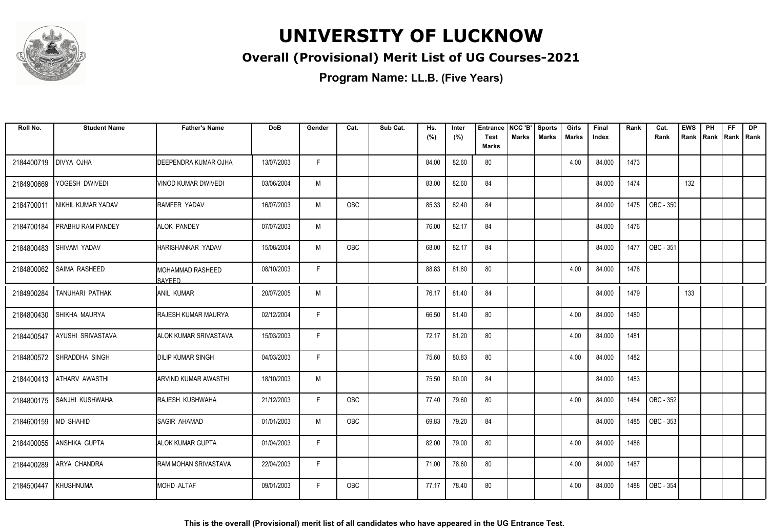# UNIVERSITY OF LUCKNOW

## Overall (Provisional) Merit List of UG Courses-2021

### Program Name: LL.B. (Five Years)

| Roll No. | Student Name | Father's Name | DoB | Gender | Cat. | Sub Cat. | Hs. (%) | Inter (%) | Entrance Test Marks | NCC 'B' Marks | Sports Marks | Girls Marks | Final Index | Rank | Cat. Rank | EWS Rank | PH Rank | FF Rank | DP Rank |
|---|---|---|---|---|---|---|---|---|---|---|---|---|---|---|---|---|---|---|---|
| 2184400719 | DIVYA OJHA | DEEPENDRA KUMAR OJHA | 13/07/2003 | F | | | 84.00 | 82.60 | 80 | | | 4.00 | 84.000 | 1473 | | | | | |
| 2184900669 | YOGESH DWIVEDI | VINOD KUMAR DWIVEDI | 03/06/2004 | M | | | 83.00 | 82.60 | 84 | | | | 84.000 | 1474 | | 132 | | | |
| 2184700011 | NIKHIL KUMAR YADAV | RAMFER YADAV | 16/07/2003 | M | OBC | | 85.33 | 82.40 | 84 | | | | 84.000 | 1475 | OBC - 350 | | | | |
| 2184700184 | PRABHU RAM PANDEY | ALOK PANDEY | 07/07/2003 | M | | | 76.00 | 82.17 | 84 | | | | 84.000 | 1476 | | | | | |
| 2184800483 | SHIVAM YADAV | HARISHANKAR YADAV | 15/08/2004 | M | OBC | | 68.00 | 82.17 | 84 | | | | 84.000 | 1477 | OBC - 351 | | | | |
| 2184800062 | SAIMA RASHEED | MOHAMMAD RASHEED SAYEED | 08/10/2003 | F | | | 88.83 | 81.80 | 80 | | | 4.00 | 84.000 | 1478 | | | | | |
| 2184900284 | TANUHARI PATHAK | ANIL KUMAR | 20/07/2005 | M | | | 76.17 | 81.40 | 84 | | | | 84.000 | 1479 | | 133 | | | |
| 2184800430 | SHIKHA MAURYA | RAJESH KUMAR MAURYA | 02/12/2004 | F | | | 66.50 | 81.40 | 80 | | | 4.00 | 84.000 | 1480 | | | | | |
| 2184400547 | AYUSHI SRIVASTAVA | ALOK KUMAR SRIVASTAVA | 15/03/2003 | F | | | 72.17 | 81.20 | 80 | | | 4.00 | 84.000 | 1481 | | | | | |
| 2184800572 | SHRADDHA SINGH | DILIP KUMAR SINGH | 04/03/2003 | F | | | 75.60 | 80.83 | 80 | | | 4.00 | 84.000 | 1482 | | | | | |
| 2184400413 | ATHARV AWASTHI | ARVIND KUMAR AWASTHI | 18/10/2003 | M | | | 75.50 | 80.00 | 84 | | | | 84.000 | 1483 | | | | | |
| 2184800175 | SANJHI KUSHWAHA | RAJESH KUSHWAHA | 21/12/2003 | F | OBC | | 77.40 | 79.60 | 80 | | | 4.00 | 84.000 | 1484 | OBC - 352 | | | | |
| 2184600159 | MD SHAHID | SAGIR AHAMAD | 01/01/2003 | M | OBC | | 69.83 | 79.20 | 84 | | | | 84.000 | 1485 | OBC - 353 | | | | |
| 2184400055 | ANSHIKA GUPTA | ALOK KUMAR GUPTA | 01/04/2003 | F | | | 82.00 | 79.00 | 80 | | | 4.00 | 84.000 | 1486 | | | | | |
| 2184400289 | ARYA CHANDRA | RAM MOHAN SRIVASTAVA | 22/04/2003 | F | | | 71.00 | 78.60 | 80 | | | 4.00 | 84.000 | 1487 | | | | | |
| 2184500447 | KHUSHNUMA | MOHD ALTAF | 09/01/2003 | F | OBC | | 77.17 | 78.40 | 80 | | | 4.00 | 84.000 | 1488 | OBC - 354 | | | | |

**This is the overall (Provisional) merit list of all candidates who have appeared in the UG Entrance Test.**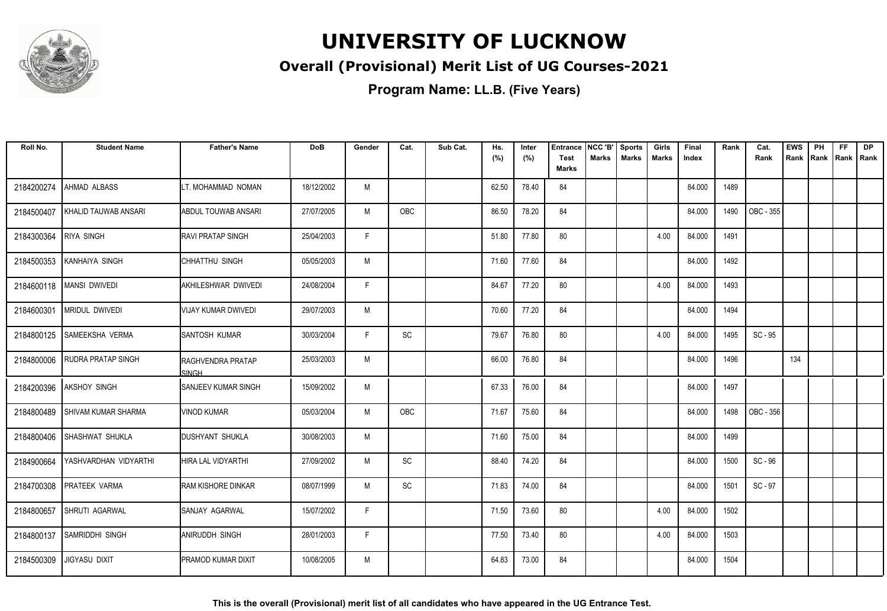# UNIVERSITY OF LUCKNOW

## Overall (Provisional) Merit List of UG Courses-2021

**Program Name: LL.B. (Five Years)**

| Roll No. | Student Name | Father's Name | DoB | Gender | Cat. | Sub Cat. | Hs. (%) | Inter (%) | Entrance Test Marks | NCC 'B' Marks | Sports Marks | Girls Marks | Final Index | Rank | Cat. Rank | EWS Rank | PH Rank | FF Rank | DP Rank |
|---|---|---|---|---|---|---|---|---|---|---|---|---|---|---|---|---|---|---|---|
| 2184200274 | AHMAD ALBASS | LT. MOHAMMAD NOMAN | 18/12/2002 | M | | | 62.50 | 78.40 | 84 | | | | 84.000 | 1489 | | | | | |
| 2184500407 | KHALID TAUWAB ANSARI | ABDUL TOUWAB ANSARI | 27/07/2005 | M | OBC | | 86.50 | 78.20 | 84 | | | | 84.000 | 1490 | OBC - 355 | | | | |
| 2184300364 | RIYA SINGH | RAVI PRATAP SINGH | 25/04/2003 | F | | | 51.80 | 77.80 | 80 | | | 4.00 | 84.000 | 1491 | | | | | |
| 2184500353 | KANHAIYA SINGH | CHHATTHU SINGH | 05/05/2003 | M | | | 71.60 | 77.60 | 84 | | | | 84.000 | 1492 | | | | | |
| 2184600118 | MANSI DWIVEDI | AKHILESHWAR DWIVEDI | 24/08/2004 | F | | | 84.67 | 77.20 | 80 | | | 4.00 | 84.000 | 1493 | | | | | |
| 2184600301 | MRIDUL DWIVEDI | VIJAY KUMAR DWIVEDI | 29/07/2003 | M | | | 70.60 | 77.20 | 84 | | | | 84.000 | 1494 | | | | | |
| 2184800125 | SAMEEKSHA VERMA | SANTOSH KUMAR | 30/03/2004 | F | SC | | 79.67 | 76.80 | 80 | | | 4.00 | 84.000 | 1495 | SC - 95 | | | | |
| 2184800006 | RUDRA PRATAP SINGH | RAGHVENDRA PRATAP SINGH | 25/03/2003 | M | | | 66.00 | 76.80 | 84 | | | | 84.000 | 1496 | | 134 | | | |
| 2184200396 | AKSHOY SINGH | SANJEEV KUMAR SINGH | 15/09/2002 | M | | | 67.33 | 76.00 | 84 | | | | 84.000 | 1497 | | | | | |
| 2184800489 | SHIVAM KUMAR SHARMA | VINOD KUMAR | 05/03/2004 | M | OBC | | 71.67 | 75.60 | 84 | | | | 84.000 | 1498 | OBC - 356 | | | | |
| 2184800406 | SHASHWAT SHUKLA | DUSHYANT SHUKLA | 30/08/2003 | M | | | 71.60 | 75.00 | 84 | | | | 84.000 | 1499 | | | | | |
| 2184900664 | YASHVARDHAN VIDYARTHI | HIRA LAL VIDYARTHI | 27/09/2002 | M | SC | | 88.40 | 74.20 | 84 | | | | 84.000 | 1500 | SC - 96 | | | | |
| 2184700308 | PRATEEK VARMA | RAM KISHORE DINKAR | 08/07/1999 | M | SC | | 71.83 | 74.00 | 84 | | | | 84.000 | 1501 | SC - 97 | | | | |
| 2184800657 | SHRUTI AGARWAL | SANJAY AGARWAL | 15/07/2002 | F | | | 71.50 | 73.60 | 80 | | | 4.00 | 84.000 | 1502 | | | | | |
| 2184800137 | SAMRIDDHI SINGH | ANIRUDDH SINGH | 28/01/2003 | F | | | 77.50 | 73.40 | 80 | | | 4.00 | 84.000 | 1503 | | | | | |
| 2184500309 | JIGYASU DIXIT | PRAMOD KUMAR DIXIT | 10/08/2005 | M | | | 64.83 | 73.00 | 84 | | | | 84.000 | 1504 | | | | | |

**This is the overall (Provisional) merit list of all candidates who have appeared in the UG Entrance Test.**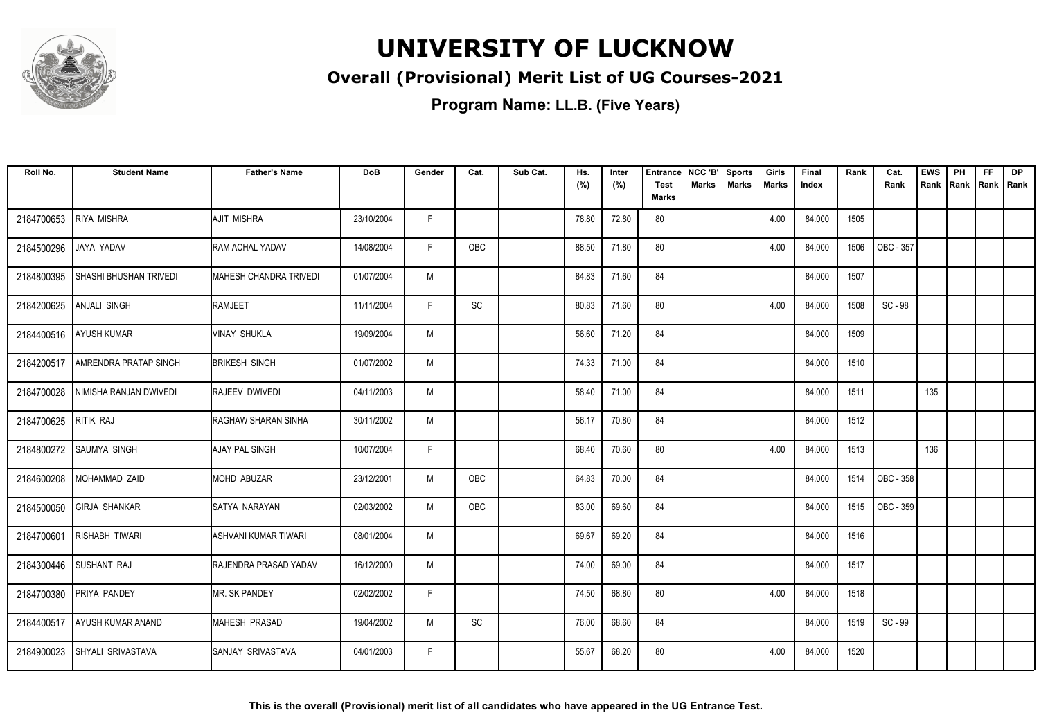# UNIVERSITY OF LUCKNOW

## Overall (Provisional) Merit List of UG Courses-2021

### Program Name: LL.B. (Five Years)

| Roll No. | Student Name | Father's Name | DoB | Gender | Cat. | Sub Cat. | Hs. (%) | Inter (%) | Entrance Test Marks | NCC 'B' Marks | Sports Marks | Girls Marks | Final Index | Rank | Cat. Rank | EWS Rank | PH Rank | FF Rank | DP Rank |
|---|---|---|---|---|---|---|---|---|---|---|---|---|---|---|---|---|---|---|---|
| 2184700653 | RIYA MISHRA | AJIT MISHRA | 23/10/2004 | F | | | 78.80 | 72.80 | 80 | | | 4.00 | 84.000 | 1505 | | | | | |
| 2184500296 | JAYA YADAV | RAM ACHAL YADAV | 14/08/2004 | F | OBC | | 88.50 | 71.80 | 80 | | | 4.00 | 84.000 | 1506 | OBC - 357 | | | | |
| 2184800395 | SHASHI BHUSHAN TRIVEDI | MAHESH CHANDRA TRIVEDI | 01/07/2004 | M | | | 84.83 | 71.60 | 84 | | | | 84.000 | 1507 | | | | | |
| 2184200625 | ANJALI SINGH | RAMJEET | 11/11/2004 | F | SC | | 80.83 | 71.60 | 80 | | | 4.00 | 84.000 | 1508 | SC - 98 | | | | |
| 2184400516 | AYUSH KUMAR | VINAY SHUKLA | 19/09/2004 | M | | | 56.60 | 71.20 | 84 | | | | 84.000 | 1509 | | | | | |
| 2184200517 | AMRENDRA PRATAP SINGH | BRIKESH SINGH | 01/07/2002 | M | | | 74.33 | 71.00 | 84 | | | | 84.000 | 1510 | | | | | |
| 2184700028 | NIMISHA RANJAN DWIVEDI | RAJEEV DWIVEDI | 04/11/2003 | M | | | 58.40 | 71.00 | 84 | | | | 84.000 | 1511 | | 135 | | | |
| 2184700625 | RITIK RAJ | RAGHAW SHARAN SINHA | 30/11/2002 | M | | | 56.17 | 70.80 | 84 | | | | 84.000 | 1512 | | | | | |
| 2184800272 | SAUMYA SINGH | AJAY PAL SINGH | 10/07/2004 | F | | | 68.40 | 70.60 | 80 | | | 4.00 | 84.000 | 1513 | | 136 | | | |
| 2184600208 | MOHAMMAD ZAID | MOHD ABUZAR | 23/12/2001 | M | OBC | | 64.83 | 70.00 | 84 | | | | 84.000 | 1514 | OBC - 358 | | | | |
| 2184500050 | GIRJA SHANKAR | SATYA NARAYAN | 02/03/2002 | M | OBC | | 83.00 | 69.60 | 84 | | | | 84.000 | 1515 | OBC - 359 | | | | |
| 2184700601 | RISHABH TIWARI | ASHVANI KUMAR TIWARI | 08/01/2004 | M | | | 69.67 | 69.20 | 84 | | | | 84.000 | 1516 | | | | | |
| 2184300446 | SUSHANT RAJ | RAJENDRA PRASAD YADAV | 16/12/2000 | M | | | 74.00 | 69.00 | 84 | | | | 84.000 | 1517 | | | | | |
| 2184700380 | PRIYA PANDEY | MR. SK PANDEY | 02/02/2002 | F | | | 74.50 | 68.80 | 80 | | | 4.00 | 84.000 | 1518 | | | | | |
| 2184400517 | AYUSH KUMAR ANAND | MAHESH PRASAD | 19/04/2002 | M | SC | | 76.00 | 68.60 | 84 | | | | 84.000 | 1519 | SC - 99 | | | | |
| 2184900023 | SHYALI SRIVASTAVA | SANJAY SRIVASTAVA | 04/01/2003 | F | | | 55.67 | 68.20 | 80 | | | 4.00 | 84.000 | 1520 | | | | | |

**This is the overall (Provisional) merit list of all candidates who have appeared in the UG Entrance Test.**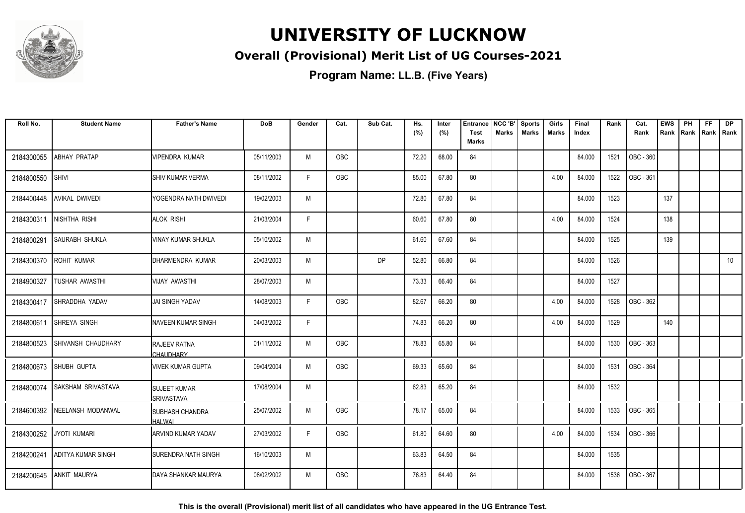# UNIVERSITY OF LUCKNOW

## Overall (Provisional) Merit List of UG Courses-2021

### Program Name: LL.B. (Five Years)

| Roll No. | Student Name | Father's Name | DoB | Gender | Cat. | Sub Cat. | Hs. (%) | Inter (%) | Entrance Test Marks | NCC 'B' Marks | Sports Marks | Girls Marks | Final Index | Rank | Cat. Rank | EWS Rank | PH Rank | FF Rank | DP Rank |
|---|---|---|---|---|---|---|---|---|---|---|---|---|---|---|---|---|---|---|---|
| 2184300055 | ABHAY PRATAP | VIPENDRA KUMAR | 05/11/2003 | M | OBC | | 72.20 | 68.00 | 84 | | | | 84.000 | 1521 | OBC - 360 | | | | |
| 2184800550 | SHIVI | SHIV KUMAR VERMA | 08/11/2002 | F | OBC | | 85.00 | 67.80 | 80 | | | 4.00 | 84.000 | 1522 | OBC - 361 | | | | |
| 2184400448 | AVIKAL DWIVEDI | YOGENDRA NATH DWIVEDI | 19/02/2003 | M | | | 72.80 | 67.80 | 84 | | | | 84.000 | 1523 | | 137 | | | |
| 2184300311 | NISHTHA RISHI | ALOK RISHI | 21/03/2004 | F | | | 60.60 | 67.80 | 80 | | | 4.00 | 84.000 | 1524 | | 138 | | | |
| 2184800291 | SAURABH SHUKLA | VINAY KUMAR SHUKLA | 05/10/2002 | M | | | 61.60 | 67.60 | 84 | | | | 84.000 | 1525 | | 139 | | | |
| 2184300370 | ROHIT KUMAR | DHARMENDRA KUMAR | 20/03/2003 | M | | DP | 52.80 | 66.80 | 84 | | | | 84.000 | 1526 | | | | | 10 |
| 2184900327 | TUSHAR AWASTHI | VIJAY AWASTHI | 28/07/2003 | M | | | 73.33 | 66.40 | 84 | | | | 84.000 | 1527 | | | | | |
| 2184300417 | SHRADDHA YADAV | JAI SINGH YADAV | 14/08/2003 | F | OBC | | 82.67 | 66.20 | 80 | | | 4.00 | 84.000 | 1528 | OBC - 362 | | | | |
| 2184800611 | SHREYA SINGH | NAVEEN KUMAR SINGH | 04/03/2002 | F | | | 74.83 | 66.20 | 80 | | | 4.00 | 84.000 | 1529 | | 140 | | | |
| 2184800523 | SHIVANSH CHAUDHARY | RAJEEV RATNA CHAUDHARY | 01/11/2002 | M | OBC | | 78.83 | 65.80 | 84 | | | | 84.000 | 1530 | OBC - 363 | | | | |
| 2184800673 | SHUBH GUPTA | VIVEK KUMAR GUPTA | 09/04/2004 | M | OBC | | 69.33 | 65.60 | 84 | | | | 84.000 | 1531 | OBC - 364 | | | | |
| 2184800074 | SAKSHAM SRIVASTAVA | SUJEET KUMAR SRIVASTAVA | 17/08/2004 | M | | | 62.83 | 65.20 | 84 | | | | 84.000 | 1532 | | | | | |
| 2184600392 | NEELANSH MODANWAL | SUBHASH CHANDRA HALWAI | 25/07/2002 | M | OBC | | 78.17 | 65.00 | 84 | | | | 84.000 | 1533 | OBC - 365 | | | | |
| 2184300252 | JYOTI KUMARI | ARVIND KUMAR YADAV | 27/03/2002 | F | OBC | | 61.80 | 64.60 | 80 | | | 4.00 | 84.000 | 1534 | OBC - 366 | | | | |
| 2184200241 | ADITYA KUMAR SINGH | SURENDRA NATH SINGH | 16/10/2003 | M | | | 63.83 | 64.50 | 84 | | | | 84.000 | 1535 | | | | | |
| 2184200645 | ANKIT MAURYA | DAYA SHANKAR MAURYA | 08/02/2002 | M | OBC | | 76.83 | 64.40 | 84 | | | | 84.000 | 1536 | OBC - 367 | | | | |

**This is the overall (Provisional) merit list of all candidates who have appeared in the UG Entrance Test.**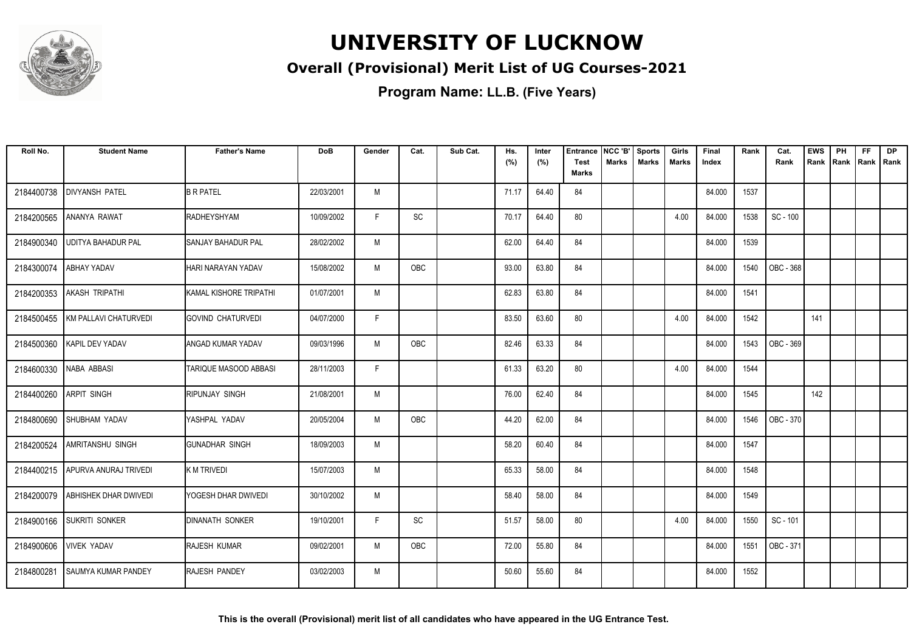# UNIVERSITY OF LUCKNOW

## Overall (Provisional) Merit List of UG Courses-2021

**Program Name: LL.B. (Five Years)**

| Roll No. | Student Name | Father's Name | DoB | Gender | Cat. | Sub Cat. | Hs. (%) | Inter (%) | Entrance Test Marks | NCC 'B' Marks | Sports Marks | Girls Marks | Final Index | Rank | Cat. Rank | EWS Rank | PH Rank | FF Rank | DP Rank |
|---|---|---|---|---|---|---|---|---|---|---|---|---|---|---|---|---|---|---|---|
| 2184400738 | DIVYANSH PATEL | B R PATEL | 22/03/2001 | M | | | 71.17 | 64.40 | 84 | | | | 84.000 | 1537 | | | | | |
| 2184200565 | ANANYA RAWAT | RADHEYSHYAM | 10/09/2002 | F | SC | | 70.17 | 64.40 | 80 | | | 4.00 | 84.000 | 1538 | SC - 100 | | | | |
| 2184900340 | UDITYA BAHADUR PAL | SANJAY BAHADUR PAL | 28/02/2002 | M | | | 62.00 | 64.40 | 84 | | | | 84.000 | 1539 | | | | | |
| 2184300074 | ABHAY YADAV | HARI NARAYAN YADAV | 15/08/2002 | M | OBC | | 93.00 | 63.80 | 84 | | | | 84.000 | 1540 | OBC - 368 | | | | |
| 2184200353 | AKASH TRIPATHI | KAMAL KISHORE TRIPATHI | 01/07/2001 | M | | | 62.83 | 63.80 | 84 | | | | 84.000 | 1541 | | | | | |
| 2184500455 | KM PALLAVI CHATURVEDI | GOVIND CHATURVEDI | 04/07/2000 | F | | | 83.50 | 63.60 | 80 | | | 4.00 | 84.000 | 1542 | | 141 | | | |
| 2184500360 | KAPIL DEV YADAV | ANGAD KUMAR YADAV | 09/03/1996 | M | OBC | | 82.46 | 63.33 | 84 | | | | 84.000 | 1543 | OBC - 369 | | | | |
| 2184600330 | NABA ABBASI | TARIQUE MASOOD ABBASI | 28/11/2003 | F | | | 61.33 | 63.20 | 80 | | | 4.00 | 84.000 | 1544 | | | | | |
| 2184400260 | ARPIT SINGH | RIPUNJAY SINGH | 21/08/2001 | M | | | 76.00 | 62.40 | 84 | | | | 84.000 | 1545 | | 142 | | | |
| 2184800690 | SHUBHAM YADAV | YASHPAL YADAV | 20/05/2004 | M | OBC | | 44.20 | 62.00 | 84 | | | | 84.000 | 1546 | OBC - 370 | | | | |
| 2184200524 | AMRITANSHU SINGH | GUNADHAR SINGH | 18/09/2003 | M | | | 58.20 | 60.40 | 84 | | | | 84.000 | 1547 | | | | | |
| 2184400215 | APURVA ANURAJ TRIVEDI | K M TRIVEDI | 15/07/2003 | M | | | 65.33 | 58.00 | 84 | | | | 84.000 | 1548 | | | | | |
| 2184200079 | ABHISHEK DHAR DWIVEDI | YOGESH DHAR DWIVEDI | 30/10/2002 | M | | | 58.40 | 58.00 | 84 | | | | 84.000 | 1549 | | | | | |
| 2184900166 | SUKRITI SONKER | DINANATH SONKER | 19/10/2001 | F | SC | | 51.57 | 58.00 | 80 | | | 4.00 | 84.000 | 1550 | SC - 101 | | | | |
| 2184900606 | VIVEK YADAV | RAJESH KUMAR | 09/02/2001 | M | OBC | | 72.00 | 55.80 | 84 | | | | 84.000 | 1551 | OBC - 371 | | | | |
| 2184800281 | SAUMYA KUMAR PANDEY | RAJESH PANDEY | 03/02/2003 | M | | | 50.60 | 55.60 | 84 | | | | 84.000 | 1552 | | | | | |

**This is the overall (Provisional) merit list of all candidates who have appeared in the UG Entrance Test.**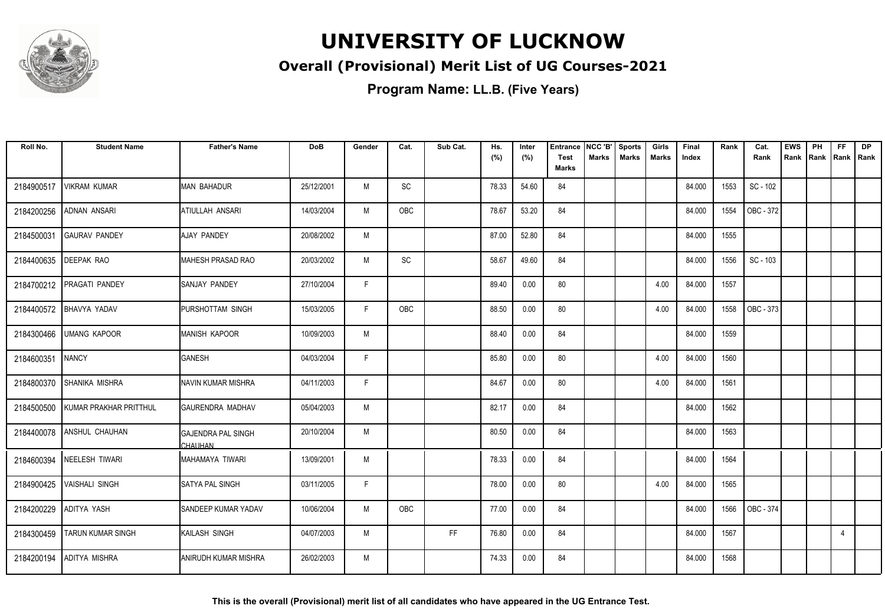# UNIVERSITY OF LUCKNOW

## Overall (Provisional) Merit List of UG Courses-2021

### Program Name: LL.B. (Five Years)

| Roll No. | Student Name | Father's Name | DoB | Gender | Cat. | Sub Cat. | Hs. (%) | Inter (%) | Entrance Test Marks | NCC 'B' Marks | Sports Marks | Girls Marks | Final Index | Rank | Cat. Rank | EWS Rank | PH Rank | FF Rank | DP Rank |
|---|---|---|---|---|---|---|---|---|---|---|---|---|---|---|---|---|---|---|---|
| 2184900517 | VIKRAM KUMAR | MAN BAHADUR | 25/12/2001 | M | SC | | 78.33 | 54.60 | 84 | | | | 84.000 | 1553 | SC - 102 | | | | |
| 2184200256 | ADNAN ANSARI | ATIULLAH ANSARI | 14/03/2004 | M | OBC | | 78.67 | 53.20 | 84 | | | | 84.000 | 1554 | OBC - 372 | | | | |
| 2184500031 | GAURAV PANDEY | AJAY PANDEY | 20/08/2002 | M | | | 87.00 | 52.80 | 84 | | | | 84.000 | 1555 | | | | | |
| 2184400635 | DEEPAK RAO | MAHESH PRASAD RAO | 20/03/2002 | M | SC | | 58.67 | 49.60 | 84 | | | | 84.000 | 1556 | SC - 103 | | | | |
| 2184700212 | PRAGATI PANDEY | SANJAY PANDEY | 27/10/2004 | F | | | 89.40 | 0.00 | 80 | | | 4.00 | 84.000 | 1557 | | | | | |
| 2184400572 | BHAVYA YADAV | PURSHOTTAM SINGH | 15/03/2005 | F | OBC | | 88.50 | 0.00 | 80 | | | 4.00 | 84.000 | 1558 | OBC - 373 | | | | |
| 2184300466 | UMANG KAPOOR | MANISH KAPOOR | 10/09/2003 | M | | | 88.40 | 0.00 | 84 | | | | 84.000 | 1559 | | | | | |
| 2184600351 | NANCY | GANESH | 04/03/2004 | F | | | 85.80 | 0.00 | 80 | | | 4.00 | 84.000 | 1560 | | | | | |
| 2184800370 | SHANIKA MISHRA | NAVIN KUMAR MISHRA | 04/11/2003 | F | | | 84.67 | 0.00 | 80 | | | 4.00 | 84.000 | 1561 | | | | | |
| 2184500500 | KUMAR PRAKHAR PRITTHUL | GAURENDRA MADHAV | 05/04/2003 | M | | | 82.17 | 0.00 | 84 | | | | 84.000 | 1562 | | | | | |
| 2184400078 | ANSHUL CHAUHAN | GAJENDRA PAL SINGH CHAUHAN | 20/10/2004 | M | | | 80.50 | 0.00 | 84 | | | | 84.000 | 1563 | | | | | |
| 2184600394 | NEELESH TIWARI | MAHAMAYA TIWARI | 13/09/2001 | M | | | 78.33 | 0.00 | 84 | | | | 84.000 | 1564 | | | | | |
| 2184900425 | VAISHALI SINGH | SATYA PAL SINGH | 03/11/2005 | F | | | 78.00 | 0.00 | 80 | | | 4.00 | 84.000 | 1565 | | | | | |
| 2184200229 | ADITYA YASH | SANDEEP KUMAR YADAV | 10/06/2004 | M | OBC | | 77.00 | 0.00 | 84 | | | | 84.000 | 1566 | OBC - 374 | | | | |
| 2184300459 | TARUN KUMAR SINGH | KAILASH SINGH | 04/07/2003 | M | | FF | 76.80 | 0.00 | 84 | | | | 84.000 | 1567 | | | | 4 | |
| 2184200194 | ADITYA MISHRA | ANIRUDH KUMAR MISHRA | 26/02/2003 | M | | | 74.33 | 0.00 | 84 | | | | 84.000 | 1568 | | | | | |

**This is the overall (Provisional) merit list of all candidates who have appeared in the UG Entrance Test.**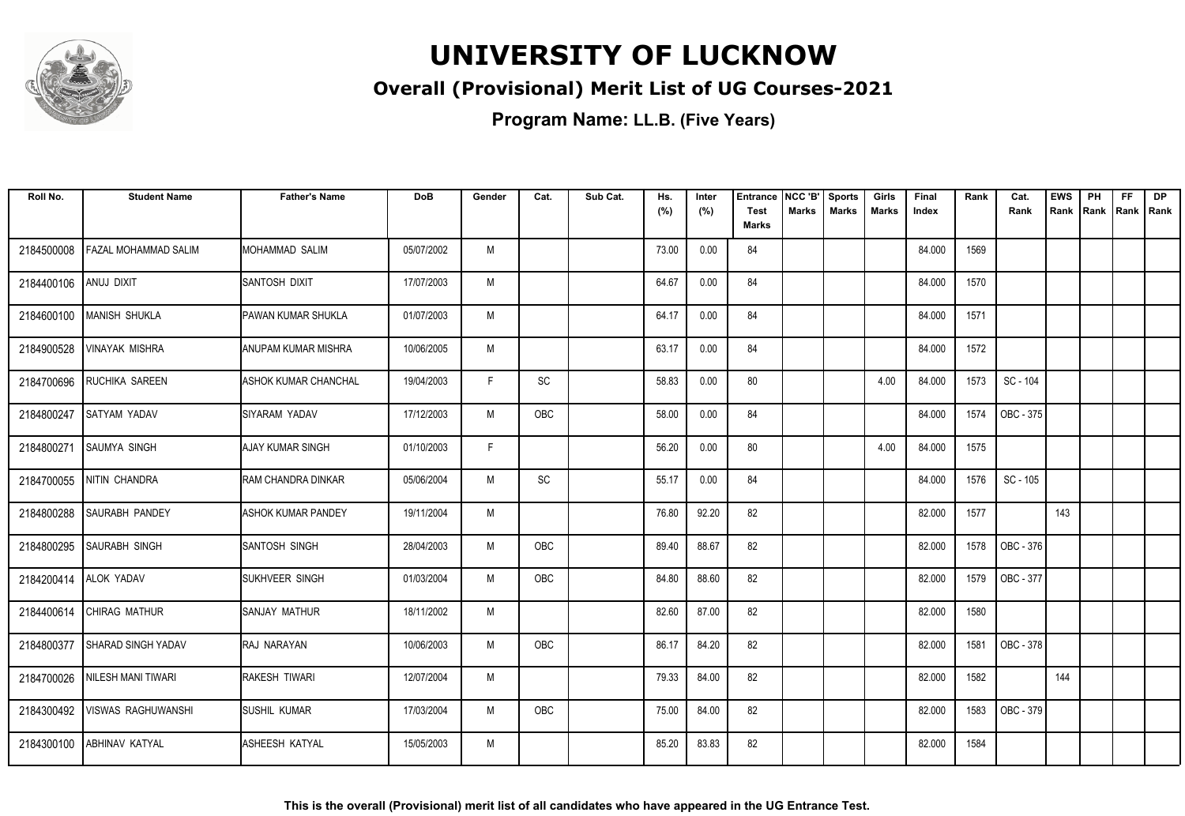# UNIVERSITY OF LUCKNOW

## Overall (Provisional) Merit List of UG Courses-2021

**Program Name: LL.B. (Five Years)**

| Roll No. | Student Name | Father's Name | DoB | Gender | Cat. | Sub Cat. | Hs. (%) | Inter (%) | Entrance Test Marks | NCC 'B' Marks | Sports Marks | Girls Marks | Final Index | Rank | Cat. Rank | EWS Rank | PH Rank | FF Rank | DP Rank |
|---|---|---|---|---|---|---|---|---|---|---|---|---|---|---|---|---|---|---|---|
| 2184500008 | FAZAL MOHAMMAD SALIM | MOHAMMAD SALIM | 05/07/2002 | M | | | 73.00 | 0.00 | 84 | | | | 84.000 | 1569 | | | | | |
| 2184400106 | ANUJ DIXIT | SANTOSH DIXIT | 17/07/2003 | M | | | 64.67 | 0.00 | 84 | | | | 84.000 | 1570 | | | | | |
| 2184600100 | MANISH SHUKLA | PAWAN KUMAR SHUKLA | 01/07/2003 | M | | | 64.17 | 0.00 | 84 | | | | 84.000 | 1571 | | | | | |
| 2184900528 | VINAYAK MISHRA | ANUPAM KUMAR MISHRA | 10/06/2005 | M | | | 63.17 | 0.00 | 84 | | | | 84.000 | 1572 | | | | | |
| 2184700696 | RUCHIKA SAREEN | ASHOK KUMAR CHANCHAL | 19/04/2003 | F | SC | | 58.83 | 0.00 | 80 | | | 4.00 | 84.000 | 1573 | SC - 104 | | | | |
| 2184800247 | SATYAM YADAV | SIYARAM YADAV | 17/12/2003 | M | OBC | | 58.00 | 0.00 | 84 | | | | 84.000 | 1574 | OBC - 375 | | | | |
| 2184800271 | SAUMYA SINGH | AJAY KUMAR SINGH | 01/10/2003 | F | | | 56.20 | 0.00 | 80 | | | 4.00 | 84.000 | 1575 | | | | | |
| 2184700055 | NITIN CHANDRA | RAM CHANDRA DINKAR | 05/06/2004 | M | SC | | 55.17 | 0.00 | 84 | | | | 84.000 | 1576 | SC - 105 | | | | |
| 2184800288 | SAURABH PANDEY | ASHOK KUMAR PANDEY | 19/11/2004 | M | | | 76.80 | 92.20 | 82 | | | | 82.000 | 1577 | | 143 | | | |
| 2184800295 | SAURABH SINGH | SANTOSH SINGH | 28/04/2003 | M | OBC | | 89.40 | 88.67 | 82 | | | | 82.000 | 1578 | OBC - 376 | | | | |
| 2184200414 | ALOK YADAV | SUKHVEER SINGH | 01/03/2004 | M | OBC | | 84.80 | 88.60 | 82 | | | | 82.000 | 1579 | OBC - 377 | | | | |
| 2184400614 | CHIRAG MATHUR | SANJAY MATHUR | 18/11/2002 | M | | | 82.60 | 87.00 | 82 | | | | 82.000 | 1580 | | | | | |
| 2184800377 | SHARAD SINGH YADAV | RAJ NARAYAN | 10/06/2003 | M | OBC | | 86.17 | 84.20 | 82 | | | | 82.000 | 1581 | OBC - 378 | | | | |
| 2184700026 | NILESH MANI TIWARI | RAKESH TIWARI | 12/07/2004 | M | | | 79.33 | 84.00 | 82 | | | | 82.000 | 1582 | | 144 | | | |
| 2184300492 | VISWAS RAGHUWANSHI | SUSHIL KUMAR | 17/03/2004 | M | OBC | | 75.00 | 84.00 | 82 | | | | 82.000 | 1583 | OBC - 379 | | | | |
| 2184300100 | ABHINAV KATYAL | ASHEESH KATYAL | 15/05/2003 | M | | | 85.20 | 83.83 | 82 | | | | 82.000 | 1584 | | | | | |

**This is the overall (Provisional) merit list of all candidates who have appeared in the UG Entrance Test.**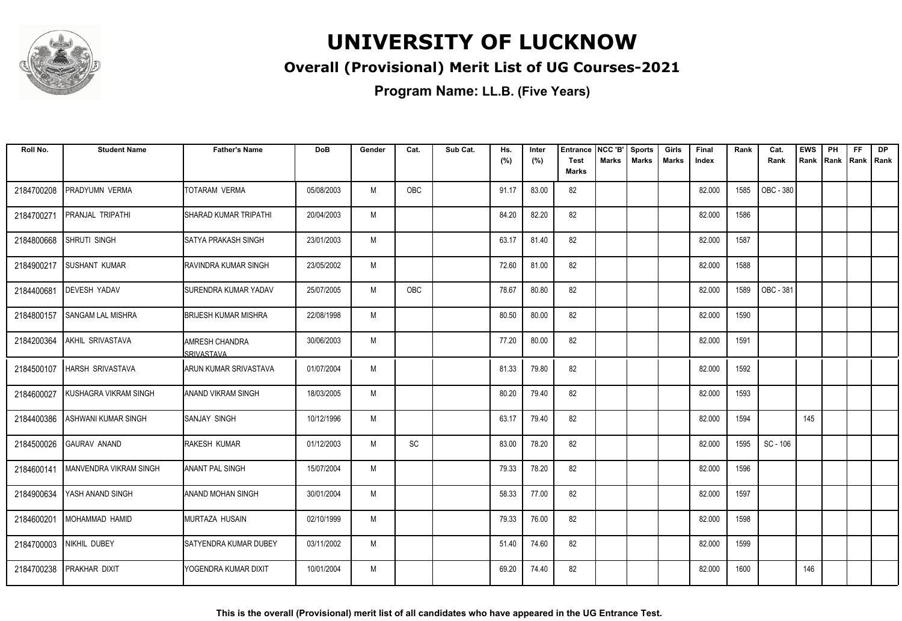# UNIVERSITY OF LUCKNOW

## Overall (Provisional) Merit List of UG Courses-2021

### Program Name: LL.B. (Five Years)

| Roll No. | Student Name | Father's Name | DoB | Gender | Cat. | Sub Cat. | Hs. (%) | Inter (%) | Entrance Test Marks | NCC 'B' Marks | Sports Marks | Girls Marks | Final Index | Rank | Cat. Rank | EWS Rank | PH Rank | FF Rank | DP Rank |
|---|---|---|---|---|---|---|---|---|---|---|---|---|---|---|---|---|---|---|---|
| 2184700208 | PRADYUMN VERMA | TOTARAM VERMA | 05/08/2003 | M | OBC | | 91.17 | 83.00 | 82 | | | | 82.000 | 1585 | OBC - 380 | | | | |
| 2184700271 | PRANJAL TRIPATHI | SHARAD KUMAR TRIPATHI | 20/04/2003 | M | | | 84.20 | 82.20 | 82 | | | | 82.000 | 1586 | | | | | |
| 2184800668 | SHRUTI SINGH | SATYA PRAKASH SINGH | 23/01/2003 | M | | | 63.17 | 81.40 | 82 | | | | 82.000 | 1587 | | | | | |
| 2184900217 | SUSHANT KUMAR | RAVINDRA KUMAR SINGH | 23/05/2002 | M | | | 72.60 | 81.00 | 82 | | | | 82.000 | 1588 | | | | | |
| 2184400681 | DEVESH YADAV | SURENDRA KUMAR YADAV | 25/07/2005 | M | OBC | | 78.67 | 80.80 | 82 | | | | 82.000 | 1589 | OBC - 381 | | | | |
| 2184800157 | SANGAM LAL MISHRA | BRIJESH KUMAR MISHRA | 22/08/1998 | M | | | 80.50 | 80.00 | 82 | | | | 82.000 | 1590 | | | | | |
| 2184200364 | AKHIL SRIVASTAVA | AMRESH CHANDRA SRIVASTAVA | 30/06/2003 | M | | | 77.20 | 80.00 | 82 | | | | 82.000 | 1591 | | | | | |
| 2184500107 | HARSH SRIVASTAVA | ARUN KUMAR SRIVASTAVA | 01/07/2004 | M | | | 81.33 | 79.80 | 82 | | | | 82.000 | 1592 | | | | | |
| 2184600027 | KUSHAGRA VIKRAM SINGH | ANAND VIKRAM SINGH | 18/03/2005 | M | | | 80.20 | 79.40 | 82 | | | | 82.000 | 1593 | | | | | |
| 2184400386 | ASHWANI KUMAR SINGH | SANJAY SINGH | 10/12/1996 | M | | | 63.17 | 79.40 | 82 | | | | 82.000 | 1594 | | 145 | | | |
| 2184500026 | GAURAV ANAND | RAKESH KUMAR | 01/12/2003 | M | SC | | 83.00 | 78.20 | 82 | | | | 82.000 | 1595 | SC - 106 | | | | |
| 2184600141 | MANVENDRA VIKRAM SINGH | ANANT PAL SINGH | 15/07/2004 | M | | | 79.33 | 78.20 | 82 | | | | 82.000 | 1596 | | | | | |
| 2184900634 | YASH ANAND SINGH | ANAND MOHAN SINGH | 30/01/2004 | M | | | 58.33 | 77.00 | 82 | | | | 82.000 | 1597 | | | | | |
| 2184600201 | MOHAMMAD HAMID | MURTAZA HUSAIN | 02/10/1999 | M | | | 79.33 | 76.00 | 82 | | | | 82.000 | 1598 | | | | | |
| 2184700003 | NIKHIL DUBEY | SATYENDRA KUMAR DUBEY | 03/11/2002 | M | | | 51.40 | 74.60 | 82 | | | | 82.000 | 1599 | | | | | |
| 2184700238 | PRAKHAR DIXIT | YOGENDRA KUMAR DIXIT | 10/01/2004 | M | | | 69.20 | 74.40 | 82 | | | | 82.000 | 1600 | | 146 | | | |

**This is the overall (Provisional) merit list of all candidates who have appeared in the UG Entrance Test.**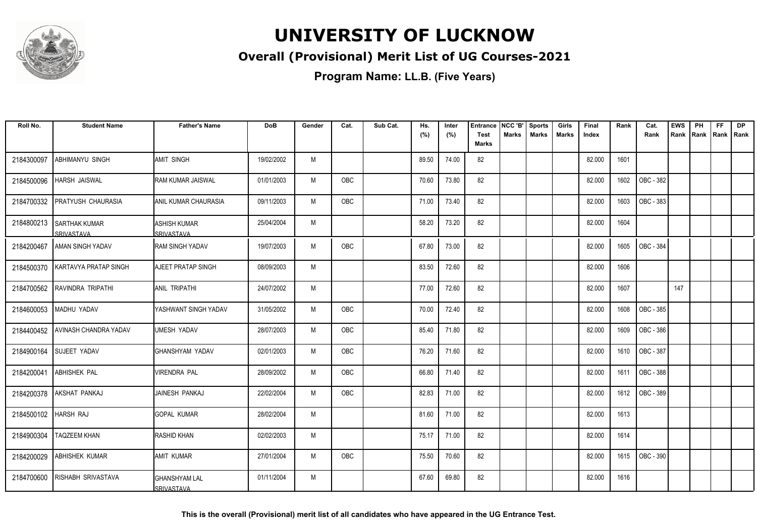# UNIVERSITY OF LUCKNOW

## Overall (Provisional) Merit List of UG Courses-2021

**Program Name: LL.B. (Five Years)**

| Roll No. | Student Name | Father's Name | DoB | Gender | Cat. | Sub Cat. | Hs. (%) | Inter (%) | Entrance Test Marks | NCC 'B' Marks | Sports Marks | Girls Marks | Final Index | Rank | Cat. Rank | EWS Rank | PH Rank | FF Rank | DP Rank |
|---|---|---|---|---|---|---|---|---|---|---|---|---|---|---|---|---|---|---|---|
| 2184300097 | ABHIMANYU SINGH | AMIT SINGH | 19/02/2002 | M | | | 89.50 | 74.00 | 82 | | | | 82.000 | 1601 | | | | | |
| 2184500096 | HARSH JAISWAL | RAM KUMAR JAISWAL | 01/01/2003 | M | OBC | | 70.60 | 73.80 | 82 | | | | 82.000 | 1602 | OBC - 382 | | | | |
| 2184700332 | PRATYUSH CHAURASIA | ANIL KUMAR CHAURASIA | 09/11/2003 | M | OBC | | 71.00 | 73.40 | 82 | | | | 82.000 | 1603 | OBC - 383 | | | | |
| 2184800213 | SARTHAK KUMAR SRIVASTAVA | ASHISH KUMAR SRIVASTAVA | 25/04/2004 | M | | | 58.20 | 73.20 | 82 | | | | 82.000 | 1604 | | | | | |
| 2184200467 | AMAN SINGH YADAV | RAM SINGH YADAV | 19/07/2003 | M | OBC | | 67.80 | 73.00 | 82 | | | | 82.000 | 1605 | OBC - 384 | | | | |
| 2184500370 | KARTAVYA PRATAP SINGH | AJEET PRATAP SINGH | 08/09/2003 | M | | | 83.50 | 72.60 | 82 | | | | 82.000 | 1606 | | | | | |
| 2184700562 | RAVINDRA TRIPATHI | ANIL TRIPATHI | 24/07/2002 | M | | | 77.00 | 72.60 | 82 | | | | 82.000 | 1607 | | 147 | | | |
| 2184600053 | MADHU YADAV | YASHWANT SINGH YADAV | 31/05/2002 | M | OBC | | 70.00 | 72.40 | 82 | | | | 82.000 | 1608 | OBC - 385 | | | | |
| 2184400452 | AVINASH CHANDRA YADAV | UMESH YADAV | 28/07/2003 | M | OBC | | 85.40 | 71.80 | 82 | | | | 82.000 | 1609 | OBC - 386 | | | | |
| 2184900164 | SUJEET YADAV | GHANSHYAM YADAV | 02/01/2003 | M | OBC | | 76.20 | 71.60 | 82 | | | | 82.000 | 1610 | OBC - 387 | | | | |
| 2184200041 | ABHISHEK PAL | VIRENDRA PAL | 28/09/2002 | M | OBC | | 66.80 | 71.40 | 82 | | | | 82.000 | 1611 | OBC - 388 | | | | |
| 2184200378 | AKSHAT PANKAJ | JAINESH PANKAJ | 22/02/2004 | M | OBC | | 82.83 | 71.00 | 82 | | | | 82.000 | 1612 | OBC - 389 | | | | |
| 2184500102 | HARSH RAJ | GOPAL KUMAR | 28/02/2004 | M | | | 81.60 | 71.00 | 82 | | | | 82.000 | 1613 | | | | | |
| 2184900304 | TAQZEEM KHAN | RASHID KHAN | 02/02/2003 | M | | | 75.17 | 71.00 | 82 | | | | 82.000 | 1614 | | | | | |
| 2184200029 | ABHISHEK KUMAR | AMIT KUMAR | 27/01/2004 | M | OBC | | 75.50 | 70.60 | 82 | | | | 82.000 | 1615 | OBC - 390 | | | | |
| 2184700600 | RISHABH SRIVASTAVA | GHANSHYAM LAL SRIVASTAVA | 01/11/2004 | M | | | 67.60 | 69.80 | 82 | | | | 82.000 | 1616 | | | | | |

**This is the overall (Provisional) merit list of all candidates who have appeared in the UG Entrance Test.**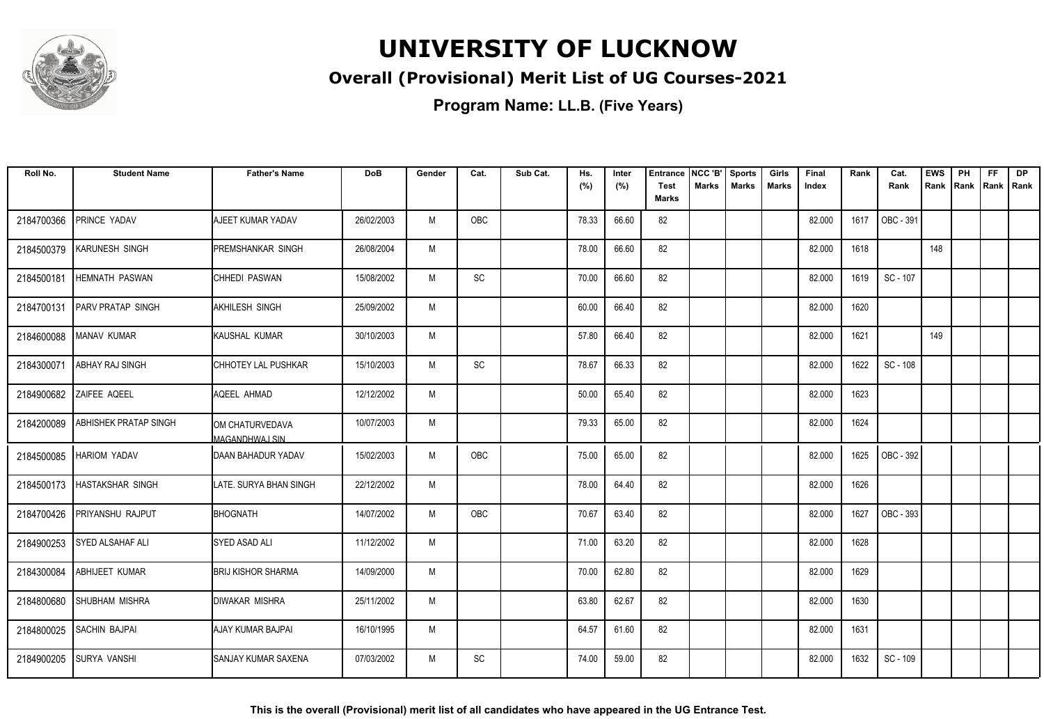# UNIVERSITY OF LUCKNOW

## Overall (Provisional) Merit List of UG Courses-2021

**Program Name: LL.B. (Five Years)**

| Roll No. | Student Name | Father's Name | DoB | Gender | Cat. | Sub Cat. | Hs. (%) | Inter (%) | Entrance Test Marks | NCC 'B' Marks | Sports Marks | Girls Marks | Final Index | Rank | Cat. Rank | EWS Rank | PH Rank | FF Rank | DP Rank |
|---|---|---|---|---|---|---|---|---|---|---|---|---|---|---|---|---|---|---|---|
| 2184700366 | PRINCE YADAV | AJEET KUMAR YADAV | 26/02/2003 | M | OBC | | 78.33 | 66.60 | 82 | | | | 82.000 | 1617 | OBC - 391 | | | | |
| 2184500379 | KARUNESH SINGH | PREMSHANKAR SINGH | 26/08/2004 | M | | | 78.00 | 66.60 | 82 | | | | 82.000 | 1618 | | 148 | | | |
| 2184500181 | HEMNATH PASWAN | CHHEDI PASWAN | 15/08/2002 | M | SC | | 70.00 | 66.60 | 82 | | | | 82.000 | 1619 | SC - 107 | | | | |
| 2184700131 | PARV PRATAP SINGH | AKHILESH SINGH | 25/09/2002 | M | | | 60.00 | 66.40 | 82 | | | | 82.000 | 1620 | | | | | |
| 2184600088 | MANAV KUMAR | KAUSHAL KUMAR | 30/10/2003 | M | | | 57.80 | 66.40 | 82 | | | | 82.000 | 1621 | | 149 | | | |
| 2184300071 | ABHAY RAJ SINGH | CHHOTEY LAL PUSHKAR | 15/10/2003 | M | SC | | 78.67 | 66.33 | 82 | | | | 82.000 | 1622 | SC - 108 | | | | |
| 2184900682 | ZAIFEE AQEEL | AQEEL AHMAD | 12/12/2002 | M | | | 50.00 | 65.40 | 82 | | | | 82.000 | 1623 | | | | | |
| 2184200089 | ABHISHEK PRATAP SINGH | OM CHATURVEDAVA MAGANDHWAJ SIN | 10/07/2003 | M | | | 79.33 | 65.00 | 82 | | | | 82.000 | 1624 | | | | | |
| 2184500085 | HARIOM YADAV | DAAN BAHADUR YADAV | 15/02/2003 | M | OBC | | 75.00 | 65.00 | 82 | | | | 82.000 | 1625 | OBC - 392 | | | | |
| 2184500173 | HASTAKSHAR SINGH | LATE. SURYA BHAN SINGH | 22/12/2002 | M | | | 78.00 | 64.40 | 82 | | | | 82.000 | 1626 | | | | | |
| 2184700426 | PRIYANSHU RAJPUT | BHOGNATH | 14/07/2002 | M | OBC | | 70.67 | 63.40 | 82 | | | | 82.000 | 1627 | OBC - 393 | | | | |
| 2184900253 | SYED ALSAHAF ALI | SYED ASAD ALI | 11/12/2002 | M | | | 71.00 | 63.20 | 82 | | | | 82.000 | 1628 | | | | | |
| 2184300084 | ABHIJEET KUMAR | BRIJ KISHOR SHARMA | 14/09/2000 | M | | | 70.00 | 62.80 | 82 | | | | 82.000 | 1629 | | | | | |
| 2184800680 | SHUBHAM MISHRA | DIWAKAR MISHRA | 25/11/2002 | M | | | 63.80 | 62.67 | 82 | | | | 82.000 | 1630 | | | | | |
| 2184800025 | SACHIN BAJPAI | AJAY KUMAR BAJPAI | 16/10/1995 | M | | | 64.57 | 61.60 | 82 | | | | 82.000 | 1631 | | | | | |
| 2184900205 | SURYA VANSHI | SANJAY KUMAR SAXENA | 07/03/2002 | M | SC | | 74.00 | 59.00 | 82 | | | | 82.000 | 1632 | SC - 109 | | | | |

**This is the overall (Provisional) merit list of all candidates who have appeared in the UG Entrance Test.**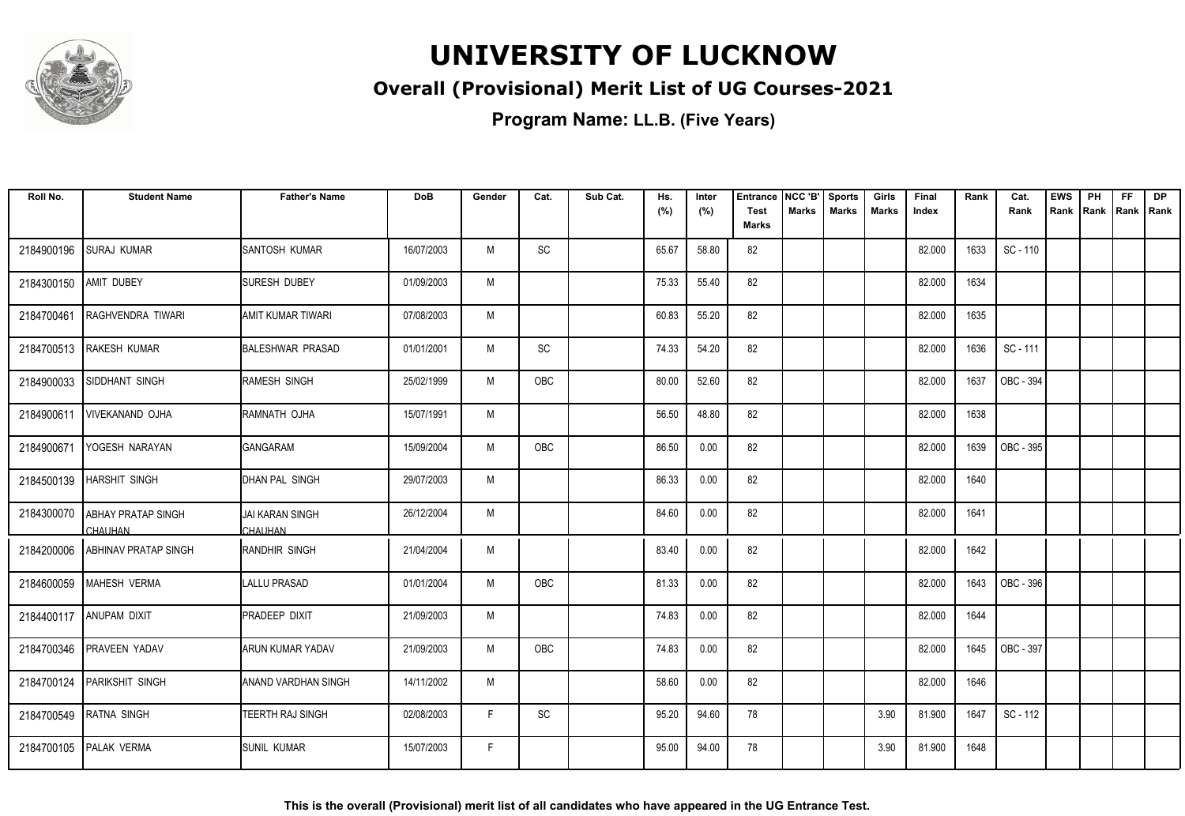# UNIVERSITY OF LUCKNOW

## Overall (Provisional) Merit List of UG Courses-2021

### Program Name: LL.B. (Five Years)

| Roll No. | Student Name | Father's Name | DoB | Gender | Cat. | Sub Cat. | Hs. (%) | Inter (%) | Entrance Test Marks | NCC 'B' Marks | Sports Marks | Girls Marks | Final Index | Rank | Cat. Rank | EWS Rank | PH Rank | FF Rank | DP Rank |
|---|---|---|---|---|---|---|---|---|---|---|---|---|---|---|---|---|---|---|---|
| 2184900196 | SURAJ KUMAR | SANTOSH KUMAR | 16/07/2003 | M | SC | | 65.67 | 58.80 | 82 | | | | 82.000 | 1633 | SC - 110 | | | | |
| 2184300150 | AMIT DUBEY | SURESH DUBEY | 01/09/2003 | M | | | 75.33 | 55.40 | 82 | | | | 82.000 | 1634 | | | | | |
| 2184700461 | RAGHVENDRA TIWARI | AMIT KUMAR TIWARI | 07/08/2003 | M | | | 60.83 | 55.20 | 82 | | | | 82.000 | 1635 | | | | | |
| 2184700513 | RAKESH KUMAR | BALESHWAR PRASAD | 01/01/2001 | M | SC | | 74.33 | 54.20 | 82 | | | | 82.000 | 1636 | SC - 111 | | | | |
| 2184900033 | SIDDHANT SINGH | RAMESH SINGH | 25/02/1999 | M | OBC | | 80.00 | 52.60 | 82 | | | | 82.000 | 1637 | OBC - 394 | | | | |
| 2184900611 | VIVEKANAND OJHA | RAMNATH OJHA | 15/07/1991 | M | | | 56.50 | 48.80 | 82 | | | | 82.000 | 1638 | | | | | |
| 2184900671 | YOGESH NARAYAN | GANGARAM | 15/09/2004 | M | OBC | | 86.50 | 0.00 | 82 | | | | 82.000 | 1639 | OBC - 395 | | | | |
| 2184500139 | HARSHIT SINGH | DHAN PAL SINGH | 29/07/2003 | M | | | 86.33 | 0.00 | 82 | | | | 82.000 | 1640 | | | | | |
| 2184300070 | ABHAY PRATAP SINGH CHAUHAN | JAI KARAN SINGH CHAUHAN | 26/12/2004 | M | | | 84.60 | 0.00 | 82 | | | | 82.000 | 1641 | | | | | |
| 2184200006 | ABHINAV PRATAP SINGH | RANDHIR SINGH | 21/04/2004 | M | | | 83.40 | 0.00 | 82 | | | | 82.000 | 1642 | | | | | |
| 2184600059 | MAHESH VERMA | LALLU PRASAD | 01/01/2004 | M | OBC | | 81.33 | 0.00 | 82 | | | | 82.000 | 1643 | OBC - 396 | | | | |
| 2184400117 | ANUPAM DIXIT | PRADEEP DIXIT | 21/09/2003 | M | | | 74.83 | 0.00 | 82 | | | | 82.000 | 1644 | | | | | |
| 2184700346 | PRAVEEN YADAV | ARUN KUMAR YADAV | 21/09/2003 | M | OBC | | 74.83 | 0.00 | 82 | | | | 82.000 | 1645 | OBC - 397 | | | | |
| 2184700124 | PARIKSHIT SINGH | ANAND VARDHAN SINGH | 14/11/2002 | M | | | 58.60 | 0.00 | 82 | | | | 82.000 | 1646 | | | | | |
| 2184700549 | RATNA SINGH | TEERTH RAJ SINGH | 02/08/2003 | F | SC | | 95.20 | 94.60 | 78 | | | 3.90 | 81.900 | 1647 | SC - 112 | | | | |
| 2184700105 | PALAK VERMA | SUNIL KUMAR | 15/07/2003 | F | | | 95.00 | 94.00 | 78 | | | 3.90 | 81.900 | 1648 | | | | | |

**This is the overall (Provisional) merit list of all candidates who have appeared in the UG Entrance Test.**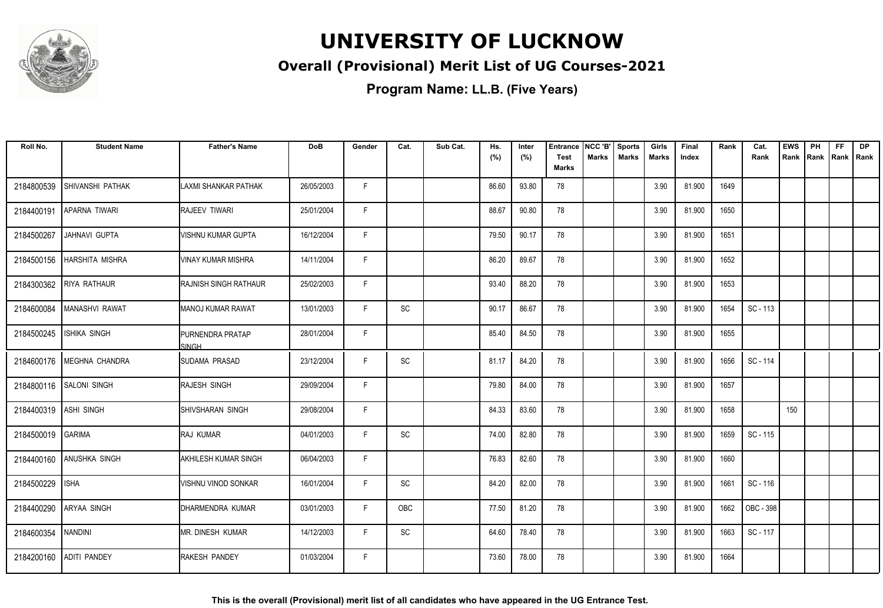# UNIVERSITY OF LUCKNOW

## Overall (Provisional) Merit List of UG Courses-2021

### Program Name: LL.B. (Five Years)

| Roll No. | Student Name | Father's Name | DoB | Gender | Cat. | Sub Cat. | Hs. (%) | Inter (%) | Entrance Test Marks | NCC 'B' Marks | Sports Marks | Girls Marks | Final Index | Rank | Cat. Rank | EWS Rank | PH Rank | FF Rank | DP Rank |
|---|---|---|---|---|---|---|---|---|---|---|---|---|---|---|---|---|---|---|---|
| 2184800539 | SHIVANSHI PATHAK | LAXMI SHANKAR PATHAK | 26/05/2003 | F | | | 86.60 | 93.80 | 78 | | | 3.90 | 81.900 | 1649 | | | | | |
| 2184400191 | APARNA TIWARI | RAJEEV TIWARI | 25/01/2004 | F | | | 88.67 | 90.80 | 78 | | | 3.90 | 81.900 | 1650 | | | | | |
| 2184500267 | JAHNAVI GUPTA | VISHNU KUMAR GUPTA | 16/12/2004 | F | | | 79.50 | 90.17 | 78 | | | 3.90 | 81.900 | 1651 | | | | | |
| 2184500156 | HARSHITA MISHRA | VINAY KUMAR MISHRA | 14/11/2004 | F | | | 86.20 | 89.67 | 78 | | | 3.90 | 81.900 | 1652 | | | | | |
| 2184300362 | RIYA RATHAUR | RAJNISH SINGH RATHAUR | 25/02/2003 | F | | | 93.40 | 88.20 | 78 | | | 3.90 | 81.900 | 1653 | | | | | |
| 2184600084 | MANASHVI RAWAT | MANOJ KUMAR RAWAT | 13/01/2003 | F | SC | | 90.17 | 86.67 | 78 | | | 3.90 | 81.900 | 1654 | SC - 113 | | | | |
| 2184500245 | ISHIKA SINGH | PURNENDRA PRATAP SINGH | 28/01/2004 | F | | | 85.40 | 84.50 | 78 | | | 3.90 | 81.900 | 1655 | | | | | |
| 2184600176 | MEGHNA CHANDRA | SUDAMA PRASAD | 23/12/2004 | F | SC | | 81.17 | 84.20 | 78 | | | 3.90 | 81.900 | 1656 | SC - 114 | | | | |
| 2184800116 | SALONI SINGH | RAJESH SINGH | 29/09/2004 | F | | | 79.80 | 84.00 | 78 | | | 3.90 | 81.900 | 1657 | | | | | |
| 2184400319 | ASHI SINGH | SHIVSHARAN SINGH | 29/08/2004 | F | | | 84.33 | 83.60 | 78 | | | 3.90 | 81.900 | 1658 | | 150 | | | |
| 2184500019 | GARIMA | RAJ KUMAR | 04/01/2003 | F | SC | | 74.00 | 82.80 | 78 | | | 3.90 | 81.900 | 1659 | SC - 115 | | | | |
| 2184400160 | ANUSHKA SINGH | AKHILESH KUMAR SINGH | 06/04/2003 | F | | | 76.83 | 82.60 | 78 | | | 3.90 | 81.900 | 1660 | | | | | |
| 2184500229 | ISHA | VISHNU VINOD SONKAR | 16/01/2004 | F | SC | | 84.20 | 82.00 | 78 | | | 3.90 | 81.900 | 1661 | SC - 116 | | | | |
| 2184400290 | ARYAA SINGH | DHARMENDRA KUMAR | 03/01/2003 | F | OBC | | 77.50 | 81.20 | 78 | | | 3.90 | 81.900 | 1662 | OBC - 398 | | | | |
| 2184600354 | NANDINI | MR. DINESH KUMAR | 14/12/2003 | F | SC | | 64.60 | 78.40 | 78 | | | 3.90 | 81.900 | 1663 | SC - 117 | | | | |
| 2184200160 | ADITI PANDEY | RAKESH PANDEY | 01/03/2004 | F | | | 73.60 | 78.00 | 78 | | | 3.90 | 81.900 | 1664 | | | | | |

**This is the overall (Provisional) merit list of all candidates who have appeared in the UG Entrance Test.**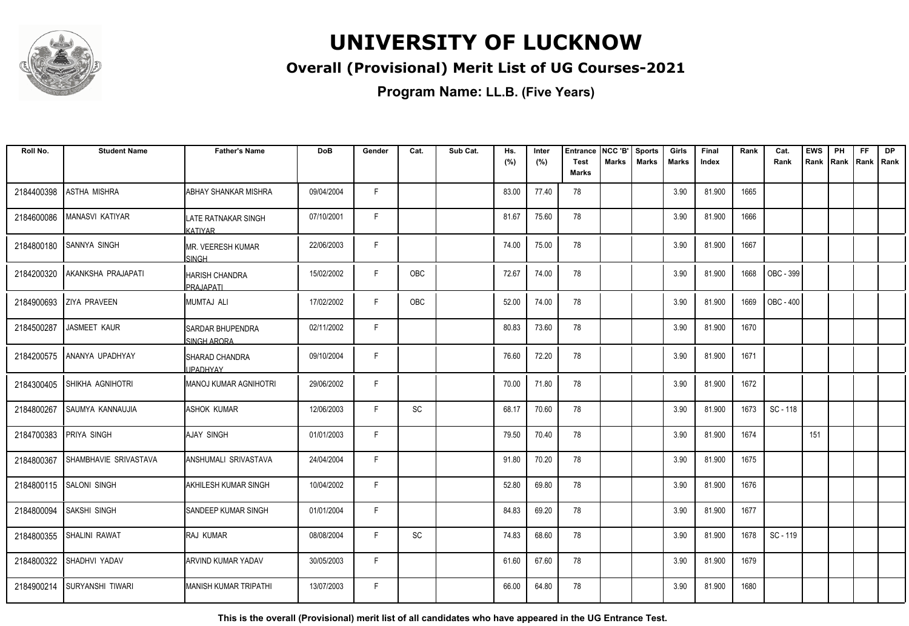# UNIVERSITY OF LUCKNOW

## Overall (Provisional) Merit List of UG Courses-2021

### Program Name: LL.B. (Five Years)

| Roll No. | Student Name | Father's Name | DoB | Gender | Cat. | Sub Cat. | Hs. (%) | Inter (%) | Entrance Test Marks | NCC 'B' Marks | Sports Marks | Girls Marks | Final Index | Rank | Cat. Rank | EWS Rank | PH Rank | FF Rank | DP Rank |
|---|---|---|---|---|---|---|---|---|---|---|---|---|---|---|---|---|---|---|---|
| 2184400398 | ASTHA MISHRA | ABHAY SHANKAR MISHRA | 09/04/2004 | F | | | 83.00 | 77.40 | 78 | | | 3.90 | 81.900 | 1665 | | | | | |
| 2184600086 | MANASVI KATIYAR | LATE RATNAKAR SINGH KATIYAR | 07/10/2001 | F | | | 81.67 | 75.60 | 78 | | | 3.90 | 81.900 | 1666 | | | | | |
| 2184800180 | SANNYA SINGH | MR. VEERESH KUMAR SINGH | 22/06/2003 | F | | | 74.00 | 75.00 | 78 | | | 3.90 | 81.900 | 1667 | | | | | |
| 2184200320 | AKANKSHA PRAJAPATI | HARISH CHANDRA PRAJAPATI | 15/02/2002 | F | OBC | | 72.67 | 74.00 | 78 | | | 3.90 | 81.900 | 1668 | OBC - 399 | | | | |
| 2184900693 | ZIYA PRAVEEN | MUMTAJ ALI | 17/02/2002 | F | OBC | | 52.00 | 74.00 | 78 | | | 3.90 | 81.900 | 1669 | OBC - 400 | | | | |
| 2184500287 | JASMEET KAUR | SARDAR BHUPENDRA SINGH ARORA | 02/11/2002 | F | | | 80.83 | 73.60 | 78 | | | 3.90 | 81.900 | 1670 | | | | | |
| 2184200575 | ANANYA UPADHYAY | SHARAD CHANDRA UPADHYAY | 09/10/2004 | F | | | 76.60 | 72.20 | 78 | | | 3.90 | 81.900 | 1671 | | | | | |
| 2184300405 | SHIKHA AGNIHOTRI | MANOJ KUMAR AGNIHOTRI | 29/06/2002 | F | | | 70.00 | 71.80 | 78 | | | 3.90 | 81.900 | 1672 | | | | | |
| 2184800267 | SAUMYA KANNAUJIA | ASHOK KUMAR | 12/06/2003 | F | SC | | 68.17 | 70.60 | 78 | | | 3.90 | 81.900 | 1673 | SC - 118 | | | | |
| 2184700383 | PRIYA SINGH | AJAY SINGH | 01/01/2003 | F | | | 79.50 | 70.40 | 78 | | | 3.90 | 81.900 | 1674 | | 151 | | | |
| 2184800367 | SHAMBHAVIE SRIVASTAVA | ANSHUMALI SRIVASTAVA | 24/04/2004 | F | | | 91.80 | 70.20 | 78 | | | 3.90 | 81.900 | 1675 | | | | | |
| 2184800115 | SALONI SINGH | AKHILESH KUMAR SINGH | 10/04/2002 | F | | | 52.80 | 69.80 | 78 | | | 3.90 | 81.900 | 1676 | | | | | |
| 2184800094 | SAKSHI SINGH | SANDEEP KUMAR SINGH | 01/01/2004 | F | | | 84.83 | 69.20 | 78 | | | 3.90 | 81.900 | 1677 | | | | | |
| 2184800355 | SHALINI RAWAT | RAJ KUMAR | 08/08/2004 | F | SC | | 74.83 | 68.60 | 78 | | | 3.90 | 81.900 | 1678 | SC - 119 | | | | |
| 2184800322 | SHADHVI YADAV | ARVIND KUMAR YADAV | 30/05/2003 | F | | | 61.60 | 67.60 | 78 | | | 3.90 | 81.900 | 1679 | | | | | |
| 2184900214 | SURYANSHI TIWARI | MANISH KUMAR TRIPATHI | 13/07/2003 | F | | | 66.00 | 64.80 | 78 | | | 3.90 | 81.900 | 1680 | | | | | |

**This is the overall (Provisional) merit list of all candidates who have appeared in the UG Entrance Test.**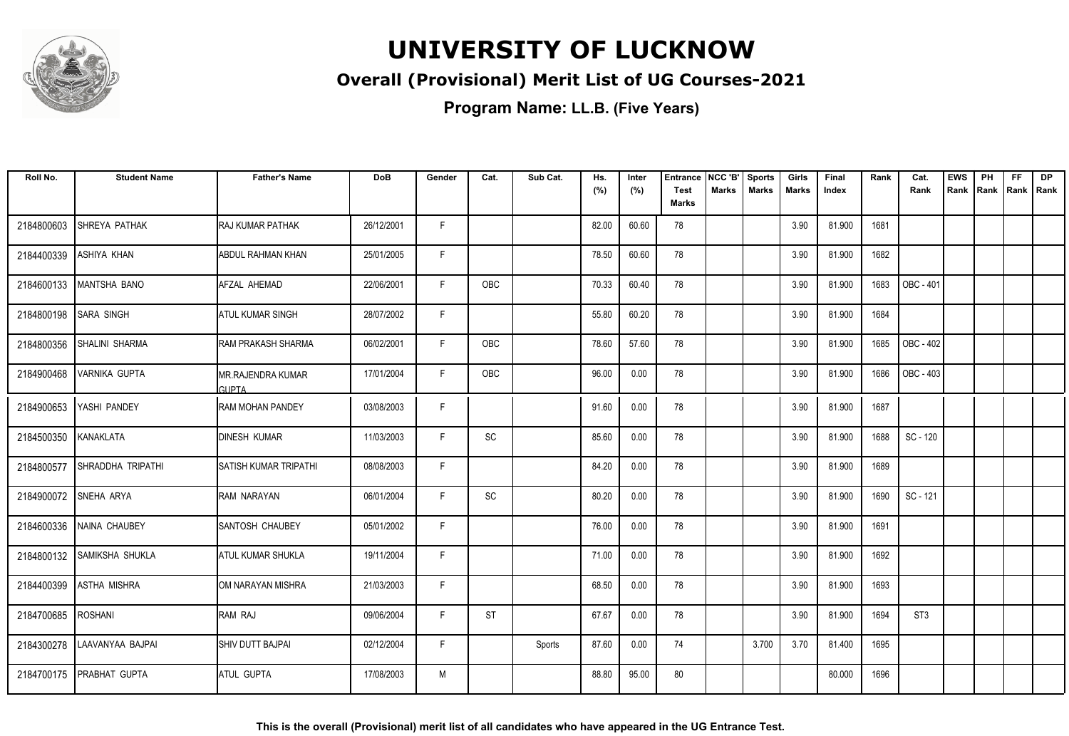# UNIVERSITY OF LUCKNOW

## Overall (Provisional) Merit List of UG Courses-2021

### Program Name: LL.B. (Five Years)

| Roll No. | Student Name | Father's Name | DoB | Gender | Cat. | Sub Cat. | Hs. (%) | Inter (%) | Entrance Test Marks | NCC 'B' Marks | Sports Marks | Girls Marks | Final Index | Rank | Cat. Rank | EWS Rank | PH Rank | FF Rank | DP Rank |
|---|---|---|---|---|---|---|---|---|---|---|---|---|---|---|---|---|---|---|---|
| 2184800603 | SHREYA PATHAK | RAJ KUMAR PATHAK | 26/12/2001 | F | | | 82.00 | 60.60 | 78 | | | 3.90 | 81.900 | 1681 | | | | | |
| 2184400339 | ASHIYA KHAN | ABDUL RAHMAN KHAN | 25/01/2005 | F | | | 78.50 | 60.60 | 78 | | | 3.90 | 81.900 | 1682 | | | | | |
| 2184600133 | MANTSHA BANO | AFZAL AHEMAD | 22/06/2001 | F | OBC | | 70.33 | 60.40 | 78 | | | 3.90 | 81.900 | 1683 | OBC - 401 | | | | |
| 2184800198 | SARA SINGH | ATUL KUMAR SINGH | 28/07/2002 | F | | | 55.80 | 60.20 | 78 | | | 3.90 | 81.900 | 1684 | | | | | |
| 2184800356 | SHALINI SHARMA | RAM PRAKASH SHARMA | 06/02/2001 | F | OBC | | 78.60 | 57.60 | 78 | | | 3.90 | 81.900 | 1685 | OBC - 402 | | | | |
| 2184900468 | VARNIKA GUPTA | MR.RAJENDRA KUMAR GUPTA | 17/01/2004 | F | OBC | | 96.00 | 0.00 | 78 | | | 3.90 | 81.900 | 1686 | OBC - 403 | | | | |
| 2184900653 | YASHI PANDEY | RAM MOHAN PANDEY | 03/08/2003 | F | | | 91.60 | 0.00 | 78 | | | 3.90 | 81.900 | 1687 | | | | | |
| 2184500350 | KANAKLATA | DINESH KUMAR | 11/03/2003 | F | SC | | 85.60 | 0.00 | 78 | | | 3.90 | 81.900 | 1688 | SC - 120 | | | | |
| 2184800577 | SHRADDHA TRIPATHI | SATISH KUMAR TRIPATHI | 08/08/2003 | F | | | 84.20 | 0.00 | 78 | | | 3.90 | 81.900 | 1689 | | | | | |
| 2184900072 | SNEHA ARYA | RAM NARAYAN | 06/01/2004 | F | SC | | 80.20 | 0.00 | 78 | | | 3.90 | 81.900 | 1690 | SC - 121 | | | | |
| 2184600336 | NAINA CHAUBEY | SANTOSH CHAUBEY | 05/01/2002 | F | | | 76.00 | 0.00 | 78 | | | 3.90 | 81.900 | 1691 | | | | | |
| 2184800132 | SAMIKSHA SHUKLA | ATUL KUMAR SHUKLA | 19/11/2004 | F | | | 71.00 | 0.00 | 78 | | | 3.90 | 81.900 | 1692 | | | | | |
| 2184400399 | ASTHA MISHRA | OM NARAYAN MISHRA | 21/03/2003 | F | | | 68.50 | 0.00 | 78 | | | 3.90 | 81.900 | 1693 | | | | | |
| 2184700685 | ROSHANI | RAM RAJ | 09/06/2004 | F | ST | | 67.67 | 0.00 | 78 | | | 3.90 | 81.900 | 1694 | ST3 | | | | |
| 2184300278 | LAAVANYAA BAJPAI | SHIV DUTT BAJPAI | 02/12/2004 | F | | Sports | 87.60 | 0.00 | 74 | | 3.700 | 3.70 | 81.400 | 1695 | | | | | |
| 2184700175 | PRABHAT GUPTA | ATUL GUPTA | 17/08/2003 | M | | | 88.80 | 95.00 | 80 | | | | 80.000 | 1696 | | | | | |

**This is the overall (Provisional) merit list of all candidates who have appeared in the UG Entrance Test.**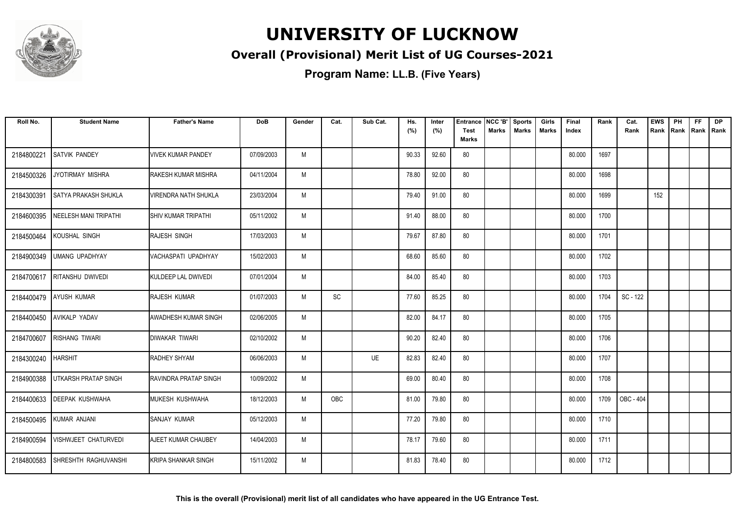# UNIVERSITY OF LUCKNOW

## Overall (Provisional) Merit List of UG Courses-2021

**Program Name: LL.B. (Five Years)**

| Roll No. | Student Name | Father's Name | DoB | Gender | Cat. | Sub Cat. | Hs. (%) | Inter (%) | Entrance Test Marks | NCC 'B' Marks | Sports Marks | Girls Marks | Final Index | Rank | Cat. Rank | EWS Rank | PH Rank | FF Rank | DP Rank |
|---|---|---|---|---|---|---|---|---|---|---|---|---|---|---|---|---|---|---|---|
| 2184800221 | SATVIK PANDEY | VIVEK KUMAR PANDEY | 07/09/2003 | M | | | 90.33 | 92.60 | 80 | | | | 80.000 | 1697 | | | | | |
| 2184500326 | JYOTIRMAY MISHRA | RAKESH KUMAR MISHRA | 04/11/2004 | M | | | 78.80 | 92.00 | 80 | | | | 80.000 | 1698 | | | | | |
| 2184300391 | SATYA PRAKASH SHUKLA | VIRENDRA NATH SHUKLA | 23/03/2004 | M | | | 79.40 | 91.00 | 80 | | | | 80.000 | 1699 | | 152 | | | |
| 2184600395 | NEELESH MANI TRIPATHI | SHIV KUMAR TRIPATHI | 05/11/2002 | M | | | 91.40 | 88.00 | 80 | | | | 80.000 | 1700 | | | | | |
| 2184500464 | KOUSHAL SINGH | RAJESH SINGH | 17/03/2003 | M | | | 79.67 | 87.80 | 80 | | | | 80.000 | 1701 | | | | | |
| 2184900349 | UMANG UPADHYAY | VACHASPATI UPADHYAY | 15/02/2003 | M | | | 68.60 | 85.60 | 80 | | | | 80.000 | 1702 | | | | | |
| 2184700617 | RITANSHU DWIVEDI | KULDEEP LAL DWIVEDI | 07/01/2004 | M | | | 84.00 | 85.40 | 80 | | | | 80.000 | 1703 | | | | | |
| 2184400479 | AYUSH KUMAR | RAJESH KUMAR | 01/07/2003 | M | SC | | 77.60 | 85.25 | 80 | | | | 80.000 | 1704 | SC - 122 | | | | |
| 2184400450 | AVIKALP YADAV | AWADHESH KUMAR SINGH | 02/06/2005 | M | | | 82.00 | 84.17 | 80 | | | | 80.000 | 1705 | | | | | |
| 2184700607 | RISHANG TIWARI | DIWAKAR TIWARI | 02/10/2002 | M | | | 90.20 | 82.40 | 80 | | | | 80.000 | 1706 | | | | | |
| 2184300240 | HARSHIT | RADHEY SHYAM | 06/06/2003 | M | | UE | 82.83 | 82.40 | 80 | | | | 80.000 | 1707 | | | | | |
| 2184900388 | UTKARSH PRATAP SINGH | RAVINDRA PRATAP SINGH | 10/09/2002 | M | | | 69.00 | 80.40 | 80 | | | | 80.000 | 1708 | | | | | |
| 2184400633 | DEEPAK KUSHWAHA | MUKESH KUSHWAHA | 18/12/2003 | M | OBC | | 81.00 | 79.80 | 80 | | | | 80.000 | 1709 | OBC - 404 | | | | |
| 2184500495 | KUMAR ANJANI | SANJAY KUMAR | 05/12/2003 | M | | | 77.20 | 79.80 | 80 | | | | 80.000 | 1710 | | | | | |
| 2184900594 | VISHWJEET CHATURVEDI | AJEET KUMAR CHAUBEY | 14/04/2003 | M | | | 78.17 | 79.60 | 80 | | | | 80.000 | 1711 | | | | | |
| 2184800583 | SHRESHTH RAGHUVANSHI | KRIPA SHANKAR SINGH | 15/11/2002 | M | | | 81.83 | 78.40 | 80 | | | | 80.000 | 1712 | | | | | |

**This is the overall (Provisional) merit list of all candidates who have appeared in the UG Entrance Test.**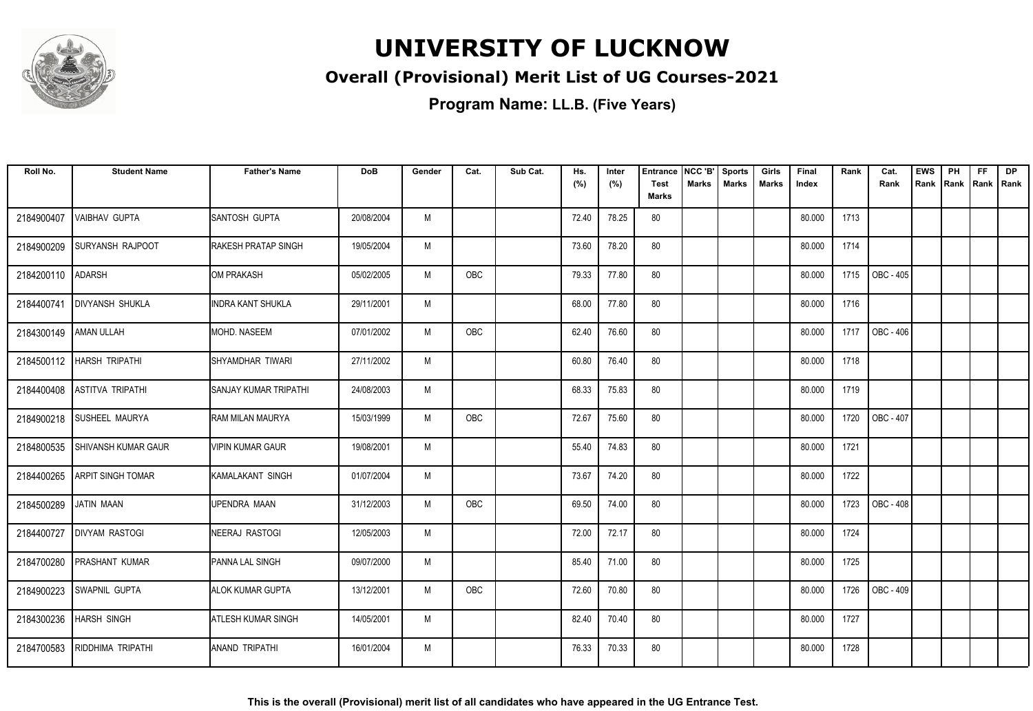# UNIVERSITY OF LUCKNOW

## Overall (Provisional) Merit List of UG Courses-2021

**Program Name: LL.B. (Five Years)**

| Roll No. | Student Name | Father's Name | DoB | Gender | Cat. | Sub Cat. | Hs. (%) | Inter (%) | Entrance Test Marks | NCC 'B' Marks | Sports Marks | Girls Marks | Final Index | Rank | Cat. Rank | EWS Rank | PH Rank | FF Rank | DP Rank |
|---|---|---|---|---|---|---|---|---|---|---|---|---|---|---|---|---|---|---|---|
| 2184900407 | VAIBHAV GUPTA | SANTOSH GUPTA | 20/08/2004 | M | | | 72.40 | 78.25 | 80 | | | | 80.000 | 1713 | | | | | |
| 2184900209 | SURYANSH RAJPOOT | RAKESH PRATAP SINGH | 19/05/2004 | M | | | 73.60 | 78.20 | 80 | | | | 80.000 | 1714 | | | | | |
| 2184200110 | ADARSH | OM PRAKASH | 05/02/2005 | M | OBC | | 79.33 | 77.80 | 80 | | | | 80.000 | 1715 | OBC - 405 | | | | |
| 2184400741 | DIVYANSH SHUKLA | INDRA KANT SHUKLA | 29/11/2001 | M | | | 68.00 | 77.80 | 80 | | | | 80.000 | 1716 | | | | | |
| 2184300149 | AMAN ULLAH | MOHD. NASEEM | 07/01/2002 | M | OBC | | 62.40 | 76.60 | 80 | | | | 80.000 | 1717 | OBC - 406 | | | | |
| 2184500112 | HARSH TRIPATHI | SHYAMDHAR TIWARI | 27/11/2002 | M | | | 60.80 | 76.40 | 80 | | | | 80.000 | 1718 | | | | | |
| 2184400408 | ASTITVA TRIPATHI | SANJAY KUMAR TRIPATHI | 24/08/2003 | M | | | 68.33 | 75.83 | 80 | | | | 80.000 | 1719 | | | | | |
| 2184900218 | SUSHEEL MAURYA | RAM MILAN MAURYA | 15/03/1999 | M | OBC | | 72.67 | 75.60 | 80 | | | | 80.000 | 1720 | OBC - 407 | | | | |
| 2184800535 | SHIVANSH KUMAR GAUR | VIPIN KUMAR GAUR | 19/08/2001 | M | | | 55.40 | 74.83 | 80 | | | | 80.000 | 1721 | | | | | |
| 2184400265 | ARPIT SINGH TOMAR | KAMALAKANT SINGH | 01/07/2004 | M | | | 73.67 | 74.20 | 80 | | | | 80.000 | 1722 | | | | | |
| 2184500289 | JATIN MAAN | UPENDRA MAAN | 31/12/2003 | M | OBC | | 69.50 | 74.00 | 80 | | | | 80.000 | 1723 | OBC - 408 | | | | |
| 2184400727 | DIVYAM RASTOGI | NEERAJ RASTOGI | 12/05/2003 | M | | | 72.00 | 72.17 | 80 | | | | 80.000 | 1724 | | | | | |
| 2184700280 | PRASHANT KUMAR | PANNA LAL SINGH | 09/07/2000 | M | | | 85.40 | 71.00 | 80 | | | | 80.000 | 1725 | | | | | |
| 2184900223 | SWAPNIL GUPTA | ALOK KUMAR GUPTA | 13/12/2001 | M | OBC | | 72.60 | 70.80 | 80 | | | | 80.000 | 1726 | OBC - 409 | | | | |
| 2184300236 | HARSH SINGH | ATLESH KUMAR SINGH | 14/05/2001 | M | | | 82.40 | 70.40 | 80 | | | | 80.000 | 1727 | | | | | |
| 2184700583 | RIDDHIMA TRIPATHI | ANAND TRIPATHI | 16/01/2004 | M | | | 76.33 | 70.33 | 80 | | | | 80.000 | 1728 | | | | | |

**This is the overall (Provisional) merit list of all candidates who have appeared in the UG Entrance Test.**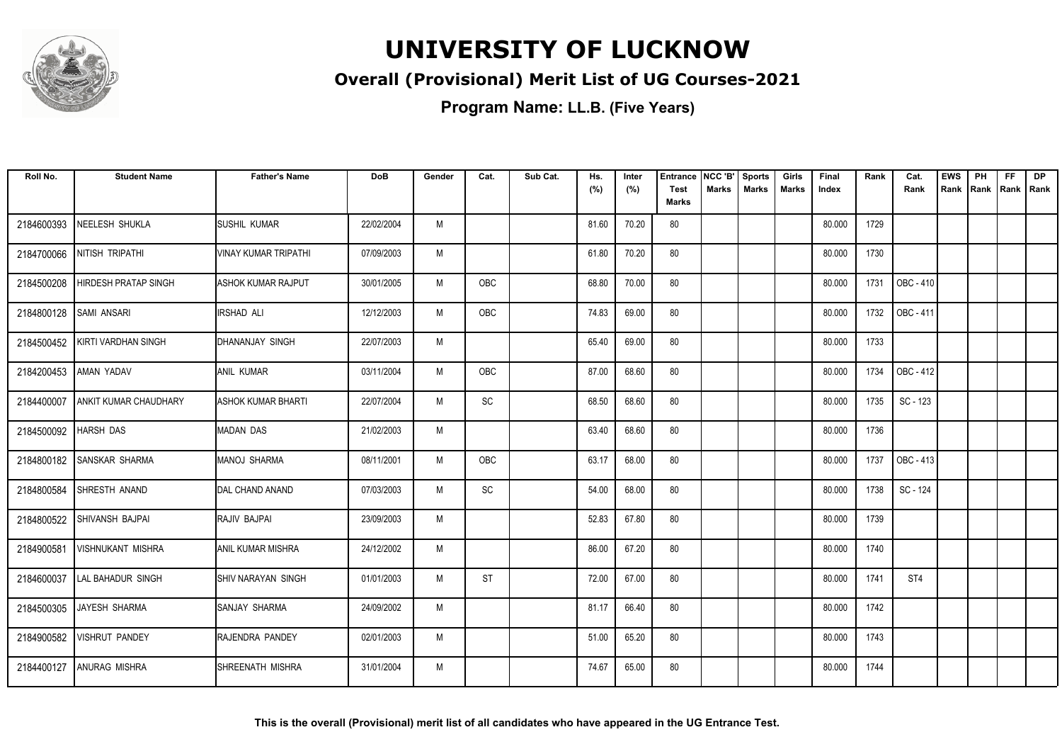# UNIVERSITY OF LUCKNOW

## Overall (Provisional) Merit List of UG Courses-2021

**Program Name: LL.B. (Five Years)**

| Roll No. | Student Name | Father's Name | DoB | Gender | Cat. | Sub Cat. | Hs. (%) | Inter (%) | Entrance Test Marks | NCC 'B' Marks | Sports Marks | Girls Marks | Final Index | Rank | Cat. Rank | EWS Rank | PH Rank | FF Rank | DP Rank |
|---|---|---|---|---|---|---|---|---|---|---|---|---|---|---|---|---|---|---|---|
| 2184600393 | NEELESH SHUKLA | SUSHIL KUMAR | 22/02/2004 | M | | | 81.60 | 70.20 | 80 | | | | 80.000 | 1729 | | | | | |
| 2184700066 | NITISH TRIPATHI | VINAY KUMAR TRIPATHI | 07/09/2003 | M | | | 61.80 | 70.20 | 80 | | | | 80.000 | 1730 | | | | | |
| 2184500208 | HIRDESH PRATAP SINGH | ASHOK KUMAR RAJPUT | 30/01/2005 | M | OBC | | 68.80 | 70.00 | 80 | | | | 80.000 | 1731 | OBC - 410 | | | | |
| 2184800128 | SAMI ANSARI | IRSHAD ALI | 12/12/2003 | M | OBC | | 74.83 | 69.00 | 80 | | | | 80.000 | 1732 | OBC - 411 | | | | |
| 2184500452 | KIRTI VARDHAN SINGH | DHANANJAY SINGH | 22/07/2003 | M | | | 65.40 | 69.00 | 80 | | | | 80.000 | 1733 | | | | | |
| 2184200453 | AMAN YADAV | ANIL KUMAR | 03/11/2004 | M | OBC | | 87.00 | 68.60 | 80 | | | | 80.000 | 1734 | OBC - 412 | | | | |
| 2184400007 | ANKIT KUMAR CHAUDHARY | ASHOK KUMAR BHARTI | 22/07/2004 | M | SC | | 68.50 | 68.60 | 80 | | | | 80.000 | 1735 | SC - 123 | | | | |
| 2184500092 | HARSH DAS | MADAN DAS | 21/02/2003 | M | | | 63.40 | 68.60 | 80 | | | | 80.000 | 1736 | | | | | |
| 2184800182 | SANSKAR SHARMA | MANOJ SHARMA | 08/11/2001 | M | OBC | | 63.17 | 68.00 | 80 | | | | 80.000 | 1737 | OBC - 413 | | | | |
| 2184800584 | SHRESTH ANAND | DAL CHAND ANAND | 07/03/2003 | M | SC | | 54.00 | 68.00 | 80 | | | | 80.000 | 1738 | SC - 124 | | | | |
| 2184800522 | SHIVANSH BAJPAI | RAJIV BAJPAI | 23/09/2003 | M | | | 52.83 | 67.80 | 80 | | | | 80.000 | 1739 | | | | | |
| 2184900581 | VISHNUKANT MISHRA | ANIL KUMAR MISHRA | 24/12/2002 | M | | | 86.00 | 67.20 | 80 | | | | 80.000 | 1740 | | | | | |
| 2184600037 | LAL BAHADUR SINGH | SHIV NARAYAN SINGH | 01/01/2003 | M | ST | | 72.00 | 67.00 | 80 | | | | 80.000 | 1741 | ST4 | | | | |
| 2184500305 | JAYESH SHARMA | SANJAY SHARMA | 24/09/2002 | M | | | 81.17 | 66.40 | 80 | | | | 80.000 | 1742 | | | | | |
| 2184900582 | VISHRUT PANDEY | RAJENDRA PANDEY | 02/01/2003 | M | | | 51.00 | 65.20 | 80 | | | | 80.000 | 1743 | | | | | |
| 2184400127 | ANURAG MISHRA | SHREENATH MISHRA | 31/01/2004 | M | | | 74.67 | 65.00 | 80 | | | | 80.000 | 1744 | | | | | |

**This is the overall (Provisional) merit list of all candidates who have appeared in the UG Entrance Test.**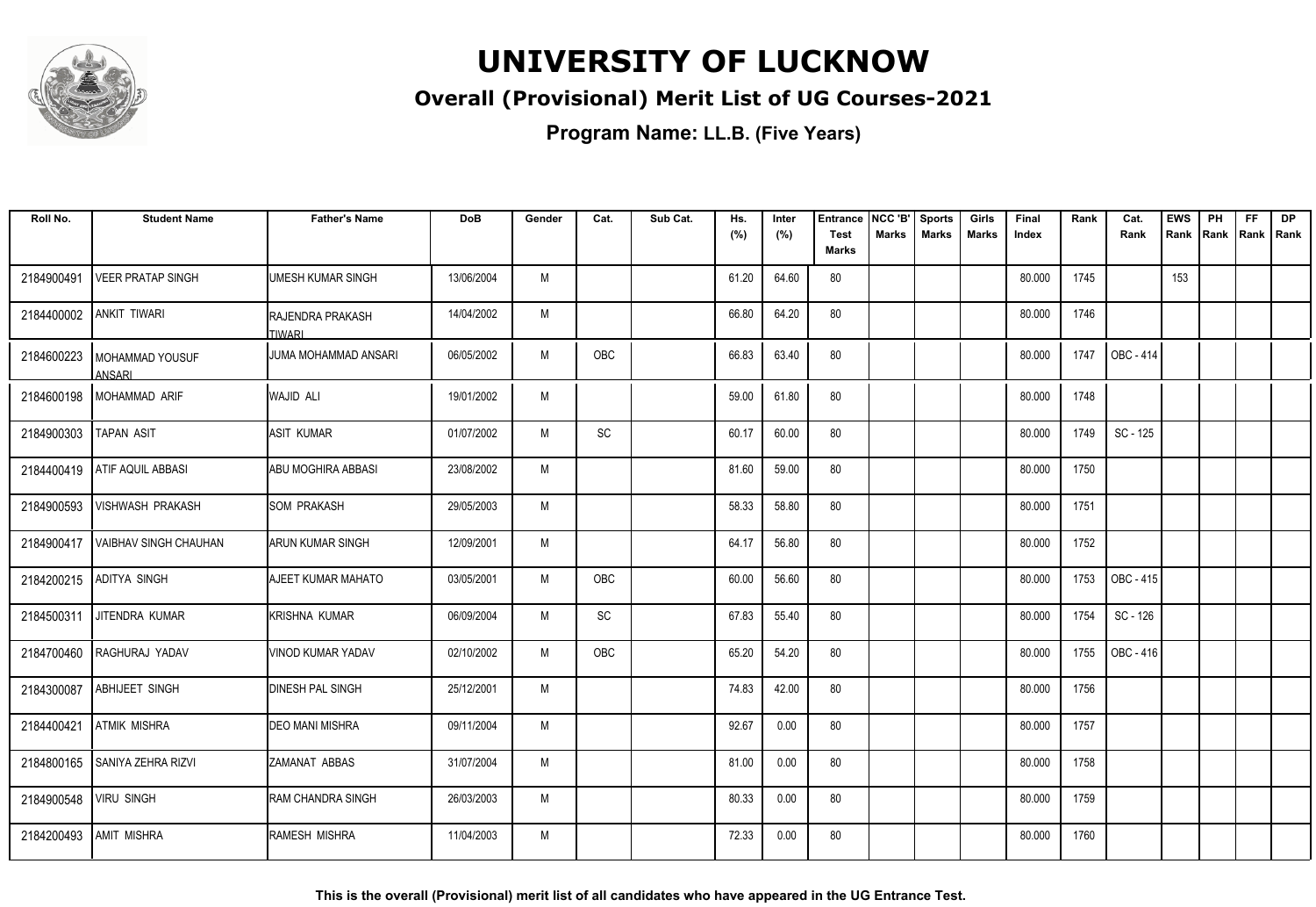# UNIVERSITY OF LUCKNOW

## Overall (Provisional) Merit List of UG Courses-2021

**Program Name: LL.B. (Five Years)**

| Roll No. | Student Name | Father's Name | DoB | Gender | Cat. | Sub Cat. | Hs. (%) | Inter (%) | Entrance Test Marks | NCC 'B' Marks | Sports Marks | Girls Marks | Final Index | Rank | Cat. Rank | EWS Rank | PH Rank | FF Rank | DP Rank |
|---|---|---|---|---|---|---|---|---|---|---|---|---|---|---|---|---|---|---|---|
| 2184900491 | VEER PRATAP SINGH | UMESH KUMAR SINGH | 13/06/2004 | M | | | 61.20 | 64.60 | 80 | | | | 80.000 | 1745 | | 153 | | | |
| 2184400002 | ANKIT TIWARI | RAJENDRA PRAKASH TIWARI | 14/04/2002 | M | | | 66.80 | 64.20 | 80 | | | | 80.000 | 1746 | | | | | |
| 2184600223 | MOHAMMAD YOUSUF ANSARI | JUMA MOHAMMAD ANSARI | 06/05/2002 | M | OBC | | 66.83 | 63.40 | 80 | | | | 80.000 | 1747 | OBC - 414 | | | | |
| 2184600198 | MOHAMMAD ARIF | WAJID ALI | 19/01/2002 | M | | | 59.00 | 61.80 | 80 | | | | 80.000 | 1748 | | | | | |
| 2184900303 | TAPAN ASIT | ASIT KUMAR | 01/07/2002 | M | SC | | 60.17 | 60.00 | 80 | | | | 80.000 | 1749 | SC - 125 | | | | |
| 2184400419 | ATIF AQUIL ABBASI | ABU MOGHIRA ABBASI | 23/08/2002 | M | | | 81.60 | 59.00 | 80 | | | | 80.000 | 1750 | | | | | |
| 2184900593 | VISHWASH PRAKASH | SOM PRAKASH | 29/05/2003 | M | | | 58.33 | 58.80 | 80 | | | | 80.000 | 1751 | | | | | |
| 2184900417 | VAIBHAV SINGH CHAUHAN | ARUN KUMAR SINGH | 12/09/2001 | M | | | 64.17 | 56.80 | 80 | | | | 80.000 | 1752 | | | | | |
| 2184200215 | ADITYA SINGH | AJEET KUMAR MAHATO | 03/05/2001 | M | OBC | | 60.00 | 56.60 | 80 | | | | 80.000 | 1753 | OBC - 415 | | | | |
| 2184500311 | JITENDRA KUMAR | KRISHNA KUMAR | 06/09/2004 | M | SC | | 67.83 | 55.40 | 80 | | | | 80.000 | 1754 | SC - 126 | | | | |
| 2184700460 | RAGHURAJ YADAV | VINOD KUMAR YADAV | 02/10/2002 | M | OBC | | 65.20 | 54.20 | 80 | | | | 80.000 | 1755 | OBC - 416 | | | | |
| 2184300087 | ABHIJEET SINGH | DINESH PAL SINGH | 25/12/2001 | M | | | 74.83 | 42.00 | 80 | | | | 80.000 | 1756 | | | | | |
| 2184400421 | ATMIK MISHRA | DEO MANI MISHRA | 09/11/2004 | M | | | 92.67 | 0.00 | 80 | | | | 80.000 | 1757 | | | | | |
| 2184800165 | SANIYA ZEHRA RIZVI | ZAMANAT ABBAS | 31/07/2004 | M | | | 81.00 | 0.00 | 80 | | | | 80.000 | 1758 | | | | | |
| 2184900548 | VIRU SINGH | RAM CHANDRA SINGH | 26/03/2003 | M | | | 80.33 | 0.00 | 80 | | | | 80.000 | 1759 | | | | | |
| 2184200493 | AMIT MISHRA | RAMESH MISHRA | 11/04/2003 | M | | | 72.33 | 0.00 | 80 | | | | 80.000 | 1760 | | | | | |

**This is the overall (Provisional) merit list of all candidates who have appeared in the UG Entrance Test.**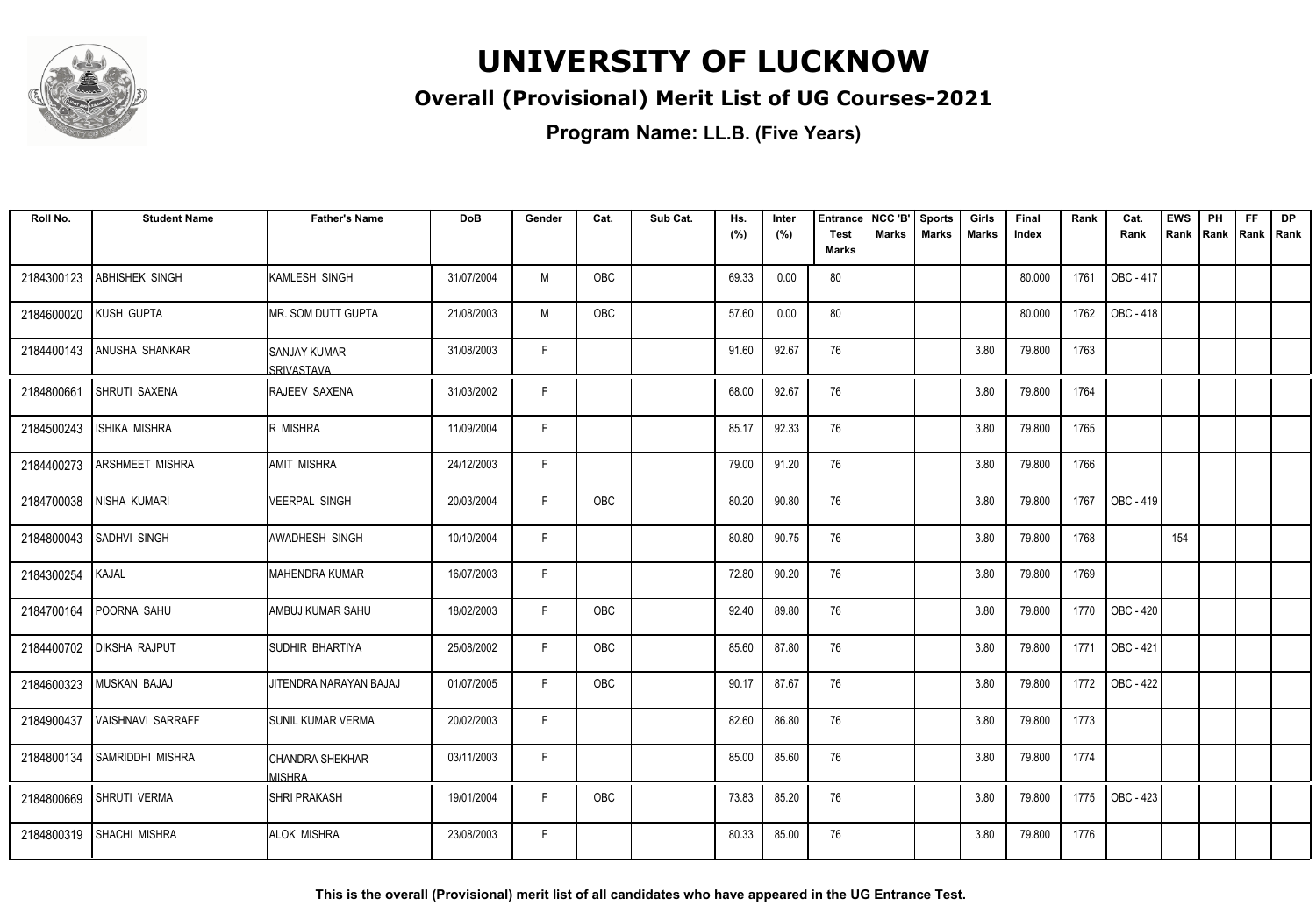# UNIVERSITY OF LUCKNOW

## Overall (Provisional) Merit List of UG Courses-2021

### Program Name: LL.B. (Five Years)

| Roll No. | Student Name | Father's Name | DoB | Gender | Cat. | Sub Cat. | Hs. (%) | Inter (%) | Entrance Test Marks | NCC 'B' Marks | Sports Marks | Girls Marks | Final Index | Rank | Cat. Rank | EWS Rank | PH Rank | FF Rank | DP Rank |
|---|---|---|---|---|---|---|---|---|---|---|---|---|---|---|---|---|---|---|---|
| 2184300123 | ABHISHEK SINGH | KAMLESH SINGH | 31/07/2004 | M | OBC | | 69.33 | 0.00 | 80 | | | | 80.000 | 1761 | OBC - 417 | | | | |
| 2184600020 | KUSH GUPTA | MR. SOM DUTT GUPTA | 21/08/2003 | M | OBC | | 57.60 | 0.00 | 80 | | | | 80.000 | 1762 | OBC - 418 | | | | |
| 2184400143 | ANUSHA SHANKAR | SANJAY KUMAR SRIVASTAVA | 31/08/2003 | F | | | 91.60 | 92.67 | 76 | | | 3.80 | 79.800 | 1763 | | | | | |
| 2184800661 | SHRUTI SAXENA | RAJEEV SAXENA | 31/03/2002 | F | | | 68.00 | 92.67 | 76 | | | 3.80 | 79.800 | 1764 | | | | | |
| 2184500243 | ISHIKA MISHRA | R MISHRA | 11/09/2004 | F | | | 85.17 | 92.33 | 76 | | | 3.80 | 79.800 | 1765 | | | | | |
| 2184400273 | ARSHMEET MISHRA | AMIT MISHRA | 24/12/2003 | F | | | 79.00 | 91.20 | 76 | | | 3.80 | 79.800 | 1766 | | | | | |
| 2184700038 | NISHA KUMARI | VEERPAL SINGH | 20/03/2004 | F | OBC | | 80.20 | 90.80 | 76 | | | 3.80 | 79.800 | 1767 | OBC - 419 | | | | |
| 2184800043 | SADHVI SINGH | AWADHESH SINGH | 10/10/2004 | F | | | 80.80 | 90.75 | 76 | | | 3.80 | 79.800 | 1768 | | 154 | | | |
| 2184300254 | KAJAL | MAHENDRA KUMAR | 16/07/2003 | F | | | 72.80 | 90.20 | 76 | | | 3.80 | 79.800 | 1769 | | | | | |
| 2184700164 | POORNA SAHU | AMBUJ KUMAR SAHU | 18/02/2003 | F | OBC | | 92.40 | 89.80 | 76 | | | 3.80 | 79.800 | 1770 | OBC - 420 | | | | |
| 2184400702 | DIKSHA RAJPUT | SUDHIR BHARTIYA | 25/08/2002 | F | OBC | | 85.60 | 87.80 | 76 | | | 3.80 | 79.800 | 1771 | OBC - 421 | | | | |
| 2184600323 | MUSKAN BAJAJ | JITENDRA NARAYAN BAJAJ | 01/07/2005 | F | OBC | | 90.17 | 87.67 | 76 | | | 3.80 | 79.800 | 1772 | OBC - 422 | | | | |
| 2184900437 | VAISHNAVI SARRAFF | SUNIL KUMAR VERMA | 20/02/2003 | F | | | 82.60 | 86.80 | 76 | | | 3.80 | 79.800 | 1773 | | | | | |
| 2184800134 | SAMRIDDHI MISHRA | CHANDRA SHEKHAR MISHRA | 03/11/2003 | F | | | 85.00 | 85.60 | 76 | | | 3.80 | 79.800 | 1774 | | | | | |
| 2184800669 | SHRUTI VERMA | SHRI PRAKASH | 19/01/2004 | F | OBC | | 73.83 | 85.20 | 76 | | | 3.80 | 79.800 | 1775 | OBC - 423 | | | | |
| 2184800319 | SHACHI MISHRA | ALOK MISHRA | 23/08/2003 | F | | | 80.33 | 85.00 | 76 | | | 3.80 | 79.800 | 1776 | | | | | |

**This is the overall (Provisional) merit list of all candidates who have appeared in the UG Entrance Test.**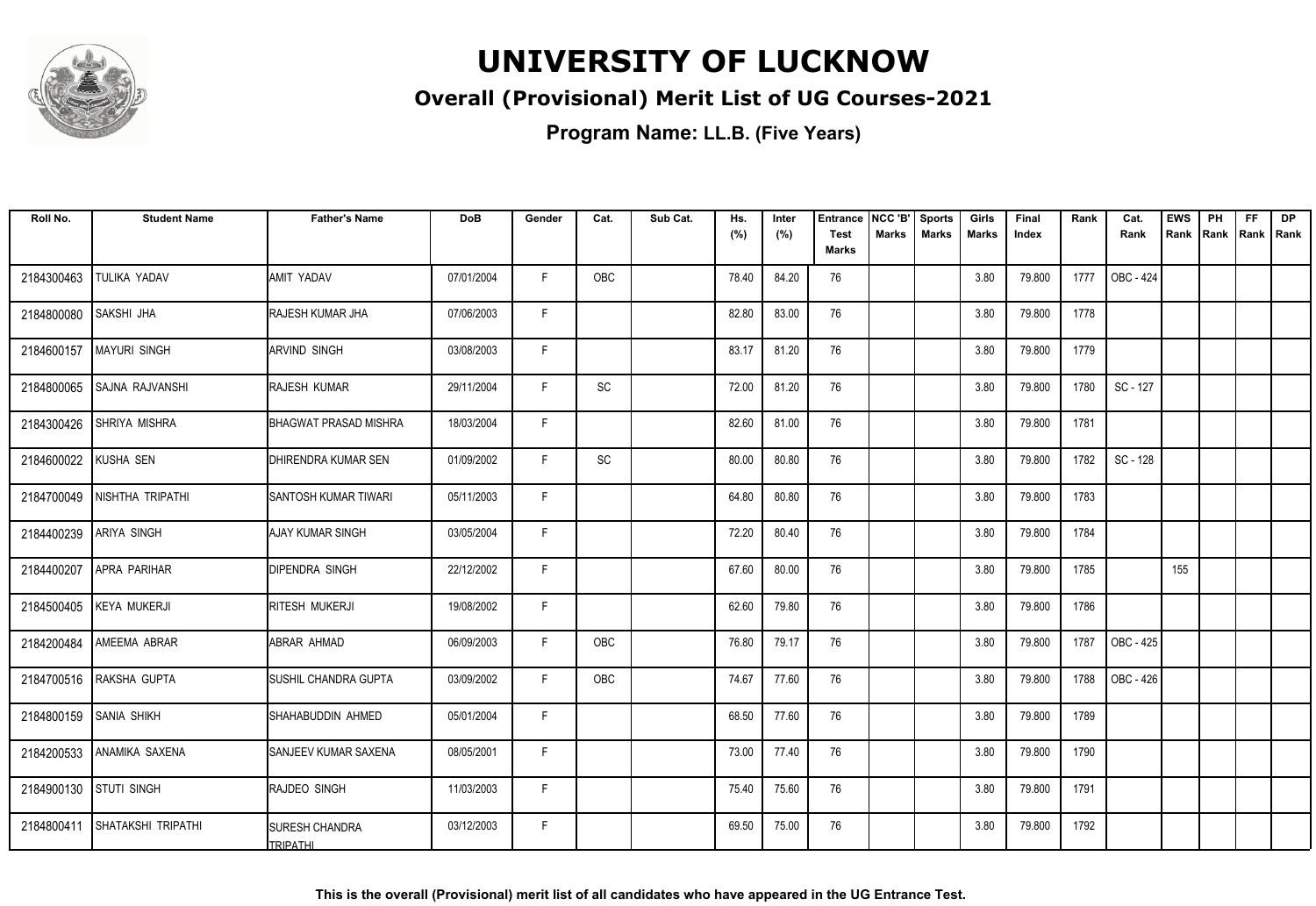# UNIVERSITY OF LUCKNOW

## Overall (Provisional) Merit List of UG Courses-2021

### Program Name: LL.B. (Five Years)

| Roll No. | Student Name | Father's Name | DoB | Gender | Cat. | Sub Cat. | Hs. (%) | Inter (%) | Entrance Test Marks | NCC 'B' Marks | Sports Marks | Girls Marks | Final Index | Rank | Cat. Rank | EWS Rank | PH Rank | FF Rank | DP Rank |
|---|---|---|---|---|---|---|---|---|---|---|---|---|---|---|---|---|---|---|---|
| 2184300463 | TULIKA YADAV | AMIT YADAV | 07/01/2004 | F | OBC | | 78.40 | 84.20 | 76 | | | 3.80 | 79.800 | 1777 | OBC - 424 | | | | |
| 2184800080 | SAKSHI JHA | RAJESH KUMAR JHA | 07/06/2003 | F | | | 82.80 | 83.00 | 76 | | | 3.80 | 79.800 | 1778 | | | | | |
| 2184600157 | MAYURI SINGH | ARVIND SINGH | 03/08/2003 | F | | | 83.17 | 81.20 | 76 | | | 3.80 | 79.800 | 1779 | | | | | |
| 2184800065 | SAJNA RAJVANSHI | RAJESH KUMAR | 29/11/2004 | F | SC | | 72.00 | 81.20 | 76 | | | 3.80 | 79.800 | 1780 | SC - 127 | | | | |
| 2184300426 | SHRIYA MISHRA | BHAGWAT PRASAD MISHRA | 18/03/2004 | F | | | 82.60 | 81.00 | 76 | | | 3.80 | 79.800 | 1781 | | | | | |
| 2184600022 | KUSHA SEN | DHIRENDRA KUMAR SEN | 01/09/2002 | F | SC | | 80.00 | 80.80 | 76 | | | 3.80 | 79.800 | 1782 | SC - 128 | | | | |
| 2184700049 | NISHTHA TRIPATHI | SANTOSH KUMAR TIWARI | 05/11/2003 | F | | | 64.80 | 80.80 | 76 | | | 3.80 | 79.800 | 1783 | | | | | |
| 2184400239 | ARIYA SINGH | AJAY KUMAR SINGH | 03/05/2004 | F | | | 72.20 | 80.40 | 76 | | | 3.80 | 79.800 | 1784 | | | | | |
| 2184400207 | APRA PARIHAR | DIPENDRA SINGH | 22/12/2002 | F | | | 67.60 | 80.00 | 76 | | | 3.80 | 79.800 | 1785 | | 155 | | | |
| 2184500405 | KEYA MUKERJI | RITESH MUKERJI | 19/08/2002 | F | | | 62.60 | 79.80 | 76 | | | 3.80 | 79.800 | 1786 | | | | | |
| 2184200484 | AMEEMA ABRAR | ABRAR AHMAD | 06/09/2003 | F | OBC | | 76.80 | 79.17 | 76 | | | 3.80 | 79.800 | 1787 | OBC - 425 | | | | |
| 2184700516 | RAKSHA GUPTA | SUSHIL CHANDRA GUPTA | 03/09/2002 | F | OBC | | 74.67 | 77.60 | 76 | | | 3.80 | 79.800 | 1788 | OBC - 426 | | | | |
| 2184800159 | SANIA SHIKH | SHAHABUDDIN AHMED | 05/01/2004 | F | | | 68.50 | 77.60 | 76 | | | 3.80 | 79.800 | 1789 | | | | | |
| 2184200533 | ANAMIKA SAXENA | SANJEEV KUMAR SAXENA | 08/05/2001 | F | | | 73.00 | 77.40 | 76 | | | 3.80 | 79.800 | 1790 | | | | | |
| 2184900130 | STUTI SINGH | RAJDEO SINGH | 11/03/2003 | F | | | 75.40 | 75.60 | 76 | | | 3.80 | 79.800 | 1791 | | | | | |
| 2184800411 | SHATAKSHI TRIPATHI | SURESH CHANDRA TRIPATHI | 03/12/2003 | F | | | 69.50 | 75.00 | 76 | | | 3.80 | 79.800 | 1792 | | | | | |

**This is the overall (Provisional) merit list of all candidates who have appeared in the UG Entrance Test.**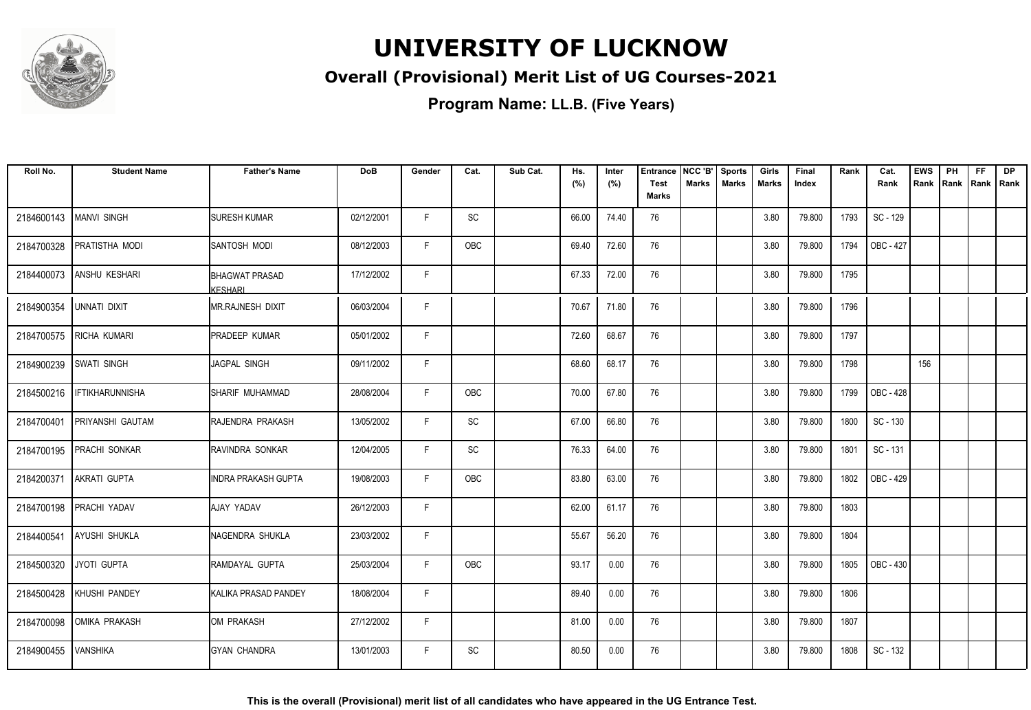# UNIVERSITY OF LUCKNOW

## Overall (Provisional) Merit List of UG Courses-2021

**Program Name: LL.B. (Five Years)**

| Roll No. | Student Name | Father's Name | DoB | Gender | Cat. | Sub Cat. | Hs. (%) | Inter (%) | Entrance Test Marks | NCC 'B' Marks | Sports Marks | Girls Marks | Final Index | Rank | Cat. Rank | EWS Rank | PH Rank | FF Rank | DP Rank |
|---|---|---|---|---|---|---|---|---|---|---|---|---|---|---|---|---|---|---|---|
| 2184600143 | MANVI SINGH | SURESH KUMAR | 02/12/2001 | F | SC | | 66.00 | 74.40 | 76 | | | 3.80 | 79.800 | 1793 | SC - 129 | | | | |
| 2184700328 | PRATISTHA MODI | SANTOSH MODI | 08/12/2003 | F | OBC | | 69.40 | 72.60 | 76 | | | 3.80 | 79.800 | 1794 | OBC - 427 | | | | |
| 2184400073 | ANSHU KESHARI | BHAGWAT PRASAD KESHARI | 17/12/2002 | F | | | 67.33 | 72.00 | 76 | | | 3.80 | 79.800 | 1795 | | | | | |
| 2184900354 | UNNATI DIXIT | MR.RAJNESH DIXIT | 06/03/2004 | F | | | 70.67 | 71.80 | 76 | | | 3.80 | 79.800 | 1796 | | | | | |
| 2184700575 | RICHA KUMARI | PRADEEP KUMAR | 05/01/2002 | F | | | 72.60 | 68.67 | 76 | | | 3.80 | 79.800 | 1797 | | | | | |
| 2184900239 | SWATI SINGH | JAGPAL SINGH | 09/11/2002 | F | | | 68.60 | 68.17 | 76 | | | 3.80 | 79.800 | 1798 | | 156 | | | |
| 2184500216 | IFTIKHARUNNISHA | SHARIF MUHAMMAD | 28/08/2004 | F | OBC | | 70.00 | 67.80 | 76 | | | 3.80 | 79.800 | 1799 | OBC - 428 | | | | |
| 2184700401 | PRIYANSHI GAUTAM | RAJENDRA PRAKASH | 13/05/2002 | F | SC | | 67.00 | 66.80 | 76 | | | 3.80 | 79.800 | 1800 | SC - 130 | | | | |
| 2184700195 | PRACHI SONKAR | RAVINDRA SONKAR | 12/04/2005 | F | SC | | 76.33 | 64.00 | 76 | | | 3.80 | 79.800 | 1801 | SC - 131 | | | | |
| 2184200371 | AKRATI GUPTA | INDRA PRAKASH GUPTA | 19/08/2003 | F | OBC | | 83.80 | 63.00 | 76 | | | 3.80 | 79.800 | 1802 | OBC - 429 | | | | |
| 2184700198 | PRACHI YADAV | AJAY YADAV | 26/12/2003 | F | | | 62.00 | 61.17 | 76 | | | 3.80 | 79.800 | 1803 | | | | | |
| 2184400541 | AYUSHI SHUKLA | NAGENDRA SHUKLA | 23/03/2002 | F | | | 55.67 | 56.20 | 76 | | | 3.80 | 79.800 | 1804 | | | | | |
| 2184500320 | JYOTI GUPTA | RAMDAYAL GUPTA | 25/03/2004 | F | OBC | | 93.17 | 0.00 | 76 | | | 3.80 | 79.800 | 1805 | OBC - 430 | | | | |
| 2184500428 | KHUSHI PANDEY | KALIKA PRASAD PANDEY | 18/08/2004 | F | | | 89.40 | 0.00 | 76 | | | 3.80 | 79.800 | 1806 | | | | | |
| 2184700098 | OMIKA PRAKASH | OM PRAKASH | 27/12/2002 | F | | | 81.00 | 0.00 | 76 | | | 3.80 | 79.800 | 1807 | | | | | |
| 2184900455 | VANSHIKA | GYAN CHANDRA | 13/01/2003 | F | SC | | 80.50 | 0.00 | 76 | | | 3.80 | 79.800 | 1808 | SC - 132 | | | | |

**This is the overall (Provisional) merit list of all candidates who have appeared in the UG Entrance Test.**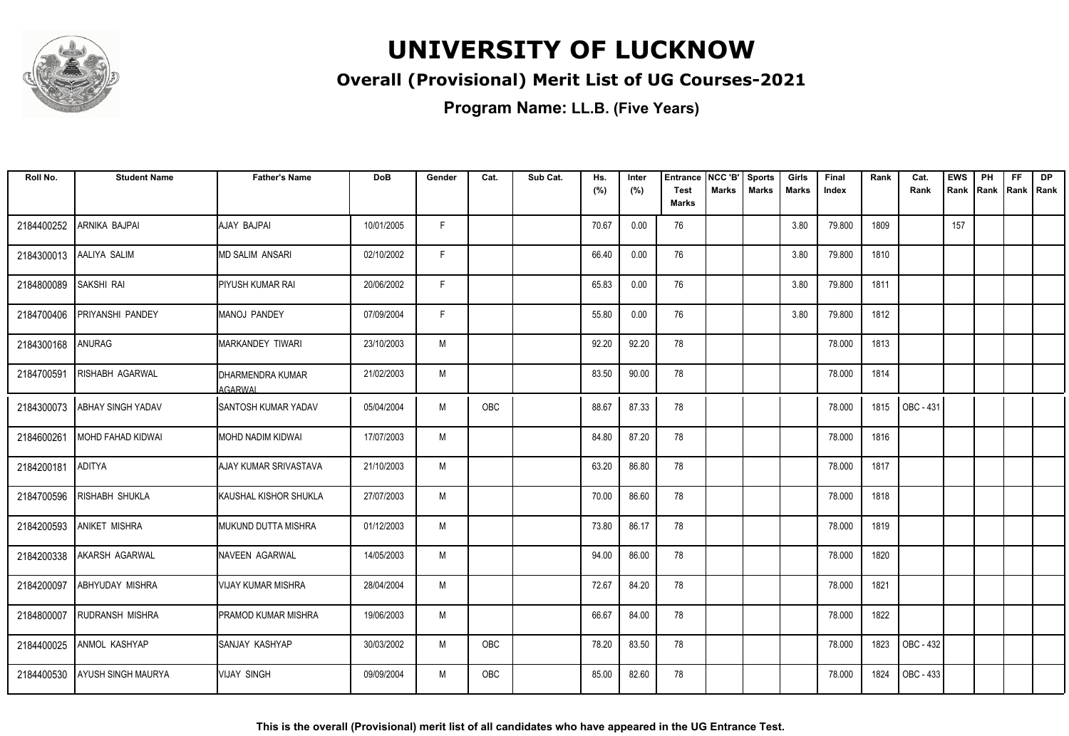# UNIVERSITY OF LUCKNOW

## Overall (Provisional) Merit List of UG Courses-2021

### Program Name: LL.B. (Five Years)

| Roll No. | Student Name | Father's Name | DoB | Gender | Cat. | Sub Cat. | Hs. (%) | Inter (%) | Entrance Test Marks | NCC 'B' Marks | Sports Marks | Girls Marks | Final Index | Rank | Cat. Rank | EWS Rank | PH Rank | FF Rank | DP Rank |
|---|---|---|---|---|---|---|---|---|---|---|---|---|---|---|---|---|---|---|---|
| 2184400252 | ARNIKA BAJPAI | AJAY BAJPAI | 10/01/2005 | F | | | 70.67 | 0.00 | 76 | | | 3.80 | 79.800 | 1809 | | 157 | | | |
| 2184300013 | AALIYA SALIM | MD SALIM ANSARI | 02/10/2002 | F | | | 66.40 | 0.00 | 76 | | | 3.80 | 79.800 | 1810 | | | | | |
| 2184800089 | SAKSHI RAI | PIYUSH KUMAR RAI | 20/06/2002 | F | | | 65.83 | 0.00 | 76 | | | 3.80 | 79.800 | 1811 | | | | | |
| 2184700406 | PRIYANSHI PANDEY | MANOJ PANDEY | 07/09/2004 | F | | | 55.80 | 0.00 | 76 | | | 3.80 | 79.800 | 1812 | | | | | |
| 2184300168 | ANURAG | MARKANDEY TIWARI | 23/10/2003 | M | | | 92.20 | 92.20 | 78 | | | | 78.000 | 1813 | | | | | |
| 2184700591 | RISHABH AGARWAL | DHARMENDRA KUMAR AGARWAL | 21/02/2003 | M | | | 83.50 | 90.00 | 78 | | | | 78.000 | 1814 | | | | | |
| 2184300073 | ABHAY SINGH YADAV | SANTOSH KUMAR YADAV | 05/04/2004 | M | OBC | | 88.67 | 87.33 | 78 | | | | 78.000 | 1815 | OBC - 431 | | | | |
| 2184600261 | MOHD FAHAD KIDWAI | MOHD NADIM KIDWAI | 17/07/2003 | M | | | 84.80 | 87.20 | 78 | | | | 78.000 | 1816 | | | | | |
| 2184200181 | ADITYA | AJAY KUMAR SRIVASTAVA | 21/10/2003 | M | | | 63.20 | 86.80 | 78 | | | | 78.000 | 1817 | | | | | |
| 2184700596 | RISHABH SHUKLA | KAUSHAL KISHOR SHUKLA | 27/07/2003 | M | | | 70.00 | 86.60 | 78 | | | | 78.000 | 1818 | | | | | |
| 2184200593 | ANIKET MISHRA | MUKUND DUTTA MISHRA | 01/12/2003 | M | | | 73.80 | 86.17 | 78 | | | | 78.000 | 1819 | | | | | |
| 2184200338 | AKARSH AGARWAL | NAVEEN AGARWAL | 14/05/2003 | M | | | 94.00 | 86.00 | 78 | | | | 78.000 | 1820 | | | | | |
| 2184200097 | ABHYUDAY MISHRA | VIJAY KUMAR MISHRA | 28/04/2004 | M | | | 72.67 | 84.20 | 78 | | | | 78.000 | 1821 | | | | | |
| 2184800007 | RUDRANSH MISHRA | PRAMOD KUMAR MISHRA | 19/06/2003 | M | | | 66.67 | 84.00 | 78 | | | | 78.000 | 1822 | | | | | |
| 2184400025 | ANMOL KASHYAP | SANJAY KASHYAP | 30/03/2002 | M | OBC | | 78.20 | 83.50 | 78 | | | | 78.000 | 1823 | OBC - 432 | | | | |
| 2184400530 | AYUSH SINGH MAURYA | VIJAY SINGH | 09/09/2004 | M | OBC | | 85.00 | 82.60 | 78 | | | | 78.000 | 1824 | OBC - 433 | | | | |

**This is the overall (Provisional) merit list of all candidates who have appeared in the UG Entrance Test.**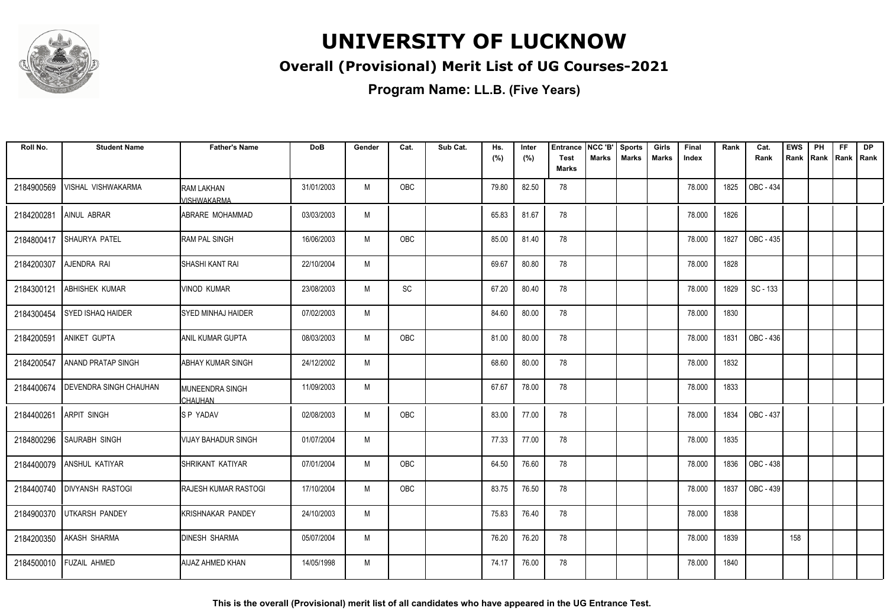# UNIVERSITY OF LUCKNOW

## Overall (Provisional) Merit List of UG Courses-2021

**Program Name: LL.B. (Five Years)**

| Roll No. | Student Name | Father's Name | DoB | Gender | Cat. | Sub Cat. | Hs. (%) | Inter (%) | Entrance Test Marks | NCC 'B' Marks | Sports Marks | Girls Marks | Final Index | Rank | Cat. Rank | EWS Rank | PH Rank | FF Rank | DP Rank |
|---|---|---|---|---|---|---|---|---|---|---|---|---|---|---|---|---|---|---|---|
| 2184900569 | VISHAL VISHWAKARMA | RAM LAKHAN VISHWAKARMA | 31/01/2003 | M | OBC | | 79.80 | 82.50 | 78 | | | | 78.000 | 1825 | OBC - 434 | | | | |
| 2184200281 | AINUL ABRAR | ABRARE MOHAMMAD | 03/03/2003 | M | | | 65.83 | 81.67 | 78 | | | | 78.000 | 1826 | | | | | |
| 2184800417 | SHAURYA PATEL | RAM PAL SINGH | 16/06/2003 | M | OBC | | 85.00 | 81.40 | 78 | | | | 78.000 | 1827 | OBC - 435 | | | | |
| 2184200307 | AJENDRA RAI | SHASHI KANT RAI | 22/10/2004 | M | | | 69.67 | 80.80 | 78 | | | | 78.000 | 1828 | | | | | |
| 2184300121 | ABHISHEK KUMAR | VINOD KUMAR | 23/08/2003 | M | SC | | 67.20 | 80.40 | 78 | | | | 78.000 | 1829 | SC - 133 | | | | |
| 2184300454 | SYED ISHAQ HAIDER | SYED MINHAJ HAIDER | 07/02/2003 | M | | | 84.60 | 80.00 | 78 | | | | 78.000 | 1830 | | | | | |
| 2184200591 | ANIKET GUPTA | ANIL KUMAR GUPTA | 08/03/2003 | M | OBC | | 81.00 | 80.00 | 78 | | | | 78.000 | 1831 | OBC - 436 | | | | |
| 2184200547 | ANAND PRATAP SINGH | ABHAY KUMAR SINGH | 24/12/2002 | M | | | 68.60 | 80.00 | 78 | | | | 78.000 | 1832 | | | | | |
| 2184400674 | DEVENDRA SINGH CHAUHAN | MUNEENDRA SINGH CHAUHAN | 11/09/2003 | M | | | 67.67 | 78.00 | 78 | | | | 78.000 | 1833 | | | | | |
| 2184400261 | ARPIT SINGH | S P YADAV | 02/08/2003 | M | OBC | | 83.00 | 77.00 | 78 | | | | 78.000 | 1834 | OBC - 437 | | | | |
| 2184800296 | SAURABH SINGH | VIJAY BAHADUR SINGH | 01/07/2004 | M | | | 77.33 | 77.00 | 78 | | | | 78.000 | 1835 | | | | | |
| 2184400079 | ANSHUL KATIYAR | SHRIKANT KATIYAR | 07/01/2004 | M | OBC | | 64.50 | 76.60 | 78 | | | | 78.000 | 1836 | OBC - 438 | | | | |
| 2184400740 | DIVYANSH RASTOGI | RAJESH KUMAR RASTOGI | 17/10/2004 | M | OBC | | 83.75 | 76.50 | 78 | | | | 78.000 | 1837 | OBC - 439 | | | | |
| 2184900370 | UTKARSH PANDEY | KRISHNAKAR PANDEY | 24/10/2003 | M | | | 75.83 | 76.40 | 78 | | | | 78.000 | 1838 | | | | | |
| 2184200350 | AKASH SHARMA | DINESH SHARMA | 05/07/2004 | M | | | 76.20 | 76.20 | 78 | | | | 78.000 | 1839 | | 158 | | | |
| 2184500010 | FUZAIL AHMED | AIJAZ AHMED KHAN | 14/05/1998 | M | | | 74.17 | 76.00 | 78 | | | | 78.000 | 1840 | | | | | |

**This is the overall (Provisional) merit list of all candidates who have appeared in the UG Entrance Test.**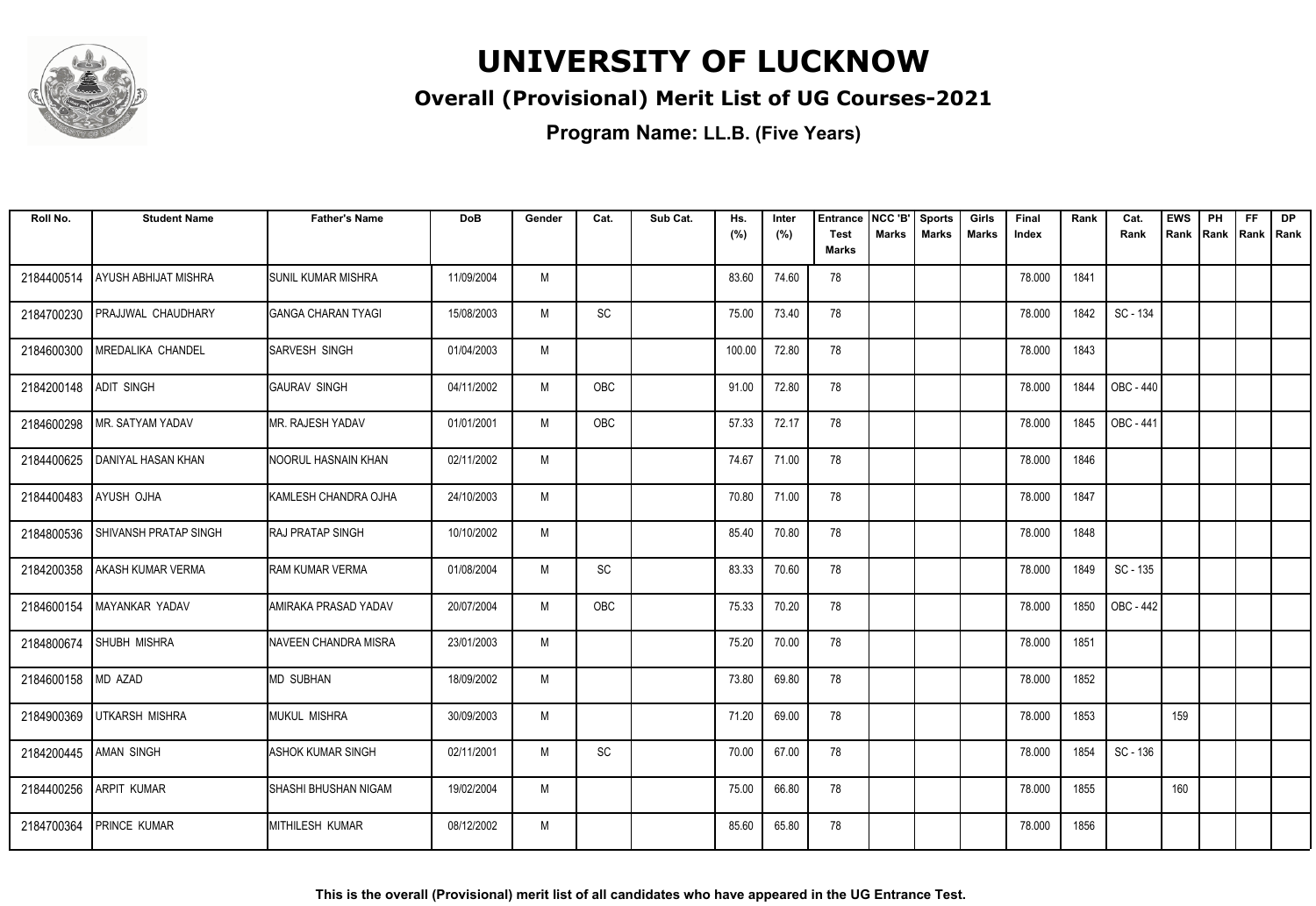# UNIVERSITY OF LUCKNOW

## Overall (Provisional) Merit List of UG Courses-2021

### Program Name: LL.B. (Five Years)

| Roll No. | Student Name | Father's Name | DoB | Gender | Cat. | Sub Cat. | Hs. (%) | Inter (%) | Entrance Test Marks | NCC 'B' Marks | Sports Marks | Girls Marks | Final Index | Rank | Cat. Rank | EWS Rank | PH Rank | FF Rank | DP Rank |
|---|---|---|---|---|---|---|---|---|---|---|---|---|---|---|---|---|---|---|---|
| 2184400514 | AYUSH ABHIJAT MISHRA | SUNIL KUMAR MISHRA | 11/09/2004 | M | | | 83.60 | 74.60 | 78 | | | | 78.000 | 1841 | | | | | |
| 2184700230 | PRAJJWAL CHAUDHARY | GANGA CHARAN TYAGI | 15/08/2003 | M | SC | | 75.00 | 73.40 | 78 | | | | 78.000 | 1842 | SC - 134 | | | | |
| 2184600300 | MREDALIKA CHANDEL | SARVESH SINGH | 01/04/2003 | M | | | 100.00 | 72.80 | 78 | | | | 78.000 | 1843 | | | | | |
| 2184200148 | ADIT SINGH | GAURAV SINGH | 04/11/2002 | M | OBC | | 91.00 | 72.80 | 78 | | | | 78.000 | 1844 | OBC - 440 | | | | |
| 2184600298 | MR. SATYAM YADAV | MR. RAJESH YADAV | 01/01/2001 | M | OBC | | 57.33 | 72.17 | 78 | | | | 78.000 | 1845 | OBC - 441 | | | | |
| 2184400625 | DANIYAL HASAN KHAN | NOORUL HASNAIN KHAN | 02/11/2002 | M | | | 74.67 | 71.00 | 78 | | | | 78.000 | 1846 | | | | | |
| 2184400483 | AYUSH OJHA | KAMLESH CHANDRA OJHA | 24/10/2003 | M | | | 70.80 | 71.00 | 78 | | | | 78.000 | 1847 | | | | | |
| 2184800536 | SHIVANSH PRATAP SINGH | RAJ PRATAP SINGH | 10/10/2002 | M | | | 85.40 | 70.80 | 78 | | | | 78.000 | 1848 | | | | | |
| 2184200358 | AKASH KUMAR VERMA | RAM KUMAR VERMA | 01/08/2004 | M | SC | | 83.33 | 70.60 | 78 | | | | 78.000 | 1849 | SC - 135 | | | | |
| 2184600154 | MAYANKAR YADAV | AMIRAKA PRASAD YADAV | 20/07/2004 | M | OBC | | 75.33 | 70.20 | 78 | | | | 78.000 | 1850 | OBC - 442 | | | | |
| 2184800674 | SHUBH MISHRA | NAVEEN CHANDRA MISRA | 23/01/2003 | M | | | 75.20 | 70.00 | 78 | | | | 78.000 | 1851 | | | | | |
| 2184600158 | MD AZAD | MD SUBHAN | 18/09/2002 | M | | | 73.80 | 69.80 | 78 | | | | 78.000 | 1852 | | | | | |
| 2184900369 | UTKARSH MISHRA | MUKUL MISHRA | 30/09/2003 | M | | | 71.20 | 69.00 | 78 | | | | 78.000 | 1853 | | 159 | | | |
| 2184200445 | AMAN SINGH | ASHOK KUMAR SINGH | 02/11/2001 | M | SC | | 70.00 | 67.00 | 78 | | | | 78.000 | 1854 | SC - 136 | | | | |
| 2184400256 | ARPIT KUMAR | SHASHI BHUSHAN NIGAM | 19/02/2004 | M | | | 75.00 | 66.80 | 78 | | | | 78.000 | 1855 | | 160 | | | |
| 2184700364 | PRINCE KUMAR | MITHILESH KUMAR | 08/12/2002 | M | | | 85.60 | 65.80 | 78 | | | | 78.000 | 1856 | | | | | |

**This is the overall (Provisional) merit list of all candidates who have appeared in the UG Entrance Test.**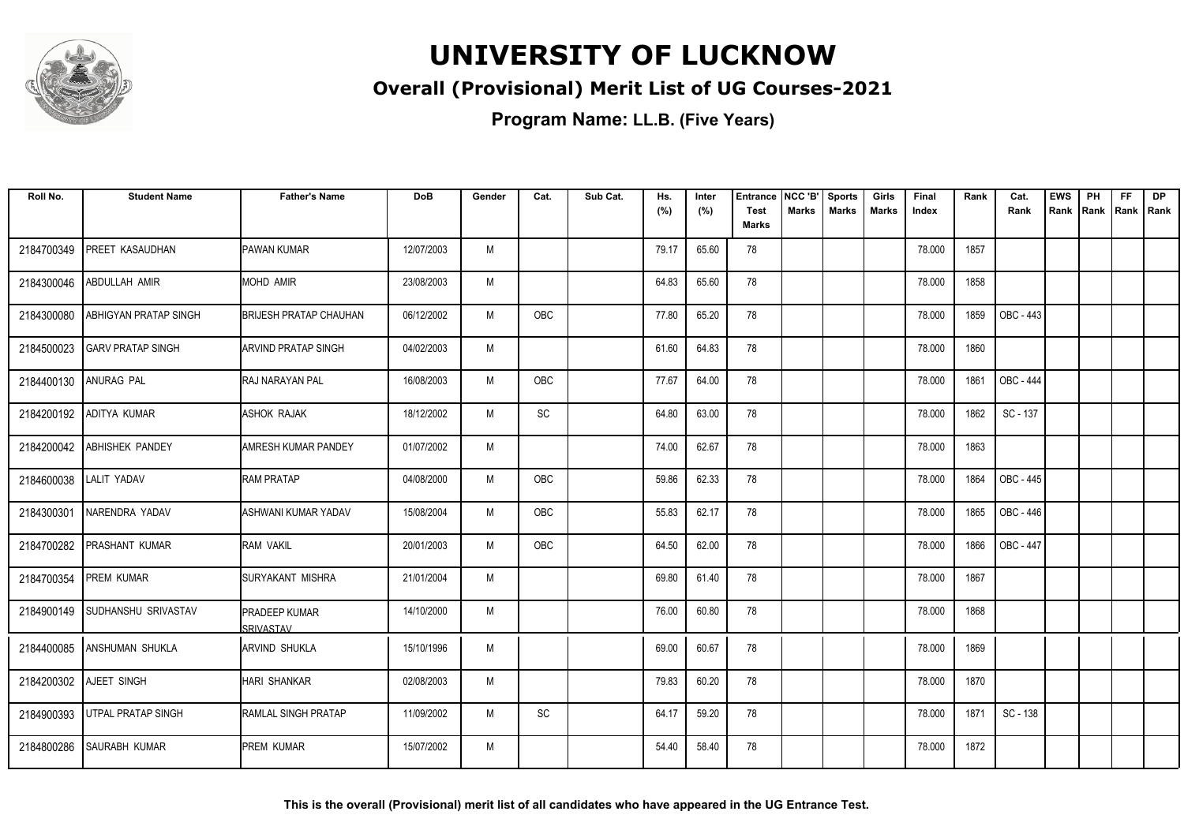# UNIVERSITY OF LUCKNOW

## Overall (Provisional) Merit List of UG Courses-2021

### Program Name: LL.B. (Five Years)

| Roll No. | Student Name | Father's Name | DoB | Gender | Cat. | Sub Cat. | Hs. (%) | Inter (%) | Entrance Test Marks | NCC 'B' Marks | Sports Marks | Girls Marks | Final Index | Rank | Cat. Rank | EWS Rank | PH Rank | FF Rank | DP Rank |
|---|---|---|---|---|---|---|---|---|---|---|---|---|---|---|---|---|---|---|---|
| 2184700349 | PREET KASAUDHAN | PAWAN KUMAR | 12/07/2003 | M | | | 79.17 | 65.60 | 78 | | | | 78.000 | 1857 | | | | | |
| 2184300046 | ABDULLAH AMIR | MOHD AMIR | 23/08/2003 | M | | | 64.83 | 65.60 | 78 | | | | 78.000 | 1858 | | | | | |
| 2184300080 | ABHIGYAN PRATAP SINGH | BRIJESH PRATAP CHAUHAN | 06/12/2002 | M | OBC | | 77.80 | 65.20 | 78 | | | | 78.000 | 1859 | OBC - 443 | | | | |
| 2184500023 | GARV PRATAP SINGH | ARVIND PRATAP SINGH | 04/02/2003 | M | | | 61.60 | 64.83 | 78 | | | | 78.000 | 1860 | | | | | |
| 2184400130 | ANURAG PAL | RAJ NARAYAN PAL | 16/08/2003 | M | OBC | | 77.67 | 64.00 | 78 | | | | 78.000 | 1861 | OBC - 444 | | | | |
| 2184200192 | ADITYA KUMAR | ASHOK RAJAK | 18/12/2002 | M | SC | | 64.80 | 63.00 | 78 | | | | 78.000 | 1862 | SC - 137 | | | | |
| 2184200042 | ABHISHEK PANDEY | AMRESH KUMAR PANDEY | 01/07/2002 | M | | | 74.00 | 62.67 | 78 | | | | 78.000 | 1863 | | | | | |
| 2184600038 | LALIT YADAV | RAM PRATAP | 04/08/2000 | M | OBC | | 59.86 | 62.33 | 78 | | | | 78.000 | 1864 | OBC - 445 | | | | |
| 2184300301 | NARENDRA YADAV | ASHWANI KUMAR YADAV | 15/08/2004 | M | OBC | | 55.83 | 62.17 | 78 | | | | 78.000 | 1865 | OBC - 446 | | | | |
| 2184700282 | PRASHANT KUMAR | RAM VAKIL | 20/01/2003 | M | OBC | | 64.50 | 62.00 | 78 | | | | 78.000 | 1866 | OBC - 447 | | | | |
| 2184700354 | PREM KUMAR | SURYAKANT MISHRA | 21/01/2004 | M | | | 69.80 | 61.40 | 78 | | | | 78.000 | 1867 | | | | | |
| 2184900149 | SUDHANSHU SRIVASTAV | PRADEEP KUMAR SRIVASTAV | 14/10/2000 | M | | | 76.00 | 60.80 | 78 | | | | 78.000 | 1868 | | | | | |
| 2184400085 | ANSHUMAN SHUKLA | ARVIND SHUKLA | 15/10/1996 | M | | | 69.00 | 60.67 | 78 | | | | 78.000 | 1869 | | | | | |
| 2184200302 | AJEET SINGH | HARI SHANKAR | 02/08/2003 | M | | | 79.83 | 60.20 | 78 | | | | 78.000 | 1870 | | | | | |
| 2184900393 | UTPAL PRATAP SINGH | RAMLAL SINGH PRATAP | 11/09/2002 | M | SC | | 64.17 | 59.20 | 78 | | | | 78.000 | 1871 | SC - 138 | | | | |
| 2184800286 | SAURABH KUMAR | PREM KUMAR | 15/07/2002 | M | | | 54.40 | 58.40 | 78 | | | | 78.000 | 1872 | | | | | |

**This is the overall (Provisional) merit list of all candidates who have appeared in the UG Entrance Test.**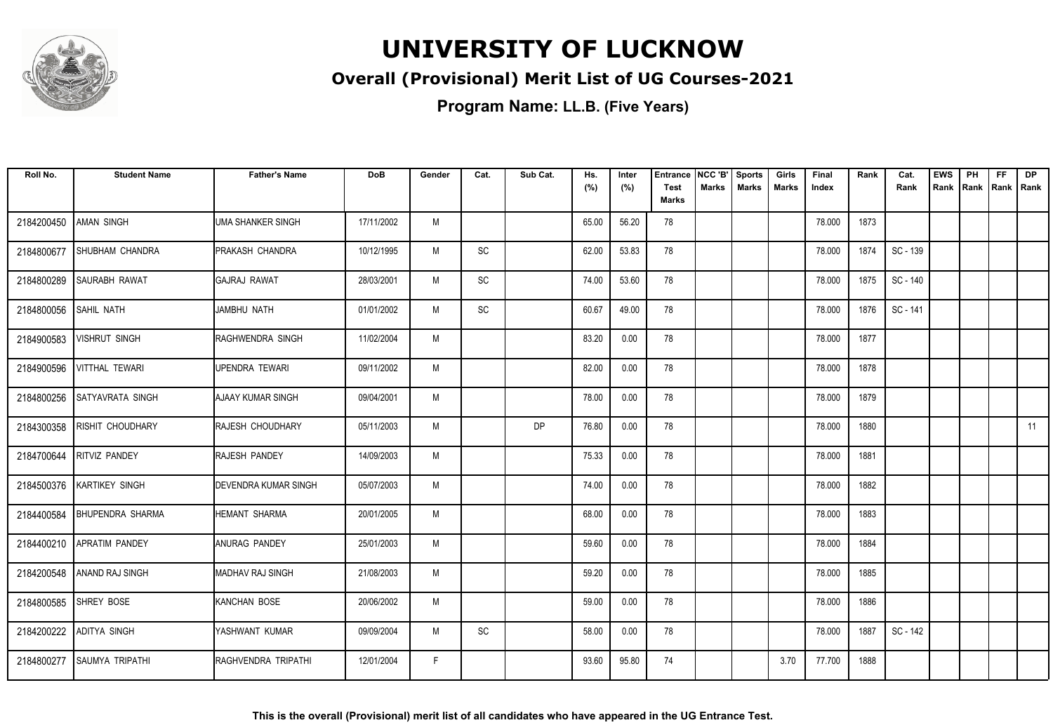# UNIVERSITY OF LUCKNOW

## Overall (Provisional) Merit List of UG Courses-2021

**Program Name: LL.B. (Five Years)**

| Roll No. | Student Name | Father's Name | DoB | Gender | Cat. | Sub Cat. | Hs. (%) | Inter (%) | Entrance Test Marks | NCC 'B' Marks | Sports Marks | Girls Marks | Final Index | Rank | Cat. Rank | EWS Rank | PH Rank | FF Rank | DP Rank |
|---|---|---|---|---|---|---|---|---|---|---|---|---|---|---|---|---|---|---|---|
| 2184200450 | AMAN SINGH | UMA SHANKER SINGH | 17/11/2002 | M | | | 65.00 | 56.20 | 78 | | | | 78.000 | 1873 | | | | | |
| 2184800677 | SHUBHAM CHANDRA | PRAKASH CHANDRA | 10/12/1995 | M | SC | | 62.00 | 53.83 | 78 | | | | 78.000 | 1874 | SC - 139 | | | | |
| 2184800289 | SAURABH RAWAT | GAJRAJ RAWAT | 28/03/2001 | M | SC | | 74.00 | 53.60 | 78 | | | | 78.000 | 1875 | SC - 140 | | | | |
| 2184800056 | SAHIL NATH | JAMBHU NATH | 01/01/2002 | M | SC | | 60.67 | 49.00 | 78 | | | | 78.000 | 1876 | SC - 141 | | | | |
| 2184900583 | VISHRUT SINGH | RAGHWENDRA SINGH | 11/02/2004 | M | | | 83.20 | 0.00 | 78 | | | | 78.000 | 1877 | | | | | |
| 2184900596 | VITTHAL TEWARI | UPENDRA TEWARI | 09/11/2002 | M | | | 82.00 | 0.00 | 78 | | | | 78.000 | 1878 | | | | | |
| 2184800256 | SATYAVRATA SINGH | AJAAY KUMAR SINGH | 09/04/2001 | M | | | 78.00 | 0.00 | 78 | | | | 78.000 | 1879 | | | | | |
| 2184300358 | RISHIT CHOUDHARY | RAJESH CHOUDHARY | 05/11/2003 | M | | DP | 76.80 | 0.00 | 78 | | | | 78.000 | 1880 | | | | | 11 |
| 2184700644 | RITVIZ PANDEY | RAJESH PANDEY | 14/09/2003 | M | | | 75.33 | 0.00 | 78 | | | | 78.000 | 1881 | | | | | |
| 2184500376 | KARTIKEY SINGH | DEVENDRA KUMAR SINGH | 05/07/2003 | M | | | 74.00 | 0.00 | 78 | | | | 78.000 | 1882 | | | | | |
| 2184400584 | BHUPENDRA SHARMA | HEMANT SHARMA | 20/01/2005 | M | | | 68.00 | 0.00 | 78 | | | | 78.000 | 1883 | | | | | |
| 2184400210 | APRATIM PANDEY | ANURAG PANDEY | 25/01/2003 | M | | | 59.60 | 0.00 | 78 | | | | 78.000 | 1884 | | | | | |
| 2184200548 | ANAND RAJ SINGH | MADHAV RAJ SINGH | 21/08/2003 | M | | | 59.20 | 0.00 | 78 | | | | 78.000 | 1885 | | | | | |
| 2184800585 | SHREY BOSE | KANCHAN BOSE | 20/06/2002 | M | | | 59.00 | 0.00 | 78 | | | | 78.000 | 1886 | | | | | |
| 2184200222 | ADITYA SINGH | YASHWANT KUMAR | 09/09/2004 | M | SC | | 58.00 | 0.00 | 78 | | | | 78.000 | 1887 | SC - 142 | | | | |
| 2184800277 | SAUMYA TRIPATHI | RAGHVENDRA TRIPATHI | 12/01/2004 | F | | | 93.60 | 95.80 | 74 | | | 3.70 | 77.700 | 1888 | | | | | |

**This is the overall (Provisional) merit list of all candidates who have appeared in the UG Entrance Test.**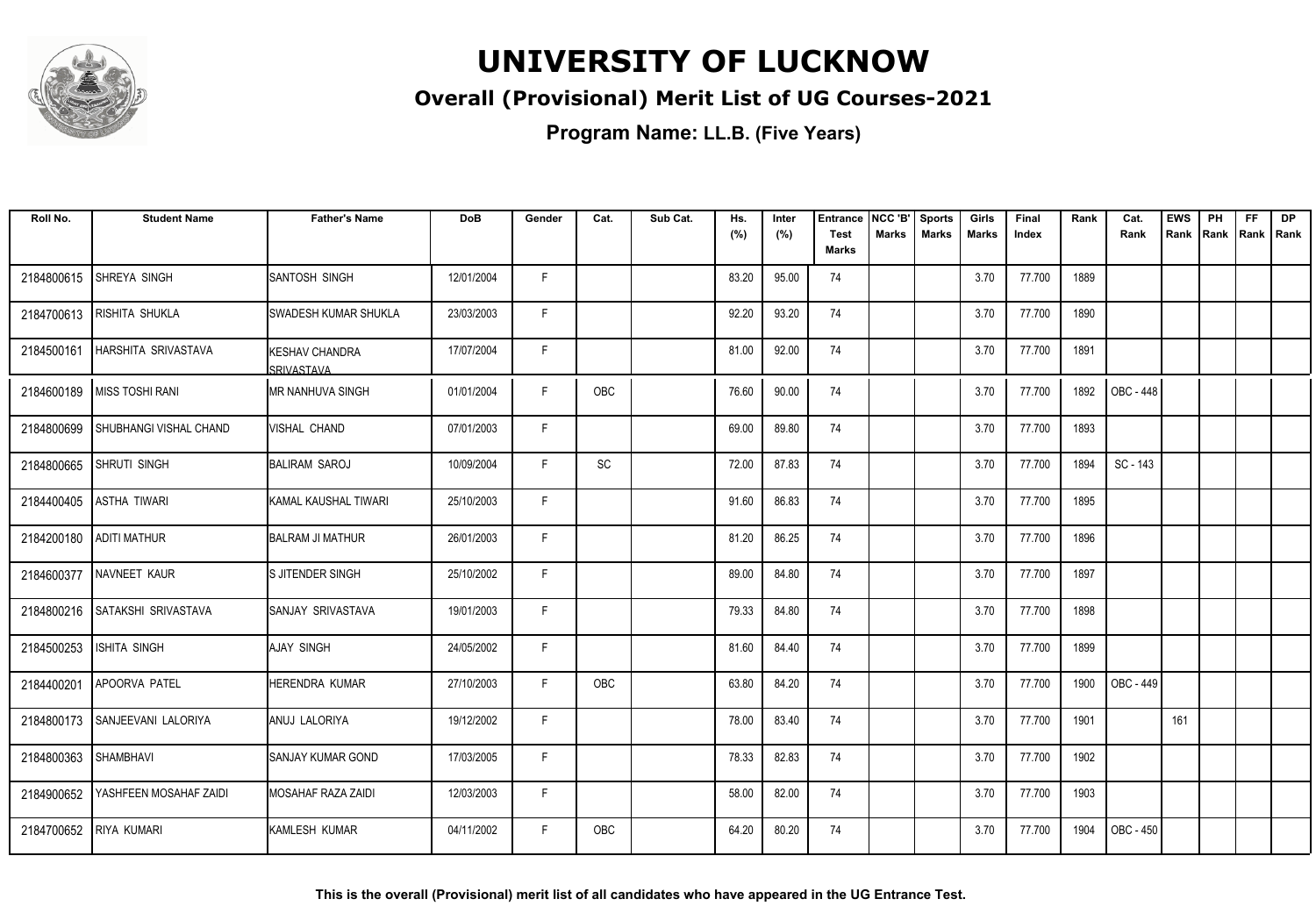# UNIVERSITY OF LUCKNOW

## Overall (Provisional) Merit List of UG Courses-2021

### Program Name: LL.B. (Five Years)

| Roll No. | Student Name | Father's Name | DoB | Gender | Cat. | Sub Cat. | Hs. (%) | Inter (%) | Entrance Test Marks | NCC 'B' Marks | Sports Marks | Girls Marks | Final Index | Rank | Cat. Rank | EWS Rank | PH Rank | FF Rank | DP Rank |
|---|---|---|---|---|---|---|---|---|---|---|---|---|---|---|---|---|---|---|---|
| 2184800615 | SHREYA SINGH | SANTOSH SINGH | 12/01/2004 | F | | | 83.20 | 95.00 | 74 | | | 3.70 | 77.700 | 1889 | | | | | |
| 2184700613 | RISHITA SHUKLA | SWADESH KUMAR SHUKLA | 23/03/2003 | F | | | 92.20 | 93.20 | 74 | | | 3.70 | 77.700 | 1890 | | | | | |
| 2184500161 | HARSHITA SRIVASTAVA | KESHAV CHANDRA SRIVASTAVA | 17/07/2004 | F | | | 81.00 | 92.00 | 74 | | | 3.70 | 77.700 | 1891 | | | | | |
| 2184600189 | MISS TOSHI RANI | MR NANHUVA SINGH | 01/01/2004 | F | OBC | | 76.60 | 90.00 | 74 | | | 3.70 | 77.700 | 1892 | OBC - 448 | | | | |
| 2184800699 | SHUBHANGI VISHAL CHAND | VISHAL CHAND | 07/01/2003 | F | | | 69.00 | 89.80 | 74 | | | 3.70 | 77.700 | 1893 | | | | | |
| 2184800665 | SHRUTI SINGH | BALIRAM SAROJ | 10/09/2004 | F | SC | | 72.00 | 87.83 | 74 | | | 3.70 | 77.700 | 1894 | SC - 143 | | | | |
| 2184400405 | ASTHA TIWARI | KAMAL KAUSHAL TIWARI | 25/10/2003 | F | | | 91.60 | 86.83 | 74 | | | 3.70 | 77.700 | 1895 | | | | | |
| 2184200180 | ADITI MATHUR | BALRAM JI MATHUR | 26/01/2003 | F | | | 81.20 | 86.25 | 74 | | | 3.70 | 77.700 | 1896 | | | | | |
| 2184600377 | NAVNEET KAUR | S JITENDER SINGH | 25/10/2002 | F | | | 89.00 | 84.80 | 74 | | | 3.70 | 77.700 | 1897 | | | | | |
| 2184800216 | SATAKSHI SRIVASTAVA | SANJAY SRIVASTAVA | 19/01/2003 | F | | | 79.33 | 84.80 | 74 | | | 3.70 | 77.700 | 1898 | | | | | |
| 2184500253 | ISHITA SINGH | AJAY SINGH | 24/05/2002 | F | | | 81.60 | 84.40 | 74 | | | 3.70 | 77.700 | 1899 | | | | | |
| 2184400201 | APOORVA PATEL | HERENDRA KUMAR | 27/10/2003 | F | OBC | | 63.80 | 84.20 | 74 | | | 3.70 | 77.700 | 1900 | OBC - 449 | | | | |
| 2184800173 | SANJEEVANI LALORIYA | ANUJ LALORIYA | 19/12/2002 | F | | | 78.00 | 83.40 | 74 | | | 3.70 | 77.700 | 1901 | | 161 | | | |
| 2184800363 | SHAMBHAVI | SANJAY KUMAR GOND | 17/03/2005 | F | | | 78.33 | 82.83 | 74 | | | 3.70 | 77.700 | 1902 | | | | | |
| 2184900652 | YASHFEEN MOSAHAF ZAIDI | MOSAHAF RAZA ZAIDI | 12/03/2003 | F | | | 58.00 | 82.00 | 74 | | | 3.70 | 77.700 | 1903 | | | | | |
| 2184700652 | RIYA KUMARI | KAMLESH KUMAR | 04/11/2002 | F | OBC | | 64.20 | 80.20 | 74 | | | 3.70 | 77.700 | 1904 | OBC - 450 | | | | |

**This is the overall (Provisional) merit list of all candidates who have appeared in the UG Entrance Test.**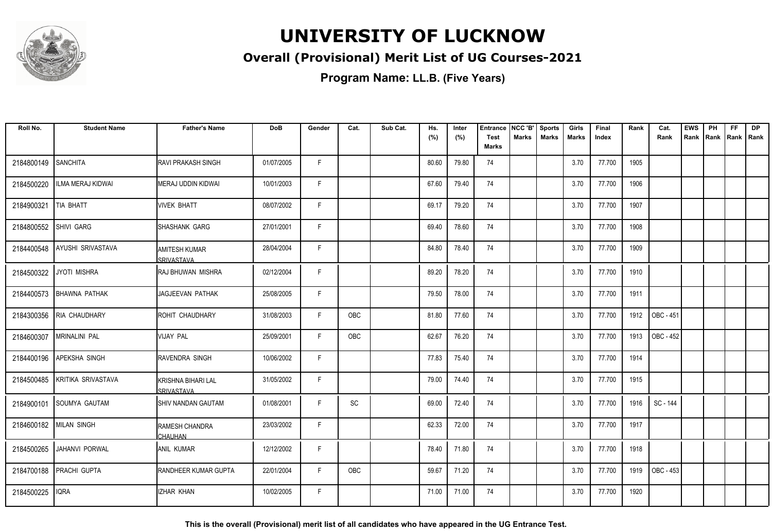# UNIVERSITY OF LUCKNOW

## Overall (Provisional) Merit List of UG Courses-2021

**Program Name: LL.B. (Five Years)**

| Roll No. | Student Name | Father's Name | DoB | Gender | Cat. | Sub Cat. | Hs. (%) | Inter (%) | Entrance Test Marks | NCC 'B' Marks | Sports Marks | Girls Marks | Final Index | Rank | Cat. Rank | EWS Rank | PH Rank | FF Rank | DP Rank |
|---|---|---|---|---|---|---|---|---|---|---|---|---|---|---|---|---|---|---|---|
| 2184800149 | SANCHITA | RAVI PRAKASH SINGH | 01/07/2005 | F | | | 80.60 | 79.80 | 74 | | | 3.70 | 77.700 | 1905 | | | | | |
| 2184500220 | ILMA MERAJ KIDWAI | MERAJ UDDIN KIDWAI | 10/01/2003 | F | | | 67.60 | 79.40 | 74 | | | 3.70 | 77.700 | 1906 | | | | | |
| 2184900321 | TIA BHATT | VIVEK BHATT | 08/07/2002 | F | | | 69.17 | 79.20 | 74 | | | 3.70 | 77.700 | 1907 | | | | | |
| 2184800552 | SHIVI GARG | SHASHANK GARG | 27/01/2001 | F | | | 69.40 | 78.60 | 74 | | | 3.70 | 77.700 | 1908 | | | | | |
| 2184400548 | AYUSHI SRIVASTAVA | AMITESH KUMAR SRIVASTAVA | 28/04/2004 | F | | | 84.80 | 78.40 | 74 | | | 3.70 | 77.700 | 1909 | | | | | |
| 2184500322 | JYOTI MISHRA | RAJ BHUWAN MISHRA | 02/12/2004 | F | | | 89.20 | 78.20 | 74 | | | 3.70 | 77.700 | 1910 | | | | | |
| 2184400573 | BHAWNA PATHAK | JAGJEEVAN PATHAK | 25/08/2005 | F | | | 79.50 | 78.00 | 74 | | | 3.70 | 77.700 | 1911 | | | | | |
| 2184300356 | RIA CHAUDHARY | ROHIT CHAUDHARY | 31/08/2003 | F | OBC | | 81.80 | 77.60 | 74 | | | 3.70 | 77.700 | 1912 | OBC - 451 | | | | |
| 2184600307 | MRINALINI PAL | VIJAY PAL | 25/09/2001 | F | OBC | | 62.67 | 76.20 | 74 | | | 3.70 | 77.700 | 1913 | OBC - 452 | | | | |
| 2184400196 | APEKSHA SINGH | RAVENDRA SINGH | 10/06/2002 | F | | | 77.83 | 75.40 | 74 | | | 3.70 | 77.700 | 1914 | | | | | |
| 2184500485 | KRITIKA SRIVASTAVA | KRISHNA BIHARI LAL SRIVASTAVA | 31/05/2002 | F | | | 79.00 | 74.40 | 74 | | | 3.70 | 77.700 | 1915 | | | | | |
| 2184900101 | SOUMYA GAUTAM | SHIV NANDAN GAUTAM | 01/08/2001 | F | SC | | 69.00 | 72.40 | 74 | | | 3.70 | 77.700 | 1916 | SC - 144 | | | | |
| 2184600182 | MILAN SINGH | RAMESH CHANDRA CHAUHAN | 23/03/2002 | F | | | 62.33 | 72.00 | 74 | | | 3.70 | 77.700 | 1917 | | | | | |
| 2184500265 | JAHANVI PORWAL | ANIL KUMAR | 12/12/2002 | F | | | 78.40 | 71.80 | 74 | | | 3.70 | 77.700 | 1918 | | | | | |
| 2184700188 | PRACHI GUPTA | RANDHEER KUMAR GUPTA | 22/01/2004 | F | OBC | | 59.67 | 71.20 | 74 | | | 3.70 | 77.700 | 1919 | OBC - 453 | | | | |
| 2184500225 | IQRA | IZHAR KHAN | 10/02/2005 | F | | | 71.00 | 71.00 | 74 | | | 3.70 | 77.700 | 1920 | | | | | |

**This is the overall (Provisional) merit list of all candidates who have appeared in the UG Entrance Test.**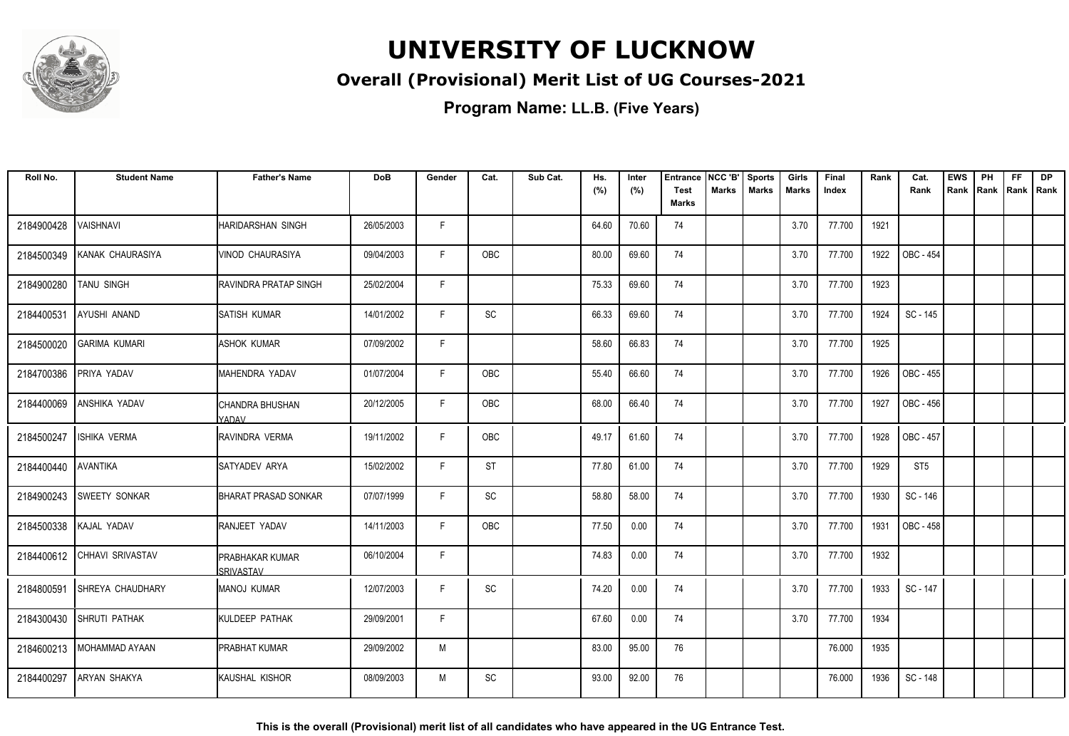# UNIVERSITY OF LUCKNOW

## Overall (Provisional) Merit List of UG Courses-2021

### Program Name: LL.B. (Five Years)

| Roll No. | Student Name | Father's Name | DoB | Gender | Cat. | Sub Cat. | Hs. (%) | Inter (%) | Entrance Test Marks | NCC 'B' Marks | Sports Marks | Girls Marks | Final Index | Rank | Cat. Rank | EWS Rank | PH Rank | FF Rank | DP Rank |
|---|---|---|---|---|---|---|---|---|---|---|---|---|---|---|---|---|---|---|---|
| 2184900428 | VAISHNAVI | HARIDARSHAN SINGH | 26/05/2003 | F | | | 64.60 | 70.60 | 74 | | | 3.70 | 77.700 | 1921 | | | | | |
| 2184500349 | KANAK CHAURASIYA | VINOD CHAURASIYA | 09/04/2003 | F | OBC | | 80.00 | 69.60 | 74 | | | 3.70 | 77.700 | 1922 | OBC - 454 | | | | |
| 2184900280 | TANU SINGH | RAVINDRA PRATAP SINGH | 25/02/2004 | F | | | 75.33 | 69.60 | 74 | | | 3.70 | 77.700 | 1923 | | | | | |
| 2184400531 | AYUSHI ANAND | SATISH KUMAR | 14/01/2002 | F | SC | | 66.33 | 69.60 | 74 | | | 3.70 | 77.700 | 1924 | SC - 145 | | | | |
| 2184500020 | GARIMA KUMARI | ASHOK KUMAR | 07/09/2002 | F | | | 58.60 | 66.83 | 74 | | | 3.70 | 77.700 | 1925 | | | | | |
| 2184700386 | PRIYA YADAV | MAHENDRA YADAV | 01/07/2004 | F | OBC | | 55.40 | 66.60 | 74 | | | 3.70 | 77.700 | 1926 | OBC - 455 | | | | |
| 2184400069 | ANSHIKA YADAV | CHANDRA BHUSHAN YADAV | 20/12/2005 | F | OBC | | 68.00 | 66.40 | 74 | | | 3.70 | 77.700 | 1927 | OBC - 456 | | | | |
| 2184500247 | ISHIKA VERMA | RAVINDRA VERMA | 19/11/2002 | F | OBC | | 49.17 | 61.60 | 74 | | | 3.70 | 77.700 | 1928 | OBC - 457 | | | | |
| 2184400440 | AVANTIKA | SATYADEV ARYA | 15/02/2002 | F | ST | | 77.80 | 61.00 | 74 | | | 3.70 | 77.700 | 1929 | ST5 | | | | |
| 2184900243 | SWEETY SONKAR | BHARAT PRASAD SONKAR | 07/07/1999 | F | SC | | 58.80 | 58.00 | 74 | | | 3.70 | 77.700 | 1930 | SC - 146 | | | | |
| 2184500338 | KAJAL YADAV | RANJEET YADAV | 14/11/2003 | F | OBC | | 77.50 | 0.00 | 74 | | | 3.70 | 77.700 | 1931 | OBC - 458 | | | | |
| 2184400612 | CHHAVI SRIVASTAV | PRABHAKAR KUMAR SRIVASTAV | 06/10/2004 | F | | | 74.83 | 0.00 | 74 | | | 3.70 | 77.700 | 1932 | | | | | |
| 2184800591 | SHREYA CHAUDHARY | MANOJ KUMAR | 12/07/2003 | F | SC | | 74.20 | 0.00 | 74 | | | 3.70 | 77.700 | 1933 | SC - 147 | | | | |
| 2184300430 | SHRUTI PATHAK | KULDEEP PATHAK | 29/09/2001 | F | | | 67.60 | 0.00 | 74 | | | 3.70 | 77.700 | 1934 | | | | | |
| 2184600213 | MOHAMMAD AYAAN | PRABHAT KUMAR | 29/09/2002 | M | | | 83.00 | 95.00 | 76 | | | | 76.000 | 1935 | | | | | |
| 2184400297 | ARYAN SHAKYA | KAUSHAL KISHOR | 08/09/2003 | M | SC | | 93.00 | 92.00 | 76 | | | | 76.000 | 1936 | SC - 148 | | | | |

**This is the overall (Provisional) merit list of all candidates who have appeared in the UG Entrance Test.**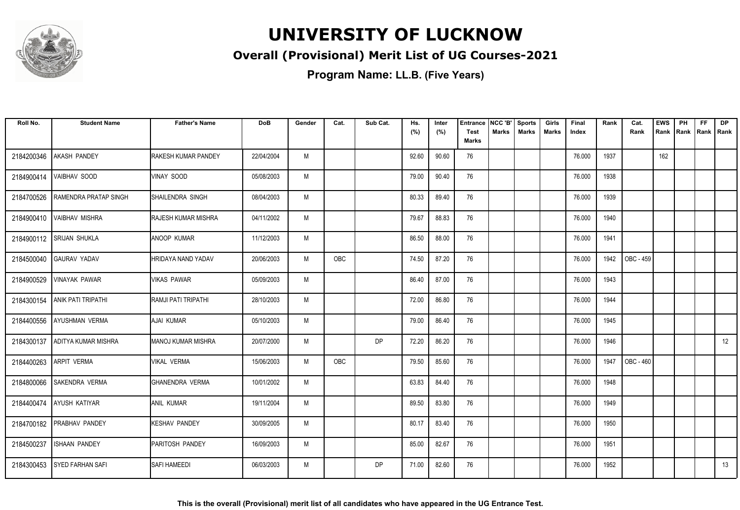# UNIVERSITY OF LUCKNOW

## Overall (Provisional) Merit List of UG Courses-2021

**Program Name: LL.B. (Five Years)**

| Roll No. | Student Name | Father's Name | DoB | Gender | Cat. | Sub Cat. | Hs. (%) | Inter (%) | Entrance Test Marks | NCC 'B' Marks | Sports Marks | Girls Marks | Final Index | Rank | Cat. Rank | EWS Rank | PH Rank | FF Rank | DP Rank |
|---|---|---|---|---|---|---|---|---|---|---|---|---|---|---|---|---|---|---|---|
| 2184200346 | AKASH PANDEY | RAKESH KUMAR PANDEY | 22/04/2004 | M | | | 92.60 | 90.60 | 76 | | | | 76.000 | 1937 | | 162 | | | |
| 2184900414 | VAIBHAV SOOD | VINAY SOOD | 05/08/2003 | M | | | 79.00 | 90.40 | 76 | | | | 76.000 | 1938 | | | | | |
| 2184700526 | RAMENDRA PRATAP SINGH | SHAILENDRA SINGH | 08/04/2003 | M | | | 80.33 | 89.40 | 76 | | | | 76.000 | 1939 | | | | | |
| 2184900410 | VAIBHAV MISHRA | RAJESH KUMAR MISHRA | 04/11/2002 | M | | | 79.67 | 88.83 | 76 | | | | 76.000 | 1940 | | | | | |
| 2184900112 | SRIJAN SHUKLA | ANOOP KUMAR | 11/12/2003 | M | | | 86.50 | 88.00 | 76 | | | | 76.000 | 1941 | | | | | |
| 2184500040 | GAURAV YADAV | HRIDAYA NAND YADAV | 20/06/2003 | M | OBC | | 74.50 | 87.20 | 76 | | | | 76.000 | 1942 | OBC - 459 | | | | |
| 2184900529 | VINAYAK PAWAR | VIKAS PAWAR | 05/09/2003 | M | | | 86.40 | 87.00 | 76 | | | | 76.000 | 1943 | | | | | |
| 2184300154 | ANIK PATI TRIPATHI | RAMJI PATI TRIPATHI | 28/10/2003 | M | | | 72.00 | 86.80 | 76 | | | | 76.000 | 1944 | | | | | |
| 2184400556 | AYUSHMAN VERMA | AJAI KUMAR | 05/10/2003 | M | | | 79.00 | 86.40 | 76 | | | | 76.000 | 1945 | | | | | |
| 2184300137 | ADITYA KUMAR MISHRA | MANOJ KUMAR MISHRA | 20/07/2000 | M | | DP | 72.20 | 86.20 | 76 | | | | 76.000 | 1946 | | | | | 12 |
| 2184400263 | ARPIT VERMA | VIKAL VERMA | 15/06/2003 | M | OBC | | 79.50 | 85.60 | 76 | | | | 76.000 | 1947 | OBC - 460 | | | | |
| 2184800066 | SAKENDRA VERMA | GHANENDRA VERMA | 10/01/2002 | M | | | 63.83 | 84.40 | 76 | | | | 76.000 | 1948 | | | | | |
| 2184400474 | AYUSH KATIYAR | ANIL KUMAR | 19/11/2004 | M | | | 89.50 | 83.80 | 76 | | | | 76.000 | 1949 | | | | | |
| 2184700182 | PRABHAV PANDEY | KESHAV PANDEY | 30/09/2005 | M | | | 80.17 | 83.40 | 76 | | | | 76.000 | 1950 | | | | | |
| 2184500237 | ISHAAN PANDEY | PARITOSH PANDEY | 16/09/2003 | M | | | 85.00 | 82.67 | 76 | | | | 76.000 | 1951 | | | | | |
| 2184300453 | SYED FARHAN SAFI | SAFI HAMEEDI | 06/03/2003 | M | | DP | 71.00 | 82.60 | 76 | | | | 76.000 | 1952 | | | | | 13 |

**This is the overall (Provisional) merit list of all candidates who have appeared in the UG Entrance Test.**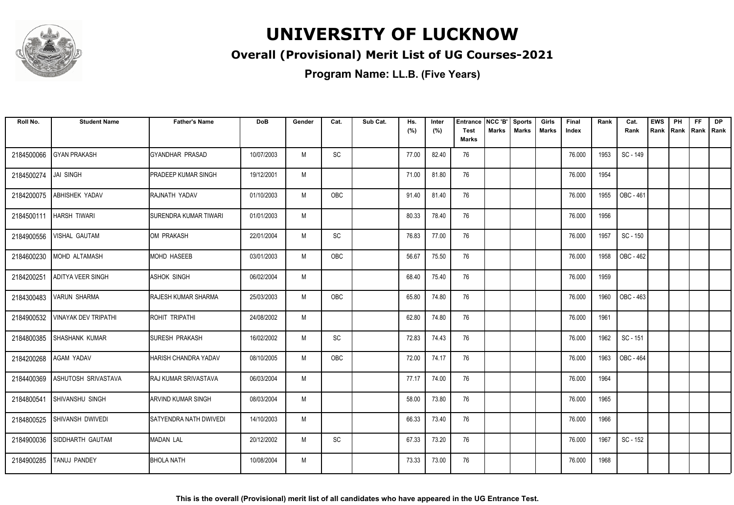# UNIVERSITY OF LUCKNOW

## Overall (Provisional) Merit List of UG Courses-2021

### Program Name: LL.B. (Five Years)

| Roll No. | Student Name | Father's Name | DoB | Gender | Cat. | Sub Cat. | Hs. (%) | Inter (%) | Entrance Test Marks | NCC 'B' Marks | Sports Marks | Girls Marks | Final Index | Rank | Cat. Rank | EWS Rank | PH Rank | FF Rank | DP Rank |
|---|---|---|---|---|---|---|---|---|---|---|---|---|---|---|---|---|---|---|---|
| 2184500066 | GYAN PRAKASH | GYANDHAR PRASAD | 10/07/2003 | M | SC | | 77.00 | 82.40 | 76 | | | | 76.000 | 1953 | SC - 149 | | | | |
| 2184500274 | JAI SINGH | PRADEEP KUMAR SINGH | 19/12/2001 | M | | | 71.00 | 81.80 | 76 | | | | 76.000 | 1954 | | | | | |
| 2184200075 | ABHISHEK YADAV | RAJNATH YADAV | 01/10/2003 | M | OBC | | 91.40 | 81.40 | 76 | | | | 76.000 | 1955 | OBC - 461 | | | | |
| 2184500111 | HARSH TIWARI | SURENDRA KUMAR TIWARI | 01/01/2003 | M | | | 80.33 | 78.40 | 76 | | | | 76.000 | 1956 | | | | | |
| 2184900556 | VISHAL GAUTAM | OM PRAKASH | 22/01/2004 | M | SC | | 76.83 | 77.00 | 76 | | | | 76.000 | 1957 | SC - 150 | | | | |
| 2184600230 | MOHD ALTAMASH | MOHD HASEEB | 03/01/2003 | M | OBC | | 56.67 | 75.50 | 76 | | | | 76.000 | 1958 | OBC - 462 | | | | |
| 2184200251 | ADITYA VEER SINGH | ASHOK SINGH | 06/02/2004 | M | | | 68.40 | 75.40 | 76 | | | | 76.000 | 1959 | | | | | |
| 2184300483 | VARUN SHARMA | RAJESH KUMAR SHARMA | 25/03/2003 | M | OBC | | 65.80 | 74.80 | 76 | | | | 76.000 | 1960 | OBC - 463 | | | | |
| 2184900532 | VINAYAK DEV TRIPATHI | ROHIT TRIPATHI | 24/08/2002 | M | | | 62.80 | 74.80 | 76 | | | | 76.000 | 1961 | | | | | |
| 2184800385 | SHASHANK KUMAR | SURESH PRAKASH | 16/02/2002 | M | SC | | 72.83 | 74.43 | 76 | | | | 76.000 | 1962 | SC - 151 | | | | |
| 2184200268 | AGAM YADAV | HARISH CHANDRA YADAV | 08/10/2005 | M | OBC | | 72.00 | 74.17 | 76 | | | | 76.000 | 1963 | OBC - 464 | | | | |
| 2184400369 | ASHUTOSH SRIVASTAVA | RAJ KUMAR SRIVASTAVA | 06/03/2004 | M | | | 77.17 | 74.00 | 76 | | | | 76.000 | 1964 | | | | | |
| 2184800541 | SHIVANSHU SINGH | ARVIND KUMAR SINGH | 08/03/2004 | M | | | 58.00 | 73.80 | 76 | | | | 76.000 | 1965 | | | | | |
| 2184800525 | SHIVANSH DWIVEDI | SATYENDRA NATH DWIVEDI | 14/10/2003 | M | | | 66.33 | 73.40 | 76 | | | | 76.000 | 1966 | | | | | |
| 2184900036 | SIDDHARTH GAUTAM | MADAN LAL | 20/12/2002 | M | SC | | 67.33 | 73.20 | 76 | | | | 76.000 | 1967 | SC - 152 | | | | |
| 2184900285 | TANUJ PANDEY | BHOLA NATH | 10/08/2004 | M | | | 73.33 | 73.00 | 76 | | | | 76.000 | 1968 | | | | | |

**This is the overall (Provisional) merit list of all candidates who have appeared in the UG Entrance Test.**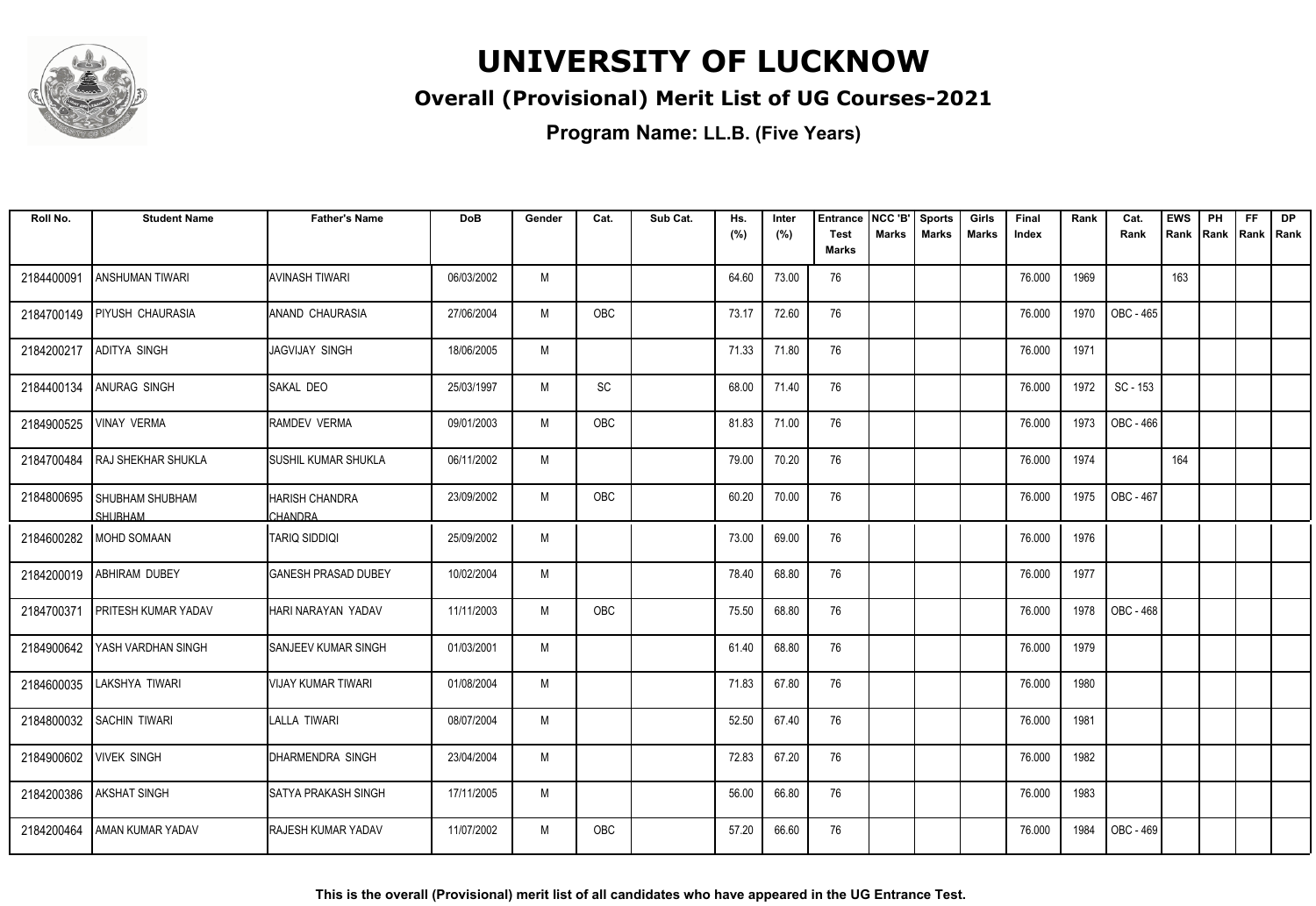# UNIVERSITY OF LUCKNOW

## Overall (Provisional) Merit List of UG Courses-2021

### Program Name: LL.B. (Five Years)

| Roll No. | Student Name | Father's Name | DoB | Gender | Cat. | Sub Cat. | Hs. (%) | Inter (%) | Entrance Test Marks | NCC 'B' Marks | Sports Marks | Girls Marks | Final Index | Rank | Cat. Rank | EWS Rank | PH Rank | FF Rank | DP Rank |
|---|---|---|---|---|---|---|---|---|---|---|---|---|---|---|---|---|---|---|---|
| 2184400091 | ANSHUMAN TIWARI | AVINASH TIWARI | 06/03/2002 | M | | | 64.60 | 73.00 | 76 | | | | 76.000 | 1969 | | 163 | | | |
| 2184700149 | PIYUSH CHAURASIA | ANAND CHAURASIA | 27/06/2004 | M | OBC | | 73.17 | 72.60 | 76 | | | | 76.000 | 1970 | OBC - 465 | | | | |
| 2184200217 | ADITYA SINGH | JAGVIJAY SINGH | 18/06/2005 | M | | | 71.33 | 71.80 | 76 | | | | 76.000 | 1971 | | | | | |
| 2184400134 | ANURAG SINGH | SAKAL DEO | 25/03/1997 | M | SC | | 68.00 | 71.40 | 76 | | | | 76.000 | 1972 | SC - 153 | | | | |
| 2184900525 | VINAY VERMA | RAMDEV VERMA | 09/01/2003 | M | OBC | | 81.83 | 71.00 | 76 | | | | 76.000 | 1973 | OBC - 466 | | | | |
| 2184700484 | RAJ SHEKHAR SHUKLA | SUSHIL KUMAR SHUKLA | 06/11/2002 | M | | | 79.00 | 70.20 | 76 | | | | 76.000 | 1974 | | 164 | | | |
| 2184800695 | SHUBHAM SHUBHAM SHUBHAM | HARISH CHANDRA CHANDRA | 23/09/2002 | M | OBC | | 60.20 | 70.00 | 76 | | | | 76.000 | 1975 | OBC - 467 | | | | |
| 2184600282 | MOHD SOMAAN | TARIQ SIDDIQI | 25/09/2002 | M | | | 73.00 | 69.00 | 76 | | | | 76.000 | 1976 | | | | | |
| 2184200019 | ABHIRAM DUBEY | GANESH PRASAD DUBEY | 10/02/2004 | M | | | 78.40 | 68.80 | 76 | | | | 76.000 | 1977 | | | | | |
| 2184700371 | PRITESH KUMAR YADAV | HARI NARAYAN YADAV | 11/11/2003 | M | OBC | | 75.50 | 68.80 | 76 | | | | 76.000 | 1978 | OBC - 468 | | | | |
| 2184900642 | YASH VARDHAN SINGH | SANJEEV KUMAR SINGH | 01/03/2001 | M | | | 61.40 | 68.80 | 76 | | | | 76.000 | 1979 | | | | | |
| 2184600035 | LAKSHYA TIWARI | VIJAY KUMAR TIWARI | 01/08/2004 | M | | | 71.83 | 67.80 | 76 | | | | 76.000 | 1980 | | | | | |
| 2184800032 | SACHIN TIWARI | LALLA TIWARI | 08/07/2004 | M | | | 52.50 | 67.40 | 76 | | | | 76.000 | 1981 | | | | | |
| 2184900602 | VIVEK SINGH | DHARMENDRA SINGH | 23/04/2004 | M | | | 72.83 | 67.20 | 76 | | | | 76.000 | 1982 | | | | | |
| 2184200386 | AKSHAT SINGH | SATYA PRAKASH SINGH | 17/11/2005 | M | | | 56.00 | 66.80 | 76 | | | | 76.000 | 1983 | | | | | |
| 2184200464 | AMAN KUMAR YADAV | RAJESH KUMAR YADAV | 11/07/2002 | M | OBC | | 57.20 | 66.60 | 76 | | | | 76.000 | 1984 | OBC - 469 | | | | |

**This is the overall (Provisional) merit list of all candidates who have appeared in the UG Entrance Test.**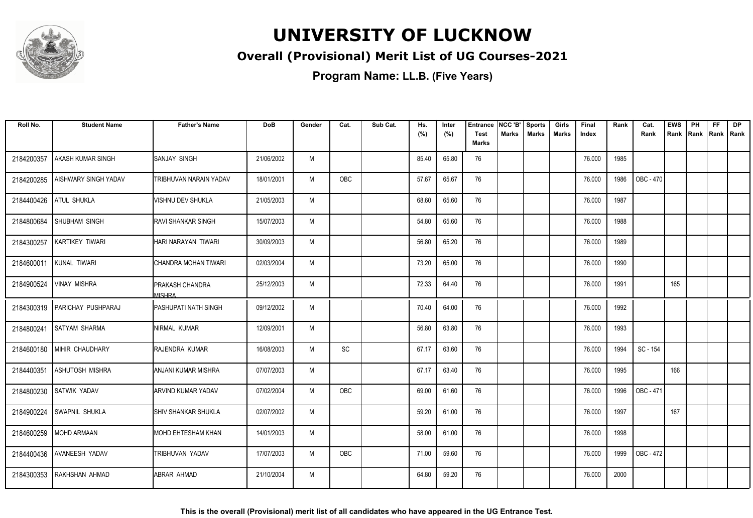# UNIVERSITY OF LUCKNOW

## Overall (Provisional) Merit List of UG Courses-2021

### Program Name: LL.B. (Five Years)

| Roll No. | Student Name | Father's Name | DoB | Gender | Cat. | Sub Cat. | Hs. (%) | Inter (%) | Entrance Test Marks | NCC 'B' Marks | Sports Marks | Girls Marks | Final Index | Rank | Cat. Rank | EWS Rank | PH Rank | FF Rank | DP Rank |
|---|---|---|---|---|---|---|---|---|---|---|---|---|---|---|---|---|---|---|---|
| 2184200357 | AKASH KUMAR SINGH | SANJAY SINGH | 21/06/2002 | M | | | 85.40 | 65.80 | 76 | | | | 76.000 | 1985 | | | | | |
| 2184200285 | AISHWARY SINGH YADAV | TRIBHUVAN NARAIN YADAV | 18/01/2001 | M | OBC | | 57.67 | 65.67 | 76 | | | | 76.000 | 1986 | OBC - 470 | | | | |
| 2184400426 | ATUL SHUKLA | VISHNU DEV SHUKLA | 21/05/2003 | M | | | 68.60 | 65.60 | 76 | | | | 76.000 | 1987 | | | | | |
| 2184800684 | SHUBHAM SINGH | RAVI SHANKAR SINGH | 15/07/2003 | M | | | 54.80 | 65.60 | 76 | | | | 76.000 | 1988 | | | | | |
| 2184300257 | KARTIKEY TIWARI | HARI NARAYAN TIWARI | 30/09/2003 | M | | | 56.80 | 65.20 | 76 | | | | 76.000 | 1989 | | | | | |
| 2184600011 | KUNAL TIWARI | CHANDRA MOHAN TIWARI | 02/03/2004 | M | | | 73.20 | 65.00 | 76 | | | | 76.000 | 1990 | | | | | |
| 2184900524 | VINAY MISHRA | PRAKASH CHANDRA MISHRA | 25/12/2003 | M | | | 72.33 | 64.40 | 76 | | | | 76.000 | 1991 | | 165 | | | |
| 2184300319 | PARICHAY PUSHPARAJ | PASHUPATI NATH SINGH | 09/12/2002 | M | | | 70.40 | 64.00 | 76 | | | | 76.000 | 1992 | | | | | |
| 2184800241 | SATYAM SHARMA | NIRMAL KUMAR | 12/09/2001 | M | | | 56.80 | 63.80 | 76 | | | | 76.000 | 1993 | | | | | |
| 2184600180 | MIHIR CHAUDHARY | RAJENDRA KUMAR | 16/08/2003 | M | SC | | 67.17 | 63.60 | 76 | | | | 76.000 | 1994 | SC - 154 | | | | |
| 2184400351 | ASHUTOSH MISHRA | ANJANI KUMAR MISHRA | 07/07/2003 | M | | | 67.17 | 63.40 | 76 | | | | 76.000 | 1995 | | 166 | | | |
| 2184800230 | SATWIK YADAV | ARVIND KUMAR YADAV | 07/02/2004 | M | OBC | | 69.00 | 61.60 | 76 | | | | 76.000 | 1996 | OBC - 471 | | | | |
| 2184900224 | SWAPNIL SHUKLA | SHIV SHANKAR SHUKLA | 02/07/2002 | M | | | 59.20 | 61.00 | 76 | | | | 76.000 | 1997 | | 167 | | | |
| 2184600259 | MOHD ARMAAN | MOHD EHTESHAM KHAN | 14/01/2003 | M | | | 58.00 | 61.00 | 76 | | | | 76.000 | 1998 | | | | | |
| 2184400436 | AVANEESH YADAV | TRIBHUVAN YADAV | 17/07/2003 | M | OBC | | 71.00 | 59.60 | 76 | | | | 76.000 | 1999 | OBC - 472 | | | | |
| 2184300353 | RAKHSHAN AHMAD | ABRAR AHMAD | 21/10/2004 | M | | | 64.80 | 59.20 | 76 | | | | 76.000 | 2000 | | | | | |

**This is the overall (Provisional) merit list of all candidates who have appeared in the UG Entrance Test.**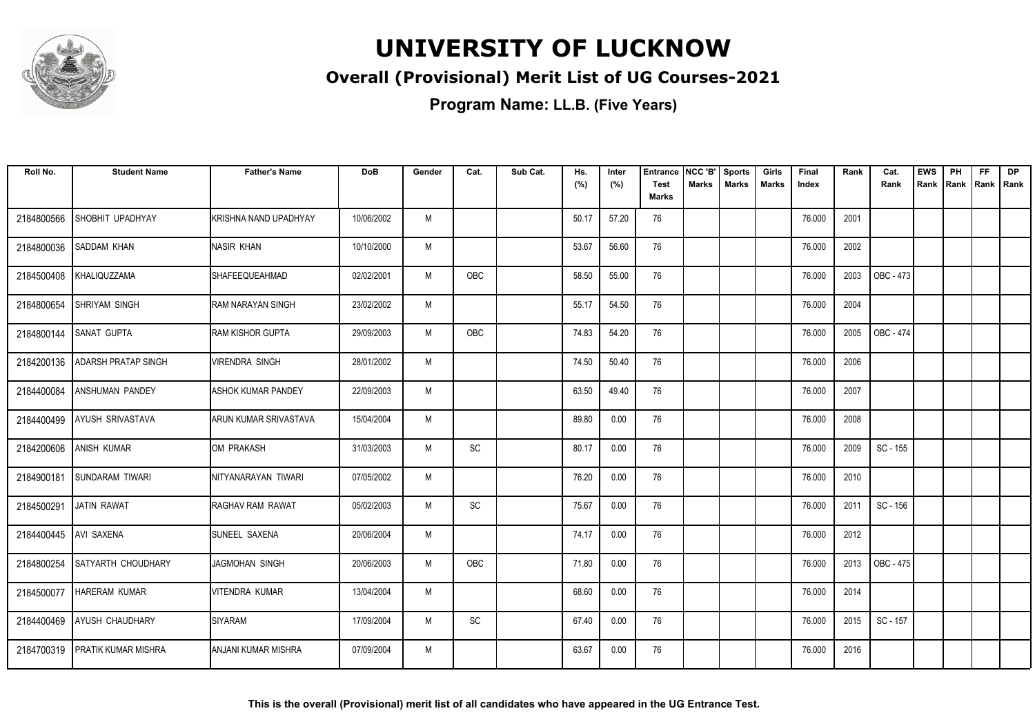# UNIVERSITY OF LUCKNOW

## Overall (Provisional) Merit List of UG Courses-2021

### Program Name: LL.B. (Five Years)

| Roll No. | Student Name | Father's Name | DoB | Gender | Cat. | Sub Cat. | Hs. (%) | Inter (%) | Entrance Test Marks | NCC 'B' Marks | Sports Marks | Girls Marks | Final Index | Rank | Cat. Rank | EWS Rank | PH Rank | FF Rank | DP Rank |
|---|---|---|---|---|---|---|---|---|---|---|---|---|---|---|---|---|---|---|---|
| 2184800566 | SHOBHIT UPADHYAY | KRISHNA NAND UPADHYAY | 10/06/2002 | M | | | 50.17 | 57.20 | 76 | | | | 76.000 | 2001 | | | | | |
| 2184800036 | SADDAM KHAN | NASIR KHAN | 10/10/2000 | M | | | 53.67 | 56.60 | 76 | | | | 76.000 | 2002 | | | | | |
| 2184500408 | KHALIQUZZAMA | SHAFEEQUEAHMAD | 02/02/2001 | M | OBC | | 58.50 | 55.00 | 76 | | | | 76.000 | 2003 | OBC - 473 | | | | |
| 2184800654 | SHRIYAM SINGH | RAM NARAYAN SINGH | 23/02/2002 | M | | | 55.17 | 54.50 | 76 | | | | 76.000 | 2004 | | | | | |
| 2184800144 | SANAT GUPTA | RAM KISHOR GUPTA | 29/09/2003 | M | OBC | | 74.83 | 54.20 | 76 | | | | 76.000 | 2005 | OBC - 474 | | | | |
| 2184200136 | ADARSH PRATAP SINGH | VIRENDRA SINGH | 28/01/2002 | M | | | 74.50 | 50.40 | 76 | | | | 76.000 | 2006 | | | | | |
| 2184400084 | ANSHUMAN PANDEY | ASHOK KUMAR PANDEY | 22/09/2003 | M | | | 63.50 | 49.40 | 76 | | | | 76.000 | 2007 | | | | | |
| 2184400499 | AYUSH SRIVASTAVA | ARUN KUMAR SRIVASTAVA | 15/04/2004 | M | | | 89.80 | 0.00 | 76 | | | | 76.000 | 2008 | | | | | |
| 2184200606 | ANISH KUMAR | OM PRAKASH | 31/03/2003 | M | SC | | 80.17 | 0.00 | 76 | | | | 76.000 | 2009 | SC - 155 | | | | |
| 2184900181 | SUNDARAM TIWARI | NITYANARAYAN TIWARI | 07/05/2002 | M | | | 76.20 | 0.00 | 76 | | | | 76.000 | 2010 | | | | | |
| 2184500291 | JATIN RAWAT | RAGHAV RAM RAWAT | 05/02/2003 | M | SC | | 75.67 | 0.00 | 76 | | | | 76.000 | 2011 | SC - 156 | | | | |
| 2184400445 | AVI SAXENA | SUNEEL SAXENA | 20/06/2004 | M | | | 74.17 | 0.00 | 76 | | | | 76.000 | 2012 | | | | | |
| 2184800254 | SATYARTH CHOUDHARY | JAGMOHAN SINGH | 20/06/2003 | M | OBC | | 71.80 | 0.00 | 76 | | | | 76.000 | 2013 | OBC - 475 | | | | |
| 2184500077 | HARERAM KUMAR | VITENDRA KUMAR | 13/04/2004 | M | | | 68.60 | 0.00 | 76 | | | | 76.000 | 2014 | | | | | |
| 2184400469 | AYUSH CHAUDHARY | SIYARAM | 17/09/2004 | M | SC | | 67.40 | 0.00 | 76 | | | | 76.000 | 2015 | SC - 157 | | | | |
| 2184700319 | PRATIK KUMAR MISHRA | ANJANI KUMAR MISHRA | 07/09/2004 | M | | | 63.67 | 0.00 | 76 | | | | 76.000 | 2016 | | | | | |

**This is the overall (Provisional) merit list of all candidates who have appeared in the UG Entrance Test.**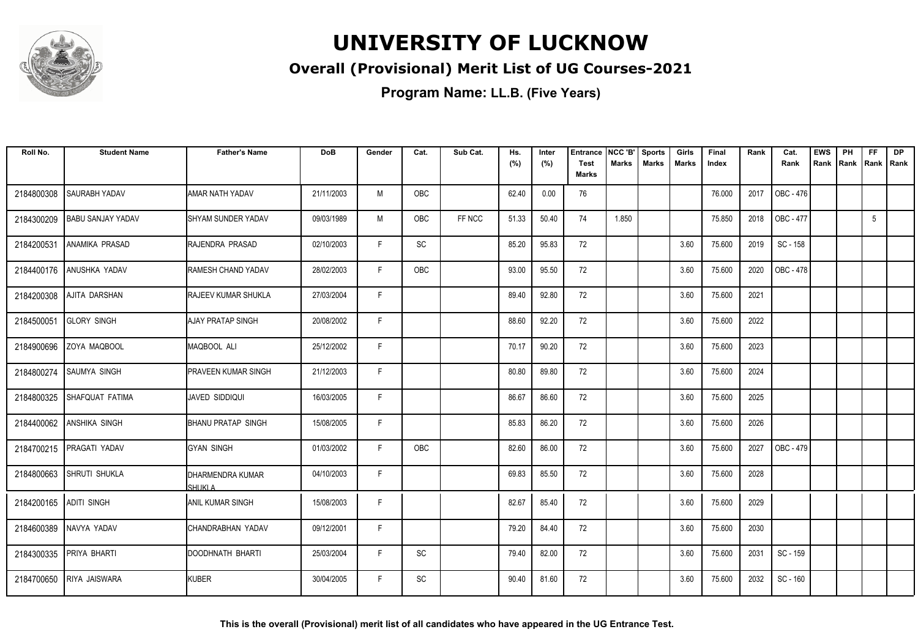# UNIVERSITY OF LUCKNOW

## Overall (Provisional) Merit List of UG Courses-2021

### Program Name: LL.B. (Five Years)

| Roll No. | Student Name | Father's Name | DoB | Gender | Cat. | Sub Cat. | Hs. (%) | Inter (%) | Entrance Test Marks | NCC 'B' Marks | Sports Marks | Girls Marks | Final Index | Rank | Cat. Rank | EWS Rank | PH Rank | FF Rank | DP Rank |
|---|---|---|---|---|---|---|---|---|---|---|---|---|---|---|---|---|---|---|---|
| 2184800308 | SAURABH YADAV | AMAR NATH YADAV | 21/11/2003 | M | OBC | | 62.40 | 0.00 | 76 | | | | 76.000 | 2017 | OBC - 476 | | | | |
| 2184300209 | BABU SANJAY YADAV | SHYAM SUNDER YADAV | 09/03/1989 | M | OBC | FF NCC | 51.33 | 50.40 | 74 | 1.850 | | | 75.850 | 2018 | OBC - 477 | | | 5 | |
| 2184200531 | ANAMIKA PRASAD | RAJENDRA PRASAD | 02/10/2003 | F | SC | | 85.20 | 95.83 | 72 | | | 3.60 | 75.600 | 2019 | SC - 158 | | | | |
| 2184400176 | ANUSHKA YADAV | RAMESH CHAND YADAV | 28/02/2003 | F | OBC | | 93.00 | 95.50 | 72 | | | 3.60 | 75.600 | 2020 | OBC - 478 | | | | |
| 2184200308 | AJITA DARSHAN | RAJEEV KUMAR SHUKLA | 27/03/2004 | F | | | 89.40 | 92.80 | 72 | | | 3.60 | 75.600 | 2021 | | | | | |
| 2184500051 | GLORY SINGH | AJAY PRATAP SINGH | 20/08/2002 | F | | | 88.60 | 92.20 | 72 | | | 3.60 | 75.600 | 2022 | | | | | |
| 2184900696 | ZOYA MAQBOOL | MAQBOOL ALI | 25/12/2002 | F | | | 70.17 | 90.20 | 72 | | | 3.60 | 75.600 | 2023 | | | | | |
| 2184800274 | SAUMYA SINGH | PRAVEEN KUMAR SINGH | 21/12/2003 | F | | | 80.80 | 89.80 | 72 | | | 3.60 | 75.600 | 2024 | | | | | |
| 2184800325 | SHAFQUAT FATIMA | JAVED SIDDIQUI | 16/03/2005 | F | | | 86.67 | 86.60 | 72 | | | 3.60 | 75.600 | 2025 | | | | | |
| 2184400062 | ANSHIKA SINGH | BHANU PRATAP SINGH | 15/08/2005 | F | | | 85.83 | 86.20 | 72 | | | 3.60 | 75.600 | 2026 | | | | | |
| 2184700215 | PRAGATI YADAV | GYAN SINGH | 01/03/2002 | F | OBC | | 82.60 | 86.00 | 72 | | | 3.60 | 75.600 | 2027 | OBC - 479 | | | | |
| 2184800663 | SHRUTI SHUKLA | DHARMENDRA KUMAR SHUKLA | 04/10/2003 | F | | | 69.83 | 85.50 | 72 | | | 3.60 | 75.600 | 2028 | | | | | |
| 2184200165 | ADITI SINGH | ANIL KUMAR SINGH | 15/08/2003 | F | | | 82.67 | 85.40 | 72 | | | 3.60 | 75.600 | 2029 | | | | | |
| 2184600389 | NAVYA YADAV | CHANDRABHAN YADAV | 09/12/2001 | F | | | 79.20 | 84.40 | 72 | | | 3.60 | 75.600 | 2030 | | | | | |
| 2184300335 | PRIYA BHARTI | DOODHNATH BHARTI | 25/03/2004 | F | SC | | 79.40 | 82.00 | 72 | | | 3.60 | 75.600 | 2031 | SC - 159 | | | | |
| 2184700650 | RIYA JAISWARA | KUBER | 30/04/2005 | F | SC | | 90.40 | 81.60 | 72 | | | 3.60 | 75.600 | 2032 | SC - 160 | | | | |

**This is the overall (Provisional) merit list of all candidates who have appeared in the UG Entrance Test.**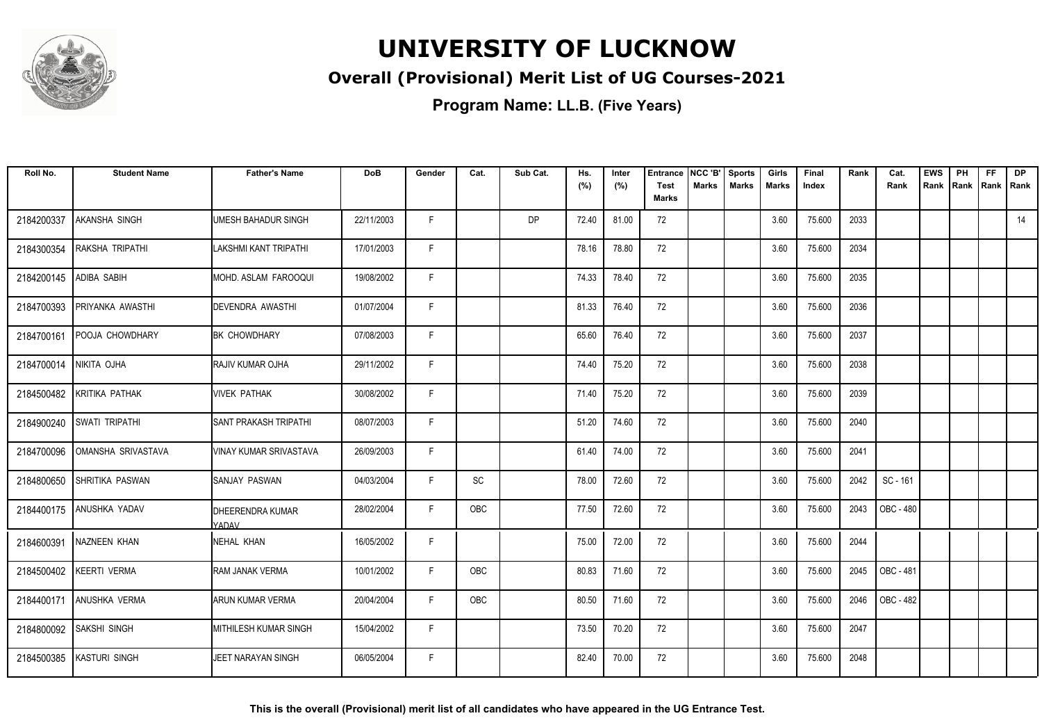# UNIVERSITY OF LUCKNOW

## Overall (Provisional) Merit List of UG Courses-2021

### Program Name: LL.B. (Five Years)

| Roll No. | Student Name | Father's Name | DoB | Gender | Cat. | Sub Cat. | Hs. (%) | Inter (%) | Entrance Test Marks | NCC 'B' Marks | Sports Marks | Girls Marks | Final Index | Rank | Cat. Rank | EWS Rank | PH Rank | FF Rank | DP Rank |
|---|---|---|---|---|---|---|---|---|---|---|---|---|---|---|---|---|---|---|---|
| 2184200337 | AKANSHA SINGH | UMESH BAHADUR SINGH | 22/11/2003 | F | | DP | 72.40 | 81.00 | 72 | | | 3.60 | 75.600 | 2033 | | | | | 14 |
| 2184300354 | RAKSHA TRIPATHI | LAKSHMI KANT TRIPATHI | 17/01/2003 | F | | | 78.16 | 78.80 | 72 | | | 3.60 | 75.600 | 2034 | | | | | |
| 2184200145 | ADIBA SABIH | MOHD. ASLAM FAROOQUI | 19/08/2002 | F | | | 74.33 | 78.40 | 72 | | | 3.60 | 75.600 | 2035 | | | | | |
| 2184700393 | PRIYANKA AWASTHI | DEVENDRA AWASTHI | 01/07/2004 | F | | | 81.33 | 76.40 | 72 | | | 3.60 | 75.600 | 2036 | | | | | |
| 2184700161 | POOJA CHOWDHARY | BK CHOWDHARY | 07/08/2003 | F | | | 65.60 | 76.40 | 72 | | | 3.60 | 75.600 | 2037 | | | | | |
| 2184700014 | NIKITA OJHA | RAJIV KUMAR OJHA | 29/11/2002 | F | | | 74.40 | 75.20 | 72 | | | 3.60 | 75.600 | 2038 | | | | | |
| 2184500482 | KRITIKA PATHAK | VIVEK PATHAK | 30/08/2002 | F | | | 71.40 | 75.20 | 72 | | | 3.60 | 75.600 | 2039 | | | | | |
| 2184900240 | SWATI TRIPATHI | SANT PRAKASH TRIPATHI | 08/07/2003 | F | | | 51.20 | 74.60 | 72 | | | 3.60 | 75.600 | 2040 | | | | | |
| 2184700096 | OMANSHA SRIVASTAVA | VINAY KUMAR SRIVASTAVA | 26/09/2003 | F | | | 61.40 | 74.00 | 72 | | | 3.60 | 75.600 | 2041 | | | | | |
| 2184800650 | SHRITIKA PASWAN | SANJAY PASWAN | 04/03/2004 | F | SC | | 78.00 | 72.60 | 72 | | | 3.60 | 75.600 | 2042 | SC - 161 | | | | |
| 2184400175 | ANUSHKA YADAV | DHEERENDRA KUMAR YADAV | 28/02/2004 | F | OBC | | 77.50 | 72.60 | 72 | | | 3.60 | 75.600 | 2043 | OBC - 480 | | | | |
| 2184600391 | NAZNEEN KHAN | NEHAL KHAN | 16/05/2002 | F | | | 75.00 | 72.00 | 72 | | | 3.60 | 75.600 | 2044 | | | | | |
| 2184500402 | KEERTI VERMA | RAM JANAK VERMA | 10/01/2002 | F | OBC | | 80.83 | 71.60 | 72 | | | 3.60 | 75.600 | 2045 | OBC - 481 | | | | |
| 2184400171 | ANUSHKA VERMA | ARUN KUMAR VERMA | 20/04/2004 | F | OBC | | 80.50 | 71.60 | 72 | | | 3.60 | 75.600 | 2046 | OBC - 482 | | | | |
| 2184800092 | SAKSHI SINGH | MITHILESH KUMAR SINGH | 15/04/2002 | F | | | 73.50 | 70.20 | 72 | | | 3.60 | 75.600 | 2047 | | | | | |
| 2184500385 | KASTURI SINGH | JEET NARAYAN SINGH | 06/05/2004 | F | | | 82.40 | 70.00 | 72 | | | 3.60 | 75.600 | 2048 | | | | | |

**This is the overall (Provisional) merit list of all candidates who have appeared in the UG Entrance Test.**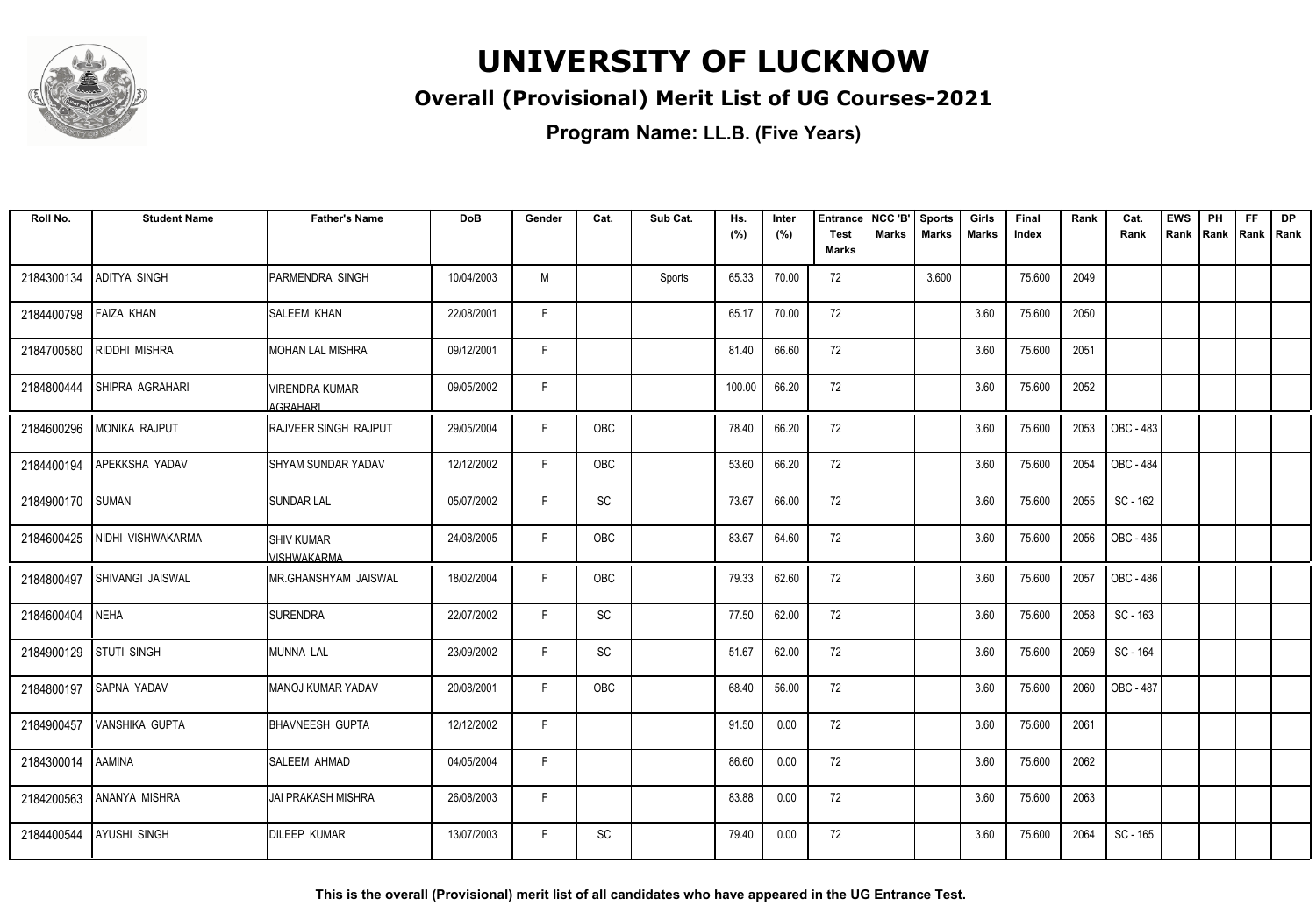# UNIVERSITY OF LUCKNOW

## Overall (Provisional) Merit List of UG Courses-2021

### Program Name: LL.B. (Five Years)

| Roll No. | Student Name | Father's Name | DoB | Gender | Cat. | Sub Cat. | Hs. (%) | Inter (%) | Entrance Test Marks | NCC 'B' Marks | Sports Marks | Girls Marks | Final Index | Rank | Cat. Rank | EWS Rank | PH Rank | FF Rank | DP Rank |
|---|---|---|---|---|---|---|---|---|---|---|---|---|---|---|---|---|---|---|---|
| 2184300134 | ADITYA SINGH | PARMENDRA SINGH | 10/04/2003 | M | | Sports | 65.33 | 70.00 | 72 | | 3.600 | | 75.600 | 2049 | | | | | |
| 2184400798 | FAIZA KHAN | SALEEM KHAN | 22/08/2001 | F | | | 65.17 | 70.00 | 72 | | | 3.60 | 75.600 | 2050 | | | | | |
| 2184700580 | RIDDHI MISHRA | MOHAN LAL MISHRA | 09/12/2001 | F | | | 81.40 | 66.60 | 72 | | | 3.60 | 75.600 | 2051 | | | | | |
| 2184800444 | SHIPRA AGRAHARI | VIRENDRA KUMAR AGRAHARI | 09/05/2002 | F | | | 100.00 | 66.20 | 72 | | | 3.60 | 75.600 | 2052 | | | | | |
| 2184600296 | MONIKA RAJPUT | RAJVEER SINGH RAJPUT | 29/05/2004 | F | OBC | | 78.40 | 66.20 | 72 | | | 3.60 | 75.600 | 2053 | OBC - 483 | | | | |
| 2184400194 | APEKKSHA YADAV | SHYAM SUNDAR YADAV | 12/12/2002 | F | OBC | | 53.60 | 66.20 | 72 | | | 3.60 | 75.600 | 2054 | OBC - 484 | | | | |
| 2184900170 | SUMAN | SUNDAR LAL | 05/07/2002 | F | SC | | 73.67 | 66.00 | 72 | | | 3.60 | 75.600 | 2055 | SC - 162 | | | | |
| 2184600425 | NIDHI VISHWAKARMA | SHIV KUMAR VISHWAKARMA | 24/08/2005 | F | OBC | | 83.67 | 64.60 | 72 | | | 3.60 | 75.600 | 2056 | OBC - 485 | | | | |
| 2184800497 | SHIVANGI JAISWAL | MR.GHANSHYAM JAISWAL | 18/02/2004 | F | OBC | | 79.33 | 62.60 | 72 | | | 3.60 | 75.600 | 2057 | OBC - 486 | | | | |
| 2184600404 | NEHA | SURENDRA | 22/07/2002 | F | SC | | 77.50 | 62.00 | 72 | | | 3.60 | 75.600 | 2058 | SC - 163 | | | | |
| 2184900129 | STUTI SINGH | MUNNA LAL | 23/09/2002 | F | SC | | 51.67 | 62.00 | 72 | | | 3.60 | 75.600 | 2059 | SC - 164 | | | | |
| 2184800197 | SAPNA YADAV | MANOJ KUMAR YADAV | 20/08/2001 | F | OBC | | 68.40 | 56.00 | 72 | | | 3.60 | 75.600 | 2060 | OBC - 487 | | | | |
| 2184900457 | VANSHIKA GUPTA | BHAVNEESH GUPTA | 12/12/2002 | F | | | 91.50 | 0.00 | 72 | | | 3.60 | 75.600 | 2061 | | | | | |
| 2184300014 | AAMINA | SALEEM AHMAD | 04/05/2004 | F | | | 86.60 | 0.00 | 72 | | | 3.60 | 75.600 | 2062 | | | | | |
| 2184200563 | ANANYA MISHRA | JAI PRAKASH MISHRA | 26/08/2003 | F | | | 83.88 | 0.00 | 72 | | | 3.60 | 75.600 | 2063 | | | | | |
| 2184400544 | AYUSHI SINGH | DILEEP KUMAR | 13/07/2003 | F | SC | | 79.40 | 0.00 | 72 | | | 3.60 | 75.600 | 2064 | SC - 165 | | | | |

**This is the overall (Provisional) merit list of all candidates who have appeared in the UG Entrance Test.**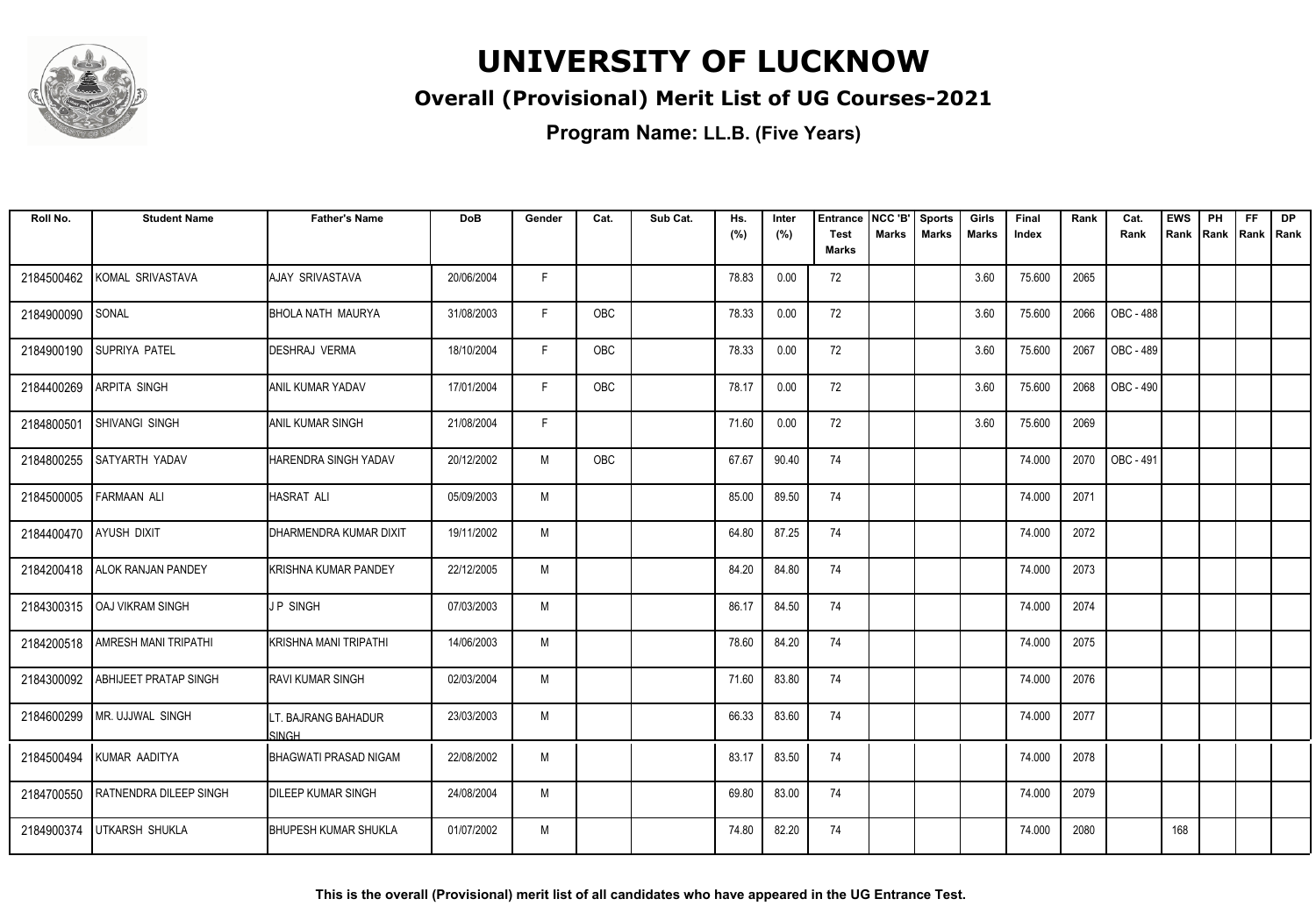# UNIVERSITY OF LUCKNOW

## Overall (Provisional) Merit List of UG Courses-2021

**Program Name: LL.B. (Five Years)**

| Roll No. | Student Name | Father's Name | DoB | Gender | Cat. | Sub Cat. | Hs. (%) | Inter (%) | Entrance Test Marks | NCC 'B' Marks | Sports Marks | Girls Marks | Final Index | Rank | Cat. Rank | EWS Rank | PH Rank | FF Rank | DP Rank |
|---|---|---|---|---|---|---|---|---|---|---|---|---|---|---|---|---|---|---|---|
| 2184500462 | KOMAL SRIVASTAVA | AJAY SRIVASTAVA | 20/06/2004 | F | | | 78.83 | 0.00 | 72 | | | 3.60 | 75.600 | 2065 | | | | | |
| 2184900090 | SONAL | BHOLA NATH MAURYA | 31/08/2003 | F | OBC | | 78.33 | 0.00 | 72 | | | 3.60 | 75.600 | 2066 | OBC - 488 | | | | |
| 2184900190 | SUPRIYA PATEL | DESHRAJ VERMA | 18/10/2004 | F | OBC | | 78.33 | 0.00 | 72 | | | 3.60 | 75.600 | 2067 | OBC - 489 | | | | |
| 2184400269 | ARPITA SINGH | ANIL KUMAR YADAV | 17/01/2004 | F | OBC | | 78.17 | 0.00 | 72 | | | 3.60 | 75.600 | 2068 | OBC - 490 | | | | |
| 2184800501 | SHIVANGI SINGH | ANIL KUMAR SINGH | 21/08/2004 | F | | | 71.60 | 0.00 | 72 | | | 3.60 | 75.600 | 2069 | | | | | |
| 2184800255 | SATYARTH YADAV | HARENDRA SINGH YADAV | 20/12/2002 | M | OBC | | 67.67 | 90.40 | 74 | | | | 74.000 | 2070 | OBC - 491 | | | | |
| 2184500005 | FARMAAN ALI | HASRAT ALI | 05/09/2003 | M | | | 85.00 | 89.50 | 74 | | | | 74.000 | 2071 | | | | | |
| 2184400470 | AYUSH DIXIT | DHARMENDRA KUMAR DIXIT | 19/11/2002 | M | | | 64.80 | 87.25 | 74 | | | | 74.000 | 2072 | | | | | |
| 2184200418 | ALOK RANJAN PANDEY | KRISHNA KUMAR PANDEY | 22/12/2005 | M | | | 84.20 | 84.80 | 74 | | | | 74.000 | 2073 | | | | | |
| 2184300315 | OAJ VIKRAM SINGH | J P SINGH | 07/03/2003 | M | | | 86.17 | 84.50 | 74 | | | | 74.000 | 2074 | | | | | |
| 2184200518 | AMRESH MANI TRIPATHI | KRISHNA MANI TRIPATHI | 14/06/2003 | M | | | 78.60 | 84.20 | 74 | | | | 74.000 | 2075 | | | | | |
| 2184300092 | ABHIJEET PRATAP SINGH | RAVI KUMAR SINGH | 02/03/2004 | M | | | 71.60 | 83.80 | 74 | | | | 74.000 | 2076 | | | | | |
| 2184600299 | MR. UJJWAL SINGH | LT. BAJRANG BAHADUR SINGH | 23/03/2003 | M | | | 66.33 | 83.60 | 74 | | | | 74.000 | 2077 | | | | | |
| 2184500494 | KUMAR AADITYA | BHAGWATI PRASAD NIGAM | 22/08/2002 | M | | | 83.17 | 83.50 | 74 | | | | 74.000 | 2078 | | | | | |
| 2184700550 | RATNENDRA DILEEP SINGH | DILEEP KUMAR SINGH | 24/08/2004 | M | | | 69.80 | 83.00 | 74 | | | | 74.000 | 2079 | | | | | |
| 2184900374 | UTKARSH SHUKLA | BHUPESH KUMAR SHUKLA | 01/07/2002 | M | | | 74.80 | 82.20 | 74 | | | | 74.000 | 2080 | | 168 | | | |

**This is the overall (Provisional) merit list of all candidates who have appeared in the UG Entrance Test.**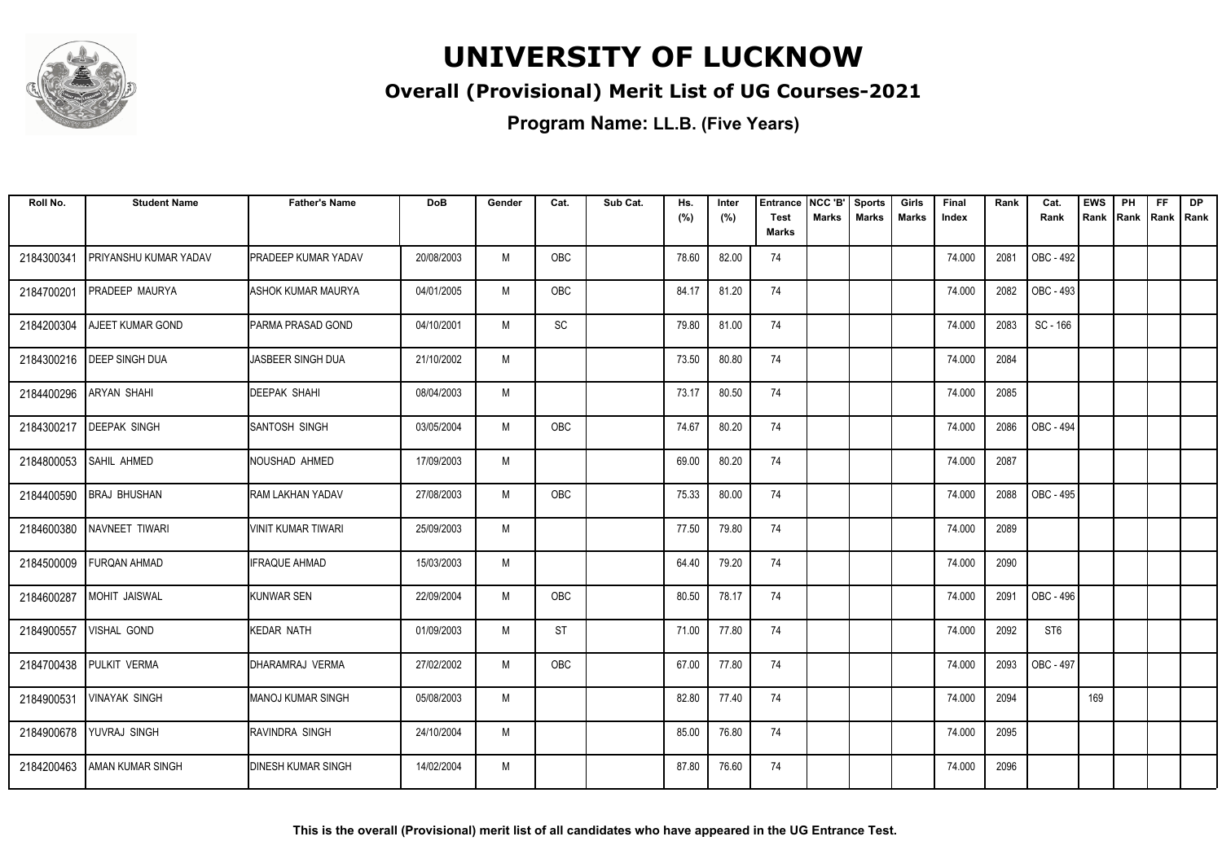# UNIVERSITY OF LUCKNOW

## Overall (Provisional) Merit List of UG Courses-2021

### Program Name: LL.B. (Five Years)

| Roll No. | Student Name | Father's Name | DoB | Gender | Cat. | Sub Cat. | Hs. (%) | Inter (%) | Entrance Test Marks | NCC 'B' Marks | Sports Marks | Girls Marks | Final Index | Rank | Cat. Rank | EWS Rank | PH Rank | FF Rank | DP Rank |
|---|---|---|---|---|---|---|---|---|---|---|---|---|---|---|---|---|---|---|---|
| 2184300341 | PRIYANSHU KUMAR YADAV | PRADEEP KUMAR YADAV | 20/08/2003 | M | OBC | | 78.60 | 82.00 | 74 | | | | 74.000 | 2081 | OBC - 492 | | | | |
| 2184700201 | PRADEEP MAURYA | ASHOK KUMAR MAURYA | 04/01/2005 | M | OBC | | 84.17 | 81.20 | 74 | | | | 74.000 | 2082 | OBC - 493 | | | | |
| 2184200304 | AJEET KUMAR GOND | PARMA PRASAD GOND | 04/10/2001 | M | SC | | 79.80 | 81.00 | 74 | | | | 74.000 | 2083 | SC - 166 | | | | |
| 2184300216 | DEEP SINGH DUA | JASBEER SINGH DUA | 21/10/2002 | M | | | 73.50 | 80.80 | 74 | | | | 74.000 | 2084 | | | | | |
| 2184400296 | ARYAN SHAHI | DEEPAK SHAHI | 08/04/2003 | M | | | 73.17 | 80.50 | 74 | | | | 74.000 | 2085 | | | | | |
| 2184300217 | DEEPAK SINGH | SANTOSH SINGH | 03/05/2004 | M | OBC | | 74.67 | 80.20 | 74 | | | | 74.000 | 2086 | OBC - 494 | | | | |
| 2184800053 | SAHIL AHMED | NOUSHAD AHMED | 17/09/2003 | M | | | 69.00 | 80.20 | 74 | | | | 74.000 | 2087 | | | | | |
| 2184400590 | BRAJ BHUSHAN | RAM LAKHAN YADAV | 27/08/2003 | M | OBC | | 75.33 | 80.00 | 74 | | | | 74.000 | 2088 | OBC - 495 | | | | |
| 2184600380 | NAVNEET TIWARI | VINIT KUMAR TIWARI | 25/09/2003 | M | | | 77.50 | 79.80 | 74 | | | | 74.000 | 2089 | | | | | |
| 2184500009 | FURQAN AHMAD | IFRAQUE AHMAD | 15/03/2003 | M | | | 64.40 | 79.20 | 74 | | | | 74.000 | 2090 | | | | | |
| 2184600287 | MOHIT JAISWAL | KUNWAR SEN | 22/09/2004 | M | OBC | | 80.50 | 78.17 | 74 | | | | 74.000 | 2091 | OBC - 496 | | | | |
| 2184900557 | VISHAL GOND | KEDAR NATH | 01/09/2003 | M | ST | | 71.00 | 77.80 | 74 | | | | 74.000 | 2092 | ST6 | | | | |
| 2184700438 | PULKIT VERMA | DHARAMRAJ VERMA | 27/02/2002 | M | OBC | | 67.00 | 77.80 | 74 | | | | 74.000 | 2093 | OBC - 497 | | | | |
| 2184900531 | VINAYAK SINGH | MANOJ KUMAR SINGH | 05/08/2003 | M | | | 82.80 | 77.40 | 74 | | | | 74.000 | 2094 | | 169 | | | |
| 2184900678 | YUVRAJ SINGH | RAVINDRA SINGH | 24/10/2004 | M | | | 85.00 | 76.80 | 74 | | | | 74.000 | 2095 | | | | | |
| 2184200463 | AMAN KUMAR SINGH | DINESH KUMAR SINGH | 14/02/2004 | M | | | 87.80 | 76.60 | 74 | | | | 74.000 | 2096 | | | | | |

**This is the overall (Provisional) merit list of all candidates who have appeared in the UG Entrance Test.**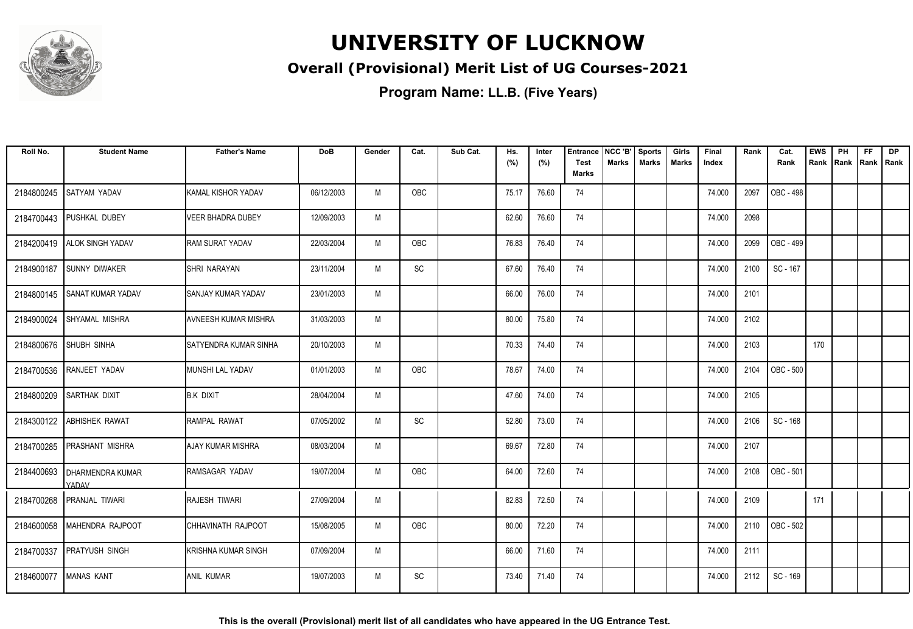# UNIVERSITY OF LUCKNOW

## Overall (Provisional) Merit List of UG Courses-2021

### Program Name: LL.B. (Five Years)

| Roll No. | Student Name | Father's Name | DoB | Gender | Cat. | Sub Cat. | Hs. (%) | Inter (%) | Entrance Test Marks | NCC 'B' Marks | Sports Marks | Girls Marks | Final Index | Rank | Cat. Rank | EWS Rank | PH Rank | FF Rank | DP Rank |
|---|---|---|---|---|---|---|---|---|---|---|---|---|---|---|---|---|---|---|---|
| 2184800245 | SATYAM YADAV | KAMAL KISHOR YADAV | 06/12/2003 | M | OBC | | 75.17 | 76.60 | 74 | | | | 74.000 | 2097 | OBC - 498 | | | | |
| 2184700443 | PUSHKAL DUBEY | VEER BHADRA DUBEY | 12/09/2003 | M | | | 62.60 | 76.60 | 74 | | | | 74.000 | 2098 | | | | | |
| 2184200419 | ALOK SINGH YADAV | RAM SURAT YADAV | 22/03/2004 | M | OBC | | 76.83 | 76.40 | 74 | | | | 74.000 | 2099 | OBC - 499 | | | | |
| 2184900187 | SUNNY DIWAKER | SHRI NARAYAN | 23/11/2004 | M | SC | | 67.60 | 76.40 | 74 | | | | 74.000 | 2100 | SC - 167 | | | | |
| 2184800145 | SANAT KUMAR YADAV | SANJAY KUMAR YADAV | 23/01/2003 | M | | | 66.00 | 76.00 | 74 | | | | 74.000 | 2101 | | | | | |
| 2184900024 | SHYAMAL MISHRA | AVNEESH KUMAR MISHRA | 31/03/2003 | M | | | 80.00 | 75.80 | 74 | | | | 74.000 | 2102 | | | | | |
| 2184800676 | SHUBH SINHA | SATYENDRA KUMAR SINHA | 20/10/2003 | M | | | 70.33 | 74.40 | 74 | | | | 74.000 | 2103 | | 170 | | | |
| 2184700536 | RANJEET YADAV | MUNSHI LAL YADAV | 01/01/2003 | M | OBC | | 78.67 | 74.00 | 74 | | | | 74.000 | 2104 | OBC - 500 | | | | |
| 2184800209 | SARTHAK DIXIT | B.K DIXIT | 28/04/2004 | M | | | 47.60 | 74.00 | 74 | | | | 74.000 | 2105 | | | | | |
| 2184300122 | ABHISHEK RAWAT | RAMPAL RAWAT | 07/05/2002 | M | SC | | 52.80 | 73.00 | 74 | | | | 74.000 | 2106 | SC - 168 | | | | |
| 2184700285 | PRASHANT MISHRA | AJAY KUMAR MISHRA | 08/03/2004 | M | | | 69.67 | 72.80 | 74 | | | | 74.000 | 2107 | | | | | |
| 2184400693 | DHARMENDRA KUMAR YADAV | RAMSAGAR YADAV | 19/07/2004 | M | OBC | | 64.00 | 72.60 | 74 | | | | 74.000 | 2108 | OBC - 501 | | | | |
| 2184700268 | PRANJAL TIWARI | RAJESH TIWARI | 27/09/2004 | M | | | 82.83 | 72.50 | 74 | | | | 74.000 | 2109 | | 171 | | | |
| 2184600058 | MAHENDRA RAJPOOT | CHHAVINATH RAJPOOT | 15/08/2005 | M | OBC | | 80.00 | 72.20 | 74 | | | | 74.000 | 2110 | OBC - 502 | | | | |
| 2184700337 | PRATYUSH SINGH | KRISHNA KUMAR SINGH | 07/09/2004 | M | | | 66.00 | 71.60 | 74 | | | | 74.000 | 2111 | | | | | |
| 2184600077 | MANAS KANT | ANIL KUMAR | 19/07/2003 | M | SC | | 73.40 | 71.40 | 74 | | | | 74.000 | 2112 | SC - 169 | | | | |

**This is the overall (Provisional) merit list of all candidates who have appeared in the UG Entrance Test.**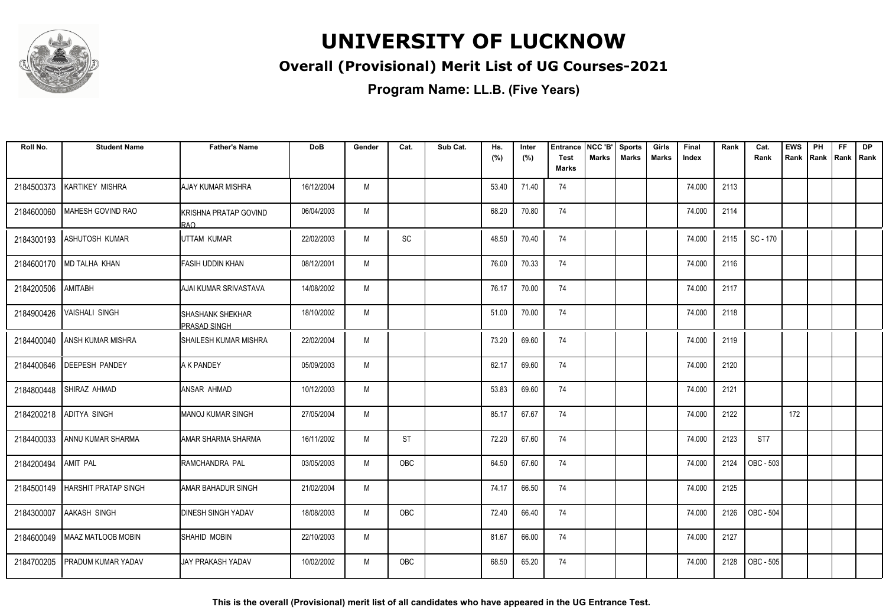# UNIVERSITY OF LUCKNOW

## Overall (Provisional) Merit List of UG Courses-2021

**Program Name: LL.B. (Five Years)**

| Roll No. | Student Name | Father's Name | DoB | Gender | Cat. | Sub Cat. | Hs. (%) | Inter (%) | Entrance Test Marks | NCC 'B' Marks | Sports Marks | Girls Marks | Final Index | Rank | Cat. Rank | EWS Rank | PH Rank | FF Rank | DP Rank |
|---|---|---|---|---|---|---|---|---|---|---|---|---|---|---|---|---|---|---|---|
| 2184500373 | KARTIKEY MISHRA | AJAY KUMAR MISHRA | 16/12/2004 | M | | | 53.40 | 71.40 | 74 | | | | 74.000 | 2113 | | | | | |
| 2184600060 | MAHESH GOVIND RAO | KRISHNA PRATAP GOVIND RAO | 06/04/2003 | M | | | 68.20 | 70.80 | 74 | | | | 74.000 | 2114 | | | | | |
| 2184300193 | ASHUTOSH KUMAR | UTTAM KUMAR | 22/02/2003 | M | SC | | 48.50 | 70.40 | 74 | | | | 74.000 | 2115 | SC - 170 | | | | |
| 2184600170 | MD TALHA KHAN | FASIH UDDIN KHAN | 08/12/2001 | M | | | 76.00 | 70.33 | 74 | | | | 74.000 | 2116 | | | | | |
| 2184200506 | AMITABH | AJAI KUMAR SRIVASTAVA | 14/08/2002 | M | | | 76.17 | 70.00 | 74 | | | | 74.000 | 2117 | | | | | |
| 2184900426 | VAISHALI SINGH | SHASHANK SHEKHAR PRASAD SINGH | 18/10/2002 | M | | | 51.00 | 70.00 | 74 | | | | 74.000 | 2118 | | | | | |
| 2184400040 | ANSH KUMAR MISHRA | SHAILESH KUMAR MISHRA | 22/02/2004 | M | | | 73.20 | 69.60 | 74 | | | | 74.000 | 2119 | | | | | |
| 2184400646 | DEEPESH PANDEY | A K PANDEY | 05/09/2003 | M | | | 62.17 | 69.60 | 74 | | | | 74.000 | 2120 | | | | | |
| 2184800448 | SHIRAZ AHMAD | ANSAR AHMAD | 10/12/2003 | M | | | 53.83 | 69.60 | 74 | | | | 74.000 | 2121 | | | | | |
| 2184200218 | ADITYA SINGH | MANOJ KUMAR SINGH | 27/05/2004 | M | | | 85.17 | 67.67 | 74 | | | | 74.000 | 2122 | | 172 | | | |
| 2184400033 | ANNU KUMAR SHARMA | AMAR SHARMA SHARMA | 16/11/2002 | M | ST | | 72.20 | 67.60 | 74 | | | | 74.000 | 2123 | ST7 | | | | |
| 2184200494 | AMIT PAL | RAMCHANDRA PAL | 03/05/2003 | M | OBC | | 64.50 | 67.60 | 74 | | | | 74.000 | 2124 | OBC - 503 | | | | |
| 2184500149 | HARSHIT PRATAP SINGH | AMAR BAHADUR SINGH | 21/02/2004 | M | | | 74.17 | 66.50 | 74 | | | | 74.000 | 2125 | | | | | |
| 2184300007 | AAKASH SINGH | DINESH SINGH YADAV | 18/08/2003 | M | OBC | | 72.40 | 66.40 | 74 | | | | 74.000 | 2126 | OBC - 504 | | | | |
| 2184600049 | MAAZ MATLOOB MOBIN | SHAHID MOBIN | 22/10/2003 | M | | | 81.67 | 66.00 | 74 | | | | 74.000 | 2127 | | | | | |
| 2184700205 | PRADUM KUMAR YADAV | JAY PRAKASH YADAV | 10/02/2002 | M | OBC | | 68.50 | 65.20 | 74 | | | | 74.000 | 2128 | OBC - 505 | | | | |

**This is the overall (Provisional) merit list of all candidates who have appeared in the UG Entrance Test.**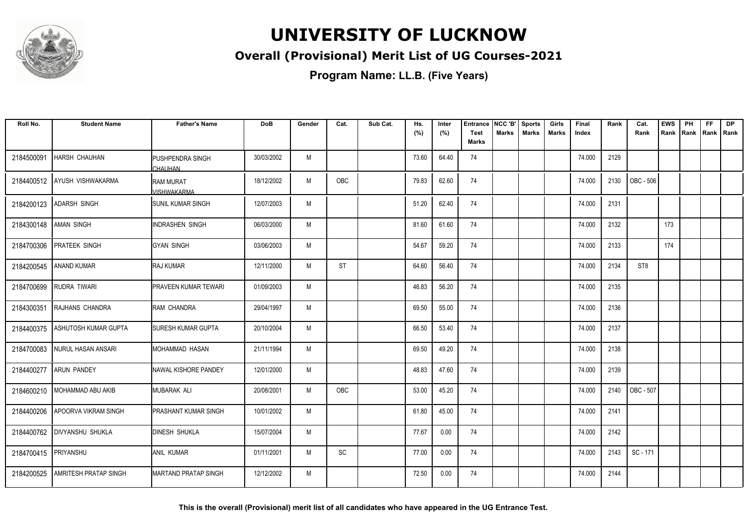# UNIVERSITY OF LUCKNOW

## Overall (Provisional) Merit List of UG Courses-2021

**Program Name: LL.B. (Five Years)**

| Roll No. | Student Name | Father's Name | DoB | Gender | Cat. | Sub Cat. | Hs. (%) | Inter (%) | Entrance Test Marks | NCC 'B' Marks | Sports Marks | Girls Marks | Final Index | Rank | Cat. Rank | EWS Rank | PH Rank | FF Rank | DP Rank |
|---|---|---|---|---|---|---|---|---|---|---|---|---|---|---|---|---|---|---|---|
| 2184500091 | HARSH CHAUHAN | PUSHPENDRA SINGH CHAUHAN | 30/03/2002 | M | | | 73.60 | 64.40 | 74 | | | | 74.000 | 2129 | | | | | |
| 2184400512 | AYUSH VISHWAKARMA | RAM MURAT VISHWAKARMA | 18/12/2002 | M | OBC | | 79.83 | 62.60 | 74 | | | | 74.000 | 2130 | OBC - 506 | | | | |
| 2184200123 | ADARSH SINGH | SUNIL KUMAR SINGH | 12/07/2003 | M | | | 51.20 | 62.40 | 74 | | | | 74.000 | 2131 | | | | | |
| 2184300148 | AMAN SINGH | INDRASHEN SINGH | 06/03/2000 | M | | | 81.60 | 61.60 | 74 | | | | 74.000 | 2132 | | 173 | | | |
| 2184700306 | PRATEEK SINGH | GYAN SINGH | 03/06/2003 | M | | | 54.67 | 59.20 | 74 | | | | 74.000 | 2133 | | 174 | | | |
| 2184200545 | ANAND KUMAR | RAJ KUMAR | 12/11/2000 | M | ST | | 64.60 | 56.40 | 74 | | | | 74.000 | 2134 | ST8 | | | | |
| 2184700699 | RUDRA TIWARI | PRAVEEN KUMAR TEWARI | 01/09/2003 | M | | | 46.83 | 56.20 | 74 | | | | 74.000 | 2135 | | | | | |
| 2184300351 | RAJHANS CHANDRA | RAM CHANDRA | 29/04/1997 | M | | | 69.50 | 55.00 | 74 | | | | 74.000 | 2136 | | | | | |
| 2184400375 | ASHUTOSH KUMAR GUPTA | SURESH KUMAR GUPTA | 20/10/2004 | M | | | 66.50 | 53.40 | 74 | | | | 74.000 | 2137 | | | | | |
| 2184700083 | NURUL HASAN ANSARI | MOHAMMAD HASAN | 21/11/1994 | M | | | 69.50 | 49.20 | 74 | | | | 74.000 | 2138 | | | | | |
| 2184400277 | ARUN PANDEY | NAWAL KISHORE PANDEY | 12/01/2000 | M | | | 48.83 | 47.60 | 74 | | | | 74.000 | 2139 | | | | | |
| 2184600210 | MOHAMMAD ABU AKIB | MUBARAK ALI | 20/08/2001 | M | OBC | | 53.00 | 45.20 | 74 | | | | 74.000 | 2140 | OBC - 507 | | | | |
| 2184400206 | APOORVA VIKRAM SINGH | PRASHANT KUMAR SINGH | 10/01/2002 | M | | | 61.80 | 45.00 | 74 | | | | 74.000 | 2141 | | | | | |
| 2184400762 | DIVYANSHU SHUKLA | DINESH SHUKLA | 15/07/2004 | M | | | 77.67 | 0.00 | 74 | | | | 74.000 | 2142 | | | | | |
| 2184700415 | PRIYANSHU | ANIL KUMAR | 01/11/2001 | M | SC | | 77.00 | 0.00 | 74 | | | | 74.000 | 2143 | SC - 171 | | | | |
| 2184200525 | AMRITESH PRATAP SINGH | MARTAND PRATAP SINGH | 12/12/2002 | M | | | 72.50 | 0.00 | 74 | | | | 74.000 | 2144 | | | | | |

**This is the overall (Provisional) merit list of all candidates who have appeared in the UG Entrance Test.**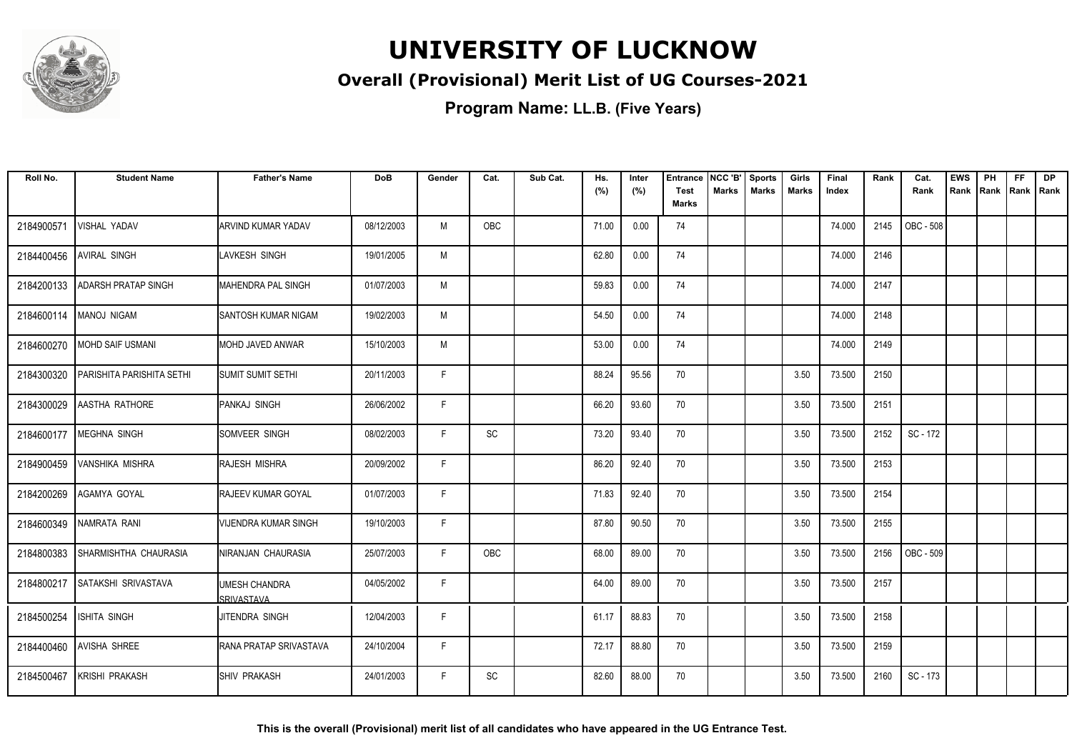# UNIVERSITY OF LUCKNOW

## Overall (Provisional) Merit List of UG Courses-2021

**Program Name: LL.B. (Five Years)**

| Roll No. | Student Name | Father's Name | DoB | Gender | Cat. | Sub Cat. | Hs. (%) | Inter (%) | Entrance Test Marks | NCC 'B' Marks | Sports Marks | Girls Marks | Final Index | Rank | Cat. Rank | EWS Rank | PH Rank | FF Rank | DP Rank |
|---|---|---|---|---|---|---|---|---|---|---|---|---|---|---|---|---|---|---|---|
| 2184900571 | VISHAL YADAV | ARVIND KUMAR YADAV | 08/12/2003 | M | OBC | | 71.00 | 0.00 | 74 | | | | 74.000 | 2145 | OBC - 508 | | | | |
| 2184400456 | AVIRAL SINGH | LAVKESH SINGH | 19/01/2005 | M | | | 62.80 | 0.00 | 74 | | | | 74.000 | 2146 | | | | | |
| 2184200133 | ADARSH PRATAP SINGH | MAHENDRA PAL SINGH | 01/07/2003 | M | | | 59.83 | 0.00 | 74 | | | | 74.000 | 2147 | | | | | |
| 2184600114 | MANOJ NIGAM | SANTOSH KUMAR NIGAM | 19/02/2003 | M | | | 54.50 | 0.00 | 74 | | | | 74.000 | 2148 | | | | | |
| 2184600270 | MOHD SAIF USMANI | MOHD JAVED ANWAR | 15/10/2003 | M | | | 53.00 | 0.00 | 74 | | | | 74.000 | 2149 | | | | | |
| 2184300320 | PARISHITA PARISHITA SETHI | SUMIT SUMIT SETHI | 20/11/2003 | F | | | 88.24 | 95.56 | 70 | | | 3.50 | 73.500 | 2150 | | | | | |
| 2184300029 | AASTHA RATHORE | PANKAJ SINGH | 26/06/2002 | F | | | 66.20 | 93.60 | 70 | | | 3.50 | 73.500 | 2151 | | | | | |
| 2184600177 | MEGHNA SINGH | SOMVEER SINGH | 08/02/2003 | F | SC | | 73.20 | 93.40 | 70 | | | 3.50 | 73.500 | 2152 | SC - 172 | | | | |
| 2184900459 | VANSHIKA MISHRA | RAJESH MISHRA | 20/09/2002 | F | | | 86.20 | 92.40 | 70 | | | 3.50 | 73.500 | 2153 | | | | | |
| 2184200269 | AGAMYA GOYAL | RAJEEV KUMAR GOYAL | 01/07/2003 | F | | | 71.83 | 92.40 | 70 | | | 3.50 | 73.500 | 2154 | | | | | |
| 2184600349 | NAMRATA RANI | VIJENDRA KUMAR SINGH | 19/10/2003 | F | | | 87.80 | 90.50 | 70 | | | 3.50 | 73.500 | 2155 | | | | | |
| 2184800383 | SHARMISHTHA CHAURASIA | NIRANJAN CHAURASIA | 25/07/2003 | F | OBC | | 68.00 | 89.00 | 70 | | | 3.50 | 73.500 | 2156 | OBC - 509 | | | | |
| 2184800217 | SATAKSHI SRIVASTAVA | UMESH CHANDRA SRIVASTAVA | 04/05/2002 | F | | | 64.00 | 89.00 | 70 | | | 3.50 | 73.500 | 2157 | | | | | |
| 2184500254 | ISHITA SINGH | JITENDRA SINGH | 12/04/2003 | F | | | 61.17 | 88.83 | 70 | | | 3.50 | 73.500 | 2158 | | | | | |
| 2184400460 | AVISHA SHREE | RANA PRATAP SRIVASTAVA | 24/10/2004 | F | | | 72.17 | 88.80 | 70 | | | 3.50 | 73.500 | 2159 | | | | | |
| 2184500467 | KRISHI PRAKASH | SHIV PRAKASH | 24/01/2003 | F | SC | | 82.60 | 88.00 | 70 | | | 3.50 | 73.500 | 2160 | SC - 173 | | | | |

**This is the overall (Provisional) merit list of all candidates who have appeared in the UG Entrance Test.**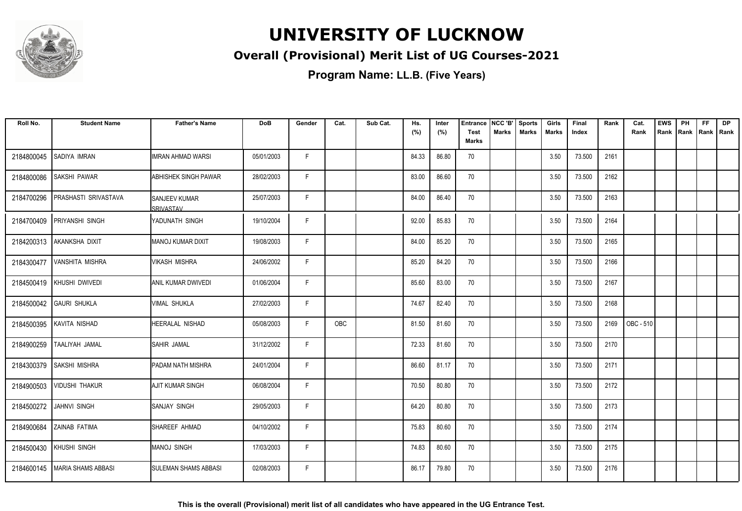# UNIVERSITY OF LUCKNOW

## Overall (Provisional) Merit List of UG Courses-2021

### Program Name: LL.B. (Five Years)

| Roll No. | Student Name | Father's Name | DoB | Gender | Cat. | Sub Cat. | Hs. (%) | Inter (%) | Entrance Test Marks | NCC 'B' Marks | Sports Marks | Girls Marks | Final Index | Rank | Cat. Rank | EWS Rank | PH Rank | FF Rank | DP Rank |
|---|---|---|---|---|---|---|---|---|---|---|---|---|---|---|---|---|---|---|---|
| 2184800045 | SADIYA IMRAN | IMRAN AHMAD WARSI | 05/01/2003 | F | | | 84.33 | 86.80 | 70 | | | 3.50 | 73.500 | 2161 | | | | | |
| 2184800086 | SAKSHI PAWAR | ABHISHEK SINGH PAWAR | 28/02/2003 | F | | | 83.00 | 86.60 | 70 | | | 3.50 | 73.500 | 2162 | | | | | |
| 2184700296 | PRASHASTI SRIVASTAVA | SANJEEV KUMAR SRIVASTAV | 25/07/2003 | F | | | 84.00 | 86.40 | 70 | | | 3.50 | 73.500 | 2163 | | | | | |
| 2184700409 | PRIYANSHI SINGH | YADUNATH SINGH | 19/10/2004 | F | | | 92.00 | 85.83 | 70 | | | 3.50 | 73.500 | 2164 | | | | | |
| 2184200313 | AKANKSHA DIXIT | MANOJ KUMAR DIXIT | 19/08/2003 | F | | | 84.00 | 85.20 | 70 | | | 3.50 | 73.500 | 2165 | | | | | |
| 2184300477 | VANSHITA MISHRA | VIKASH MISHRA | 24/06/2002 | F | | | 85.20 | 84.20 | 70 | | | 3.50 | 73.500 | 2166 | | | | | |
| 2184500419 | KHUSHI DWIVEDI | ANIL KUMAR DWIVEDI | 01/06/2004 | F | | | 85.60 | 83.00 | 70 | | | 3.50 | 73.500 | 2167 | | | | | |
| 2184500042 | GAURI SHUKLA | VIMAL SHUKLA | 27/02/2003 | F | | | 74.67 | 82.40 | 70 | | | 3.50 | 73.500 | 2168 | | | | | |
| 2184500395 | KAVITA NISHAD | HEERALAL NISHAD | 05/08/2003 | F | OBC | | 81.50 | 81.60 | 70 | | | 3.50 | 73.500 | 2169 | OBC - 510 | | | | |
| 2184900259 | TAALIYAH JAMAL | SAHIR JAMAL | 31/12/2002 | F | | | 72.33 | 81.60 | 70 | | | 3.50 | 73.500 | 2170 | | | | | |
| 2184300379 | SAKSHI MISHRA | PADAM NATH MISHRA | 24/01/2004 | F | | | 86.60 | 81.17 | 70 | | | 3.50 | 73.500 | 2171 | | | | | |
| 2184900503 | VIDUSHI THAKUR | AJIT KUMAR SINGH | 06/08/2004 | F | | | 70.50 | 80.80 | 70 | | | 3.50 | 73.500 | 2172 | | | | | |
| 2184500272 | JAHNVI SINGH | SANJAY SINGH | 29/05/2003 | F | | | 64.20 | 80.80 | 70 | | | 3.50 | 73.500 | 2173 | | | | | |
| 2184900684 | ZAINAB FATIMA | SHAREEF AHMAD | 04/10/2002 | F | | | 75.83 | 80.60 | 70 | | | 3.50 | 73.500 | 2174 | | | | | |
| 2184500430 | KHUSHI SINGH | MANOJ SINGH | 17/03/2003 | F | | | 74.83 | 80.60 | 70 | | | 3.50 | 73.500 | 2175 | | | | | |
| 2184600145 | MARIA SHAMS ABBASI | SULEMAN SHAMS ABBASI | 02/08/2003 | F | | | 86.17 | 79.80 | 70 | | | 3.50 | 73.500 | 2176 | | | | | |

**This is the overall (Provisional) merit list of all candidates who have appeared in the UG Entrance Test.**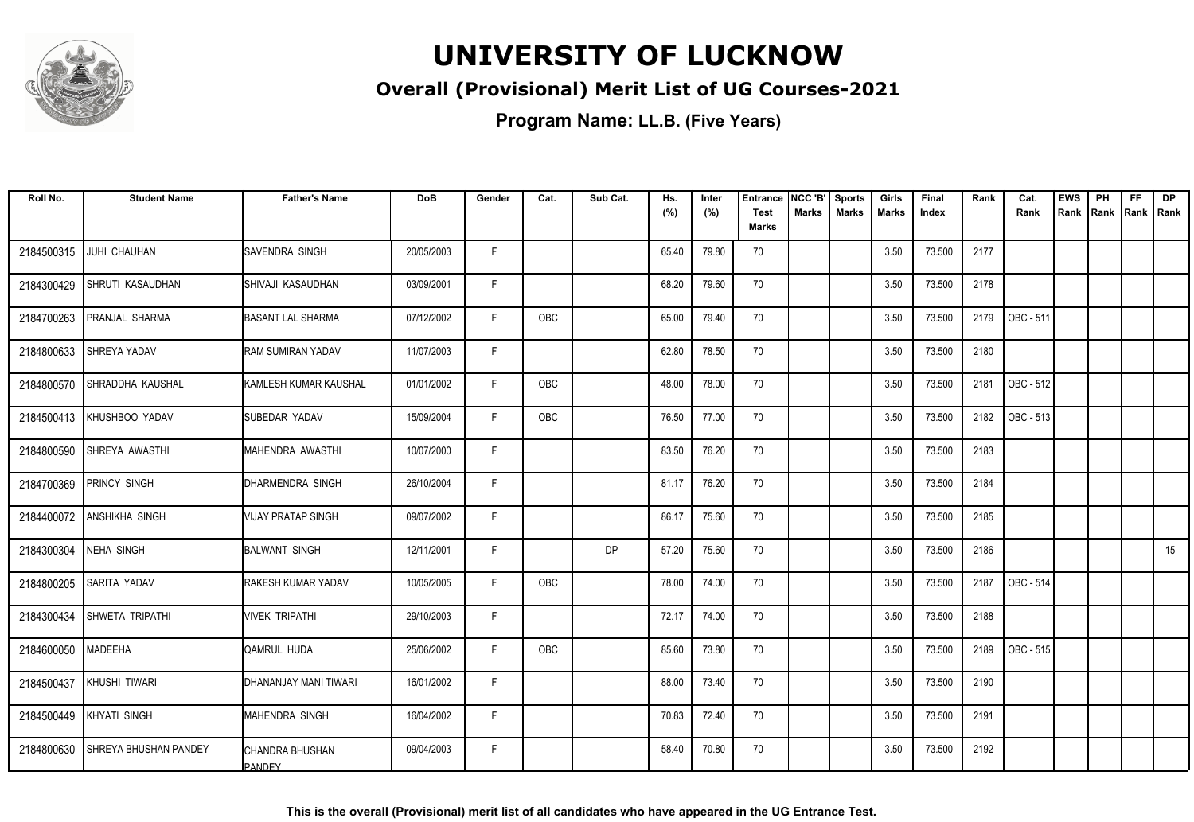# UNIVERSITY OF LUCKNOW

## Overall (Provisional) Merit List of UG Courses-2021

### Program Name: LL.B. (Five Years)

| Roll No. | Student Name | Father's Name | DoB | Gender | Cat. | Sub Cat. | Hs. (%) | Inter (%) | Entrance Test Marks | NCC 'B' Marks | Sports Marks | Girls Marks | Final Index | Rank | Cat. Rank | EWS Rank | PH Rank | FF Rank | DP Rank |
|---|---|---|---|---|---|---|---|---|---|---|---|---|---|---|---|---|---|---|---|
| 2184500315 | JUHI CHAUHAN | SAVENDRA SINGH | 20/05/2003 | F | | | 65.40 | 79.80 | 70 | | | 3.50 | 73.500 | 2177 | | | | | |
| 2184300429 | SHRUTI KASAUDHAN | SHIVAJI KASAUDHAN | 03/09/2001 | F | | | 68.20 | 79.60 | 70 | | | 3.50 | 73.500 | 2178 | | | | | |
| 2184700263 | PRANJAL SHARMA | BASANT LAL SHARMA | 07/12/2002 | F | OBC | | 65.00 | 79.40 | 70 | | | 3.50 | 73.500 | 2179 | OBC - 511 | | | | |
| 2184800633 | SHREYA YADAV | RAM SUMIRAN YADAV | 11/07/2003 | F | | | 62.80 | 78.50 | 70 | | | 3.50 | 73.500 | 2180 | | | | | |
| 2184800570 | SHRADDHA KAUSHAL | KAMLESH KUMAR KAUSHAL | 01/01/2002 | F | OBC | | 48.00 | 78.00 | 70 | | | 3.50 | 73.500 | 2181 | OBC - 512 | | | | |
| 2184500413 | KHUSHBOO YADAV | SUBEDAR YADAV | 15/09/2004 | F | OBC | | 76.50 | 77.00 | 70 | | | 3.50 | 73.500 | 2182 | OBC - 513 | | | | |
| 2184800590 | SHREYA AWASTHI | MAHENDRA AWASTHI | 10/07/2000 | F | | | 83.50 | 76.20 | 70 | | | 3.50 | 73.500 | 2183 | | | | | |
| 2184700369 | PRINCY SINGH | DHARMENDRA SINGH | 26/10/2004 | F | | | 81.17 | 76.20 | 70 | | | 3.50 | 73.500 | 2184 | | | | | |
| 2184400072 | ANSHIKHA SINGH | VIJAY PRATAP SINGH | 09/07/2002 | F | | | 86.17 | 75.60 | 70 | | | 3.50 | 73.500 | 2185 | | | | | |
| 2184300304 | NEHA SINGH | BALWANT SINGH | 12/11/2001 | F | | DP | 57.20 | 75.60 | 70 | | | 3.50 | 73.500 | 2186 | | | | | 15 |
| 2184800205 | SARITA YADAV | RAKESH KUMAR YADAV | 10/05/2005 | F | OBC | | 78.00 | 74.00 | 70 | | | 3.50 | 73.500 | 2187 | OBC - 514 | | | | |
| 2184300434 | SHWETA TRIPATHI | VIVEK TRIPATHI | 29/10/2003 | F | | | 72.17 | 74.00 | 70 | | | 3.50 | 73.500 | 2188 | | | | | |
| 2184600050 | MADEEHA | QAMRUL HUDA | 25/06/2002 | F | OBC | | 85.60 | 73.80 | 70 | | | 3.50 | 73.500 | 2189 | OBC - 515 | | | | |
| 2184500437 | KHUSHI TIWARI | DHANANJAY MANI TIWARI | 16/01/2002 | F | | | 88.00 | 73.40 | 70 | | | 3.50 | 73.500 | 2190 | | | | | |
| 2184500449 | KHYATI SINGH | MAHENDRA SINGH | 16/04/2002 | F | | | 70.83 | 72.40 | 70 | | | 3.50 | 73.500 | 2191 | | | | | |
| 2184800630 | SHREYA BHUSHAN PANDEY | CHANDRA BHUSHAN PANDEY | 09/04/2003 | F | | | 58.40 | 70.80 | 70 | | | 3.50 | 73.500 | 2192 | | | | | |

**This is the overall (Provisional) merit list of all candidates who have appeared in the UG Entrance Test.**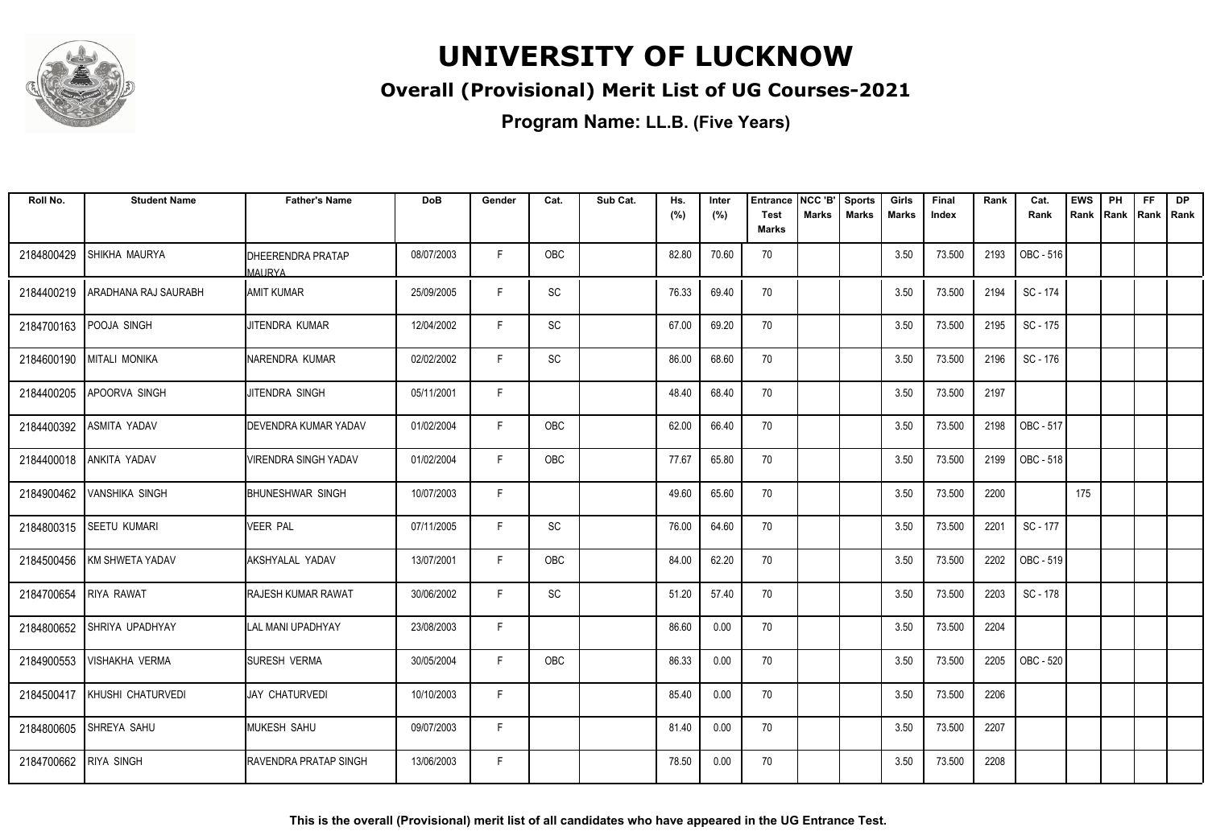# UNIVERSITY OF LUCKNOW

## Overall (Provisional) Merit List of UG Courses-2021

### Program Name: LL.B. (Five Years)

| Roll No. | Student Name | Father's Name | DoB | Gender | Cat. | Sub Cat. | Hs. (%) | Inter (%) | Entrance Test Marks | NCC 'B' Marks | Sports Marks | Girls Marks | Final Index | Rank | Cat. Rank | EWS Rank | PH Rank | FF Rank | DP Rank |
|---|---|---|---|---|---|---|---|---|---|---|---|---|---|---|---|---|---|---|---|
| 2184800429 | SHIKHA MAURYA | DHEERENDRA PRATAP MAURYA | 08/07/2003 | F | OBC | | 82.80 | 70.60 | 70 | | | 3.50 | 73.500 | 2193 | OBC - 516 | | | | |
| 2184400219 | ARADHANA RAJ SAURABH | AMIT KUMAR | 25/09/2005 | F | SC | | 76.33 | 69.40 | 70 | | | 3.50 | 73.500 | 2194 | SC - 174 | | | | |
| 2184700163 | POOJA SINGH | JITENDRA KUMAR | 12/04/2002 | F | SC | | 67.00 | 69.20 | 70 | | | 3.50 | 73.500 | 2195 | SC - 175 | | | | |
| 2184600190 | MITALI MONIKA | NARENDRA KUMAR | 02/02/2002 | F | SC | | 86.00 | 68.60 | 70 | | | 3.50 | 73.500 | 2196 | SC - 176 | | | | |
| 2184400205 | APOORVA SINGH | JITENDRA SINGH | 05/11/2001 | F | | | 48.40 | 68.40 | 70 | | | 3.50 | 73.500 | 2197 | | | | | |
| 2184400392 | ASMITA YADAV | DEVENDRA KUMAR YADAV | 01/02/2004 | F | OBC | | 62.00 | 66.40 | 70 | | | 3.50 | 73.500 | 2198 | OBC - 517 | | | | |
| 2184400018 | ANKITA YADAV | VIRENDRA SINGH YADAV | 01/02/2004 | F | OBC | | 77.67 | 65.80 | 70 | | | 3.50 | 73.500 | 2199 | OBC - 518 | | | | |
| 2184900462 | VANSHIKA SINGH | BHUNESHWAR SINGH | 10/07/2003 | F | | | 49.60 | 65.60 | 70 | | | 3.50 | 73.500 | 2200 | | 175 | | | |
| 2184800315 | SEETU KUMARI | VEER PAL | 07/11/2005 | F | SC | | 76.00 | 64.60 | 70 | | | 3.50 | 73.500 | 2201 | SC - 177 | | | | |
| 2184500456 | KM SHWETA YADAV | AKSHYALAL YADAV | 13/07/2001 | F | OBC | | 84.00 | 62.20 | 70 | | | 3.50 | 73.500 | 2202 | OBC - 519 | | | | |
| 2184700654 | RIYA RAWAT | RAJESH KUMAR RAWAT | 30/06/2002 | F | SC | | 51.20 | 57.40 | 70 | | | 3.50 | 73.500 | 2203 | SC - 178 | | | | |
| 2184800652 | SHRIYA UPADHYAY | LAL MANI UPADHYAY | 23/08/2003 | F | | | 86.60 | 0.00 | 70 | | | 3.50 | 73.500 | 2204 | | | | | |
| 2184900553 | VISHAKHA VERMA | SURESH VERMA | 30/05/2004 | F | OBC | | 86.33 | 0.00 | 70 | | | 3.50 | 73.500 | 2205 | OBC - 520 | | | | |
| 2184500417 | KHUSHI CHATURVEDI | JAY CHATURVEDI | 10/10/2003 | F | | | 85.40 | 0.00 | 70 | | | 3.50 | 73.500 | 2206 | | | | | |
| 2184800605 | SHREYA SAHU | MUKESH SAHU | 09/07/2003 | F | | | 81.40 | 0.00 | 70 | | | 3.50 | 73.500 | 2207 | | | | | |
| 2184700662 | RIYA SINGH | RAVENDRA PRATAP SINGH | 13/06/2003 | F | | | 78.50 | 0.00 | 70 | | | 3.50 | 73.500 | 2208 | | | | | |

**This is the overall (Provisional) merit list of all candidates who have appeared in the UG Entrance Test.**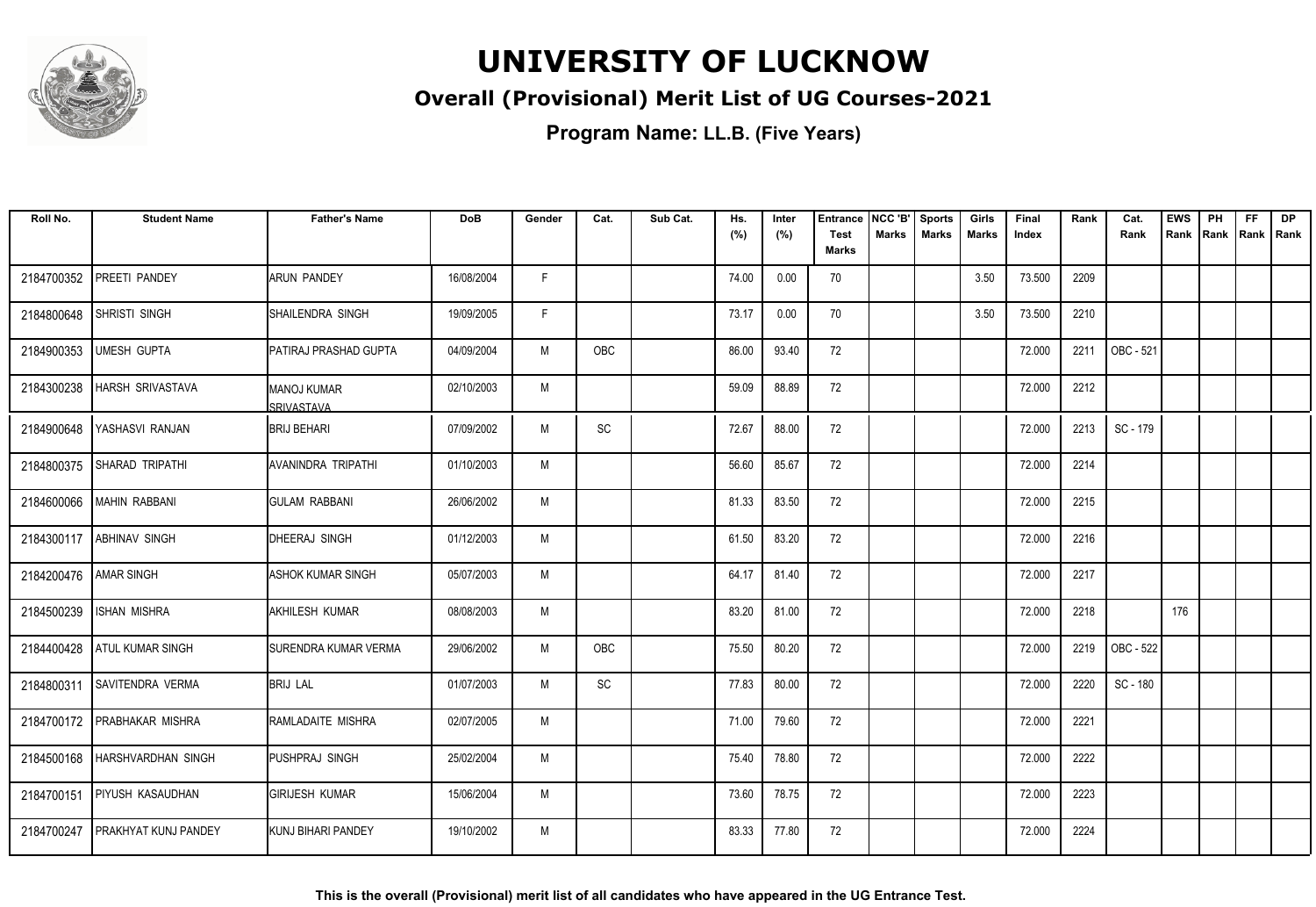# UNIVERSITY OF LUCKNOW

## Overall (Provisional) Merit List of UG Courses-2021

**Program Name: LL.B. (Five Years)**

| Roll No. | Student Name | Father's Name | DoB | Gender | Cat. | Sub Cat. | Hs. (%) | Inter (%) | Entrance Test Marks | NCC 'B' Marks | Sports Marks | Girls Marks | Final Index | Rank | Cat. Rank | EWS Rank | PH Rank | FF Rank | DP Rank |
|---|---|---|---|---|---|---|---|---|---|---|---|---|---|---|---|---|---|---|---|
| 2184700352 | PREETI PANDEY | ARUN PANDEY | 16/08/2004 | F | | | 74.00 | 0.00 | 70 | | | 3.50 | 73.500 | 2209 | | | | | |
| 2184800648 | SHRISTI SINGH | SHAILENDRA SINGH | 19/09/2005 | F | | | 73.17 | 0.00 | 70 | | | 3.50 | 73.500 | 2210 | | | | | |
| 2184900353 | UMESH GUPTA | PATIRAJ PRASHAD GUPTA | 04/09/2004 | M | OBC | | 86.00 | 93.40 | 72 | | | | 72.000 | 2211 | OBC - 521 | | | | |
| 2184300238 | HARSH SRIVASTAVA | MANOJ KUMAR SRIVASTAVA | 02/10/2003 | M | | | 59.09 | 88.89 | 72 | | | | 72.000 | 2212 | | | | | |
| 2184900648 | YASHASVI RANJAN | BRIJ BEHARI | 07/09/2002 | M | SC | | 72.67 | 88.00 | 72 | | | | 72.000 | 2213 | SC - 179 | | | | |
| 2184800375 | SHARAD TRIPATHI | AVANINDRA TRIPATHI | 01/10/2003 | M | | | 56.60 | 85.67 | 72 | | | | 72.000 | 2214 | | | | | |
| 2184600066 | MAHIN RABBANI | GULAM RABBANI | 26/06/2002 | M | | | 81.33 | 83.50 | 72 | | | | 72.000 | 2215 | | | | | |
| 2184300117 | ABHINAV SINGH | DHEERAJ SINGH | 01/12/2003 | M | | | 61.50 | 83.20 | 72 | | | | 72.000 | 2216 | | | | | |
| 2184200476 | AMAR SINGH | ASHOK KUMAR SINGH | 05/07/2003 | M | | | 64.17 | 81.40 | 72 | | | | 72.000 | 2217 | | | | | |
| 2184500239 | ISHAN MISHRA | AKHILESH KUMAR | 08/08/2003 | M | | | 83.20 | 81.00 | 72 | | | | 72.000 | 2218 | | 176 | | | |
| 2184400428 | ATUL KUMAR SINGH | SURENDRA KUMAR VERMA | 29/06/2002 | M | OBC | | 75.50 | 80.20 | 72 | | | | 72.000 | 2219 | OBC - 522 | | | | |
| 2184800311 | SAVITENDRA VERMA | BRIJ LAL | 01/07/2003 | M | SC | | 77.83 | 80.00 | 72 | | | | 72.000 | 2220 | SC - 180 | | | | |
| 2184700172 | PRABHAKAR MISHRA | RAMLADAITE MISHRA | 02/07/2005 | M | | | 71.00 | 79.60 | 72 | | | | 72.000 | 2221 | | | | | |
| 2184500168 | HARSHVARDHAN SINGH | PUSHPRAJ SINGH | 25/02/2004 | M | | | 75.40 | 78.80 | 72 | | | | 72.000 | 2222 | | | | | |
| 2184700151 | PIYUSH KASAUDHAN | GIRIJESH KUMAR | 15/06/2004 | M | | | 73.60 | 78.75 | 72 | | | | 72.000 | 2223 | | | | | |
| 2184700247 | PRAKHYAT KUNJ PANDEY | KUNJ BIHARI PANDEY | 19/10/2002 | M | | | 83.33 | 77.80 | 72 | | | | 72.000 | 2224 | | | | | |

**This is the overall (Provisional) merit list of all candidates who have appeared in the UG Entrance Test.**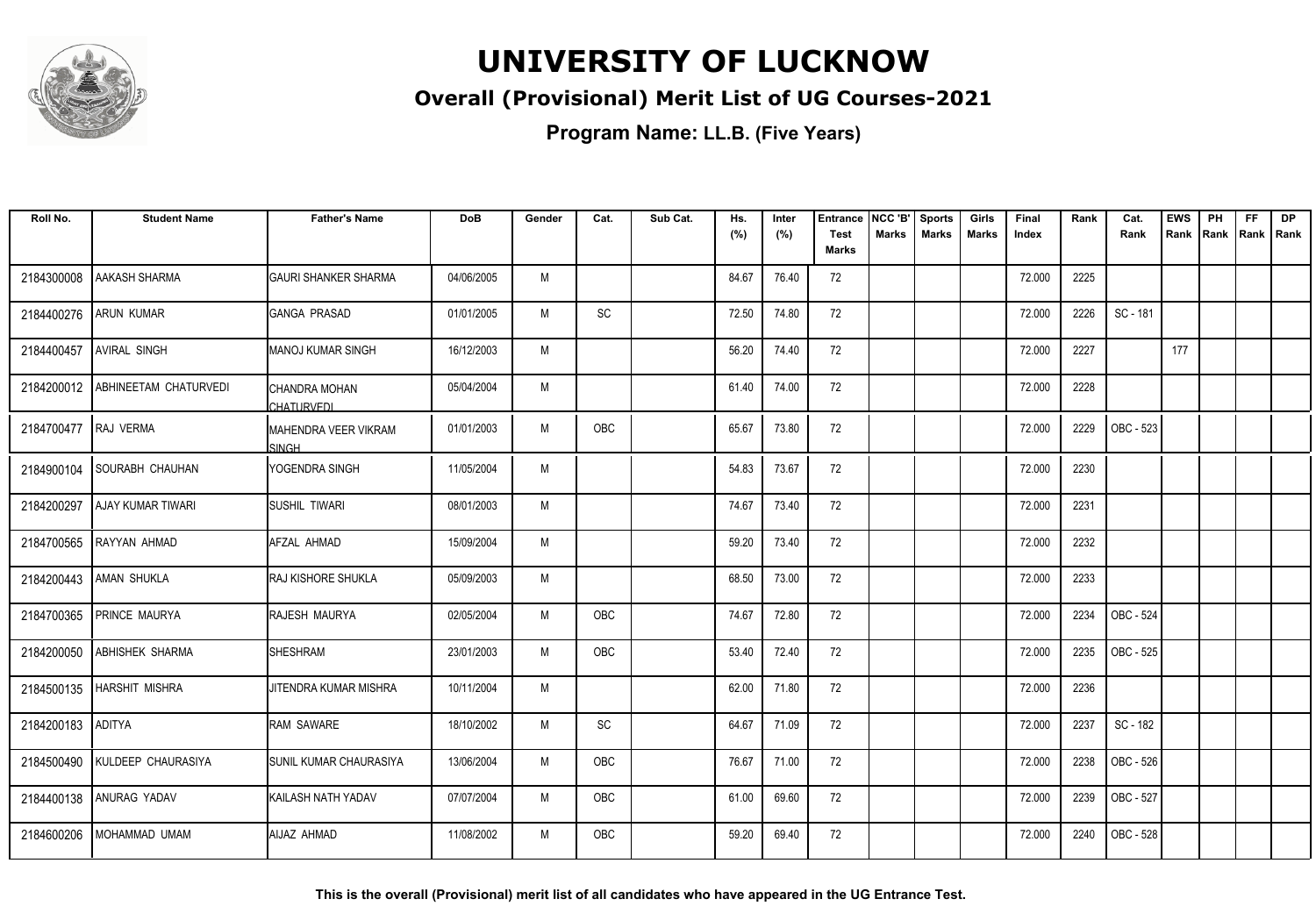# UNIVERSITY OF LUCKNOW

## Overall (Provisional) Merit List of UG Courses-2021

### Program Name: LL.B. (Five Years)

| Roll No. | Student Name | Father's Name | DoB | Gender | Cat. | Sub Cat. | Hs. (%) | Inter (%) | Entrance Test Marks | NCC 'B' Marks | Sports Marks | Girls Marks | Final Index | Rank | Cat. Rank | EWS Rank | PH Rank | FF Rank | DP Rank |
|---|---|---|---|---|---|---|---|---|---|---|---|---|---|---|---|---|---|---|---|
| 2184300008 | AAKASH SHARMA | GAURI SHANKER SHARMA | 04/06/2005 | M | | | 84.67 | 76.40 | 72 | | | | 72.000 | 2225 | | | | | |
| 2184400276 | ARUN KUMAR | GANGA PRASAD | 01/01/2005 | M | SC | | 72.50 | 74.80 | 72 | | | | 72.000 | 2226 | SC - 181 | | | | |
| 2184400457 | AVIRAL SINGH | MANOJ KUMAR SINGH | 16/12/2003 | M | | | 56.20 | 74.40 | 72 | | | | 72.000 | 2227 | | 177 | | | |
| 2184200012 | ABHINEETAM CHATURVEDI | CHANDRA MOHAN CHATURVEDI | 05/04/2004 | M | | | 61.40 | 74.00 | 72 | | | | 72.000 | 2228 | | | | | |
| 2184700477 | RAJ VERMA | MAHENDRA VEER VIKRAM SINGH | 01/01/2003 | M | OBC | | 65.67 | 73.80 | 72 | | | | 72.000 | 2229 | OBC - 523 | | | | |
| 2184900104 | SOURABH CHAUHAN | YOGENDRA SINGH | 11/05/2004 | M | | | 54.83 | 73.67 | 72 | | | | 72.000 | 2230 | | | | | |
| 2184200297 | AJAY KUMAR TIWARI | SUSHIL TIWARI | 08/01/2003 | M | | | 74.67 | 73.40 | 72 | | | | 72.000 | 2231 | | | | | |
| 2184700565 | RAYYAN AHMAD | AFZAL AHMAD | 15/09/2004 | M | | | 59.20 | 73.40 | 72 | | | | 72.000 | 2232 | | | | | |
| 2184200443 | AMAN SHUKLA | RAJ KISHORE SHUKLA | 05/09/2003 | M | | | 68.50 | 73.00 | 72 | | | | 72.000 | 2233 | | | | | |
| 2184700365 | PRINCE MAURYA | RAJESH MAURYA | 02/05/2004 | M | OBC | | 74.67 | 72.80 | 72 | | | | 72.000 | 2234 | OBC - 524 | | | | |
| 2184200050 | ABHISHEK SHARMA | SHESHRAM | 23/01/2003 | M | OBC | | 53.40 | 72.40 | 72 | | | | 72.000 | 2235 | OBC - 525 | | | | |
| 2184500135 | HARSHIT MISHRA | JITENDRA KUMAR MISHRA | 10/11/2004 | M | | | 62.00 | 71.80 | 72 | | | | 72.000 | 2236 | | | | | |
| 2184200183 | ADITYA | RAM SAWARE | 18/10/2002 | M | SC | | 64.67 | 71.09 | 72 | | | | 72.000 | 2237 | SC - 182 | | | | |
| 2184500490 | KULDEEP CHAURASIYA | SUNIL KUMAR CHAURASIYA | 13/06/2004 | M | OBC | | 76.67 | 71.00 | 72 | | | | 72.000 | 2238 | OBC - 526 | | | | |
| 2184400138 | ANURAG YADAV | KAILASH NATH YADAV | 07/07/2004 | M | OBC | | 61.00 | 69.60 | 72 | | | | 72.000 | 2239 | OBC - 527 | | | | |
| 2184600206 | MOHAMMAD UMAM | AIJAZ AHMAD | 11/08/2002 | M | OBC | | 59.20 | 69.40 | 72 | | | | 72.000 | 2240 | OBC - 528 | | | | |

**This is the overall (Provisional) merit list of all candidates who have appeared in the UG Entrance Test.**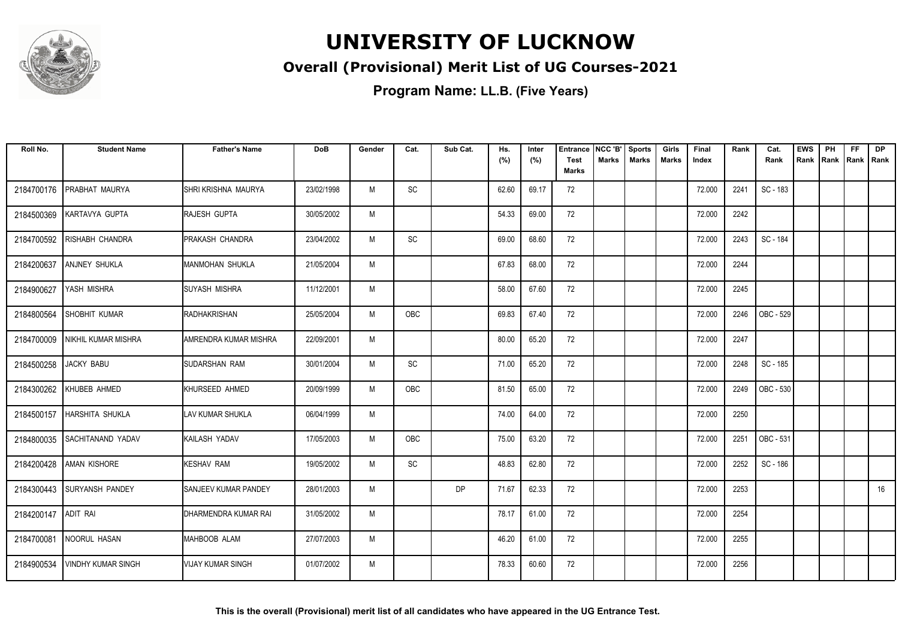# UNIVERSITY OF LUCKNOW

## Overall (Provisional) Merit List of UG Courses-2021

### Program Name: LL.B. (Five Years)

| Roll No. | Student Name | Father's Name | DoB | Gender | Cat. | Sub Cat. | Hs. (%) | Inter (%) | Entrance Test Marks | NCC 'B' Marks | Sports Marks | Girls Marks | Final Index | Rank | Cat. Rank | EWS Rank | PH Rank | FF Rank | DP Rank |
|---|---|---|---|---|---|---|---|---|---|---|---|---|---|---|---|---|---|---|---|
| 2184700176 | PRABHAT MAURYA | SHRI KRISHNA MAURYA | 23/02/1998 | M | SC | | 62.60 | 69.17 | 72 | | | | 72.000 | 2241 | SC - 183 | | | | |
| 2184500369 | KARTAVYA GUPTA | RAJESH GUPTA | 30/05/2002 | M | | | 54.33 | 69.00 | 72 | | | | 72.000 | 2242 | | | | | |
| 2184700592 | RISHABH CHANDRA | PRAKASH CHANDRA | 23/04/2002 | M | SC | | 69.00 | 68.60 | 72 | | | | 72.000 | 2243 | SC - 184 | | | | |
| 2184200637 | ANJNEY SHUKLA | MANMOHAN SHUKLA | 21/05/2004 | M | | | 67.83 | 68.00 | 72 | | | | 72.000 | 2244 | | | | | |
| 2184900627 | YASH MISHRA | SUYASH MISHRA | 11/12/2001 | M | | | 58.00 | 67.60 | 72 | | | | 72.000 | 2245 | | | | | |
| 2184800564 | SHOBHIT KUMAR | RADHAKRISHAN | 25/05/2004 | M | OBC | | 69.83 | 67.40 | 72 | | | | 72.000 | 2246 | OBC - 529 | | | | |
| 2184700009 | NIKHIL KUMAR MISHRA | AMRENDRA KUMAR MISHRA | 22/09/2001 | M | | | 80.00 | 65.20 | 72 | | | | 72.000 | 2247 | | | | | |
| 2184500258 | JACKY BABU | SUDARSHAN RAM | 30/01/2004 | M | SC | | 71.00 | 65.20 | 72 | | | | 72.000 | 2248 | SC - 185 | | | | |
| 2184300262 | KHUBEB AHMED | KHURSEED AHMED | 20/09/1999 | M | OBC | | 81.50 | 65.00 | 72 | | | | 72.000 | 2249 | OBC - 530 | | | | |
| 2184500157 | HARSHITA SHUKLA | LAV KUMAR SHUKLA | 06/04/1999 | M | | | 74.00 | 64.00 | 72 | | | | 72.000 | 2250 | | | | | |
| 2184800035 | SACHITANAND YADAV | KAILASH YADAV | 17/05/2003 | M | OBC | | 75.00 | 63.20 | 72 | | | | 72.000 | 2251 | OBC - 531 | | | | |
| 2184200428 | AMAN KISHORE | KESHAV RAM | 19/05/2002 | M | SC | | 48.83 | 62.80 | 72 | | | | 72.000 | 2252 | SC - 186 | | | | |
| 2184300443 | SURYANSH PANDEY | SANJEEV KUMAR PANDEY | 28/01/2003 | M | | DP | 71.67 | 62.33 | 72 | | | | 72.000 | 2253 | | | | | 16 |
| 2184200147 | ADIT RAI | DHARMENDRA KUMAR RAI | 31/05/2002 | M | | | 78.17 | 61.00 | 72 | | | | 72.000 | 2254 | | | | | |
| 2184700081 | NOORUL HASAN | MAHBOOB ALAM | 27/07/2003 | M | | | 46.20 | 61.00 | 72 | | | | 72.000 | 2255 | | | | | |
| 2184900534 | VINDHY KUMAR SINGH | VIJAY KUMAR SINGH | 01/07/2002 | M | | | 78.33 | 60.60 | 72 | | | | 72.000 | 2256 | | | | | |

**This is the overall (Provisional) merit list of all candidates who have appeared in the UG Entrance Test.**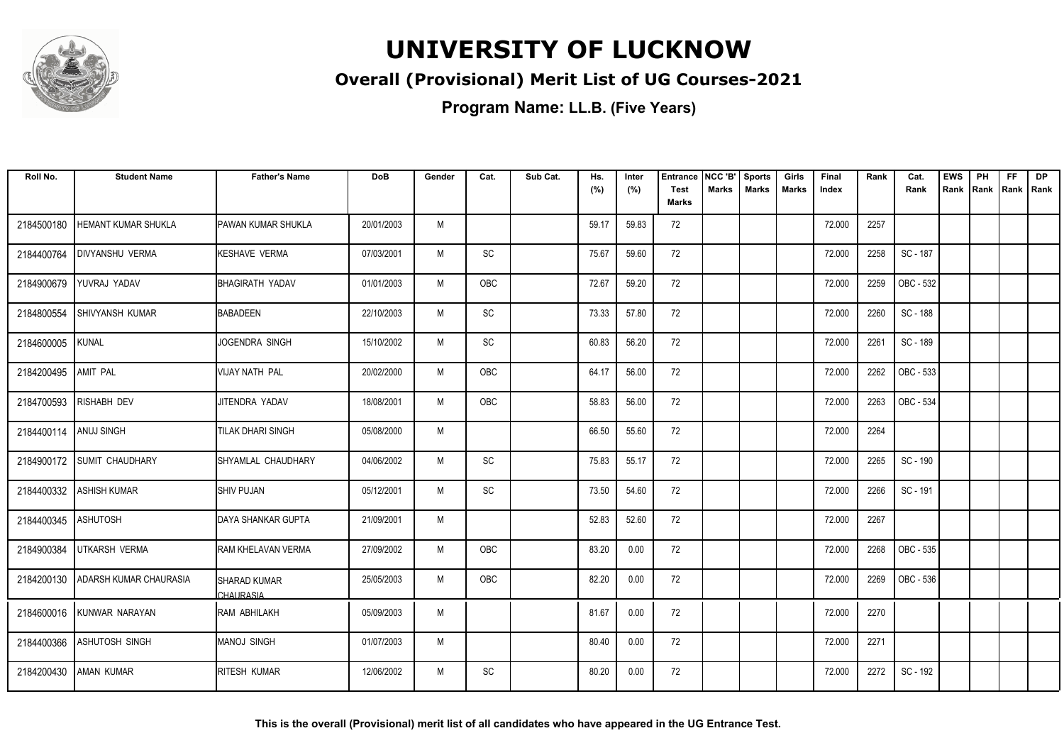# UNIVERSITY OF LUCKNOW

## Overall (Provisional) Merit List of UG Courses-2021

### Program Name: LL.B. (Five Years)

| Roll No. | Student Name | Father's Name | DoB | Gender | Cat. | Sub Cat. | Hs. (%) | Inter (%) | Entrance Test Marks | NCC 'B' Marks | Sports Marks | Girls Marks | Final Index | Rank | Cat. Rank | EWS Rank | PH Rank | FF Rank | DP Rank |
|---|---|---|---|---|---|---|---|---|---|---|---|---|---|---|---|---|---|---|---|
| 2184500180 | HEMANT KUMAR SHUKLA | PAWAN KUMAR SHUKLA | 20/01/2003 | M | | | 59.17 | 59.83 | 72 | | | | 72.000 | 2257 | | | | | |
| 2184400764 | DIVYANSHU VERMA | KESHAVE VERMA | 07/03/2001 | M | SC | | 75.67 | 59.60 | 72 | | | | 72.000 | 2258 | SC - 187 | | | | |
| 2184900679 | YUVRAJ YADAV | BHAGIRATH YADAV | 01/01/2003 | M | OBC | | 72.67 | 59.20 | 72 | | | | 72.000 | 2259 | OBC - 532 | | | | |
| 2184800554 | SHIVYANSH KUMAR | BABADEEN | 22/10/2003 | M | SC | | 73.33 | 57.80 | 72 | | | | 72.000 | 2260 | SC - 188 | | | | |
| 2184600005 | KUNAL | JOGENDRA SINGH | 15/10/2002 | M | SC | | 60.83 | 56.20 | 72 | | | | 72.000 | 2261 | SC - 189 | | | | |
| 2184200495 | AMIT PAL | VIJAY NATH PAL | 20/02/2000 | M | OBC | | 64.17 | 56.00 | 72 | | | | 72.000 | 2262 | OBC - 533 | | | | |
| 2184700593 | RISHABH DEV | JITENDRA YADAV | 18/08/2001 | M | OBC | | 58.83 | 56.00 | 72 | | | | 72.000 | 2263 | OBC - 534 | | | | |
| 2184400114 | ANUJ SINGH | TILAK DHARI SINGH | 05/08/2000 | M | | | 66.50 | 55.60 | 72 | | | | 72.000 | 2264 | | | | | |
| 2184900172 | SUMIT CHAUDHARY | SHYAMLAL CHAUDHARY | 04/06/2002 | M | SC | | 75.83 | 55.17 | 72 | | | | 72.000 | 2265 | SC - 190 | | | | |
| 2184400332 | ASHISH KUMAR | SHIV PUJAN | 05/12/2001 | M | SC | | 73.50 | 54.60 | 72 | | | | 72.000 | 2266 | SC - 191 | | | | |
| 2184400345 | ASHUTOSH | DAYA SHANKAR GUPTA | 21/09/2001 | M | | | 52.83 | 52.60 | 72 | | | | 72.000 | 2267 | | | | | |
| 2184900384 | UTKARSH VERMA | RAM KHELAVAN VERMA | 27/09/2002 | M | OBC | | 83.20 | 0.00 | 72 | | | | 72.000 | 2268 | OBC - 535 | | | | |
| 2184200130 | ADARSH KUMAR CHAURASIA | SHARAD KUMAR CHAURASIA | 25/05/2003 | M | OBC | | 82.20 | 0.00 | 72 | | | | 72.000 | 2269 | OBC - 536 | | | | |
| 2184600016 | KUNWAR NARAYAN | RAM ABHILAKH | 05/09/2003 | M | | | 81.67 | 0.00 | 72 | | | | 72.000 | 2270 | | | | | |
| 2184400366 | ASHUTOSH SINGH | MANOJ SINGH | 01/07/2003 | M | | | 80.40 | 0.00 | 72 | | | | 72.000 | 2271 | | | | | |
| 2184200430 | AMAN KUMAR | RITESH KUMAR | 12/06/2002 | M | SC | | 80.20 | 0.00 | 72 | | | | 72.000 | 2272 | SC - 192 | | | | |

**This is the overall (Provisional) merit list of all candidates who have appeared in the UG Entrance Test.**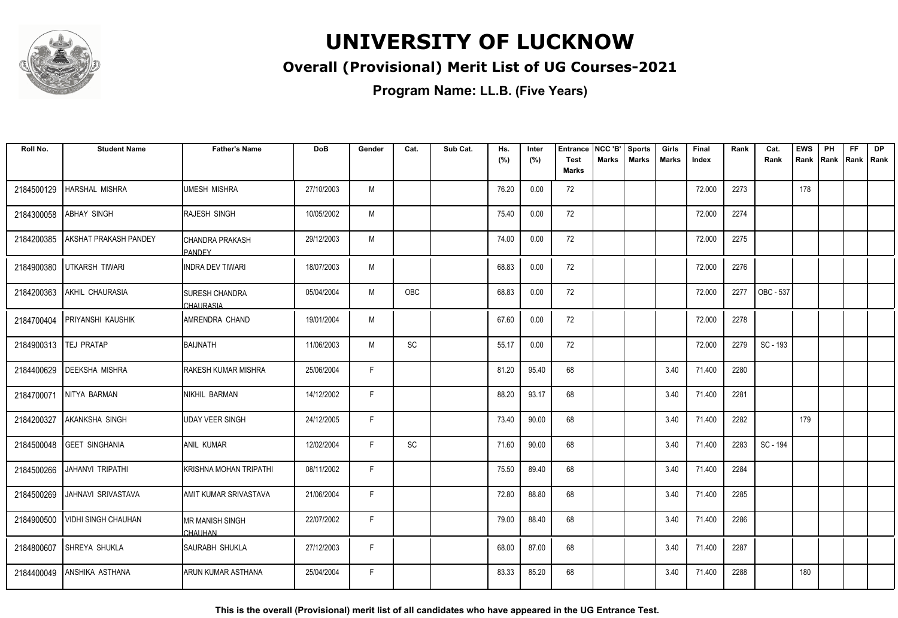# UNIVERSITY OF LUCKNOW

## Overall (Provisional) Merit List of UG Courses-2021

### Program Name: LL.B. (Five Years)

| Roll No. | Student Name | Father's Name | DoB | Gender | Cat. | Sub Cat. | Hs. (%) | Inter (%) | Entrance Test Marks | NCC 'B' Marks | Sports Marks | Girls Marks | Final Index | Rank | Cat. Rank | EWS Rank | PH Rank | FF Rank | DP Rank |
|---|---|---|---|---|---|---|---|---|---|---|---|---|---|---|---|---|---|---|---|
| 2184500129 | HARSHAL MISHRA | UMESH MISHRA | 27/10/2003 | M | | | 76.20 | 0.00 | 72 | | | | 72.000 | 2273 | | 178 | | | |
| 2184300058 | ABHAY SINGH | RAJESH SINGH | 10/05/2002 | M | | | 75.40 | 0.00 | 72 | | | | 72.000 | 2274 | | | | | |
| 2184200385 | AKSHAT PRAKASH PANDEY | CHANDRA PRAKASH PANDEY | 29/12/2003 | M | | | 74.00 | 0.00 | 72 | | | | 72.000 | 2275 | | | | | |
| 2184900380 | UTKARSH TIWARI | INDRA DEV TIWARI | 18/07/2003 | M | | | 68.83 | 0.00 | 72 | | | | 72.000 | 2276 | | | | | |
| 2184200363 | AKHIL CHAURASIA | SURESH CHANDRA CHAURASIA | 05/04/2004 | M | OBC | | 68.83 | 0.00 | 72 | | | | 72.000 | 2277 | OBC - 537 | | | | |
| 2184700404 | PRIYANSHI KAUSHIK | AMRENDRA CHAND | 19/01/2004 | M | | | 67.60 | 0.00 | 72 | | | | 72.000 | 2278 | | | | | |
| 2184900313 | TEJ PRATAP | BAIJNATH | 11/06/2003 | M | SC | | 55.17 | 0.00 | 72 | | | | 72.000 | 2279 | SC - 193 | | | | |
| 2184400629 | DEEKSHA MISHRA | RAKESH KUMAR MISHRA | 25/06/2004 | F | | | 81.20 | 95.40 | 68 | | | 3.40 | 71.400 | 2280 | | | | | |
| 2184700071 | NITYA BARMAN | NIKHIL BARMAN | 14/12/2002 | F | | | 88.20 | 93.17 | 68 | | | 3.40 | 71.400 | 2281 | | | | | |
| 2184200327 | AKANKSHA SINGH | UDAY VEER SINGH | 24/12/2005 | F | | | 73.40 | 90.00 | 68 | | | 3.40 | 71.400 | 2282 | | 179 | | | |
| 2184500048 | GEET SINGHANIA | ANIL KUMAR | 12/02/2004 | F | SC | | 71.60 | 90.00 | 68 | | | 3.40 | 71.400 | 2283 | SC - 194 | | | | |
| 2184500266 | JAHANVI TRIPATHI | KRISHNA MOHAN TRIPATHI | 08/11/2002 | F | | | 75.50 | 89.40 | 68 | | | 3.40 | 71.400 | 2284 | | | | | |
| 2184500269 | JAHNAVI SRIVASTAVA | AMIT KUMAR SRIVASTAVA | 21/06/2004 | F | | | 72.80 | 88.80 | 68 | | | 3.40 | 71.400 | 2285 | | | | | |
| 2184900500 | VIDHI SINGH CHAUHAN | MR MANISH SINGH CHAUHAN | 22/07/2002 | F | | | 79.00 | 88.40 | 68 | | | 3.40 | 71.400 | 2286 | | | | | |
| 2184800607 | SHREYA SHUKLA | SAURABH SHUKLA | 27/12/2003 | F | | | 68.00 | 87.00 | 68 | | | 3.40 | 71.400 | 2287 | | | | | |
| 2184400049 | ANSHIKA ASTHANA | ARUN KUMAR ASTHANA | 25/04/2004 | F | | | 83.33 | 85.20 | 68 | | | 3.40 | 71.400 | 2288 | | 180 | | | |

**This is the overall (Provisional) merit list of all candidates who have appeared in the UG Entrance Test.**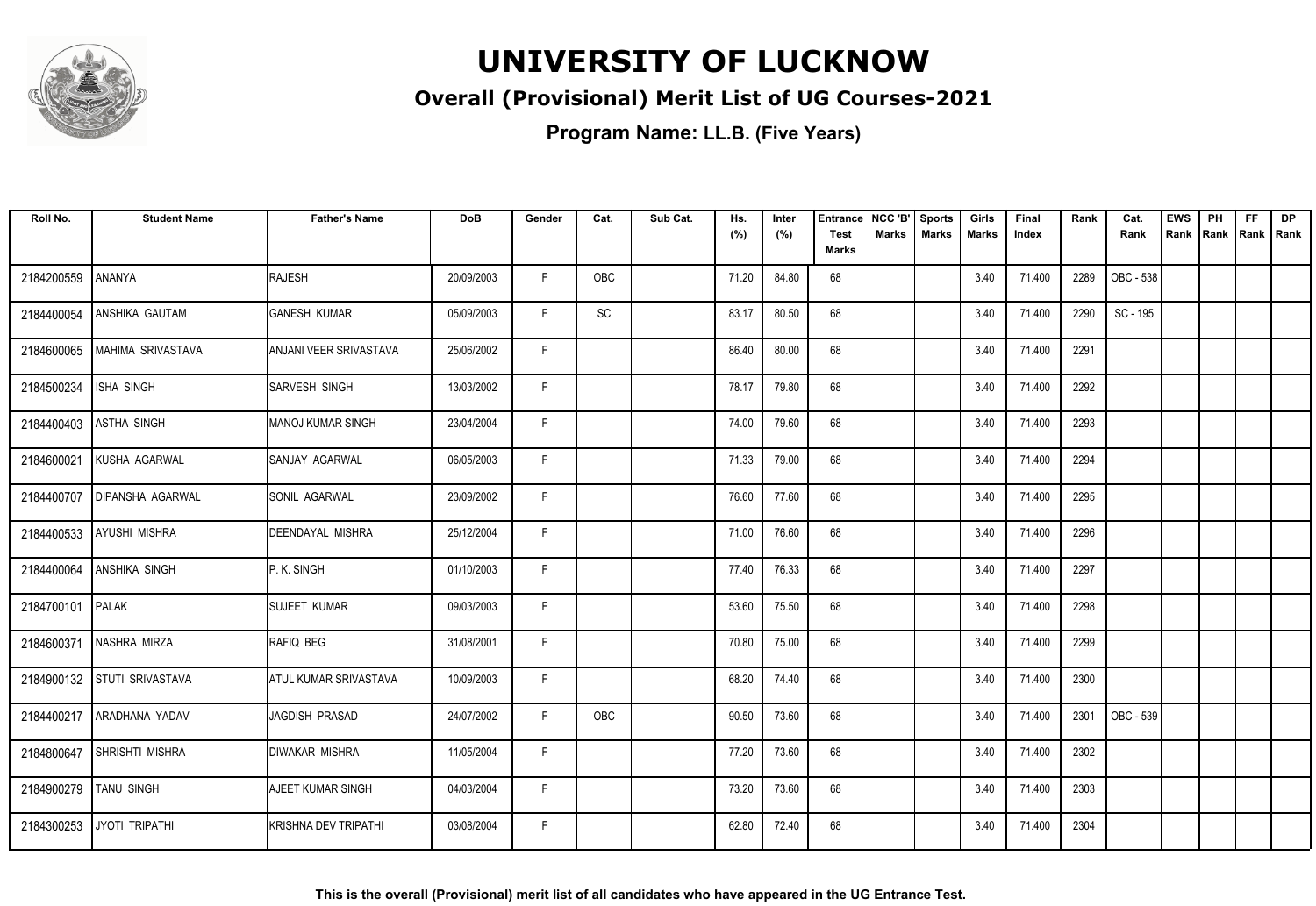# UNIVERSITY OF LUCKNOW

## Overall (Provisional) Merit List of UG Courses-2021

### Program Name: LL.B. (Five Years)

| Roll No. | Student Name | Father's Name | DoB | Gender | Cat. | Sub Cat. | Hs. (%) | Inter (%) | Entrance Test Marks | NCC 'B' Marks | Sports Marks | Girls Marks | Final Index | Rank | Cat. Rank | EWS Rank | PH Rank | FF Rank | DP Rank |
|---|---|---|---|---|---|---|---|---|---|---|---|---|---|---|---|---|---|---|---|
| 2184200559 | ANANYA | RAJESH | 20/09/2003 | F | OBC | | 71.20 | 84.80 | 68 | | | 3.40 | 71.400 | 2289 | OBC - 538 | | | | |
| 2184400054 | ANSHIKA GAUTAM | GANESH KUMAR | 05/09/2003 | F | SC | | 83.17 | 80.50 | 68 | | | 3.40 | 71.400 | 2290 | SC - 195 | | | | |
| 2184600065 | MAHIMA SRIVASTAVA | ANJANI VEER SRIVASTAVA | 25/06/2002 | F | | | 86.40 | 80.00 | 68 | | | 3.40 | 71.400 | 2291 | | | | | |
| 2184500234 | ISHA SINGH | SARVESH SINGH | 13/03/2002 | F | | | 78.17 | 79.80 | 68 | | | 3.40 | 71.400 | 2292 | | | | | |
| 2184400403 | ASTHA SINGH | MANOJ KUMAR SINGH | 23/04/2004 | F | | | 74.00 | 79.60 | 68 | | | 3.40 | 71.400 | 2293 | | | | | |
| 2184600021 | KUSHA AGARWAL | SANJAY AGARWAL | 06/05/2003 | F | | | 71.33 | 79.00 | 68 | | | 3.40 | 71.400 | 2294 | | | | | |
| 2184400707 | DIPANSHA AGARWAL | SONIL AGARWAL | 23/09/2002 | F | | | 76.60 | 77.60 | 68 | | | 3.40 | 71.400 | 2295 | | | | | |
| 2184400533 | AYUSHI MISHRA | DEENDAYAL MISHRA | 25/12/2004 | F | | | 71.00 | 76.60 | 68 | | | 3.40 | 71.400 | 2296 | | | | | |
| 2184400064 | ANSHIKA SINGH | P. K. SINGH | 01/10/2003 | F | | | 77.40 | 76.33 | 68 | | | 3.40 | 71.400 | 2297 | | | | | |
| 2184700101 | PALAK | SUJEET KUMAR | 09/03/2003 | F | | | 53.60 | 75.50 | 68 | | | 3.40 | 71.400 | 2298 | | | | | |
| 2184600371 | NASHRA MIRZA | RAFIQ BEG | 31/08/2001 | F | | | 70.80 | 75.00 | 68 | | | 3.40 | 71.400 | 2299 | | | | | |
| 2184900132 | STUTI SRIVASTAVA | ATUL KUMAR SRIVASTAVA | 10/09/2003 | F | | | 68.20 | 74.40 | 68 | | | 3.40 | 71.400 | 2300 | | | | | |
| 2184400217 | ARADHANA YADAV | JAGDISH PRASAD | 24/07/2002 | F | OBC | | 90.50 | 73.60 | 68 | | | 3.40 | 71.400 | 2301 | OBC - 539 | | | | |
| 2184800647 | SHRISHTI MISHRA | DIWAKAR MISHRA | 11/05/2004 | F | | | 77.20 | 73.60 | 68 | | | 3.40 | 71.400 | 2302 | | | | | |
| 2184900279 | TANU SINGH | AJEET KUMAR SINGH | 04/03/2004 | F | | | 73.20 | 73.60 | 68 | | | 3.40 | 71.400 | 2303 | | | | | |
| 2184300253 | JYOTI TRIPATHI | KRISHNA DEV TRIPATHI | 03/08/2004 | F | | | 62.80 | 72.40 | 68 | | | 3.40 | 71.400 | 2304 | | | | | |

**This is the overall (Provisional) merit list of all candidates who have appeared in the UG Entrance Test.**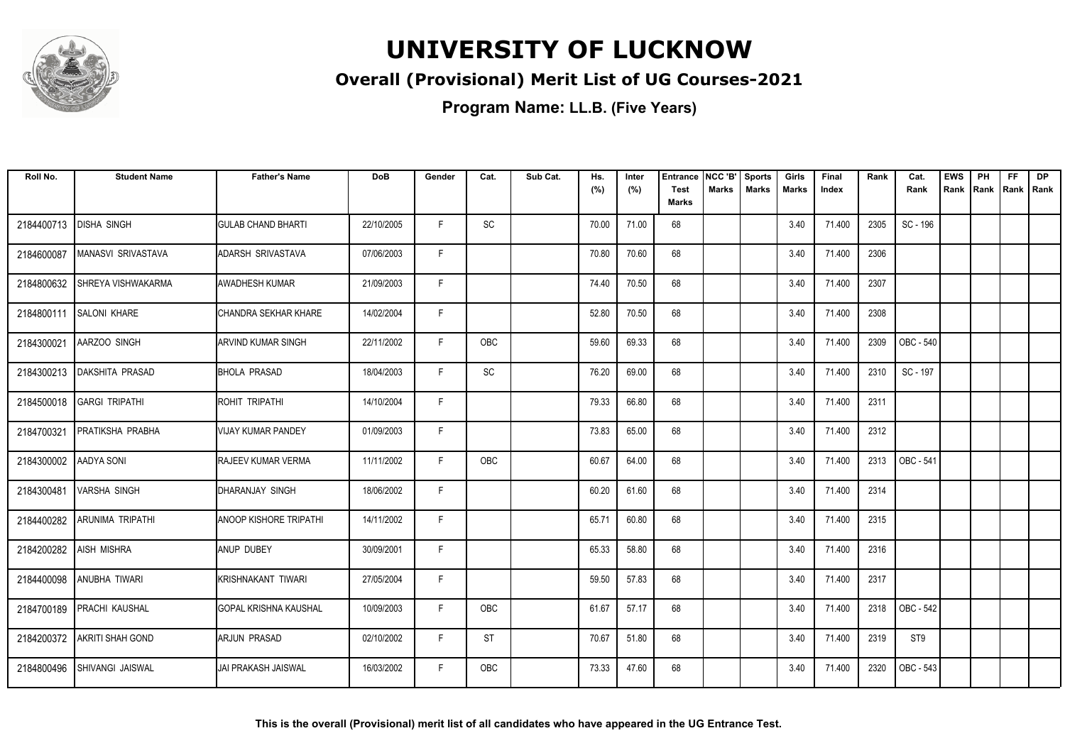# UNIVERSITY OF LUCKNOW

## Overall (Provisional) Merit List of UG Courses-2021

### Program Name: LL.B. (Five Years)

| Roll No. | Student Name | Father's Name | DoB | Gender | Cat. | Sub Cat. | Hs. (%) | Inter (%) | Entrance Test Marks | NCC 'B' Marks | Sports Marks | Girls Marks | Final Index | Rank | Cat. Rank | EWS Rank | PH Rank | FF Rank | DP Rank |
|---|---|---|---|---|---|---|---|---|---|---|---|---|---|---|---|---|---|---|---|
| 2184400713 | DISHA SINGH | GULAB CHAND BHARTI | 22/10/2005 | F | SC | | 70.00 | 71.00 | 68 | | | 3.40 | 71.400 | 2305 | SC - 196 | | | | |
| 2184600087 | MANASVI SRIVASTAVA | ADARSH SRIVASTAVA | 07/06/2003 | F | | | 70.80 | 70.60 | 68 | | | 3.40 | 71.400 | 2306 | | | | | |
| 2184800632 | SHREYA VISHWAKARMA | AWADHESH KUMAR | 21/09/2003 | F | | | 74.40 | 70.50 | 68 | | | 3.40 | 71.400 | 2307 | | | | | |
| 2184800111 | SALONI KHARE | CHANDRA SEKHAR KHARE | 14/02/2004 | F | | | 52.80 | 70.50 | 68 | | | 3.40 | 71.400 | 2308 | | | | | |
| 2184300021 | AARZOO SINGH | ARVIND KUMAR SINGH | 22/11/2002 | F | OBC | | 59.60 | 69.33 | 68 | | | 3.40 | 71.400 | 2309 | OBC - 540 | | | | |
| 2184300213 | DAKSHITA PRASAD | BHOLA PRASAD | 18/04/2003 | F | SC | | 76.20 | 69.00 | 68 | | | 3.40 | 71.400 | 2310 | SC - 197 | | | | |
| 2184500018 | GARGI TRIPATHI | ROHIT TRIPATHI | 14/10/2004 | F | | | 79.33 | 66.80 | 68 | | | 3.40 | 71.400 | 2311 | | | | | |
| 2184700321 | PRATIKSHA PRABHA | VIJAY KUMAR PANDEY | 01/09/2003 | F | | | 73.83 | 65.00 | 68 | | | 3.40 | 71.400 | 2312 | | | | | |
| 2184300002 | AADYA SONI | RAJEEV KUMAR VERMA | 11/11/2002 | F | OBC | | 60.67 | 64.00 | 68 | | | 3.40 | 71.400 | 2313 | OBC - 541 | | | | |
| 2184300481 | VARSHA SINGH | DHARANJAY SINGH | 18/06/2002 | F | | | 60.20 | 61.60 | 68 | | | 3.40 | 71.400 | 2314 | | | | | |
| 2184400282 | ARUNIMA TRIPATHI | ANOOP KISHORE TRIPATHI | 14/11/2002 | F | | | 65.71 | 60.80 | 68 | | | 3.40 | 71.400 | 2315 | | | | | |
| 2184200282 | AISH MISHRA | ANUP DUBEY | 30/09/2001 | F | | | 65.33 | 58.80 | 68 | | | 3.40 | 71.400 | 2316 | | | | | |
| 2184400098 | ANUBHA TIWARI | KRISHNAKANT TIWARI | 27/05/2004 | F | | | 59.50 | 57.83 | 68 | | | 3.40 | 71.400 | 2317 | | | | | |
| 2184700189 | PRACHI KAUSHAL | GOPAL KRISHNA KAUSHAL | 10/09/2003 | F | OBC | | 61.67 | 57.17 | 68 | | | 3.40 | 71.400 | 2318 | OBC - 542 | | | | |
| 2184200372 | AKRITI SHAH GOND | ARJUN PRASAD | 02/10/2002 | F | ST | | 70.67 | 51.80 | 68 | | | 3.40 | 71.400 | 2319 | ST9 | | | | |
| 2184800496 | SHIVANGI JAISWAL | JAI PRAKASH JAISWAL | 16/03/2002 | F | OBC | | 73.33 | 47.60 | 68 | | | 3.40 | 71.400 | 2320 | OBC - 543 | | | | |

**This is the overall (Provisional) merit list of all candidates who have appeared in the UG Entrance Test.**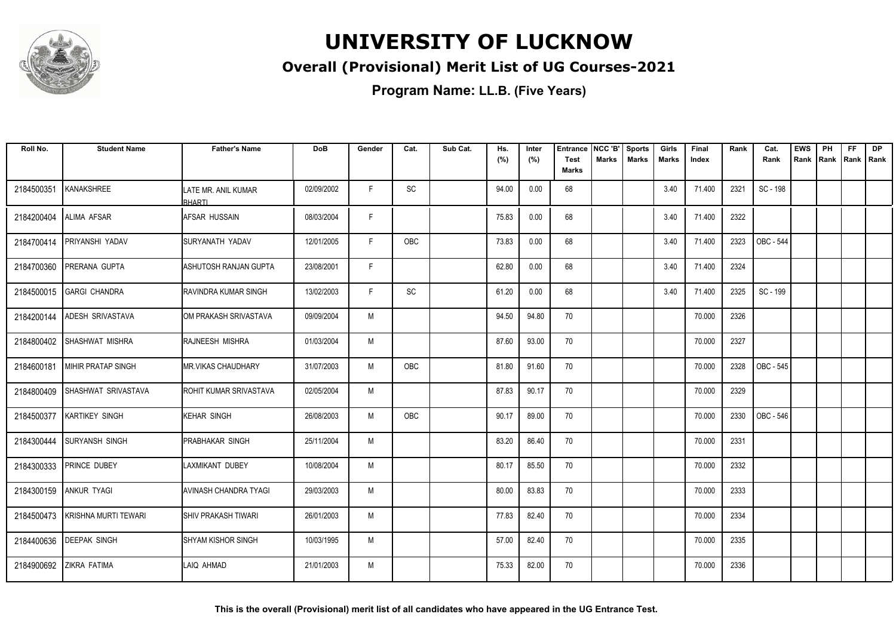# UNIVERSITY OF LUCKNOW

## Overall (Provisional) Merit List of UG Courses-2021

**Program Name: LL.B. (Five Years)**

| Roll No. | Student Name | Father's Name | DoB | Gender | Cat. | Sub Cat. | Hs. (%) | Inter (%) | Entrance Test Marks | NCC 'B' Marks | Sports Marks | Girls Marks | Final Index | Rank | Cat. Rank | EWS Rank | PH Rank | FF Rank | DP Rank |
|---|---|---|---|---|---|---|---|---|---|---|---|---|---|---|---|---|---|---|---|
| 2184500351 | KANAKSHREE | LATE MR. ANIL KUMAR BHARTI | 02/09/2002 | F | SC | | 94.00 | 0.00 | 68 | | | 3.40 | 71.400 | 2321 | SC - 198 | | | | |
| 2184200404 | ALIMA AFSAR | AFSAR HUSSAIN | 08/03/2004 | F | | | 75.83 | 0.00 | 68 | | | 3.40 | 71.400 | 2322 | | | | | |
| 2184700414 | PRIYANSHI YADAV | SURYANATH YADAV | 12/01/2005 | F | OBC | | 73.83 | 0.00 | 68 | | | 3.40 | 71.400 | 2323 | OBC - 544 | | | | |
| 2184700360 | PRERANA GUPTA | ASHUTOSH RANJAN GUPTA | 23/08/2001 | F | | | 62.80 | 0.00 | 68 | | | 3.40 | 71.400 | 2324 | | | | | |
| 2184500015 | GARGI CHANDRA | RAVINDRA KUMAR SINGH | 13/02/2003 | F | SC | | 61.20 | 0.00 | 68 | | | 3.40 | 71.400 | 2325 | SC - 199 | | | | |
| 2184200144 | ADESH SRIVASTAVA | OM PRAKASH SRIVASTAVA | 09/09/2004 | M | | | 94.50 | 94.80 | 70 | | | | 70.000 | 2326 | | | | | |
| 2184800402 | SHASHWAT MISHRA | RAJNEESH MISHRA | 01/03/2004 | M | | | 87.60 | 93.00 | 70 | | | | 70.000 | 2327 | | | | | |
| 2184600181 | MIHIR PRATAP SINGH | MR.VIKAS CHAUDHARY | 31/07/2003 | M | OBC | | 81.80 | 91.60 | 70 | | | | 70.000 | 2328 | OBC - 545 | | | | |
| 2184800409 | SHASHWAT SRIVASTAVA | ROHIT KUMAR SRIVASTAVA | 02/05/2004 | M | | | 87.83 | 90.17 | 70 | | | | 70.000 | 2329 | | | | | |
| 2184500377 | KARTIKEY SINGH | KEHAR SINGH | 26/08/2003 | M | OBC | | 90.17 | 89.00 | 70 | | | | 70.000 | 2330 | OBC - 546 | | | | |
| 2184300444 | SURYANSH SINGH | PRABHAKAR SINGH | 25/11/2004 | M | | | 83.20 | 86.40 | 70 | | | | 70.000 | 2331 | | | | | |
| 2184300333 | PRINCE DUBEY | LAXMIKANT DUBEY | 10/08/2004 | M | | | 80.17 | 85.50 | 70 | | | | 70.000 | 2332 | | | | | |
| 2184300159 | ANKUR TYAGI | AVINASH CHANDRA TYAGI | 29/03/2003 | M | | | 80.00 | 83.83 | 70 | | | | 70.000 | 2333 | | | | | |
| 2184500473 | KRISHNA MURTI TEWARI | SHIV PRAKASH TIWARI | 26/01/2003 | M | | | 77.83 | 82.40 | 70 | | | | 70.000 | 2334 | | | | | |
| 2184400636 | DEEPAK SINGH | SHYAM KISHOR SINGH | 10/03/1995 | M | | | 57.00 | 82.40 | 70 | | | | 70.000 | 2335 | | | | | |
| 2184900692 | ZIKRA FATIMA | LAIQ AHMAD | 21/01/2003 | M | | | 75.33 | 82.00 | 70 | | | | 70.000 | 2336 | | | | | |

**This is the overall (Provisional) merit list of all candidates who have appeared in the UG Entrance Test.**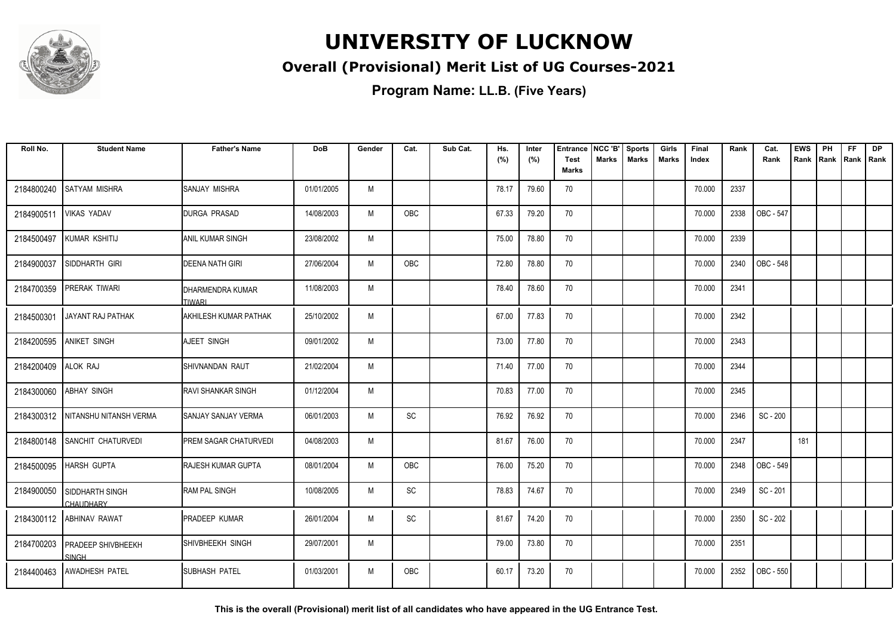# UNIVERSITY OF LUCKNOW

## Overall (Provisional) Merit List of UG Courses-2021

**Program Name: LL.B. (Five Years)**

| Roll No. | Student Name | Father's Name | DoB | Gender | Cat. | Sub Cat. | Hs. (%) | Inter (%) | Entrance Test Marks | NCC 'B' Marks | Sports Marks | Girls Marks | Final Index | Rank | Cat. Rank | EWS Rank | PH Rank | FF Rank | DP Rank |
|---|---|---|---|---|---|---|---|---|---|---|---|---|---|---|---|---|---|---|---|
| 2184800240 | SATYAM MISHRA | SANJAY MISHRA | 01/01/2005 | M | | | 78.17 | 79.60 | 70 | | | | 70.000 | 2337 | | | | | |
| 2184900511 | VIKAS YADAV | DURGA PRASAD | 14/08/2003 | M | OBC | | 67.33 | 79.20 | 70 | | | | 70.000 | 2338 | OBC - 547 | | | | |
| 2184500497 | KUMAR KSHITIJ | ANIL KUMAR SINGH | 23/08/2002 | M | | | 75.00 | 78.80 | 70 | | | | 70.000 | 2339 | | | | | |
| 2184900037 | SIDDHARTH GIRI | DEENA NATH GIRI | 27/06/2004 | M | OBC | | 72.80 | 78.80 | 70 | | | | 70.000 | 2340 | OBC - 548 | | | | |
| 2184700359 | PRERAK TIWARI | DHARMENDRA KUMAR TIWARI | 11/08/2003 | M | | | 78.40 | 78.60 | 70 | | | | 70.000 | 2341 | | | | | |
| 2184500301 | JAYANT RAJ PATHAK | AKHILESH KUMAR PATHAK | 25/10/2002 | M | | | 67.00 | 77.83 | 70 | | | | 70.000 | 2342 | | | | | |
| 2184200595 | ANIKET SINGH | AJEET SINGH | 09/01/2002 | M | | | 73.00 | 77.80 | 70 | | | | 70.000 | 2343 | | | | | |
| 2184200409 | ALOK RAJ | SHIVNANDAN RAUT | 21/02/2004 | M | | | 71.40 | 77.00 | 70 | | | | 70.000 | 2344 | | | | | |
| 2184300060 | ABHAY SINGH | RAVI SHANKAR SINGH | 01/12/2004 | M | | | 70.83 | 77.00 | 70 | | | | 70.000 | 2345 | | | | | |
| 2184300312 | NITANSHU NITANSH VERMA | SANJAY SANJAY VERMA | 06/01/2003 | M | SC | | 76.92 | 76.92 | 70 | | | | 70.000 | 2346 | SC - 200 | | | | |
| 2184800148 | SANCHIT CHATURVEDI | PREM SAGAR CHATURVEDI | 04/08/2003 | M | | | 81.67 | 76.00 | 70 | | | | 70.000 | 2347 | | 181 | | | |
| 2184500095 | HARSH GUPTA | RAJESH KUMAR GUPTA | 08/01/2004 | M | OBC | | 76.00 | 75.20 | 70 | | | | 70.000 | 2348 | OBC - 549 | | | | |
| 2184900050 | SIDDHARTH SINGH CHAUDHARY | RAM PAL SINGH | 10/08/2005 | M | SC | | 78.83 | 74.67 | 70 | | | | 70.000 | 2349 | SC - 201 | | | | |
| 2184300112 | ABHINAV RAWAT | PRADEEP KUMAR | 26/01/2004 | M | SC | | 81.67 | 74.20 | 70 | | | | 70.000 | 2350 | SC - 202 | | | | |
| 2184700203 | PRADEEP SHIVBHEEKH SINGH | SHIVBHEEKH SINGH | 29/07/2001 | M | | | 79.00 | 73.80 | 70 | | | | 70.000 | 2351 | | | | | |
| 2184400463 | AWADHESH PATEL | SUBHASH PATEL | 01/03/2001 | M | OBC | | 60.17 | 73.20 | 70 | | | | 70.000 | 2352 | OBC - 550 | | | | |

**This is the overall (Provisional) merit list of all candidates who have appeared in the UG Entrance Test.**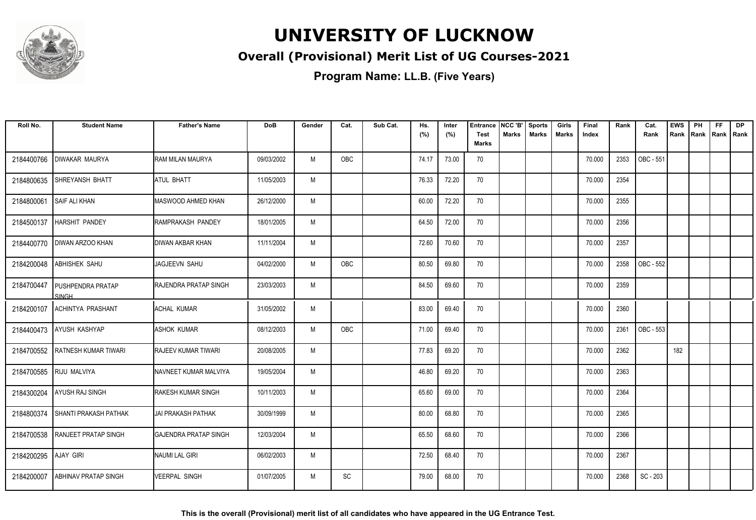# UNIVERSITY OF LUCKNOW

## Overall (Provisional) Merit List of UG Courses-2021

**Program Name: LL.B. (Five Years)**

| Roll No. | Student Name | Father's Name | DoB | Gender | Cat. | Sub Cat. | Hs. (%) | Inter (%) | Entrance Test Marks | NCC 'B' Marks | Sports Marks | Girls Marks | Final Index | Rank | Cat. Rank | EWS Rank | PH Rank | FF Rank | DP Rank |
|---|---|---|---|---|---|---|---|---|---|---|---|---|---|---|---|---|---|---|---|
| 2184400766 | DIWAKAR MAURYA | RAM MILAN MAURYA | 09/03/2002 | M | OBC | | 74.17 | 73.00 | 70 | | | | 70.000 | 2353 | OBC - 551 | | | | |
| 2184800635 | SHREYANSH BHATT | ATUL BHATT | 11/05/2003 | M | | | 76.33 | 72.20 | 70 | | | | 70.000 | 2354 | | | | | |
| 2184800061 | SAIF ALI KHAN | MASWOOD AHMED KHAN | 26/12/2000 | M | | | 60.00 | 72.20 | 70 | | | | 70.000 | 2355 | | | | | |
| 2184500137 | HARSHIT PANDEY | RAMPRAKASH PANDEY | 18/01/2005 | M | | | 64.50 | 72.00 | 70 | | | | 70.000 | 2356 | | | | | |
| 2184400770 | DIWAN ARZOO KHAN | DIWAN AKBAR KHAN | 11/11/2004 | M | | | 72.60 | 70.60 | 70 | | | | 70.000 | 2357 | | | | | |
| 2184200048 | ABHISHEK SAHU | JAGJEEVN SAHU | 04/02/2000 | M | OBC | | 80.50 | 69.80 | 70 | | | | 70.000 | 2358 | OBC - 552 | | | | |
| 2184700447 | PUSHPENDRA PRATAP SINGH | RAJENDRA PRATAP SINGH | 23/03/2003 | M | | | 84.50 | 69.60 | 70 | | | | 70.000 | 2359 | | | | | |
| 2184200107 | ACHINTYA PRASHANT | ACHAL KUMAR | 31/05/2002 | M | | | 83.00 | 69.40 | 70 | | | | 70.000 | 2360 | | | | | |
| 2184400473 | AYUSH KASHYAP | ASHOK KUMAR | 08/12/2003 | M | OBC | | 71.00 | 69.40 | 70 | | | | 70.000 | 2361 | OBC - 553 | | | | |
| 2184700552 | RATNESH KUMAR TIWARI | RAJEEV KUMAR TIWARI | 20/08/2005 | M | | | 77.83 | 69.20 | 70 | | | | 70.000 | 2362 | | 182 | | | |
| 2184700585 | RIJU MALVIYA | NAVNEET KUMAR MALVIYA | 19/05/2004 | M | | | 46.80 | 69.20 | 70 | | | | 70.000 | 2363 | | | | | |
| 2184300204 | AYUSH RAJ SINGH | RAKESH KUMAR SINGH | 10/11/2003 | M | | | 65.60 | 69.00 | 70 | | | | 70.000 | 2364 | | | | | |
| 2184800374 | SHANTI PRAKASH PATHAK | JAI PRAKASH PATHAK | 30/09/1999 | M | | | 80.00 | 68.80 | 70 | | | | 70.000 | 2365 | | | | | |
| 2184700538 | RANJEET PRATAP SINGH | GAJENDRA PRATAP SINGH | 12/03/2004 | M | | | 65.50 | 68.60 | 70 | | | | 70.000 | 2366 | | | | | |
| 2184200295 | AJAY GIRI | NAUMI LAL GIRI | 06/02/2003 | M | | | 72.50 | 68.40 | 70 | | | | 70.000 | 2367 | | | | | |
| 2184200007 | ABHINAV PRATAP SINGH | VEERPAL SINGH | 01/07/2005 | M | SC | | 79.00 | 68.00 | 70 | | | | 70.000 | 2368 | SC - 203 | | | | |

**This is the overall (Provisional) merit list of all candidates who have appeared in the UG Entrance Test.**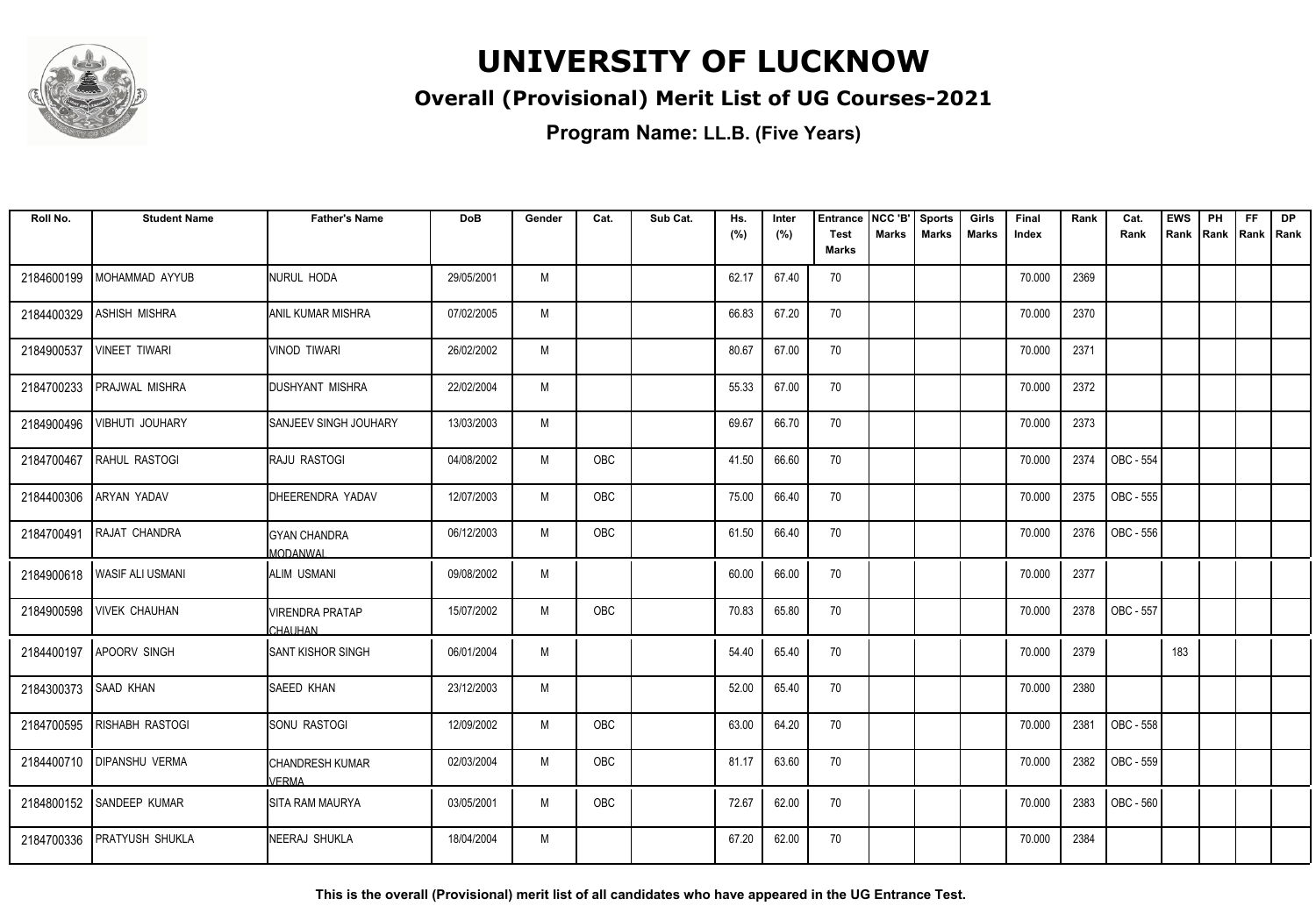# UNIVERSITY OF LUCKNOW

## Overall (Provisional) Merit List of UG Courses-2021

**Program Name: LL.B. (Five Years)**

| Roll No. | Student Name | Father's Name | DoB | Gender | Cat. | Sub Cat. | Hs. (%) | Inter (%) | Entrance Test Marks | NCC 'B' Marks | Sports Marks | Girls Marks | Final Index | Rank | Cat. Rank | EWS Rank | PH Rank | FF Rank | DP Rank |
|---|---|---|---|---|---|---|---|---|---|---|---|---|---|---|---|---|---|---|---|
| 2184600199 | MOHAMMAD AYYUB | NURUL HODA | 29/05/2001 | M | | | 62.17 | 67.40 | 70 | | | | 70.000 | 2369 | | | | | |
| 2184400329 | ASHISH MISHRA | ANIL KUMAR MISHRA | 07/02/2005 | M | | | 66.83 | 67.20 | 70 | | | | 70.000 | 2370 | | | | | |
| 2184900537 | VINEET TIWARI | VINOD TIWARI | 26/02/2002 | M | | | 80.67 | 67.00 | 70 | | | | 70.000 | 2371 | | | | | |
| 2184700233 | PRAJWAL MISHRA | DUSHYANT MISHRA | 22/02/2004 | M | | | 55.33 | 67.00 | 70 | | | | 70.000 | 2372 | | | | | |
| 2184900496 | VIBHUTI JOUHARY | SANJEEV SINGH JOUHARY | 13/03/2003 | M | | | 69.67 | 66.70 | 70 | | | | 70.000 | 2373 | | | | | |
| 2184700467 | RAHUL RASTOGI | RAJU RASTOGI | 04/08/2002 | M | OBC | | 41.50 | 66.60 | 70 | | | | 70.000 | 2374 | OBC - 554 | | | | |
| 2184400306 | ARYAN YADAV | DHEERENDRA YADAV | 12/07/2003 | M | OBC | | 75.00 | 66.40 | 70 | | | | 70.000 | 2375 | OBC - 555 | | | | |
| 2184700491 | RAJAT CHANDRA | GYAN CHANDRA MODANWAL | 06/12/2003 | M | OBC | | 61.50 | 66.40 | 70 | | | | 70.000 | 2376 | OBC - 556 | | | | |
| 2184900618 | WASIF ALI USMANI | ALIM USMANI | 09/08/2002 | M | | | 60.00 | 66.00 | 70 | | | | 70.000 | 2377 | | | | | |
| 2184900598 | VIVEK CHAUHAN | VIRENDRA PRATAP CHAUHAN | 15/07/2002 | M | OBC | | 70.83 | 65.80 | 70 | | | | 70.000 | 2378 | OBC - 557 | | | | |
| 2184400197 | APOORV SINGH | SANT KISHOR SINGH | 06/01/2004 | M | | | 54.40 | 65.40 | 70 | | | | 70.000 | 2379 | | 183 | | | |
| 2184300373 | SAAD KHAN | SAEED KHAN | 23/12/2003 | M | | | 52.00 | 65.40 | 70 | | | | 70.000 | 2380 | | | | | |
| 2184700595 | RISHABH RASTOGI | SONU RASTOGI | 12/09/2002 | M | OBC | | 63.00 | 64.20 | 70 | | | | 70.000 | 2381 | OBC - 558 | | | | |
| 2184400710 | DIPANSHU VERMA | CHANDRESH KUMAR VERMA | 02/03/2004 | M | OBC | | 81.17 | 63.60 | 70 | | | | 70.000 | 2382 | OBC - 559 | | | | |
| 2184800152 | SANDEEP KUMAR | SITA RAM MAURYA | 03/05/2001 | M | OBC | | 72.67 | 62.00 | 70 | | | | 70.000 | 2383 | OBC - 560 | | | | |
| 2184700336 | PRATYUSH SHUKLA | NEERAJ SHUKLA | 18/04/2004 | M | | | 67.20 | 62.00 | 70 | | | | 70.000 | 2384 | | | | | |

**This is the overall (Provisional) merit list of all candidates who have appeared in the UG Entrance Test.**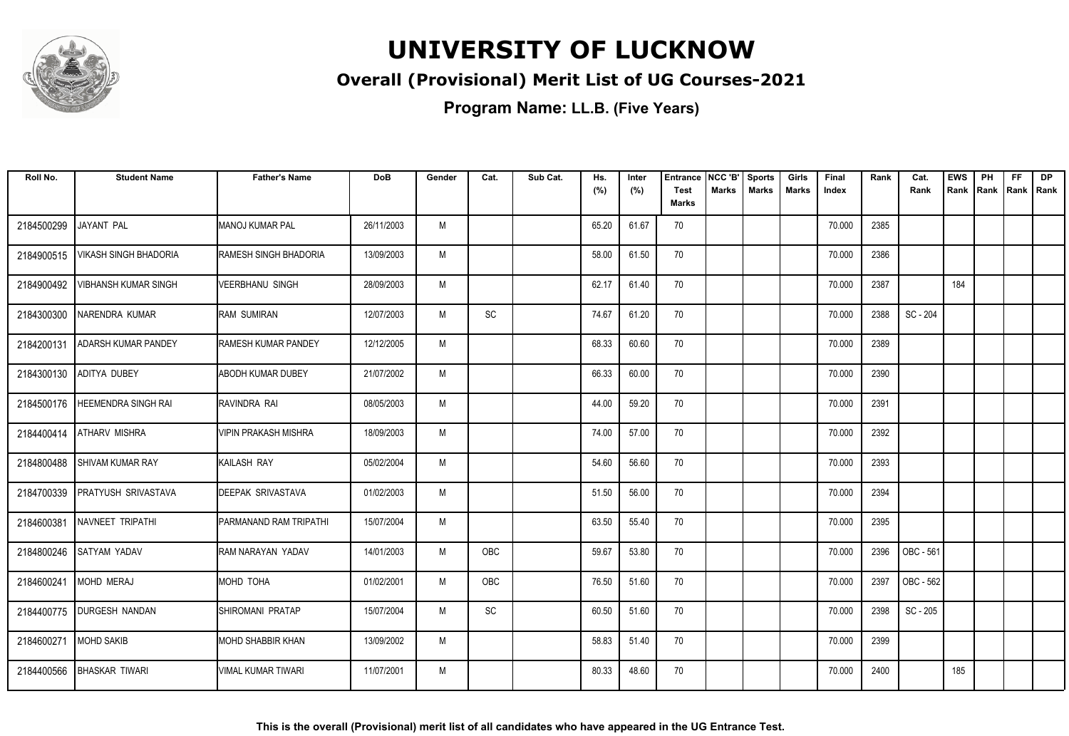# UNIVERSITY OF LUCKNOW

## Overall (Provisional) Merit List of UG Courses-2021

### Program Name: LL.B. (Five Years)

| Roll No. | Student Name | Father's Name | DoB | Gender | Cat. | Sub Cat. | Hs. (%) | Inter (%) | Entrance Test Marks | NCC 'B' Marks | Sports Marks | Girls Marks | Final Index | Rank | Cat. Rank | EWS Rank | PH Rank | FF Rank | DP Rank |
|---|---|---|---|---|---|---|---|---|---|---|---|---|---|---|---|---|---|---|---|
| 2184500299 | JAYANT PAL | MANOJ KUMAR PAL | 26/11/2003 | M | | | 65.20 | 61.67 | 70 | | | | 70.000 | 2385 | | | | | |
| 2184900515 | VIKASH SINGH BHADORIA | RAMESH SINGH BHADORIA | 13/09/2003 | M | | | 58.00 | 61.50 | 70 | | | | 70.000 | 2386 | | | | | |
| 2184900492 | VIBHANSH KUMAR SINGH | VEERBHANU SINGH | 28/09/2003 | M | | | 62.17 | 61.40 | 70 | | | | 70.000 | 2387 | | 184 | | | |
| 2184300300 | NARENDRA KUMAR | RAM SUMIRAN | 12/07/2003 | M | SC | | 74.67 | 61.20 | 70 | | | | 70.000 | 2388 | SC - 204 | | | | |
| 2184200131 | ADARSH KUMAR PANDEY | RAMESH KUMAR PANDEY | 12/12/2005 | M | | | 68.33 | 60.60 | 70 | | | | 70.000 | 2389 | | | | | |
| 2184300130 | ADITYA DUBEY | ABODH KUMAR DUBEY | 21/07/2002 | M | | | 66.33 | 60.00 | 70 | | | | 70.000 | 2390 | | | | | |
| 2184500176 | HEEMENDRA SINGH RAI | RAVINDRA RAI | 08/05/2003 | M | | | 44.00 | 59.20 | 70 | | | | 70.000 | 2391 | | | | | |
| 2184400414 | ATHARV MISHRA | VIPIN PRAKASH MISHRA | 18/09/2003 | M | | | 74.00 | 57.00 | 70 | | | | 70.000 | 2392 | | | | | |
| 2184800488 | SHIVAM KUMAR RAY | KAILASH RAY | 05/02/2004 | M | | | 54.60 | 56.60 | 70 | | | | 70.000 | 2393 | | | | | |
| 2184700339 | PRATYUSH SRIVASTAVA | DEEPAK SRIVASTAVA | 01/02/2003 | M | | | 51.50 | 56.00 | 70 | | | | 70.000 | 2394 | | | | | |
| 2184600381 | NAVNEET TRIPATHI | PARMANAND RAM TRIPATHI | 15/07/2004 | M | | | 63.50 | 55.40 | 70 | | | | 70.000 | 2395 | | | | | |
| 2184800246 | SATYAM YADAV | RAM NARAYAN YADAV | 14/01/2003 | M | OBC | | 59.67 | 53.80 | 70 | | | | 70.000 | 2396 | OBC - 561 | | | | |
| 2184600241 | MOHD MERAJ | MOHD TOHA | 01/02/2001 | M | OBC | | 76.50 | 51.60 | 70 | | | | 70.000 | 2397 | OBC - 562 | | | | |
| 2184400775 | DURGESH NANDAN | SHIROMANI PRATAP | 15/07/2004 | M | SC | | 60.50 | 51.60 | 70 | | | | 70.000 | 2398 | SC - 205 | | | | |
| 2184600271 | MOHD SAKIB | MOHD SHABBIR KHAN | 13/09/2002 | M | | | 58.83 | 51.40 | 70 | | | | 70.000 | 2399 | | | | | |
| 2184400566 | BHASKAR TIWARI | VIMAL KUMAR TIWARI | 11/07/2001 | M | | | 80.33 | 48.60 | 70 | | | | 70.000 | 2400 | | 185 | | | |

**This is the overall (Provisional) merit list of all candidates who have appeared in the UG Entrance Test.**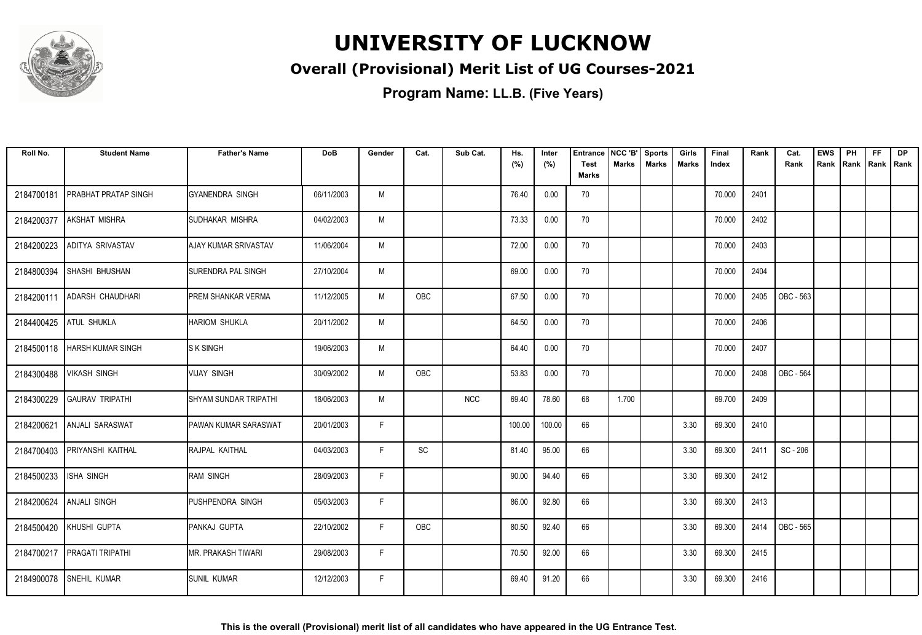# UNIVERSITY OF LUCKNOW

## Overall (Provisional) Merit List of UG Courses-2021

**Program Name: LL.B. (Five Years)**

| Roll No. | Student Name | Father's Name | DoB | Gender | Cat. | Sub Cat. | Hs. (%) | Inter (%) | Entrance Test Marks | NCC 'B' Marks | Sports Marks | Girls Marks | Final Index | Rank | Cat. Rank | EWS Rank | PH Rank | FF Rank | DP Rank |
|---|---|---|---|---|---|---|---|---|---|---|---|---|---|---|---|---|---|---|---|
| 2184700181 | PRABHAT PRATAP SINGH | GYANENDRA SINGH | 06/11/2003 | M | | | 76.40 | 0.00 | 70 | | | | 70.000 | 2401 | | | | | |
| 2184200377 | AKSHAT MISHRA | SUDHAKAR MISHRA | 04/02/2003 | M | | | 73.33 | 0.00 | 70 | | | | 70.000 | 2402 | | | | | |
| 2184200223 | ADITYA SRIVASTAV | AJAY KUMAR SRIVASTAV | 11/06/2004 | M | | | 72.00 | 0.00 | 70 | | | | 70.000 | 2403 | | | | | |
| 2184800394 | SHASHI BHUSHAN | SURENDRA PAL SINGH | 27/10/2004 | M | | | 69.00 | 0.00 | 70 | | | | 70.000 | 2404 | | | | | |
| 2184200111 | ADARSH CHAUDHARI | PREM SHANKAR VERMA | 11/12/2005 | M | OBC | | 67.50 | 0.00 | 70 | | | | 70.000 | 2405 | OBC - 563 | | | | |
| 2184400425 | ATUL SHUKLA | HARIOM SHUKLA | 20/11/2002 | M | | | 64.50 | 0.00 | 70 | | | | 70.000 | 2406 | | | | | |
| 2184500118 | HARSH KUMAR SINGH | S K SINGH | 19/06/2003 | M | | | 64.40 | 0.00 | 70 | | | | 70.000 | 2407 | | | | | |
| 2184300488 | VIKASH SINGH | VIJAY SINGH | 30/09/2002 | M | OBC | | 53.83 | 0.00 | 70 | | | | 70.000 | 2408 | OBC - 564 | | | | |
| 2184300229 | GAURAV TRIPATHI | SHYAM SUNDAR TRIPATHI | 18/06/2003 | M | | NCC | 69.40 | 78.60 | 68 | 1.700 | | | 69.700 | 2409 | | | | | |
| 2184200621 | ANJALI SARASWAT | PAWAN KUMAR SARASWAT | 20/01/2003 | F | | | 100.00 | 100.00 | 66 | | | 3.30 | 69.300 | 2410 | | | | | |
| 2184700403 | PRIYANSHI KAITHAL | RAJPAL KAITHAL | 04/03/2003 | F | SC | | 81.40 | 95.00 | 66 | | | 3.30 | 69.300 | 2411 | SC - 206 | | | | |
| 2184500233 | ISHA SINGH | RAM SINGH | 28/09/2003 | F | | | 90.00 | 94.40 | 66 | | | 3.30 | 69.300 | 2412 | | | | | |
| 2184200624 | ANJALI SINGH | PUSHPENDRA SINGH | 05/03/2003 | F | | | 86.00 | 92.80 | 66 | | | 3.30 | 69.300 | 2413 | | | | | |
| 2184500420 | KHUSHI GUPTA | PANKAJ GUPTA | 22/10/2002 | F | OBC | | 80.50 | 92.40 | 66 | | | 3.30 | 69.300 | 2414 | OBC - 565 | | | | |
| 2184700217 | PRAGATI TRIPATHI | MR. PRAKASH TIWARI | 29/08/2003 | F | | | 70.50 | 92.00 | 66 | | | 3.30 | 69.300 | 2415 | | | | | |
| 2184900078 | SNEHIL KUMAR | SUNIL KUMAR | 12/12/2003 | F | | | 69.40 | 91.20 | 66 | | | 3.30 | 69.300 | 2416 | | | | | |

**This is the overall (Provisional) merit list of all candidates who have appeared in the UG Entrance Test.**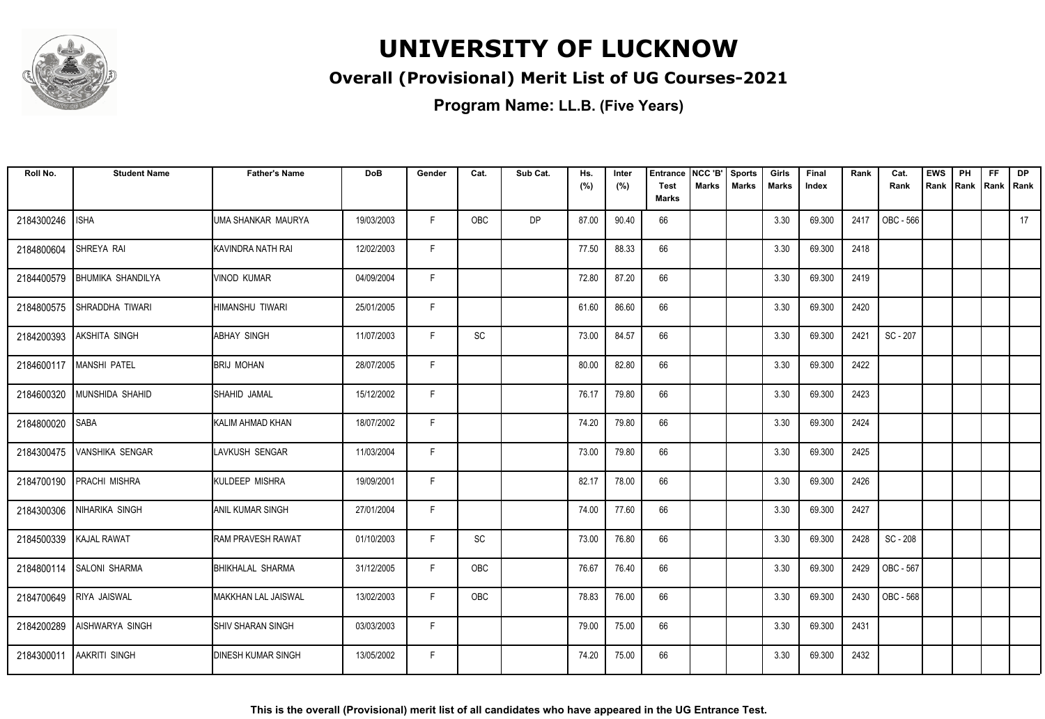# UNIVERSITY OF LUCKNOW

## Overall (Provisional) Merit List of UG Courses-2021

### Program Name: LL.B. (Five Years)

| Roll No. | Student Name | Father's Name | DoB | Gender | Cat. | Sub Cat. | Hs. (%) | Inter (%) | Entrance Test Marks | NCC 'B' Marks | Sports Marks | Girls Marks | Final Index | Rank | Cat. Rank | EWS Rank | PH Rank | FF Rank | DP Rank |
|---|---|---|---|---|---|---|---|---|---|---|---|---|---|---|---|---|---|---|---|
| 2184300246 | ISHA | UMA SHANKAR MAURYA | 19/03/2003 | F | OBC | DP | 87.00 | 90.40 | 66 | | | 3.30 | 69.300 | 2417 | OBC - 566 | | | | 17 |
| 2184800604 | SHREYA RAI | KAVINDRA NATH RAI | 12/02/2003 | F | | | 77.50 | 88.33 | 66 | | | 3.30 | 69.300 | 2418 | | | | | |
| 2184400579 | BHUMIKA SHANDILYA | VINOD KUMAR | 04/09/2004 | F | | | 72.80 | 87.20 | 66 | | | 3.30 | 69.300 | 2419 | | | | | |
| 2184800575 | SHRADDHA TIWARI | HIMANSHU TIWARI | 25/01/2005 | F | | | 61.60 | 86.60 | 66 | | | 3.30 | 69.300 | 2420 | | | | | |
| 2184200393 | AKSHITA SINGH | ABHAY SINGH | 11/07/2003 | F | SC | | 73.00 | 84.57 | 66 | | | 3.30 | 69.300 | 2421 | SC - 207 | | | | |
| 2184600117 | MANSHI PATEL | BRIJ MOHAN | 28/07/2005 | F | | | 80.00 | 82.80 | 66 | | | 3.30 | 69.300 | 2422 | | | | | |
| 2184600320 | MUNSHIDA SHAHID | SHAHID JAMAL | 15/12/2002 | F | | | 76.17 | 79.80 | 66 | | | 3.30 | 69.300 | 2423 | | | | | |
| 2184800020 | SABA | KALIM AHMAD KHAN | 18/07/2002 | F | | | 74.20 | 79.80 | 66 | | | 3.30 | 69.300 | 2424 | | | | | |
| 2184300475 | VANSHIKA SENGAR | LAVKUSH SENGAR | 11/03/2004 | F | | | 73.00 | 79.80 | 66 | | | 3.30 | 69.300 | 2425 | | | | | |
| 2184700190 | PRACHI MISHRA | KULDEEP MISHRA | 19/09/2001 | F | | | 82.17 | 78.00 | 66 | | | 3.30 | 69.300 | 2426 | | | | | |
| 2184300306 | NIHARIKA SINGH | ANIL KUMAR SINGH | 27/01/2004 | F | | | 74.00 | 77.60 | 66 | | | 3.30 | 69.300 | 2427 | | | | | |
| 2184500339 | KAJAL RAWAT | RAM PRAVESH RAWAT | 01/10/2003 | F | SC | | 73.00 | 76.80 | 66 | | | 3.30 | 69.300 | 2428 | SC - 208 | | | | |
| 2184800114 | SALONI SHARMA | BHIKHALAL SHARMA | 31/12/2005 | F | OBC | | 76.67 | 76.40 | 66 | | | 3.30 | 69.300 | 2429 | OBC - 567 | | | | |
| 2184700649 | RIYA JAISWAL | MAKKHAN LAL JAISWAL | 13/02/2003 | F | OBC | | 78.83 | 76.00 | 66 | | | 3.30 | 69.300 | 2430 | OBC - 568 | | | | |
| 2184200289 | AISHWARYA SINGH | SHIV SHARAN SINGH | 03/03/2003 | F | | | 79.00 | 75.00 | 66 | | | 3.30 | 69.300 | 2431 | | | | | |
| 2184300011 | AAKRITI SINGH | DINESH KUMAR SINGH | 13/05/2002 | F | | | 74.20 | 75.00 | 66 | | | 3.30 | 69.300 | 2432 | | | | | |

**This is the overall (Provisional) merit list of all candidates who have appeared in the UG Entrance Test.**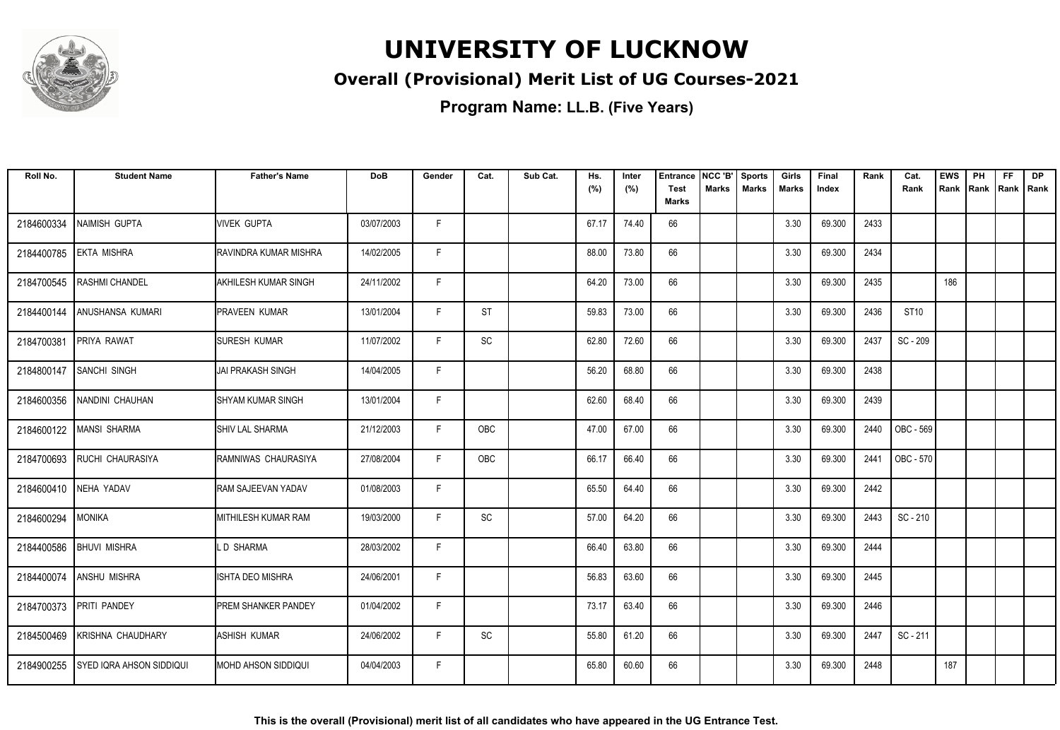# UNIVERSITY OF LUCKNOW

## Overall (Provisional) Merit List of UG Courses-2021

### Program Name: LL.B. (Five Years)

| Roll No. | Student Name | Father's Name | DoB | Gender | Cat. | Sub Cat. | Hs. (%) | Inter (%) | Entrance Test Marks | NCC 'B' Marks | Sports Marks | Girls Marks | Final Index | Rank | Cat. Rank | EWS Rank | PH Rank | FF Rank | DP Rank |
|---|---|---|---|---|---|---|---|---|---|---|---|---|---|---|---|---|---|---|---|
| 2184600334 | NAIMISH GUPTA | VIVEK GUPTA | 03/07/2003 | F | | | 67.17 | 74.40 | 66 | | | 3.30 | 69.300 | 2433 | | | | | |
| 2184400785 | EKTA MISHRA | RAVINDRA KUMAR MISHRA | 14/02/2005 | F | | | 88.00 | 73.80 | 66 | | | 3.30 | 69.300 | 2434 | | | | | |
| 2184700545 | RASHMI CHANDEL | AKHILESH KUMAR SINGH | 24/11/2002 | F | | | 64.20 | 73.00 | 66 | | | 3.30 | 69.300 | 2435 | | 186 | | | |
| 2184400144 | ANUSHANSA KUMARI | PRAVEEN KUMAR | 13/01/2004 | F | ST | | 59.83 | 73.00 | 66 | | | 3.30 | 69.300 | 2436 | ST10 | | | | |
| 2184700381 | PRIYA RAWAT | SURESH KUMAR | 11/07/2002 | F | SC | | 62.80 | 72.60 | 66 | | | 3.30 | 69.300 | 2437 | SC - 209 | | | | |
| 2184800147 | SANCHI SINGH | JAI PRAKASH SINGH | 14/04/2005 | F | | | 56.20 | 68.80 | 66 | | | 3.30 | 69.300 | 2438 | | | | | |
| 2184600356 | NANDINI CHAUHAN | SHYAM KUMAR SINGH | 13/01/2004 | F | | | 62.60 | 68.40 | 66 | | | 3.30 | 69.300 | 2439 | | | | | |
| 2184600122 | MANSI SHARMA | SHIV LAL SHARMA | 21/12/2003 | F | OBC | | 47.00 | 67.00 | 66 | | | 3.30 | 69.300 | 2440 | OBC - 569 | | | | |
| 2184700693 | RUCHI CHAURASIYA | RAMNIWAS CHAURASIYA | 27/08/2004 | F | OBC | | 66.17 | 66.40 | 66 | | | 3.30 | 69.300 | 2441 | OBC - 570 | | | | |
| 2184600410 | NEHA YADAV | RAM SAJEEVAN YADAV | 01/08/2003 | F | | | 65.50 | 64.40 | 66 | | | 3.30 | 69.300 | 2442 | | | | | |
| 2184600294 | MONIKA | MITHILESH KUMAR RAM | 19/03/2000 | F | SC | | 57.00 | 64.20 | 66 | | | 3.30 | 69.300 | 2443 | SC - 210 | | | | |
| 2184400586 | BHUVI MISHRA | L D SHARMA | 28/03/2002 | F | | | 66.40 | 63.80 | 66 | | | 3.30 | 69.300 | 2444 | | | | | |
| 2184400074 | ANSHU MISHRA | ISHTA DEO MISHRA | 24/06/2001 | F | | | 56.83 | 63.60 | 66 | | | 3.30 | 69.300 | 2445 | | | | | |
| 2184700373 | PRITI PANDEY | PREM SHANKER PANDEY | 01/04/2002 | F | | | 73.17 | 63.40 | 66 | | | 3.30 | 69.300 | 2446 | | | | | |
| 2184500469 | KRISHNA CHAUDHARY | ASHISH KUMAR | 24/06/2002 | F | SC | | 55.80 | 61.20 | 66 | | | 3.30 | 69.300 | 2447 | SC - 211 | | | | |
| 2184900255 | SYED IQRA AHSON SIDDIQUI | MOHD AHSON SIDDIQUI | 04/04/2003 | F | | | 65.80 | 60.60 | 66 | | | 3.30 | 69.300 | 2448 | | 187 | | | |

**This is the overall (Provisional) merit list of all candidates who have appeared in the UG Entrance Test.**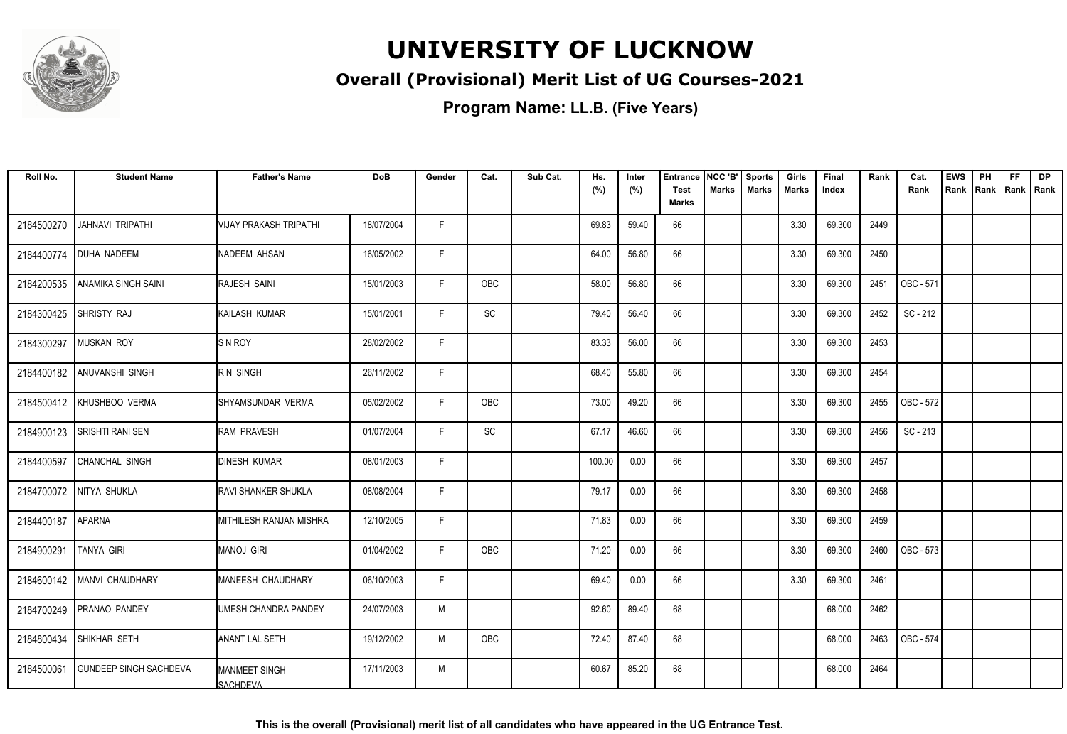# UNIVERSITY OF LUCKNOW

## Overall (Provisional) Merit List of UG Courses-2021

### Program Name: LL.B. (Five Years)

| Roll No. | Student Name | Father's Name | DoB | Gender | Cat. | Sub Cat. | Hs. (%) | Inter (%) | Entrance Test Marks | NCC 'B' Marks | Sports Marks | Girls Marks | Final Index | Rank | Cat. Rank | EWS Rank | PH Rank | FF Rank | DP Rank |
|---|---|---|---|---|---|---|---|---|---|---|---|---|---|---|---|---|---|---|---|
| 2184500270 | JAHNAVI TRIPATHI | VIJAY PRAKASH TRIPATHI | 18/07/2004 | F | | | 69.83 | 59.40 | 66 | | | 3.30 | 69.300 | 2449 | | | | | |
| 2184400774 | DUHA NADEEM | NADEEM AHSAN | 16/05/2002 | F | | | 64.00 | 56.80 | 66 | | | 3.30 | 69.300 | 2450 | | | | | |
| 2184200535 | ANAMIKA SINGH SAINI | RAJESH SAINI | 15/01/2003 | F | OBC | | 58.00 | 56.80 | 66 | | | 3.30 | 69.300 | 2451 | OBC - 571 | | | | |
| 2184300425 | SHRISTY RAJ | KAILASH KUMAR | 15/01/2001 | F | SC | | 79.40 | 56.40 | 66 | | | 3.30 | 69.300 | 2452 | SC - 212 | | | | |
| 2184300297 | MUSKAN ROY | S N ROY | 28/02/2002 | F | | | 83.33 | 56.00 | 66 | | | 3.30 | 69.300 | 2453 | | | | | |
| 2184400182 | ANUVANSHI SINGH | R N SINGH | 26/11/2002 | F | | | 68.40 | 55.80 | 66 | | | 3.30 | 69.300 | 2454 | | | | | |
| 2184500412 | KHUSHBOO VERMA | SHYAMSUNDAR VERMA | 05/02/2002 | F | OBC | | 73.00 | 49.20 | 66 | | | 3.30 | 69.300 | 2455 | OBC - 572 | | | | |
| 2184900123 | SRISHTI RANI SEN | RAM PRAVESH | 01/07/2004 | F | SC | | 67.17 | 46.60 | 66 | | | 3.30 | 69.300 | 2456 | SC - 213 | | | | |
| 2184400597 | CHANCHAL SINGH | DINESH KUMAR | 08/01/2003 | F | | | 100.00 | 0.00 | 66 | | | 3.30 | 69.300 | 2457 | | | | | |
| 2184700072 | NITYA SHUKLA | RAVI SHANKER SHUKLA | 08/08/2004 | F | | | 79.17 | 0.00 | 66 | | | 3.30 | 69.300 | 2458 | | | | | |
| 2184400187 | APARNA | MITHILESH RANJAN MISHRA | 12/10/2005 | F | | | 71.83 | 0.00 | 66 | | | 3.30 | 69.300 | 2459 | | | | | |
| 2184900291 | TANYA GIRI | MANOJ GIRI | 01/04/2002 | F | OBC | | 71.20 | 0.00 | 66 | | | 3.30 | 69.300 | 2460 | OBC - 573 | | | | |
| 2184600142 | MANVI CHAUDHARY | MANEESH CHAUDHARY | 06/10/2003 | F | | | 69.40 | 0.00 | 66 | | | 3.30 | 69.300 | 2461 | | | | | |
| 2184700249 | PRANAO PANDEY | UMESH CHANDRA PANDEY | 24/07/2003 | M | | | 92.60 | 89.40 | 68 | | | | 68.000 | 2462 | | | | | |
| 2184800434 | SHIKHAR SETH | ANANT LAL SETH | 19/12/2002 | M | OBC | | 72.40 | 87.40 | 68 | | | | 68.000 | 2463 | OBC - 574 | | | | |
| 2184500061 | GUNDEEP SINGH SACHDEVA | MANMEET SINGH SACHDEVA | 17/11/2003 | M | | | 60.67 | 85.20 | 68 | | | | 68.000 | 2464 | | | | | |

**This is the overall (Provisional) merit list of all candidates who have appeared in the UG Entrance Test.**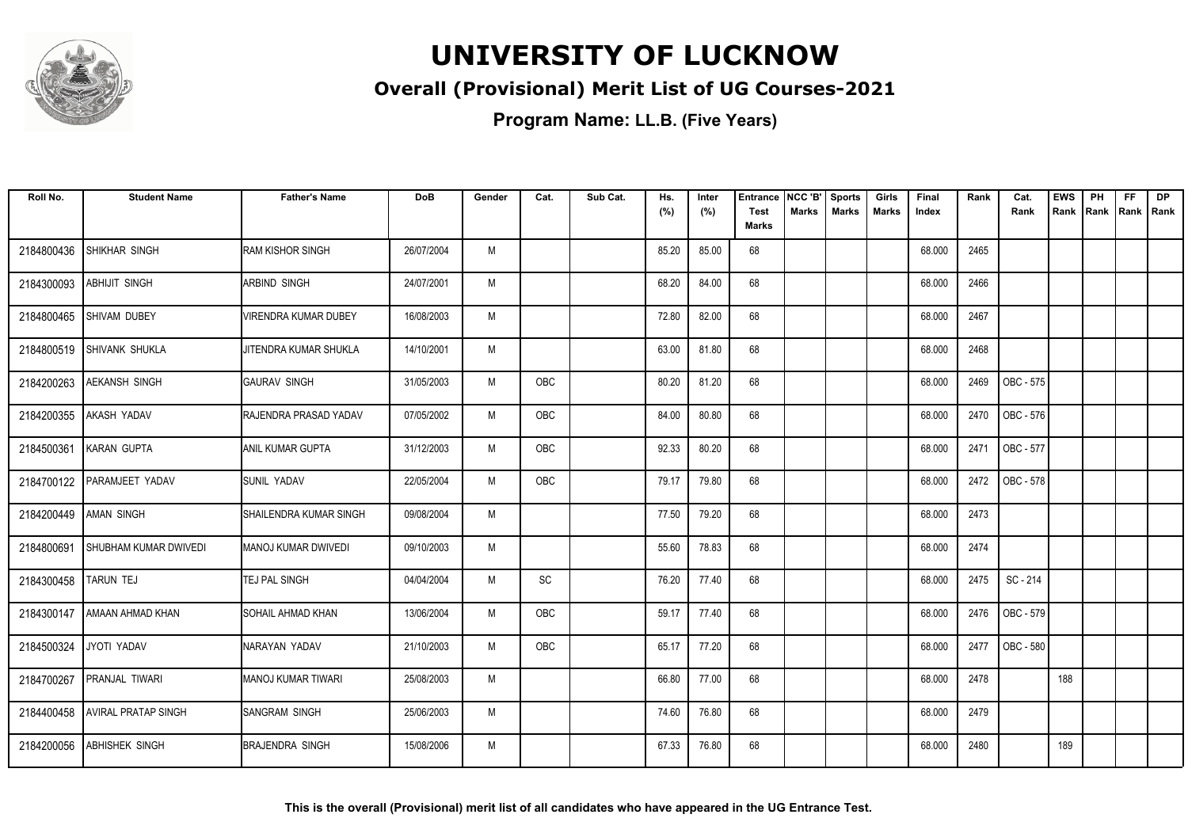# UNIVERSITY OF LUCKNOW

## Overall (Provisional) Merit List of UG Courses-2021

### Program Name: LL.B. (Five Years)

| Roll No. | Student Name | Father's Name | DoB | Gender | Cat. | Sub Cat. | Hs. (%) | Inter (%) | Entrance Test Marks | NCC 'B' Marks | Sports Marks | Girls Marks | Final Index | Rank | Cat. Rank | EWS Rank | PH Rank | FF Rank | DP Rank |
|---|---|---|---|---|---|---|---|---|---|---|---|---|---|---|---|---|---|---|---|
| 2184800436 | SHIKHAR SINGH | RAM KISHOR SINGH | 26/07/2004 | M | | | 85.20 | 85.00 | 68 | | | | 68.000 | 2465 | | | | | |
| 2184300093 | ABHIJIT SINGH | ARBIND SINGH | 24/07/2001 | M | | | 68.20 | 84.00 | 68 | | | | 68.000 | 2466 | | | | | |
| 2184800465 | SHIVAM DUBEY | VIRENDRA KUMAR DUBEY | 16/08/2003 | M | | | 72.80 | 82.00 | 68 | | | | 68.000 | 2467 | | | | | |
| 2184800519 | SHIVANK SHUKLA | JITENDRA KUMAR SHUKLA | 14/10/2001 | M | | | 63.00 | 81.80 | 68 | | | | 68.000 | 2468 | | | | | |
| 2184200263 | AEKANSH SINGH | GAURAV SINGH | 31/05/2003 | M | OBC | | 80.20 | 81.20 | 68 | | | | 68.000 | 2469 | OBC - 575 | | | | |
| 2184200355 | AKASH YADAV | RAJENDRA PRASAD YADAV | 07/05/2002 | M | OBC | | 84.00 | 80.80 | 68 | | | | 68.000 | 2470 | OBC - 576 | | | | |
| 2184500361 | KARAN GUPTA | ANIL KUMAR GUPTA | 31/12/2003 | M | OBC | | 92.33 | 80.20 | 68 | | | | 68.000 | 2471 | OBC - 577 | | | | |
| 2184700122 | PARAMJEET YADAV | SUNIL YADAV | 22/05/2004 | M | OBC | | 79.17 | 79.80 | 68 | | | | 68.000 | 2472 | OBC - 578 | | | | |
| 2184200449 | AMAN SINGH | SHAILENDRA KUMAR SINGH | 09/08/2004 | M | | | 77.50 | 79.20 | 68 | | | | 68.000 | 2473 | | | | | |
| 2184800691 | SHUBHAM KUMAR DWIVEDI | MANOJ KUMAR DWIVEDI | 09/10/2003 | M | | | 55.60 | 78.83 | 68 | | | | 68.000 | 2474 | | | | | |
| 2184300458 | TARUN TEJ | TEJ PAL SINGH | 04/04/2004 | M | SC | | 76.20 | 77.40 | 68 | | | | 68.000 | 2475 | SC - 214 | | | | |
| 2184300147 | AMAAN AHMAD KHAN | SOHAIL AHMAD KHAN | 13/06/2004 | M | OBC | | 59.17 | 77.40 | 68 | | | | 68.000 | 2476 | OBC - 579 | | | | |
| 2184500324 | JYOTI YADAV | NARAYAN YADAV | 21/10/2003 | M | OBC | | 65.17 | 77.20 | 68 | | | | 68.000 | 2477 | OBC - 580 | | | | |
| 2184700267 | PRANJAL TIWARI | MANOJ KUMAR TIWARI | 25/08/2003 | M | | | 66.80 | 77.00 | 68 | | | | 68.000 | 2478 | | 188 | | | |
| 2184400458 | AVIRAL PRATAP SINGH | SANGRAM SINGH | 25/06/2003 | M | | | 74.60 | 76.80 | 68 | | | | 68.000 | 2479 | | | | | |
| 2184200056 | ABHISHEK SINGH | BRAJENDRA SINGH | 15/08/2006 | M | | | 67.33 | 76.80 | 68 | | | | 68.000 | 2480 | | 189 | | | |

**This is the overall (Provisional) merit list of all candidates who have appeared in the UG Entrance Test.**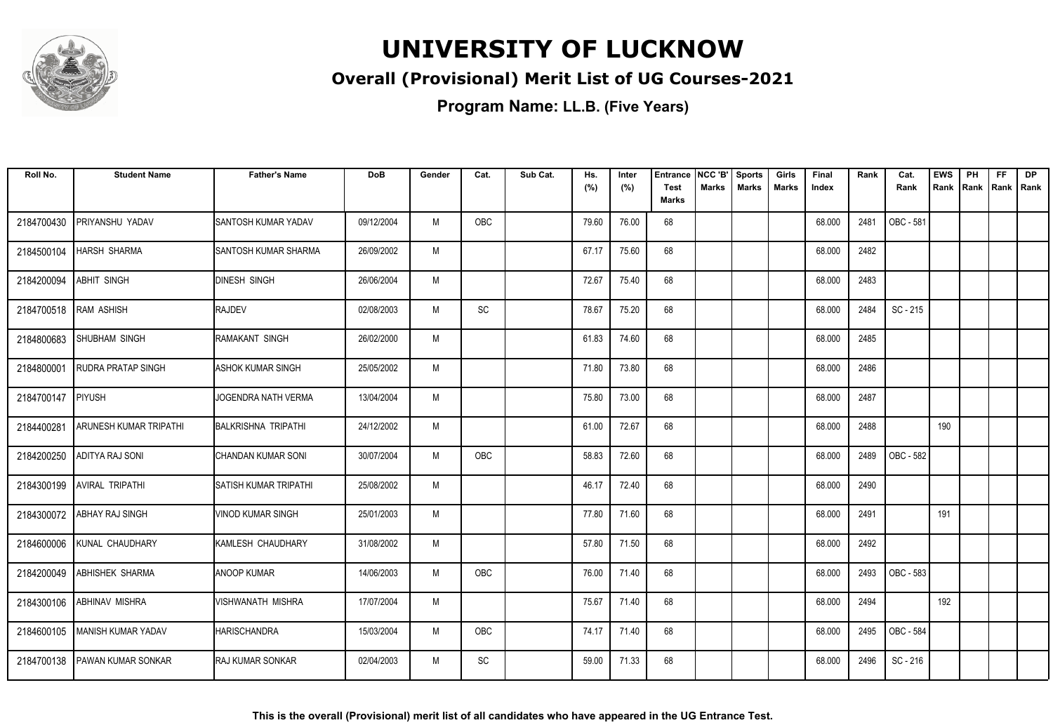# UNIVERSITY OF LUCKNOW

## Overall (Provisional) Merit List of UG Courses-2021

### Program Name: LL.B. (Five Years)

| Roll No. | Student Name | Father's Name | DoB | Gender | Cat. | Sub Cat. | Hs. (%) | Inter (%) | Entrance Test Marks | NCC 'B' Marks | Sports Marks | Girls Marks | Final Index | Rank | Cat. Rank | EWS Rank | PH Rank | FF Rank | DP Rank |
|---|---|---|---|---|---|---|---|---|---|---|---|---|---|---|---|---|---|---|---|
| 2184700430 | PRIYANSHU YADAV | SANTOSH KUMAR YADAV | 09/12/2004 | M | OBC | | 79.60 | 76.00 | 68 | | | | 68.000 | 2481 | OBC - 581 | | | | |
| 2184500104 | HARSH SHARMA | SANTOSH KUMAR SHARMA | 26/09/2002 | M | | | 67.17 | 75.60 | 68 | | | | 68.000 | 2482 | | | | | |
| 2184200094 | ABHIT SINGH | DINESH SINGH | 26/06/2004 | M | | | 72.67 | 75.40 | 68 | | | | 68.000 | 2483 | | | | | |
| 2184700518 | RAM ASHISH | RAJDEV | 02/08/2003 | M | SC | | 78.67 | 75.20 | 68 | | | | 68.000 | 2484 | SC - 215 | | | | |
| 2184800683 | SHUBHAM SINGH | RAMAKANT SINGH | 26/02/2000 | M | | | 61.83 | 74.60 | 68 | | | | 68.000 | 2485 | | | | | |
| 2184800001 | RUDRA PRATAP SINGH | ASHOK KUMAR SINGH | 25/05/2002 | M | | | 71.80 | 73.80 | 68 | | | | 68.000 | 2486 | | | | | |
| 2184700147 | PIYUSH | JOGENDRA NATH VERMA | 13/04/2004 | M | | | 75.80 | 73.00 | 68 | | | | 68.000 | 2487 | | | | | |
| 2184400281 | ARUNESH KUMAR TRIPATHI | BALKRISHNA TRIPATHI | 24/12/2002 | M | | | 61.00 | 72.67 | 68 | | | | 68.000 | 2488 | | 190 | | | |
| 2184200250 | ADITYA RAJ SONI | CHANDAN KUMAR SONI | 30/07/2004 | M | OBC | | 58.83 | 72.60 | 68 | | | | 68.000 | 2489 | OBC - 582 | | | | |
| 2184300199 | AVIRAL TRIPATHI | SATISH KUMAR TRIPATHI | 25/08/2002 | M | | | 46.17 | 72.40 | 68 | | | | 68.000 | 2490 | | | | | |
| 2184300072 | ABHAY RAJ SINGH | VINOD KUMAR SINGH | 25/01/2003 | M | | | 77.80 | 71.60 | 68 | | | | 68.000 | 2491 | | 191 | | | |
| 2184600006 | KUNAL CHAUDHARY | KAMLESH CHAUDHARY | 31/08/2002 | M | | | 57.80 | 71.50 | 68 | | | | 68.000 | 2492 | | | | | |
| 2184200049 | ABHISHEK SHARMA | ANOOP KUMAR | 14/06/2003 | M | OBC | | 76.00 | 71.40 | 68 | | | | 68.000 | 2493 | OBC - 583 | | | | |
| 2184300106 | ABHINAV MISHRA | VISHWANATH MISHRA | 17/07/2004 | M | | | 75.67 | 71.40 | 68 | | | | 68.000 | 2494 | | 192 | | | |
| 2184600105 | MANISH KUMAR YADAV | HARISCHANDRA | 15/03/2004 | M | OBC | | 74.17 | 71.40 | 68 | | | | 68.000 | 2495 | OBC - 584 | | | | |
| 2184700138 | PAWAN KUMAR SONKAR | RAJ KUMAR SONKAR | 02/04/2003 | M | SC | | 59.00 | 71.33 | 68 | | | | 68.000 | 2496 | SC - 216 | | | | |

**This is the overall (Provisional) merit list of all candidates who have appeared in the UG Entrance Test.**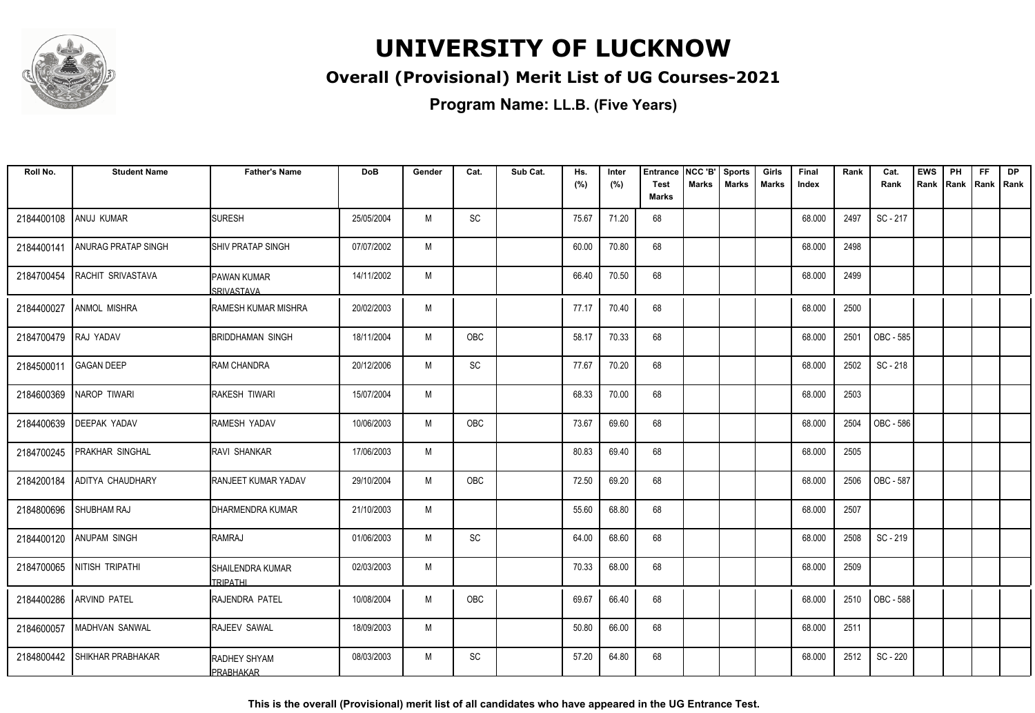# UNIVERSITY OF LUCKNOW

## Overall (Provisional) Merit List of UG Courses-2021

### Program Name: LL.B. (Five Years)

| Roll No. | Student Name | Father's Name | DoB | Gender | Cat. | Sub Cat. | Hs. (%) | Inter (%) | Entrance Test Marks | NCC 'B' Marks | Sports Marks | Girls Marks | Final Index | Rank | Cat. Rank | EWS Rank | PH Rank | FF Rank | DP Rank |
|---|---|---|---|---|---|---|---|---|---|---|---|---|---|---|---|---|---|---|---|
| 2184400108 | ANUJ KUMAR | SURESH | 25/05/2004 | M | SC | | 75.67 | 71.20 | 68 | | | | 68.000 | 2497 | SC - 217 | | | | |
| 2184400141 | ANURAG PRATAP SINGH | SHIV PRATAP SINGH | 07/07/2002 | M | | | 60.00 | 70.80 | 68 | | | | 68.000 | 2498 | | | | | |
| 2184700454 | RACHIT SRIVASTAVA | PAWAN KUMAR SRIVASTAVA | 14/11/2002 | M | | | 66.40 | 70.50 | 68 | | | | 68.000 | 2499 | | | | | |
| 2184400027 | ANMOL MISHRA | RAMESH KUMAR MISHRA | 20/02/2003 | M | | | 77.17 | 70.40 | 68 | | | | 68.000 | 2500 | | | | | |
| 2184700479 | RAJ YADAV | BRIDDHAMAN SINGH | 18/11/2004 | M | OBC | | 58.17 | 70.33 | 68 | | | | 68.000 | 2501 | OBC - 585 | | | | |
| 2184500011 | GAGAN DEEP | RAM CHANDRA | 20/12/2006 | M | SC | | 77.67 | 70.20 | 68 | | | | 68.000 | 2502 | SC - 218 | | | | |
| 2184600369 | NAROP TIWARI | RAKESH TIWARI | 15/07/2004 | M | | | 68.33 | 70.00 | 68 | | | | 68.000 | 2503 | | | | | |
| 2184400639 | DEEPAK YADAV | RAMESH YADAV | 10/06/2003 | M | OBC | | 73.67 | 69.60 | 68 | | | | 68.000 | 2504 | OBC - 586 | | | | |
| 2184700245 | PRAKHAR SINGHAL | RAVI SHANKAR | 17/06/2003 | M | | | 80.83 | 69.40 | 68 | | | | 68.000 | 2505 | | | | | |
| 2184200184 | ADITYA CHAUDHARY | RANJEET KUMAR YADAV | 29/10/2004 | M | OBC | | 72.50 | 69.20 | 68 | | | | 68.000 | 2506 | OBC - 587 | | | | |
| 2184800696 | SHUBHAM RAJ | DHARMENDRA KUMAR | 21/10/2003 | M | | | 55.60 | 68.80 | 68 | | | | 68.000 | 2507 | | | | | |
| 2184400120 | ANUPAM SINGH | RAMRAJ | 01/06/2003 | M | SC | | 64.00 | 68.60 | 68 | | | | 68.000 | 2508 | SC - 219 | | | | |
| 2184700065 | NITISH TRIPATHI | SHAILENDRA KUMAR TRIPATHI | 02/03/2003 | M | | | 70.33 | 68.00 | 68 | | | | 68.000 | 2509 | | | | | |
| 2184400286 | ARVIND PATEL | RAJENDRA PATEL | 10/08/2004 | M | OBC | | 69.67 | 66.40 | 68 | | | | 68.000 | 2510 | OBC - 588 | | | | |
| 2184600057 | MADHVAN SANWAL | RAJEEV SAWAL | 18/09/2003 | M | | | 50.80 | 66.00 | 68 | | | | 68.000 | 2511 | | | | | |
| 2184800442 | SHIKHAR PRABHAKAR | RADHEY SHYAM PRABHAKAR | 08/03/2003 | M | SC | | 57.20 | 64.80 | 68 | | | | 68.000 | 2512 | SC - 220 | | | | |

**This is the overall (Provisional) merit list of all candidates who have appeared in the UG Entrance Test.**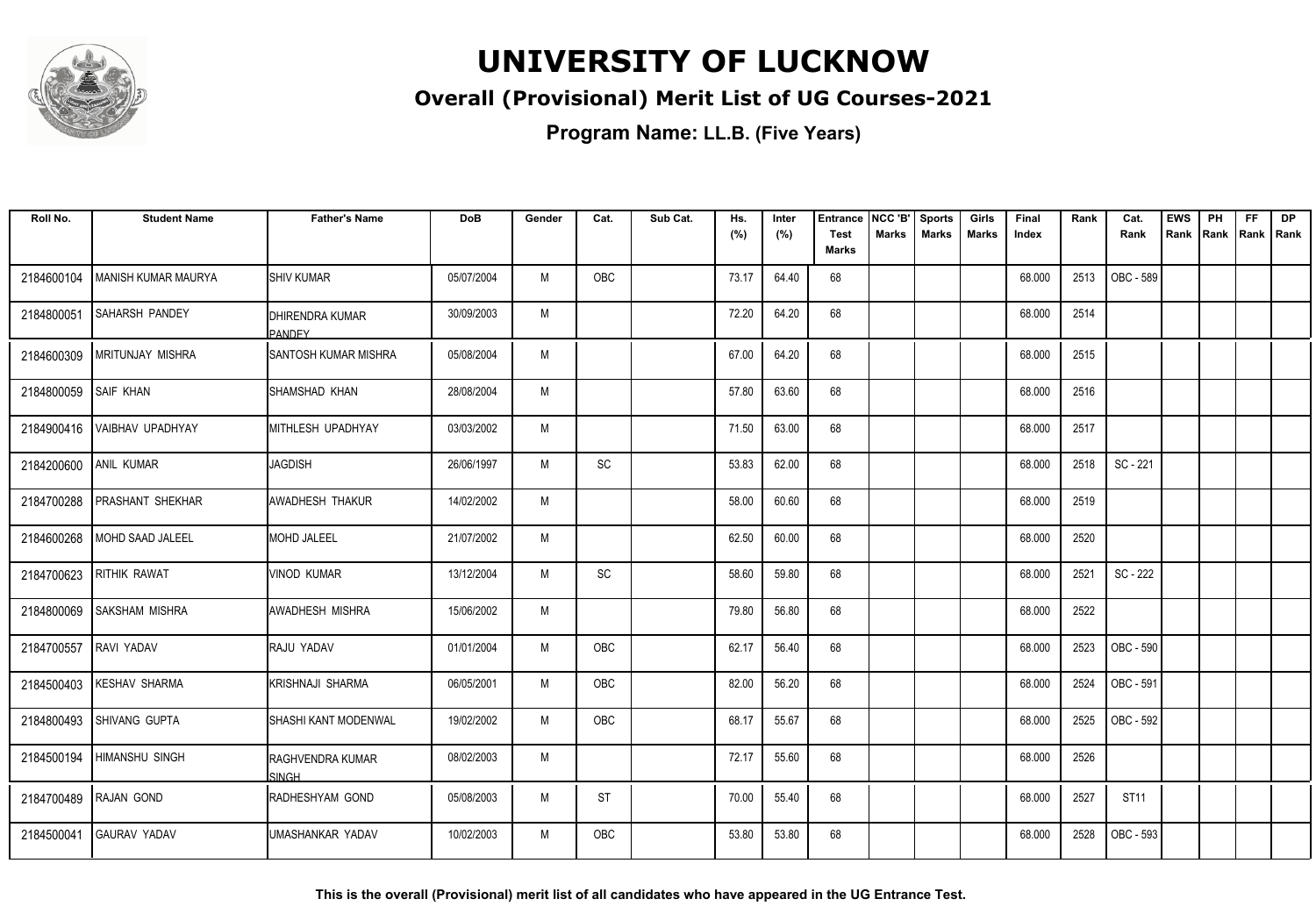# UNIVERSITY OF LUCKNOW

## Overall (Provisional) Merit List of UG Courses-2021

### Program Name: LL.B. (Five Years)

| Roll No. | Student Name | Father's Name | DoB | Gender | Cat. | Sub Cat. | Hs. (%) | Inter (%) | Entrance Test Marks | NCC 'B' Marks | Sports Marks | Girls Marks | Final Index | Rank | Cat. Rank | EWS Rank | PH Rank | FF Rank | DP Rank |
|---|---|---|---|---|---|---|---|---|---|---|---|---|---|---|---|---|---|---|---|
| 2184600104 | MANISH KUMAR MAURYA | SHIV KUMAR | 05/07/2004 | M | OBC | | 73.17 | 64.40 | 68 | | | | 68.000 | 2513 | OBC - 589 | | | | |
| 2184800051 | SAHARSH PANDEY | DHIRENDRA KUMAR PANDEY | 30/09/2003 | M | | | 72.20 | 64.20 | 68 | | | | 68.000 | 2514 | | | | | |
| 2184600309 | MRITUNJAY MISHRA | SANTOSH KUMAR MISHRA | 05/08/2004 | M | | | 67.00 | 64.20 | 68 | | | | 68.000 | 2515 | | | | | |
| 2184800059 | SAIF KHAN | SHAMSHAD KHAN | 28/08/2004 | M | | | 57.80 | 63.60 | 68 | | | | 68.000 | 2516 | | | | | |
| 2184900416 | VAIBHAV UPADHYAY | MITHLESH UPADHYAY | 03/03/2002 | M | | | 71.50 | 63.00 | 68 | | | | 68.000 | 2517 | | | | | |
| 2184200600 | ANIL KUMAR | JAGDISH | 26/06/1997 | M | SC | | 53.83 | 62.00 | 68 | | | | 68.000 | 2518 | SC - 221 | | | | |
| 2184700288 | PRASHANT SHEKHAR | AWADHESH THAKUR | 14/02/2002 | M | | | 58.00 | 60.60 | 68 | | | | 68.000 | 2519 | | | | | |
| 2184600268 | MOHD SAAD JALEEL | MOHD JALEEL | 21/07/2002 | M | | | 62.50 | 60.00 | 68 | | | | 68.000 | 2520 | | | | | |
| 2184700623 | RITHIK RAWAT | VINOD KUMAR | 13/12/2004 | M | SC | | 58.60 | 59.80 | 68 | | | | 68.000 | 2521 | SC - 222 | | | | |
| 2184800069 | SAKSHAM MISHRA | AWADHESH MISHRA | 15/06/2002 | M | | | 79.80 | 56.80 | 68 | | | | 68.000 | 2522 | | | | | |
| 2184700557 | RAVI YADAV | RAJU YADAV | 01/01/2004 | M | OBC | | 62.17 | 56.40 | 68 | | | | 68.000 | 2523 | OBC - 590 | | | | |
| 2184500403 | KESHAV SHARMA | KRISHNAJI SHARMA | 06/05/2001 | M | OBC | | 82.00 | 56.20 | 68 | | | | 68.000 | 2524 | OBC - 591 | | | | |
| 2184800493 | SHIVANG GUPTA | SHASHI KANT MODENWAL | 19/02/2002 | M | OBC | | 68.17 | 55.67 | 68 | | | | 68.000 | 2525 | OBC - 592 | | | | |
| 2184500194 | HIMANSHU SINGH | RAGHVENDRA KUMAR SINGH | 08/02/2003 | M | | | 72.17 | 55.60 | 68 | | | | 68.000 | 2526 | | | | | |
| 2184700489 | RAJAN GOND | RADHESHYAM GOND | 05/08/2003 | M | ST | | 70.00 | 55.40 | 68 | | | | 68.000 | 2527 | ST11 | | | | |
| 2184500041 | GAURAV YADAV | UMASHANKAR YADAV | 10/02/2003 | M | OBC | | 53.80 | 53.80 | 68 | | | | 68.000 | 2528 | OBC - 593 | | | | |

**This is the overall (Provisional) merit list of all candidates who have appeared in the UG Entrance Test.**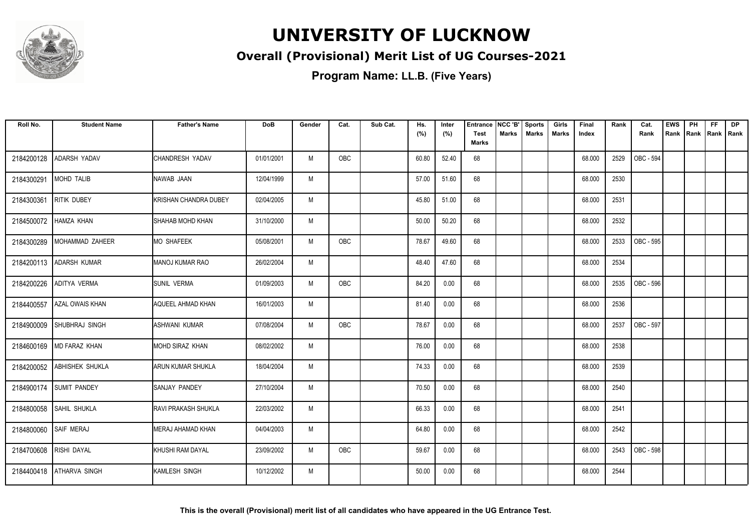# UNIVERSITY OF LUCKNOW

## Overall (Provisional) Merit List of UG Courses-2021

**Program Name: LL.B. (Five Years)**

| Roll No. | Student Name | Father's Name | DoB | Gender | Cat. | Sub Cat. | Hs. (%) | Inter (%) | Entrance Test Marks | NCC 'B' Marks | Sports Marks | Girls Marks | Final Index | Rank | Cat. Rank | EWS Rank | PH Rank | FF Rank | DP Rank |
|---|---|---|---|---|---|---|---|---|---|---|---|---|---|---|---|---|---|---|---|
| 2184200128 | ADARSH YADAV | CHANDRESH YADAV | 01/01/2001 | M | OBC | | 60.80 | 52.40 | 68 | | | | 68.000 | 2529 | OBC - 594 | | | | |
| 2184300291 | MOHD TALIB | NAWAB JAAN | 12/04/1999 | M | | | 57.00 | 51.60 | 68 | | | | 68.000 | 2530 | | | | | |
| 2184300361 | RITIK DUBEY | KRISHAN CHANDRA DUBEY | 02/04/2005 | M | | | 45.80 | 51.00 | 68 | | | | 68.000 | 2531 | | | | | |
| 2184500072 | HAMZA KHAN | SHAHAB MOHD KHAN | 31/10/2000 | M | | | 50.00 | 50.20 | 68 | | | | 68.000 | 2532 | | | | | |
| 2184300289 | MOHAMMAD ZAHEER | MO SHAFEEK | 05/08/2001 | M | OBC | | 78.67 | 49.60 | 68 | | | | 68.000 | 2533 | OBC - 595 | | | | |
| 2184200113 | ADARSH KUMAR | MANOJ KUMAR RAO | 26/02/2004 | M | | | 48.40 | 47.60 | 68 | | | | 68.000 | 2534 | | | | | |
| 2184200226 | ADITYA VERMA | SUNIL VERMA | 01/09/2003 | M | OBC | | 84.20 | 0.00 | 68 | | | | 68.000 | 2535 | OBC - 596 | | | | |
| 2184400557 | AZAL OWAIS KHAN | AQUEEL AHMAD KHAN | 16/01/2003 | M | | | 81.40 | 0.00 | 68 | | | | 68.000 | 2536 | | | | | |
| 2184900009 | SHUBHRAJ SINGH | ASHWANI KUMAR | 07/08/2004 | M | OBC | | 78.67 | 0.00 | 68 | | | | 68.000 | 2537 | OBC - 597 | | | | |
| 2184600169 | MD FARAZ KHAN | MOHD SIRAZ KHAN | 08/02/2002 | M | | | 76.00 | 0.00 | 68 | | | | 68.000 | 2538 | | | | | |
| 2184200052 | ABHISHEK SHUKLA | ARUN KUMAR SHUKLA | 18/04/2004 | M | | | 74.33 | 0.00 | 68 | | | | 68.000 | 2539 | | | | | |
| 2184900174 | SUMIT PANDEY | SANJAY PANDEY | 27/10/2004 | M | | | 70.50 | 0.00 | 68 | | | | 68.000 | 2540 | | | | | |
| 2184800058 | SAHIL SHUKLA | RAVI PRAKASH SHUKLA | 22/03/2002 | M | | | 66.33 | 0.00 | 68 | | | | 68.000 | 2541 | | | | | |
| 2184800060 | SAIF MERAJ | MERAJ AHAMAD KHAN | 04/04/2003 | M | | | 64.80 | 0.00 | 68 | | | | 68.000 | 2542 | | | | | |
| 2184700608 | RISHI DAYAL | KHUSHI RAM DAYAL | 23/09/2002 | M | OBC | | 59.67 | 0.00 | 68 | | | | 68.000 | 2543 | OBC - 598 | | | | |
| 2184400418 | ATHARVA SINGH | KAMLESH SINGH | 10/12/2002 | M | | | 50.00 | 0.00 | 68 | | | | 68.000 | 2544 | | | | | |

**This is the overall (Provisional) merit list of all candidates who have appeared in the UG Entrance Test.**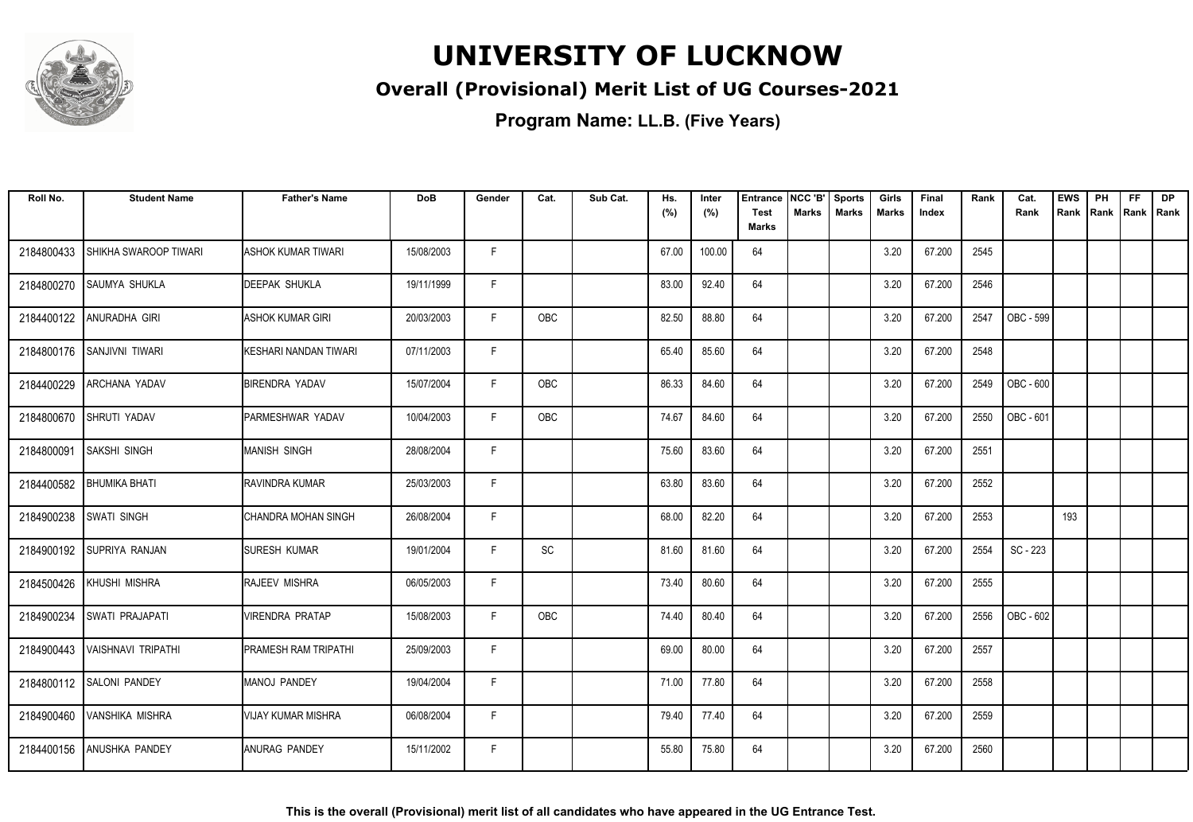# UNIVERSITY OF LUCKNOW

## Overall (Provisional) Merit List of UG Courses-2021

**Program Name: LL.B. (Five Years)**

| Roll No. | Student Name | Father's Name | DoB | Gender | Cat. | Sub Cat. | Hs. (%) | Inter (%) | Entrance Test Marks | NCC 'B' Marks | Sports Marks | Girls Marks | Final Index | Rank | Cat. Rank | EWS Rank | PH Rank | FF Rank | DP Rank |
|---|---|---|---|---|---|---|---|---|---|---|---|---|---|---|---|---|---|---|---|
| 2184800433 | SHIKHA SWAROOP TIWARI | ASHOK KUMAR TIWARI | 15/08/2003 | F | | | 67.00 | 100.00 | 64 | | | 3.20 | 67.200 | 2545 | | | | | |
| 2184800270 | SAUMYA SHUKLA | DEEPAK SHUKLA | 19/11/1999 | F | | | 83.00 | 92.40 | 64 | | | 3.20 | 67.200 | 2546 | | | | | |
| 2184400122 | ANURADHA GIRI | ASHOK KUMAR GIRI | 20/03/2003 | F | OBC | | 82.50 | 88.80 | 64 | | | 3.20 | 67.200 | 2547 | OBC - 599 | | | | |
| 2184800176 | SANJIVNI TIWARI | KESHARI NANDAN TIWARI | 07/11/2003 | F | | | 65.40 | 85.60 | 64 | | | 3.20 | 67.200 | 2548 | | | | | |
| 2184400229 | ARCHANA YADAV | BIRENDRA YADAV | 15/07/2004 | F | OBC | | 86.33 | 84.60 | 64 | | | 3.20 | 67.200 | 2549 | OBC - 600 | | | | |
| 2184800670 | SHRUTI YADAV | PARMESHWAR YADAV | 10/04/2003 | F | OBC | | 74.67 | 84.60 | 64 | | | 3.20 | 67.200 | 2550 | OBC - 601 | | | | |
| 2184800091 | SAKSHI SINGH | MANISH SINGH | 28/08/2004 | F | | | 75.60 | 83.60 | 64 | | | 3.20 | 67.200 | 2551 | | | | | |
| 2184400582 | BHUMIKA BHATI | RAVINDRA KUMAR | 25/03/2003 | F | | | 63.80 | 83.60 | 64 | | | 3.20 | 67.200 | 2552 | | | | | |
| 2184900238 | SWATI SINGH | CHANDRA MOHAN SINGH | 26/08/2004 | F | | | 68.00 | 82.20 | 64 | | | 3.20 | 67.200 | 2553 | | 193 | | | |
| 2184900192 | SUPRIYA RANJAN | SURESH KUMAR | 19/01/2004 | F | SC | | 81.60 | 81.60 | 64 | | | 3.20 | 67.200 | 2554 | SC - 223 | | | | |
| 2184500426 | KHUSHI MISHRA | RAJEEV MISHRA | 06/05/2003 | F | | | 73.40 | 80.60 | 64 | | | 3.20 | 67.200 | 2555 | | | | | |
| 2184900234 | SWATI PRAJAPATI | VIRENDRA PRATAP | 15/08/2003 | F | OBC | | 74.40 | 80.40 | 64 | | | 3.20 | 67.200 | 2556 | OBC - 602 | | | | |
| 2184900443 | VAISHNAVI TRIPATHI | PRAMESH RAM TRIPATHI | 25/09/2003 | F | | | 69.00 | 80.00 | 64 | | | 3.20 | 67.200 | 2557 | | | | | |
| 2184800112 | SALONI PANDEY | MANOJ PANDEY | 19/04/2004 | F | | | 71.00 | 77.80 | 64 | | | 3.20 | 67.200 | 2558 | | | | | |
| 2184900460 | VANSHIKA MISHRA | VIJAY KUMAR MISHRA | 06/08/2004 | F | | | 79.40 | 77.40 | 64 | | | 3.20 | 67.200 | 2559 | | | | | |
| 2184400156 | ANUSHKA PANDEY | ANURAG PANDEY | 15/11/2002 | F | | | 55.80 | 75.80 | 64 | | | 3.20 | 67.200 | 2560 | | | | | |

**This is the overall (Provisional) merit list of all candidates who have appeared in the UG Entrance Test.**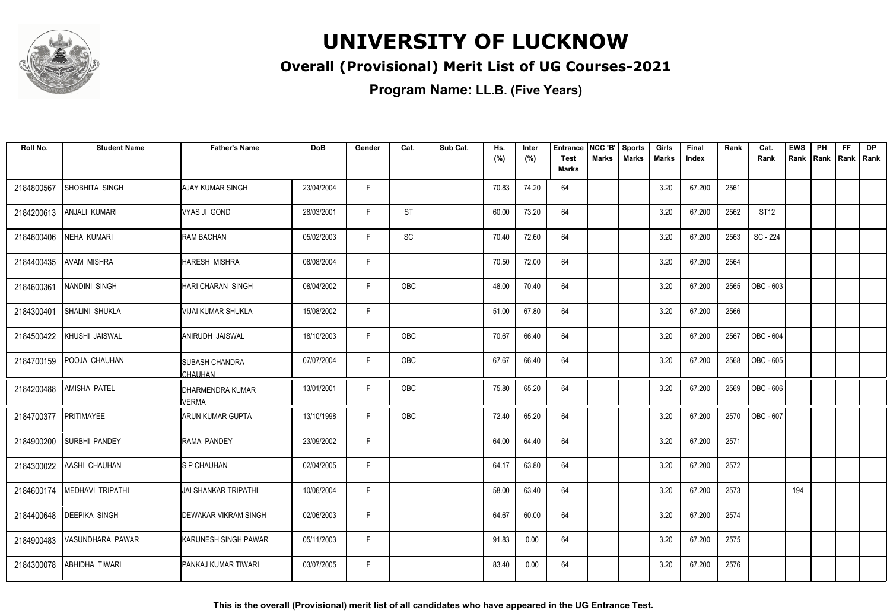# UNIVERSITY OF LUCKNOW

## Overall (Provisional) Merit List of UG Courses-2021

**Program Name: LL.B. (Five Years)**

| Roll No. | Student Name | Father's Name | DoB | Gender | Cat. | Sub Cat. | Hs. (%) | Inter (%) | Entrance Test Marks | NCC 'B' Marks | Sports Marks | Girls Marks | Final Index | Rank | Cat. Rank | EWS Rank | PH Rank | FF Rank | DP Rank |
|---|---|---|---|---|---|---|---|---|---|---|---|---|---|---|---|---|---|---|---|
| 2184800567 | SHOBHITA SINGH | AJAY KUMAR SINGH | 23/04/2004 | F | | | 70.83 | 74.20 | 64 | | | 3.20 | 67.200 | 2561 | | | | | |
| 2184200613 | ANJALI KUMARI | VYAS JI GOND | 28/03/2001 | F | ST | | 60.00 | 73.20 | 64 | | | 3.20 | 67.200 | 2562 | ST12 | | | | |
| 2184600406 | NEHA KUMARI | RAM BACHAN | 05/02/2003 | F | SC | | 70.40 | 72.60 | 64 | | | 3.20 | 67.200 | 2563 | SC - 224 | | | | |
| 2184400435 | AVAM MISHRA | HARESH MISHRA | 08/08/2004 | F | | | 70.50 | 72.00 | 64 | | | 3.20 | 67.200 | 2564 | | | | | |
| 2184600361 | NANDINI SINGH | HARI CHARAN SINGH | 08/04/2002 | F | OBC | | 48.00 | 70.40 | 64 | | | 3.20 | 67.200 | 2565 | OBC - 603 | | | | |
| 2184300401 | SHALINI SHUKLA | VIJAI KUMAR SHUKLA | 15/08/2002 | F | | | 51.00 | 67.80 | 64 | | | 3.20 | 67.200 | 2566 | | | | | |
| 2184500422 | KHUSHI JAISWAL | ANIRUDH JAISWAL | 18/10/2003 | F | OBC | | 70.67 | 66.40 | 64 | | | 3.20 | 67.200 | 2567 | OBC - 604 | | | | |
| 2184700159 | POOJA CHAUHAN | SUBASH CHANDRA CHAUHAN | 07/07/2004 | F | OBC | | 67.67 | 66.40 | 64 | | | 3.20 | 67.200 | 2568 | OBC - 605 | | | | |
| 2184200488 | AMISHA PATEL | DHARMENDRA KUMAR VERMA | 13/01/2001 | F | OBC | | 75.80 | 65.20 | 64 | | | 3.20 | 67.200 | 2569 | OBC - 606 | | | | |
| 2184700377 | PRITIMAYEE | ARUN KUMAR GUPTA | 13/10/1998 | F | OBC | | 72.40 | 65.20 | 64 | | | 3.20 | 67.200 | 2570 | OBC - 607 | | | | |
| 2184900200 | SURBHI PANDEY | RAMA PANDEY | 23/09/2002 | F | | | 64.00 | 64.40 | 64 | | | 3.20 | 67.200 | 2571 | | | | | |
| 2184300022 | AASHI CHAUHAN | S P CHAUHAN | 02/04/2005 | F | | | 64.17 | 63.80 | 64 | | | 3.20 | 67.200 | 2572 | | | | | |
| 2184600174 | MEDHAVI TRIPATHI | JAI SHANKAR TRIPATHI | 10/06/2004 | F | | | 58.00 | 63.40 | 64 | | | 3.20 | 67.200 | 2573 | | 194 | | | |
| 2184400648 | DEEPIKA SINGH | DEWAKAR VIKRAM SINGH | 02/06/2003 | F | | | 64.67 | 60.00 | 64 | | | 3.20 | 67.200 | 2574 | | | | | |
| 2184900483 | VASUNDHARA PAWAR | KARUNESH SINGH PAWAR | 05/11/2003 | F | | | 91.83 | 0.00 | 64 | | | 3.20 | 67.200 | 2575 | | | | | |
| 2184300078 | ABHIDHA TIWARI | PANKAJ KUMAR TIWARI | 03/07/2005 | F | | | 83.40 | 0.00 | 64 | | | 3.20 | 67.200 | 2576 | | | | | |

**This is the overall (Provisional) merit list of all candidates who have appeared in the UG Entrance Test.**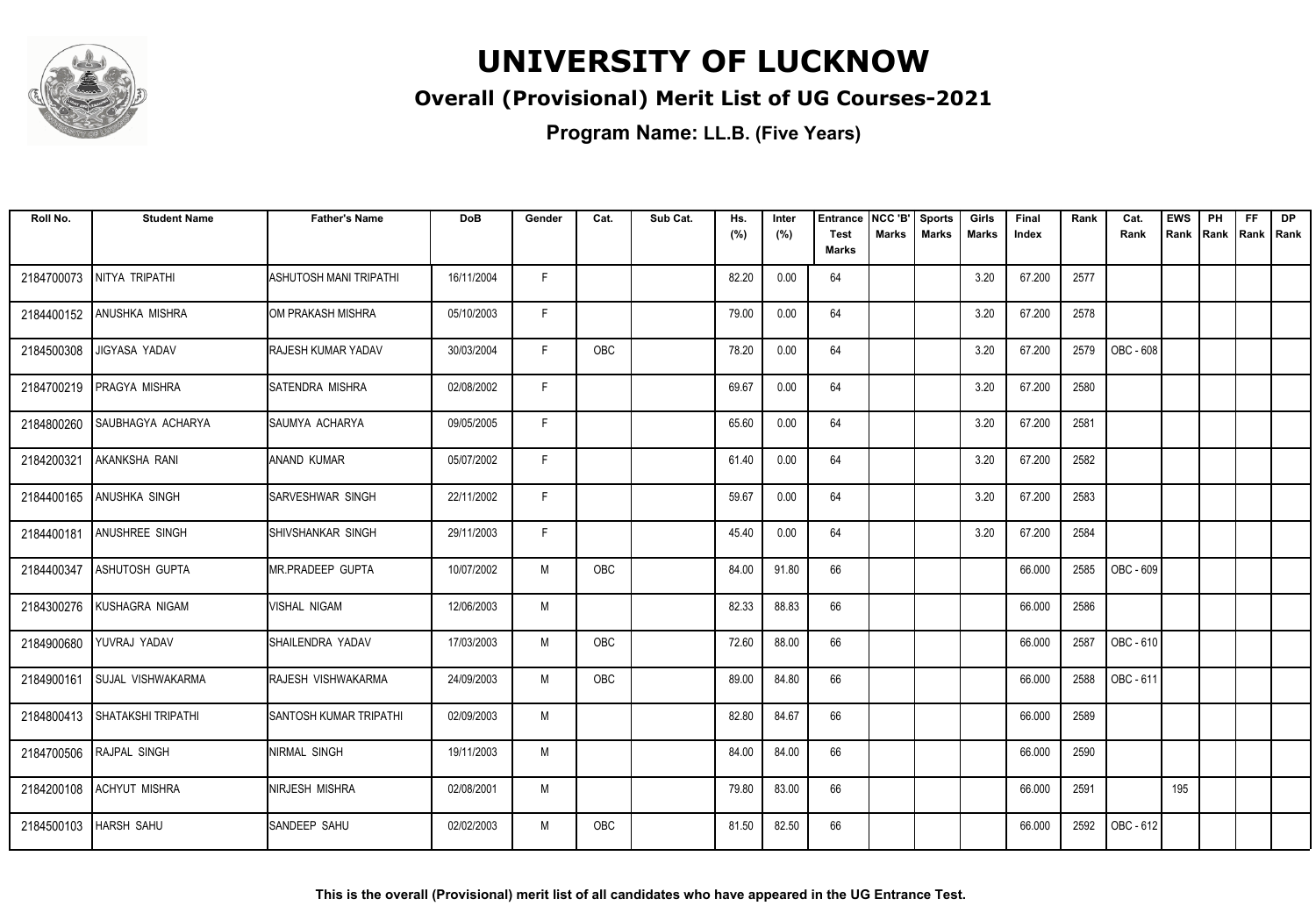# UNIVERSITY OF LUCKNOW

## Overall (Provisional) Merit List of UG Courses-2021

**Program Name: LL.B. (Five Years)**

| Roll No. | Student Name | Father's Name | DoB | Gender | Cat. | Sub Cat. | Hs. (%) | Inter (%) | Entrance Test Marks | NCC 'B' Marks | Sports Marks | Girls Marks | Final Index | Rank | Cat. Rank | EWS Rank | PH Rank | FF Rank | DP Rank |
|---|---|---|---|---|---|---|---|---|---|---|---|---|---|---|---|---|---|---|---|
| 2184700073 | NITYA TRIPATHI | ASHUTOSH MANI TRIPATHI | 16/11/2004 | F | | | 82.20 | 0.00 | 64 | | | 3.20 | 67.200 | 2577 | | | | | |
| 2184400152 | ANUSHKA MISHRA | OM PRAKASH MISHRA | 05/10/2003 | F | | | 79.00 | 0.00 | 64 | | | 3.20 | 67.200 | 2578 | | | | | |
| 2184500308 | JIGYASA YADAV | RAJESH KUMAR YADAV | 30/03/2004 | F | OBC | | 78.20 | 0.00 | 64 | | | 3.20 | 67.200 | 2579 | OBC - 608 | | | | |
| 2184700219 | PRAGYA MISHRA | SATENDRA MISHRA | 02/08/2002 | F | | | 69.67 | 0.00 | 64 | | | 3.20 | 67.200 | 2580 | | | | | |
| 2184800260 | SAUBHAGYA ACHARYA | SAUMYA ACHARYA | 09/05/2005 | F | | | 65.60 | 0.00 | 64 | | | 3.20 | 67.200 | 2581 | | | | | |
| 2184200321 | AKANKSHA RANI | ANAND KUMAR | 05/07/2002 | F | | | 61.40 | 0.00 | 64 | | | 3.20 | 67.200 | 2582 | | | | | |
| 2184400165 | ANUSHKA SINGH | SARVESHWAR SINGH | 22/11/2002 | F | | | 59.67 | 0.00 | 64 | | | 3.20 | 67.200 | 2583 | | | | | |
| 2184400181 | ANUSHREE SINGH | SHIVSHANKAR SINGH | 29/11/2003 | F | | | 45.40 | 0.00 | 64 | | | 3.20 | 67.200 | 2584 | | | | | |
| 2184400347 | ASHUTOSH GUPTA | MR.PRADEEP GUPTA | 10/07/2002 | M | OBC | | 84.00 | 91.80 | 66 | | | | 66.000 | 2585 | OBC - 609 | | | | |
| 2184300276 | KUSHAGRA NIGAM | VISHAL NIGAM | 12/06/2003 | M | | | 82.33 | 88.83 | 66 | | | | 66.000 | 2586 | | | | | |
| 2184900680 | YUVRAJ YADAV | SHAILENDRA YADAV | 17/03/2003 | M | OBC | | 72.60 | 88.00 | 66 | | | | 66.000 | 2587 | OBC - 610 | | | | |
| 2184900161 | SUJAL VISHWAKARMA | RAJESH VISHWAKARMA | 24/09/2003 | M | OBC | | 89.00 | 84.80 | 66 | | | | 66.000 | 2588 | OBC - 611 | | | | |
| 2184800413 | SHATAKSHI TRIPATHI | SANTOSH KUMAR TRIPATHI | 02/09/2003 | M | | | 82.80 | 84.67 | 66 | | | | 66.000 | 2589 | | | | | |
| 2184700506 | RAJPAL SINGH | NIRMAL SINGH | 19/11/2003 | M | | | 84.00 | 84.00 | 66 | | | | 66.000 | 2590 | | | | | |
| 2184200108 | ACHYUT MISHRA | NIRJESH MISHRA | 02/08/2001 | M | | | 79.80 | 83.00 | 66 | | | | 66.000 | 2591 | | 195 | | | |
| 2184500103 | HARSH SAHU | SANDEEP SAHU | 02/02/2003 | M | OBC | | 81.50 | 82.50 | 66 | | | | 66.000 | 2592 | OBC - 612 | | | | |

**This is the overall (Provisional) merit list of all candidates who have appeared in the UG Entrance Test.**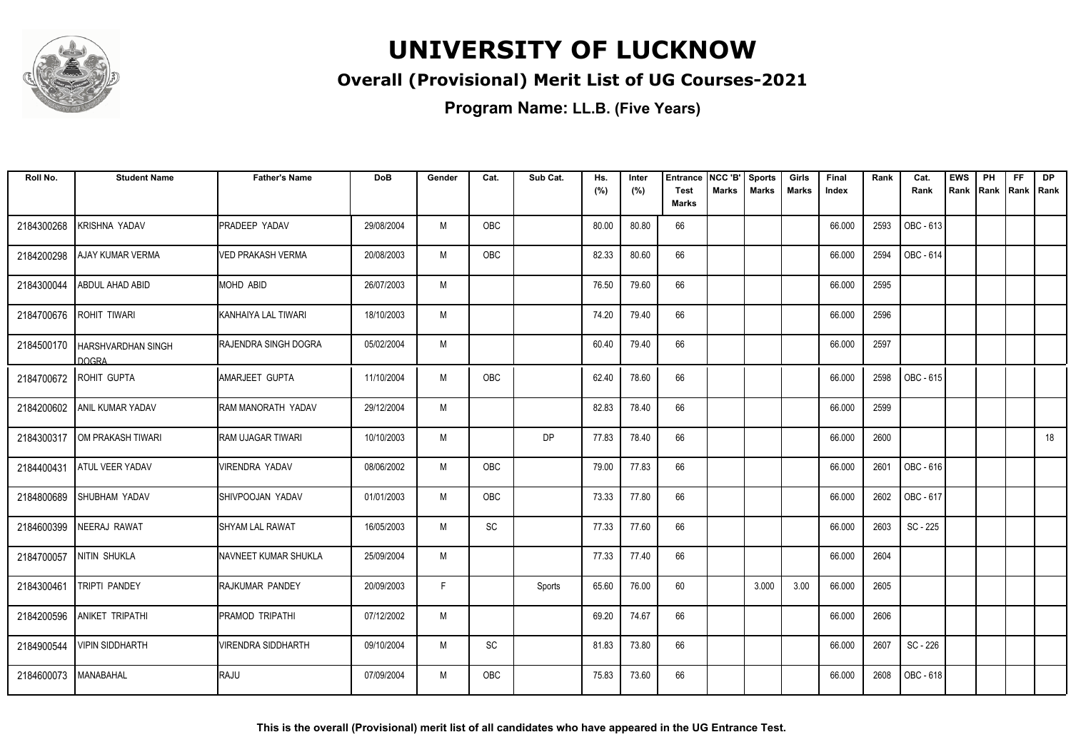# UNIVERSITY OF LUCKNOW

## Overall (Provisional) Merit List of UG Courses-2021

### Program Name: LL.B. (Five Years)

| Roll No. | Student Name | Father's Name | DoB | Gender | Cat. | Sub Cat. | Hs. (%) | Inter (%) | Entrance Test Marks | NCC 'B' Marks | Sports Marks | Girls Marks | Final Index | Rank | Cat. Rank | EWS Rank | PH Rank | FF Rank | DP Rank |
|---|---|---|---|---|---|---|---|---|---|---|---|---|---|---|---|---|---|---|---|
| 2184300268 | KRISHNA YADAV | PRADEEP YADAV | 29/08/2004 | M | OBC | | 80.00 | 80.80 | 66 | | | | 66.000 | 2593 | OBC - 613 | | | | |
| 2184200298 | AJAY KUMAR VERMA | VED PRAKASH VERMA | 20/08/2003 | M | OBC | | 82.33 | 80.60 | 66 | | | | 66.000 | 2594 | OBC - 614 | | | | |
| 2184300044 | ABDUL AHAD ABID | MOHD ABID | 26/07/2003 | M | | | 76.50 | 79.60 | 66 | | | | 66.000 | 2595 | | | | | |
| 2184700676 | ROHIT TIWARI | KANHAIYA LAL TIWARI | 18/10/2003 | M | | | 74.20 | 79.40 | 66 | | | | 66.000 | 2596 | | | | | |
| 2184500170 | HARSHVARDHAN SINGH DOGRA | RAJENDRA SINGH DOGRA | 05/02/2004 | M | | | 60.40 | 79.40 | 66 | | | | 66.000 | 2597 | | | | | |
| 2184700672 | ROHIT GUPTA | AMARJEET GUPTA | 11/10/2004 | M | OBC | | 62.40 | 78.60 | 66 | | | | 66.000 | 2598 | OBC - 615 | | | | |
| 2184200602 | ANIL KUMAR YADAV | RAM MANORATH YADAV | 29/12/2004 | M | | | 82.83 | 78.40 | 66 | | | | 66.000 | 2599 | | | | | |
| 2184300317 | OM PRAKASH TIWARI | RAM UJAGAR TIWARI | 10/10/2003 | M | | DP | 77.83 | 78.40 | 66 | | | | 66.000 | 2600 | | | | | 18 |
| 2184400431 | ATUL VEER YADAV | VIRENDRA YADAV | 08/06/2002 | M | OBC | | 79.00 | 77.83 | 66 | | | | 66.000 | 2601 | OBC - 616 | | | | |
| 2184800689 | SHUBHAM YADAV | SHIVPOOJAN YADAV | 01/01/2003 | M | OBC | | 73.33 | 77.80 | 66 | | | | 66.000 | 2602 | OBC - 617 | | | | |
| 2184600399 | NEERAJ RAWAT | SHYAM LAL RAWAT | 16/05/2003 | M | SC | | 77.33 | 77.60 | 66 | | | | 66.000 | 2603 | SC - 225 | | | | |
| 2184700057 | NITIN SHUKLA | NAVNEET KUMAR SHUKLA | 25/09/2004 | M | | | 77.33 | 77.40 | 66 | | | | 66.000 | 2604 | | | | | |
| 2184300461 | TRIPTI PANDEY | RAJKUMAR PANDEY | 20/09/2003 | F | | Sports | 65.60 | 76.00 | 60 | | 3.000 | 3.00 | 66.000 | 2605 | | | | | |
| 2184200596 | ANIKET TRIPATHI | PRAMOD TRIPATHI | 07/12/2002 | M | | | 69.20 | 74.67 | 66 | | | | 66.000 | 2606 | | | | | |
| 2184900544 | VIPIN SIDDHARTH | VIRENDRA SIDDHARTH | 09/10/2004 | M | SC | | 81.83 | 73.80 | 66 | | | | 66.000 | 2607 | SC - 226 | | | | |
| 2184600073 | MANABAHAL | RAJU | 07/09/2004 | M | OBC | | 75.83 | 73.60 | 66 | | | | 66.000 | 2608 | OBC - 618 | | | | |

**This is the overall (Provisional) merit list of all candidates who have appeared in the UG Entrance Test.**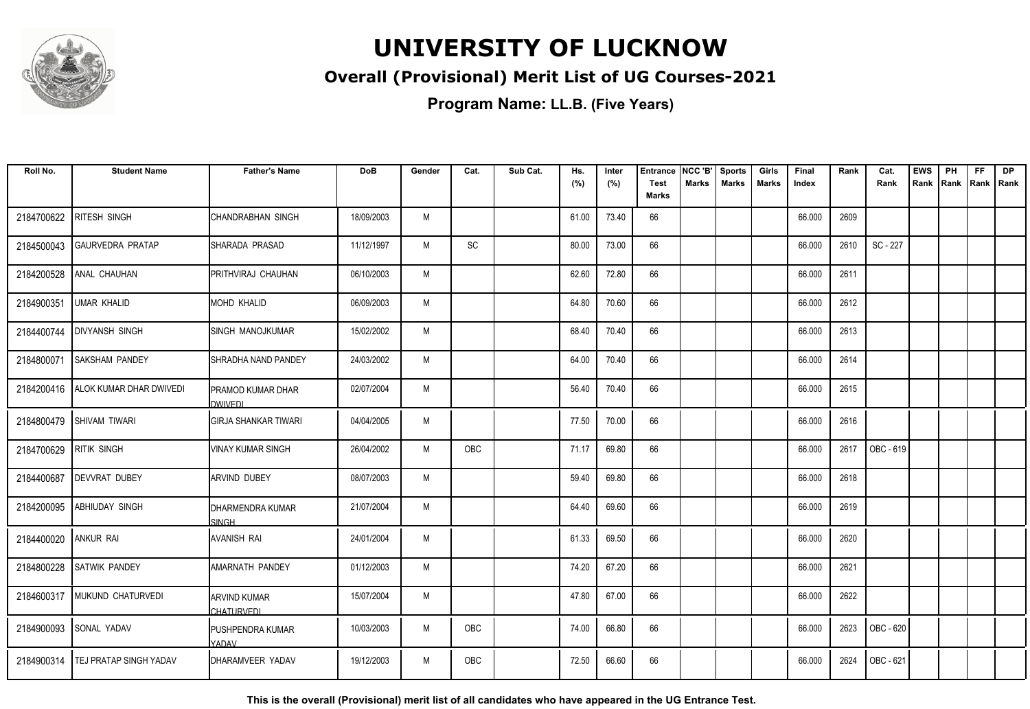# UNIVERSITY OF LUCKNOW

## Overall (Provisional) Merit List of UG Courses-2021

### Program Name: LL.B. (Five Years)

| Roll No. | Student Name | Father's Name | DoB | Gender | Cat. | Sub Cat. | Hs. (%) | Inter (%) | Entrance Test Marks | NCC 'B' Marks | Sports Marks | Girls Marks | Final Index | Rank | Cat. Rank | EWS Rank | PH Rank | FF Rank | DP Rank |
|---|---|---|---|---|---|---|---|---|---|---|---|---|---|---|---|---|---|---|---|
| 2184700622 | RITESH SINGH | CHANDRABHAN SINGH | 18/09/2003 | M | | | 61.00 | 73.40 | 66 | | | | 66.000 | 2609 | | | | | |
| 2184500043 | GAURVEDRA PRATAP | SHARADA PRASAD | 11/12/1997 | M | SC | | 80.00 | 73.00 | 66 | | | | 66.000 | 2610 | SC - 227 | | | | |
| 2184200528 | ANAL CHAUHAN | PRITHVIRAJ CHAUHAN | 06/10/2003 | M | | | 62.60 | 72.80 | 66 | | | | 66.000 | 2611 | | | | | |
| 2184900351 | UMAR KHALID | MOHD KHALID | 06/09/2003 | M | | | 64.80 | 70.60 | 66 | | | | 66.000 | 2612 | | | | | |
| 2184400744 | DIVYANSH SINGH | SINGH MANOJKUMAR | 15/02/2002 | M | | | 68.40 | 70.40 | 66 | | | | 66.000 | 2613 | | | | | |
| 2184800071 | SAKSHAM PANDEY | SHRADHA NAND PANDEY | 24/03/2002 | M | | | 64.00 | 70.40 | 66 | | | | 66.000 | 2614 | | | | | |
| 2184200416 | ALOK KUMAR DHAR DWIVEDI | PRAMOD KUMAR DHAR DWIVEDI | 02/07/2004 | M | | | 56.40 | 70.40 | 66 | | | | 66.000 | 2615 | | | | | |
| 2184800479 | SHIVAM TIWARI | GIRJA SHANKAR TIWARI | 04/04/2005 | M | | | 77.50 | 70.00 | 66 | | | | 66.000 | 2616 | | | | | |
| 2184700629 | RITIK SINGH | VINAY KUMAR SINGH | 26/04/2002 | M | OBC | | 71.17 | 69.80 | 66 | | | | 66.000 | 2617 | OBC - 619 | | | | |
| 2184400687 | DEVVRAT DUBEY | ARVIND DUBEY | 08/07/2003 | M | | | 59.40 | 69.80 | 66 | | | | 66.000 | 2618 | | | | | |
| 2184200095 | ABHIUDAY SINGH | DHARMENDRA KUMAR SINGH | 21/07/2004 | M | | | 64.40 | 69.60 | 66 | | | | 66.000 | 2619 | | | | | |
| 2184400020 | ANKUR RAI | AVANISH RAI | 24/01/2004 | M | | | 61.33 | 69.50 | 66 | | | | 66.000 | 2620 | | | | | |
| 2184800228 | SATWIK PANDEY | AMARNATH PANDEY | 01/12/2003 | M | | | 74.20 | 67.20 | 66 | | | | 66.000 | 2621 | | | | | |
| 2184600317 | MUKUND CHATURVEDI | ARVIND KUMAR CHATURVEDI | 15/07/2004 | M | | | 47.80 | 67.00 | 66 | | | | 66.000 | 2622 | | | | | |
| 2184900093 | SONAL YADAV | PUSHPENDRA KUMAR YADAV | 10/03/2003 | M | OBC | | 74.00 | 66.80 | 66 | | | | 66.000 | 2623 | OBC - 620 | | | | |
| 2184900314 | TEJ PRATAP SINGH YADAV | DHARAMVEER YADAV | 19/12/2003 | M | OBC | | 72.50 | 66.60 | 66 | | | | 66.000 | 2624 | OBC - 621 | | | | |

This is the overall (Provisional) merit list of all candidates who have appeared in the UG Entrance Test.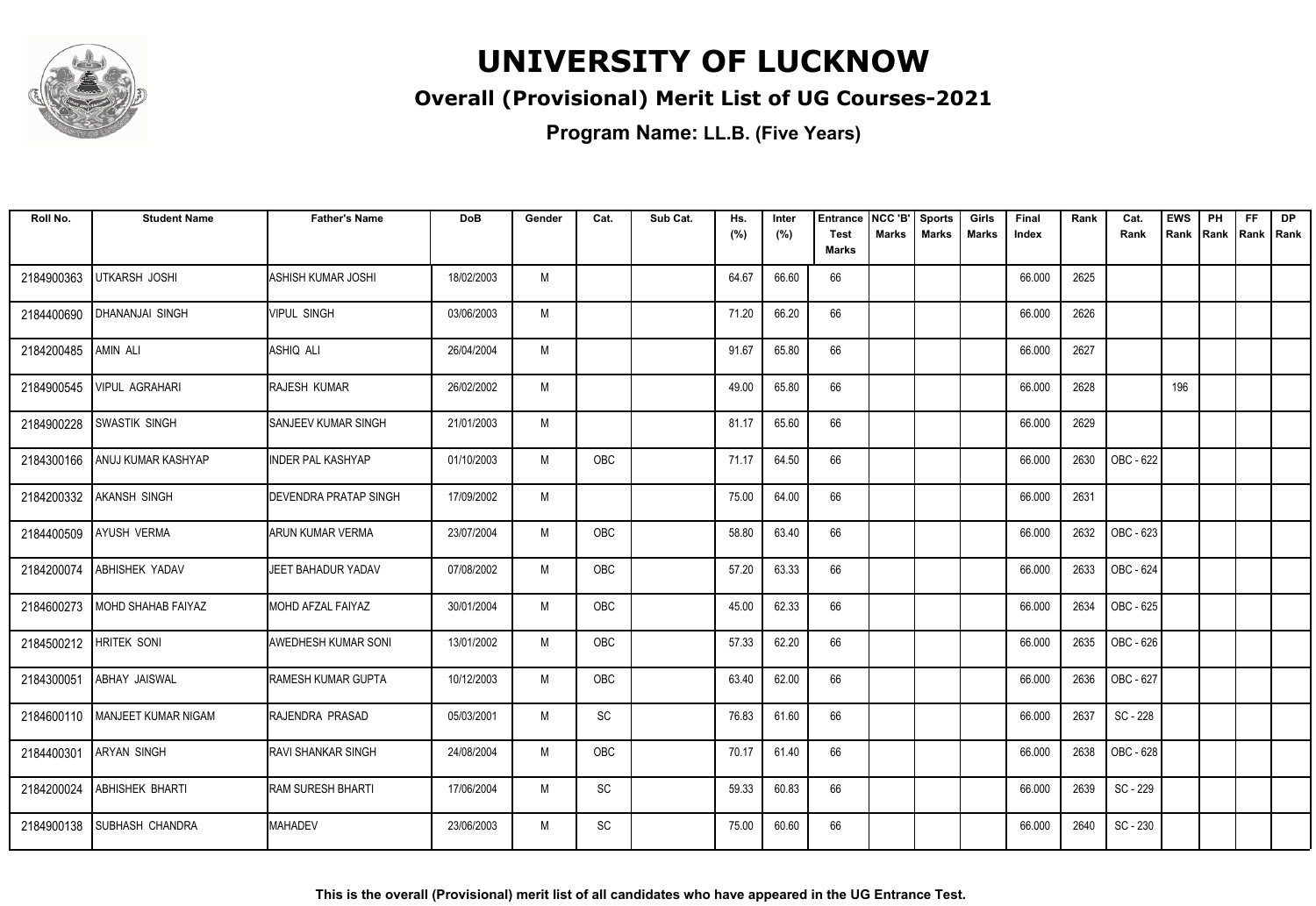# UNIVERSITY OF LUCKNOW

## Overall (Provisional) Merit List of UG Courses-2021

### Program Name: LL.B. (Five Years)

| Roll No. | Student Name | Father's Name | DoB | Gender | Cat. | Sub Cat. | Hs. (%) | Inter (%) | Entrance Test Marks | NCC 'B' Marks | Sports Marks | Girls Marks | Final Index | Rank | Cat. Rank | EWS Rank | PH Rank | FF Rank | DP Rank |
|---|---|---|---|---|---|---|---|---|---|---|---|---|---|---|---|---|---|---|---|
| 2184900363 | UTKARSH JOSHI | ASHISH KUMAR JOSHI | 18/02/2003 | M | | | 64.67 | 66.60 | 66 | | | | 66.000 | 2625 | | | | | |
| 2184400690 | DHANANJAI SINGH | VIPUL SINGH | 03/06/2003 | M | | | 71.20 | 66.20 | 66 | | | | 66.000 | 2626 | | | | | |
| 2184200485 | AMIN ALI | ASHIQ ALI | 26/04/2004 | M | | | 91.67 | 65.80 | 66 | | | | 66.000 | 2627 | | | | | |
| 2184900545 | VIPUL AGRAHARI | RAJESH KUMAR | 26/02/2002 | M | | | 49.00 | 65.80 | 66 | | | | 66.000 | 2628 | | 196 | | | |
| 2184900228 | SWASTIK SINGH | SANJEEV KUMAR SINGH | 21/01/2003 | M | | | 81.17 | 65.60 | 66 | | | | 66.000 | 2629 | | | | | |
| 2184300166 | ANUJ KUMAR KASHYAP | INDER PAL KASHYAP | 01/10/2003 | M | OBC | | 71.17 | 64.50 | 66 | | | | 66.000 | 2630 | OBC - 622 | | | | |
| 2184200332 | AKANSH SINGH | DEVENDRA PRATAP SINGH | 17/09/2002 | M | | | 75.00 | 64.00 | 66 | | | | 66.000 | 2631 | | | | | |
| 2184400509 | AYUSH VERMA | ARUN KUMAR VERMA | 23/07/2004 | M | OBC | | 58.80 | 63.40 | 66 | | | | 66.000 | 2632 | OBC - 623 | | | | |
| 2184200074 | ABHISHEK YADAV | JEET BAHADUR YADAV | 07/08/2002 | M | OBC | | 57.20 | 63.33 | 66 | | | | 66.000 | 2633 | OBC - 624 | | | | |
| 2184600273 | MOHD SHAHAB FAIYAZ | MOHD AFZAL FAIYAZ | 30/01/2004 | M | OBC | | 45.00 | 62.33 | 66 | | | | 66.000 | 2634 | OBC - 625 | | | | |
| 2184500212 | HRITEK SONI | AWEDHESH KUMAR SONI | 13/01/2002 | M | OBC | | 57.33 | 62.20 | 66 | | | | 66.000 | 2635 | OBC - 626 | | | | |
| 2184300051 | ABHAY JAISWAL | RAMESH KUMAR GUPTA | 10/12/2003 | M | OBC | | 63.40 | 62.00 | 66 | | | | 66.000 | 2636 | OBC - 627 | | | | |
| 2184600110 | MANJEET KUMAR NIGAM | RAJENDRA PRASAD | 05/03/2001 | M | SC | | 76.83 | 61.60 | 66 | | | | 66.000 | 2637 | SC - 228 | | | | |
| 2184400301 | ARYAN SINGH | RAVI SHANKAR SINGH | 24/08/2004 | M | OBC | | 70.17 | 61.40 | 66 | | | | 66.000 | 2638 | OBC - 628 | | | | |
| 2184200024 | ABHISHEK BHARTI | RAM SURESH BHARTI | 17/06/2004 | M | SC | | 59.33 | 60.83 | 66 | | | | 66.000 | 2639 | SC - 229 | | | | |
| 2184900138 | SUBHASH CHANDRA | MAHADEV | 23/06/2003 | M | SC | | 75.00 | 60.60 | 66 | | | | 66.000 | 2640 | SC - 230 | | | | |

**This is the overall (Provisional) merit list of all candidates who have appeared in the UG Entrance Test.**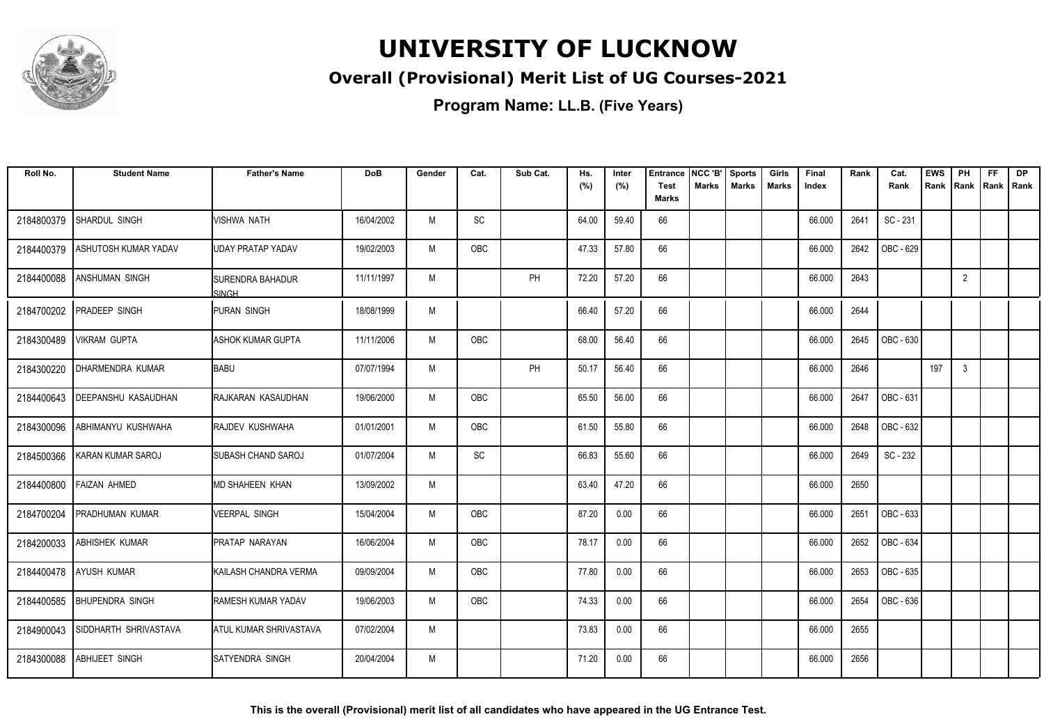# UNIVERSITY OF LUCKNOW

## Overall (Provisional) Merit List of UG Courses-2021

**Program Name: LL.B. (Five Years)**

| Roll No. | Student Name | Father's Name | DoB | Gender | Cat. | Sub Cat. | Hs. (%) | Inter (%) | Entrance Test Marks | NCC 'B' Marks | Sports Marks | Girls Marks | Final Index | Rank | Cat. Rank | EWS Rank | PH Rank | FF Rank | DP Rank |
|---|---|---|---|---|---|---|---|---|---|---|---|---|---|---|---|---|---|---|---|
| 2184800379 | SHARDUL SINGH | VISHWA NATH | 16/04/2002 | M | SC | | 64.00 | 59.40 | 66 | | | | 66.000 | 2641 | SC - 231 | | | | |
| 2184400379 | ASHUTOSH KUMAR YADAV | UDAY PRATAP YADAV | 19/02/2003 | M | OBC | | 47.33 | 57.80 | 66 | | | | 66.000 | 2642 | OBC - 629 | | | | |
| 2184400088 | ANSHUMAN SINGH | SURENDRA BAHADUR SINGH | 11/11/1997 | M | | PH | 72.20 | 57.20 | 66 | | | | 66.000 | 2643 | | | 2 | | |
| 2184700202 | PRADEEP SINGH | PURAN SINGH | 18/08/1999 | M | | | 66.40 | 57.20 | 66 | | | | 66.000 | 2644 | | | | | |
| 2184300489 | VIKRAM GUPTA | ASHOK KUMAR GUPTA | 11/11/2006 | M | OBC | | 68.00 | 56.40 | 66 | | | | 66.000 | 2645 | OBC - 630 | | | | |
| 2184300220 | DHARMENDRA KUMAR | BABU | 07/07/1994 | M | | PH | 50.17 | 56.40 | 66 | | | | 66.000 | 2646 | | 197 | 3 | | |
| 2184400643 | DEEPANSHU KASAUDHAN | RAJKARAN KASAUDHAN | 19/06/2000 | M | OBC | | 65.50 | 56.00 | 66 | | | | 66.000 | 2647 | OBC - 631 | | | | |
| 2184300096 | ABHIMANYU KUSHWAHA | RAJDEV KUSHWAHA | 01/01/2001 | M | OBC | | 61.50 | 55.80 | 66 | | | | 66.000 | 2648 | OBC - 632 | | | | |
| 2184500366 | KARAN KUMAR SAROJ | SUBASH CHAND SAROJ | 01/07/2004 | M | SC | | 66.83 | 55.60 | 66 | | | | 66.000 | 2649 | SC - 232 | | | | |
| 2184400800 | FAIZAN AHMED | MD SHAHEEN KHAN | 13/09/2002 | M | | | 63.40 | 47.20 | 66 | | | | 66.000 | 2650 | | | | | |
| 2184700204 | PRADHUMAN KUMAR | VEERPAL SINGH | 15/04/2004 | M | OBC | | 87.20 | 0.00 | 66 | | | | 66.000 | 2651 | OBC - 633 | | | | |
| 2184200033 | ABHISHEK KUMAR | PRATAP NARAYAN | 16/06/2004 | M | OBC | | 78.17 | 0.00 | 66 | | | | 66.000 | 2652 | OBC - 634 | | | | |
| 2184400478 | AYUSH KUMAR | KAILASH CHANDRA VERMA | 09/09/2004 | M | OBC | | 77.80 | 0.00 | 66 | | | | 66.000 | 2653 | OBC - 635 | | | | |
| 2184400585 | BHUPENDRA SINGH | RAMESH KUMAR YADAV | 19/06/2003 | M | OBC | | 74.33 | 0.00 | 66 | | | | 66.000 | 2654 | OBC - 636 | | | | |
| 2184900043 | SIDDHARTH SHRIVASTAVA | ATUL KUMAR SHRIVASTAVA | 07/02/2004 | M | | | 73.83 | 0.00 | 66 | | | | 66.000 | 2655 | | | | | |
| 2184300088 | ABHIJEET SINGH | SATYENDRA SINGH | 20/04/2004 | M | | | 71.20 | 0.00 | 66 | | | | 66.000 | 2656 | | | | | |

**This is the overall (Provisional) merit list of all candidates who have appeared in the UG Entrance Test.**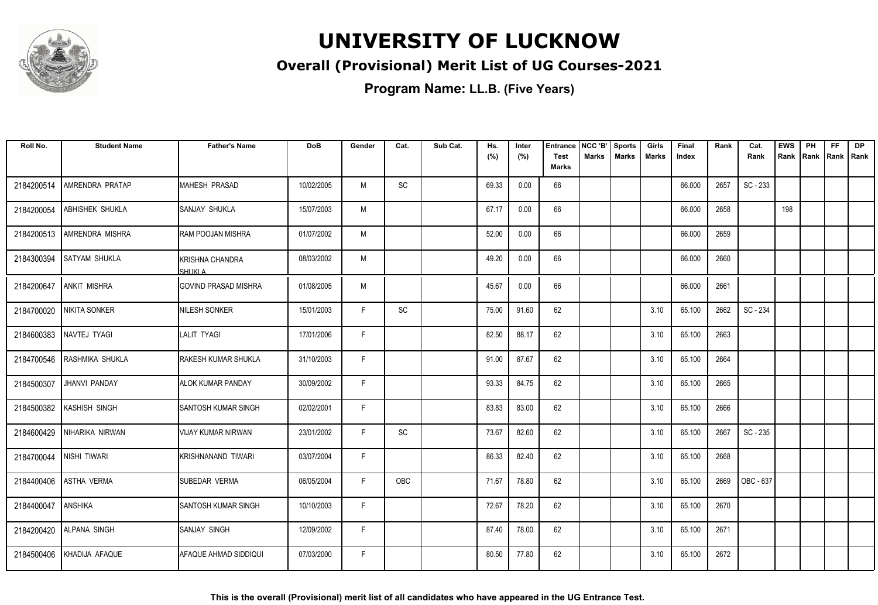# UNIVERSITY OF LUCKNOW

## Overall (Provisional) Merit List of UG Courses-2021

### Program Name: LL.B. (Five Years)

| Roll No. | Student Name | Father's Name | DoB | Gender | Cat. | Sub Cat. | Hs. (%) | Inter (%) | Entrance Test Marks | NCC 'B' Marks | Sports Marks | Girls Marks | Final Index | Rank | Cat. Rank | EWS Rank | PH Rank | FF Rank | DP Rank |
|---|---|---|---|---|---|---|---|---|---|---|---|---|---|---|---|---|---|---|---|
| 2184200514 | AMRENDRA PRATAP | MAHESH PRASAD | 10/02/2005 | M | SC | | 69.33 | 0.00 | 66 | | | | 66.000 | 2657 | SC - 233 | | | | |
| 2184200054 | ABHISHEK SHUKLA | SANJAY SHUKLA | 15/07/2003 | M | | | 67.17 | 0.00 | 66 | | | | 66.000 | 2658 | | 198 | | | |
| 2184200513 | AMRENDRA MISHRA | RAM POOJAN MISHRA | 01/07/2002 | M | | | 52.00 | 0.00 | 66 | | | | 66.000 | 2659 | | | | | |
| 2184300394 | SATYAM SHUKLA | KRISHNA CHANDRA SHUKLA | 08/03/2002 | M | | | 49.20 | 0.00 | 66 | | | | 66.000 | 2660 | | | | | |
| 2184200647 | ANKIT MISHRA | GOVIND PRASAD MISHRA | 01/08/2005 | M | | | 45.67 | 0.00 | 66 | | | | 66.000 | 2661 | | | | | |
| 2184700020 | NIKITA SONKER | NILESH SONKER | 15/01/2003 | F | SC | | 75.00 | 91.60 | 62 | | | 3.10 | 65.100 | 2662 | SC - 234 | | | | |
| 2184600383 | NAVTEJ TYAGI | LALIT TYAGI | 17/01/2006 | F | | | 82.50 | 88.17 | 62 | | | 3.10 | 65.100 | 2663 | | | | | |
| 2184700546 | RASHMIKA SHUKLA | RAKESH KUMAR SHUKLA | 31/10/2003 | F | | | 91.00 | 87.67 | 62 | | | 3.10 | 65.100 | 2664 | | | | | |
| 2184500307 | JHANVI PANDAY | ALOK KUMAR PANDAY | 30/09/2002 | F | | | 93.33 | 84.75 | 62 | | | 3.10 | 65.100 | 2665 | | | | | |
| 2184500382 | KASHISH SINGH | SANTOSH KUMAR SINGH | 02/02/2001 | F | | | 83.83 | 83.00 | 62 | | | 3.10 | 65.100 | 2666 | | | | | |
| 2184600429 | NIHARIKA NIRWAN | VIJAY KUMAR NIRWAN | 23/01/2002 | F | SC | | 73.67 | 82.60 | 62 | | | 3.10 | 65.100 | 2667 | SC - 235 | | | | |
| 2184700044 | NISHI TIWARI | KRISHNANAND TIWARI | 03/07/2004 | F | | | 86.33 | 82.40 | 62 | | | 3.10 | 65.100 | 2668 | | | | | |
| 2184400406 | ASTHA VERMA | SUBEDAR VERMA | 06/05/2004 | F | OBC | | 71.67 | 78.80 | 62 | | | 3.10 | 65.100 | 2669 | OBC - 637 | | | | |
| 2184400047 | ANSHIKA | SANTOSH KUMAR SINGH | 10/10/2003 | F | | | 72.67 | 78.20 | 62 | | | 3.10 | 65.100 | 2670 | | | | | |
| 2184200420 | ALPANA SINGH | SANJAY SINGH | 12/09/2002 | F | | | 87.40 | 78.00 | 62 | | | 3.10 | 65.100 | 2671 | | | | | |
| 2184500406 | KHADIJA AFAQUE | AFAQUE AHMAD SIDDIQUI | 07/03/2000 | F | | | 80.50 | 77.80 | 62 | | | 3.10 | 65.100 | 2672 | | | | | |

**This is the overall (Provisional) merit list of all candidates who have appeared in the UG Entrance Test.**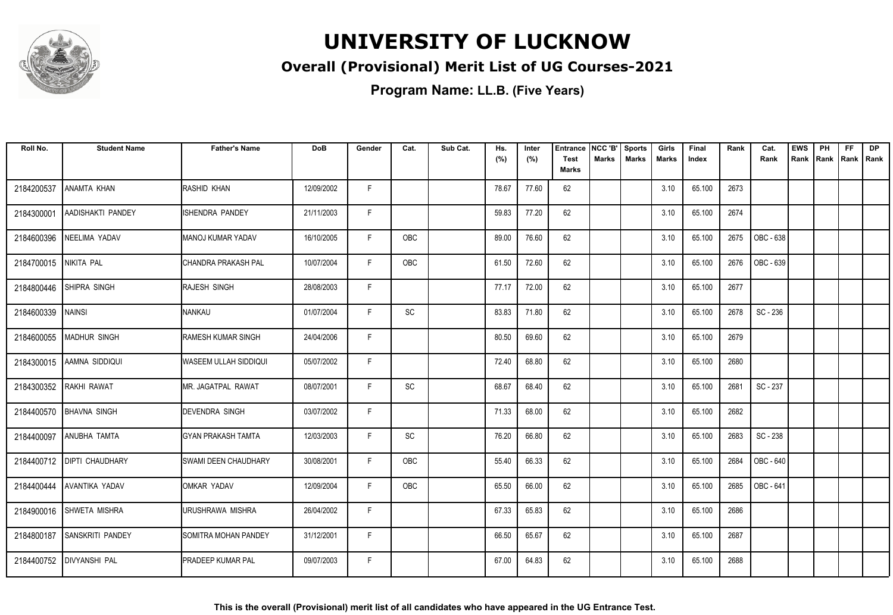# UNIVERSITY OF LUCKNOW

## Overall (Provisional) Merit List of UG Courses-2021

**Program Name: LL.B. (Five Years)**

| Roll No. | Student Name | Father's Name | DoB | Gender | Cat. | Sub Cat. | Hs. (%) | Inter (%) | Entrance Test Marks | NCC 'B' Marks | Sports Marks | Girls Marks | Final Index | Rank | Cat. Rank | EWS Rank | PH Rank | FF Rank | DP Rank |
|---|---|---|---|---|---|---|---|---|---|---|---|---|---|---|---|---|---|---|---|
| 2184200537 | ANAMTA KHAN | RASHID KHAN | 12/09/2002 | F | | | 78.67 | 77.60 | 62 | | | 3.10 | 65.100 | 2673 | | | | | |
| 2184300001 | AADISHAKTI PANDEY | ISHENDRA PANDEY | 21/11/2003 | F | | | 59.83 | 77.20 | 62 | | | 3.10 | 65.100 | 2674 | | | | | |
| 2184600396 | NEELIMA YADAV | MANOJ KUMAR YADAV | 16/10/2005 | F | OBC | | 89.00 | 76.60 | 62 | | | 3.10 | 65.100 | 2675 | OBC - 638 | | | | |
| 2184700015 | NIKITA PAL | CHANDRA PRAKASH PAL | 10/07/2004 | F | OBC | | 61.50 | 72.60 | 62 | | | 3.10 | 65.100 | 2676 | OBC - 639 | | | | |
| 2184800446 | SHIPRA SINGH | RAJESH SINGH | 28/08/2003 | F | | | 77.17 | 72.00 | 62 | | | 3.10 | 65.100 | 2677 | | | | | |
| 2184600339 | NAINSI | NANKAU | 01/07/2004 | F | SC | | 83.83 | 71.80 | 62 | | | 3.10 | 65.100 | 2678 | SC - 236 | | | | |
| 2184600055 | MADHUR SINGH | RAMESH KUMAR SINGH | 24/04/2006 | F | | | 80.50 | 69.60 | 62 | | | 3.10 | 65.100 | 2679 | | | | | |
| 2184300015 | AAMNA SIDDIQUI | WASEEM ULLAH SIDDIQUI | 05/07/2002 | F | | | 72.40 | 68.80 | 62 | | | 3.10 | 65.100 | 2680 | | | | | |
| 2184300352 | RAKHI RAWAT | MR. JAGATPAL RAWAT | 08/07/2001 | F | SC | | 68.67 | 68.40 | 62 | | | 3.10 | 65.100 | 2681 | SC - 237 | | | | |
| 2184400570 | BHAVNA SINGH | DEVENDRA SINGH | 03/07/2002 | F | | | 71.33 | 68.00 | 62 | | | 3.10 | 65.100 | 2682 | | | | | |
| 2184400097 | ANUBHA TAMTA | GYAN PRAKASH TAMTA | 12/03/2003 | F | SC | | 76.20 | 66.80 | 62 | | | 3.10 | 65.100 | 2683 | SC - 238 | | | | |
| 2184400712 | DIPTI CHAUDHARY | SWAMI DEEN CHAUDHARY | 30/08/2001 | F | OBC | | 55.40 | 66.33 | 62 | | | 3.10 | 65.100 | 2684 | OBC - 640 | | | | |
| 2184400444 | AVANTIKA YADAV | OMKAR YADAV | 12/09/2004 | F | OBC | | 65.50 | 66.00 | 62 | | | 3.10 | 65.100 | 2685 | OBC - 641 | | | | |
| 2184900016 | SHWETA MISHRA | URUSHRAWA MISHRA | 26/04/2002 | F | | | 67.33 | 65.83 | 62 | | | 3.10 | 65.100 | 2686 | | | | | |
| 2184800187 | SANSKRITI PANDEY | SOMITRA MOHAN PANDEY | 31/12/2001 | F | | | 66.50 | 65.67 | 62 | | | 3.10 | 65.100 | 2687 | | | | | |
| 2184400752 | DIVYANSHI PAL | PRADEEP KUMAR PAL | 09/07/2003 | F | | | 67.00 | 64.83 | 62 | | | 3.10 | 65.100 | 2688 | | | | | |

**This is the overall (Provisional) merit list of all candidates who have appeared in the UG Entrance Test.**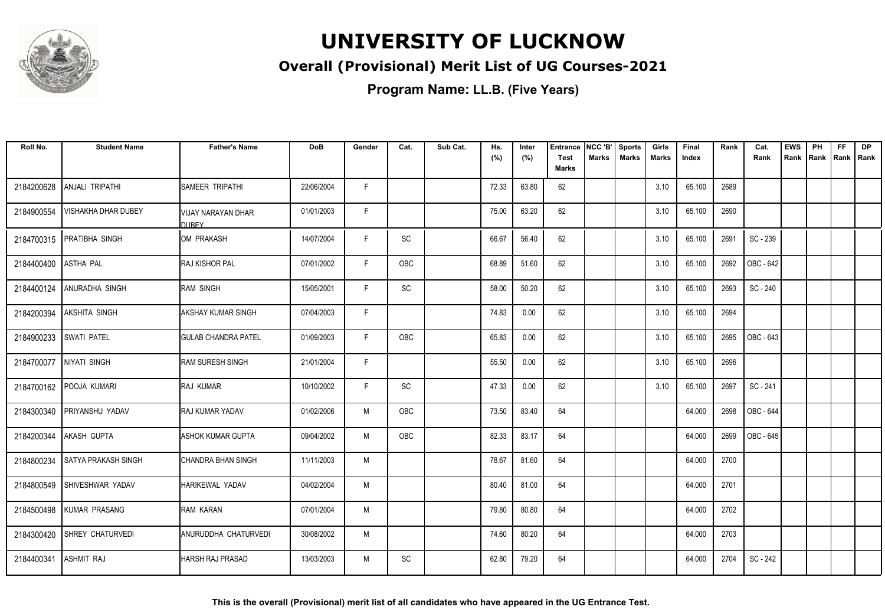# UNIVERSITY OF LUCKNOW

## Overall (Provisional) Merit List of UG Courses-2021

### Program Name: LL.B. (Five Years)

| Roll No. | Student Name | Father's Name | DoB | Gender | Cat. | Sub Cat. | Hs. (%) | Inter (%) | Entrance Test Marks | NCC 'B' Marks | Sports Marks | Girls Marks | Final Index | Rank | Cat. Rank | EWS Rank | PH Rank | FF Rank | DP Rank |
|---|---|---|---|---|---|---|---|---|---|---|---|---|---|---|---|---|---|---|---|
| 2184200628 | ANJALI TRIPATHI | SAMEER TRIPATHI | 22/06/2004 | F | | | 72.33 | 63.80 | 62 | | | 3.10 | 65.100 | 2689 | | | | | |
| 2184900554 | VISHAKHA DHAR DUBEY | VIJAY NARAYAN DHAR DUBEY | 01/01/2003 | F | | | 75.00 | 63.20 | 62 | | | 3.10 | 65.100 | 2690 | | | | | |
| 2184700315 | PRATIBHA SINGH | OM PRAKASH | 14/07/2004 | F | SC | | 66.67 | 56.40 | 62 | | | 3.10 | 65.100 | 2691 | SC - 239 | | | | |
| 2184400400 | ASTHA PAL | RAJ KISHOR PAL | 07/01/2002 | F | OBC | | 68.89 | 51.60 | 62 | | | 3.10 | 65.100 | 2692 | OBC - 642 | | | | |
| 2184400124 | ANURADHA SINGH | RAM SINGH | 15/05/2001 | F | SC | | 58.00 | 50.20 | 62 | | | 3.10 | 65.100 | 2693 | SC - 240 | | | | |
| 2184200394 | AKSHITA SINGH | AKSHAY KUMAR SINGH | 07/04/2003 | F | | | 74.83 | 0.00 | 62 | | | 3.10 | 65.100 | 2694 | | | | | |
| 2184900233 | SWATI PATEL | GULAB CHANDRA PATEL | 01/09/2003 | F | OBC | | 65.83 | 0.00 | 62 | | | 3.10 | 65.100 | 2695 | OBC - 643 | | | | |
| 2184700077 | NIYATI SINGH | RAM SURESH SINGH | 21/01/2004 | F | | | 55.50 | 0.00 | 62 | | | 3.10 | 65.100 | 2696 | | | | | |
| 2184700162 | POOJA KUMARI | RAJ KUMAR | 10/10/2002 | F | SC | | 47.33 | 0.00 | 62 | | | 3.10 | 65.100 | 2697 | SC - 241 | | | | |
| 2184300340 | PRIYANSHU YADAV | RAJ KUMAR YADAV | 01/02/2006 | M | OBC | | 73.50 | 83.40 | 64 | | | | 64.000 | 2698 | OBC - 644 | | | | |
| 2184200344 | AKASH GUPTA | ASHOK KUMAR GUPTA | 09/04/2002 | M | OBC | | 82.33 | 83.17 | 64 | | | | 64.000 | 2699 | OBC - 645 | | | | |
| 2184800234 | SATYA PRAKASH SINGH | CHANDRA BHAN SINGH | 11/11/2003 | M | | | 78.67 | 81.60 | 64 | | | | 64.000 | 2700 | | | | | |
| 2184800549 | SHIVESHWAR YADAV | HARIKEWAL YADAV | 04/02/2004 | M | | | 80.40 | 81.00 | 64 | | | | 64.000 | 2701 | | | | | |
| 2184500498 | KUMAR PRASANG | RAM KARAN | 07/01/2004 | M | | | 79.80 | 80.80 | 64 | | | | 64.000 | 2702 | | | | | |
| 2184300420 | SHREY CHATURVEDI | ANURUDDHA CHATURVEDI | 30/08/2002 | M | | | 74.60 | 80.20 | 64 | | | | 64.000 | 2703 | | | | | |
| 2184400341 | ASHMIT RAJ | HARSH RAJ PRASAD | 13/03/2003 | M | SC | | 62.80 | 79.20 | 64 | | | | 64.000 | 2704 | SC - 242 | | | | |

**This is the overall (Provisional) merit list of all candidates who have appeared in the UG Entrance Test.**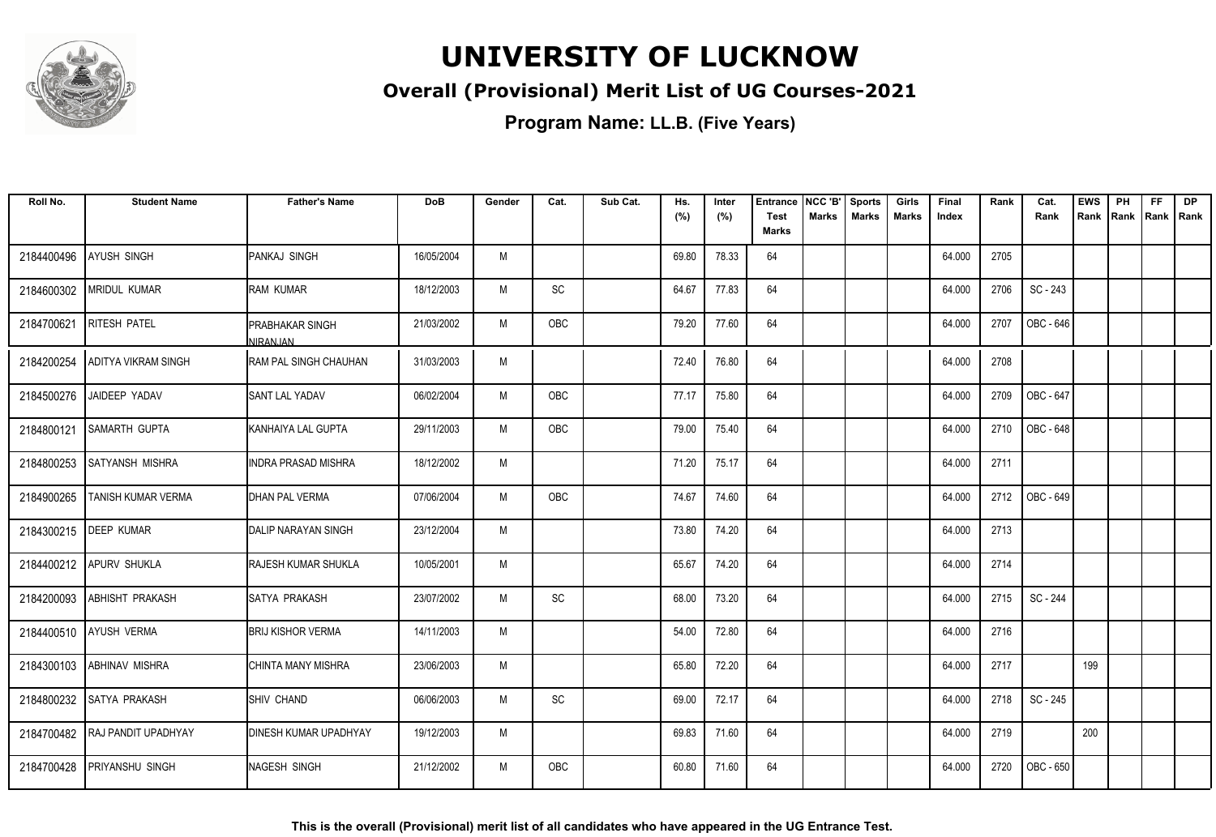# UNIVERSITY OF LUCKNOW

## Overall (Provisional) Merit List of UG Courses-2021

**Program Name: LL.B. (Five Years)**

| Roll No. | Student Name | Father's Name | DoB | Gender | Cat. | Sub Cat. | Hs. (%) | Inter (%) | Entrance Test Marks | NCC 'B' Marks | Sports Marks | Girls Marks | Final Index | Rank | Cat. Rank | EWS Rank | PH Rank | FF Rank | DP Rank |
|---|---|---|---|---|---|---|---|---|---|---|---|---|---|---|---|---|---|---|---|
| 2184400496 | AYUSH SINGH | PANKAJ SINGH | 16/05/2004 | M | | | 69.80 | 78.33 | 64 | | | | 64.000 | 2705 | | | | | |
| 2184600302 | MRIDUL KUMAR | RAM KUMAR | 18/12/2003 | M | SC | | 64.67 | 77.83 | 64 | | | | 64.000 | 2706 | SC - 243 | | | | |
| 2184700621 | RITESH PATEL | PRABHAKAR SINGH NIRANJAN | 21/03/2002 | M | OBC | | 79.20 | 77.60 | 64 | | | | 64.000 | 2707 | OBC - 646 | | | | |
| 2184200254 | ADITYA VIKRAM SINGH | RAM PAL SINGH CHAUHAN | 31/03/2003 | M | | | 72.40 | 76.80 | 64 | | | | 64.000 | 2708 | | | | | |
| 2184500276 | JAIDEEP YADAV | SANT LAL YADAV | 06/02/2004 | M | OBC | | 77.17 | 75.80 | 64 | | | | 64.000 | 2709 | OBC - 647 | | | | |
| 2184800121 | SAMARTH GUPTA | KANHAIYA LAL GUPTA | 29/11/2003 | M | OBC | | 79.00 | 75.40 | 64 | | | | 64.000 | 2710 | OBC - 648 | | | | |
| 2184800253 | SATYANSH MISHRA | INDRA PRASAD MISHRA | 18/12/2002 | M | | | 71.20 | 75.17 | 64 | | | | 64.000 | 2711 | | | | | |
| 2184900265 | TANISH KUMAR VERMA | DHAN PAL VERMA | 07/06/2004 | M | OBC | | 74.67 | 74.60 | 64 | | | | 64.000 | 2712 | OBC - 649 | | | | |
| 2184300215 | DEEP KUMAR | DALIP NARAYAN SINGH | 23/12/2004 | M | | | 73.80 | 74.20 | 64 | | | | 64.000 | 2713 | | | | | |
| 2184400212 | APURV SHUKLA | RAJESH KUMAR SHUKLA | 10/05/2001 | M | | | 65.67 | 74.20 | 64 | | | | 64.000 | 2714 | | | | | |
| 2184200093 | ABHISHT PRAKASH | SATYA PRAKASH | 23/07/2002 | M | SC | | 68.00 | 73.20 | 64 | | | | 64.000 | 2715 | SC - 244 | | | | |
| 2184400510 | AYUSH VERMA | BRIJ KISHOR VERMA | 14/11/2003 | M | | | 54.00 | 72.80 | 64 | | | | 64.000 | 2716 | | | | | |
| 2184300103 | ABHINAV MISHRA | CHINTA MANY MISHRA | 23/06/2003 | M | | | 65.80 | 72.20 | 64 | | | | 64.000 | 2717 | | 199 | | | |
| 2184800232 | SATYA PRAKASH | SHIV CHAND | 06/06/2003 | M | SC | | 69.00 | 72.17 | 64 | | | | 64.000 | 2718 | SC - 245 | | | | |
| 2184700482 | RAJ PANDIT UPADHYAY | DINESH KUMAR UPADHYAY | 19/12/2003 | M | | | 69.83 | 71.60 | 64 | | | | 64.000 | 2719 | | 200 | | | |
| 2184700428 | PRIYANSHU SINGH | NAGESH SINGH | 21/12/2002 | M | OBC | | 60.80 | 71.60 | 64 | | | | 64.000 | 2720 | OBC - 650 | | | | |

**This is the overall (Provisional) merit list of all candidates who have appeared in the UG Entrance Test.**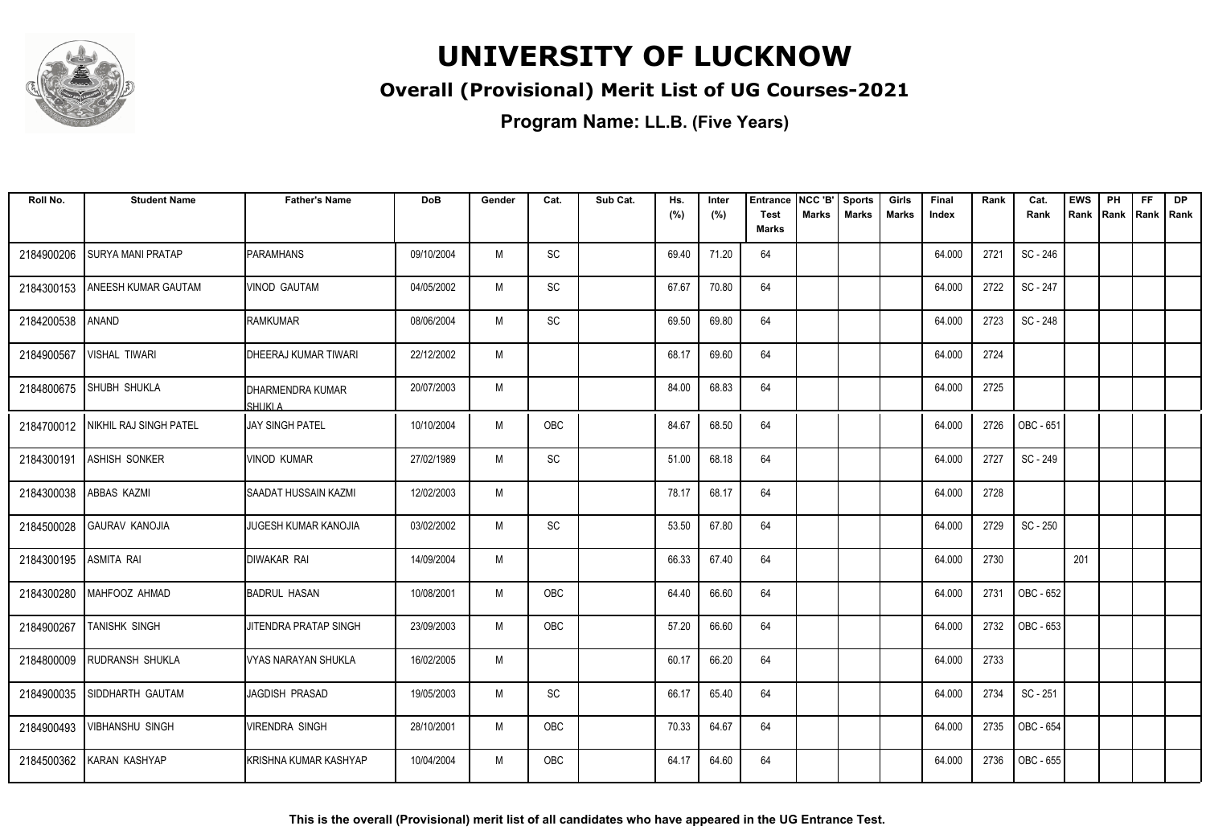# UNIVERSITY OF LUCKNOW

## Overall (Provisional) Merit List of UG Courses-2021

### Program Name: LL.B. (Five Years)

| Roll No. | Student Name | Father's Name | DoB | Gender | Cat. | Sub Cat. | Hs. (%) | Inter (%) | Entrance Test Marks | NCC 'B' Marks | Sports Marks | Girls Marks | Final Index | Rank | Cat. Rank | EWS Rank | PH Rank | FF Rank | DP Rank |
|---|---|---|---|---|---|---|---|---|---|---|---|---|---|---|---|---|---|---|---|
| 2184900206 | SURYA MANI PRATAP | PARAMHANS | 09/10/2004 | M | SC | | 69.40 | 71.20 | 64 | | | | 64.000 | 2721 | SC - 246 | | | | |
| 2184300153 | ANEESH KUMAR GAUTAM | VINOD GAUTAM | 04/05/2002 | M | SC | | 67.67 | 70.80 | 64 | | | | 64.000 | 2722 | SC - 247 | | | | |
| 2184200538 | ANAND | RAMKUMAR | 08/06/2004 | M | SC | | 69.50 | 69.80 | 64 | | | | 64.000 | 2723 | SC - 248 | | | | |
| 2184900567 | VISHAL TIWARI | DHEERAJ KUMAR TIWARI | 22/12/2002 | M | | | 68.17 | 69.60 | 64 | | | | 64.000 | 2724 | | | | | |
| 2184800675 | SHUBH SHUKLA | DHARMENDRA KUMAR SHUKLA | 20/07/2003 | M | | | 84.00 | 68.83 | 64 | | | | 64.000 | 2725 | | | | | |
| 2184700012 | NIKHIL RAJ SINGH PATEL | JAY SINGH PATEL | 10/10/2004 | M | OBC | | 84.67 | 68.50 | 64 | | | | 64.000 | 2726 | OBC - 651 | | | | |
| 2184300191 | ASHISH SONKER | VINOD KUMAR | 27/02/1989 | M | SC | | 51.00 | 68.18 | 64 | | | | 64.000 | 2727 | SC - 249 | | | | |
| 2184300038 | ABBAS KAZMI | SAADAT HUSSAIN KAZMI | 12/02/2003 | M | | | 78.17 | 68.17 | 64 | | | | 64.000 | 2728 | | | | | |
| 2184500028 | GAURAV KANOJIA | JUGESH KUMAR KANOJIA | 03/02/2002 | M | SC | | 53.50 | 67.80 | 64 | | | | 64.000 | 2729 | SC - 250 | | | | |
| 2184300195 | ASMITA RAI | DIWAKAR RAI | 14/09/2004 | M | | | 66.33 | 67.40 | 64 | | | | 64.000 | 2730 | | 201 | | | |
| 2184300280 | MAHFOOZ AHMAD | BADRUL HASAN | 10/08/2001 | M | OBC | | 64.40 | 66.60 | 64 | | | | 64.000 | 2731 | OBC - 652 | | | | |
| 2184900267 | TANISHK SINGH | JITENDRA PRATAP SINGH | 23/09/2003 | M | OBC | | 57.20 | 66.60 | 64 | | | | 64.000 | 2732 | OBC - 653 | | | | |
| 2184800009 | RUDRANSH SHUKLA | VYAS NARAYAN SHUKLA | 16/02/2005 | M | | | 60.17 | 66.20 | 64 | | | | 64.000 | 2733 | | | | | |
| 2184900035 | SIDDHARTH GAUTAM | JAGDISH PRASAD | 19/05/2003 | M | SC | | 66.17 | 65.40 | 64 | | | | 64.000 | 2734 | SC - 251 | | | | |
| 2184900493 | VIBHANSHU SINGH | VIRENDRA SINGH | 28/10/2001 | M | OBC | | 70.33 | 64.67 | 64 | | | | 64.000 | 2735 | OBC - 654 | | | | |
| 2184500362 | KARAN KASHYAP | KRISHNA KUMAR KASHYAP | 10/04/2004 | M | OBC | | 64.17 | 64.60 | 64 | | | | 64.000 | 2736 | OBC - 655 | | | | |

**This is the overall (Provisional) merit list of all candidates who have appeared in the UG Entrance Test.**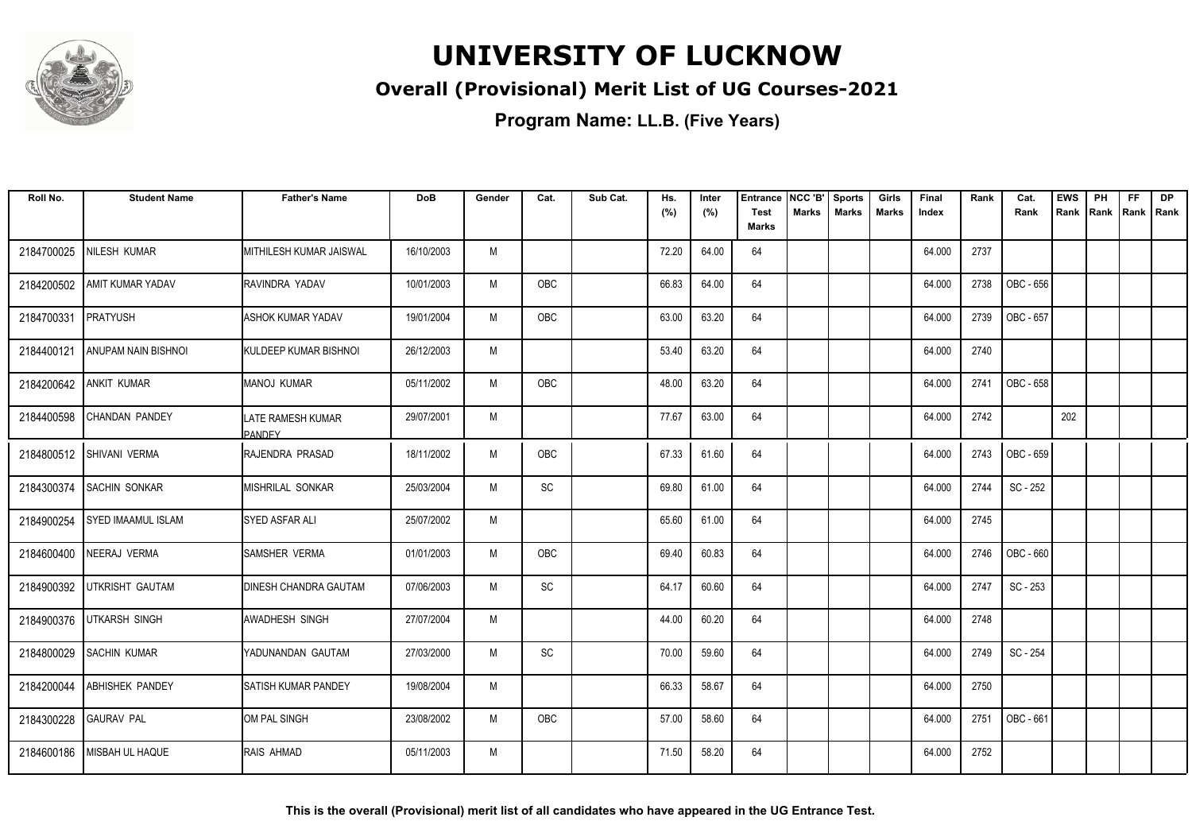# UNIVERSITY OF LUCKNOW

## Overall (Provisional) Merit List of UG Courses-2021

### Program Name: LL.B. (Five Years)

| Roll No. | Student Name | Father's Name | DoB | Gender | Cat. | Sub Cat. | Hs. (%) | Inter (%) | Entrance Test Marks | NCC 'B' Marks | Sports Marks | Girls Marks | Final Index | Rank | Cat. Rank | EWS Rank | PH Rank | FF Rank | DP Rank |
|---|---|---|---|---|---|---|---|---|---|---|---|---|---|---|---|---|---|---|---|
| 2184700025 | NILESH KUMAR | MITHILESH KUMAR JAISWAL | 16/10/2003 | M | | | 72.20 | 64.00 | 64 | | | | 64.000 | 2737 | | | | | |
| 2184200502 | AMIT KUMAR YADAV | RAVINDRA YADAV | 10/01/2003 | M | OBC | | 66.83 | 64.00 | 64 | | | | 64.000 | 2738 | OBC - 656 | | | | |
| 2184700331 | PRATYUSH | ASHOK KUMAR YADAV | 19/01/2004 | M | OBC | | 63.00 | 63.20 | 64 | | | | 64.000 | 2739 | OBC - 657 | | | | |
| 2184400121 | ANUPAM NAIN BISHNOI | KULDEEP KUMAR BISHNOI | 26/12/2003 | M | | | 53.40 | 63.20 | 64 | | | | 64.000 | 2740 | | | | | |
| 2184200642 | ANKIT KUMAR | MANOJ KUMAR | 05/11/2002 | M | OBC | | 48.00 | 63.20 | 64 | | | | 64.000 | 2741 | OBC - 658 | | | | |
| 2184400598 | CHANDAN PANDEY | LATE RAMESH KUMAR PANDEY | 29/07/2001 | M | | | 77.67 | 63.00 | 64 | | | | 64.000 | 2742 | | 202 | | | |
| 2184800512 | SHIVANI VERMA | RAJENDRA PRASAD | 18/11/2002 | M | OBC | | 67.33 | 61.60 | 64 | | | | 64.000 | 2743 | OBC - 659 | | | | |
| 2184300374 | SACHIN SONKAR | MISHRILAL SONKAR | 25/03/2004 | M | SC | | 69.80 | 61.00 | 64 | | | | 64.000 | 2744 | SC - 252 | | | | |
| 2184900254 | SYED IMAAMUL ISLAM | SYED ASFAR ALI | 25/07/2002 | M | | | 65.60 | 61.00 | 64 | | | | 64.000 | 2745 | | | | | |
| 2184600400 | NEERAJ VERMA | SAMSHER VERMA | 01/01/2003 | M | OBC | | 69.40 | 60.83 | 64 | | | | 64.000 | 2746 | OBC - 660 | | | | |
| 2184900392 | UTKRISHT GAUTAM | DINESH CHANDRA GAUTAM | 07/06/2003 | M | SC | | 64.17 | 60.60 | 64 | | | | 64.000 | 2747 | SC - 253 | | | | |
| 2184900376 | UTKARSH SINGH | AWADHESH SINGH | 27/07/2004 | M | | | 44.00 | 60.20 | 64 | | | | 64.000 | 2748 | | | | | |
| 2184800029 | SACHIN KUMAR | YADUNANDAN GAUTAM | 27/03/2000 | M | SC | | 70.00 | 59.60 | 64 | | | | 64.000 | 2749 | SC - 254 | | | | |
| 2184200044 | ABHISHEK PANDEY | SATISH KUMAR PANDEY | 19/08/2004 | M | | | 66.33 | 58.67 | 64 | | | | 64.000 | 2750 | | | | | |
| 2184300228 | GAURAV PAL | OM PAL SINGH | 23/08/2002 | M | OBC | | 57.00 | 58.60 | 64 | | | | 64.000 | 2751 | OBC - 661 | | | | |
| 2184600186 | MISBAH UL HAQUE | RAIS AHMAD | 05/11/2003 | M | | | 71.50 | 58.20 | 64 | | | | 64.000 | 2752 | | | | | |

**This is the overall (Provisional) merit list of all candidates who have appeared in the UG Entrance Test.**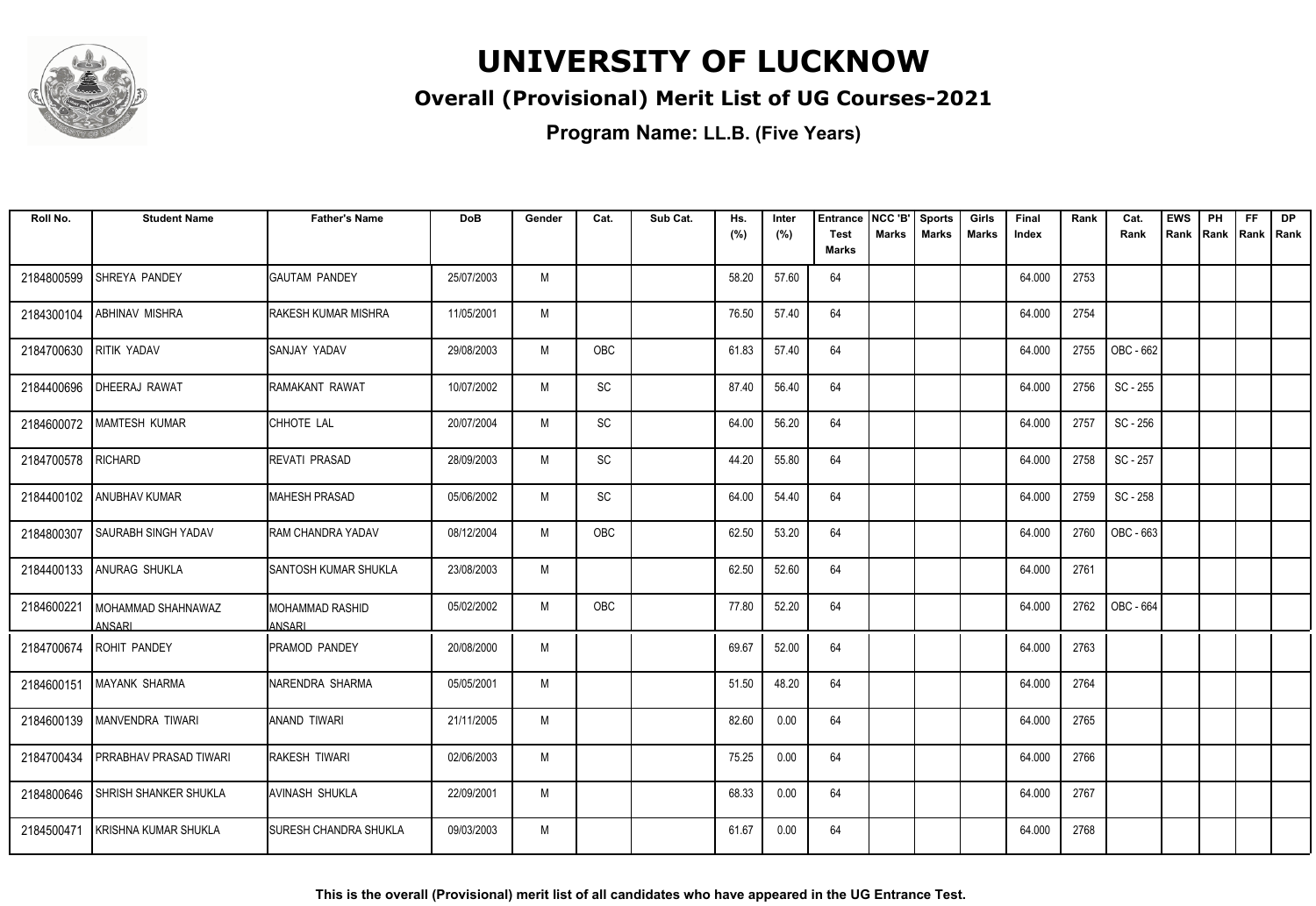# UNIVERSITY OF LUCKNOW

## Overall (Provisional) Merit List of UG Courses-2021

### Program Name: LL.B. (Five Years)

| Roll No. | Student Name | Father's Name | DoB | Gender | Cat. | Sub Cat. | Hs. (%) | Inter (%) | Entrance Test Marks | NCC 'B' Marks | Sports Marks | Girls Marks | Final Index | Rank | Cat. Rank | EWS Rank | PH Rank | FF Rank | DP Rank |
|---|---|---|---|---|---|---|---|---|---|---|---|---|---|---|---|---|---|---|---|
| 2184800599 | SHREYA PANDEY | GAUTAM PANDEY | 25/07/2003 | M | | | 58.20 | 57.60 | 64 | | | | 64.000 | 2753 | | | | | |
| 2184300104 | ABHINAV MISHRA | RAKESH KUMAR MISHRA | 11/05/2001 | M | | | 76.50 | 57.40 | 64 | | | | 64.000 | 2754 | | | | | |
| 2184700630 | RITIK YADAV | SANJAY YADAV | 29/08/2003 | M | OBC | | 61.83 | 57.40 | 64 | | | | 64.000 | 2755 | OBC - 662 | | | | |
| 2184400696 | DHEERAJ RAWAT | RAMAKANT RAWAT | 10/07/2002 | M | SC | | 87.40 | 56.40 | 64 | | | | 64.000 | 2756 | SC - 255 | | | | |
| 2184600072 | MAMTESH KUMAR | CHHOTE LAL | 20/07/2004 | M | SC | | 64.00 | 56.20 | 64 | | | | 64.000 | 2757 | SC - 256 | | | | |
| 2184700578 | RICHARD | REVATI PRASAD | 28/09/2003 | M | SC | | 44.20 | 55.80 | 64 | | | | 64.000 | 2758 | SC - 257 | | | | |
| 2184400102 | ANUBHAV KUMAR | MAHESH PRASAD | 05/06/2002 | M | SC | | 64.00 | 54.40 | 64 | | | | 64.000 | 2759 | SC - 258 | | | | |
| 2184800307 | SAURABH SINGH YADAV | RAM CHANDRA YADAV | 08/12/2004 | M | OBC | | 62.50 | 53.20 | 64 | | | | 64.000 | 2760 | OBC - 663 | | | | |
| 2184400133 | ANURAG SHUKLA | SANTOSH KUMAR SHUKLA | 23/08/2003 | M | | | 62.50 | 52.60 | 64 | | | | 64.000 | 2761 | | | | | |
| 2184600221 | MOHAMMAD SHAHNAWAZ ANSARI | MOHAMMAD RASHID ANSARI | 05/02/2002 | M | OBC | | 77.80 | 52.20 | 64 | | | | 64.000 | 2762 | OBC - 664 | | | | |
| 2184700674 | ROHIT PANDEY | PRAMOD PANDEY | 20/08/2000 | M | | | 69.67 | 52.00 | 64 | | | | 64.000 | 2763 | | | | | |
| 2184600151 | MAYANK SHARMA | NARENDRA SHARMA | 05/05/2001 | M | | | 51.50 | 48.20 | 64 | | | | 64.000 | 2764 | | | | | |
| 2184600139 | MANVENDRA TIWARI | ANAND TIWARI | 21/11/2005 | M | | | 82.60 | 0.00 | 64 | | | | 64.000 | 2765 | | | | | |
| 2184700434 | PRRABHAV PRASAD TIWARI | RAKESH TIWARI | 02/06/2003 | M | | | 75.25 | 0.00 | 64 | | | | 64.000 | 2766 | | | | | |
| 2184800646 | SHRISH SHANKER SHUKLA | AVINASH SHUKLA | 22/09/2001 | M | | | 68.33 | 0.00 | 64 | | | | 64.000 | 2767 | | | | | |
| 2184500471 | KRISHNA KUMAR SHUKLA | SURESH CHANDRA SHUKLA | 09/03/2003 | M | | | 61.67 | 0.00 | 64 | | | | 64.000 | 2768 | | | | | |

**This is the overall (Provisional) merit list of all candidates who have appeared in the UG Entrance Test.**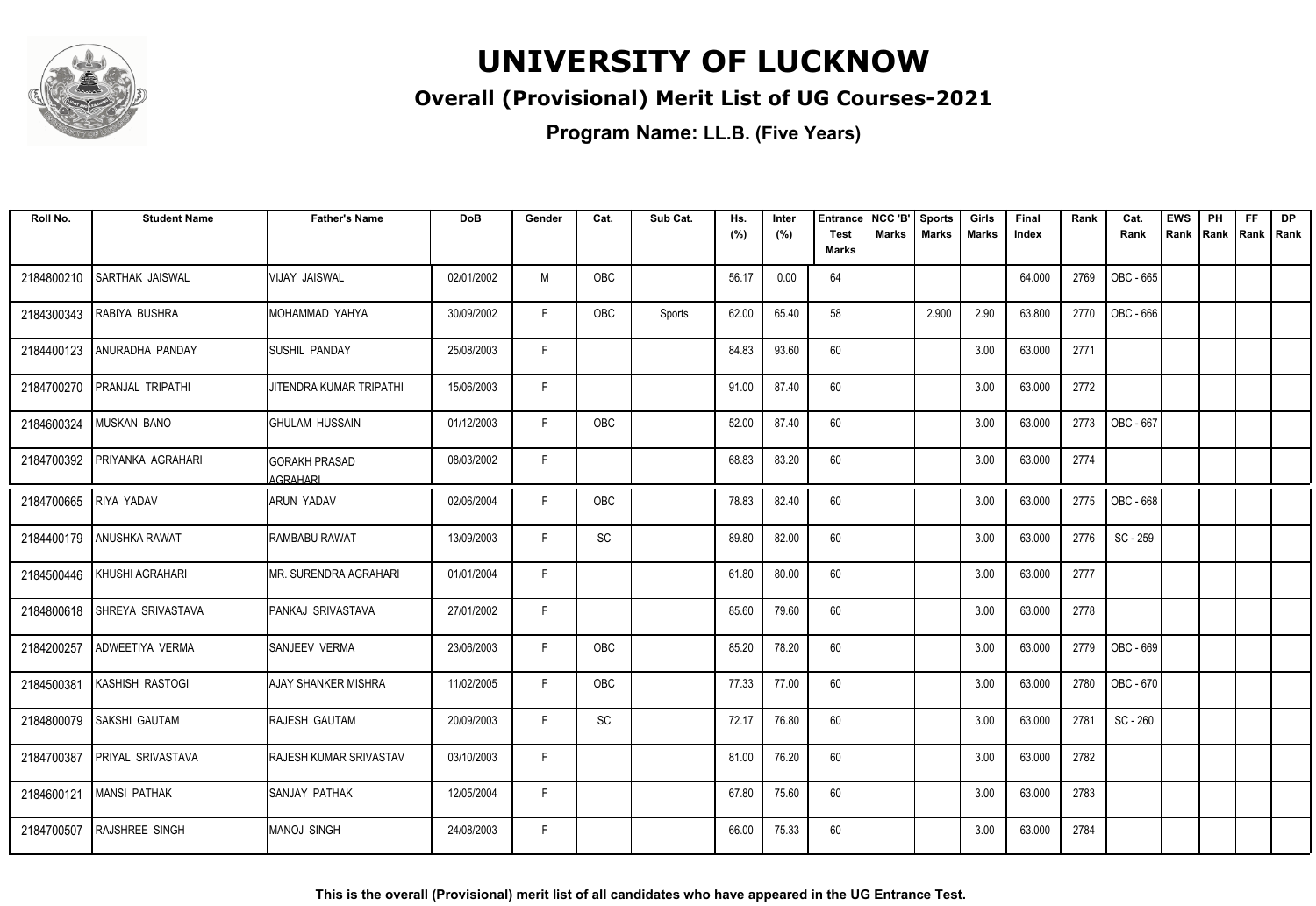# UNIVERSITY OF LUCKNOW

## Overall (Provisional) Merit List of UG Courses-2021

**Program Name: LL.B. (Five Years)**

| Roll No. | Student Name | Father's Name | DoB | Gender | Cat. | Sub Cat. | Hs. (%) | Inter (%) | Entrance Test Marks | NCC 'B' Marks | Sports Marks | Girls Marks | Final Index | Rank | Cat. Rank | EWS Rank | PH Rank | FF Rank | DP Rank |
|---|---|---|---|---|---|---|---|---|---|---|---|---|---|---|---|---|---|---|---|
| 2184800210 | SARTHAK JAISWAL | VIJAY JAISWAL | 02/01/2002 | M | OBC | | 56.17 | 0.00 | 64 | | | | 64.000 | 2769 | OBC - 665 | | | | |
| 2184300343 | RABIYA BUSHRA | MOHAMMAD YAHYA | 30/09/2002 | F | OBC | Sports | 62.00 | 65.40 | 58 | | 2.900 | 2.90 | 63.800 | 2770 | OBC - 666 | | | | |
| 2184400123 | ANURADHA PANDAY | SUSHIL PANDAY | 25/08/2003 | F | | | 84.83 | 93.60 | 60 | | | 3.00 | 63.000 | 2771 | | | | | |
| 2184700270 | PRANJAL TRIPATHI | JITENDRA KUMAR TRIPATHI | 15/06/2003 | F | | | 91.00 | 87.40 | 60 | | | 3.00 | 63.000 | 2772 | | | | | |
| 2184600324 | MUSKAN BANO | GHULAM HUSSAIN | 01/12/2003 | F | OBC | | 52.00 | 87.40 | 60 | | | 3.00 | 63.000 | 2773 | OBC - 667 | | | | |
| 2184700392 | PRIYANKA AGRAHARI | GORAKH PRASAD AGRAHARI | 08/03/2002 | F | | | 68.83 | 83.20 | 60 | | | 3.00 | 63.000 | 2774 | | | | | |
| 2184700665 | RIYA YADAV | ARUN YADAV | 02/06/2004 | F | OBC | | 78.83 | 82.40 | 60 | | | 3.00 | 63.000 | 2775 | OBC - 668 | | | | |
| 2184400179 | ANUSHKA RAWAT | RAMBABU RAWAT | 13/09/2003 | F | SC | | 89.80 | 82.00 | 60 | | | 3.00 | 63.000 | 2776 | SC - 259 | | | | |
| 2184500446 | KHUSHI AGRAHARI | MR. SURENDRA AGRAHARI | 01/01/2004 | F | | | 61.80 | 80.00 | 60 | | | 3.00 | 63.000 | 2777 | | | | | |
| 2184800618 | SHREYA SRIVASTAVA | PANKAJ SRIVASTAVA | 27/01/2002 | F | | | 85.60 | 79.60 | 60 | | | 3.00 | 63.000 | 2778 | | | | | |
| 2184200257 | ADWEETIYA VERMA | SANJEEV VERMA | 23/06/2003 | F | OBC | | 85.20 | 78.20 | 60 | | | 3.00 | 63.000 | 2779 | OBC - 669 | | | | |
| 2184500381 | KASHISH RASTOGI | AJAY SHANKER MISHRA | 11/02/2005 | F | OBC | | 77.33 | 77.00 | 60 | | | 3.00 | 63.000 | 2780 | OBC - 670 | | | | |
| 2184800079 | SAKSHI GAUTAM | RAJESH GAUTAM | 20/09/2003 | F | SC | | 72.17 | 76.80 | 60 | | | 3.00 | 63.000 | 2781 | SC - 260 | | | | |
| 2184700387 | PRIYAL SRIVASTAVA | RAJESH KUMAR SRIVASTAV | 03/10/2003 | F | | | 81.00 | 76.20 | 60 | | | 3.00 | 63.000 | 2782 | | | | | |
| 2184600121 | MANSI PATHAK | SANJAY PATHAK | 12/05/2004 | F | | | 67.80 | 75.60 | 60 | | | 3.00 | 63.000 | 2783 | | | | | |
| 2184700507 | RAJSHREE SINGH | MANOJ SINGH | 24/08/2003 | F | | | 66.00 | 75.33 | 60 | | | 3.00 | 63.000 | 2784 | | | | | |

**This is the overall (Provisional) merit list of all candidates who have appeared in the UG Entrance Test.**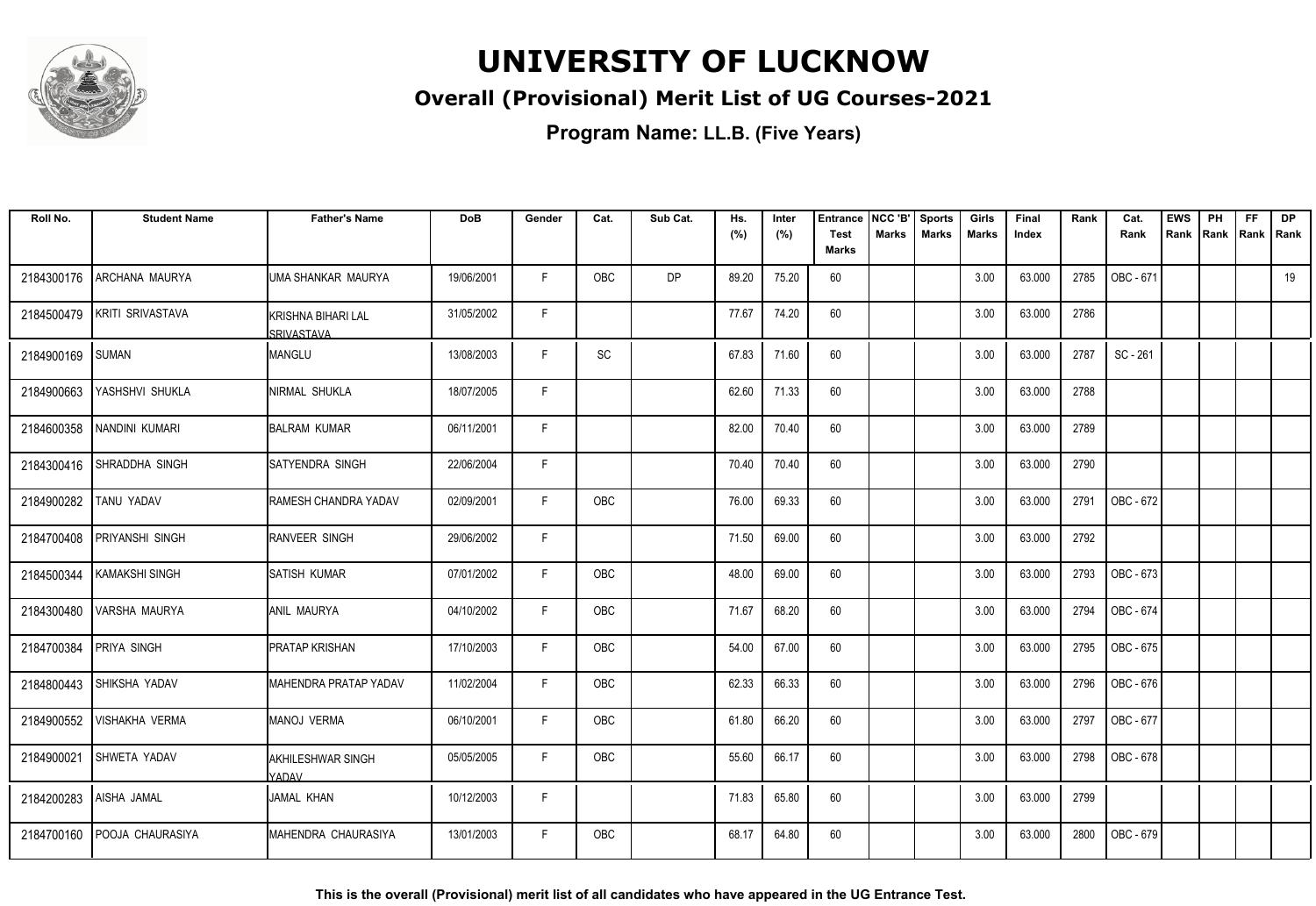# UNIVERSITY OF LUCKNOW

## Overall (Provisional) Merit List of UG Courses-2021

### Program Name: LL.B. (Five Years)

| Roll No. | Student Name | Father's Name | DoB | Gender | Cat. | Sub Cat. | Hs. (%) | Inter (%) | Entrance Test Marks | NCC 'B' Marks | Sports Marks | Girls Marks | Final Index | Rank | Cat. Rank | EWS Rank | PH Rank | FF Rank | DP Rank |
|---|---|---|---|---|---|---|---|---|---|---|---|---|---|---|---|---|---|---|---|
| 2184300176 | ARCHANA MAURYA | UMA SHANKAR MAURYA | 19/06/2001 | F | OBC | DP | 89.20 | 75.20 | 60 | | | 3.00 | 63.000 | 2785 | OBC - 671 | | | | 19 |
| 2184500479 | KRITI SRIVASTAVA | KRISHNA BIHARI LAL SRIVASTAVA | 31/05/2002 | F | | | 77.67 | 74.20 | 60 | | | 3.00 | 63.000 | 2786 | | | | | |
| 2184900169 | SUMAN | MANGLU | 13/08/2003 | F | SC | | 67.83 | 71.60 | 60 | | | 3.00 | 63.000 | 2787 | SC - 261 | | | | |
| 2184900663 | YASHSHVI SHUKLA | NIRMAL SHUKLA | 18/07/2005 | F | | | 62.60 | 71.33 | 60 | | | 3.00 | 63.000 | 2788 | | | | | |
| 2184600358 | NANDINI KUMARI | BALRAM KUMAR | 06/11/2001 | F | | | 82.00 | 70.40 | 60 | | | 3.00 | 63.000 | 2789 | | | | | |
| 2184300416 | SHRADDHA SINGH | SATYENDRA SINGH | 22/06/2004 | F | | | 70.40 | 70.40 | 60 | | | 3.00 | 63.000 | 2790 | | | | | |
| 2184900282 | TANU YADAV | RAMESH CHANDRA YADAV | 02/09/2001 | F | OBC | | 76.00 | 69.33 | 60 | | | 3.00 | 63.000 | 2791 | OBC - 672 | | | | |
| 2184700408 | PRIYANSHI SINGH | RANVEER SINGH | 29/06/2002 | F | | | 71.50 | 69.00 | 60 | | | 3.00 | 63.000 | 2792 | | | | | |
| 2184500344 | KAMAKSHI SINGH | SATISH KUMAR | 07/01/2002 | F | OBC | | 48.00 | 69.00 | 60 | | | 3.00 | 63.000 | 2793 | OBC - 673 | | | | |
| 2184300480 | VARSHA MAURYA | ANIL MAURYA | 04/10/2002 | F | OBC | | 71.67 | 68.20 | 60 | | | 3.00 | 63.000 | 2794 | OBC - 674 | | | | |
| 2184700384 | PRIYA SINGH | PRATAP KRISHAN | 17/10/2003 | F | OBC | | 54.00 | 67.00 | 60 | | | 3.00 | 63.000 | 2795 | OBC - 675 | | | | |
| 2184800443 | SHIKSHA YADAV | MAHENDRA PRATAP YADAV | 11/02/2004 | F | OBC | | 62.33 | 66.33 | 60 | | | 3.00 | 63.000 | 2796 | OBC - 676 | | | | |
| 2184900552 | VISHAKHA VERMA | MANOJ VERMA | 06/10/2001 | F | OBC | | 61.80 | 66.20 | 60 | | | 3.00 | 63.000 | 2797 | OBC - 677 | | | | |
| 2184900021 | SHWETA YADAV | AKHILESHWAR SINGH YADAV | 05/05/2005 | F | OBC | | 55.60 | 66.17 | 60 | | | 3.00 | 63.000 | 2798 | OBC - 678 | | | | |
| 2184200283 | AISHA JAMAL | JAMAL KHAN | 10/12/2003 | F | | | 71.83 | 65.80 | 60 | | | 3.00 | 63.000 | 2799 | | | | | |
| 2184700160 | POOJA CHAURASIYA | MAHENDRA CHAURASIYA | 13/01/2003 | F | OBC | | 68.17 | 64.80 | 60 | | | 3.00 | 63.000 | 2800 | OBC - 679 | | | | |

**This is the overall (Provisional) merit list of all candidates who have appeared in the UG Entrance Test.**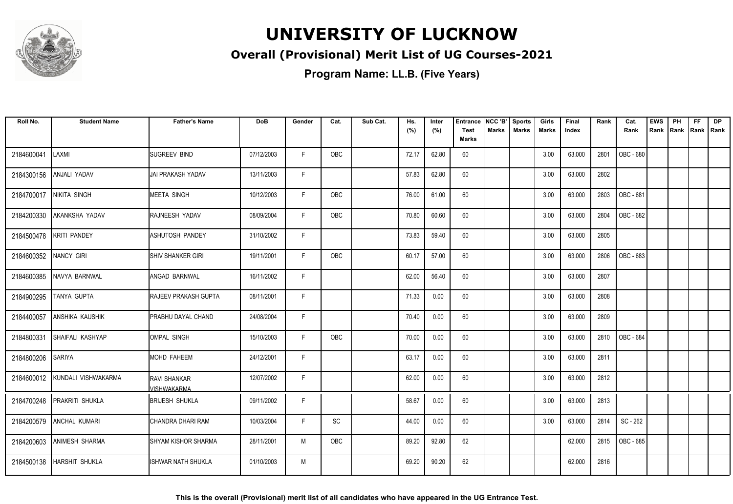# UNIVERSITY OF LUCKNOW

## Overall (Provisional) Merit List of UG Courses-2021

### Program Name: LL.B. (Five Years)

| Roll No. | Student Name | Father's Name | DoB | Gender | Cat. | Sub Cat. | Hs. (%) | Inter (%) | Entrance Test Marks | NCC 'B' Marks | Sports Marks | Girls Marks | Final Index | Rank | Cat. Rank | EWS Rank | PH Rank | FF Rank | DP Rank |
|---|---|---|---|---|---|---|---|---|---|---|---|---|---|---|---|---|---|---|---|
| 2184600041 | LAXMI | SUGREEV BIND | 07/12/2003 | F | OBC | | 72.17 | 62.80 | 60 | | | 3.00 | 63.000 | 2801 | OBC - 680 | | | | |
| 2184300156 | ANJALI YADAV | JAI PRAKASH YADAV | 13/11/2003 | F | | | 57.83 | 62.80 | 60 | | | 3.00 | 63.000 | 2802 | | | | | |
| 2184700017 | NIKITA SINGH | MEETA SINGH | 10/12/2003 | F | OBC | | 76.00 | 61.00 | 60 | | | 3.00 | 63.000 | 2803 | OBC - 681 | | | | |
| 2184200330 | AKANKSHA YADAV | RAJNEESH YADAV | 08/09/2004 | F | OBC | | 70.80 | 60.60 | 60 | | | 3.00 | 63.000 | 2804 | OBC - 682 | | | | |
| 2184500478 | KRITI PANDEY | ASHUTOSH PANDEY | 31/10/2002 | F | | | 73.83 | 59.40 | 60 | | | 3.00 | 63.000 | 2805 | | | | | |
| 2184600352 | NANCY GIRI | SHIV SHANKER GIRI | 19/11/2001 | F | OBC | | 60.17 | 57.00 | 60 | | | 3.00 | 63.000 | 2806 | OBC - 683 | | | | |
| 2184600385 | NAVYA BARNWAL | ANGAD BARNWAL | 16/11/2002 | F | | | 62.00 | 56.40 | 60 | | | 3.00 | 63.000 | 2807 | | | | | |
| 2184900295 | TANYA GUPTA | RAJEEV PRAKASH GUPTA | 08/11/2001 | F | | | 71.33 | 0.00 | 60 | | | 3.00 | 63.000 | 2808 | | | | | |
| 2184400057 | ANSHIKA KAUSHIK | PRABHU DAYAL CHAND | 24/08/2004 | F | | | 70.40 | 0.00 | 60 | | | 3.00 | 63.000 | 2809 | | | | | |
| 2184800331 | SHAIFALI KASHYAP | OMPAL SINGH | 15/10/2003 | F | OBC | | 70.00 | 0.00 | 60 | | | 3.00 | 63.000 | 2810 | OBC - 684 | | | | |
| 2184800206 | SARIYA | MOHD FAHEEM | 24/12/2001 | F | | | 63.17 | 0.00 | 60 | | | 3.00 | 63.000 | 2811 | | | | | |
| 2184600012 | KUNDALI VISHWAKARMA | RAVI SHANKAR VISHWAKARMA | 12/07/2002 | F | | | 62.00 | 0.00 | 60 | | | 3.00 | 63.000 | 2812 | | | | | |
| 2184700248 | PRAKRITI SHUKLA | BRIJESH SHUKLA | 09/11/2002 | F | | | 58.67 | 0.00 | 60 | | | 3.00 | 63.000 | 2813 | | | | | |
| 2184200579 | ANCHAL KUMARI | CHANDRA DHARI RAM | 10/03/2004 | F | SC | | 44.00 | 0.00 | 60 | | | 3.00 | 63.000 | 2814 | SC - 262 | | | | |
| 2184200603 | ANIMESH SHARMA | SHYAM KISHOR SHARMA | 28/11/2001 | M | OBC | | 89.20 | 92.80 | 62 | | | | 62.000 | 2815 | OBC - 685 | | | | |
| 2184500138 | HARSHIT SHUKLA | ISHWAR NATH SHUKLA | 01/10/2003 | M | | | 69.20 | 90.20 | 62 | | | | 62.000 | 2816 | | | | | |

**This is the overall (Provisional) merit list of all candidates who have appeared in the UG Entrance Test.**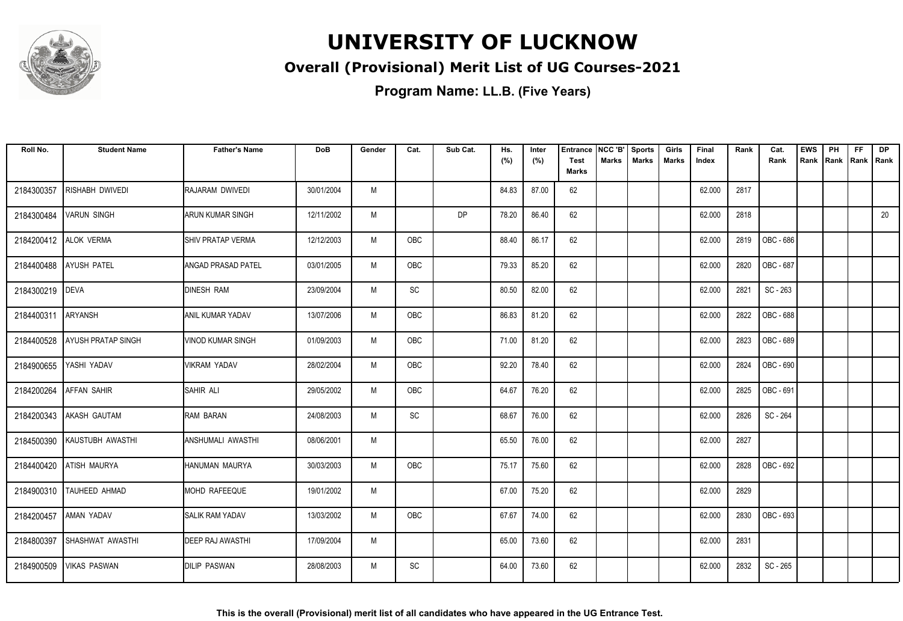# UNIVERSITY OF LUCKNOW

## Overall (Provisional) Merit List of UG Courses-2021

### Program Name: LL.B. (Five Years)

| Roll No. | Student Name | Father's Name | DoB | Gender | Cat. | Sub Cat. | Hs. (%) | Inter (%) | Entrance Test Marks | NCC 'B' Marks | Sports Marks | Girls Marks | Final Index | Rank | Cat. Rank | EWS Rank | PH Rank | FF Rank | DP Rank |
|---|---|---|---|---|---|---|---|---|---|---|---|---|---|---|---|---|---|---|---|
| 2184300357 | RISHABH DWIVEDI | RAJARAM DWIVEDI | 30/01/2004 | M | | | 84.83 | 87.00 | 62 | | | | 62.000 | 2817 | | | | | |
| 2184300484 | VARUN SINGH | ARUN KUMAR SINGH | 12/11/2002 | M | | DP | 78.20 | 86.40 | 62 | | | | 62.000 | 2818 | | | | | 20 |
| 2184200412 | ALOK VERMA | SHIV PRATAP VERMA | 12/12/2003 | M | OBC | | 88.40 | 86.17 | 62 | | | | 62.000 | 2819 | OBC - 686 | | | | |
| 2184400488 | AYUSH PATEL | ANGAD PRASAD PATEL | 03/01/2005 | M | OBC | | 79.33 | 85.20 | 62 | | | | 62.000 | 2820 | OBC - 687 | | | | |
| 2184300219 | DEVA | DINESH RAM | 23/09/2004 | M | SC | | 80.50 | 82.00 | 62 | | | | 62.000 | 2821 | SC - 263 | | | | |
| 2184400311 | ARYANSH | ANIL KUMAR YADAV | 13/07/2006 | M | OBC | | 86.83 | 81.20 | 62 | | | | 62.000 | 2822 | OBC - 688 | | | | |
| 2184400528 | AYUSH PRATAP SINGH | VINOD KUMAR SINGH | 01/09/2003 | M | OBC | | 71.00 | 81.20 | 62 | | | | 62.000 | 2823 | OBC - 689 | | | | |
| 2184900655 | YASHI YADAV | VIKRAM YADAV | 28/02/2004 | M | OBC | | 92.20 | 78.40 | 62 | | | | 62.000 | 2824 | OBC - 690 | | | | |
| 2184200264 | AFFAN SAHIR | SAHIR ALI | 29/05/2002 | M | OBC | | 64.67 | 76.20 | 62 | | | | 62.000 | 2825 | OBC - 691 | | | | |
| 2184200343 | AKASH GAUTAM | RAM BARAN | 24/08/2003 | M | SC | | 68.67 | 76.00 | 62 | | | | 62.000 | 2826 | SC - 264 | | | | |
| 2184500390 | KAUSTUBH AWASTHI | ANSHUMALI AWASTHI | 08/06/2001 | M | | | 65.50 | 76.00 | 62 | | | | 62.000 | 2827 | | | | | |
| 2184400420 | ATISH MAURYA | HANUMAN MAURYA | 30/03/2003 | M | OBC | | 75.17 | 75.60 | 62 | | | | 62.000 | 2828 | OBC - 692 | | | | |
| 2184900310 | TAUHEED AHMAD | MOHD RAFEEQUE | 19/01/2002 | M | | | 67.00 | 75.20 | 62 | | | | 62.000 | 2829 | | | | | |
| 2184200457 | AMAN YADAV | SALIK RAM YADAV | 13/03/2002 | M | OBC | | 67.67 | 74.00 | 62 | | | | 62.000 | 2830 | OBC - 693 | | | | |
| 2184800397 | SHASHWAT AWASTHI | DEEP RAJ AWASTHI | 17/09/2004 | M | | | 65.00 | 73.60 | 62 | | | | 62.000 | 2831 | | | | | |
| 2184900509 | VIKAS PASWAN | DILIP PASWAN | 28/08/2003 | M | SC | | 64.00 | 73.60 | 62 | | | | 62.000 | 2832 | SC - 265 | | | | |

**This is the overall (Provisional) merit list of all candidates who have appeared in the UG Entrance Test.**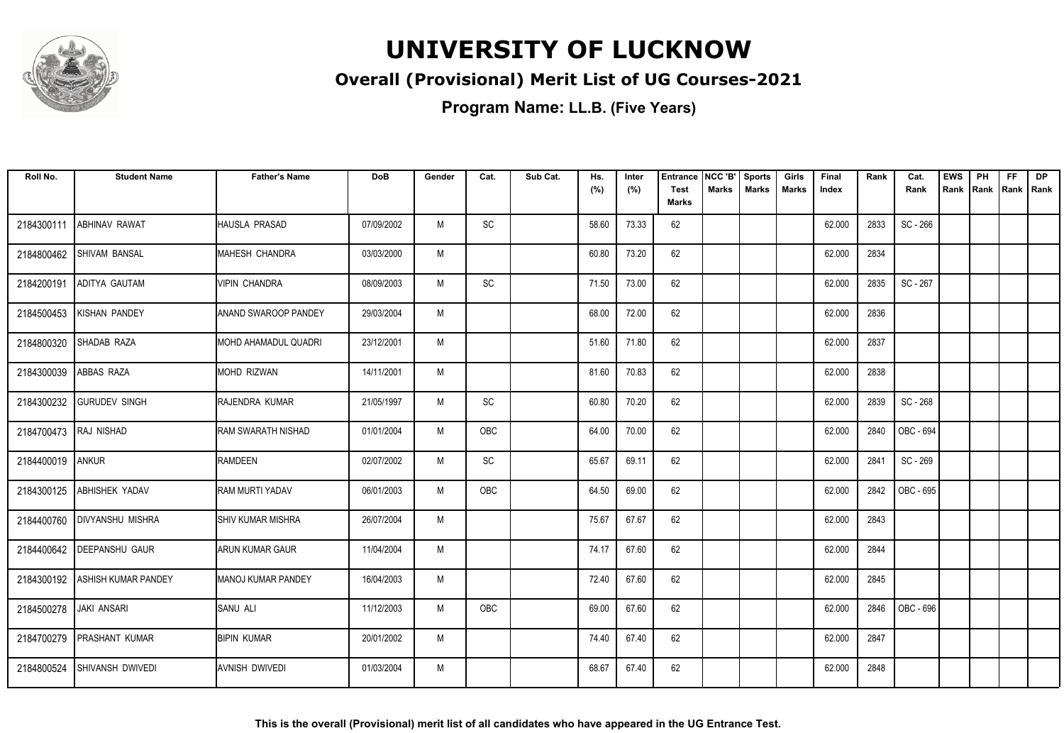# UNIVERSITY OF LUCKNOW

## Overall (Provisional) Merit List of UG Courses-2021

### Program Name: LL.B. (Five Years)

| Roll No. | Student Name | Father's Name | DoB | Gender | Cat. | Sub Cat. | Hs. (%) | Inter (%) | Entrance Test Marks | NCC 'B' Marks | Sports Marks | Girls Marks | Final Index | Rank | Cat. Rank | EWS Rank | PH Rank | FF Rank | DP Rank |
|---|---|---|---|---|---|---|---|---|---|---|---|---|---|---|---|---|---|---|---|
| 2184300111 | ABHINAV RAWAT | HAUSLA PRASAD | 07/09/2002 | M | SC | | 58.60 | 73.33 | 62 | | | | 62.000 | 2833 | SC - 266 | | | | |
| 2184800462 | SHIVAM BANSAL | MAHESH CHANDRA | 03/03/2000 | M | | | 60.80 | 73.20 | 62 | | | | 62.000 | 2834 | | | | | |
| 2184200191 | ADITYA GAUTAM | VIPIN CHANDRA | 08/09/2003 | M | SC | | 71.50 | 73.00 | 62 | | | | 62.000 | 2835 | SC - 267 | | | | |
| 2184500453 | KISHAN PANDEY | ANAND SWAROOP PANDEY | 29/03/2004 | M | | | 68.00 | 72.00 | 62 | | | | 62.000 | 2836 | | | | | |
| 2184800320 | SHADAB RAZA | MOHD AHAMADUL QUADRI | 23/12/2001 | M | | | 51.60 | 71.80 | 62 | | | | 62.000 | 2837 | | | | | |
| 2184300039 | ABBAS RAZA | MOHD RIZWAN | 14/11/2001 | M | | | 81.60 | 70.83 | 62 | | | | 62.000 | 2838 | | | | | |
| 2184300232 | GURUDEV SINGH | RAJENDRA KUMAR | 21/05/1997 | M | SC | | 60.80 | 70.20 | 62 | | | | 62.000 | 2839 | SC - 268 | | | | |
| 2184700473 | RAJ NISHAD | RAM SWARATH NISHAD | 01/01/2004 | M | OBC | | 64.00 | 70.00 | 62 | | | | 62.000 | 2840 | OBC - 694 | | | | |
| 2184400019 | ANKUR | RAMDEEN | 02/07/2002 | M | SC | | 65.67 | 69.11 | 62 | | | | 62.000 | 2841 | SC - 269 | | | | |
| 2184300125 | ABHISHEK YADAV | RAM MURTI YADAV | 06/01/2003 | M | OBC | | 64.50 | 69.00 | 62 | | | | 62.000 | 2842 | OBC - 695 | | | | |
| 2184400760 | DIVYANSHU MISHRA | SHIV KUMAR MISHRA | 26/07/2004 | M | | | 75.67 | 67.67 | 62 | | | | 62.000 | 2843 | | | | | |
| 2184400642 | DEEPANSHU GAUR | ARUN KUMAR GAUR | 11/04/2004 | M | | | 74.17 | 67.60 | 62 | | | | 62.000 | 2844 | | | | | |
| 2184300192 | ASHISH KUMAR PANDEY | MANOJ KUMAR PANDEY | 16/04/2003 | M | | | 72.40 | 67.60 | 62 | | | | 62.000 | 2845 | | | | | |
| 2184500278 | JAKI ANSARI | SANU ALI | 11/12/2003 | M | OBC | | 69.00 | 67.60 | 62 | | | | 62.000 | 2846 | OBC - 696 | | | | |
| 2184700279 | PRASHANT KUMAR | BIPIN KUMAR | 20/01/2002 | M | | | 74.40 | 67.40 | 62 | | | | 62.000 | 2847 | | | | | |
| 2184800524 | SHIVANSH DWIVEDI | AVNISH DWIVEDI | 01/03/2004 | M | | | 68.67 | 67.40 | 62 | | | | 62.000 | 2848 | | | | | |

**This is the overall (Provisional) merit list of all candidates who have appeared in the UG Entrance Test.**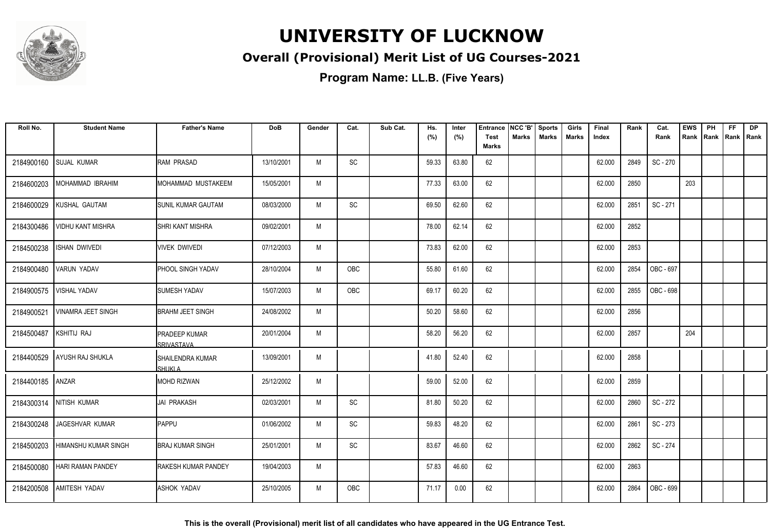# UNIVERSITY OF LUCKNOW

## Overall (Provisional) Merit List of UG Courses-2021

### Program Name: LL.B. (Five Years)

| Roll No. | Student Name | Father's Name | DoB | Gender | Cat. | Sub Cat. | Hs. (%) | Inter (%) | Entrance Test Marks | NCC 'B' Marks | Sports Marks | Girls Marks | Final Index | Rank | Cat. Rank | EWS Rank | PH Rank | FF Rank | DP Rank |
|---|---|---|---|---|---|---|---|---|---|---|---|---|---|---|---|---|---|---|---|
| 2184900160 | SUJAL KUMAR | RAM PRASAD | 13/10/2001 | M | SC | | 59.33 | 63.80 | 62 | | | | 62.000 | 2849 | SC - 270 | | | | |
| 2184600203 | MOHAMMAD IBRAHIM | MOHAMMAD MUSTAKEEM | 15/05/2001 | M | | | 77.33 | 63.00 | 62 | | | | 62.000 | 2850 | | 203 | | | |
| 2184600029 | KUSHAL GAUTAM | SUNIL KUMAR GAUTAM | 08/03/2000 | M | SC | | 69.50 | 62.60 | 62 | | | | 62.000 | 2851 | SC - 271 | | | | |
| 2184300486 | VIDHU KANT MISHRA | SHRI KANT MISHRA | 09/02/2001 | M | | | 78.00 | 62.14 | 62 | | | | 62.000 | 2852 | | | | | |
| 2184500238 | ISHAN DWIVEDI | VIVEK DWIVEDI | 07/12/2003 | M | | | 73.83 | 62.00 | 62 | | | | 62.000 | 2853 | | | | | |
| 2184900480 | VARUN YADAV | PHOOL SINGH YADAV | 28/10/2004 | M | OBC | | 55.80 | 61.60 | 62 | | | | 62.000 | 2854 | OBC - 697 | | | | |
| 2184900575 | VISHAL YADAV | SUMESH YADAV | 15/07/2003 | M | OBC | | 69.17 | 60.20 | 62 | | | | 62.000 | 2855 | OBC - 698 | | | | |
| 2184900521 | VINAMRA JEET SINGH | BRAHM JEET SINGH | 24/08/2002 | M | | | 50.20 | 58.60 | 62 | | | | 62.000 | 2856 | | | | | |
| 2184500487 | KSHITIJ RAJ | PRADEEP KUMAR SRIVASTAVA | 20/01/2004 | M | | | 58.20 | 56.20 | 62 | | | | 62.000 | 2857 | | 204 | | | |
| 2184400529 | AYUSH RAJ SHUKLA | SHAILENDRA KUMAR SHUKLA | 13/09/2001 | M | | | 41.80 | 52.40 | 62 | | | | 62.000 | 2858 | | | | | |
| 2184400185 | ANZAR | MOHD RIZWAN | 25/12/2002 | M | | | 59.00 | 52.00 | 62 | | | | 62.000 | 2859 | | | | | |
| 2184300314 | NITISH KUMAR | JAI PRAKASH | 02/03/2001 | M | SC | | 81.80 | 50.20 | 62 | | | | 62.000 | 2860 | SC - 272 | | | | |
| 2184300248 | JAGESHVAR KUMAR | PAPPU | 01/06/2002 | M | SC | | 59.83 | 48.20 | 62 | | | | 62.000 | 2861 | SC - 273 | | | | |
| 2184500203 | HIMANSHU KUMAR SINGH | BRAJ KUMAR SINGH | 25/01/2001 | M | SC | | 83.67 | 46.60 | 62 | | | | 62.000 | 2862 | SC - 274 | | | | |
| 2184500080 | HARI RAMAN PANDEY | RAKESH KUMAR PANDEY | 19/04/2003 | M | | | 57.83 | 46.60 | 62 | | | | 62.000 | 2863 | | | | | |
| 2184200508 | AMITESH YADAV | ASHOK YADAV | 25/10/2005 | M | OBC | | 71.17 | 0.00 | 62 | | | | 62.000 | 2864 | OBC - 699 | | | | |

**This is the overall (Provisional) merit list of all candidates who have appeared in the UG Entrance Test.**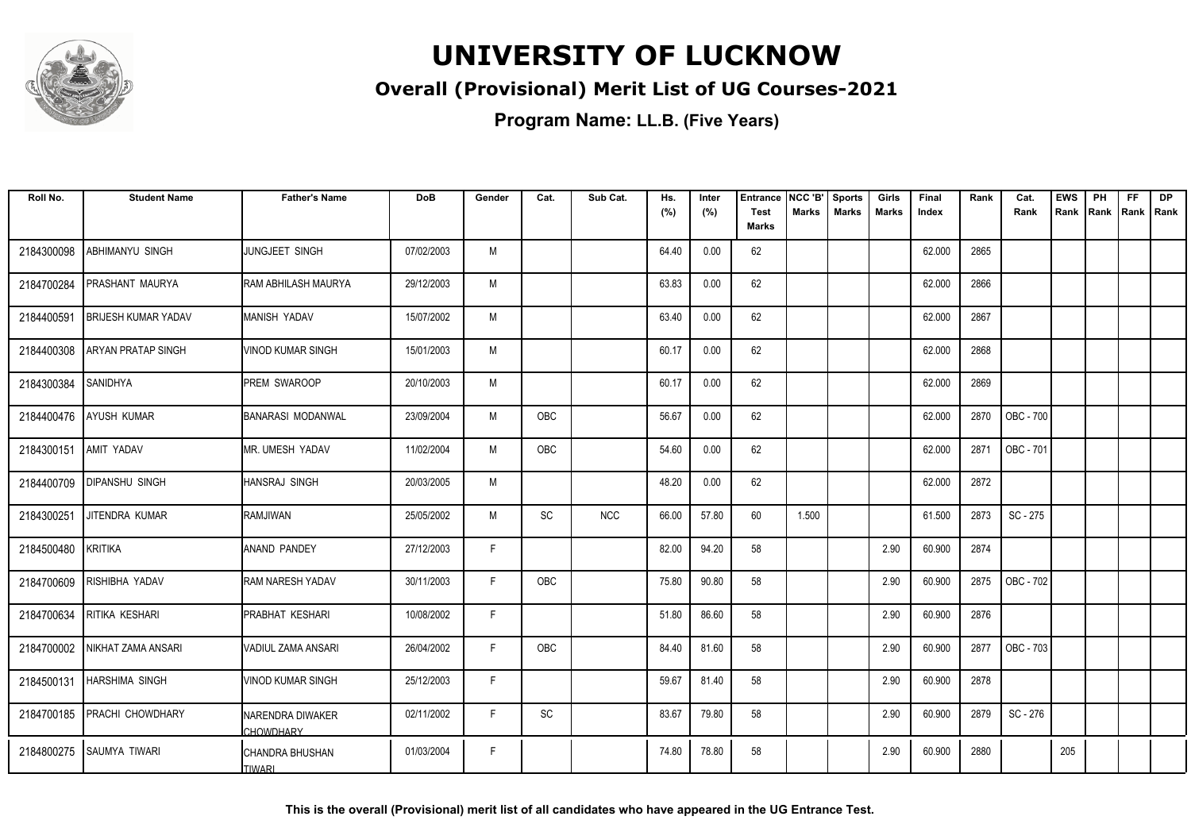# UNIVERSITY OF LUCKNOW

## Overall (Provisional) Merit List of UG Courses-2021

**Program Name: LL.B. (Five Years)**

| Roll No. | Student Name | Father's Name | DoB | Gender | Cat. | Sub Cat. | Hs. (%) | Inter (%) | Entrance Test Marks | NCC 'B' Marks | Sports Marks | Girls Marks | Final Index | Rank | Cat. Rank | EWS Rank | PH Rank | FF Rank | DP Rank |
|---|---|---|---|---|---|---|---|---|---|---|---|---|---|---|---|---|---|---|---|
| 2184300098 | ABHIMANYU SINGH | JUNGJEET SINGH | 07/02/2003 | M | | | 64.40 | 0.00 | 62 | | | | 62.000 | 2865 | | | | | |
| 2184700284 | PRASHANT MAURYA | RAM ABHILASH MAURYA | 29/12/2003 | M | | | 63.83 | 0.00 | 62 | | | | 62.000 | 2866 | | | | | |
| 2184400591 | BRIJESH KUMAR YADAV | MANISH YADAV | 15/07/2002 | M | | | 63.40 | 0.00 | 62 | | | | 62.000 | 2867 | | | | | |
| 2184400308 | ARYAN PRATAP SINGH | VINOD KUMAR SINGH | 15/01/2003 | M | | | 60.17 | 0.00 | 62 | | | | 62.000 | 2868 | | | | | |
| 2184300384 | SANIDHYA | PREM SWAROOP | 20/10/2003 | M | | | 60.17 | 0.00 | 62 | | | | 62.000 | 2869 | | | | | |
| 2184400476 | AYUSH KUMAR | BANARASI MODANWAL | 23/09/2004 | M | OBC | | 56.67 | 0.00 | 62 | | | | 62.000 | 2870 | OBC - 700 | | | | |
| 2184300151 | AMIT YADAV | MR. UMESH YADAV | 11/02/2004 | M | OBC | | 54.60 | 0.00 | 62 | | | | 62.000 | 2871 | OBC - 701 | | | | |
| 2184400709 | DIPANSHU SINGH | HANSRAJ SINGH | 20/03/2005 | M | | | 48.20 | 0.00 | 62 | | | | 62.000 | 2872 | | | | | |
| 2184300251 | JITENDRA KUMAR | RAMJIWAN | 25/05/2002 | M | SC | NCC | 66.00 | 57.80 | 60 | 1.500 | | | 61.500 | 2873 | SC - 275 | | | | |
| 2184500480 | KRITIKA | ANAND PANDEY | 27/12/2003 | F | | | 82.00 | 94.20 | 58 | | | 2.90 | 60.900 | 2874 | | | | | |
| 2184700609 | RISHIBHA YADAV | RAM NARESH YADAV | 30/11/2003 | F | OBC | | 75.80 | 90.80 | 58 | | | 2.90 | 60.900 | 2875 | OBC - 702 | | | | |
| 2184700634 | RITIKA KESHARI | PRABHAT KESHARI | 10/08/2002 | F | | | 51.80 | 86.60 | 58 | | | 2.90 | 60.900 | 2876 | | | | | |
| 2184700002 | NIKHAT ZAMA ANSARI | VADIUL ZAMA ANSARI | 26/04/2002 | F | OBC | | 84.40 | 81.60 | 58 | | | 2.90 | 60.900 | 2877 | OBC - 703 | | | | |
| 2184500131 | HARSHIMA SINGH | VINOD KUMAR SINGH | 25/12/2003 | F | | | 59.67 | 81.40 | 58 | | | 2.90 | 60.900 | 2878 | | | | | |
| 2184700185 | PRACHI CHOWDHARY | NARENDRA DIWAKER CHOWDHARY | 02/11/2002 | F | SC | | 83.67 | 79.80 | 58 | | | 2.90 | 60.900 | 2879 | SC - 276 | | | | |
| 2184800275 | SAUMYA TIWARI | CHANDRA BHUSHAN TIWARI | 01/03/2004 | F | | | 74.80 | 78.80 | 58 | | | 2.90 | 60.900 | 2880 | | 205 | | | |

**This is the overall (Provisional) merit list of all candidates who have appeared in the UG Entrance Test.**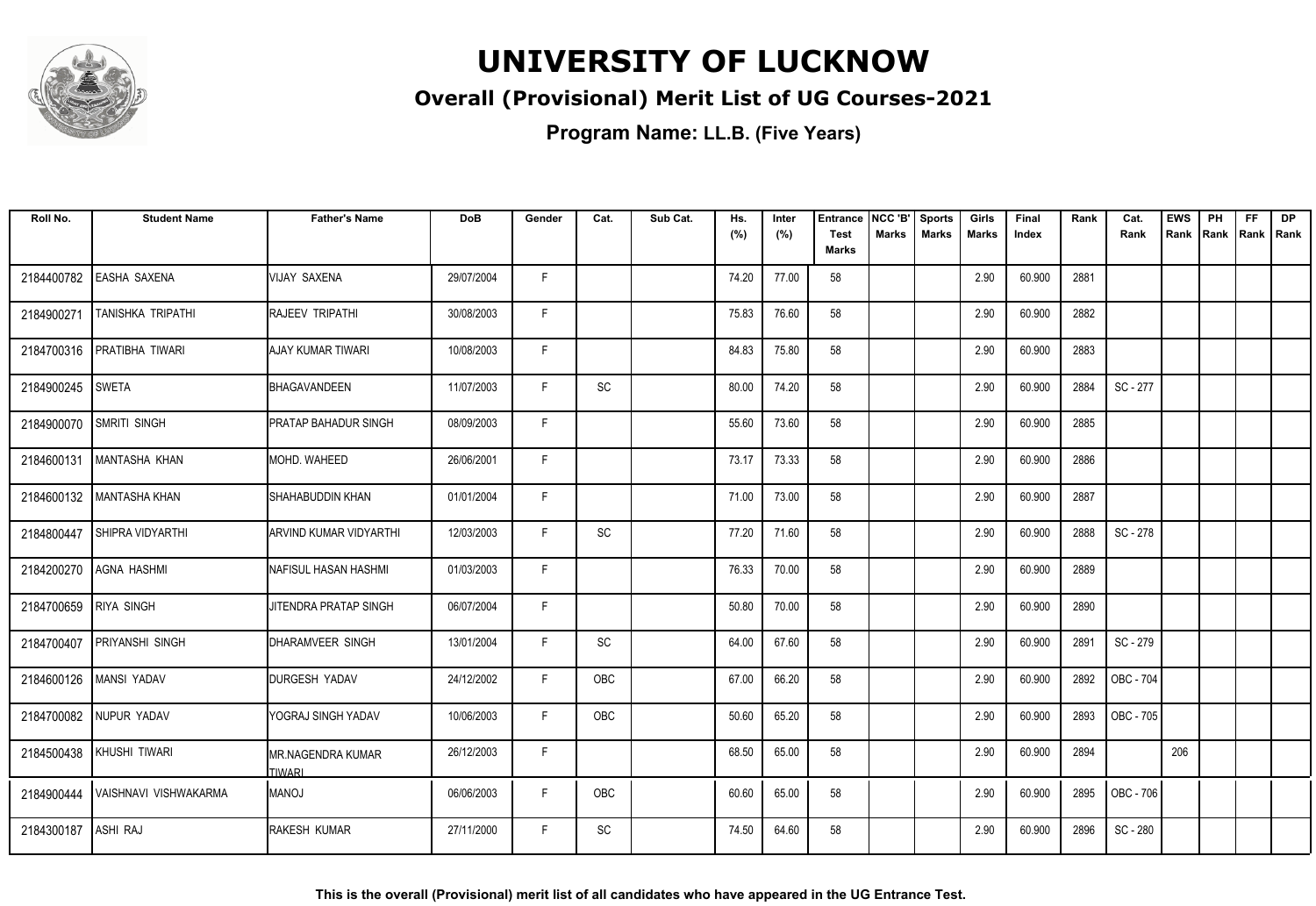# UNIVERSITY OF LUCKNOW

## Overall (Provisional) Merit List of UG Courses-2021

### Program Name: LL.B. (Five Years)

| Roll No. | Student Name | Father's Name | DoB | Gender | Cat. | Sub Cat. | Hs. (%) | Inter (%) | Entrance Test Marks | NCC 'B' Marks | Sports Marks | Girls Marks | Final Index | Rank | Cat. Rank | EWS Rank | PH Rank | FF Rank | DP Rank |
|---|---|---|---|---|---|---|---|---|---|---|---|---|---|---|---|---|---|---|---|
| 2184400782 | EASHA SAXENA | VIJAY SAXENA | 29/07/2004 | F | | | 74.20 | 77.00 | 58 | | | 2.90 | 60.900 | 2881 | | | | | |
| 2184900271 | TANISHKA TRIPATHI | RAJEEV TRIPATHI | 30/08/2003 | F | | | 75.83 | 76.60 | 58 | | | 2.90 | 60.900 | 2882 | | | | | |
| 2184700316 | PRATIBHA TIWARI | AJAY KUMAR TIWARI | 10/08/2003 | F | | | 84.83 | 75.80 | 58 | | | 2.90 | 60.900 | 2883 | | | | | |
| 2184900245 | SWETA | BHAGAVANDEEN | 11/07/2003 | F | SC | | 80.00 | 74.20 | 58 | | | 2.90 | 60.900 | 2884 | SC - 277 | | | | |
| 2184900070 | SMRITI SINGH | PRATAP BAHADUR SINGH | 08/09/2003 | F | | | 55.60 | 73.60 | 58 | | | 2.90 | 60.900 | 2885 | | | | | |
| 2184600131 | MANTASHA KHAN | MOHD. WAHEED | 26/06/2001 | F | | | 73.17 | 73.33 | 58 | | | 2.90 | 60.900 | 2886 | | | | | |
| 2184600132 | MANTASHA KHAN | SHAHABUDDIN KHAN | 01/01/2004 | F | | | 71.00 | 73.00 | 58 | | | 2.90 | 60.900 | 2887 | | | | | |
| 2184800447 | SHIPRA VIDYARTHI | ARVIND KUMAR VIDYARTHI | 12/03/2003 | F | SC | | 77.20 | 71.60 | 58 | | | 2.90 | 60.900 | 2888 | SC - 278 | | | | |
| 2184200270 | AGNA HASHMI | NAFISUL HASAN HASHMI | 01/03/2003 | F | | | 76.33 | 70.00 | 58 | | | 2.90 | 60.900 | 2889 | | | | | |
| 2184700659 | RIYA SINGH | JITENDRA PRATAP SINGH | 06/07/2004 | F | | | 50.80 | 70.00 | 58 | | | 2.90 | 60.900 | 2890 | | | | | |
| 2184700407 | PRIYANSHI SINGH | DHARAMVEER SINGH | 13/01/2004 | F | SC | | 64.00 | 67.60 | 58 | | | 2.90 | 60.900 | 2891 | SC - 279 | | | | |
| 2184600126 | MANSI YADAV | DURGESH YADAV | 24/12/2002 | F | OBC | | 67.00 | 66.20 | 58 | | | 2.90 | 60.900 | 2892 | OBC - 704 | | | | |
| 2184700082 | NUPUR YADAV | YOGRAJ SINGH YADAV | 10/06/2003 | F | OBC | | 50.60 | 65.20 | 58 | | | 2.90 | 60.900 | 2893 | OBC - 705 | | | | |
| 2184500438 | KHUSHI TIWARI | MR.NAGENDRA KUMAR TIWARI | 26/12/2003 | F | | | 68.50 | 65.00 | 58 | | | 2.90 | 60.900 | 2894 | | 206 | | | |
| 2184900444 | VAISHNAVI VISHWAKARMA | MANOJ | 06/06/2003 | F | OBC | | 60.60 | 65.00 | 58 | | | 2.90 | 60.900 | 2895 | OBC - 706 | | | | |
| 2184300187 | ASHI RAJ | RAKESH KUMAR | 27/11/2000 | F | SC | | 74.50 | 64.60 | 58 | | | 2.90 | 60.900 | 2896 | SC - 280 | | | | |

**This is the overall (Provisional) merit list of all candidates who have appeared in the UG Entrance Test.**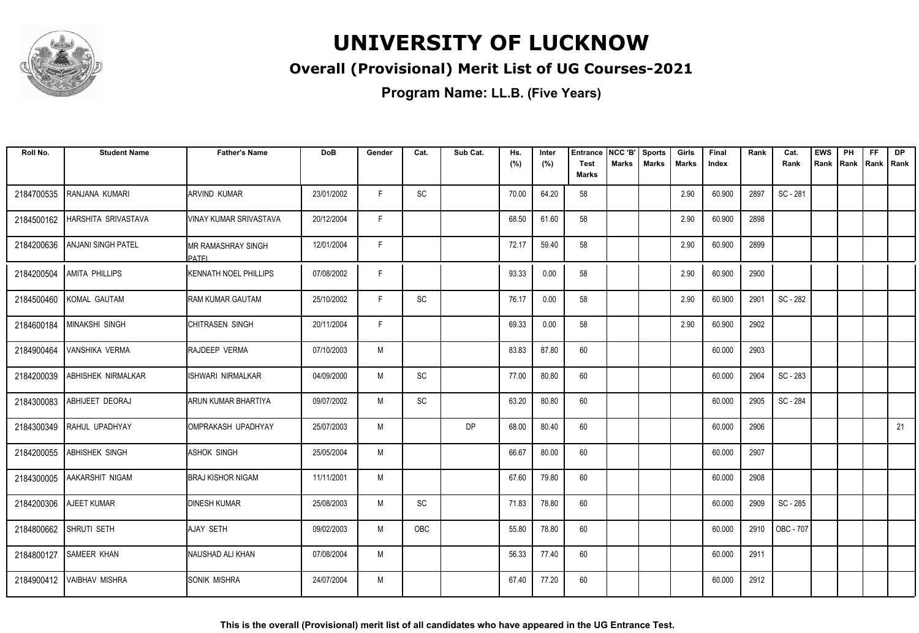# UNIVERSITY OF LUCKNOW

## Overall (Provisional) Merit List of UG Courses-2021

### Program Name: LL.B. (Five Years)

| Roll No. | Student Name | Father's Name | DoB | Gender | Cat. | Sub Cat. | Hs. (%) | Inter (%) | Entrance Test Marks | NCC 'B' Marks | Sports Marks | Girls Marks | Final Index | Rank | Cat. Rank | EWS Rank | PH Rank | FF Rank | DP Rank |
|---|---|---|---|---|---|---|---|---|---|---|---|---|---|---|---|---|---|---|---|
| 2184700535 | RANJANA KUMARI | ARVIND KUMAR | 23/01/2002 | F | SC | | 70.00 | 64.20 | 58 | | | 2.90 | 60.900 | 2897 | SC - 281 | | | | |
| 2184500162 | HARSHITA SRIVASTAVA | VINAY KUMAR SRIVASTAVA | 20/12/2004 | F | | | 68.50 | 61.60 | 58 | | | 2.90 | 60.900 | 2898 | | | | | |
| 2184200636 | ANJANI SINGH PATEL | MR RAMASHRAY SINGH PATEL | 12/01/2004 | F | | | 72.17 | 59.40 | 58 | | | 2.90 | 60.900 | 2899 | | | | | |
| 2184200504 | AMITA PHILLIPS | KENNATH NOEL PHILLIPS | 07/08/2002 | F | | | 93.33 | 0.00 | 58 | | | 2.90 | 60.900 | 2900 | | | | | |
| 2184500460 | KOMAL GAUTAM | RAM KUMAR GAUTAM | 25/10/2002 | F | SC | | 76.17 | 0.00 | 58 | | | 2.90 | 60.900 | 2901 | SC - 282 | | | | |
| 2184600184 | MINAKSHI SINGH | CHITRASEN SINGH | 20/11/2004 | F | | | 69.33 | 0.00 | 58 | | | 2.90 | 60.900 | 2902 | | | | | |
| 2184900464 | VANSHIKA VERMA | RAJDEEP VERMA | 07/10/2003 | M | | | 83.83 | 87.80 | 60 | | | | 60.000 | 2903 | | | | | |
| 2184200039 | ABHISHEK NIRMALKAR | ISHWARI NIRMALKAR | 04/09/2000 | M | SC | | 77.00 | 80.80 | 60 | | | | 60.000 | 2904 | SC - 283 | | | | |
| 2184300083 | ABHIJEET DEORAJ | ARUN KUMAR BHARTIYA | 09/07/2002 | M | SC | | 63.20 | 80.80 | 60 | | | | 60.000 | 2905 | SC - 284 | | | | |
| 2184300349 | RAHUL UPADHYAY | OMPRAKASH UPADHYAY | 25/07/2003 | M | | DP | 68.00 | 80.40 | 60 | | | | 60.000 | 2906 | | | | | 21 |
| 2184200055 | ABHISHEK SINGH | ASHOK SINGH | 25/05/2004 | M | | | 66.67 | 80.00 | 60 | | | | 60.000 | 2907 | | | | | |
| 2184300005 | AAKARSHIT NIGAM | BRAJ KISHOR NIGAM | 11/11/2001 | M | | | 67.60 | 79.80 | 60 | | | | 60.000 | 2908 | | | | | |
| 2184200306 | AJEET KUMAR | DINESH KUMAR | 25/08/2003 | M | SC | | 71.83 | 78.80 | 60 | | | | 60.000 | 2909 | SC - 285 | | | | |
| 2184800662 | SHRUTI SETH | AJAY SETH | 09/02/2003 | M | OBC | | 55.80 | 78.80 | 60 | | | | 60.000 | 2910 | OBC - 707 | | | | |
| 2184800127 | SAMEER KHAN | NAUSHAD ALI KHAN | 07/08/2004 | M | | | 56.33 | 77.40 | 60 | | | | 60.000 | 2911 | | | | | |
| 2184900412 | VAIBHAV MISHRA | SONIK MISHRA | 24/07/2004 | M | | | 67.40 | 77.20 | 60 | | | | 60.000 | 2912 | | | | | |

**This is the overall (Provisional) merit list of all candidates who have appeared in the UG Entrance Test.**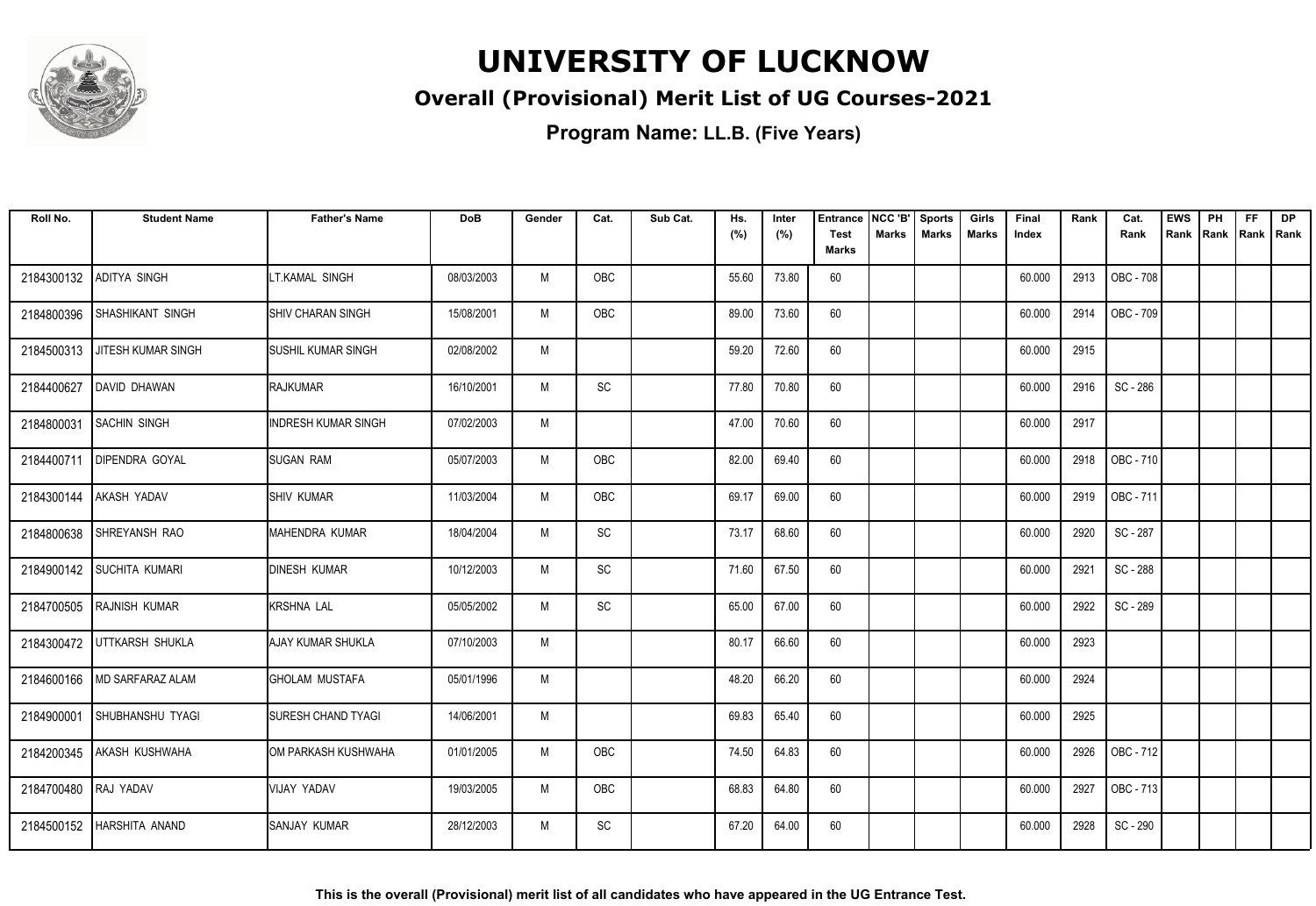# UNIVERSITY OF LUCKNOW

## Overall (Provisional) Merit List of UG Courses-2021

### Program Name: LL.B. (Five Years)

| Roll No. | Student Name | Father's Name | DoB | Gender | Cat. | Sub Cat. | Hs. (%) | Inter (%) | Entrance Test Marks | NCC 'B' Marks | Sports Marks | Girls Marks | Final Index | Rank | Cat. Rank | EWS Rank | PH Rank | FF Rank | DP Rank |
|---|---|---|---|---|---|---|---|---|---|---|---|---|---|---|---|---|---|---|---|
| 2184300132 | ADITYA SINGH | LT.KAMAL SINGH | 08/03/2003 | M | OBC | | 55.60 | 73.80 | 60 | | | | 60.000 | 2913 | OBC - 708 | | | | |
| 2184800396 | SHASHIKANT SINGH | SHIV CHARAN SINGH | 15/08/2001 | M | OBC | | 89.00 | 73.60 | 60 | | | | 60.000 | 2914 | OBC - 709 | | | | |
| 2184500313 | JITESH KUMAR SINGH | SUSHIL KUMAR SINGH | 02/08/2002 | M | | | 59.20 | 72.60 | 60 | | | | 60.000 | 2915 | | | | | |
| 2184400627 | DAVID DHAWAN | RAJKUMAR | 16/10/2001 | M | SC | | 77.80 | 70.80 | 60 | | | | 60.000 | 2916 | SC - 286 | | | | |
| 2184800031 | SACHIN SINGH | INDRESH KUMAR SINGH | 07/02/2003 | M | | | 47.00 | 70.60 | 60 | | | | 60.000 | 2917 | | | | | |
| 2184400711 | DIPENDRA GOYAL | SUGAN RAM | 05/07/2003 | M | OBC | | 82.00 | 69.40 | 60 | | | | 60.000 | 2918 | OBC - 710 | | | | |
| 2184300144 | AKASH YADAV | SHIV KUMAR | 11/03/2004 | M | OBC | | 69.17 | 69.00 | 60 | | | | 60.000 | 2919 | OBC - 711 | | | | |
| 2184800638 | SHREYANSH RAO | MAHENDRA KUMAR | 18/04/2004 | M | SC | | 73.17 | 68.60 | 60 | | | | 60.000 | 2920 | SC - 287 | | | | |
| 2184900142 | SUCHITA KUMARI | DINESH KUMAR | 10/12/2003 | M | SC | | 71.60 | 67.50 | 60 | | | | 60.000 | 2921 | SC - 288 | | | | |
| 2184700505 | RAJNISH KUMAR | KRSHNA LAL | 05/05/2002 | M | SC | | 65.00 | 67.00 | 60 | | | | 60.000 | 2922 | SC - 289 | | | | |
| 2184300472 | UTTKARSH SHUKLA | AJAY KUMAR SHUKLA | 07/10/2003 | M | | | 80.17 | 66.60 | 60 | | | | 60.000 | 2923 | | | | | |
| 2184600166 | MD SARFARAZ ALAM | GHOLAM MUSTAFA | 05/01/1996 | M | | | 48.20 | 66.20 | 60 | | | | 60.000 | 2924 | | | | | |
| 2184900001 | SHUBHANSHU TYAGI | SURESH CHAND TYAGI | 14/06/2001 | M | | | 69.83 | 65.40 | 60 | | | | 60.000 | 2925 | | | | | |
| 2184200345 | AKASH KUSHWAHA | OM PARKASH KUSHWAHA | 01/01/2005 | M | OBC | | 74.50 | 64.83 | 60 | | | | 60.000 | 2926 | OBC - 712 | | | | |
| 2184700480 | RAJ YADAV | VIJAY YADAV | 19/03/2005 | M | OBC | | 68.83 | 64.80 | 60 | | | | 60.000 | 2927 | OBC - 713 | | | | |
| 2184500152 | HARSHITA ANAND | SANJAY KUMAR | 28/12/2003 | M | SC | | 67.20 | 64.00 | 60 | | | | 60.000 | 2928 | SC - 290 | | | | |

**This is the overall (Provisional) merit list of all candidates who have appeared in the UG Entrance Test.**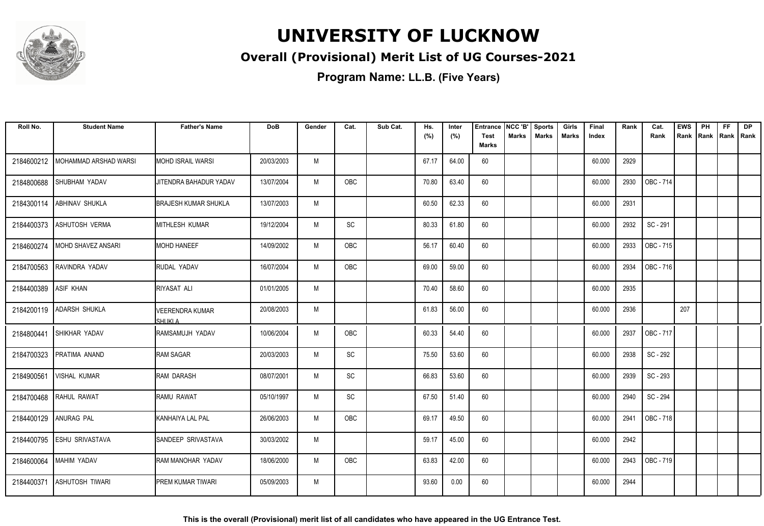# UNIVERSITY OF LUCKNOW

## Overall (Provisional) Merit List of UG Courses-2021

### Program Name: LL.B. (Five Years)

| Roll No. | Student Name | Father's Name | DoB | Gender | Cat. | Sub Cat. | Hs. (%) | Inter (%) | Entrance Test Marks | NCC 'B' Marks | Sports Marks | Girls Marks | Final Index | Rank | Cat. Rank | EWS Rank | PH Rank | FF Rank | DP Rank |
|---|---|---|---|---|---|---|---|---|---|---|---|---|---|---|---|---|---|---|---|
| 2184600212 | MOHAMMAD ARSHAD WARSI | MOHD ISRAIL WARSI | 20/03/2003 | M | | | 67.17 | 64.00 | 60 | | | | 60.000 | 2929 | | | | | |
| 2184800688 | SHUBHAM YADAV | JITENDRA BAHADUR YADAV | 13/07/2004 | M | OBC | | 70.80 | 63.40 | 60 | | | | 60.000 | 2930 | OBC - 714 | | | | |
| 2184300114 | ABHINAV SHUKLA | BRAJESH KUMAR SHUKLA | 13/07/2003 | M | | | 60.50 | 62.33 | 60 | | | | 60.000 | 2931 | | | | | |
| 2184400373 | ASHUTOSH VERMA | MITHLESH KUMAR | 19/12/2004 | M | SC | | 80.33 | 61.80 | 60 | | | | 60.000 | 2932 | SC - 291 | | | | |
| 2184600274 | MOHD SHAVEZ ANSARI | MOHD HANEEF | 14/09/2002 | M | OBC | | 56.17 | 60.40 | 60 | | | | 60.000 | 2933 | OBC - 715 | | | | |
| 2184700563 | RAVINDRA YADAV | RUDAL YADAV | 16/07/2004 | M | OBC | | 69.00 | 59.00 | 60 | | | | 60.000 | 2934 | OBC - 716 | | | | |
| 2184400389 | ASIF KHAN | RIYASAT ALI | 01/01/2005 | M | | | 70.40 | 58.60 | 60 | | | | 60.000 | 2935 | | | | | |
| 2184200119 | ADARSH SHUKLA | VEERENDRA KUMAR SHUKLA | 20/08/2003 | M | | | 61.83 | 56.00 | 60 | | | | 60.000 | 2936 | | 207 | | | |
| 2184800441 | SHIKHAR YADAV | RAMSAMUJH YADAV | 10/06/2004 | M | OBC | | 60.33 | 54.40 | 60 | | | | 60.000 | 2937 | OBC - 717 | | | | |
| 2184700323 | PRATIMA ANAND | RAM SAGAR | 20/03/2003 | M | SC | | 75.50 | 53.60 | 60 | | | | 60.000 | 2938 | SC - 292 | | | | |
| 2184900561 | VISHAL KUMAR | RAM DARASH | 08/07/2001 | M | SC | | 66.83 | 53.60 | 60 | | | | 60.000 | 2939 | SC - 293 | | | | |
| 2184700468 | RAHUL RAWAT | RAMU RAWAT | 05/10/1997 | M | SC | | 67.50 | 51.40 | 60 | | | | 60.000 | 2940 | SC - 294 | | | | |
| 2184400129 | ANURAG PAL | KANHAIYA LAL PAL | 26/06/2003 | M | OBC | | 69.17 | 49.50 | 60 | | | | 60.000 | 2941 | OBC - 718 | | | | |
| 2184400795 | ESHU SRIVASTAVA | SANDEEP SRIVASTAVA | 30/03/2002 | M | | | 59.17 | 45.00 | 60 | | | | 60.000 | 2942 | | | | | |
| 2184600064 | MAHIM YADAV | RAM MANOHAR YADAV | 18/06/2000 | M | OBC | | 63.83 | 42.00 | 60 | | | | 60.000 | 2943 | OBC - 719 | | | | |
| 2184400371 | ASHUTOSH TIWARI | PREM KUMAR TIWARI | 05/09/2003 | M | | | 93.60 | 0.00 | 60 | | | | 60.000 | 2944 | | | | | |

**This is the overall (Provisional) merit list of all candidates who have appeared in the UG Entrance Test.**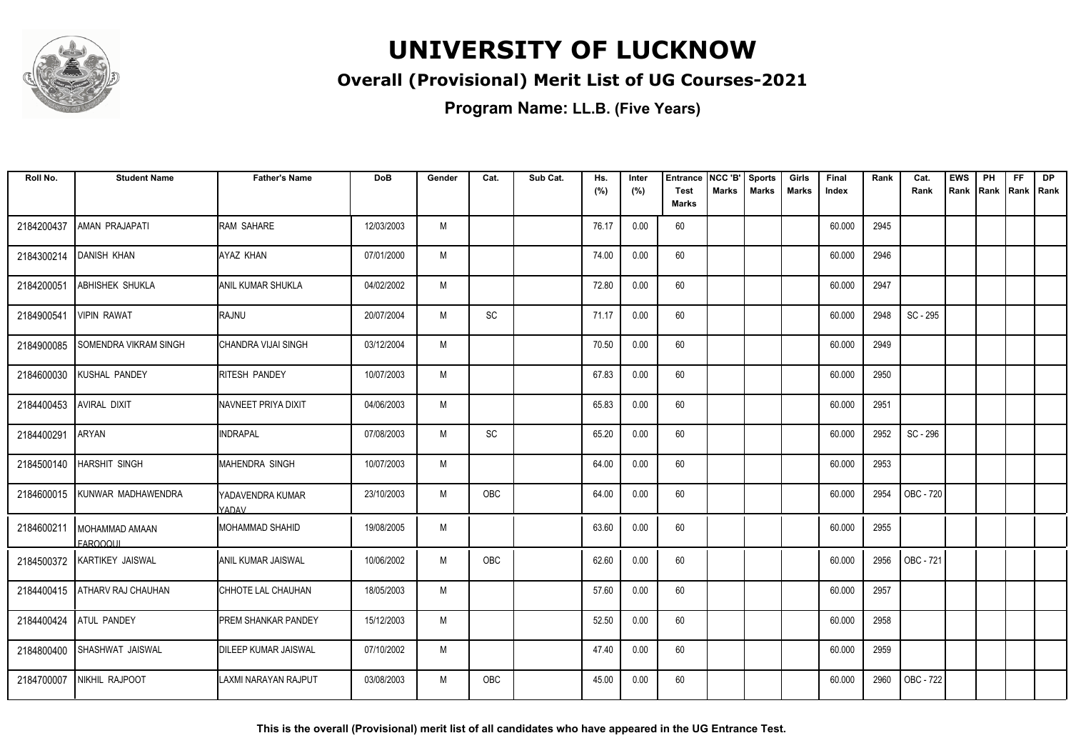# UNIVERSITY OF LUCKNOW

## Overall (Provisional) Merit List of UG Courses-2021

### Program Name: LL.B. (Five Years)

| Roll No. | Student Name | Father's Name | DoB | Gender | Cat. | Sub Cat. | Hs. (%) | Inter (%) | Entrance Test Marks | NCC 'B' Marks | Sports Marks | Girls Marks | Final Index | Rank | Cat. Rank | EWS Rank | PH Rank | FF Rank | DP Rank |
|---|---|---|---|---|---|---|---|---|---|---|---|---|---|---|---|---|---|---|---|
| 2184200437 | AMAN PRAJAPATI | RAM SAHARE | 12/03/2003 | M | | | 76.17 | 0.00 | 60 | | | | 60.000 | 2945 | | | | | |
| 2184300214 | DANISH KHAN | AYAZ KHAN | 07/01/2000 | M | | | 74.00 | 0.00 | 60 | | | | 60.000 | 2946 | | | | | |
| 2184200051 | ABHISHEK SHUKLA | ANIL KUMAR SHUKLA | 04/02/2002 | M | | | 72.80 | 0.00 | 60 | | | | 60.000 | 2947 | | | | | |
| 2184900541 | VIPIN RAWAT | RAJNU | 20/07/2004 | M | SC | | 71.17 | 0.00 | 60 | | | | 60.000 | 2948 | SC - 295 | | | | |
| 2184900085 | SOMENDRA VIKRAM SINGH | CHANDRA VIJAI SINGH | 03/12/2004 | M | | | 70.50 | 0.00 | 60 | | | | 60.000 | 2949 | | | | | |
| 2184600030 | KUSHAL PANDEY | RITESH PANDEY | 10/07/2003 | M | | | 67.83 | 0.00 | 60 | | | | 60.000 | 2950 | | | | | |
| 2184400453 | AVIRAL DIXIT | NAVNEET PRIYA DIXIT | 04/06/2003 | M | | | 65.83 | 0.00 | 60 | | | | 60.000 | 2951 | | | | | |
| 2184400291 | ARYAN | INDRAPAL | 07/08/2003 | M | SC | | 65.20 | 0.00 | 60 | | | | 60.000 | 2952 | SC - 296 | | | | |
| 2184500140 | HARSHIT SINGH | MAHENDRA SINGH | 10/07/2003 | M | | | 64.00 | 0.00 | 60 | | | | 60.000 | 2953 | | | | | |
| 2184600015 | KUNWAR MADHAWENDRA | YADAVENDRA KUMAR YADAV | 23/10/2003 | M | OBC | | 64.00 | 0.00 | 60 | | | | 60.000 | 2954 | OBC - 720 | | | | |
| 2184600211 | MOHAMMAD AMAAN FAROOQUI | MOHAMMAD SHAHID | 19/08/2005 | M | | | 63.60 | 0.00 | 60 | | | | 60.000 | 2955 | | | | | |
| 2184500372 | KARTIKEY JAISWAL | ANIL KUMAR JAISWAL | 10/06/2002 | M | OBC | | 62.60 | 0.00 | 60 | | | | 60.000 | 2956 | OBC - 721 | | | | |
| 2184400415 | ATHARV RAJ CHAUHAN | CHHOTE LAL CHAUHAN | 18/05/2003 | M | | | 57.60 | 0.00 | 60 | | | | 60.000 | 2957 | | | | | |
| 2184400424 | ATUL PANDEY | PREM SHANKAR PANDEY | 15/12/2003 | M | | | 52.50 | 0.00 | 60 | | | | 60.000 | 2958 | | | | | |
| 2184800400 | SHASHWAT JAISWAL | DILEEP KUMAR JAISWAL | 07/10/2002 | M | | | 47.40 | 0.00 | 60 | | | | 60.000 | 2959 | | | | | |
| 2184700007 | NIKHIL RAJPOOT | LAXMI NARAYAN RAJPUT | 03/08/2003 | M | OBC | | 45.00 | 0.00 | 60 | | | | 60.000 | 2960 | OBC - 722 | | | | |

**This is the overall (Provisional) merit list of all candidates who have appeared in the UG Entrance Test.**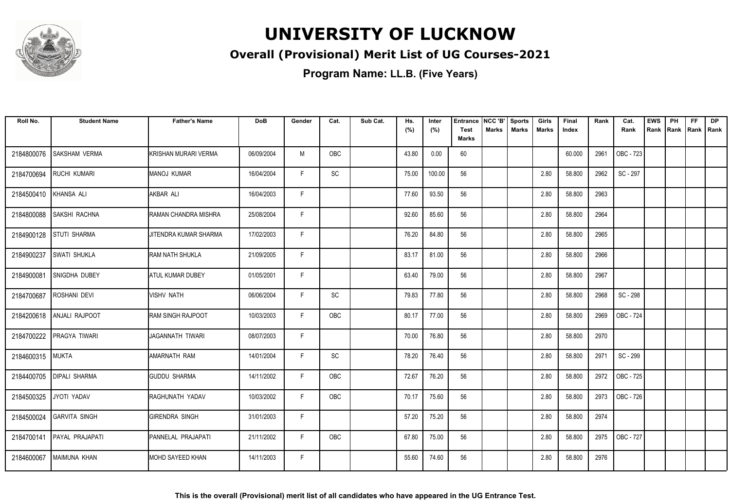# UNIVERSITY OF LUCKNOW

## Overall (Provisional) Merit List of UG Courses-2021

### Program Name: LL.B. (Five Years)

| Roll No. | Student Name | Father's Name | DoB | Gender | Cat. | Sub Cat. | Hs. (%) | Inter (%) | Entrance Test Marks | NCC 'B' Marks | Sports Marks | Girls Marks | Final Index | Rank | Cat. Rank | EWS Rank | PH Rank | FF Rank | DP Rank |
|---|---|---|---|---|---|---|---|---|---|---|---|---|---|---|---|---|---|---|---|
| 2184800076 | SAKSHAM VERMA | KRISHAN MURARI VERMA | 06/09/2004 | M | OBC | | 43.80 | 0.00 | 60 | | | | 60.000 | 2961 | OBC - 723 | | | | |
| 2184700694 | RUCHI KUMARI | MANOJ KUMAR | 16/04/2004 | F | SC | | 75.00 | 100.00 | 56 | | | 2.80 | 58.800 | 2962 | SC - 297 | | | | |
| 2184500410 | KHANSA ALI | AKBAR ALI | 16/04/2003 | F | | | 77.60 | 93.50 | 56 | | | 2.80 | 58.800 | 2963 | | | | | |
| 2184800088 | SAKSHI RACHNA | RAMAN CHANDRA MISHRA | 25/08/2004 | F | | | 92.60 | 85.60 | 56 | | | 2.80 | 58.800 | 2964 | | | | | |
| 2184900128 | STUTI SHARMA | JITENDRA KUMAR SHARMA | 17/02/2003 | F | | | 76.20 | 84.80 | 56 | | | 2.80 | 58.800 | 2965 | | | | | |
| 2184900237 | SWATI SHUKLA | RAM NATH SHUKLA | 21/09/2005 | F | | | 83.17 | 81.00 | 56 | | | 2.80 | 58.800 | 2966 | | | | | |
| 2184900081 | SNIGDHA DUBEY | ATUL KUMAR DUBEY | 01/05/2001 | F | | | 63.40 | 79.00 | 56 | | | 2.80 | 58.800 | 2967 | | | | | |
| 2184700687 | ROSHANI DEVI | VISHV NATH | 06/06/2004 | F | SC | | 79.83 | 77.80 | 56 | | | 2.80 | 58.800 | 2968 | SC - 298 | | | | |
| 2184200618 | ANJALI RAJPOOT | RAM SINGH RAJPOOT | 10/03/2003 | F | OBC | | 80.17 | 77.00 | 56 | | | 2.80 | 58.800 | 2969 | OBC - 724 | | | | |
| 2184700222 | PRAGYA TIWARI | JAGANNATH TIWARI | 08/07/2003 | F | | | 70.00 | 76.80 | 56 | | | 2.80 | 58.800 | 2970 | | | | | |
| 2184600315 | MUKTA | AMARNATH RAM | 14/01/2004 | F | SC | | 78.20 | 76.40 | 56 | | | 2.80 | 58.800 | 2971 | SC - 299 | | | | |
| 2184400705 | DIPALI SHARMA | GUDDU SHARMA | 14/11/2002 | F | OBC | | 72.67 | 76.20 | 56 | | | 2.80 | 58.800 | 2972 | OBC - 725 | | | | |
| 2184500325 | JYOTI YADAV | RAGHUNATH YADAV | 10/03/2002 | F | OBC | | 70.17 | 75.60 | 56 | | | 2.80 | 58.800 | 2973 | OBC - 726 | | | | |
| 2184500024 | GARVITA SINGH | GIRENDRA SINGH | 31/01/2003 | F | | | 57.20 | 75.20 | 56 | | | 2.80 | 58.800 | 2974 | | | | | |
| 2184700141 | PAYAL PRAJAPATI | PANNELAL PRAJAPATI | 21/11/2002 | F | OBC | | 67.80 | 75.00 | 56 | | | 2.80 | 58.800 | 2975 | OBC - 727 | | | | |
| 2184600067 | MAIMUNA KHAN | MOHD SAYEED KHAN | 14/11/2003 | F | | | 55.60 | 74.60 | 56 | | | 2.80 | 58.800 | 2976 | | | | | |

**This is the overall (Provisional) merit list of all candidates who have appeared in the UG Entrance Test.**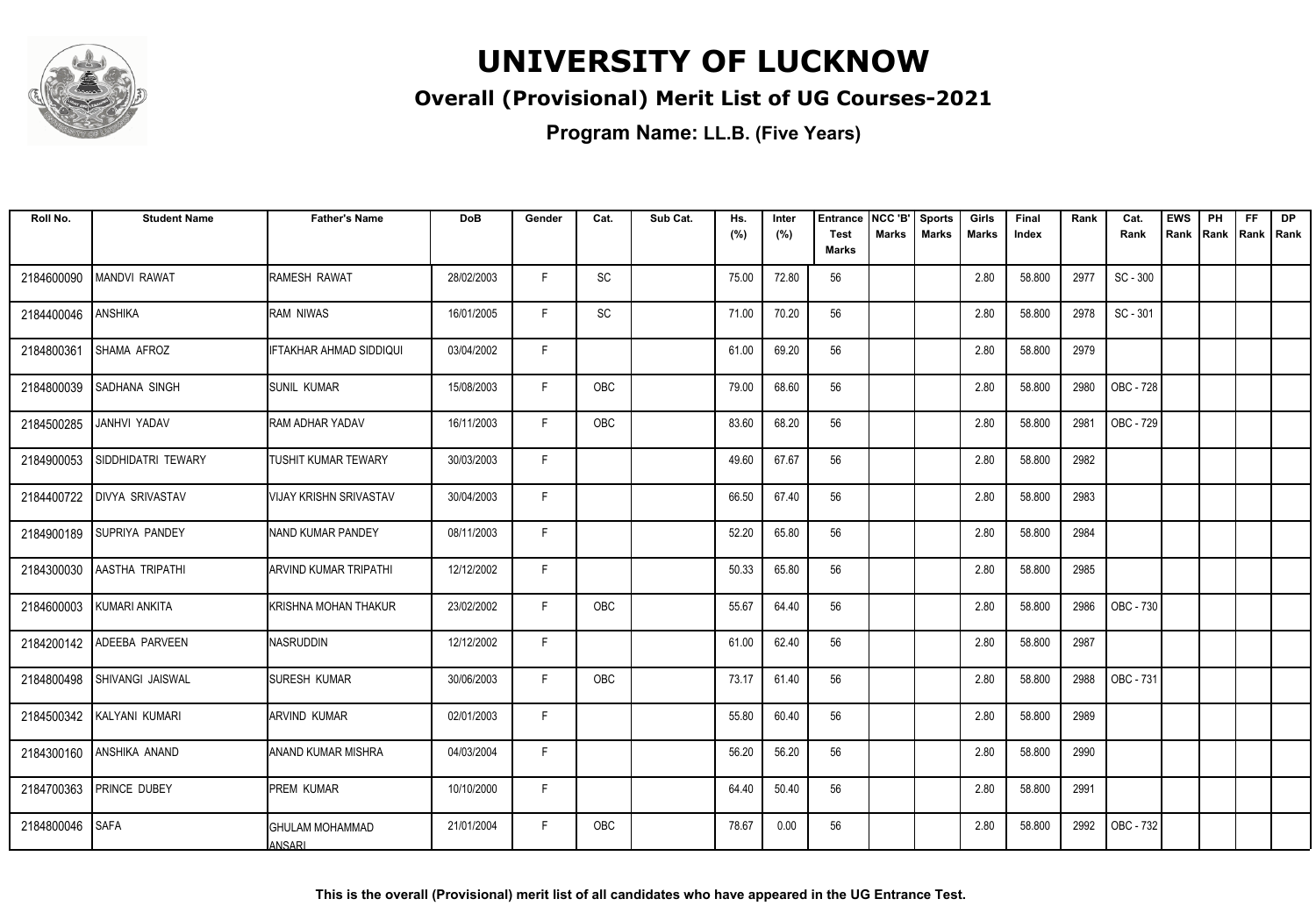# UNIVERSITY OF LUCKNOW

## Overall (Provisional) Merit List of UG Courses-2021

### Program Name: LL.B. (Five Years)

| Roll No. | Student Name | Father's Name | DoB | Gender | Cat. | Sub Cat. | Hs. (%) | Inter (%) | Entrance Test Marks | NCC 'B' Marks | Sports Marks | Girls Marks | Final Index | Rank | Cat. Rank | EWS Rank | PH Rank | FF Rank | DP Rank |
|---|---|---|---|---|---|---|---|---|---|---|---|---|---|---|---|---|---|---|---|
| 2184600090 | MANDVI RAWAT | RAMESH RAWAT | 28/02/2003 | F | SC | | 75.00 | 72.80 | 56 | | | 2.80 | 58.800 | 2977 | SC - 300 | | | | |
| 2184400046 | ANSHIKA | RAM NIWAS | 16/01/2005 | F | SC | | 71.00 | 70.20 | 56 | | | 2.80 | 58.800 | 2978 | SC - 301 | | | | |
| 2184800361 | SHAMA AFROZ | IFTAKHAR AHMAD SIDDIQUI | 03/04/2002 | F | | | 61.00 | 69.20 | 56 | | | 2.80 | 58.800 | 2979 | | | | | |
| 2184800039 | SADHANA SINGH | SUNIL KUMAR | 15/08/2003 | F | OBC | | 79.00 | 68.60 | 56 | | | 2.80 | 58.800 | 2980 | OBC - 728 | | | | |
| 2184500285 | JANHVI YADAV | RAM ADHAR YADAV | 16/11/2003 | F | OBC | | 83.60 | 68.20 | 56 | | | 2.80 | 58.800 | 2981 | OBC - 729 | | | | |
| 2184900053 | SIDDHIDATRI TEWARY | TUSHIT KUMAR TEWARY | 30/03/2003 | F | | | 49.60 | 67.67 | 56 | | | 2.80 | 58.800 | 2982 | | | | | |
| 2184400722 | DIVYA SRIVASTAV | VIJAY KRISHN SRIVASTAV | 30/04/2003 | F | | | 66.50 | 67.40 | 56 | | | 2.80 | 58.800 | 2983 | | | | | |
| 2184900189 | SUPRIYA PANDEY | NAND KUMAR PANDEY | 08/11/2003 | F | | | 52.20 | 65.80 | 56 | | | 2.80 | 58.800 | 2984 | | | | | |
| 2184300030 | AASTHA TRIPATHI | ARVIND KUMAR TRIPATHI | 12/12/2002 | F | | | 50.33 | 65.80 | 56 | | | 2.80 | 58.800 | 2985 | | | | | |
| 2184600003 | KUMARI ANKITA | KRISHNA MOHAN THAKUR | 23/02/2002 | F | OBC | | 55.67 | 64.40 | 56 | | | 2.80 | 58.800 | 2986 | OBC - 730 | | | | |
| 2184200142 | ADEEBA PARVEEN | NASRUDDIN | 12/12/2002 | F | | | 61.00 | 62.40 | 56 | | | 2.80 | 58.800 | 2987 | | | | | |
| 2184800498 | SHIVANGI JAISWAL | SURESH KUMAR | 30/06/2003 | F | OBC | | 73.17 | 61.40 | 56 | | | 2.80 | 58.800 | 2988 | OBC - 731 | | | | |
| 2184500342 | KALYANI KUMARI | ARVIND KUMAR | 02/01/2003 | F | | | 55.80 | 60.40 | 56 | | | 2.80 | 58.800 | 2989 | | | | | |
| 2184300160 | ANSHIKA ANAND | ANAND KUMAR MISHRA | 04/03/2004 | F | | | 56.20 | 56.20 | 56 | | | 2.80 | 58.800 | 2990 | | | | | |
| 2184700363 | PRINCE DUBEY | PREM KUMAR | 10/10/2000 | F | | | 64.40 | 50.40 | 56 | | | 2.80 | 58.800 | 2991 | | | | | |
| 2184800046 | SAFA | GHULAM MOHAMMAD ANSARI | 21/01/2004 | F | OBC | | 78.67 | 0.00 | 56 | | | 2.80 | 58.800 | 2992 | OBC - 732 | | | | |

**This is the overall (Provisional) merit list of all candidates who have appeared in the UG Entrance Test.**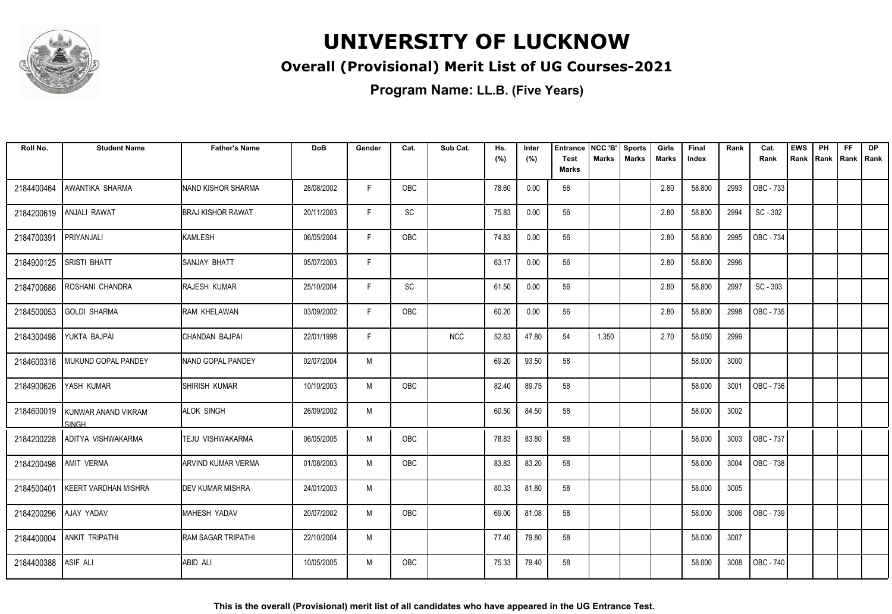# UNIVERSITY OF LUCKNOW

## Overall (Provisional) Merit List of UG Courses-2021

### Program Name: LL.B. (Five Years)

| Roll No. | Student Name | Father's Name | DoB | Gender | Cat. | Sub Cat. | Hs. (%) | Inter (%) | Entrance Test Marks | NCC 'B' Marks | Sports Marks | Girls Marks | Final Index | Rank | Cat. Rank | EWS Rank | PH Rank | FF Rank | DP Rank |
|---|---|---|---|---|---|---|---|---|---|---|---|---|---|---|---|---|---|---|---|
| 2184400464 | AWANTIKA SHARMA | NAND KISHOR SHARMA | 28/08/2002 | F | OBC | | 78.60 | 0.00 | 56 | | | 2.80 | 58.800 | 2993 | OBC - 733 | | | | |
| 2184200619 | ANJALI RAWAT | BRAJ KISHOR RAWAT | 20/11/2003 | F | SC | | 75.83 | 0.00 | 56 | | | 2.80 | 58.800 | 2994 | SC - 302 | | | | |
| 2184700391 | PRIYANJALI | KAMLESH | 06/05/2004 | F | OBC | | 74.83 | 0.00 | 56 | | | 2.80 | 58.800 | 2995 | OBC - 734 | | | | |
| 2184900125 | SRISTI BHATT | SANJAY BHATT | 05/07/2003 | F | | | 63.17 | 0.00 | 56 | | | 2.80 | 58.800 | 2996 | | | | | |
| 2184700686 | ROSHANI CHANDRA | RAJESH KUMAR | 25/10/2004 | F | SC | | 61.50 | 0.00 | 56 | | | 2.80 | 58.800 | 2997 | SC - 303 | | | | |
| 2184500053 | GOLDI SHARMA | RAM KHELAWAN | 03/09/2002 | F | OBC | | 60.20 | 0.00 | 56 | | | 2.80 | 58.800 | 2998 | OBC - 735 | | | | |
| 2184300498 | YUKTA BAJPAI | CHANDAN BAJPAI | 22/01/1998 | F | | NCC | 52.83 | 47.80 | 54 | 1.350 | | 2.70 | 58.050 | 2999 | | | | | |
| 2184600318 | MUKUND GOPAL PANDEY | NAND GOPAL PANDEY | 02/07/2004 | M | | | 69.20 | 93.50 | 58 | | | | 58.000 | 3000 | | | | | |
| 2184900626 | YASH KUMAR | SHIRISH KUMAR | 10/10/2003 | M | OBC | | 82.40 | 89.75 | 58 | | | | 58.000 | 3001 | OBC - 736 | | | | |
| 2184600019 | KUNWAR ANAND VIKRAM SINGH | ALOK SINGH | 26/09/2002 | M | | | 60.50 | 84.50 | 58 | | | | 58.000 | 3002 | | | | | |
| 2184200228 | ADITYA VISHWAKARMA | TEJU VISHWAKARMA | 06/05/2005 | M | OBC | | 78.83 | 83.80 | 58 | | | | 58.000 | 3003 | OBC - 737 | | | | |
| 2184200498 | AMIT VERMA | ARVIND KUMAR VERMA | 01/08/2003 | M | OBC | | 83.83 | 83.20 | 58 | | | | 58.000 | 3004 | OBC - 738 | | | | |
| 2184500401 | KEERT VARDHAN MISHRA | DEV KUMAR MISHRA | 24/01/2003 | M | | | 80.33 | 81.80 | 58 | | | | 58.000 | 3005 | | | | | |
| 2184200296 | AJAY YADAV | MAHESH YADAV | 20/07/2002 | M | OBC | | 69.00 | 81.08 | 58 | | | | 58.000 | 3006 | OBC - 739 | | | | |
| 2184400004 | ANKIT TRIPATHI | RAM SAGAR TRIPATHI | 22/10/2004 | M | | | 77.40 | 79.80 | 58 | | | | 58.000 | 3007 | | | | | |
| 2184400388 | ASIF ALI | ABID ALI | 10/05/2005 | M | OBC | | 75.33 | 79.40 | 58 | | | | 58.000 | 3008 | OBC - 740 | | | | |

**This is the overall (Provisional) merit list of all candidates who have appeared in the UG Entrance Test.**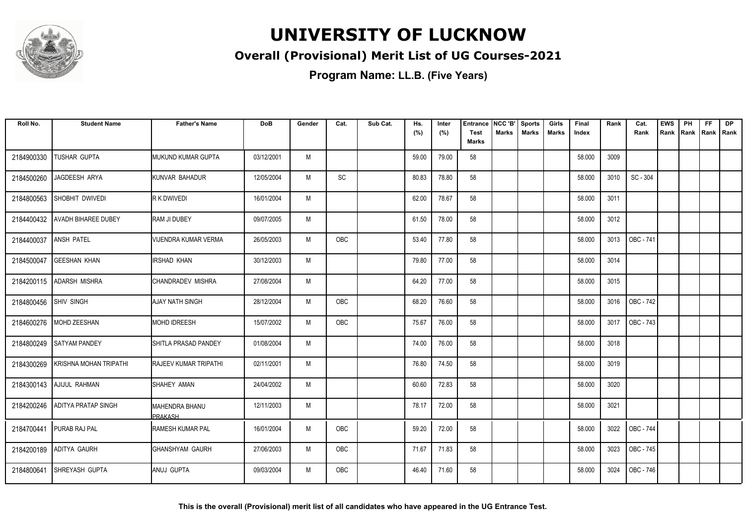# UNIVERSITY OF LUCKNOW

## Overall (Provisional) Merit List of UG Courses-2021

**Program Name: LL.B. (Five Years)**

| Roll No. | Student Name | Father's Name | DoB | Gender | Cat. | Sub Cat. | Hs. (%) | Inter (%) | Entrance Test Marks | NCC 'B' Marks | Sports Marks | Girls Marks | Final Index | Rank | Cat. Rank | EWS Rank | PH Rank | FF Rank | DP Rank |
|---|---|---|---|---|---|---|---|---|---|---|---|---|---|---|---|---|---|---|---|
| 2184900330 | TUSHAR GUPTA | MUKUND KUMAR GUPTA | 03/12/2001 | M | | | 59.00 | 79.00 | 58 | | | | 58.000 | 3009 | | | | | |
| 2184500260 | JAGDEESH ARYA | KUNVAR BAHADUR | 12/05/2004 | M | SC | | 80.83 | 78.80 | 58 | | | | 58.000 | 3010 | SC - 304 | | | | |
| 2184800563 | SHOBHIT DWIVEDI | R K DWIVEDI | 16/01/2004 | M | | | 62.00 | 78.67 | 58 | | | | 58.000 | 3011 | | | | | |
| 2184400432 | AVADH BIHAREE DUBEY | RAM JI DUBEY | 09/07/2005 | M | | | 61.50 | 78.00 | 58 | | | | 58.000 | 3012 | | | | | |
| 2184400037 | ANSH PATEL | VIJENDRA KUMAR VERMA | 26/05/2003 | M | OBC | | 53.40 | 77.80 | 58 | | | | 58.000 | 3013 | OBC - 741 | | | | |
| 2184500047 | GEESHAN KHAN | IRSHAD KHAN | 30/12/2003 | M | | | 79.80 | 77.00 | 58 | | | | 58.000 | 3014 | | | | | |
| 2184200115 | ADARSH MISHRA | CHANDRADEV MISHRA | 27/08/2004 | M | | | 64.20 | 77.00 | 58 | | | | 58.000 | 3015 | | | | | |
| 2184800456 | SHIV SINGH | AJAY NATH SINGH | 28/12/2004 | M | OBC | | 68.20 | 76.60 | 58 | | | | 58.000 | 3016 | OBC - 742 | | | | |
| 2184600276 | MOHD ZEESHAN | MOHD IDREESH | 15/07/2002 | M | OBC | | 75.67 | 76.00 | 58 | | | | 58.000 | 3017 | OBC - 743 | | | | |
| 2184800249 | SATYAM PANDEY | SHITLA PRASAD PANDEY | 01/08/2004 | M | | | 74.00 | 76.00 | 58 | | | | 58.000 | 3018 | | | | | |
| 2184300269 | KRISHNA MOHAN TRIPATHI | RAJEEV KUMAR TRIPATHI | 02/11/2001 | M | | | 76.80 | 74.50 | 58 | | | | 58.000 | 3019 | | | | | |
| 2184300143 | AJIJUL RAHMAN | SHAHEY AMAN | 24/04/2002 | M | | | 60.60 | 72.83 | 58 | | | | 58.000 | 3020 | | | | | |
| 2184200246 | ADITYA PRATAP SINGH | MAHENDRA BHANU PRAKASH | 12/11/2003 | M | | | 78.17 | 72.00 | 58 | | | | 58.000 | 3021 | | | | | |
| 2184700441 | PURAB RAJ PAL | RAMESH KUMAR PAL | 16/01/2004 | M | OBC | | 59.20 | 72.00 | 58 | | | | 58.000 | 3022 | OBC - 744 | | | | |
| 2184200189 | ADITYA GAURH | GHANSHYAM GAURH | 27/06/2003 | M | OBC | | 71.67 | 71.83 | 58 | | | | 58.000 | 3023 | OBC - 745 | | | | |
| 2184800641 | SHREYASH GUPTA | ANUJ GUPTA | 09/03/2004 | M | OBC | | 46.40 | 71.60 | 58 | | | | 58.000 | 3024 | OBC - 746 | | | | |

**This is the overall (Provisional) merit list of all candidates who have appeared in the UG Entrance Test.**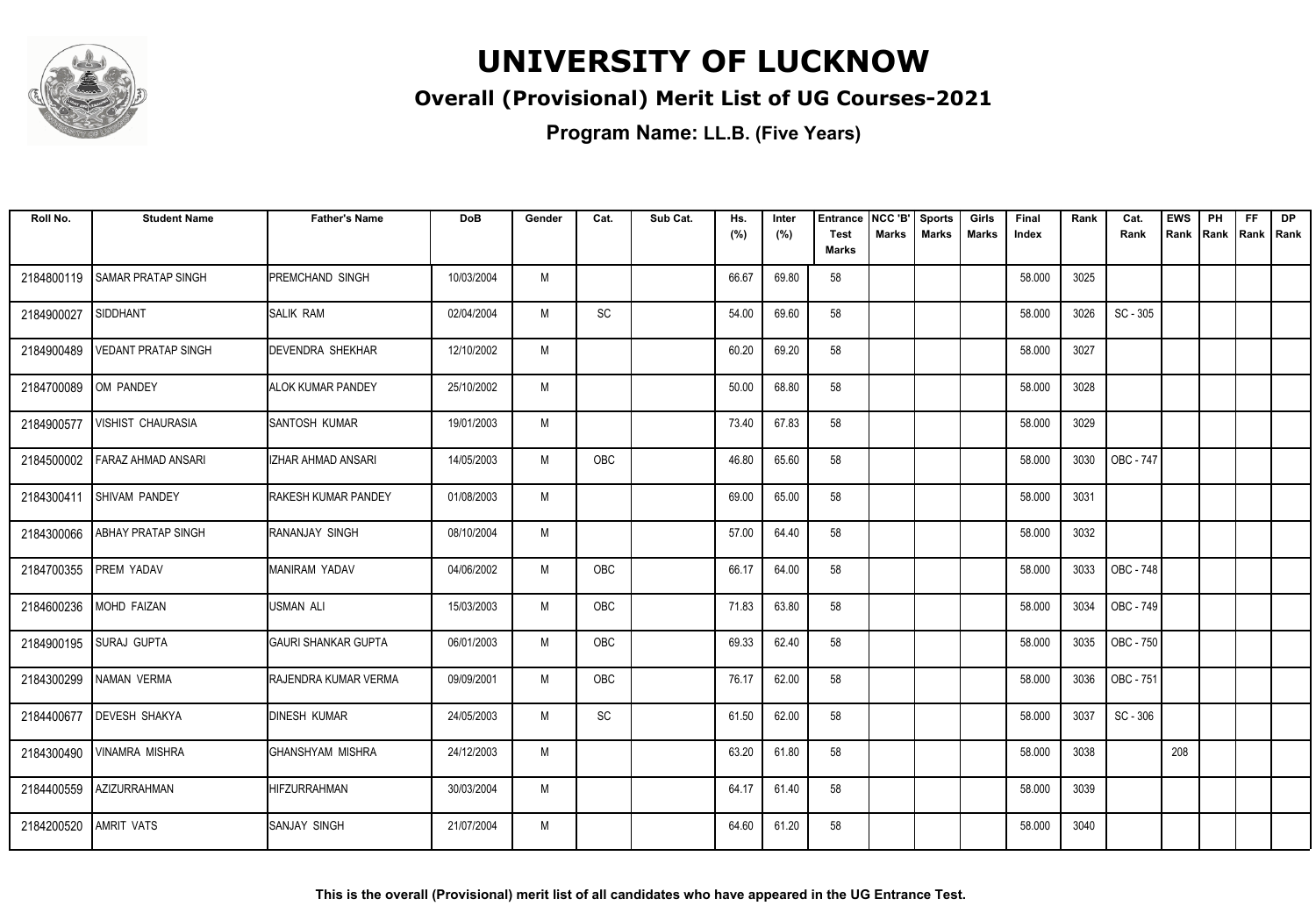# UNIVERSITY OF LUCKNOW

## Overall (Provisional) Merit List of UG Courses-2021

### Program Name: LL.B. (Five Years)

| Roll No. | Student Name | Father's Name | DoB | Gender | Cat. | Sub Cat. | Hs. (%) | Inter (%) | Entrance Test Marks | NCC 'B' Marks | Sports Marks | Girls Marks | Final Index | Rank | Cat. Rank | EWS Rank | PH Rank | FF Rank | DP Rank |
|---|---|---|---|---|---|---|---|---|---|---|---|---|---|---|---|---|---|---|---|
| 2184800119 | SAMAR PRATAP SINGH | PREMCHAND SINGH | 10/03/2004 | M | | | 66.67 | 69.80 | 58 | | | | 58.000 | 3025 | | | | | |
| 2184900027 | SIDDHANT | SALIK RAM | 02/04/2004 | M | SC | | 54.00 | 69.60 | 58 | | | | 58.000 | 3026 | SC - 305 | | | | |
| 2184900489 | VEDANT PRATAP SINGH | DEVENDRA SHEKHAR | 12/10/2002 | M | | | 60.20 | 69.20 | 58 | | | | 58.000 | 3027 | | | | | |
| 2184700089 | OM PANDEY | ALOK KUMAR PANDEY | 25/10/2002 | M | | | 50.00 | 68.80 | 58 | | | | 58.000 | 3028 | | | | | |
| 2184900577 | VISHIST CHAURASIA | SANTOSH KUMAR | 19/01/2003 | M | | | 73.40 | 67.83 | 58 | | | | 58.000 | 3029 | | | | | |
| 2184500002 | FARAZ AHMAD ANSARI | IZHAR AHMAD ANSARI | 14/05/2003 | M | OBC | | 46.80 | 65.60 | 58 | | | | 58.000 | 3030 | OBC - 747 | | | | |
| 2184300411 | SHIVAM PANDEY | RAKESH KUMAR PANDEY | 01/08/2003 | M | | | 69.00 | 65.00 | 58 | | | | 58.000 | 3031 | | | | | |
| 2184300066 | ABHAY PRATAP SINGH | RANANJAY SINGH | 08/10/2004 | M | | | 57.00 | 64.40 | 58 | | | | 58.000 | 3032 | | | | | |
| 2184700355 | PREM YADAV | MANIRAM YADAV | 04/06/2002 | M | OBC | | 66.17 | 64.00 | 58 | | | | 58.000 | 3033 | OBC - 748 | | | | |
| 2184600236 | MOHD FAIZAN | USMAN ALI | 15/03/2003 | M | OBC | | 71.83 | 63.80 | 58 | | | | 58.000 | 3034 | OBC - 749 | | | | |
| 2184900195 | SURAJ GUPTA | GAURI SHANKAR GUPTA | 06/01/2003 | M | OBC | | 69.33 | 62.40 | 58 | | | | 58.000 | 3035 | OBC - 750 | | | | |
| 2184300299 | NAMAN VERMA | RAJENDRA KUMAR VERMA | 09/09/2001 | M | OBC | | 76.17 | 62.00 | 58 | | | | 58.000 | 3036 | OBC - 751 | | | | |
| 2184400677 | DEVESH SHAKYA | DINESH KUMAR | 24/05/2003 | M | SC | | 61.50 | 62.00 | 58 | | | | 58.000 | 3037 | SC - 306 | | | | |
| 2184300490 | VINAMRA MISHRA | GHANSHYAM MISHRA | 24/12/2003 | M | | | 63.20 | 61.80 | 58 | | | | 58.000 | 3038 | | 208 | | | |
| 2184400559 | AZIZURRAHMAN | HIFZURRAHMAN | 30/03/2004 | M | | | 64.17 | 61.40 | 58 | | | | 58.000 | 3039 | | | | | |
| 2184200520 | AMRIT VATS | SANJAY SINGH | 21/07/2004 | M | | | 64.60 | 61.20 | 58 | | | | 58.000 | 3040 | | | | | |

**This is the overall (Provisional) merit list of all candidates who have appeared in the UG Entrance Test.**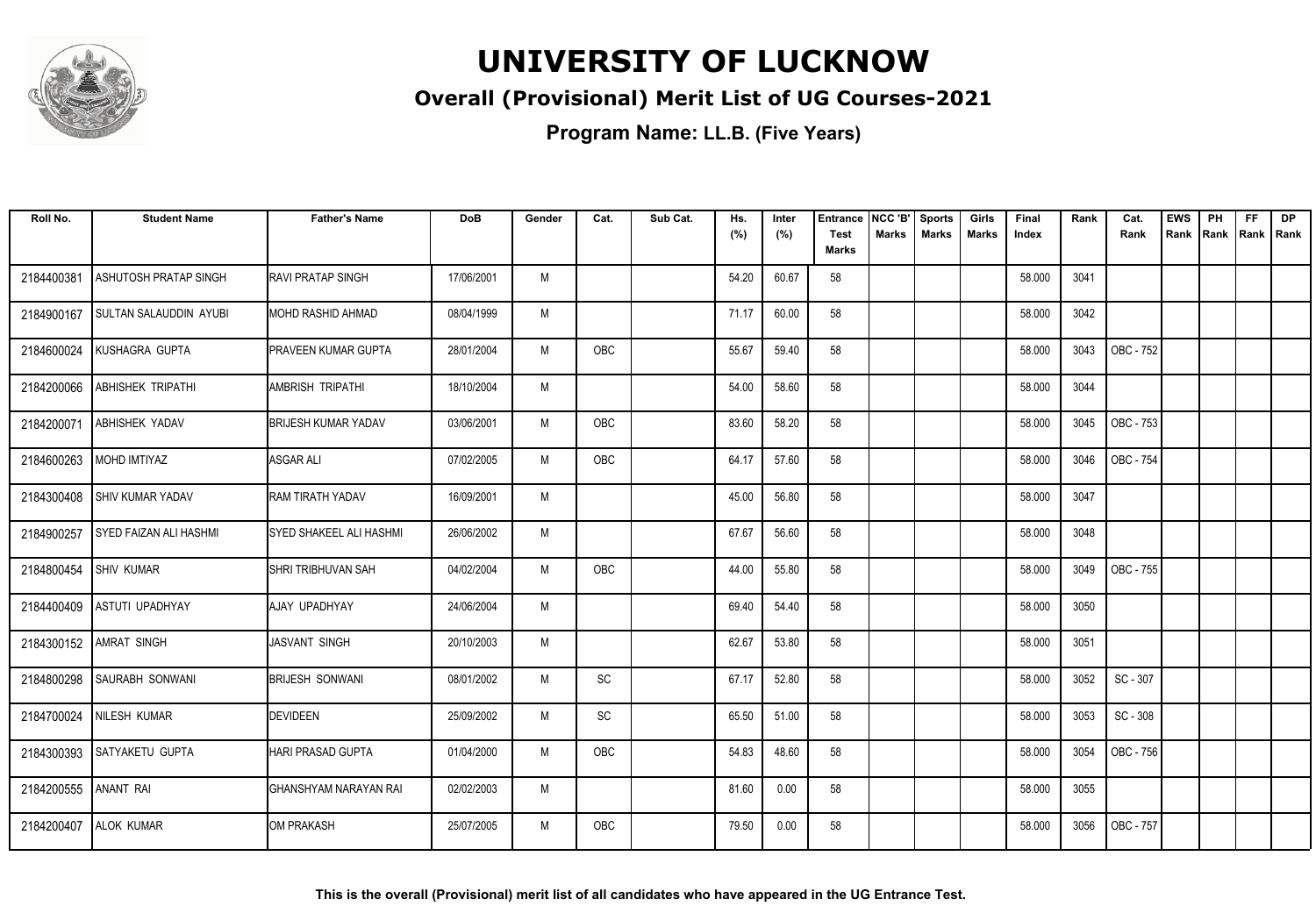# UNIVERSITY OF LUCKNOW

## Overall (Provisional) Merit List of UG Courses-2021

### Program Name: LL.B. (Five Years)

| Roll No. | Student Name | Father's Name | DoB | Gender | Cat. | Sub Cat. | Hs. (%) | Inter (%) | Entrance Test Marks | NCC 'B' Marks | Sports Marks | Girls Marks | Final Index | Rank | Cat. Rank | EWS Rank | PH Rank | FF Rank | DP Rank |
|---|---|---|---|---|---|---|---|---|---|---|---|---|---|---|---|---|---|---|---|
| 2184400381 | ASHUTOSH PRATAP SINGH | RAVI PRATAP SINGH | 17/06/2001 | M | | | 54.20 | 60.67 | 58 | | | | 58.000 | 3041 | | | | | |
| 2184900167 | SULTAN SALAUDDIN AYUBI | MOHD RASHID AHMAD | 08/04/1999 | M | | | 71.17 | 60.00 | 58 | | | | 58.000 | 3042 | | | | | |
| 2184600024 | KUSHAGRA GUPTA | PRAVEEN KUMAR GUPTA | 28/01/2004 | M | OBC | | 55.67 | 59.40 | 58 | | | | 58.000 | 3043 | OBC - 752 | | | | |
| 2184200066 | ABHISHEK TRIPATHI | AMBRISH TRIPATHI | 18/10/2004 | M | | | 54.00 | 58.60 | 58 | | | | 58.000 | 3044 | | | | | |
| 2184200071 | ABHISHEK YADAV | BRIJESH KUMAR YADAV | 03/06/2001 | M | OBC | | 83.60 | 58.20 | 58 | | | | 58.000 | 3045 | OBC - 753 | | | | |
| 2184600263 | MOHD IMTIYAZ | ASGAR ALI | 07/02/2005 | M | OBC | | 64.17 | 57.60 | 58 | | | | 58.000 | 3046 | OBC - 754 | | | | |
| 2184300408 | SHIV KUMAR YADAV | RAM TIRATH YADAV | 16/09/2001 | M | | | 45.00 | 56.80 | 58 | | | | 58.000 | 3047 | | | | | |
| 2184900257 | SYED FAIZAN ALI HASHMI | SYED SHAKEEL ALI HASHMI | 26/06/2002 | M | | | 67.67 | 56.60 | 58 | | | | 58.000 | 3048 | | | | | |
| 2184800454 | SHIV KUMAR | SHRI TRIBHUVAN SAH | 04/02/2004 | M | OBC | | 44.00 | 55.80 | 58 | | | | 58.000 | 3049 | OBC - 755 | | | | |
| 2184400409 | ASTUTI UPADHYAY | AJAY UPADHYAY | 24/06/2004 | M | | | 69.40 | 54.40 | 58 | | | | 58.000 | 3050 | | | | | |
| 2184300152 | AMRAT SINGH | JASVANT SINGH | 20/10/2003 | M | | | 62.67 | 53.80 | 58 | | | | 58.000 | 3051 | | | | | |
| 2184800298 | SAURABH SONWANI | BRIJESH SONWANI | 08/01/2002 | M | SC | | 67.17 | 52.80 | 58 | | | | 58.000 | 3052 | SC - 307 | | | | |
| 2184700024 | NILESH KUMAR | DEVIDEEN | 25/09/2002 | M | SC | | 65.50 | 51.00 | 58 | | | | 58.000 | 3053 | SC - 308 | | | | |
| 2184300393 | SATYAKETU GUPTA | HARI PRASAD GUPTA | 01/04/2000 | M | OBC | | 54.83 | 48.60 | 58 | | | | 58.000 | 3054 | OBC - 756 | | | | |
| 2184200555 | ANANT RAI | GHANSHYAM NARAYAN RAI | 02/02/2003 | M | | | 81.60 | 0.00 | 58 | | | | 58.000 | 3055 | | | | | |
| 2184200407 | ALOK KUMAR | OM PRAKASH | 25/07/2005 | M | OBC | | 79.50 | 0.00 | 58 | | | | 58.000 | 3056 | OBC - 757 | | | | |

**This is the overall (Provisional) merit list of all candidates who have appeared in the UG Entrance Test.**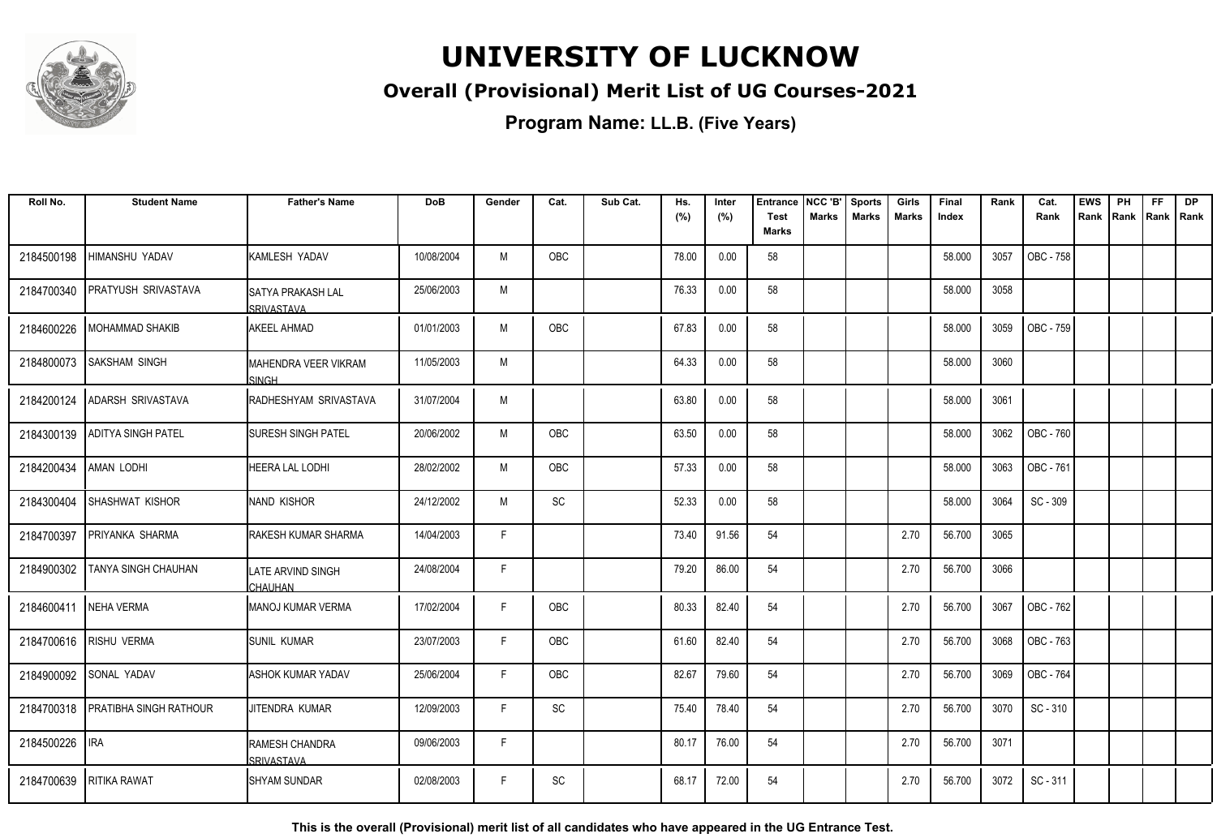# UNIVERSITY OF LUCKNOW

## Overall (Provisional) Merit List of UG Courses-2021

### Program Name: LL.B. (Five Years)

| Roll No. | Student Name | Father's Name | DoB | Gender | Cat. | Sub Cat. | Hs. (%) | Inter (%) | Entrance Test Marks | NCC 'B' Marks | Sports Marks | Girls Marks | Final Index | Rank | Cat. Rank | EWS Rank | PH Rank | FF Rank | DP Rank |
|---|---|---|---|---|---|---|---|---|---|---|---|---|---|---|---|---|---|---|---|
| 2184500198 | HIMANSHU YADAV | KAMLESH YADAV | 10/08/2004 | M | OBC | | 78.00 | 0.00 | 58 | | | | 58.000 | 3057 | OBC - 758 | | | | |
| 2184700340 | PRATYUSH SRIVASTAVA | SATYA PRAKASH LAL SRIVASTAVA | 25/06/2003 | M | | | 76.33 | 0.00 | 58 | | | | 58.000 | 3058 | | | | | |
| 2184600226 | MOHAMMAD SHAKIB | AKEEL AHMAD | 01/01/2003 | M | OBC | | 67.83 | 0.00 | 58 | | | | 58.000 | 3059 | OBC - 759 | | | | |
| 2184800073 | SAKSHAM SINGH | MAHENDRA VEER VIKRAM SINGH | 11/05/2003 | M | | | 64.33 | 0.00 | 58 | | | | 58.000 | 3060 | | | | | |
| 2184200124 | ADARSH SRIVASTAVA | RADHESHYAM SRIVASTAVA | 31/07/2004 | M | | | 63.80 | 0.00 | 58 | | | | 58.000 | 3061 | | | | | |
| 2184300139 | ADITYA SINGH PATEL | SURESH SINGH PATEL | 20/06/2002 | M | OBC | | 63.50 | 0.00 | 58 | | | | 58.000 | 3062 | OBC - 760 | | | | |
| 2184200434 | AMAN LODHI | HEERA LAL LODHI | 28/02/2002 | M | OBC | | 57.33 | 0.00 | 58 | | | | 58.000 | 3063 | OBC - 761 | | | | |
| 2184300404 | SHASHWAT KISHOR | NAND KISHOR | 24/12/2002 | M | SC | | 52.33 | 0.00 | 58 | | | | 58.000 | 3064 | SC - 309 | | | | |
| 2184700397 | PRIYANKA SHARMA | RAKESH KUMAR SHARMA | 14/04/2003 | F | | | 73.40 | 91.56 | 54 | | | 2.70 | 56.700 | 3065 | | | | | |
| 2184900302 | TANYA SINGH CHAUHAN | LATE ARVIND SINGH CHAUHAN | 24/08/2004 | F | | | 79.20 | 86.00 | 54 | | | 2.70 | 56.700 | 3066 | | | | | |
| 2184600411 | NEHA VERMA | MANOJ KUMAR VERMA | 17/02/2004 | F | OBC | | 80.33 | 82.40 | 54 | | | 2.70 | 56.700 | 3067 | OBC - 762 | | | | |
| 2184700616 | RISHU VERMA | SUNIL KUMAR | 23/07/2003 | F | OBC | | 61.60 | 82.40 | 54 | | | 2.70 | 56.700 | 3068 | OBC - 763 | | | | |
| 2184900092 | SONAL YADAV | ASHOK KUMAR YADAV | 25/06/2004 | F | OBC | | 82.67 | 79.60 | 54 | | | 2.70 | 56.700 | 3069 | OBC - 764 | | | | |
| 2184700318 | PRATIBHA SINGH RATHOUR | JITENDRA KUMAR | 12/09/2003 | F | SC | | 75.40 | 78.40 | 54 | | | 2.70 | 56.700 | 3070 | SC - 310 | | | | |
| 2184500226 | IRA | RAMESH CHANDRA SRIVASTAVA | 09/06/2003 | F | | | 80.17 | 76.00 | 54 | | | 2.70 | 56.700 | 3071 | | | | | |
| 2184700639 | RITIKA RAWAT | SHYAM SUNDAR | 02/08/2003 | F | SC | | 68.17 | 72.00 | 54 | | | 2.70 | 56.700 | 3072 | SC - 311 | | | | |

**This is the overall (Provisional) merit list of all candidates who have appeared in the UG Entrance Test.**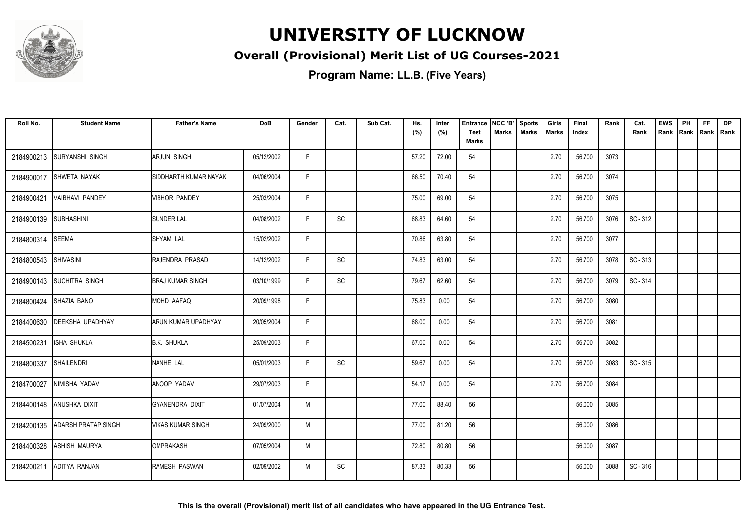# UNIVERSITY OF LUCKNOW

## Overall (Provisional) Merit List of UG Courses-2021

**Program Name: LL.B. (Five Years)**

| Roll No. | Student Name | Father's Name | DoB | Gender | Cat. | Sub Cat. | Hs. (%) | Inter (%) | Entrance Test Marks | NCC 'B' Marks | Sports Marks | Girls Marks | Final Index | Rank | Cat. Rank | EWS Rank | PH Rank | FF Rank | DP Rank |
|---|---|---|---|---|---|---|---|---|---|---|---|---|---|---|---|---|---|---|---|
| 2184900213 | SURYANSHI SINGH | ARJUN SINGH | 05/12/2002 | F | | | 57.20 | 72.00 | 54 | | | 2.70 | 56.700 | 3073 | | | | | |
| 2184900017 | SHWETA NAYAK | SIDDHARTH KUMAR NAYAK | 04/06/2004 | F | | | 66.50 | 70.40 | 54 | | | 2.70 | 56.700 | 3074 | | | | | |
| 2184900421 | VAIBHAVI PANDEY | VIBHOR PANDEY | 25/03/2004 | F | | | 75.00 | 69.00 | 54 | | | 2.70 | 56.700 | 3075 | | | | | |
| 2184900139 | SUBHASHINI | SUNDER LAL | 04/08/2002 | F | SC | | 68.83 | 64.60 | 54 | | | 2.70 | 56.700 | 3076 | SC - 312 | | | | |
| 2184800314 | SEEMA | SHYAM LAL | 15/02/2002 | F | | | 70.86 | 63.80 | 54 | | | 2.70 | 56.700 | 3077 | | | | | |
| 2184800543 | SHIVASINI | RAJENDRA PRASAD | 14/12/2002 | F | SC | | 74.83 | 63.00 | 54 | | | 2.70 | 56.700 | 3078 | SC - 313 | | | | |
| 2184900143 | SUCHITRA SINGH | BRAJ KUMAR SINGH | 03/10/1999 | F | SC | | 79.67 | 62.60 | 54 | | | 2.70 | 56.700 | 3079 | SC - 314 | | | | |
| 2184800424 | SHAZIA BANO | MOHD AAFAQ | 20/09/1998 | F | | | 75.83 | 0.00 | 54 | | | 2.70 | 56.700 | 3080 | | | | | |
| 2184400630 | DEEKSHA UPADHYAY | ARUN KUMAR UPADHYAY | 20/05/2004 | F | | | 68.00 | 0.00 | 54 | | | 2.70 | 56.700 | 3081 | | | | | |
| 2184500231 | ISHA SHUKLA | B.K. SHUKLA | 25/09/2003 | F | | | 67.00 | 0.00 | 54 | | | 2.70 | 56.700 | 3082 | | | | | |
| 2184800337 | SHAILENDRI | NANHE LAL | 05/01/2003 | F | SC | | 59.67 | 0.00 | 54 | | | 2.70 | 56.700 | 3083 | SC - 315 | | | | |
| 2184700027 | NIMISHA YADAV | ANOOP YADAV | 29/07/2003 | F | | | 54.17 | 0.00 | 54 | | | 2.70 | 56.700 | 3084 | | | | | |
| 2184400148 | ANUSHKA DIXIT | GYANENDRA DIXIT | 01/07/2004 | M | | | 77.00 | 88.40 | 56 | | | | 56.000 | 3085 | | | | | |
| 2184200135 | ADARSH PRATAP SINGH | VIKAS KUMAR SINGH | 24/09/2000 | M | | | 77.00 | 81.20 | 56 | | | | 56.000 | 3086 | | | | | |
| 2184400328 | ASHISH MAURYA | OMPRAKASH | 07/05/2004 | M | | | 72.80 | 80.80 | 56 | | | | 56.000 | 3087 | | | | | |
| 2184200211 | ADITYA RANJAN | RAMESH PASWAN | 02/09/2002 | M | SC | | 87.33 | 80.33 | 56 | | | | 56.000 | 3088 | SC - 316 | | | | |

**This is the overall (Provisional) merit list of all candidates who have appeared in the UG Entrance Test.**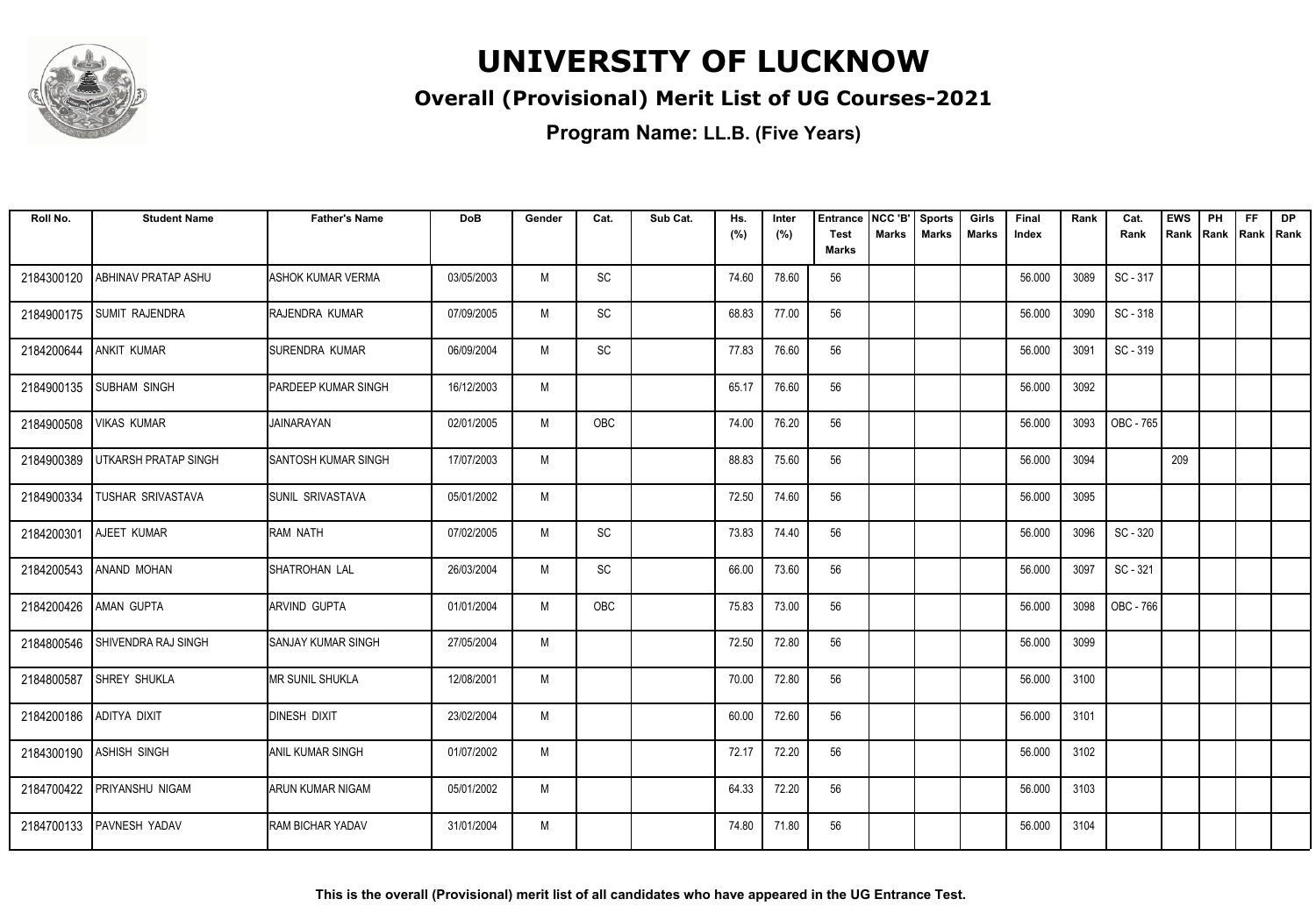# UNIVERSITY OF LUCKNOW

## Overall (Provisional) Merit List of UG Courses-2021

**Program Name: LL.B. (Five Years)**

| Roll No. | Student Name | Father's Name | DoB | Gender | Cat. | Sub Cat. | Hs. (%) | Inter (%) | Entrance Test Marks | NCC 'B' Marks | Sports Marks | Girls Marks | Final Index | Rank | Cat. Rank | EWS Rank | PH Rank | FF Rank | DP Rank |
|---|---|---|---|---|---|---|---|---|---|---|---|---|---|---|---|---|---|---|---|
| 2184300120 | ABHINAV PRATAP ASHU | ASHOK KUMAR VERMA | 03/05/2003 | M | SC | | 74.60 | 78.60 | 56 | | | | 56.000 | 3089 | SC - 317 | | | | |
| 2184900175 | SUMIT RAJENDRA | RAJENDRA KUMAR | 07/09/2005 | M | SC | | 68.83 | 77.00 | 56 | | | | 56.000 | 3090 | SC - 318 | | | | |
| 2184200644 | ANKIT KUMAR | SURENDRA KUMAR | 06/09/2004 | M | SC | | 77.83 | 76.60 | 56 | | | | 56.000 | 3091 | SC - 319 | | | | |
| 2184900135 | SUBHAM SINGH | PARDEEP KUMAR SINGH | 16/12/2003 | M | | | 65.17 | 76.60 | 56 | | | | 56.000 | 3092 | | | | | |
| 2184900508 | VIKAS KUMAR | JAINARAYAN | 02/01/2005 | M | OBC | | 74.00 | 76.20 | 56 | | | | 56.000 | 3093 | OBC - 765 | | | | |
| 2184900389 | UTKARSH PRATAP SINGH | SANTOSH KUMAR SINGH | 17/07/2003 | M | | | 88.83 | 75.60 | 56 | | | | 56.000 | 3094 | | 209 | | | |
| 2184900334 | TUSHAR SRIVASTAVA | SUNIL SRIVASTAVA | 05/01/2002 | M | | | 72.50 | 74.60 | 56 | | | | 56.000 | 3095 | | | | | |
| 2184200301 | AJEET KUMAR | RAM NATH | 07/02/2005 | M | SC | | 73.83 | 74.40 | 56 | | | | 56.000 | 3096 | SC - 320 | | | | |
| 2184200543 | ANAND MOHAN | SHATROHAN LAL | 26/03/2004 | M | SC | | 66.00 | 73.60 | 56 | | | | 56.000 | 3097 | SC - 321 | | | | |
| 2184200426 | AMAN GUPTA | ARVIND GUPTA | 01/01/2004 | M | OBC | | 75.83 | 73.00 | 56 | | | | 56.000 | 3098 | OBC - 766 | | | | |
| 2184800546 | SHIVENDRA RAJ SINGH | SANJAY KUMAR SINGH | 27/05/2004 | M | | | 72.50 | 72.80 | 56 | | | | 56.000 | 3099 | | | | | |
| 2184800587 | SHREY SHUKLA | MR SUNIL SHUKLA | 12/08/2001 | M | | | 70.00 | 72.80 | 56 | | | | 56.000 | 3100 | | | | | |
| 2184200186 | ADITYA DIXIT | DINESH DIXIT | 23/02/2004 | M | | | 60.00 | 72.60 | 56 | | | | 56.000 | 3101 | | | | | |
| 2184300190 | ASHISH SINGH | ANIL KUMAR SINGH | 01/07/2002 | M | | | 72.17 | 72.20 | 56 | | | | 56.000 | 3102 | | | | | |
| 2184700422 | PRIYANSHU NIGAM | ARUN KUMAR NIGAM | 05/01/2002 | M | | | 64.33 | 72.20 | 56 | | | | 56.000 | 3103 | | | | | |
| 2184700133 | PAVNESH YADAV | RAM BICHAR YADAV | 31/01/2004 | M | | | 74.80 | 71.80 | 56 | | | | 56.000 | 3104 | | | | | |

**This is the overall (Provisional) merit list of all candidates who have appeared in the UG Entrance Test.**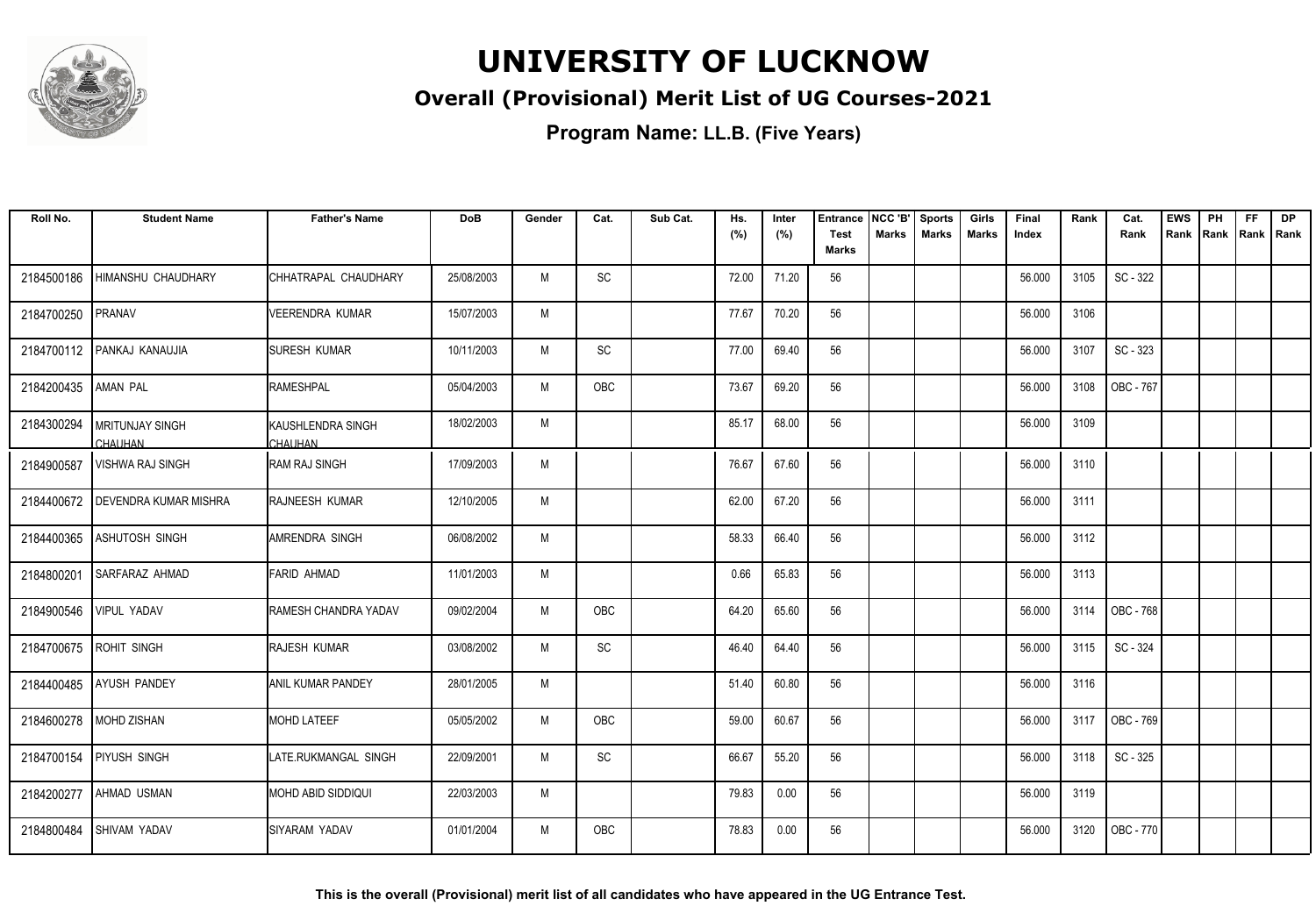# UNIVERSITY OF LUCKNOW

## Overall (Provisional) Merit List of UG Courses-2021

### Program Name: LL.B. (Five Years)

| Roll No. | Student Name | Father's Name | DoB | Gender | Cat. | Sub Cat. | Hs. (%) | Inter (%) | Entrance Test Marks | NCC 'B' Marks | Sports Marks | Girls Marks | Final Index | Rank | Cat. Rank | EWS Rank | PH Rank | FF Rank | DP Rank |
|---|---|---|---|---|---|---|---|---|---|---|---|---|---|---|---|---|---|---|---|
| 2184500186 | HIMANSHU CHAUDHARY | CHHATRAPAL CHAUDHARY | 25/08/2003 | M | SC | | 72.00 | 71.20 | 56 | | | | 56.000 | 3105 | SC - 322 | | | | |
| 2184700250 | PRANAV | VEERENDRA KUMAR | 15/07/2003 | M | | | 77.67 | 70.20 | 56 | | | | 56.000 | 3106 | | | | | |
| 2184700112 | PANKAJ KANAUJIA | SURESH KUMAR | 10/11/2003 | M | SC | | 77.00 | 69.40 | 56 | | | | 56.000 | 3107 | SC - 323 | | | | |
| 2184200435 | AMAN PAL | RAMESHPAL | 05/04/2003 | M | OBC | | 73.67 | 69.20 | 56 | | | | 56.000 | 3108 | OBC - 767 | | | | |
| 2184300294 | MRITUNJAY SINGH CHAUHAN | KAUSHLENDRA SINGH CHAUHAN | 18/02/2003 | M | | | 85.17 | 68.00 | 56 | | | | 56.000 | 3109 | | | | | |
| 2184900587 | VISHWA RAJ SINGH | RAM RAJ SINGH | 17/09/2003 | M | | | 76.67 | 67.60 | 56 | | | | 56.000 | 3110 | | | | | |
| 2184400672 | DEVENDRA KUMAR MISHRA | RAJNEESH KUMAR | 12/10/2005 | M | | | 62.00 | 67.20 | 56 | | | | 56.000 | 3111 | | | | | |
| 2184400365 | ASHUTOSH SINGH | AMRENDRA SINGH | 06/08/2002 | M | | | 58.33 | 66.40 | 56 | | | | 56.000 | 3112 | | | | | |
| 2184800201 | SARFARAZ AHMAD | FARID AHMAD | 11/01/2003 | M | | | 0.66 | 65.83 | 56 | | | | 56.000 | 3113 | | | | | |
| 2184900546 | VIPUL YADAV | RAMESH CHANDRA YADAV | 09/02/2004 | M | OBC | | 64.20 | 65.60 | 56 | | | | 56.000 | 3114 | OBC - 768 | | | | |
| 2184700675 | ROHIT SINGH | RAJESH KUMAR | 03/08/2002 | M | SC | | 46.40 | 64.40 | 56 | | | | 56.000 | 3115 | SC - 324 | | | | |
| 2184400485 | AYUSH PANDEY | ANIL KUMAR PANDEY | 28/01/2005 | M | | | 51.40 | 60.80 | 56 | | | | 56.000 | 3116 | | | | | |
| 2184600278 | MOHD ZISHAN | MOHD LATEEF | 05/05/2002 | M | OBC | | 59.00 | 60.67 | 56 | | | | 56.000 | 3117 | OBC - 769 | | | | |
| 2184700154 | PIYUSH SINGH | LATE.RUKMANGAL SINGH | 22/09/2001 | M | SC | | 66.67 | 55.20 | 56 | | | | 56.000 | 3118 | SC - 325 | | | | |
| 2184200277 | AHMAD USMAN | MOHD ABID SIDDIQUI | 22/03/2003 | M | | | 79.83 | 0.00 | 56 | | | | 56.000 | 3119 | | | | | |
| 2184800484 | SHIVAM YADAV | SIYARAM YADAV | 01/01/2004 | M | OBC | | 78.83 | 0.00 | 56 | | | | 56.000 | 3120 | OBC - 770 | | | | |

**This is the overall (Provisional) merit list of all candidates who have appeared in the UG Entrance Test.**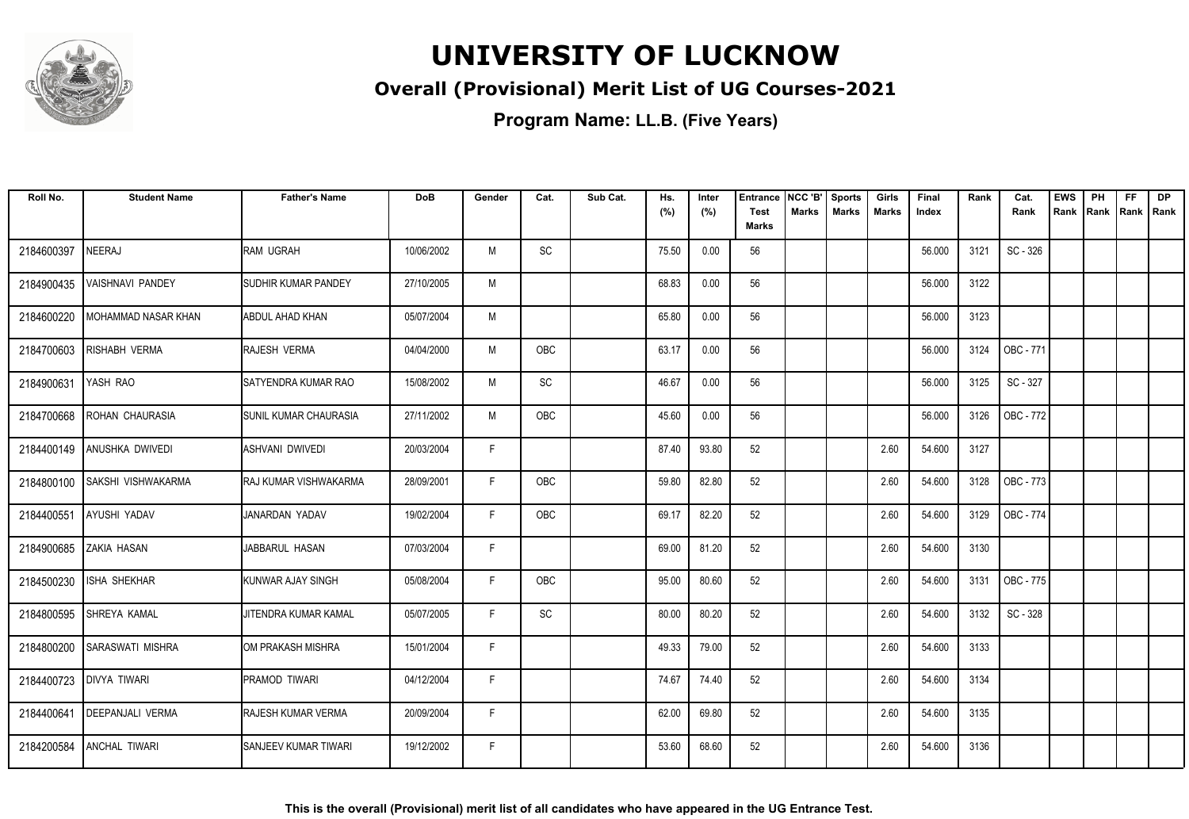# UNIVERSITY OF LUCKNOW

## Overall (Provisional) Merit List of UG Courses-2021

**Program Name: LL.B. (Five Years)**

| Roll No. | Student Name | Father's Name | DoB | Gender | Cat. | Sub Cat. | Hs. (%) | Inter (%) | Entrance Test Marks | NCC 'B' Marks | Sports Marks | Girls Marks | Final Index | Rank | Cat. Rank | EWS Rank | PH Rank | FF Rank | DP Rank |
|---|---|---|---|---|---|---|---|---|---|---|---|---|---|---|---|---|---|---|---|
| 2184600397 | NEERAJ | RAM UGRAH | 10/06/2002 | M | SC | | 75.50 | 0.00 | 56 | | | | 56.000 | 3121 | SC - 326 | | | | |
| 2184900435 | VAISHNAVI PANDEY | SUDHIR KUMAR PANDEY | 27/10/2005 | M | | | 68.83 | 0.00 | 56 | | | | 56.000 | 3122 | | | | | |
| 2184600220 | MOHAMMAD NASAR KHAN | ABDUL AHAD KHAN | 05/07/2004 | M | | | 65.80 | 0.00 | 56 | | | | 56.000 | 3123 | | | | | |
| 2184700603 | RISHABH VERMA | RAJESH VERMA | 04/04/2000 | M | OBC | | 63.17 | 0.00 | 56 | | | | 56.000 | 3124 | OBC - 771 | | | | |
| 2184900631 | YASH RAO | SATYENDRA KUMAR RAO | 15/08/2002 | M | SC | | 46.67 | 0.00 | 56 | | | | 56.000 | 3125 | SC - 327 | | | | |
| 2184700668 | ROHAN CHAURASIA | SUNIL KUMAR CHAURASIA | 27/11/2002 | M | OBC | | 45.60 | 0.00 | 56 | | | | 56.000 | 3126 | OBC - 772 | | | | |
| 2184400149 | ANUSHKA DWIVEDI | ASHVANI DWIVEDI | 20/03/2004 | F | | | 87.40 | 93.80 | 52 | | | 2.60 | 54.600 | 3127 | | | | | |
| 2184800100 | SAKSHI VISHWAKARMA | RAJ KUMAR VISHWAKARMA | 28/09/2001 | F | OBC | | 59.80 | 82.80 | 52 | | | 2.60 | 54.600 | 3128 | OBC - 773 | | | | |
| 2184400551 | AYUSHI YADAV | JANARDAN YADAV | 19/02/2004 | F | OBC | | 69.17 | 82.20 | 52 | | | 2.60 | 54.600 | 3129 | OBC - 774 | | | | |
| 2184900685 | ZAKIA HASAN | JABBARUL HASAN | 07/03/2004 | F | | | 69.00 | 81.20 | 52 | | | 2.60 | 54.600 | 3130 | | | | | |
| 2184500230 | ISHA SHEKHAR | KUNWAR AJAY SINGH | 05/08/2004 | F | OBC | | 95.00 | 80.60 | 52 | | | 2.60 | 54.600 | 3131 | OBC - 775 | | | | |
| 2184800595 | SHREYA KAMAL | JITENDRA KUMAR KAMAL | 05/07/2005 | F | SC | | 80.00 | 80.20 | 52 | | | 2.60 | 54.600 | 3132 | SC - 328 | | | | |
| 2184800200 | SARASWATI MISHRA | OM PRAKASH MISHRA | 15/01/2004 | F | | | 49.33 | 79.00 | 52 | | | 2.60 | 54.600 | 3133 | | | | | |
| 2184400723 | DIVYA TIWARI | PRAMOD TIWARI | 04/12/2004 | F | | | 74.67 | 74.40 | 52 | | | 2.60 | 54.600 | 3134 | | | | | |
| 2184400641 | DEEPANJALI VERMA | RAJESH KUMAR VERMA | 20/09/2004 | F | | | 62.00 | 69.80 | 52 | | | 2.60 | 54.600 | 3135 | | | | | |
| 2184200584 | ANCHAL TIWARI | SANJEEV KUMAR TIWARI | 19/12/2002 | F | | | 53.60 | 68.60 | 52 | | | 2.60 | 54.600 | 3136 | | | | | |

**This is the overall (Provisional) merit list of all candidates who have appeared in the UG Entrance Test.**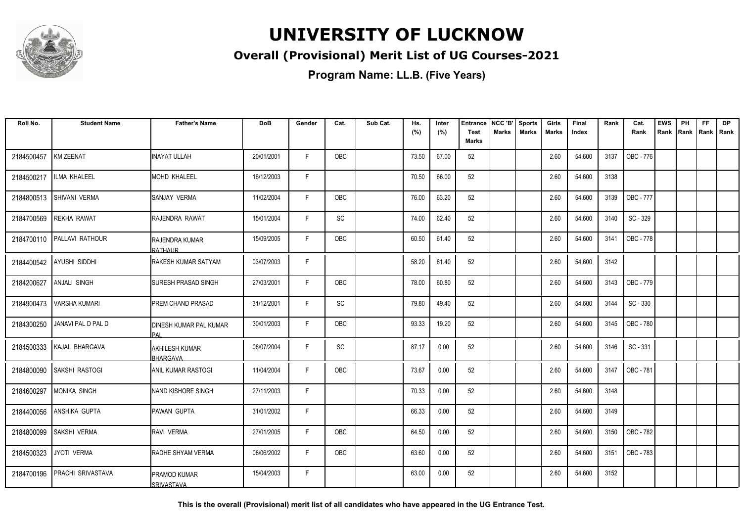# UNIVERSITY OF LUCKNOW

## Overall (Provisional) Merit List of UG Courses-2021

### Program Name: LL.B. (Five Years)

| Roll No. | Student Name | Father's Name | DoB | Gender | Cat. | Sub Cat. | Hs. (%) | Inter (%) | Entrance Test Marks | NCC 'B' Marks | Sports Marks | Girls Marks | Final Index | Rank | Cat. Rank | EWS Rank | PH Rank | FF Rank | DP Rank |
|---|---|---|---|---|---|---|---|---|---|---|---|---|---|---|---|---|---|---|---|
| 2184500457 | KM ZEENAT | INAYAT ULLAH | 20/01/2001 | F | OBC | | 73.50 | 67.00 | 52 | | | 2.60 | 54.600 | 3137 | OBC - 776 | | | | |
| 2184500217 | ILMA KHALEEL | MOHD KHALEEL | 16/12/2003 | F | | | 70.50 | 66.00 | 52 | | | 2.60 | 54.600 | 3138 | | | | | |
| 2184800513 | SHIVANI VERMA | SANJAY VERMA | 11/02/2004 | F | OBC | | 76.00 | 63.20 | 52 | | | 2.60 | 54.600 | 3139 | OBC - 777 | | | | |
| 2184700569 | REKHA RAWAT | RAJENDRA RAWAT | 15/01/2004 | F | SC | | 74.00 | 62.40 | 52 | | | 2.60 | 54.600 | 3140 | SC - 329 | | | | |
| 2184700110 | PALLAVI RATHOUR | RAJENDRA KUMAR RATHAUR | 15/09/2005 | F | OBC | | 60.50 | 61.40 | 52 | | | 2.60 | 54.600 | 3141 | OBC - 778 | | | | |
| 2184400542 | AYUSHI SIDDHI | RAKESH KUMAR SATYAM | 03/07/2003 | F | | | 58.20 | 61.40 | 52 | | | 2.60 | 54.600 | 3142 | | | | | |
| 2184200627 | ANJALI SINGH | SURESH PRASAD SINGH | 27/03/2001 | F | OBC | | 78.00 | 60.80 | 52 | | | 2.60 | 54.600 | 3143 | OBC - 779 | | | | |
| 2184900473 | VARSHA KUMARI | PREM CHAND PRASAD | 31/12/2001 | F | SC | | 79.80 | 49.40 | 52 | | | 2.60 | 54.600 | 3144 | SC - 330 | | | | |
| 2184300250 | JANAVI PAL D PAL D | DINESH KUMAR PAL KUMAR PAL | 30/01/2003 | F | OBC | | 93.33 | 19.20 | 52 | | | 2.60 | 54.600 | 3145 | OBC - 780 | | | | |
| 2184500333 | KAJAL BHARGAVA | AKHILESH KUMAR BHARGAVA | 08/07/2004 | F | SC | | 87.17 | 0.00 | 52 | | | 2.60 | 54.600 | 3146 | SC - 331 | | | | |
| 2184800090 | SAKSHI RASTOGI | ANIL KUMAR RASTOGI | 11/04/2004 | F | OBC | | 73.67 | 0.00 | 52 | | | 2.60 | 54.600 | 3147 | OBC - 781 | | | | |
| 2184600297 | MONIKA SINGH | NAND KISHORE SINGH | 27/11/2003 | F | | | 70.33 | 0.00 | 52 | | | 2.60 | 54.600 | 3148 | | | | | |
| 2184400056 | ANSHIKA GUPTA | PAWAN GUPTA | 31/01/2002 | F | | | 66.33 | 0.00 | 52 | | | 2.60 | 54.600 | 3149 | | | | | |
| 2184800099 | SAKSHI VERMA | RAVI VERMA | 27/01/2005 | F | OBC | | 64.50 | 0.00 | 52 | | | 2.60 | 54.600 | 3150 | OBC - 782 | | | | |
| 2184500323 | JYOTI VERMA | RADHE SHYAM VERMA | 08/06/2002 | F | OBC | | 63.60 | 0.00 | 52 | | | 2.60 | 54.600 | 3151 | OBC - 783 | | | | |
| 2184700196 | PRACHI SRIVASTAVA | PRAMOD KUMAR SRIVASTAVA | 15/04/2003 | F | | | 63.00 | 0.00 | 52 | | | 2.60 | 54.600 | 3152 | | | | | |

**This is the overall (Provisional) merit list of all candidates who have appeared in the UG Entrance Test.**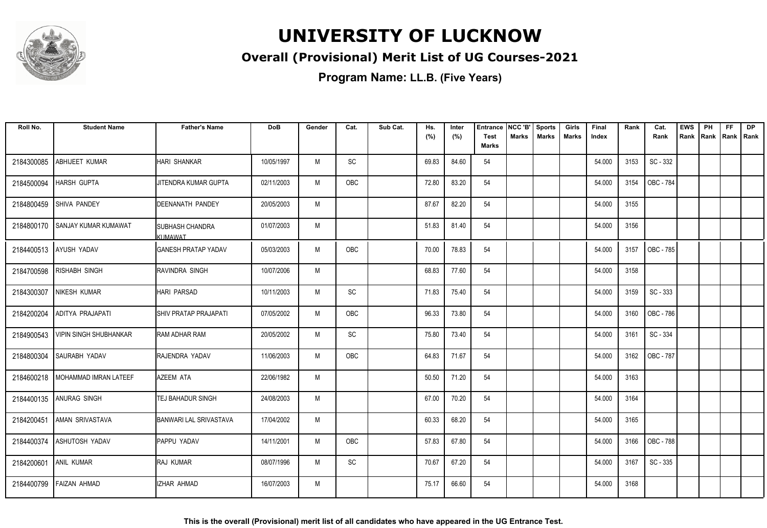# UNIVERSITY OF LUCKNOW

## Overall (Provisional) Merit List of UG Courses-2021

**Program Name: LL.B. (Five Years)**

| Roll No. | Student Name | Father's Name | DoB | Gender | Cat. | Sub Cat. | Hs. (%) | Inter (%) | Entrance Test Marks | NCC 'B' Marks | Sports Marks | Girls Marks | Final Index | Rank | Cat. Rank | EWS Rank | PH Rank | FF Rank | DP Rank |
|---|---|---|---|---|---|---|---|---|---|---|---|---|---|---|---|---|---|---|---|
| 2184300085 | ABHIJEET KUMAR | HARI SHANKAR | 10/05/1997 | M | SC | | 69.83 | 84.60 | 54 | | | | 54.000 | 3153 | SC - 332 | | | | |
| 2184500094 | HARSH GUPTA | JITENDRA KUMAR GUPTA | 02/11/2003 | M | OBC | | 72.80 | 83.20 | 54 | | | | 54.000 | 3154 | OBC - 784 | | | | |
| 2184800459 | SHIVA PANDEY | DEENANATH PANDEY | 20/05/2003 | M | | | 87.67 | 82.20 | 54 | | | | 54.000 | 3155 | | | | | |
| 2184800170 | SANJAY KUMAR KUMAWAT | SUBHASH CHANDRA KUMAWAT | 01/07/2003 | M | | | 51.83 | 81.40 | 54 | | | | 54.000 | 3156 | | | | | |
| 2184400513 | AYUSH YADAV | GANESH PRATAP YADAV | 05/03/2003 | M | OBC | | 70.00 | 78.83 | 54 | | | | 54.000 | 3157 | OBC - 785 | | | | |
| 2184700598 | RISHABH SINGH | RAVINDRA SINGH | 10/07/2006 | M | | | 68.83 | 77.60 | 54 | | | | 54.000 | 3158 | | | | | |
| 2184300307 | NIKESH KUMAR | HARI PARSAD | 10/11/2003 | M | SC | | 71.83 | 75.40 | 54 | | | | 54.000 | 3159 | SC - 333 | | | | |
| 2184200204 | ADITYA PRAJAPATI | SHIV PRATAP PRAJAPATI | 07/05/2002 | M | OBC | | 96.33 | 73.80 | 54 | | | | 54.000 | 3160 | OBC - 786 | | | | |
| 2184900543 | VIPIN SINGH SHUBHANKAR | RAM ADHAR RAM | 20/05/2002 | M | SC | | 75.80 | 73.40 | 54 | | | | 54.000 | 3161 | SC - 334 | | | | |
| 2184800304 | SAURABH YADAV | RAJENDRA YADAV | 11/06/2003 | M | OBC | | 64.83 | 71.67 | 54 | | | | 54.000 | 3162 | OBC - 787 | | | | |
| 2184600218 | MOHAMMAD IMRAN LATEEF | AZEEM ATA | 22/06/1982 | M | | | 50.50 | 71.20 | 54 | | | | 54.000 | 3163 | | | | | |
| 2184400135 | ANURAG SINGH | TEJ BAHADUR SINGH | 24/08/2003 | M | | | 67.00 | 70.20 | 54 | | | | 54.000 | 3164 | | | | | |
| 2184200451 | AMAN SRIVASTAVA | BANWARI LAL SRIVASTAVA | 17/04/2002 | M | | | 60.33 | 68.20 | 54 | | | | 54.000 | 3165 | | | | | |
| 2184400374 | ASHUTOSH YADAV | PAPPU YADAV | 14/11/2001 | M | OBC | | 57.83 | 67.80 | 54 | | | | 54.000 | 3166 | OBC - 788 | | | | |
| 2184200601 | ANIL KUMAR | RAJ KUMAR | 08/07/1996 | M | SC | | 70.67 | 67.20 | 54 | | | | 54.000 | 3167 | SC - 335 | | | | |
| 2184400799 | FAIZAN AHMAD | IZHAR AHMAD | 16/07/2003 | M | | | 75.17 | 66.60 | 54 | | | | 54.000 | 3168 | | | | | |

**This is the overall (Provisional) merit list of all candidates who have appeared in the UG Entrance Test.**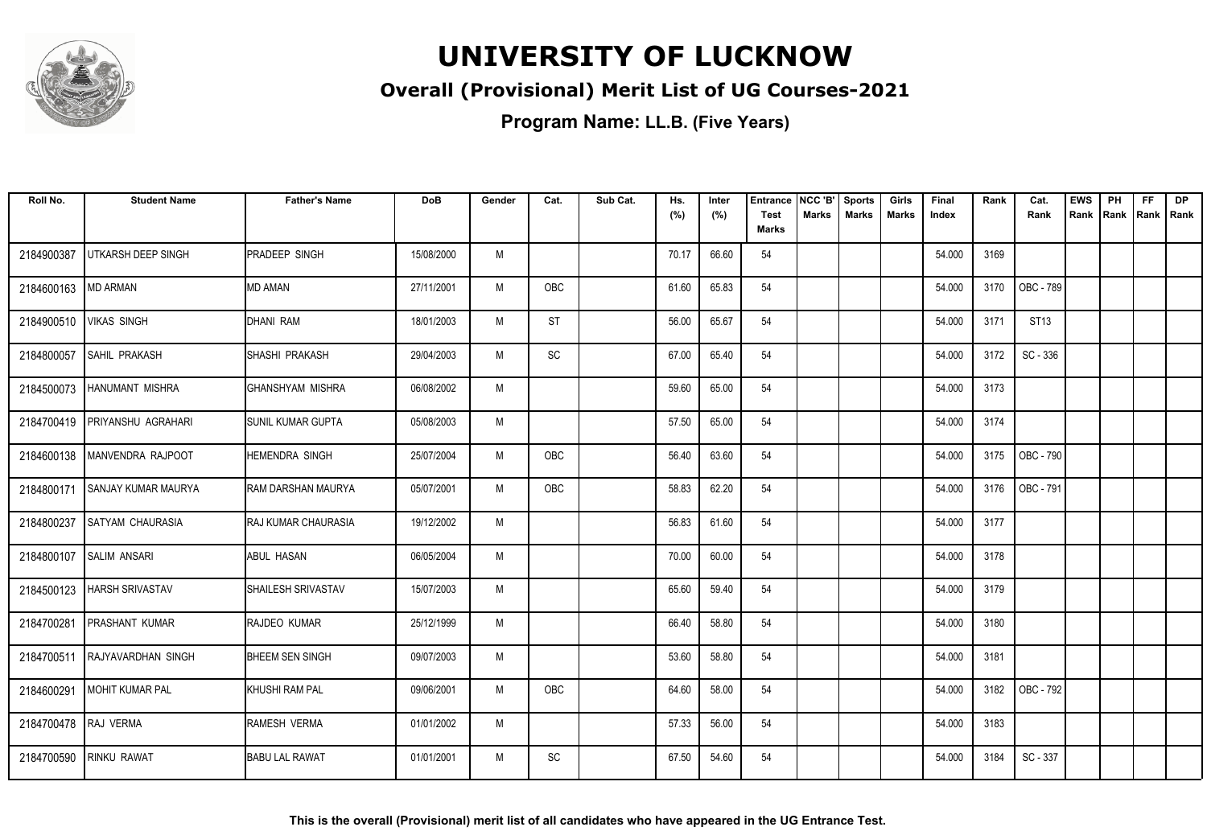# UNIVERSITY OF LUCKNOW

## Overall (Provisional) Merit List of UG Courses-2021

### Program Name: LL.B. (Five Years)

| Roll No. | Student Name | Father's Name | DoB | Gender | Cat. | Sub Cat. | Hs. (%) | Inter (%) | Entrance Test Marks | NCC 'B' Marks | Sports Marks | Girls Marks | Final Index | Rank | Cat. Rank | EWS Rank | PH Rank | FF Rank | DP Rank |
|---|---|---|---|---|---|---|---|---|---|---|---|---|---|---|---|---|---|---|---|
| 2184900387 | UTKARSH DEEP SINGH | PRADEEP SINGH | 15/08/2000 | M | | | 70.17 | 66.60 | 54 | | | | 54.000 | 3169 | | | | | |
| 2184600163 | MD ARMAN | MD AMAN | 27/11/2001 | M | OBC | | 61.60 | 65.83 | 54 | | | | 54.000 | 3170 | OBC - 789 | | | | |
| 2184900510 | VIKAS SINGH | DHANI RAM | 18/01/2003 | M | ST | | 56.00 | 65.67 | 54 | | | | 54.000 | 3171 | ST13 | | | | |
| 2184800057 | SAHIL PRAKASH | SHASHI PRAKASH | 29/04/2003 | M | SC | | 67.00 | 65.40 | 54 | | | | 54.000 | 3172 | SC - 336 | | | | |
| 2184500073 | HANUMANT MISHRA | GHANSHYAM MISHRA | 06/08/2002 | M | | | 59.60 | 65.00 | 54 | | | | 54.000 | 3173 | | | | | |
| 2184700419 | PRIYANSHU AGRAHARI | SUNIL KUMAR GUPTA | 05/08/2003 | M | | | 57.50 | 65.00 | 54 | | | | 54.000 | 3174 | | | | | |
| 2184600138 | MANVENDRA RAJPOOT | HEMENDRA SINGH | 25/07/2004 | M | OBC | | 56.40 | 63.60 | 54 | | | | 54.000 | 3175 | OBC - 790 | | | | |
| 2184800171 | SANJAY KUMAR MAURYA | RAM DARSHAN MAURYA | 05/07/2001 | M | OBC | | 58.83 | 62.20 | 54 | | | | 54.000 | 3176 | OBC - 791 | | | | |
| 2184800237 | SATYAM CHAURASIA | RAJ KUMAR CHAURASIA | 19/12/2002 | M | | | 56.83 | 61.60 | 54 | | | | 54.000 | 3177 | | | | | |
| 2184800107 | SALIM ANSARI | ABUL HASAN | 06/05/2004 | M | | | 70.00 | 60.00 | 54 | | | | 54.000 | 3178 | | | | | |
| 2184500123 | HARSH SRIVASTAV | SHAILESH SRIVASTAV | 15/07/2003 | M | | | 65.60 | 59.40 | 54 | | | | 54.000 | 3179 | | | | | |
| 2184700281 | PRASHANT KUMAR | RAJDEO KUMAR | 25/12/1999 | M | | | 66.40 | 58.80 | 54 | | | | 54.000 | 3180 | | | | | |
| 2184700511 | RAJYAVARDHAN SINGH | BHEEM SEN SINGH | 09/07/2003 | M | | | 53.60 | 58.80 | 54 | | | | 54.000 | 3181 | | | | | |
| 2184600291 | MOHIT KUMAR PAL | KHUSHI RAM PAL | 09/06/2001 | M | OBC | | 64.60 | 58.00 | 54 | | | | 54.000 | 3182 | OBC - 792 | | | | |
| 2184700478 | RAJ VERMA | RAMESH VERMA | 01/01/2002 | M | | | 57.33 | 56.00 | 54 | | | | 54.000 | 3183 | | | | | |
| 2184700590 | RINKU RAWAT | BABU LAL RAWAT | 01/01/2001 | M | SC | | 67.50 | 54.60 | 54 | | | | 54.000 | 3184 | SC - 337 | | | | |

**This is the overall (Provisional) merit list of all candidates who have appeared in the UG Entrance Test.**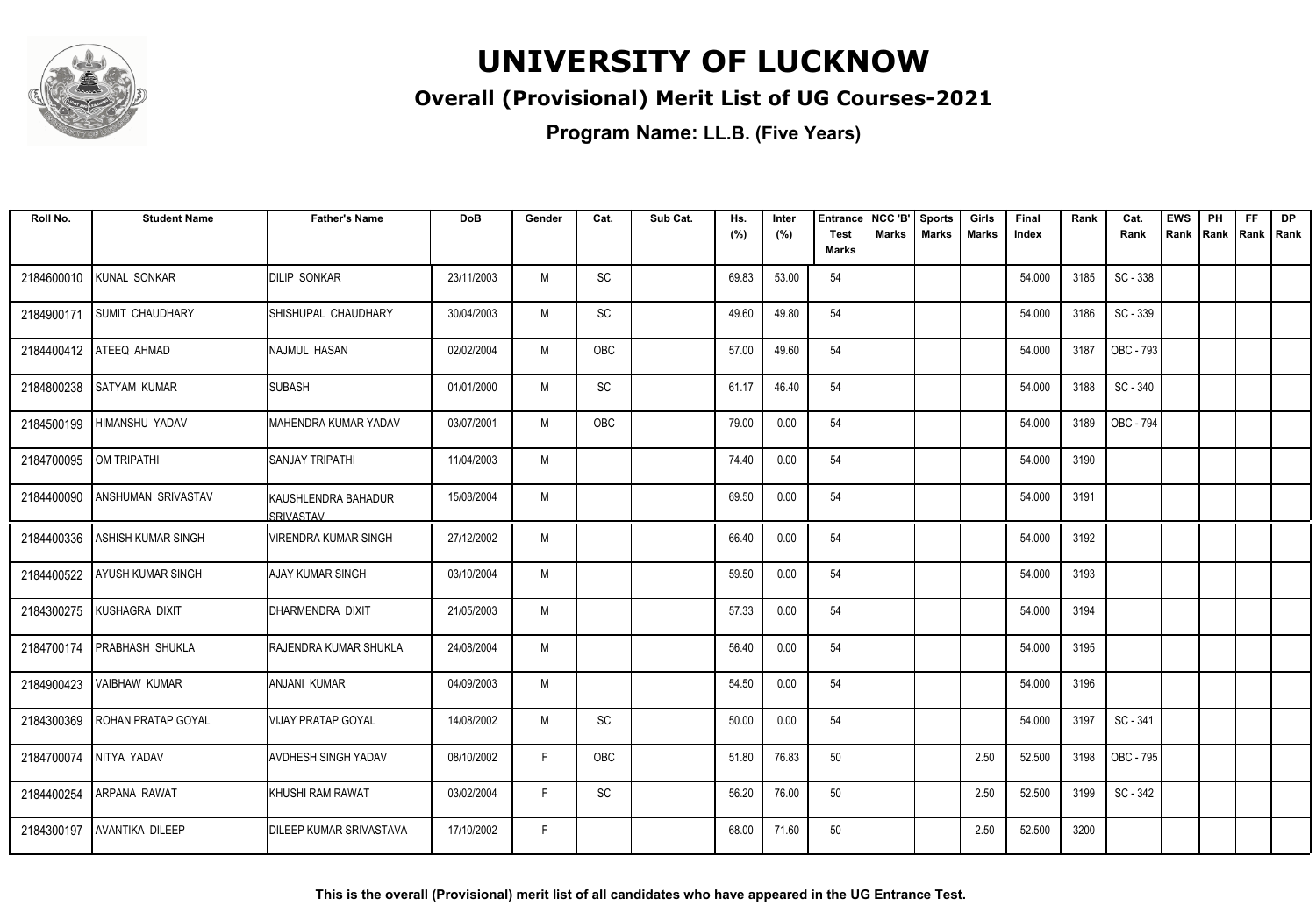# UNIVERSITY OF LUCKNOW

## Overall (Provisional) Merit List of UG Courses-2021

**Program Name: LL.B. (Five Years)**

| Roll No. | Student Name | Father's Name | DoB | Gender | Cat. | Sub Cat. | Hs. (%) | Inter (%) | Entrance Test Marks | NCC 'B' Marks | Sports Marks | Girls Marks | Final Index | Rank | Cat. Rank | EWS Rank | PH Rank | FF Rank | DP Rank |
|---|---|---|---|---|---|---|---|---|---|---|---|---|---|---|---|---|---|---|---|
| 2184600010 | KUNAL SONKAR | DILIP SONKAR | 23/11/2003 | M | SC | | 69.83 | 53.00 | 54 | | | | 54.000 | 3185 | SC - 338 | | | | |
| 2184900171 | SUMIT CHAUDHARY | SHISHUPAL CHAUDHARY | 30/04/2003 | M | SC | | 49.60 | 49.80 | 54 | | | | 54.000 | 3186 | SC - 339 | | | | |
| 2184400412 | ATEEQ AHMAD | NAJMUL HASAN | 02/02/2004 | M | OBC | | 57.00 | 49.60 | 54 | | | | 54.000 | 3187 | OBC - 793 | | | | |
| 2184800238 | SATYAM KUMAR | SUBASH | 01/01/2000 | M | SC | | 61.17 | 46.40 | 54 | | | | 54.000 | 3188 | SC - 340 | | | | |
| 2184500199 | HIMANSHU YADAV | MAHENDRA KUMAR YADAV | 03/07/2001 | M | OBC | | 79.00 | 0.00 | 54 | | | | 54.000 | 3189 | OBC - 794 | | | | |
| 2184700095 | OM TRIPATHI | SANJAY TRIPATHI | 11/04/2003 | M | | | 74.40 | 0.00 | 54 | | | | 54.000 | 3190 | | | | | |
| 2184400090 | ANSHUMAN SRIVASTAV | KAUSHLENDRA BAHADUR SRIVASTAV | 15/08/2004 | M | | | 69.50 | 0.00 | 54 | | | | 54.000 | 3191 | | | | | |
| 2184400336 | ASHISH KUMAR SINGH | VIRENDRA KUMAR SINGH | 27/12/2002 | M | | | 66.40 | 0.00 | 54 | | | | 54.000 | 3192 | | | | | |
| 2184400522 | AYUSH KUMAR SINGH | AJAY KUMAR SINGH | 03/10/2004 | M | | | 59.50 | 0.00 | 54 | | | | 54.000 | 3193 | | | | | |
| 2184300275 | KUSHAGRA DIXIT | DHARMENDRA DIXIT | 21/05/2003 | M | | | 57.33 | 0.00 | 54 | | | | 54.000 | 3194 | | | | | |
| 2184700174 | PRABHASH SHUKLA | RAJENDRA KUMAR SHUKLA | 24/08/2004 | M | | | 56.40 | 0.00 | 54 | | | | 54.000 | 3195 | | | | | |
| 2184900423 | VAIBHAW KUMAR | ANJANI KUMAR | 04/09/2003 | M | | | 54.50 | 0.00 | 54 | | | | 54.000 | 3196 | | | | | |
| 2184300369 | ROHAN PRATAP GOYAL | VIJAY PRATAP GOYAL | 14/08/2002 | M | SC | | 50.00 | 0.00 | 54 | | | | 54.000 | 3197 | SC - 341 | | | | |
| 2184700074 | NITYA YADAV | AVDHESH SINGH YADAV | 08/10/2002 | F | OBC | | 51.80 | 76.83 | 50 | | | 2.50 | 52.500 | 3198 | OBC - 795 | | | | |
| 2184400254 | ARPANA RAWAT | KHUSHI RAM RAWAT | 03/02/2004 | F | SC | | 56.20 | 76.00 | 50 | | | 2.50 | 52.500 | 3199 | SC - 342 | | | | |
| 2184300197 | AVANTIKA DILEEP | DILEEP KUMAR SRIVASTAVA | 17/10/2002 | F | | | 68.00 | 71.60 | 50 | | | 2.50 | 52.500 | 3200 | | | | | |

**This is the overall (Provisional) merit list of all candidates who have appeared in the UG Entrance Test.**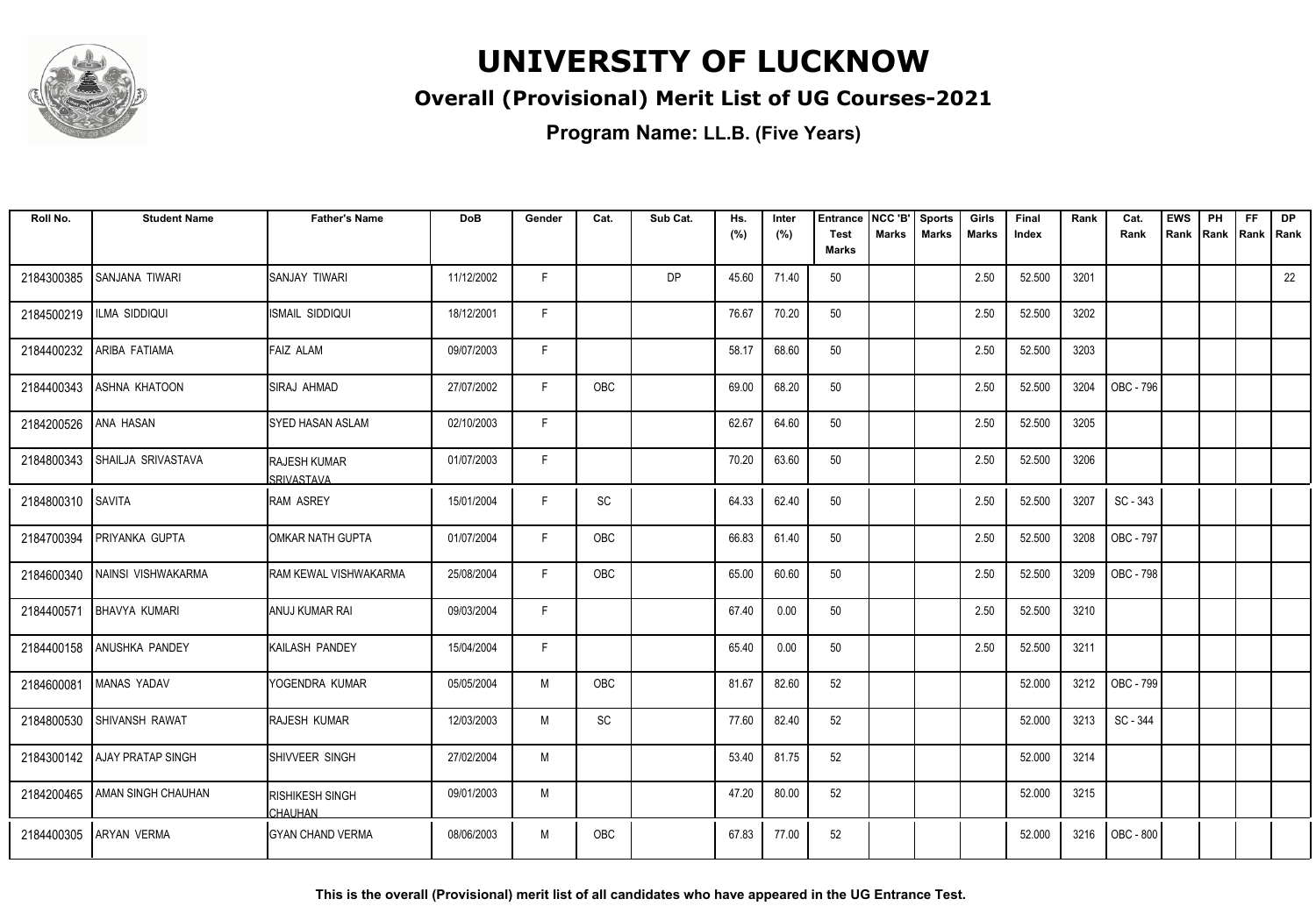# UNIVERSITY OF LUCKNOW

## Overall (Provisional) Merit List of UG Courses-2021

### Program Name: LL.B. (Five Years)

| Roll No. | Student Name | Father's Name | DoB | Gender | Cat. | Sub Cat. | Hs. (%) | Inter (%) | Entrance Test Marks | NCC 'B' Marks | Sports Marks | Girls Marks | Final Index | Rank | Cat. Rank | EWS Rank | PH Rank | FF Rank | DP Rank |
|---|---|---|---|---|---|---|---|---|---|---|---|---|---|---|---|---|---|---|---|
| 2184300385 | SANJANA TIWARI | SANJAY TIWARI | 11/12/2002 | F | | DP | 45.60 | 71.40 | 50 | | | 2.50 | 52.500 | 3201 | | | | | 22 |
| 2184500219 | ILMA SIDDIQUI | ISMAIL SIDDIQUI | 18/12/2001 | F | | | 76.67 | 70.20 | 50 | | | 2.50 | 52.500 | 3202 | | | | | |
| 2184400232 | ARIBA FATIAMA | FAIZ ALAM | 09/07/2003 | F | | | 58.17 | 68.60 | 50 | | | 2.50 | 52.500 | 3203 | | | | | |
| 2184400343 | ASHNA KHATOON | SIRAJ AHMAD | 27/07/2002 | F | OBC | | 69.00 | 68.20 | 50 | | | 2.50 | 52.500 | 3204 | OBC - 796 | | | | |
| 2184200526 | ANA HASAN | SYED HASAN ASLAM | 02/10/2003 | F | | | 62.67 | 64.60 | 50 | | | 2.50 | 52.500 | 3205 | | | | | |
| 2184800343 | SHAILJA SRIVASTAVA | RAJESH KUMAR SRIVASTAVA | 01/07/2003 | F | | | 70.20 | 63.60 | 50 | | | 2.50 | 52.500 | 3206 | | | | | |
| 2184800310 | SAVITA | RAM ASREY | 15/01/2004 | F | SC | | 64.33 | 62.40 | 50 | | | 2.50 | 52.500 | 3207 | SC - 343 | | | | |
| 2184700394 | PRIYANKA GUPTA | OMKAR NATH GUPTA | 01/07/2004 | F | OBC | | 66.83 | 61.40 | 50 | | | 2.50 | 52.500 | 3208 | OBC - 797 | | | | |
| 2184600340 | NAINSI VISHWAKARMA | RAM KEWAL VISHWAKARMA | 25/08/2004 | F | OBC | | 65.00 | 60.60 | 50 | | | 2.50 | 52.500 | 3209 | OBC - 798 | | | | |
| 2184400571 | BHAVYA KUMARI | ANUJ KUMAR RAI | 09/03/2004 | F | | | 67.40 | 0.00 | 50 | | | 2.50 | 52.500 | 3210 | | | | | |
| 2184400158 | ANUSHKA PANDEY | KAILASH PANDEY | 15/04/2004 | F | | | 65.40 | 0.00 | 50 | | | 2.50 | 52.500 | 3211 | | | | | |
| 2184600081 | MANAS YADAV | YOGENDRA KUMAR | 05/05/2004 | M | OBC | | 81.67 | 82.60 | 52 | | | | 52.000 | 3212 | OBC - 799 | | | | |
| 2184800530 | SHIVANSH RAWAT | RAJESH KUMAR | 12/03/2003 | M | SC | | 77.60 | 82.40 | 52 | | | | 52.000 | 3213 | SC - 344 | | | | |
| 2184300142 | AJAY PRATAP SINGH | SHIVVEER SINGH | 27/02/2004 | M | | | 53.40 | 81.75 | 52 | | | | 52.000 | 3214 | | | | | |
| 2184200465 | AMAN SINGH CHAUHAN | RISHIKESH SINGH CHAUHAN | 09/01/2003 | M | | | 47.20 | 80.00 | 52 | | | | 52.000 | 3215 | | | | | |
| 2184400305 | ARYAN VERMA | GYAN CHAND VERMA | 08/06/2003 | M | OBC | | 67.83 | 77.00 | 52 | | | | 52.000 | 3216 | OBC - 800 | | | | |

**This is the overall (Provisional) merit list of all candidates who have appeared in the UG Entrance Test.**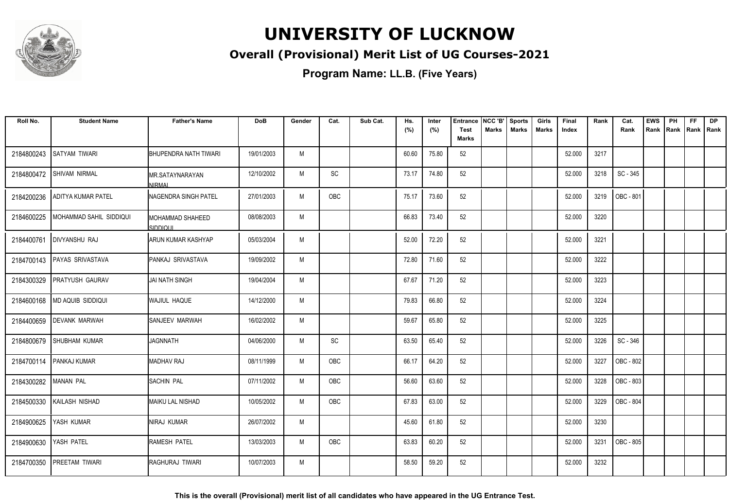# UNIVERSITY OF LUCKNOW

## Overall (Provisional) Merit List of UG Courses-2021

### Program Name: LL.B. (Five Years)

| Roll No. | Student Name | Father's Name | DoB | Gender | Cat. | Sub Cat. | Hs. (%) | Inter (%) | Entrance Test Marks | NCC 'B' Marks | Sports Marks | Girls Marks | Final Index | Rank | Cat. Rank | EWS Rank | PH Rank | FF Rank | DP Rank |
|---|---|---|---|---|---|---|---|---|---|---|---|---|---|---|---|---|---|---|---|
| 2184800243 | SATYAM TIWARI | BHUPENDRA NATH TIWARI | 19/01/2003 | M | | | 60.60 | 75.80 | 52 | | | | 52.000 | 3217 | | | | | |
| 2184800472 | SHIVAM NIRMAL | MR.SATAYNARAYAN NIRMAL | 12/10/2002 | M | SC | | 73.17 | 74.80 | 52 | | | | 52.000 | 3218 | SC - 345 | | | | |
| 2184200236 | ADITYA KUMAR PATEL | NAGENDRA SINGH PATEL | 27/01/2003 | M | OBC | | 75.17 | 73.60 | 52 | | | | 52.000 | 3219 | OBC - 801 | | | | |
| 2184600225 | MOHAMMAD SAHIL SIDDIQUI | MOHAMMAD SHAHEED SIDDIQUI | 08/08/2003 | M | | | 66.83 | 73.40 | 52 | | | | 52.000 | 3220 | | | | | |
| 2184400761 | DIVYANSHU RAJ | ARUN KUMAR KASHYAP | 05/03/2004 | M | | | 52.00 | 72.20 | 52 | | | | 52.000 | 3221 | | | | | |
| 2184700143 | PAYAS SRIVASTAVA | PANKAJ SRIVASTAVA | 19/09/2002 | M | | | 72.80 | 71.60 | 52 | | | | 52.000 | 3222 | | | | | |
| 2184300329 | PRATYUSH GAURAV | JAI NATH SINGH | 19/04/2004 | M | | | 67.67 | 71.20 | 52 | | | | 52.000 | 3223 | | | | | |
| 2184600168 | MD AQUIB SIDDIQUI | WAJIUL HAQUE | 14/12/2000 | M | | | 79.83 | 66.80 | 52 | | | | 52.000 | 3224 | | | | | |
| 2184400659 | DEVANK MARWAH | SANJEEV MARWAH | 16/02/2002 | M | | | 59.67 | 65.80 | 52 | | | | 52.000 | 3225 | | | | | |
| 2184800679 | SHUBHAM KUMAR | JAGNNATH | 04/06/2000 | M | SC | | 63.50 | 65.40 | 52 | | | | 52.000 | 3226 | SC - 346 | | | | |
| 2184700114 | PANKAJ KUMAR | MADHAV RAJ | 08/11/1999 | M | OBC | | 66.17 | 64.20 | 52 | | | | 52.000 | 3227 | OBC - 802 | | | | |
| 2184300282 | MANAN PAL | SACHIN PAL | 07/11/2002 | M | OBC | | 56.60 | 63.60 | 52 | | | | 52.000 | 3228 | OBC - 803 | | | | |
| 2184500330 | KAILASH NISHAD | MAIKU LAL NISHAD | 10/05/2002 | M | OBC | | 67.83 | 63.00 | 52 | | | | 52.000 | 3229 | OBC - 804 | | | | |
| 2184900625 | YASH KUMAR | NIRAJ KUMAR | 26/07/2002 | M | | | 45.60 | 61.80 | 52 | | | | 52.000 | 3230 | | | | | |
| 2184900630 | YASH PATEL | RAMESH PATEL | 13/03/2003 | M | OBC | | 63.83 | 60.20 | 52 | | | | 52.000 | 3231 | OBC - 805 | | | | |
| 2184700350 | PREETAM TIWARI | RAGHURAJ TIWARI | 10/07/2003 | M | | | 58.50 | 59.20 | 52 | | | | 52.000 | 3232 | | | | | |

**This is the overall (Provisional) merit list of all candidates who have appeared in the UG Entrance Test.**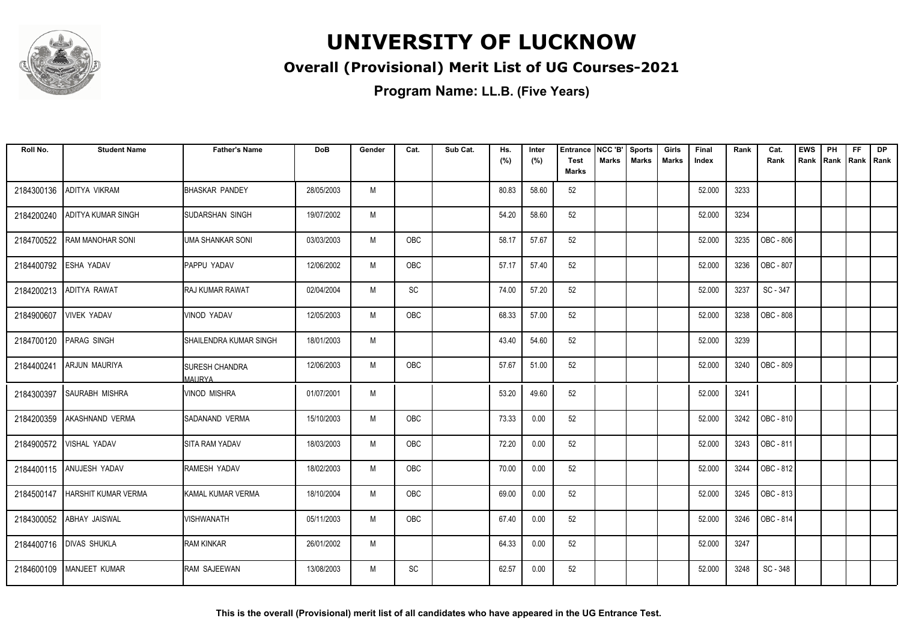# UNIVERSITY OF LUCKNOW

## Overall (Provisional) Merit List of UG Courses-2021

**Program Name: LL.B. (Five Years)**

| Roll No. | Student Name | Father's Name | DoB | Gender | Cat. | Sub Cat. | Hs. (%) | Inter (%) | Entrance Test Marks | NCC 'B' Marks | Sports Marks | Girls Marks | Final Index | Rank | Cat. Rank | EWS Rank | PH Rank | FF Rank | DP Rank |
|---|---|---|---|---|---|---|---|---|---|---|---|---|---|---|---|---|---|---|---|
| 2184300136 | ADITYA VIKRAM | BHASKAR PANDEY | 28/05/2003 | M | | | 80.83 | 58.60 | 52 | | | | 52.000 | 3233 | | | | | |
| 2184200240 | ADITYA KUMAR SINGH | SUDARSHAN SINGH | 19/07/2002 | M | | | 54.20 | 58.60 | 52 | | | | 52.000 | 3234 | | | | | |
| 2184700522 | RAM MANOHAR SONI | UMA SHANKAR SONI | 03/03/2003 | M | OBC | | 58.17 | 57.67 | 52 | | | | 52.000 | 3235 | OBC - 806 | | | | |
| 2184400792 | ESHA YADAV | PAPPU YADAV | 12/06/2002 | M | OBC | | 57.17 | 57.40 | 52 | | | | 52.000 | 3236 | OBC - 807 | | | | |
| 2184200213 | ADITYA RAWAT | RAJ KUMAR RAWAT | 02/04/2004 | M | SC | | 74.00 | 57.20 | 52 | | | | 52.000 | 3237 | SC - 347 | | | | |
| 2184900607 | VIVEK YADAV | VINOD YADAV | 12/05/2003 | M | OBC | | 68.33 | 57.00 | 52 | | | | 52.000 | 3238 | OBC - 808 | | | | |
| 2184700120 | PARAG SINGH | SHAILENDRA KUMAR SINGH | 18/01/2003 | M | | | 43.40 | 54.60 | 52 | | | | 52.000 | 3239 | | | | | |
| 2184400241 | ARJUN MAURIYA | SURESH CHANDRA MAURYA | 12/06/2003 | M | OBC | | 57.67 | 51.00 | 52 | | | | 52.000 | 3240 | OBC - 809 | | | | |
| 2184300397 | SAURABH MISHRA | VINOD MISHRA | 01/07/2001 | M | | | 53.20 | 49.60 | 52 | | | | 52.000 | 3241 | | | | | |
| 2184200359 | AKASHNAND VERMA | SADANAND VERMA | 15/10/2003 | M | OBC | | 73.33 | 0.00 | 52 | | | | 52.000 | 3242 | OBC - 810 | | | | |
| 2184900572 | VISHAL YADAV | SITA RAM YADAV | 18/03/2003 | M | OBC | | 72.20 | 0.00 | 52 | | | | 52.000 | 3243 | OBC - 811 | | | | |
| 2184400115 | ANUJESH YADAV | RAMESH YADAV | 18/02/2003 | M | OBC | | 70.00 | 0.00 | 52 | | | | 52.000 | 3244 | OBC - 812 | | | | |
| 2184500147 | HARSHIT KUMAR VERMA | KAMAL KUMAR VERMA | 18/10/2004 | M | OBC | | 69.00 | 0.00 | 52 | | | | 52.000 | 3245 | OBC - 813 | | | | |
| 2184300052 | ABHAY JAISWAL | VISHWANATH | 05/11/2003 | M | OBC | | 67.40 | 0.00 | 52 | | | | 52.000 | 3246 | OBC - 814 | | | | |
| 2184400716 | DIVAS SHUKLA | RAM KINKAR | 26/01/2002 | M | | | 64.33 | 0.00 | 52 | | | | 52.000 | 3247 | | | | | |
| 2184600109 | MANJEET KUMAR | RAM SAJEEWAN | 13/08/2003 | M | SC | | 62.57 | 0.00 | 52 | | | | 52.000 | 3248 | SC - 348 | | | | |

**This is the overall (Provisional) merit list of all candidates who have appeared in the UG Entrance Test.**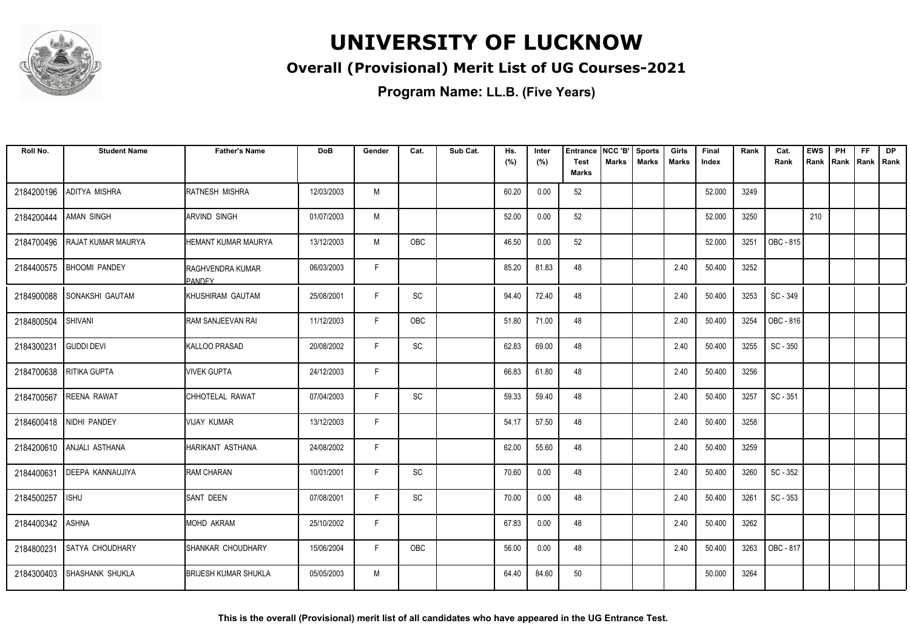# UNIVERSITY OF LUCKNOW

## Overall (Provisional) Merit List of UG Courses-2021

### Program Name: LL.B. (Five Years)

| Roll No. | Student Name | Father's Name | DoB | Gender | Cat. | Sub Cat. | Hs. (%) | Inter (%) | Entrance Test Marks | NCC 'B' Marks | Sports Marks | Girls Marks | Final Index | Rank | Cat. Rank | EWS Rank | PH Rank | FF Rank | DP Rank |
|---|---|---|---|---|---|---|---|---|---|---|---|---|---|---|---|---|---|---|---|
| 2184200196 | ADITYA MISHRA | RATNESH MISHRA | 12/03/2003 | M | | | 60.20 | 0.00 | 52 | | | | 52.000 | 3249 | | | | | |
| 2184200444 | AMAN SINGH | ARVIND SINGH | 01/07/2003 | M | | | 52.00 | 0.00 | 52 | | | | 52.000 | 3250 | | 210 | | | |
| 2184700496 | RAJAT KUMAR MAURYA | HEMANT KUMAR MAURYA | 13/12/2003 | M | OBC | | 46.50 | 0.00 | 52 | | | | 52.000 | 3251 | OBC - 815 | | | | |
| 2184400575 | BHOOMI PANDEY | RAGHVENDRA KUMAR PANDEY | 06/03/2003 | F | | | 85.20 | 81.83 | 48 | | | 2.40 | 50.400 | 3252 | | | | | |
| 2184900088 | SONAKSHI GAUTAM | KHUSHIRAM GAUTAM | 25/08/2001 | F | SC | | 94.40 | 72.40 | 48 | | | 2.40 | 50.400 | 3253 | SC - 349 | | | | |
| 2184800504 | SHIVANI | RAM SANJEEVAN RAI | 11/12/2003 | F | OBC | | 51.80 | 71.00 | 48 | | | 2.40 | 50.400 | 3254 | OBC - 816 | | | | |
| 2184300231 | GUDDI DEVI | KALLOO PRASAD | 20/08/2002 | F | SC | | 62.83 | 69.00 | 48 | | | 2.40 | 50.400 | 3255 | SC - 350 | | | | |
| 2184700638 | RITIKA GUPTA | VIVEK GUPTA | 24/12/2003 | F | | | 66.83 | 61.80 | 48 | | | 2.40 | 50.400 | 3256 | | | | | |
| 2184700567 | REENA RAWAT | CHHOTELAL RAWAT | 07/04/2003 | F | SC | | 59.33 | 59.40 | 48 | | | 2.40 | 50.400 | 3257 | SC - 351 | | | | |
| 2184600418 | NIDHI PANDEY | VIJAY KUMAR | 13/12/2003 | F | | | 54.17 | 57.50 | 48 | | | 2.40 | 50.400 | 3258 | | | | | |
| 2184200610 | ANJALI ASTHANA | HARIKANT ASTHANA | 24/08/2002 | F | | | 62.00 | 55.60 | 48 | | | 2.40 | 50.400 | 3259 | | | | | |
| 2184400631 | DEEPA KANNAUJIYA | RAM CHARAN | 10/01/2001 | F | SC | | 70.60 | 0.00 | 48 | | | 2.40 | 50.400 | 3260 | SC - 352 | | | | |
| 2184500257 | ISHU | SANT DEEN | 07/08/2001 | F | SC | | 70.00 | 0.00 | 48 | | | 2.40 | 50.400 | 3261 | SC - 353 | | | | |
| 2184400342 | ASHNA | MOHD AKRAM | 25/10/2002 | F | | | 67.83 | 0.00 | 48 | | | 2.40 | 50.400 | 3262 | | | | | |
| 2184800231 | SATYA CHOUDHARY | SHANKAR CHOUDHARY | 15/06/2004 | F | OBC | | 56.00 | 0.00 | 48 | | | 2.40 | 50.400 | 3263 | OBC - 817 | | | | |
| 2184300403 | SHASHANK SHUKLA | BRIJESH KUMAR SHUKLA | 05/05/2003 | M | | | 64.40 | 84.60 | 50 | | | | 50.000 | 3264 | | | | | |

**This is the overall (Provisional) merit list of all candidates who have appeared in the UG Entrance Test.**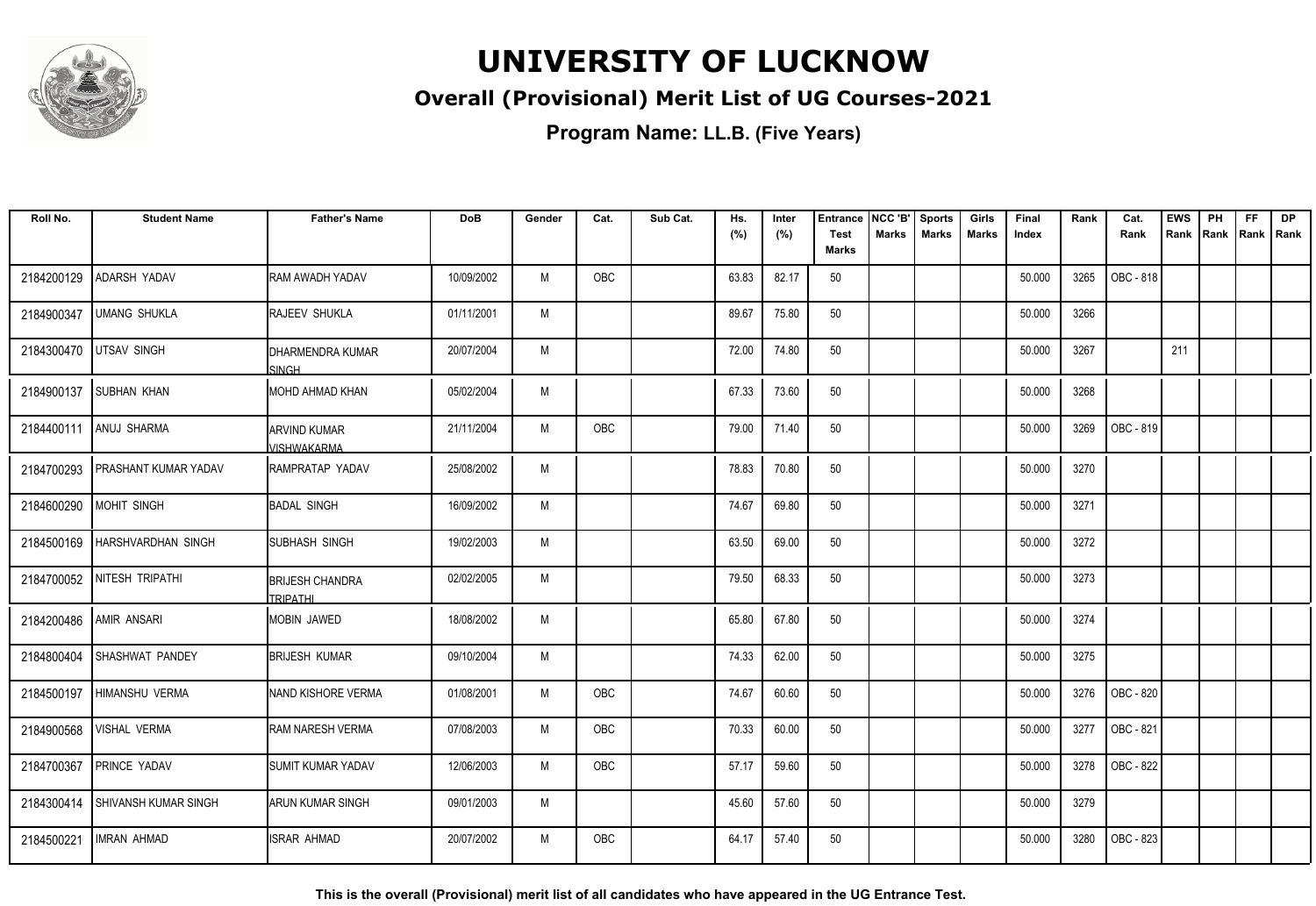# UNIVERSITY OF LUCKNOW

## Overall (Provisional) Merit List of UG Courses-2021

### Program Name: LL.B. (Five Years)

| Roll No. | Student Name | Father's Name | DoB | Gender | Cat. | Sub Cat. | Hs. (%) | Inter (%) | Entrance Test Marks | NCC 'B' Marks | Sports Marks | Girls Marks | Final Index | Rank | Cat. Rank | EWS Rank | PH Rank | FF Rank | DP Rank |
|---|---|---|---|---|---|---|---|---|---|---|---|---|---|---|---|---|---|---|---|
| 2184200129 | ADARSH YADAV | RAM AWADH YADAV | 10/09/2002 | M | OBC | | 63.83 | 82.17 | 50 | | | | 50.000 | 3265 | OBC - 818 | | | | |
| 2184900347 | UMANG SHUKLA | RAJEEV SHUKLA | 01/11/2001 | M | | | 89.67 | 75.80 | 50 | | | | 50.000 | 3266 | | | | | |
| 2184300470 | UTSAV SINGH | DHARMENDRA KUMAR SINGH | 20/07/2004 | M | | | 72.00 | 74.80 | 50 | | | | 50.000 | 3267 | | 211 | | | |
| 2184900137 | SUBHAN KHAN | MOHD AHMAD KHAN | 05/02/2004 | M | | | 67.33 | 73.60 | 50 | | | | 50.000 | 3268 | | | | | |
| 2184400111 | ANUJ SHARMA | ARVIND KUMAR VISHWAKARMA | 21/11/2004 | M | OBC | | 79.00 | 71.40 | 50 | | | | 50.000 | 3269 | OBC - 819 | | | | |
| 2184700293 | PRASHANT KUMAR YADAV | RAMPRATAP YADAV | 25/08/2002 | M | | | 78.83 | 70.80 | 50 | | | | 50.000 | 3270 | | | | | |
| 2184600290 | MOHIT SINGH | BADAL SINGH | 16/09/2002 | M | | | 74.67 | 69.80 | 50 | | | | 50.000 | 3271 | | | | | |
| 2184500169 | HARSHVARDHAN SINGH | SUBHASH SINGH | 19/02/2003 | M | | | 63.50 | 69.00 | 50 | | | | 50.000 | 3272 | | | | | |
| 2184700052 | NITESH TRIPATHI | BRIJESH CHANDRA TRIPATHI | 02/02/2005 | M | | | 79.50 | 68.33 | 50 | | | | 50.000 | 3273 | | | | | |
| 2184200486 | AMIR ANSARI | MOBIN JAWED | 18/08/2002 | M | | | 65.80 | 67.80 | 50 | | | | 50.000 | 3274 | | | | | |
| 2184800404 | SHASHWAT PANDEY | BRIJESH KUMAR | 09/10/2004 | M | | | 74.33 | 62.00 | 50 | | | | 50.000 | 3275 | | | | | |
| 2184500197 | HIMANSHU VERMA | NAND KISHORE VERMA | 01/08/2001 | M | OBC | | 74.67 | 60.60 | 50 | | | | 50.000 | 3276 | OBC - 820 | | | | |
| 2184900568 | VISHAL VERMA | RAM NARESH VERMA | 07/08/2003 | M | OBC | | 70.33 | 60.00 | 50 | | | | 50.000 | 3277 | OBC - 821 | | | | |
| 2184700367 | PRINCE YADAV | SUMIT KUMAR YADAV | 12/06/2003 | M | OBC | | 57.17 | 59.60 | 50 | | | | 50.000 | 3278 | OBC - 822 | | | | |
| 2184300414 | SHIVANSH KUMAR SINGH | ARUN KUMAR SINGH | 09/01/2003 | M | | | 45.60 | 57.60 | 50 | | | | 50.000 | 3279 | | | | | |
| 2184500221 | IMRAN AHMAD | ISRAR AHMAD | 20/07/2002 | M | OBC | | 64.17 | 57.40 | 50 | | | | 50.000 | 3280 | OBC - 823 | | | | |

**This is the overall (Provisional) merit list of all candidates who have appeared in the UG Entrance Test.**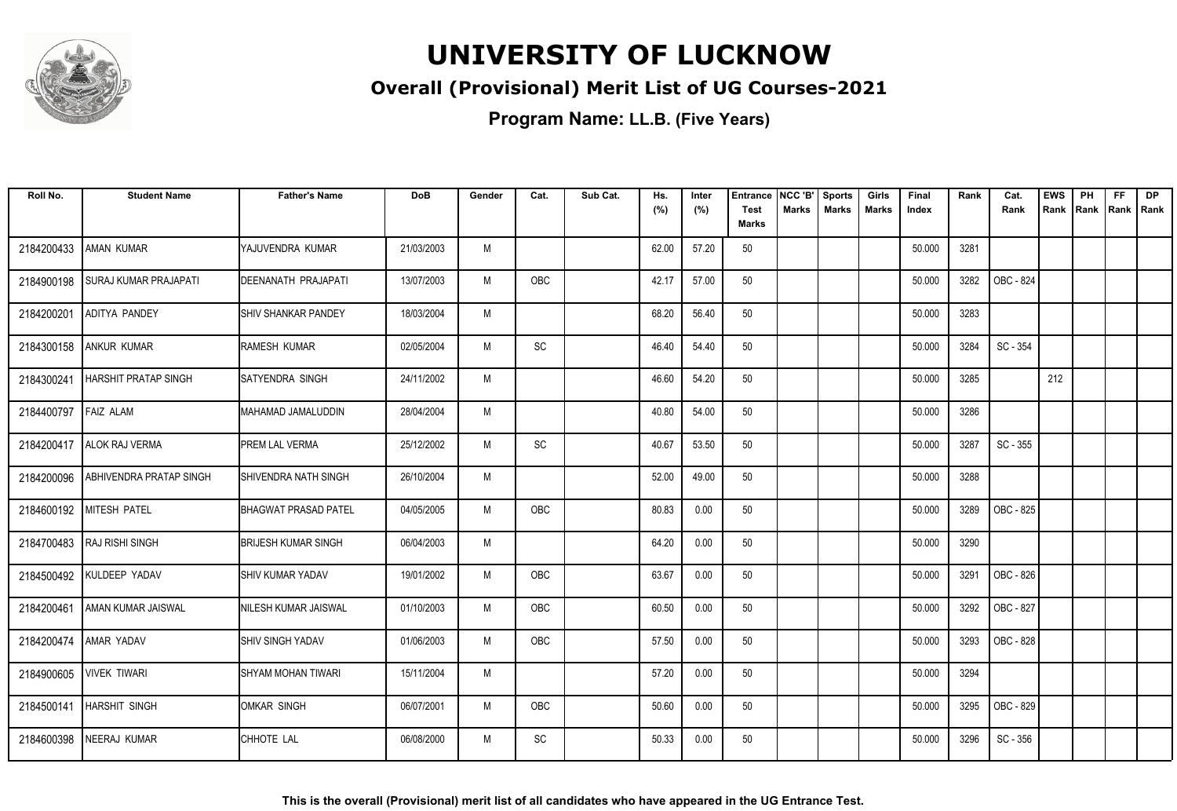# UNIVERSITY OF LUCKNOW

## Overall (Provisional) Merit List of UG Courses-2021

### Program Name: LL.B. (Five Years)

| Roll No. | Student Name | Father's Name | DoB | Gender | Cat. | Sub Cat. | Hs. (%) | Inter (%) | Entrance Test Marks | NCC 'B' Marks | Sports Marks | Girls Marks | Final Index | Rank | Cat. Rank | EWS Rank | PH Rank | FF Rank | DP Rank |
|---|---|---|---|---|---|---|---|---|---|---|---|---|---|---|---|---|---|---|---|
| 2184200433 | AMAN KUMAR | YAJUVENDRA KUMAR | 21/03/2003 | M | | | 62.00 | 57.20 | 50 | | | | 50.000 | 3281 | | | | | |
| 2184900198 | SURAJ KUMAR PRAJAPATI | DEENANATH PRAJAPATI | 13/07/2003 | M | OBC | | 42.17 | 57.00 | 50 | | | | 50.000 | 3282 | OBC - 824 | | | | |
| 2184200201 | ADITYA PANDEY | SHIV SHANKAR PANDEY | 18/03/2004 | M | | | 68.20 | 56.40 | 50 | | | | 50.000 | 3283 | | | | | |
| 2184300158 | ANKUR KUMAR | RAMESH KUMAR | 02/05/2004 | M | SC | | 46.40 | 54.40 | 50 | | | | 50.000 | 3284 | SC - 354 | | | | |
| 2184300241 | HARSHIT PRATAP SINGH | SATYENDRA SINGH | 24/11/2002 | M | | | 46.60 | 54.20 | 50 | | | | 50.000 | 3285 | | 212 | | | |
| 2184400797 | FAIZ ALAM | MAHAMAD JAMALUDDIN | 28/04/2004 | M | | | 40.80 | 54.00 | 50 | | | | 50.000 | 3286 | | | | | |
| 2184200417 | ALOK RAJ VERMA | PREM LAL VERMA | 25/12/2002 | M | SC | | 40.67 | 53.50 | 50 | | | | 50.000 | 3287 | SC - 355 | | | | |
| 2184200096 | ABHIVENDRA PRATAP SINGH | SHIVENDRA NATH SINGH | 26/10/2004 | M | | | 52.00 | 49.00 | 50 | | | | 50.000 | 3288 | | | | | |
| 2184600192 | MITESH PATEL | BHAGWAT PRASAD PATEL | 04/05/2005 | M | OBC | | 80.83 | 0.00 | 50 | | | | 50.000 | 3289 | OBC - 825 | | | | |
| 2184700483 | RAJ RISHI SINGH | BRIJESH KUMAR SINGH | 06/04/2003 | M | | | 64.20 | 0.00 | 50 | | | | 50.000 | 3290 | | | | | |
| 2184500492 | KULDEEP YADAV | SHIV KUMAR YADAV | 19/01/2002 | M | OBC | | 63.67 | 0.00 | 50 | | | | 50.000 | 3291 | OBC - 826 | | | | |
| 2184200461 | AMAN KUMAR JAISWAL | NILESH KUMAR JAISWAL | 01/10/2003 | M | OBC | | 60.50 | 0.00 | 50 | | | | 50.000 | 3292 | OBC - 827 | | | | |
| 2184200474 | AMAR YADAV | SHIV SINGH YADAV | 01/06/2003 | M | OBC | | 57.50 | 0.00 | 50 | | | | 50.000 | 3293 | OBC - 828 | | | | |
| 2184900605 | VIVEK TIWARI | SHYAM MOHAN TIWARI | 15/11/2004 | M | | | 57.20 | 0.00 | 50 | | | | 50.000 | 3294 | | | | | |
| 2184500141 | HARSHIT SINGH | OMKAR SINGH | 06/07/2001 | M | OBC | | 50.60 | 0.00 | 50 | | | | 50.000 | 3295 | OBC - 829 | | | | |
| 2184600398 | NEERAJ KUMAR | CHHOTE LAL | 06/08/2000 | M | SC | | 50.33 | 0.00 | 50 | | | | 50.000 | 3296 | SC - 356 | | | | |

**This is the overall (Provisional) merit list of all candidates who have appeared in the UG Entrance Test.**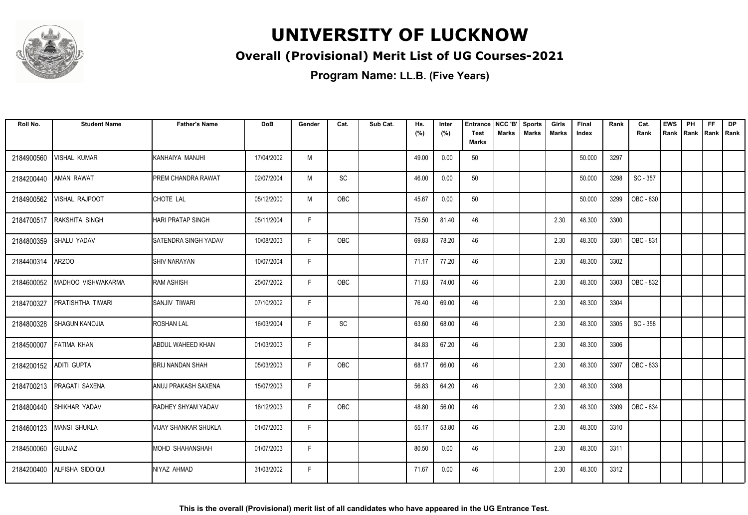# UNIVERSITY OF LUCKNOW

## Overall (Provisional) Merit List of UG Courses-2021

### Program Name: LL.B. (Five Years)

| Roll No. | Student Name | Father's Name | DoB | Gender | Cat. | Sub Cat. | Hs. (%) | Inter (%) | Entrance Test Marks | NCC 'B' Marks | Sports Marks | Girls Marks | Final Index | Rank | Cat. Rank | EWS Rank | PH Rank | FF Rank | DP Rank |
|---|---|---|---|---|---|---|---|---|---|---|---|---|---|---|---|---|---|---|---|
| 2184900560 | VISHAL KUMAR | KANHAIYA MANJHI | 17/04/2002 | M | | | 49.00 | 0.00 | 50 | | | | 50.000 | 3297 | | | | | |
| 2184200440 | AMAN RAWAT | PREM CHANDRA RAWAT | 02/07/2004 | M | SC | | 46.00 | 0.00 | 50 | | | | 50.000 | 3298 | SC - 357 | | | | |
| 2184900562 | VISHAL RAJPOOT | CHOTE LAL | 05/12/2000 | M | OBC | | 45.67 | 0.00 | 50 | | | | 50.000 | 3299 | OBC - 830 | | | | |
| 2184700517 | RAKSHITA SINGH | HARI PRATAP SINGH | 05/11/2004 | F | | | 75.50 | 81.40 | 46 | | | 2.30 | 48.300 | 3300 | | | | | |
| 2184800359 | SHALU YADAV | SATENDRA SINGH YADAV | 10/08/2003 | F | OBC | | 69.83 | 78.20 | 46 | | | 2.30 | 48.300 | 3301 | OBC - 831 | | | | |
| 2184400314 | ARZOO | SHIV NARAYAN | 10/07/2004 | F | | | 71.17 | 77.20 | 46 | | | 2.30 | 48.300 | 3302 | | | | | |
| 2184600052 | MADHOO VISHWAKARMA | RAM ASHISH | 25/07/2002 | F | OBC | | 71.83 | 74.00 | 46 | | | 2.30 | 48.300 | 3303 | OBC - 832 | | | | |
| 2184700327 | PRATISHTHA TIWARI | SANJIV TIWARI | 07/10/2002 | F | | | 76.40 | 69.00 | 46 | | | 2.30 | 48.300 | 3304 | | | | | |
| 2184800328 | SHAGUN KANOJIA | ROSHAN LAL | 16/03/2004 | F | SC | | 63.60 | 68.00 | 46 | | | 2.30 | 48.300 | 3305 | SC - 358 | | | | |
| 2184500007 | FATIMA KHAN | ABDUL WAHEED KHAN | 01/03/2003 | F | | | 84.83 | 67.20 | 46 | | | 2.30 | 48.300 | 3306 | | | | | |
| 2184200152 | ADITI GUPTA | BRIJ NANDAN SHAH | 05/03/2003 | F | OBC | | 68.17 | 66.00 | 46 | | | 2.30 | 48.300 | 3307 | OBC - 833 | | | | |
| 2184700213 | PRAGATI SAXENA | ANUJ PRAKASH SAXENA | 15/07/2003 | F | | | 56.83 | 64.20 | 46 | | | 2.30 | 48.300 | 3308 | | | | | |
| 2184800440 | SHIKHAR YADAV | RADHEY SHYAM YADAV | 18/12/2003 | F | OBC | | 48.80 | 56.00 | 46 | | | 2.30 | 48.300 | 3309 | OBC - 834 | | | | |
| 2184600123 | MANSI SHUKLA | VIJAY SHANKAR SHUKLA | 01/07/2003 | F | | | 55.17 | 53.80 | 46 | | | 2.30 | 48.300 | 3310 | | | | | |
| 2184500060 | GULNAZ | MOHD SHAHANSHAH | 01/07/2003 | F | | | 80.50 | 0.00 | 46 | | | 2.30 | 48.300 | 3311 | | | | | |
| 2184200400 | ALFISHA SIDDIQUI | NIYAZ AHMAD | 31/03/2002 | F | | | 71.67 | 0.00 | 46 | | | 2.30 | 48.300 | 3312 | | | | | |

**This is the overall (Provisional) merit list of all candidates who have appeared in the UG Entrance Test.**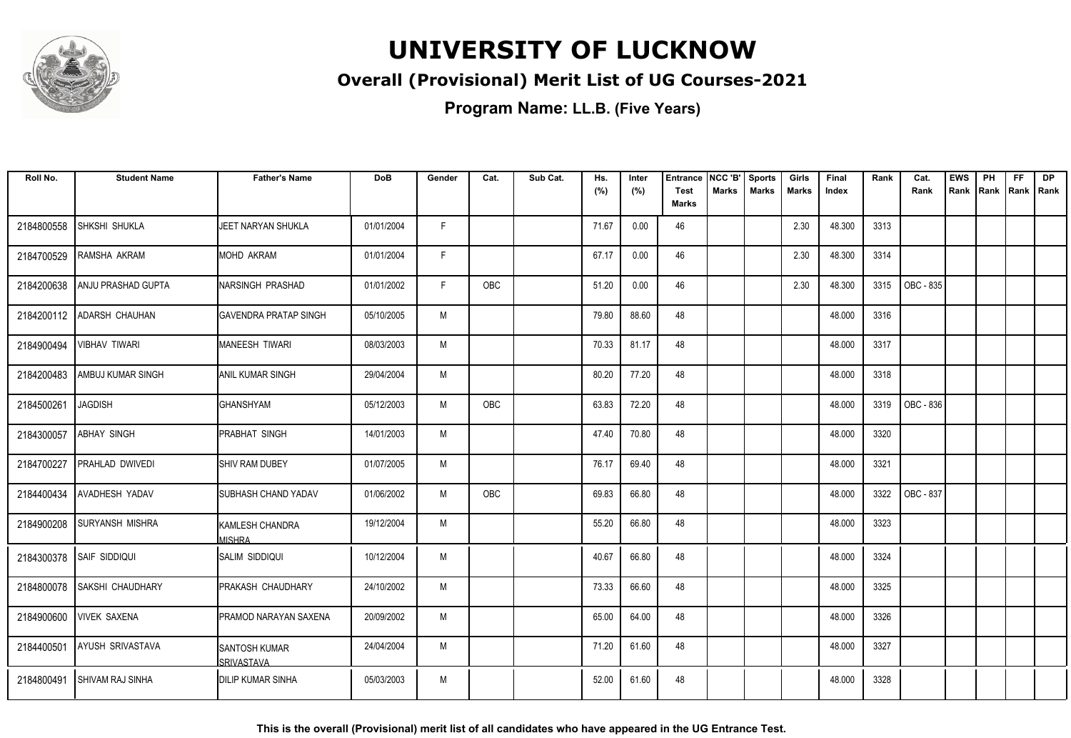# UNIVERSITY OF LUCKNOW

## Overall (Provisional) Merit List of UG Courses-2021

**Program Name: LL.B. (Five Years)**

| Roll No. | Student Name | Father's Name | DoB | Gender | Cat. | Sub Cat. | Hs. (%) | Inter (%) | Entrance Test Marks | NCC 'B' Marks | Sports Marks | Girls Marks | Final Index | Rank | Cat. Rank | EWS Rank | PH Rank | FF Rank | DP Rank |
|---|---|---|---|---|---|---|---|---|---|---|---|---|---|---|---|---|---|---|---|
| 2184800558 | SHKSHI SHUKLA | JEET NARYAN SHUKLA | 01/01/2004 | F | | | 71.67 | 0.00 | 46 | | | 2.30 | 48.300 | 3313 | | | | | |
| 2184700529 | RAMSHA AKRAM | MOHD AKRAM | 01/01/2004 | F | | | 67.17 | 0.00 | 46 | | | 2.30 | 48.300 | 3314 | | | | | |
| 2184200638 | ANJU PRASHAD GUPTA | NARSINGH PRASHAD | 01/01/2002 | F | OBC | | 51.20 | 0.00 | 46 | | | 2.30 | 48.300 | 3315 | OBC - 835 | | | | |
| 2184200112 | ADARSH CHAUHAN | GAVENDRA PRATAP SINGH | 05/10/2005 | M | | | 79.80 | 88.60 | 48 | | | | 48.000 | 3316 | | | | | |
| 2184900494 | VIBHAV TIWARI | MANEESH TIWARI | 08/03/2003 | M | | | 70.33 | 81.17 | 48 | | | | 48.000 | 3317 | | | | | |
| 2184200483 | AMBUJ KUMAR SINGH | ANIL KUMAR SINGH | 29/04/2004 | M | | | 80.20 | 77.20 | 48 | | | | 48.000 | 3318 | | | | | |
| 2184500261 | JAGDISH | GHANSHYAM | 05/12/2003 | M | OBC | | 63.83 | 72.20 | 48 | | | | 48.000 | 3319 | OBC - 836 | | | | |
| 2184300057 | ABHAY SINGH | PRABHAT SINGH | 14/01/2003 | M | | | 47.40 | 70.80 | 48 | | | | 48.000 | 3320 | | | | | |
| 2184700227 | PRAHLAD DWIVEDI | SHIV RAM DUBEY | 01/07/2005 | M | | | 76.17 | 69.40 | 48 | | | | 48.000 | 3321 | | | | | |
| 2184400434 | AVADHESH YADAV | SUBHASH CHAND YADAV | 01/06/2002 | M | OBC | | 69.83 | 66.80 | 48 | | | | 48.000 | 3322 | OBC - 837 | | | | |
| 2184900208 | SURYANSH MISHRA | KAMLESH CHANDRA MISHRA | 19/12/2004 | M | | | 55.20 | 66.80 | 48 | | | | 48.000 | 3323 | | | | | |
| 2184300378 | SAIF SIDDIQUI | SALIM SIDDIQUI | 10/12/2004 | M | | | 40.67 | 66.80 | 48 | | | | 48.000 | 3324 | | | | | |
| 2184800078 | SAKSHI CHAUDHARY | PRAKASH CHAUDHARY | 24/10/2002 | M | | | 73.33 | 66.60 | 48 | | | | 48.000 | 3325 | | | | | |
| 2184900600 | VIVEK SAXENA | PRAMOD NARAYAN SAXENA | 20/09/2002 | M | | | 65.00 | 64.00 | 48 | | | | 48.000 | 3326 | | | | | |
| 2184400501 | AYUSH SRIVASTAVA | SANTOSH KUMAR SRIVASTAVA | 24/04/2004 | M | | | 71.20 | 61.60 | 48 | | | | 48.000 | 3327 | | | | | |
| 2184800491 | SHIVAM RAJ SINHA | DILIP KUMAR SINHA | 05/03/2003 | M | | | 52.00 | 61.60 | 48 | | | | 48.000 | 3328 | | | | | |

**This is the overall (Provisional) merit list of all candidates who have appeared in the UG Entrance Test.**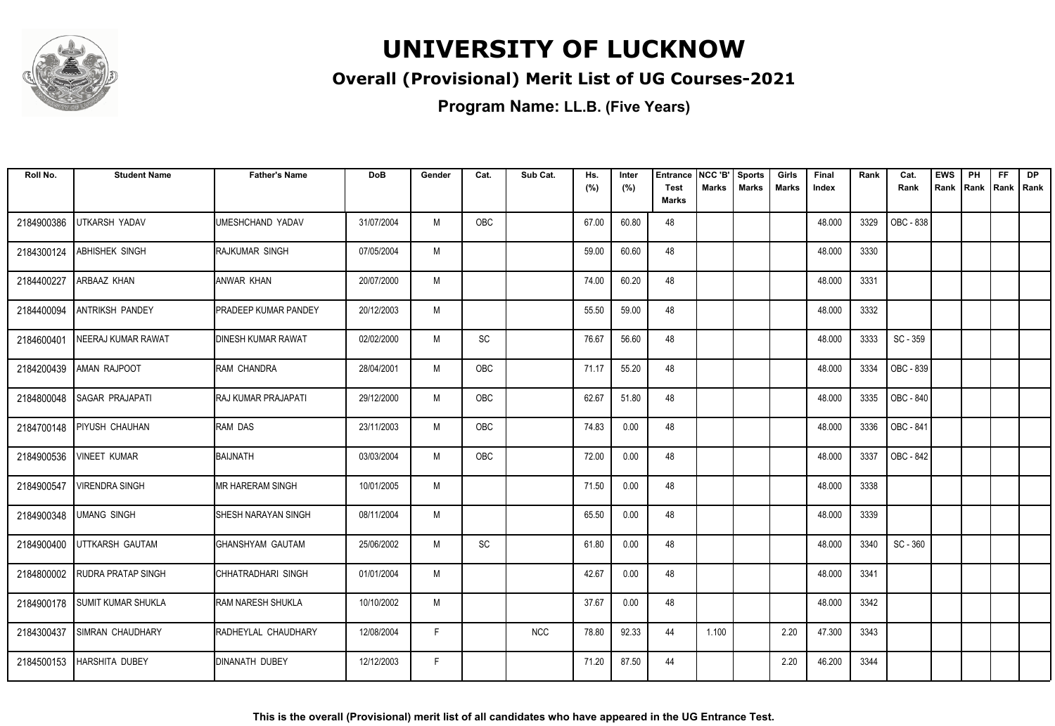# UNIVERSITY OF LUCKNOW

## Overall (Provisional) Merit List of UG Courses-2021

### Program Name: LL.B. (Five Years)

| Roll No. | Student Name | Father's Name | DoB | Gender | Cat. | Sub Cat. | Hs. (%) | Inter (%) | Entrance Test Marks | NCC 'B' Marks | Sports Marks | Girls Marks | Final Index | Rank | Cat. Rank | EWS Rank | PH Rank | FF Rank | DP Rank |
|---|---|---|---|---|---|---|---|---|---|---|---|---|---|---|---|---|---|---|---|
| 2184900386 | UTKARSH YADAV | UMESHCHAND YADAV | 31/07/2004 | M | OBC | | 67.00 | 60.80 | 48 | | | | 48.000 | 3329 | OBC - 838 | | | | |
| 2184300124 | ABHISHEK SINGH | RAJKUMAR SINGH | 07/05/2004 | M | | | 59.00 | 60.60 | 48 | | | | 48.000 | 3330 | | | | | |
| 2184400227 | ARBAAZ KHAN | ANWAR KHAN | 20/07/2000 | M | | | 74.00 | 60.20 | 48 | | | | 48.000 | 3331 | | | | | |
| 2184400094 | ANTRIKSH PANDEY | PRADEEP KUMAR PANDEY | 20/12/2003 | M | | | 55.50 | 59.00 | 48 | | | | 48.000 | 3332 | | | | | |
| 2184600401 | NEERAJ KUMAR RAWAT | DINESH KUMAR RAWAT | 02/02/2000 | M | SC | | 76.67 | 56.60 | 48 | | | | 48.000 | 3333 | SC - 359 | | | | |
| 2184200439 | AMAN RAJPOOT | RAM CHANDRA | 28/04/2001 | M | OBC | | 71.17 | 55.20 | 48 | | | | 48.000 | 3334 | OBC - 839 | | | | |
| 2184800048 | SAGAR PRAJAPATI | RAJ KUMAR PRAJAPATI | 29/12/2000 | M | OBC | | 62.67 | 51.80 | 48 | | | | 48.000 | 3335 | OBC - 840 | | | | |
| 2184700148 | PIYUSH CHAUHAN | RAM DAS | 23/11/2003 | M | OBC | | 74.83 | 0.00 | 48 | | | | 48.000 | 3336 | OBC - 841 | | | | |
| 2184900536 | VINEET KUMAR | BAIJNATH | 03/03/2004 | M | OBC | | 72.00 | 0.00 | 48 | | | | 48.000 | 3337 | OBC - 842 | | | | |
| 2184900547 | VIRENDRA SINGH | MR HARERAM SINGH | 10/01/2005 | M | | | 71.50 | 0.00 | 48 | | | | 48.000 | 3338 | | | | | |
| 2184900348 | UMANG SINGH | SHESH NARAYAN SINGH | 08/11/2004 | M | | | 65.50 | 0.00 | 48 | | | | 48.000 | 3339 | | | | | |
| 2184900400 | UTTKARSH GAUTAM | GHANSHYAM GAUTAM | 25/06/2002 | M | SC | | 61.80 | 0.00 | 48 | | | | 48.000 | 3340 | SC - 360 | | | | |
| 2184800002 | RUDRA PRATAP SINGH | CHHATRADHARI SINGH | 01/01/2004 | M | | | 42.67 | 0.00 | 48 | | | | 48.000 | 3341 | | | | | |
| 2184900178 | SUMIT KUMAR SHUKLA | RAM NARESH SHUKLA | 10/10/2002 | M | | | 37.67 | 0.00 | 48 | | | | 48.000 | 3342 | | | | | |
| 2184300437 | SIMRAN CHAUDHARY | RADHEYLAL CHAUDHARY | 12/08/2004 | F | | NCC | 78.80 | 92.33 | 44 | 1.100 | | 2.20 | 47.300 | 3343 | | | | | |
| 2184500153 | HARSHITA DUBEY | DINANATH DUBEY | 12/12/2003 | F | | | 71.20 | 87.50 | 44 | | | 2.20 | 46.200 | 3344 | | | | | |

**This is the overall (Provisional) merit list of all candidates who have appeared in the UG Entrance Test.**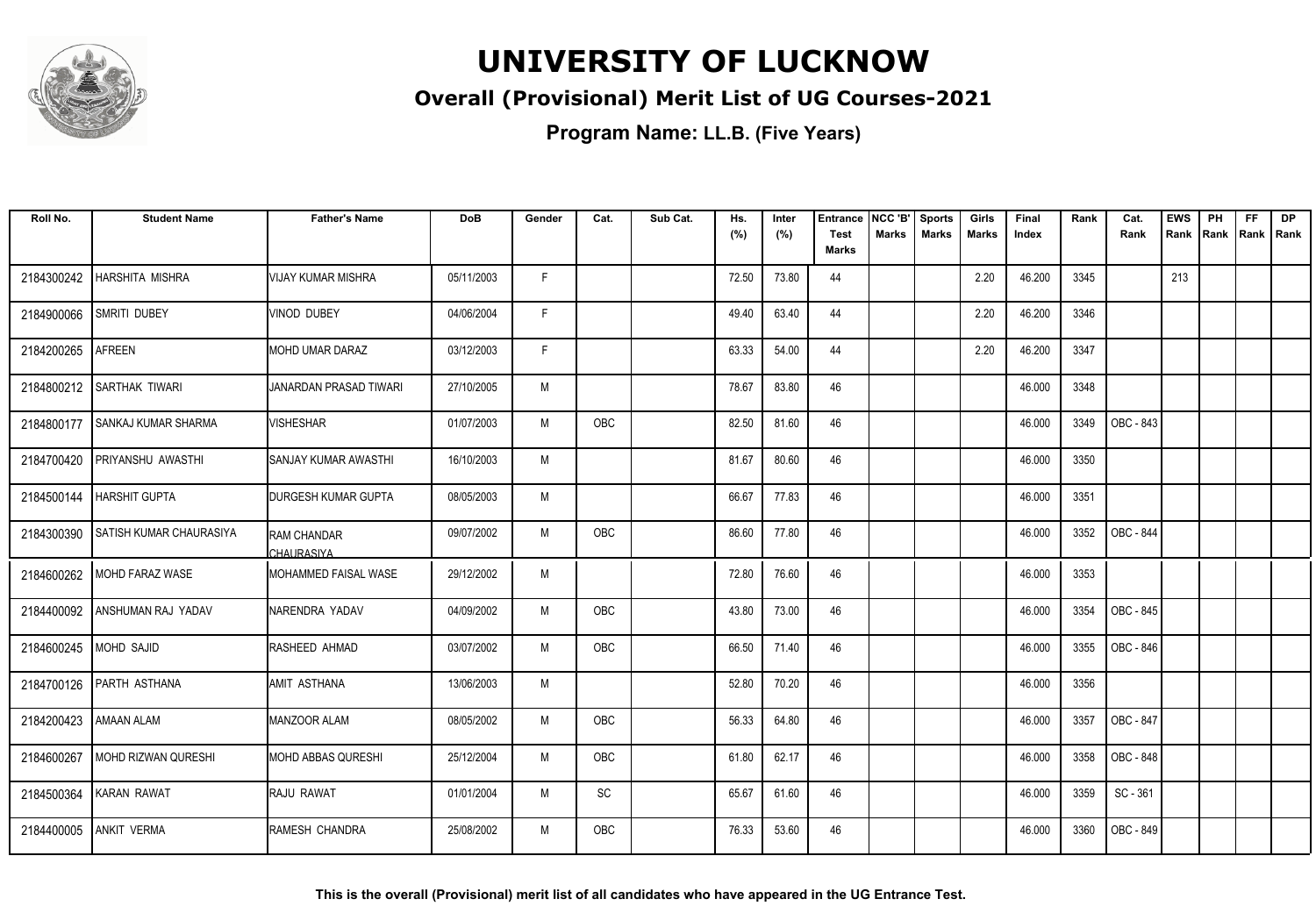# UNIVERSITY OF LUCKNOW

## Overall (Provisional) Merit List of UG Courses-2021

### Program Name: LL.B. (Five Years)

| Roll No. | Student Name | Father's Name | DoB | Gender | Cat. | Sub Cat. | Hs. (%) | Inter (%) | Entrance Test Marks | NCC 'B' Marks | Sports Marks | Girls Marks | Final Index | Rank | Cat. Rank | EWS Rank | PH Rank | FF Rank | DP Rank |
|---|---|---|---|---|---|---|---|---|---|---|---|---|---|---|---|---|---|---|---|
| 2184300242 | HARSHITA MISHRA | VIJAY KUMAR MISHRA | 05/11/2003 | F | | | 72.50 | 73.80 | 44 | | | 2.20 | 46.200 | 3345 | | 213 | | | |
| 2184900066 | SMRITI DUBEY | VINOD DUBEY | 04/06/2004 | F | | | 49.40 | 63.40 | 44 | | | 2.20 | 46.200 | 3346 | | | | | |
| 2184200265 | AFREEN | MOHD UMAR DARAZ | 03/12/2003 | F | | | 63.33 | 54.00 | 44 | | | 2.20 | 46.200 | 3347 | | | | | |
| 2184800212 | SARTHAK TIWARI | JANARDAN PRASAD TIWARI | 27/10/2005 | M | | | 78.67 | 83.80 | 46 | | | | 46.000 | 3348 | | | | | |
| 2184800177 | SANKAJ KUMAR SHARMA | VISHESHAR | 01/07/2003 | M | OBC | | 82.50 | 81.60 | 46 | | | | 46.000 | 3349 | OBC - 843 | | | | |
| 2184700420 | PRIYANSHU AWASTHI | SANJAY KUMAR AWASTHI | 16/10/2003 | M | | | 81.67 | 80.60 | 46 | | | | 46.000 | 3350 | | | | | |
| 2184500144 | HARSHIT GUPTA | DURGESH KUMAR GUPTA | 08/05/2003 | M | | | 66.67 | 77.83 | 46 | | | | 46.000 | 3351 | | | | | |
| 2184300390 | SATISH KUMAR CHAURASIYA | RAM CHANDAR CHAURASIYA | 09/07/2002 | M | OBC | | 86.60 | 77.80 | 46 | | | | 46.000 | 3352 | OBC - 844 | | | | |
| 2184600262 | MOHD FARAZ WASE | MOHAMMED FAISAL WASE | 29/12/2002 | M | | | 72.80 | 76.60 | 46 | | | | 46.000 | 3353 | | | | | |
| 2184400092 | ANSHUMAN RAJ YADAV | NARENDRA YADAV | 04/09/2002 | M | OBC | | 43.80 | 73.00 | 46 | | | | 46.000 | 3354 | OBC - 845 | | | | |
| 2184600245 | MOHD SAJID | RASHEED AHMAD | 03/07/2002 | M | OBC | | 66.50 | 71.40 | 46 | | | | 46.000 | 3355 | OBC - 846 | | | | |
| 2184700126 | PARTH ASTHANA | AMIT ASTHANA | 13/06/2003 | M | | | 52.80 | 70.20 | 46 | | | | 46.000 | 3356 | | | | | |
| 2184200423 | AMAAN ALAM | MANZOOR ALAM | 08/05/2002 | M | OBC | | 56.33 | 64.80 | 46 | | | | 46.000 | 3357 | OBC - 847 | | | | |
| 2184600267 | MOHD RIZWAN QURESHI | MOHD ABBAS QURESHI | 25/12/2004 | M | OBC | | 61.80 | 62.17 | 46 | | | | 46.000 | 3358 | OBC - 848 | | | | |
| 2184500364 | KARAN RAWAT | RAJU RAWAT | 01/01/2004 | M | SC | | 65.67 | 61.60 | 46 | | | | 46.000 | 3359 | SC - 361 | | | | |
| 2184400005 | ANKIT VERMA | RAMESH CHANDRA | 25/08/2002 | M | OBC | | 76.33 | 53.60 | 46 | | | | 46.000 | 3360 | OBC - 849 | | | | |

**This is the overall (Provisional) merit list of all candidates who have appeared in the UG Entrance Test.**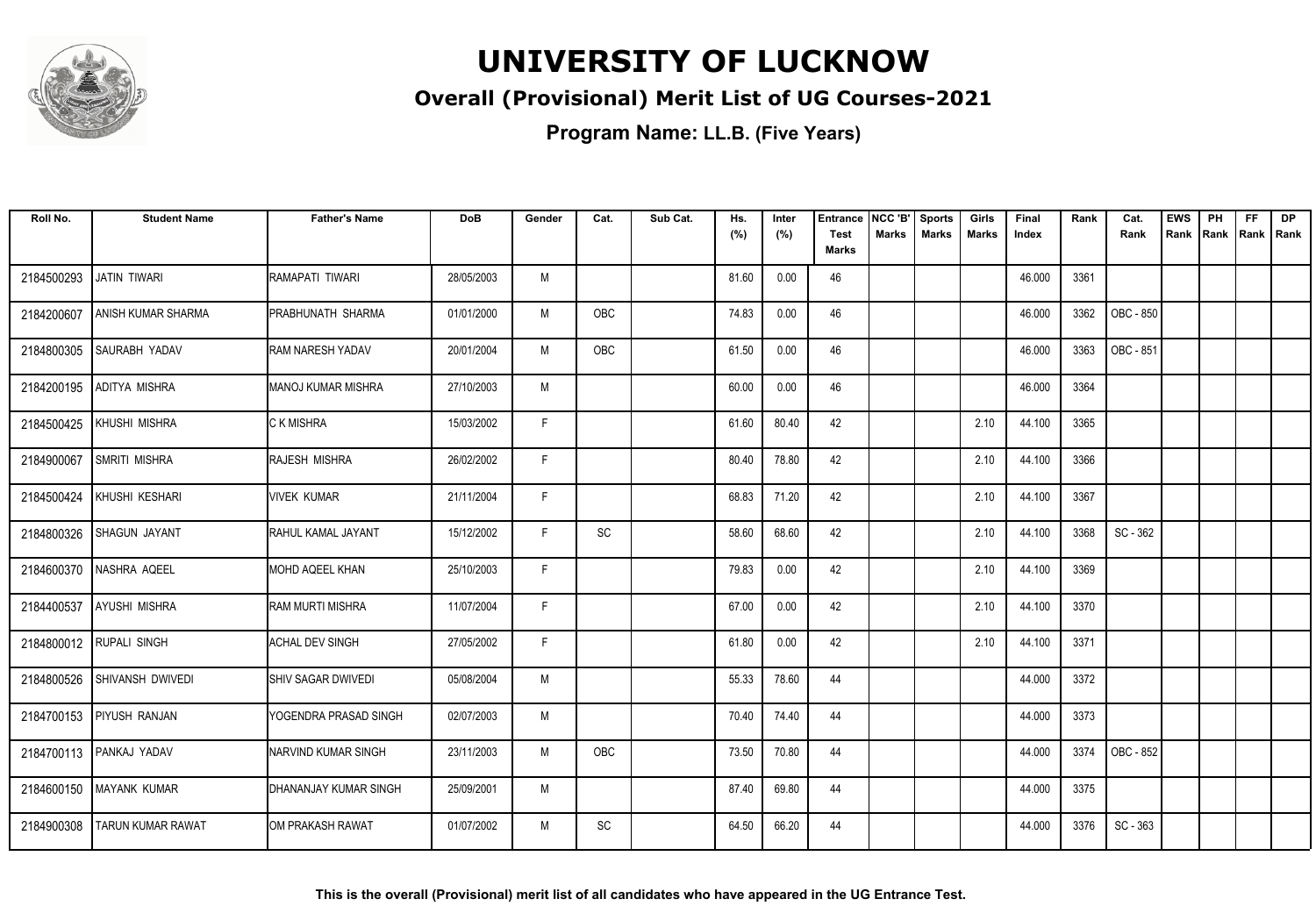# UNIVERSITY OF LUCKNOW

## Overall (Provisional) Merit List of UG Courses-2021

### Program Name: LL.B. (Five Years)

| Roll No. | Student Name | Father's Name | DoB | Gender | Cat. | Sub Cat. | Hs. (%) | Inter (%) | Entrance Test Marks | NCC 'B' Marks | Sports Marks | Girls Marks | Final Index | Rank | Cat. Rank | EWS Rank | PH Rank | FF Rank | DP Rank |
|---|---|---|---|---|---|---|---|---|---|---|---|---|---|---|---|---|---|---|---|
| 2184500293 | JATIN TIWARI | RAMAPATI TIWARI | 28/05/2003 | M | | | 81.60 | 0.00 | 46 | | | | 46.000 | 3361 | | | | | |
| 2184200607 | ANISH KUMAR SHARMA | PRABHUNATH SHARMA | 01/01/2000 | M | OBC | | 74.83 | 0.00 | 46 | | | | 46.000 | 3362 | OBC - 850 | | | | |
| 2184800305 | SAURABH YADAV | RAM NARESH YADAV | 20/01/2004 | M | OBC | | 61.50 | 0.00 | 46 | | | | 46.000 | 3363 | OBC - 851 | | | | |
| 2184200195 | ADITYA MISHRA | MANOJ KUMAR MISHRA | 27/10/2003 | M | | | 60.00 | 0.00 | 46 | | | | 46.000 | 3364 | | | | | |
| 2184500425 | KHUSHI MISHRA | C K MISHRA | 15/03/2002 | F | | | 61.60 | 80.40 | 42 | | | 2.10 | 44.100 | 3365 | | | | | |
| 2184900067 | SMRITI MISHRA | RAJESH MISHRA | 26/02/2002 | F | | | 80.40 | 78.80 | 42 | | | 2.10 | 44.100 | 3366 | | | | | |
| 2184500424 | KHUSHI KESHARI | VIVEK KUMAR | 21/11/2004 | F | | | 68.83 | 71.20 | 42 | | | 2.10 | 44.100 | 3367 | | | | | |
| 2184800326 | SHAGUN JAYANT | RAHUL KAMAL JAYANT | 15/12/2002 | F | SC | | 58.60 | 68.60 | 42 | | | 2.10 | 44.100 | 3368 | SC - 362 | | | | |
| 2184600370 | NASHRA AQEEL | MOHD AQEEL KHAN | 25/10/2003 | F | | | 79.83 | 0.00 | 42 | | | 2.10 | 44.100 | 3369 | | | | | |
| 2184400537 | AYUSHI MISHRA | RAM MURTI MISHRA | 11/07/2004 | F | | | 67.00 | 0.00 | 42 | | | 2.10 | 44.100 | 3370 | | | | | |
| 2184800012 | RUPALI SINGH | ACHAL DEV SINGH | 27/05/2002 | F | | | 61.80 | 0.00 | 42 | | | 2.10 | 44.100 | 3371 | | | | | |
| 2184800526 | SHIVANSH DWIVEDI | SHIV SAGAR DWIVEDI | 05/08/2004 | M | | | 55.33 | 78.60 | 44 | | | | 44.000 | 3372 | | | | | |
| 2184700153 | PIYUSH RANJAN | YOGENDRA PRASAD SINGH | 02/07/2003 | M | | | 70.40 | 74.40 | 44 | | | | 44.000 | 3373 | | | | | |
| 2184700113 | PANKAJ YADAV | NARVIND KUMAR SINGH | 23/11/2003 | M | OBC | | 73.50 | 70.80 | 44 | | | | 44.000 | 3374 | OBC - 852 | | | | |
| 2184600150 | MAYANK KUMAR | DHANANJAY KUMAR SINGH | 25/09/2001 | M | | | 87.40 | 69.80 | 44 | | | | 44.000 | 3375 | | | | | |
| 2184900308 | TARUN KUMAR RAWAT | OM PRAKASH RAWAT | 01/07/2002 | M | SC | | 64.50 | 66.20 | 44 | | | | 44.000 | 3376 | SC - 363 | | | | |

**This is the overall (Provisional) merit list of all candidates who have appeared in the UG Entrance Test.**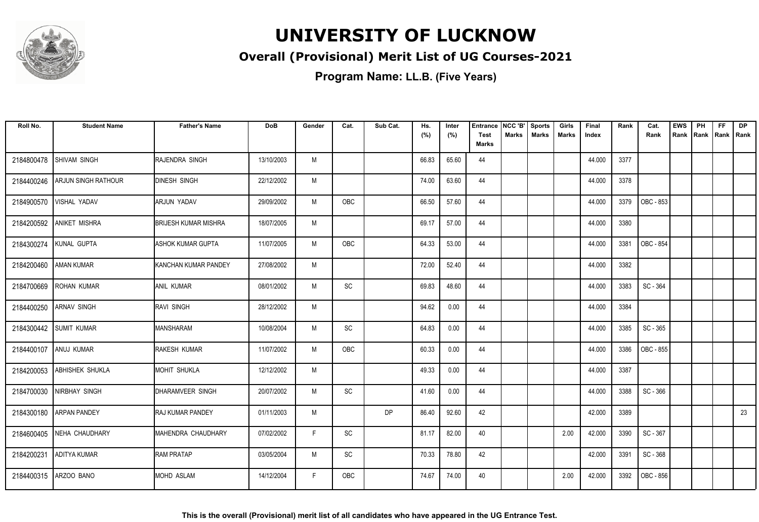# UNIVERSITY OF LUCKNOW

## Overall (Provisional) Merit List of UG Courses-2021

### Program Name: LL.B. (Five Years)

| Roll No. | Student Name | Father's Name | DoB | Gender | Cat. | Sub Cat. | Hs. (%) | Inter (%) | Entrance Test Marks | NCC 'B' Marks | Sports Marks | Girls Marks | Final Index | Rank | Cat. Rank | EWS Rank | PH Rank | FF Rank | DP Rank |
|---|---|---|---|---|---|---|---|---|---|---|---|---|---|---|---|---|---|---|---|
| 2184800478 | SHIVAM SINGH | RAJENDRA SINGH | 13/10/2003 | M | | | 66.83 | 65.60 | 44 | | | | 44.000 | 3377 | | | | | |
| 2184400246 | ARJUN SINGH RATHOUR | DINESH SINGH | 22/12/2002 | M | | | 74.00 | 63.60 | 44 | | | | 44.000 | 3378 | | | | | |
| 2184900570 | VISHAL YADAV | ARJUN YADAV | 29/09/2002 | M | OBC | | 66.50 | 57.60 | 44 | | | | 44.000 | 3379 | OBC - 853 | | | | |
| 2184200592 | ANIKET MISHRA | BRIJESH KUMAR MISHRA | 18/07/2005 | M | | | 69.17 | 57.00 | 44 | | | | 44.000 | 3380 | | | | | |
| 2184300274 | KUNAL GUPTA | ASHOK KUMAR GUPTA | 11/07/2005 | M | OBC | | 64.33 | 53.00 | 44 | | | | 44.000 | 3381 | OBC - 854 | | | | |
| 2184200460 | AMAN KUMAR | KANCHAN KUMAR PANDEY | 27/08/2002 | M | | | 72.00 | 52.40 | 44 | | | | 44.000 | 3382 | | | | | |
| 2184700669 | ROHAN KUMAR | ANIL KUMAR | 08/01/2002 | M | SC | | 69.83 | 48.60 | 44 | | | | 44.000 | 3383 | SC - 364 | | | | |
| 2184400250 | ARNAV SINGH | RAVI SINGH | 28/12/2002 | M | | | 94.62 | 0.00 | 44 | | | | 44.000 | 3384 | | | | | |
| 2184300442 | SUMIT KUMAR | MANSHARAM | 10/08/2004 | M | SC | | 64.83 | 0.00 | 44 | | | | 44.000 | 3385 | SC - 365 | | | | |
| 2184400107 | ANUJ KUMAR | RAKESH KUMAR | 11/07/2002 | M | OBC | | 60.33 | 0.00 | 44 | | | | 44.000 | 3386 | OBC - 855 | | | | |
| 2184200053 | ABHISHEK SHUKLA | MOHIT SHUKLA | 12/12/2002 | M | | | 49.33 | 0.00 | 44 | | | | 44.000 | 3387 | | | | | |
| 2184700030 | NIRBHAY SINGH | DHARAMVEER SINGH | 20/07/2002 | M | SC | | 41.60 | 0.00 | 44 | | | | 44.000 | 3388 | SC - 366 | | | | |
| 2184300180 | ARPAN PANDEY | RAJ KUMAR PANDEY | 01/11/2003 | M | | DP | 86.40 | 92.60 | 42 | | | | 42.000 | 3389 | | | | | 23 |
| 2184600405 | NEHA CHAUDHARY | MAHENDRA CHAUDHARY | 07/02/2002 | F | SC | | 81.17 | 82.00 | 40 | | | 2.00 | 42.000 | 3390 | SC - 367 | | | | |
| 2184200231 | ADITYA KUMAR | RAM PRATAP | 03/05/2004 | M | SC | | 70.33 | 78.80 | 42 | | | | 42.000 | 3391 | SC - 368 | | | | |
| 2184400315 | ARZOO BANO | MOHD ASLAM | 14/12/2004 | F | OBC | | 74.67 | 74.00 | 40 | | | 2.00 | 42.000 | 3392 | OBC - 856 | | | | |

**This is the overall (Provisional) merit list of all candidates who have appeared in the UG Entrance Test.**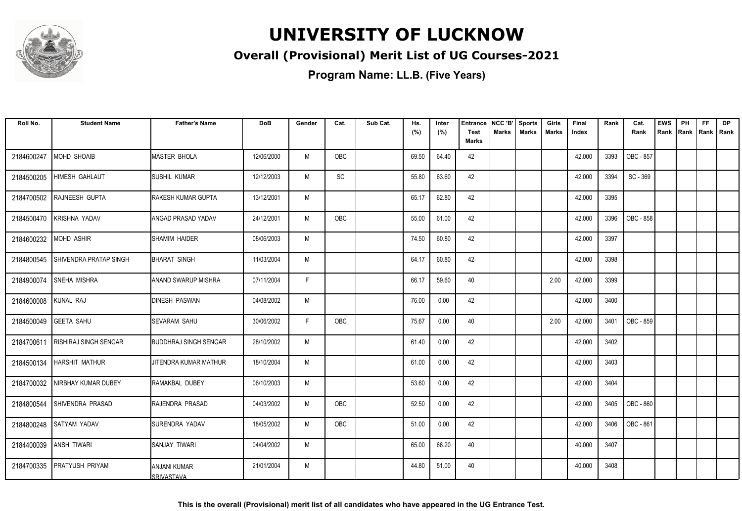# UNIVERSITY OF LUCKNOW

## Overall (Provisional) Merit List of UG Courses-2021

### Program Name: LL.B. (Five Years)

| Roll No. | Student Name | Father's Name | DoB | Gender | Cat. | Sub Cat. | Hs. (%) | Inter (%) | Entrance Test Marks | NCC 'B' Marks | Sports Marks | Girls Marks | Final Index | Rank | Cat. Rank | EWS Rank | PH Rank | FF Rank | DP Rank |
|---|---|---|---|---|---|---|---|---|---|---|---|---|---|---|---|---|---|---|---|
| 2184600247 | MOHD SHOAIB | MASTER BHOLA | 12/06/2000 | M | OBC | | 69.50 | 64.40 | 42 | | | | 42.000 | 3393 | OBC - 857 | | | | |
| 2184500205 | HIMESH GAHLAUT | SUSHIL KUMAR | 12/12/2003 | M | SC | | 55.80 | 63.60 | 42 | | | | 42.000 | 3394 | SC - 369 | | | | |
| 2184700502 | RAJNEESH GUPTA | RAKESH KUMAR GUPTA | 13/12/2001 | M | | | 65.17 | 62.80 | 42 | | | | 42.000 | 3395 | | | | | |
| 2184500470 | KRISHNA YADAV | ANGAD PRASAD YADAV | 24/12/2001 | M | OBC | | 55.00 | 61.00 | 42 | | | | 42.000 | 3396 | OBC - 858 | | | | |
| 2184600232 | MOHD ASHIR | SHAMIM HAIDER | 08/06/2003 | M | | | 74.50 | 60.80 | 42 | | | | 42.000 | 3397 | | | | | |
| 2184800545 | SHIVENDRA PRATAP SINGH | BHARAT SINGH | 11/03/2004 | M | | | 64.17 | 60.80 | 42 | | | | 42.000 | 3398 | | | | | |
| 2184900074 | SNEHA MISHRA | ANAND SWARUP MISHRA | 07/11/2004 | F | | | 66.17 | 59.60 | 40 | | | 2.00 | 42.000 | 3399 | | | | | |
| 2184600008 | KUNAL RAJ | DINESH PASWAN | 04/08/2002 | M | | | 76.00 | 0.00 | 42 | | | | 42.000 | 3400 | | | | | |
| 2184500049 | GEETA SAHU | SEVARAM SAHU | 30/06/2002 | F | OBC | | 75.67 | 0.00 | 40 | | | 2.00 | 42.000 | 3401 | OBC - 859 | | | | |
| 2184700611 | RISHIRAJ SINGH SENGAR | BUDDHRAJ SINGH SENGAR | 28/10/2002 | M | | | 61.40 | 0.00 | 42 | | | | 42.000 | 3402 | | | | | |
| 2184500134 | HARSHIT MATHUR | JITENDRA KUMAR MATHUR | 18/10/2004 | M | | | 61.00 | 0.00 | 42 | | | | 42.000 | 3403 | | | | | |
| 2184700032 | NIRBHAY KUMAR DUBEY | RAMAKBAL DUBEY | 06/10/2003 | M | | | 53.60 | 0.00 | 42 | | | | 42.000 | 3404 | | | | | |
| 2184800544 | SHIVENDRA PRASAD | RAJENDRA PRASAD | 04/03/2002 | M | OBC | | 52.50 | 0.00 | 42 | | | | 42.000 | 3405 | OBC - 860 | | | | |
| 2184800248 | SATYAM YADAV | SURENDRA YADAV | 18/05/2002 | M | OBC | | 51.00 | 0.00 | 42 | | | | 42.000 | 3406 | OBC - 861 | | | | |
| 2184400039 | ANSH TIWARI | SANJAY TIWARI | 04/04/2002 | M | | | 65.00 | 66.20 | 40 | | | | 40.000 | 3407 | | | | | |
| 2184700335 | PRATYUSH PRIYAM | ANJANI KUMAR SRIVASTAVA | 21/01/2004 | M | | | 44.80 | 51.00 | 40 | | | | 40.000 | 3408 | | | | | |

**This is the overall (Provisional) merit list of all candidates who have appeared in the UG Entrance Test.**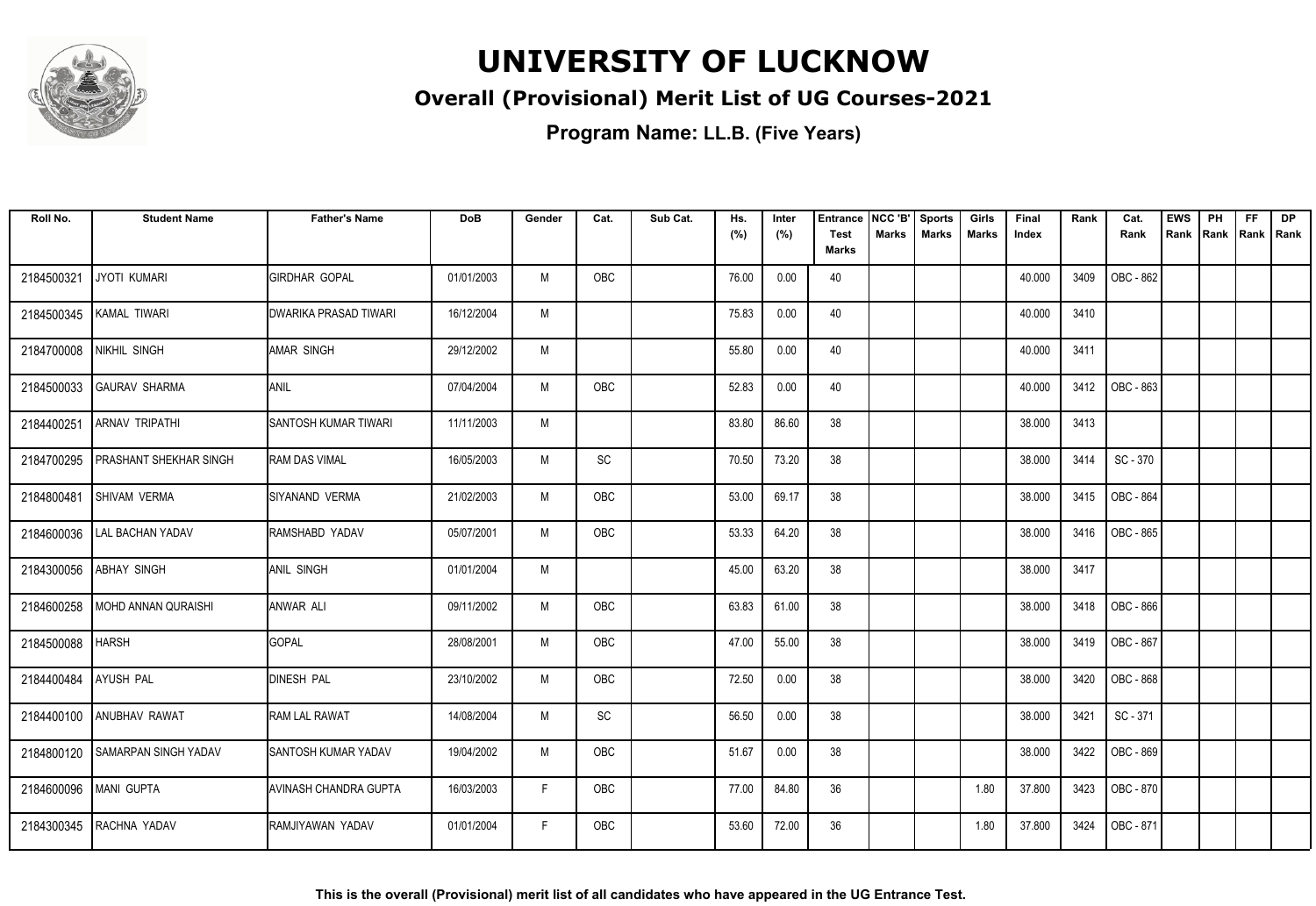# UNIVERSITY OF LUCKNOW

## Overall (Provisional) Merit List of UG Courses-2021

**Program Name: LL.B. (Five Years)**

| Roll No. | Student Name | Father's Name | DoB | Gender | Cat. | Sub Cat. | Hs. (%) | Inter (%) | Entrance Test Marks | NCC 'B' Marks | Sports Marks | Girls Marks | Final Index | Rank | Cat. Rank | EWS Rank | PH Rank | FF Rank | DP Rank |
|---|---|---|---|---|---|---|---|---|---|---|---|---|---|---|---|---|---|---|---|
| 2184500321 | JYOTI KUMARI | GIRDHAR GOPAL | 01/01/2003 | M | OBC | | 76.00 | 0.00 | 40 | | | | 40.000 | 3409 | OBC - 862 | | | | |
| 2184500345 | KAMAL TIWARI | DWARIKA PRASAD TIWARI | 16/12/2004 | M | | | 75.83 | 0.00 | 40 | | | | 40.000 | 3410 | | | | | |
| 2184700008 | NIKHIL SINGH | AMAR SINGH | 29/12/2002 | M | | | 55.80 | 0.00 | 40 | | | | 40.000 | 3411 | | | | | |
| 2184500033 | GAURAV SHARMA | ANIL | 07/04/2004 | M | OBC | | 52.83 | 0.00 | 40 | | | | 40.000 | 3412 | OBC - 863 | | | | |
| 2184400251 | ARNAV TRIPATHI | SANTOSH KUMAR TIWARI | 11/11/2003 | M | | | 83.80 | 86.60 | 38 | | | | 38.000 | 3413 | | | | | |
| 2184700295 | PRASHANT SHEKHAR SINGH | RAM DAS VIMAL | 16/05/2003 | M | SC | | 70.50 | 73.20 | 38 | | | | 38.000 | 3414 | SC - 370 | | | | |
| 2184800481 | SHIVAM VERMA | SIYANAND VERMA | 21/02/2003 | M | OBC | | 53.00 | 69.17 | 38 | | | | 38.000 | 3415 | OBC - 864 | | | | |
| 2184600036 | LAL BACHAN YADAV | RAMSHABD YADAV | 05/07/2001 | M | OBC | | 53.33 | 64.20 | 38 | | | | 38.000 | 3416 | OBC - 865 | | | | |
| 2184300056 | ABHAY SINGH | ANIL SINGH | 01/01/2004 | M | | | 45.00 | 63.20 | 38 | | | | 38.000 | 3417 | | | | | |
| 2184600258 | MOHD ANNAN QURAISHI | ANWAR ALI | 09/11/2002 | M | OBC | | 63.83 | 61.00 | 38 | | | | 38.000 | 3418 | OBC - 866 | | | | |
| 2184500088 | HARSH | GOPAL | 28/08/2001 | M | OBC | | 47.00 | 55.00 | 38 | | | | 38.000 | 3419 | OBC - 867 | | | | |
| 2184400484 | AYUSH PAL | DINESH PAL | 23/10/2002 | M | OBC | | 72.50 | 0.00 | 38 | | | | 38.000 | 3420 | OBC - 868 | | | | |
| 2184400100 | ANUBHAV RAWAT | RAM LAL RAWAT | 14/08/2004 | M | SC | | 56.50 | 0.00 | 38 | | | | 38.000 | 3421 | SC - 371 | | | | |
| 2184800120 | SAMARPAN SINGH YADAV | SANTOSH KUMAR YADAV | 19/04/2002 | M | OBC | | 51.67 | 0.00 | 38 | | | | 38.000 | 3422 | OBC - 869 | | | | |
| 2184600096 | MANI GUPTA | AVINASH CHANDRA GUPTA | 16/03/2003 | F | OBC | | 77.00 | 84.80 | 36 | | | 1.80 | 37.800 | 3423 | OBC - 870 | | | | |
| 2184300345 | RACHNA YADAV | RAMJIYAWAN YADAV | 01/01/2004 | F | OBC | | 53.60 | 72.00 | 36 | | | 1.80 | 37.800 | 3424 | OBC - 871 | | | | |

**This is the overall (Provisional) merit list of all candidates who have appeared in the UG Entrance Test.**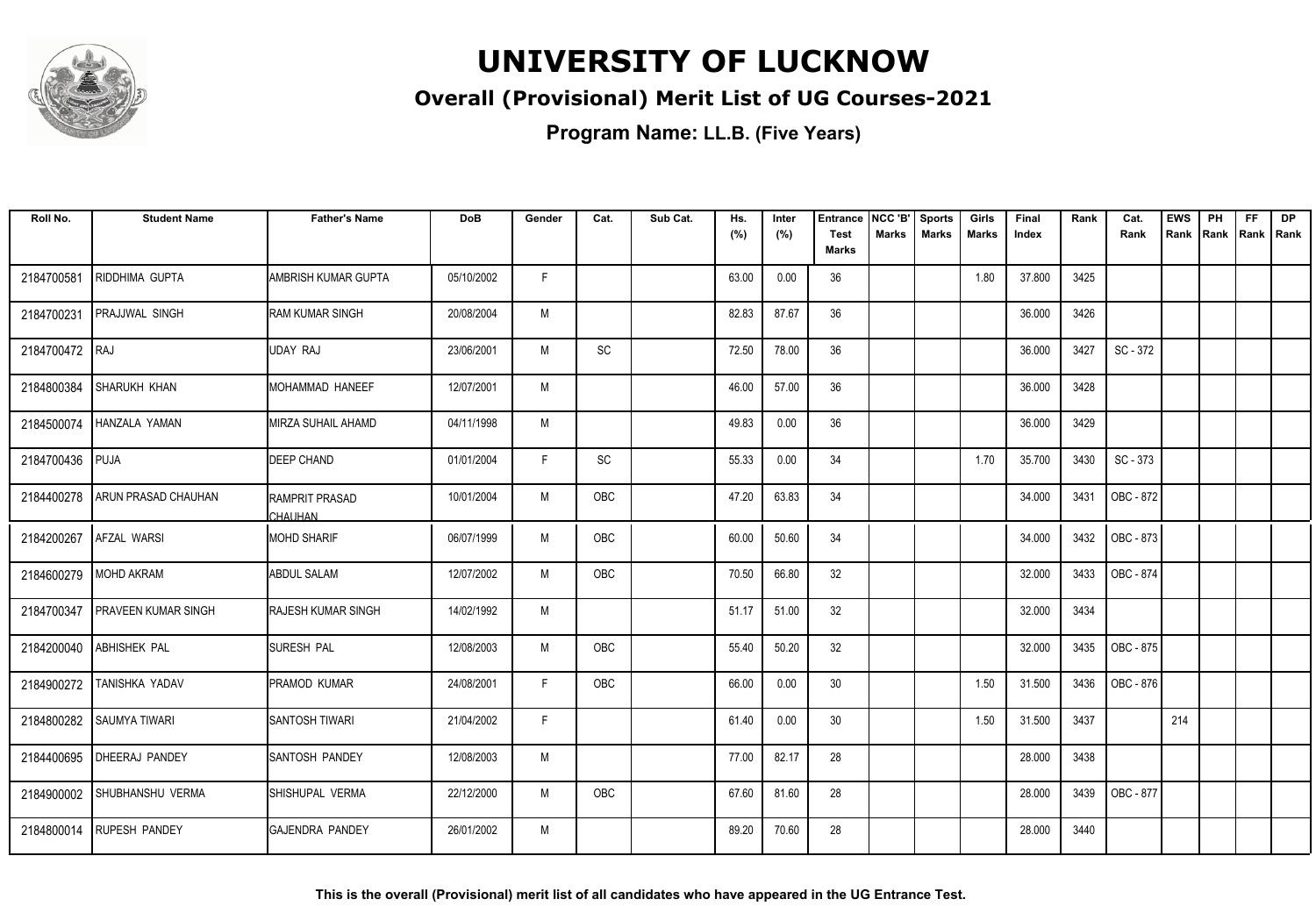# UNIVERSITY OF LUCKNOW

## Overall (Provisional) Merit List of UG Courses-2021

### Program Name: LL.B. (Five Years)

| Roll No. | Student Name | Father's Name | DoB | Gender | Cat. | Sub Cat. | Hs. (%) | Inter (%) | Entrance Test Marks | NCC 'B' Marks | Sports Marks | Girls Marks | Final Index | Rank | Cat. Rank | EWS Rank | PH Rank | FF Rank | DP Rank |
|---|---|---|---|---|---|---|---|---|---|---|---|---|---|---|---|---|---|---|---|
| 2184700581 | RIDDHIMA GUPTA | AMBRISH KUMAR GUPTA | 05/10/2002 | F | | | 63.00 | 0.00 | 36 | | | 1.80 | 37.800 | 3425 | | | | | |
| 2184700231 | PRAJJWAL SINGH | RAM KUMAR SINGH | 20/08/2004 | M | | | 82.83 | 87.67 | 36 | | | | 36.000 | 3426 | | | | | |
| 2184700472 | RAJ | UDAY RAJ | 23/06/2001 | M | SC | | 72.50 | 78.00 | 36 | | | | 36.000 | 3427 | SC - 372 | | | | |
| 2184800384 | SHARUKH KHAN | MOHAMMAD HANEEF | 12/07/2001 | M | | | 46.00 | 57.00 | 36 | | | | 36.000 | 3428 | | | | | |
| 2184500074 | HANZALA YAMAN | MIRZA SUHAIL AHAMD | 04/11/1998 | M | | | 49.83 | 0.00 | 36 | | | | 36.000 | 3429 | | | | | |
| 2184700436 | PUJA | DEEP CHAND | 01/01/2004 | F | SC | | 55.33 | 0.00 | 34 | | | 1.70 | 35.700 | 3430 | SC - 373 | | | | |
| 2184400278 | ARUN PRASAD CHAUHAN | RAMPRIT PRASAD CHAUHAN | 10/01/2004 | M | OBC | | 47.20 | 63.83 | 34 | | | | 34.000 | 3431 | OBC - 872 | | | | |
| 2184200267 | AFZAL WARSI | MOHD SHARIF | 06/07/1999 | M | OBC | | 60.00 | 50.60 | 34 | | | | 34.000 | 3432 | OBC - 873 | | | | |
| 2184600279 | MOHD AKRAM | ABDUL SALAM | 12/07/2002 | M | OBC | | 70.50 | 66.80 | 32 | | | | 32.000 | 3433 | OBC - 874 | | | | |
| 2184700347 | PRAVEEN KUMAR SINGH | RAJESH KUMAR SINGH | 14/02/1992 | M | | | 51.17 | 51.00 | 32 | | | | 32.000 | 3434 | | | | | |
| 2184200040 | ABHISHEK PAL | SURESH PAL | 12/08/2003 | M | OBC | | 55.40 | 50.20 | 32 | | | | 32.000 | 3435 | OBC - 875 | | | | |
| 2184900272 | TANISHKA YADAV | PRAMOD KUMAR | 24/08/2001 | F | OBC | | 66.00 | 0.00 | 30 | | | 1.50 | 31.500 | 3436 | OBC - 876 | | | | |
| 2184800282 | SAUMYA TIWARI | SANTOSH TIWARI | 21/04/2002 | F | | | 61.40 | 0.00 | 30 | | | 1.50 | 31.500 | 3437 | | 214 | | | |
| 2184400695 | DHEERAJ PANDEY | SANTOSH PANDEY | 12/08/2003 | M | | | 77.00 | 82.17 | 28 | | | | 28.000 | 3438 | | | | | |
| 2184900002 | SHUBHANSHU VERMA | SHISHUPAL VERMA | 22/12/2000 | M | OBC | | 67.60 | 81.60 | 28 | | | | 28.000 | 3439 | OBC - 877 | | | | |
| 2184800014 | RUPESH PANDEY | GAJENDRA PANDEY | 26/01/2002 | M | | | 89.20 | 70.60 | 28 | | | | 28.000 | 3440 | | | | | |

**This is the overall (Provisional) merit list of all candidates who have appeared in the UG Entrance Test.**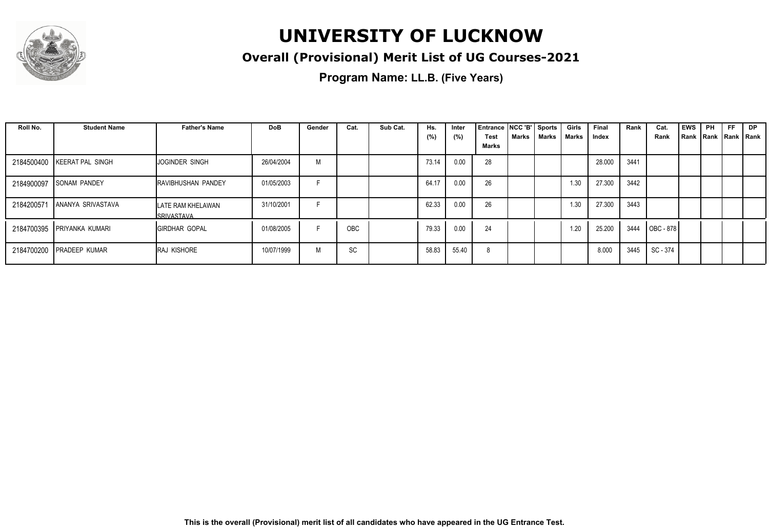# UNIVERSITY OF LUCKNOW

## Overall (Provisional) Merit List of UG Courses-2021

**Program Name: LL.B. (Five Years)**

| Roll No. | Student Name | Father's Name | DoB | Gender | Cat. | Sub Cat. | Hs. (%) | Inter (%) | Entrance Test Marks | NCC 'B' Marks | Sports Marks | Girls Marks | Final Index | Rank | Cat. Rank | EWS Rank | PH Rank | FF Rank | DP Rank |
|---|---|---|---|---|---|---|---|---|---|---|---|---|---|---|---|---|---|---|---|
| 2184500400 | KEERAT PAL SINGH | JOGINDER SINGH | 26/04/2004 | M | | | 73.14 | 0.00 | 28 | | | | 28.000 | 3441 | | | | | |
| 2184900097 | SONAM PANDEY | RAVIBHUSHAN PANDEY | 01/05/2003 | F | | | 64.17 | 0.00 | 26 | | | 1.30 | 27.300 | 3442 | | | | | |
| 2184200571 | ANANYA SRIVASTAVA | LATE RAM KHELAWAN SRIVASTAVA | 31/10/2001 | F | | | 62.33 | 0.00 | 26 | | | 1.30 | 27.300 | 3443 | | | | | |
| 2184700395 | PRIYANKA KUMARI | GIRDHAR GOPAL | 01/08/2005 | F | OBC | | 79.33 | 0.00 | 24 | | | 1.20 | 25.200 | 3444 | OBC - 878 | | | | |
| 2184700200 | PRADEEP KUMAR | RAJ KISHORE | 10/07/1999 | M | SC | | 58.83 | 55.40 | 8 | | | | 8.000 | 3445 | SC - 374 | | | | |

**This is the overall (Provisional) merit list of all candidates who have appeared in the UG Entrance Test.**